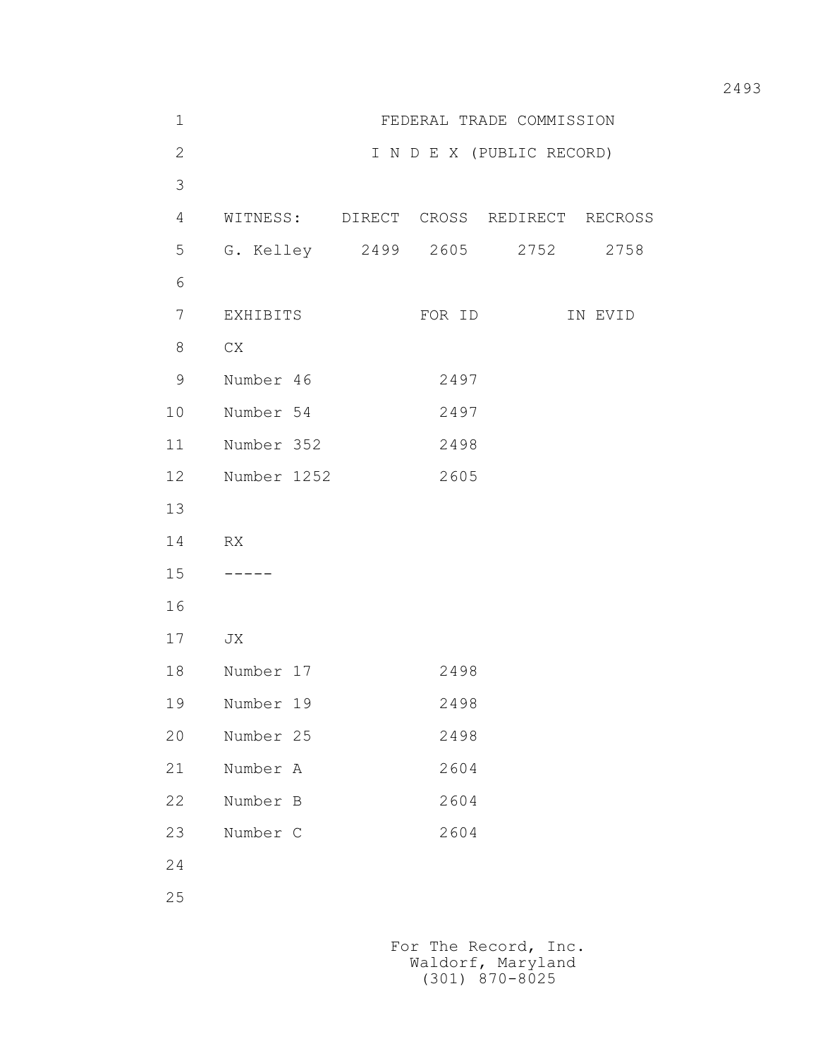FEDERAL TRADE COMMISSION

I N D E X (PUBLIC RECORD)

| WITNESS: | DIRECT | CROSS | REDIRECT | RECROSS |
|---|---|---|---|---|
| G. Kelley | 2499 | 2605 | 2752 | 2758 |

| EXHIBITS | FOR ID | IN EVID |
|---|---|---|
| CX | | |
| Number 46 | 2497 | |
| Number 54 | 2497 | |
| Number 352 | 2498 | |
| Number 1252 | 2605 | |
| | | |
| RX | | |
| ----- | | |
| | | |
| JX | | |
| Number 17 | 2498 | |
| Number 19 | 2498 | |
| Number 25 | 2498 | |
| Number A | 2604 | |
| Number B | 2604 | |
| Number C | 2604 | |

For The Record, Inc.
Waldorf, Maryland
(301) 870-8025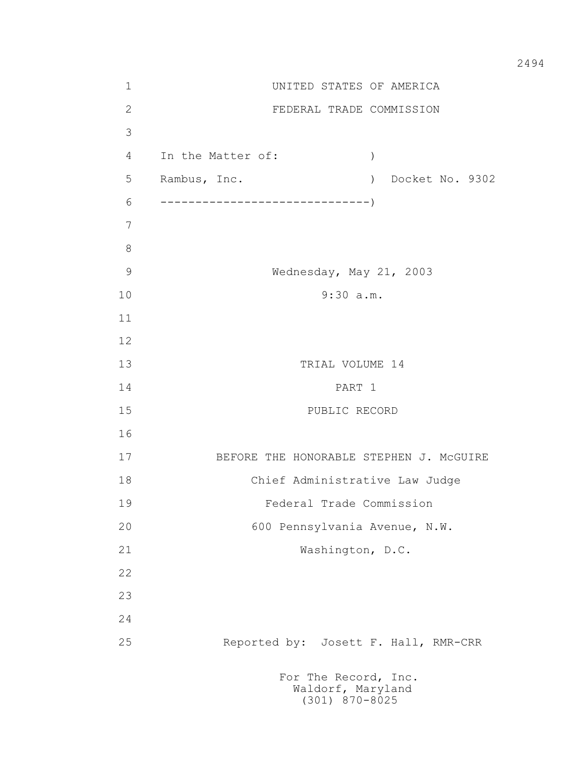UNITED STATES OF AMERICA

FEDERAL TRADE COMMISSION

In the Matter of: )

Rambus, Inc. ) Docket No. 9302

------------------------------)

Wednesday, May 21, 2003

9:30 a.m.

TRIAL VOLUME 14

PART 1

PUBLIC RECORD

BEFORE THE HONORABLE STEPHEN J. McGUIRE

Chief Administrative Law Judge

Federal Trade Commission

600 Pennsylvania Avenue, N.W.

Washington, D.C.

Reported by: Josett F. Hall, RMR-CRR

For The Record, Inc.
Waldorf, Maryland
(301) 870-8025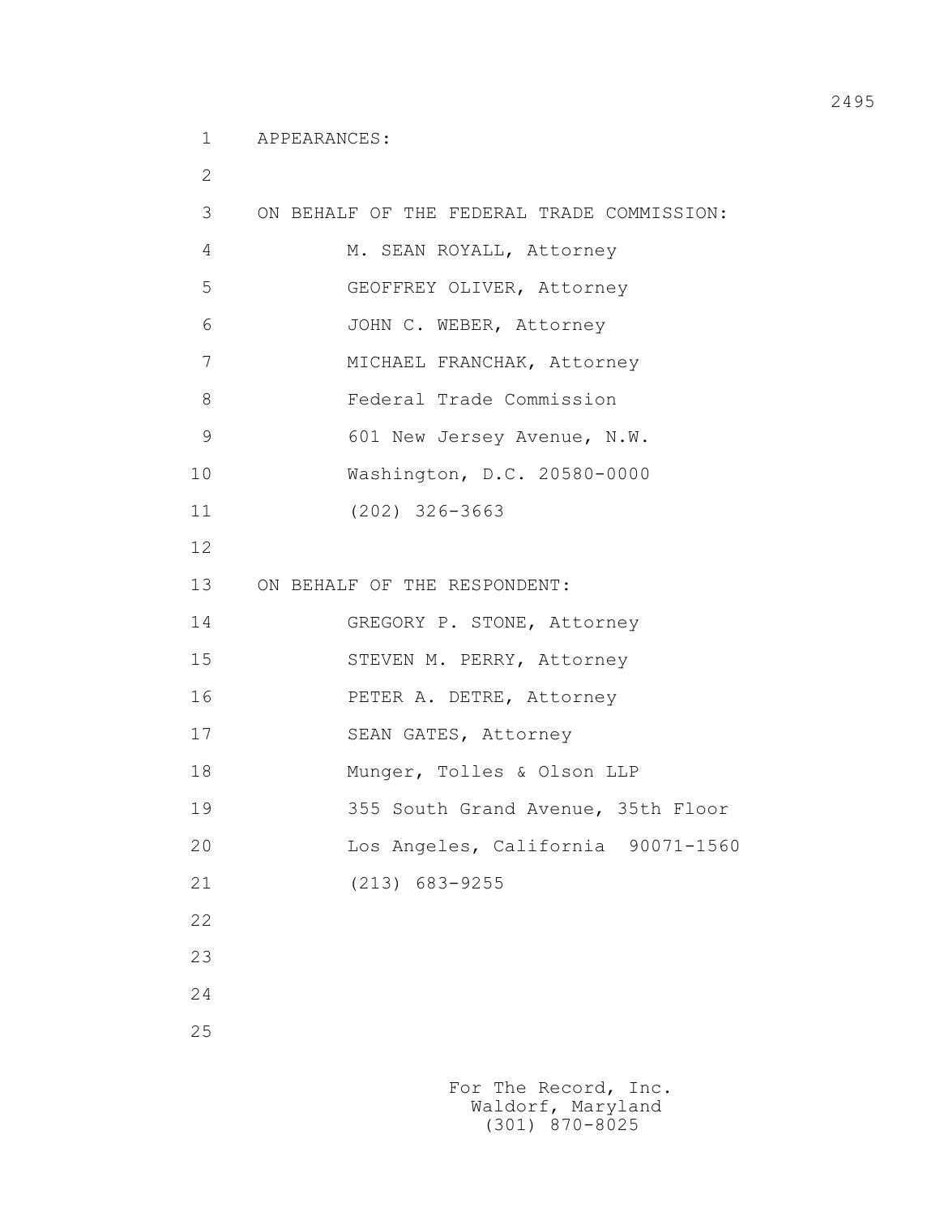APPEARANCES:

ON BEHALF OF THE FEDERAL TRADE COMMISSION:

M. SEAN ROYALL, Attorney
GEOFFREY OLIVER, Attorney
JOHN C. WEBER, Attorney
MICHAEL FRANCHAK, Attorney
Federal Trade Commission
601 New Jersey Avenue, N.W.
Washington, D.C. 20580-0000
(202) 326-3663

ON BEHALF OF THE RESPONDENT:

GREGORY P. STONE, Attorney
STEVEN M. PERRY, Attorney
PETER A. DETRE, Attorney
SEAN GATES, Attorney
Munger, Tolles & Olson LLP
355 South Grand Avenue, 35th Floor
Los Angeles, California 90071-1560
(213) 683-9255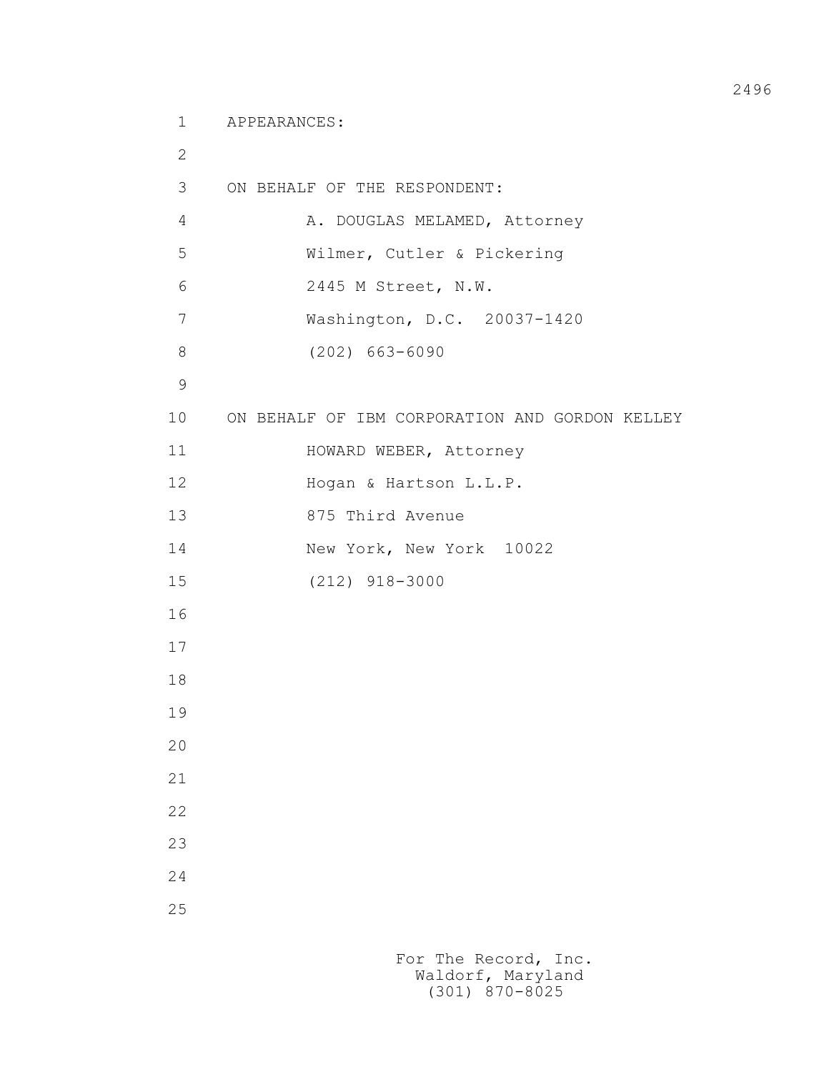APPEARANCES:

ON BEHALF OF THE RESPONDENT:

A. DOUGLAS MELAMED, Attorney
Wilmer, Cutler & Pickering
2445 M Street, N.W.
Washington, D.C. 20037-1420
(202) 663-6090

ON BEHALF OF IBM CORPORATION AND GORDON KELLEY

HOWARD WEBER, Attorney
Hogan & Hartson L.L.P.
875 Third Avenue
New York, New York 10022
(212) 918-3000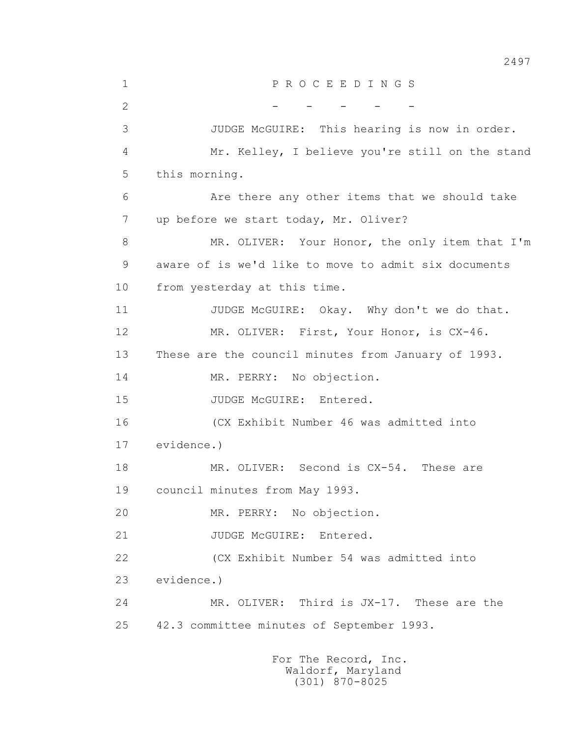P R O C E E D I N G S

- - - - -

JUDGE McGUIRE: This hearing is now in order.

Mr. Kelley, I believe you're still on the stand this morning.

Are there any other items that we should take up before we start today, Mr. Oliver?

MR. OLIVER: Your Honor, the only item that I'm aware of is we'd like to move to admit six documents from yesterday at this time.

JUDGE McGUIRE: Okay. Why don't we do that.

MR. OLIVER: First, Your Honor, is CX-46. These are the council minutes from January of 1993.

MR. PERRY: No objection.

JUDGE McGUIRE: Entered.

(CX Exhibit Number 46 was admitted into evidence.)

MR. OLIVER: Second is CX-54. These are council minutes from May 1993.

MR. PERRY: No objection.

JUDGE McGUIRE: Entered.

(CX Exhibit Number 54 was admitted into evidence.)

MR. OLIVER: Third is JX-17. These are the 42.3 committee minutes of September 1993.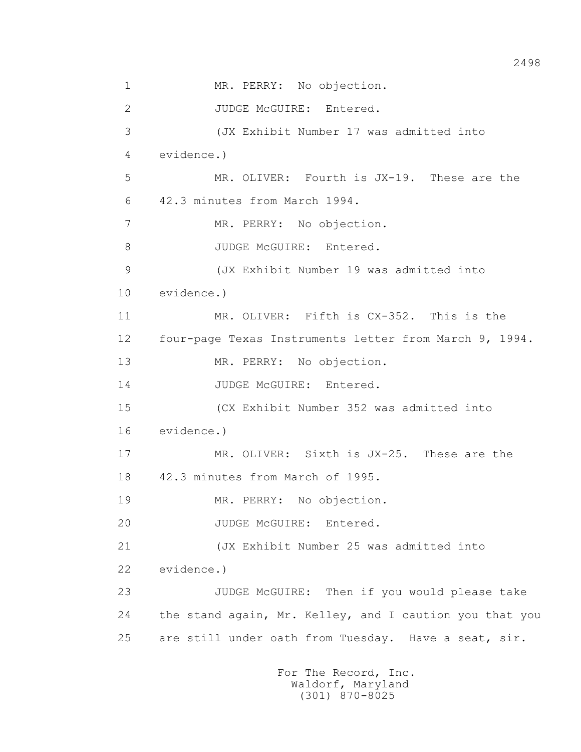1 MR. PERRY: No objection.

2 JUDGE McGUIRE: Entered.

3 (JX Exhibit Number 17 was admitted into

4 evidence.)

5 MR. OLIVER: Fourth is JX-19. These are the

6 42.3 minutes from March 1994.

7 MR. PERRY: No objection.

8 JUDGE McGUIRE: Entered.

9 (JX Exhibit Number 19 was admitted into

10 evidence.)

11 MR. OLIVER: Fifth is CX-352. This is the

12 four-page Texas Instruments letter from March 9, 1994.

13 MR. PERRY: No objection.

14 JUDGE McGUIRE: Entered.

15 (CX Exhibit Number 352 was admitted into

16 evidence.)

17 MR. OLIVER: Sixth is JX-25. These are the

18 42.3 minutes from March of 1995.

19 MR. PERRY: No objection.

20 JUDGE McGUIRE: Entered.

21 (JX Exhibit Number 25 was admitted into

22 evidence.)

23 JUDGE McGUIRE: Then if you would please take

24 the stand again, Mr. Kelley, and I caution you that you

25 are still under oath from Tuesday. Have a seat, sir.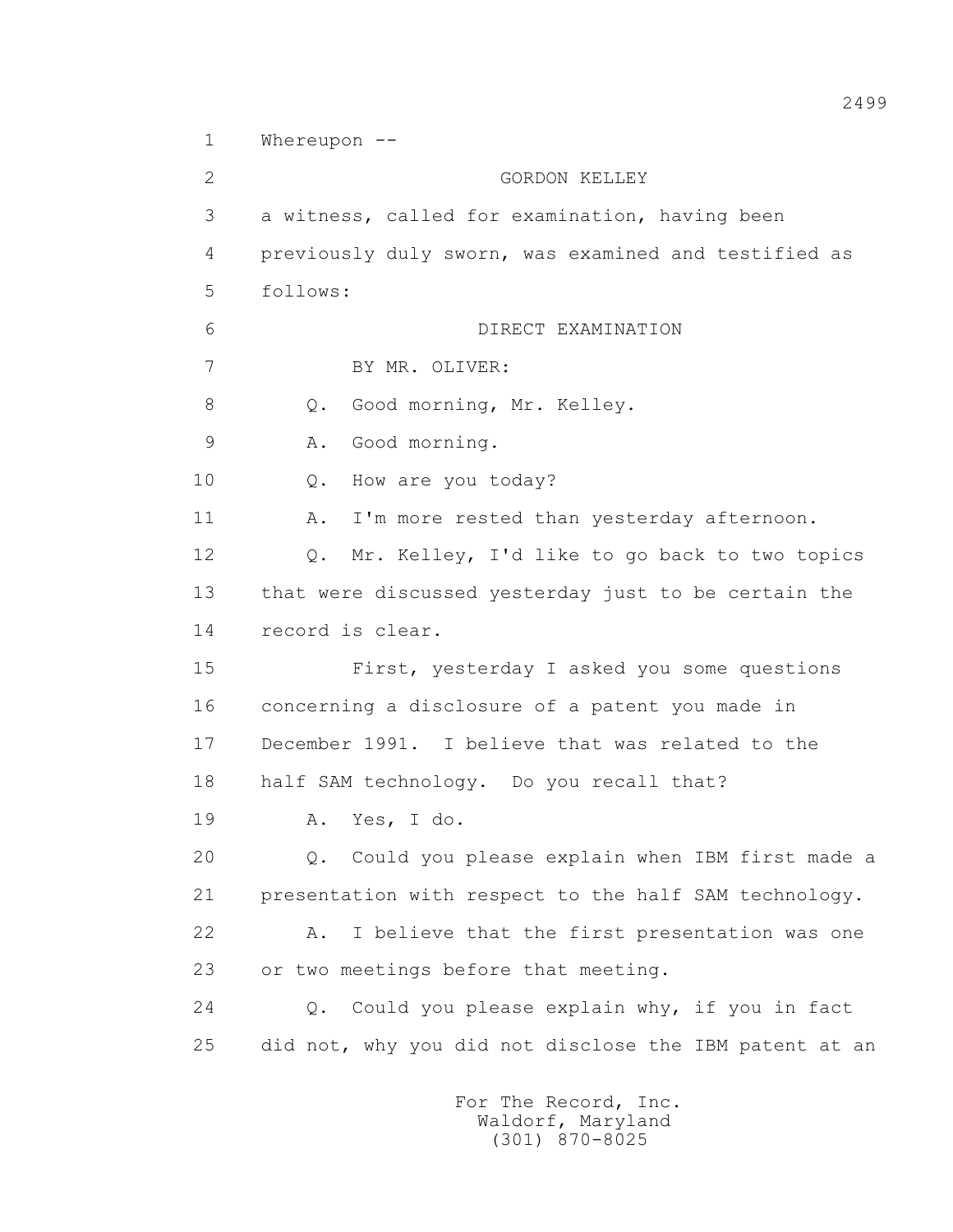1 Whereupon --

2 GORDON KELLEY

3 a witness, called for examination, having been

4 previously duly sworn, was examined and testified as

5 follows:

6 DIRECT EXAMINATION

7 BY MR. OLIVER:

8 Q. Good morning, Mr. Kelley.

9 A. Good morning.

10 Q. How are you today?

11 A. I'm more rested than yesterday afternoon.

12 Q. Mr. Kelley, I'd like to go back to two topics

13 that were discussed yesterday just to be certain the

14 record is clear.

15 First, yesterday I asked you some questions

16 concerning a disclosure of a patent you made in

17 December 1991. I believe that was related to the

18 half SAM technology. Do you recall that?

19 A. Yes, I do.

20 Q. Could you please explain when IBM first made a

21 presentation with respect to the half SAM technology.

22 A. I believe that the first presentation was one

23 or two meetings before that meeting.

24 Q. Could you please explain why, if you in fact

25 did not, why you did not disclose the IBM patent at an

For The Record, Inc.
Waldorf, Maryland
(301) 870-8025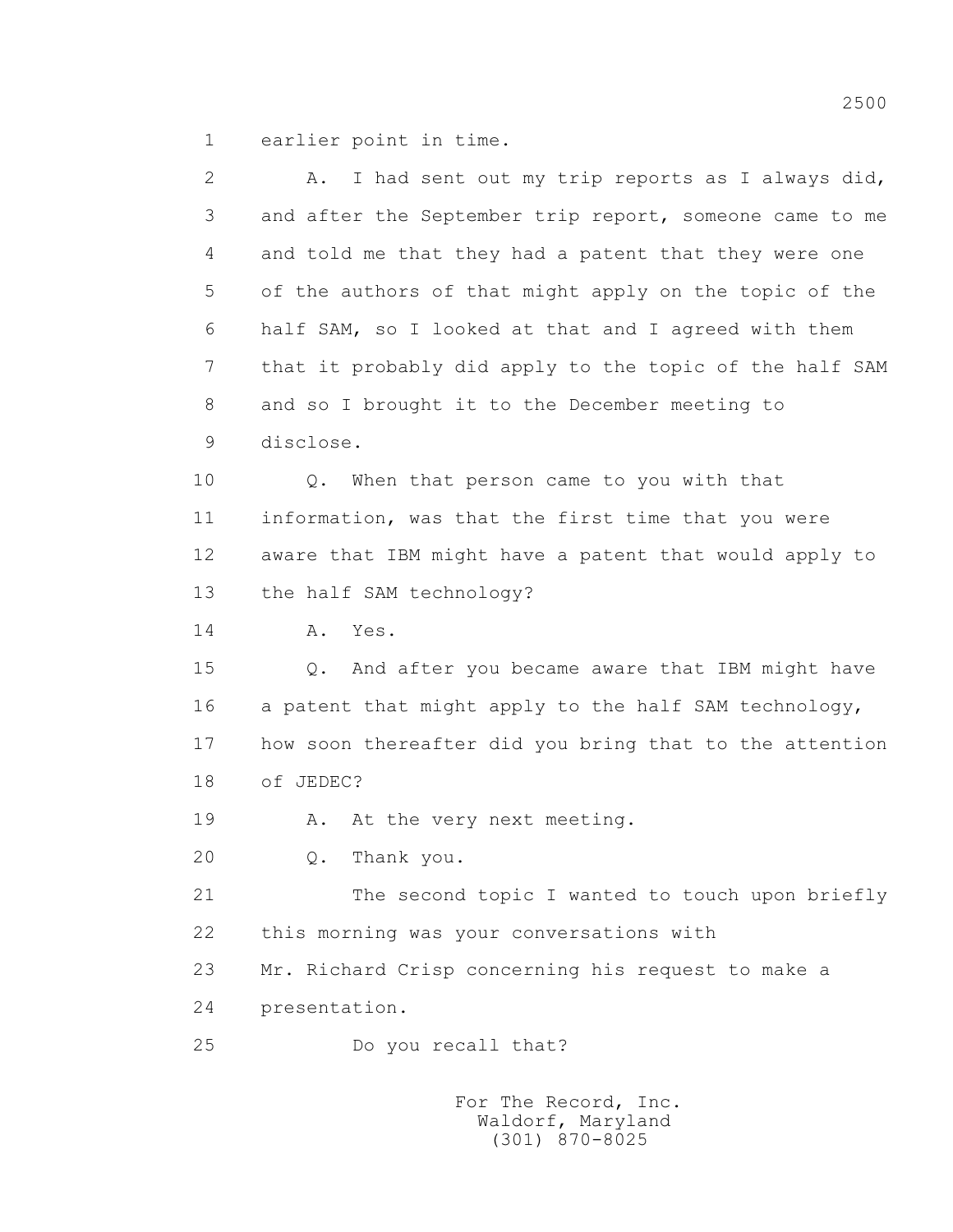1 earlier point in time.

2 A. I had sent out my trip reports as I always did,
3 and after the September trip report, someone came to me
4 and told me that they had a patent that they were one
5 of the authors of that might apply on the topic of the
6 half SAM, so I looked at that and I agreed with them
7 that it probably did apply to the topic of the half SAM
8 and so I brought it to the December meeting to
9 disclose.

10 Q. When that person came to you with that
11 information, was that the first time that you were
12 aware that IBM might have a patent that would apply to
13 the half SAM technology?

14 A. Yes.

15 Q. And after you became aware that IBM might have
16 a patent that might apply to the half SAM technology,
17 how soon thereafter did you bring that to the attention
18 of JEDEC?

19 A. At the very next meeting.

20 Q. Thank you.

21 The second topic I wanted to touch upon briefly
22 this morning was your conversations with
23 Mr. Richard Crisp concerning his request to make a
24 presentation.

25 Do you recall that?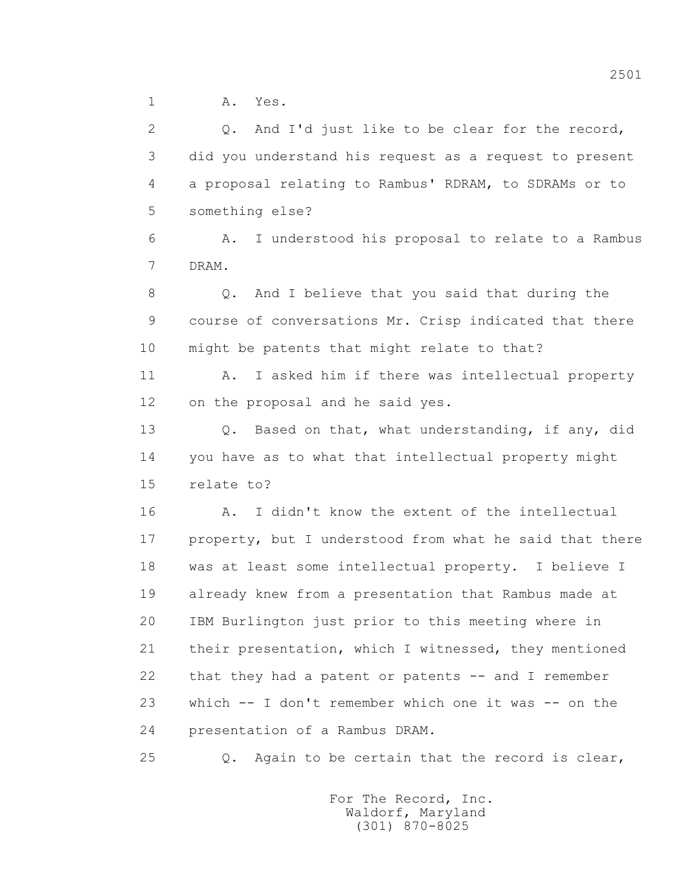1 A. Yes.

2 Q. And I'd just like to be clear for the record,

3 did you understand his request as a request to present

4 a proposal relating to Rambus' RDRAM, to SDRAMs or to

5 something else?

6 A. I understood his proposal to relate to a Rambus

7 DRAM.

8 Q. And I believe that you said that during the

9 course of conversations Mr. Crisp indicated that there

10 might be patents that might relate to that?

11 A. I asked him if there was intellectual property

12 on the proposal and he said yes.

13 Q. Based on that, what understanding, if any, did

14 you have as to what that intellectual property might

15 relate to?

16 A. I didn't know the extent of the intellectual

17 property, but I understood from what he said that there

18 was at least some intellectual property. I believe I

19 already knew from a presentation that Rambus made at

20 IBM Burlington just prior to this meeting where in

21 their presentation, which I witnessed, they mentioned

22 that they had a patent or patents -- and I remember

23 which -- I don't remember which one it was -- on the

24 presentation of a Rambus DRAM.

25 Q. Again to be certain that the record is clear,

For The Record, Inc.
Waldorf, Maryland
(301) 870-8025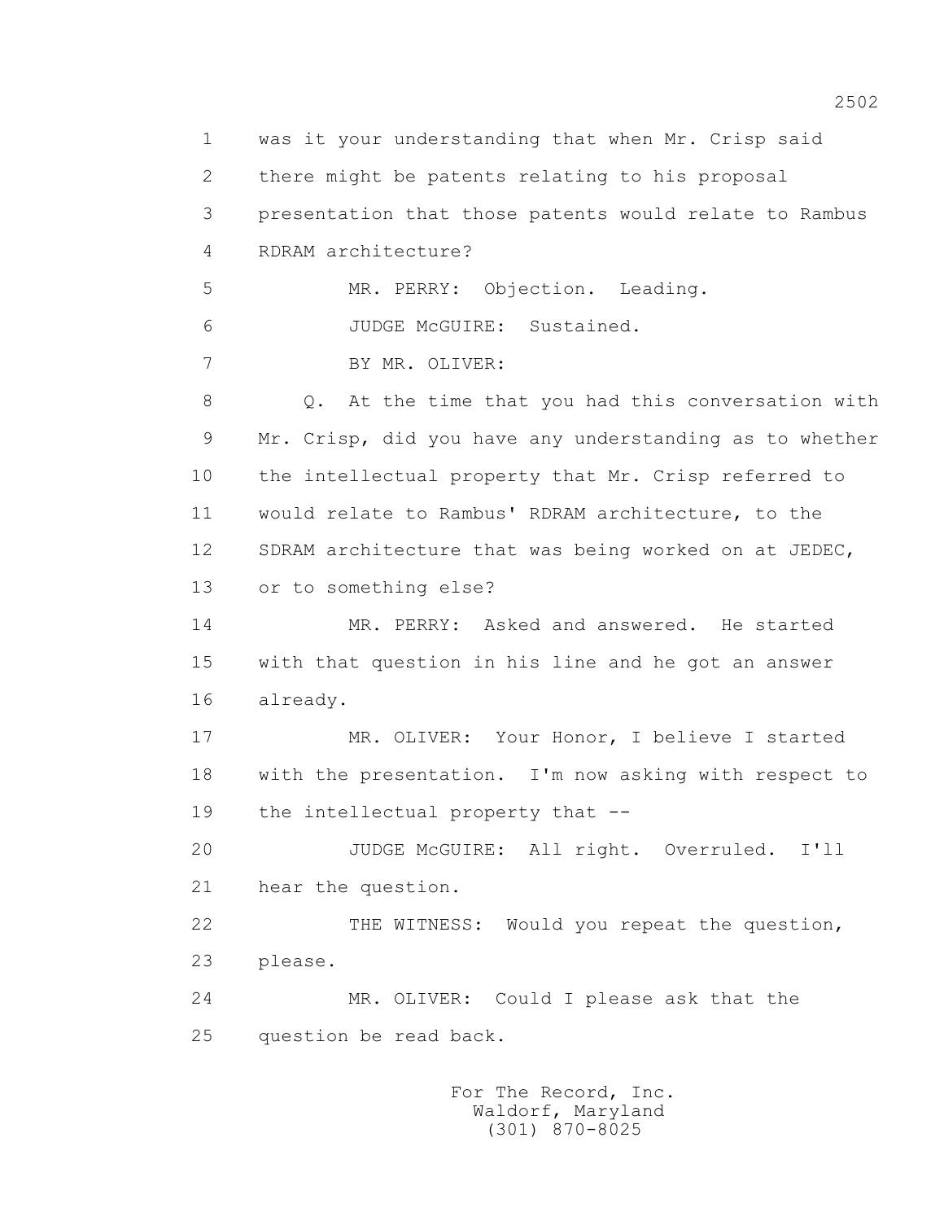1 was it your understanding that when Mr. Crisp said
2 there might be patents relating to his proposal
3 presentation that those patents would relate to Rambus
4 RDRAM architecture?
5 MR. PERRY: Objection. Leading.
6 JUDGE McGUIRE: Sustained.
7 BY MR. OLIVER:
8 Q. At the time that you had this conversation with
9 Mr. Crisp, did you have any understanding as to whether
10 the intellectual property that Mr. Crisp referred to
11 would relate to Rambus' RDRAM architecture, to the
12 SDRAM architecture that was being worked on at JEDEC,
13 or to something else?
14 MR. PERRY: Asked and answered. He started
15 with that question in his line and he got an answer
16 already.
17 MR. OLIVER: Your Honor, I believe I started
18 with the presentation. I'm now asking with respect to
19 the intellectual property that --
20 JUDGE McGUIRE: All right. Overruled. I'll
21 hear the question.
22 THE WITNESS: Would you repeat the question,
23 please.
24 MR. OLIVER: Could I please ask that the
25 question be read back.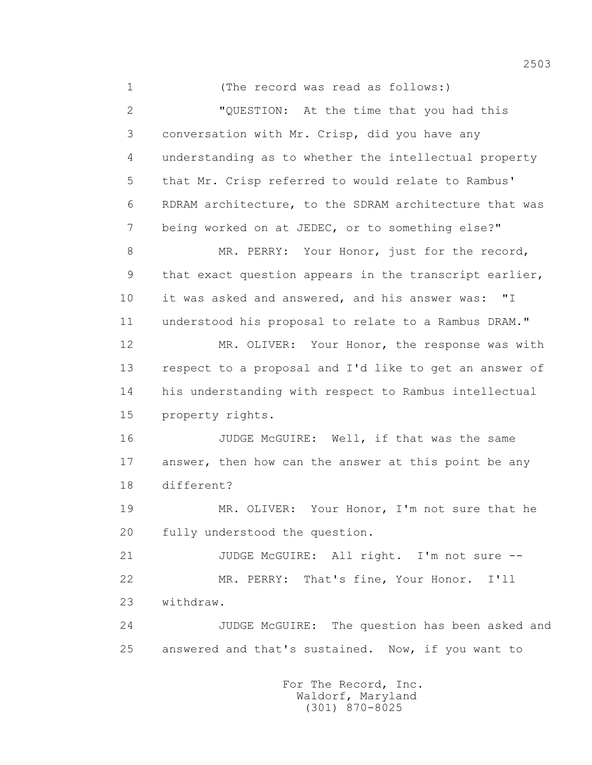(The record was read as follows:)

"QUESTION: At the time that you had this conversation with Mr. Crisp, did you have any understanding as to whether the intellectual property that Mr. Crisp referred to would relate to Rambus' RDRAM architecture, to the SDRAM architecture that was being worked on at JEDEC, or to something else?"

MR. PERRY: Your Honor, just for the record, that exact question appears in the transcript earlier, it was asked and answered, and his answer was: "I understood his proposal to relate to a Rambus DRAM."

MR. OLIVER: Your Honor, the response was with respect to a proposal and I'd like to get an answer of his understanding with respect to Rambus intellectual property rights.

JUDGE McGUIRE: Well, if that was the same answer, then how can the answer at this point be any different?

MR. OLIVER: Your Honor, I'm not sure that he fully understood the question.

JUDGE McGUIRE: All right. I'm not sure --

MR. PERRY: That's fine, Your Honor. I'll withdraw.

JUDGE McGUIRE: The question has been asked and answered and that's sustained. Now, if you want to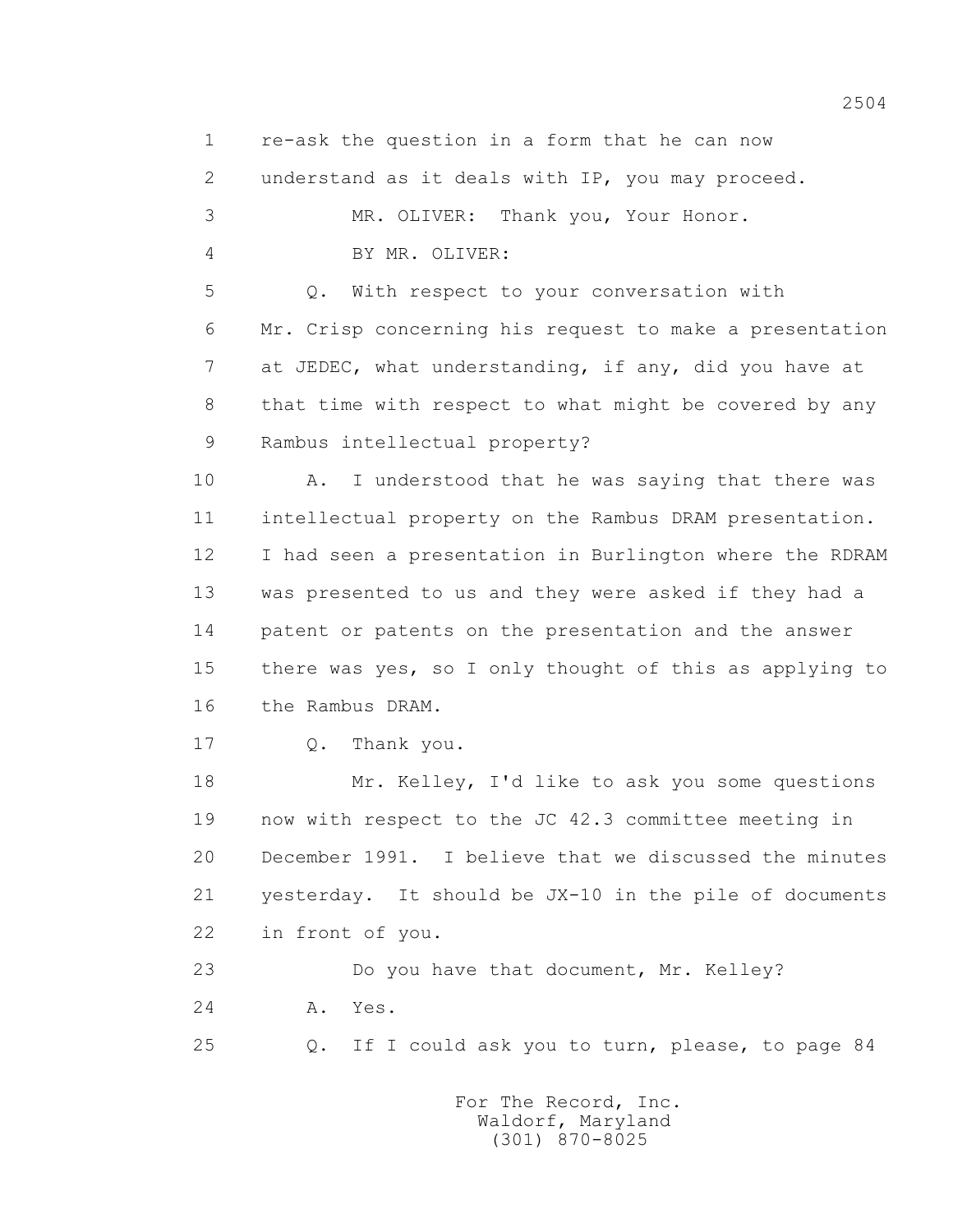1 re-ask the question in a form that he can now

2 understand as it deals with IP, you may proceed.

3 MR. OLIVER: Thank you, Your Honor.

4 BY MR. OLIVER:

5 Q. With respect to your conversation with

6 Mr. Crisp concerning his request to make a presentation

7 at JEDEC, what understanding, if any, did you have at

8 that time with respect to what might be covered by any

9 Rambus intellectual property?

10 A. I understood that he was saying that there was

11 intellectual property on the Rambus DRAM presentation.

12 I had seen a presentation in Burlington where the RDRAM

13 was presented to us and they were asked if they had a

14 patent or patents on the presentation and the answer

15 there was yes, so I only thought of this as applying to

16 the Rambus DRAM.

17 Q. Thank you.

18 Mr. Kelley, I'd like to ask you some questions

19 now with respect to the JC 42.3 committee meeting in

20 December 1991. I believe that we discussed the minutes

21 yesterday. It should be JX-10 in the pile of documents

22 in front of you.

23 Do you have that document, Mr. Kelley?

24 A. Yes.

25 Q. If I could ask you to turn, please, to page 84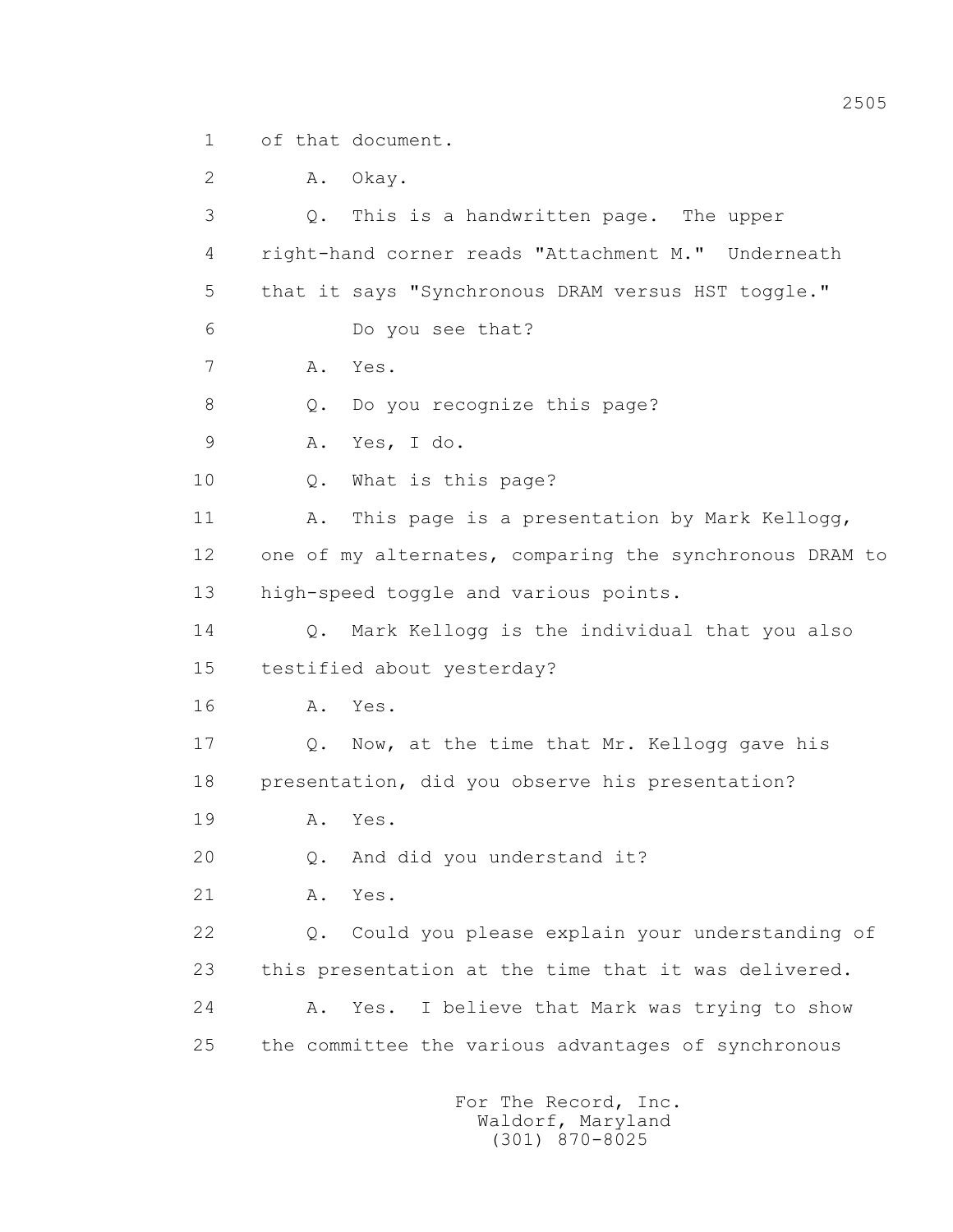1 of that document.

2 A. Okay.

3 Q. This is a handwritten page. The upper

4 right-hand corner reads "Attachment M." Underneath

5 that it says "Synchronous DRAM versus HST toggle."

6 Do you see that?

7 A. Yes.

8 Q. Do you recognize this page?

9 A. Yes, I do.

10 Q. What is this page?

11 A. This page is a presentation by Mark Kellogg,

12 one of my alternates, comparing the synchronous DRAM to

13 high-speed toggle and various points.

14 Q. Mark Kellogg is the individual that you also

15 testified about yesterday?

16 A. Yes.

17 Q. Now, at the time that Mr. Kellogg gave his

18 presentation, did you observe his presentation?

19 A. Yes.

20 Q. And did you understand it?

21 A. Yes.

22 Q. Could you please explain your understanding of

23 this presentation at the time that it was delivered.

24 A. Yes. I believe that Mark was trying to show

25 the committee the various advantages of synchronous

For The Record, Inc.
Waldorf, Maryland
(301) 870-8025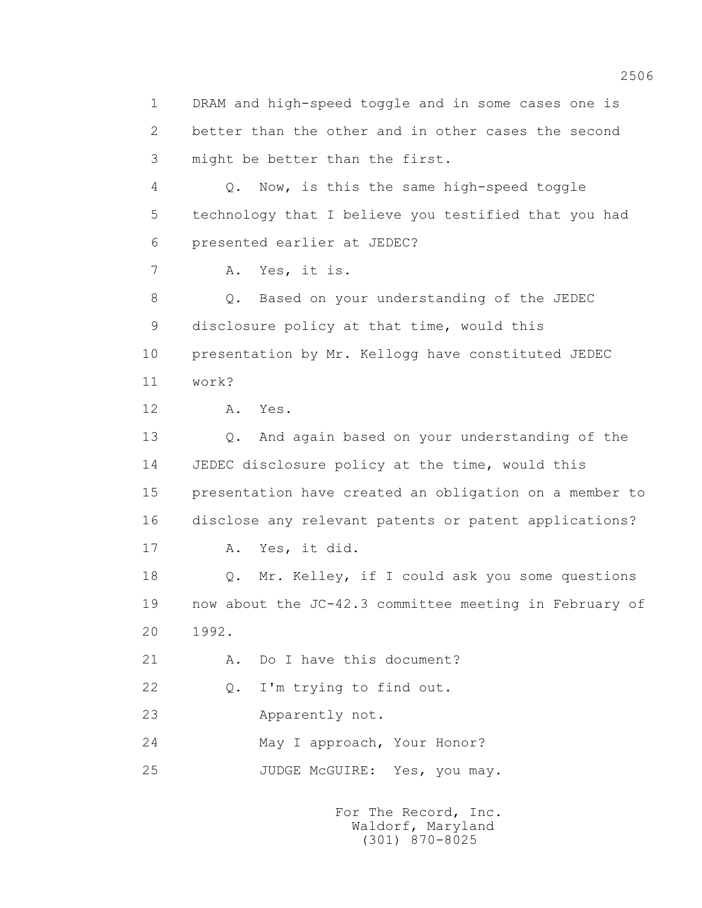1 DRAM and high-speed toggle and in some cases one is
2 better than the other and in other cases the second
3 might be better than the first.

4 Q. Now, is this the same high-speed toggle
5 technology that I believe you testified that you had
6 presented earlier at JEDEC?

7 A. Yes, it is.

8 Q. Based on your understanding of the JEDEC
9 disclosure policy at that time, would this
10 presentation by Mr. Kellogg have constituted JEDEC
11 work?

12 A. Yes.

13 Q. And again based on your understanding of the
14 JEDEC disclosure policy at the time, would this
15 presentation have created an obligation on a member to
16 disclose any relevant patents or patent applications?

17 A. Yes, it did.

18 Q. Mr. Kelley, if I could ask you some questions
19 now about the JC-42.3 committee meeting in February of
20 1992.

21 A. Do I have this document?

22 Q. I'm trying to find out.

23 Apparently not.

24 May I approach, Your Honor?

25 JUDGE McGUIRE: Yes, you may.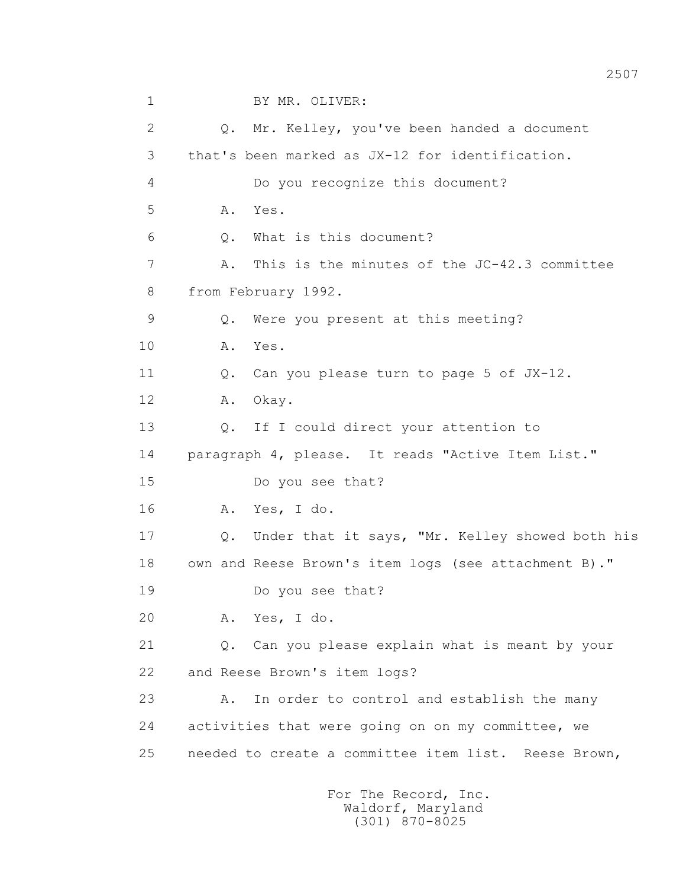BY MR. OLIVER:

Q. Mr. Kelley, you've been handed a document that's been marked as JX-12 for identification.

Do you recognize this document?

A. Yes.

Q. What is this document?

A. This is the minutes of the JC-42.3 committee from February 1992.

Q. Were you present at this meeting?

A. Yes.

Q. Can you please turn to page 5 of JX-12.

A. Okay.

Q. If I could direct your attention to paragraph 4, please. It reads "Active Item List."

Do you see that?

A. Yes, I do.

Q. Under that it says, "Mr. Kelley showed both his own and Reese Brown's item logs (see attachment B)."

Do you see that?

A. Yes, I do.

Q. Can you please explain what is meant by your and Reese Brown's item logs?

A. In order to control and establish the many activities that were going on on my committee, we needed to create a committee item list. Reese Brown,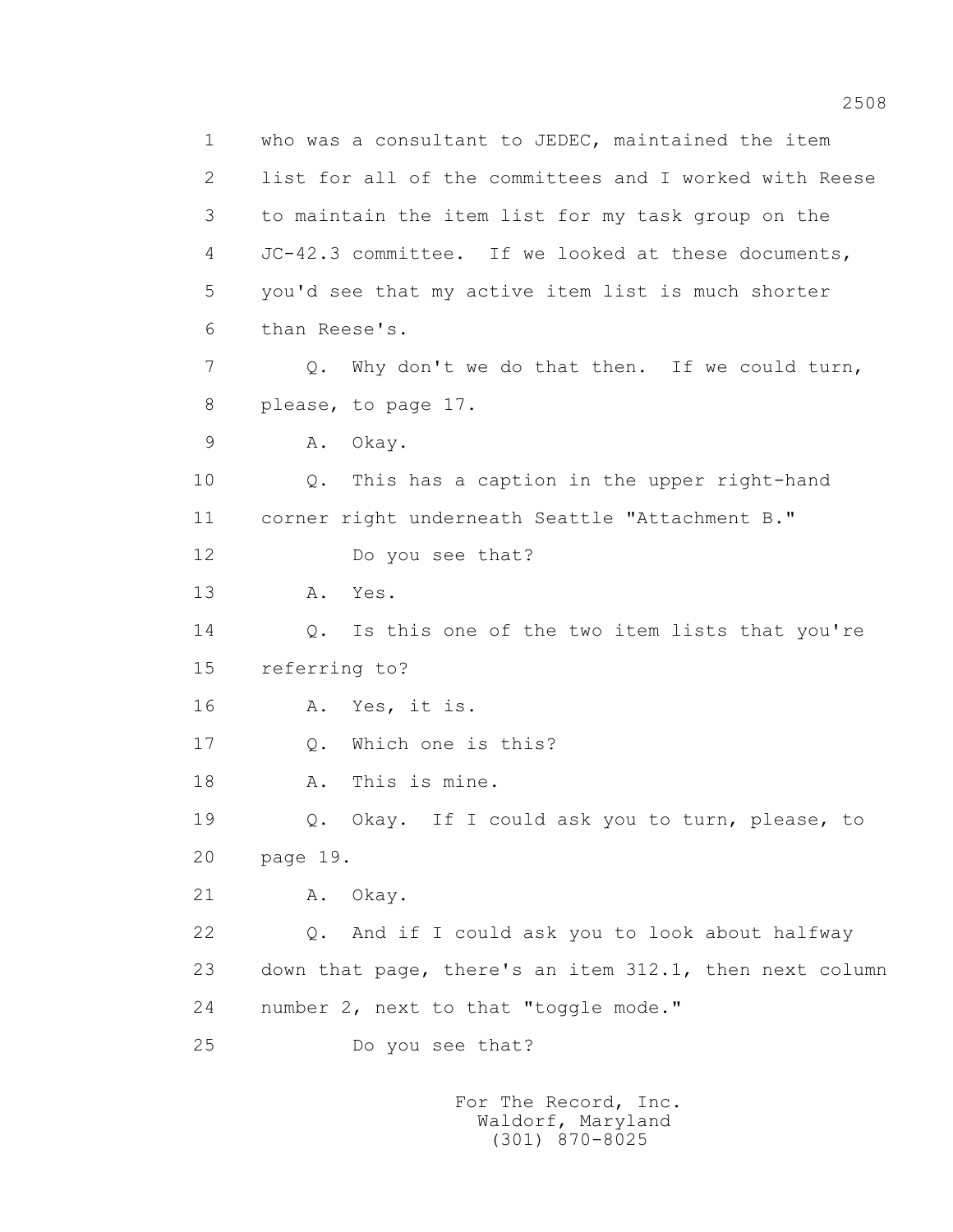1 who was a consultant to JEDEC, maintained the item
2 list for all of the committees and I worked with Reese
3 to maintain the item list for my task group on the
4 JC-42.3 committee. If we looked at these documents,
5 you'd see that my active item list is much shorter
6 than Reese's.

7 Q. Why don't we do that then. If we could turn,
8 please, to page 17.

9 A. Okay.

10 Q. This has a caption in the upper right-hand
11 corner right underneath Seattle "Attachment B."

12 Do you see that?

13 A. Yes.

14 Q. Is this one of the two item lists that you're
15 referring to?

16 A. Yes, it is.

17 Q. Which one is this?

18 A. This is mine.

19 Q. Okay. If I could ask you to turn, please, to
20 page 19.

21 A. Okay.

22 Q. And if I could ask you to look about halfway
23 down that page, there's an item 312.1, then next column
24 number 2, next to that "toggle mode."

25 Do you see that?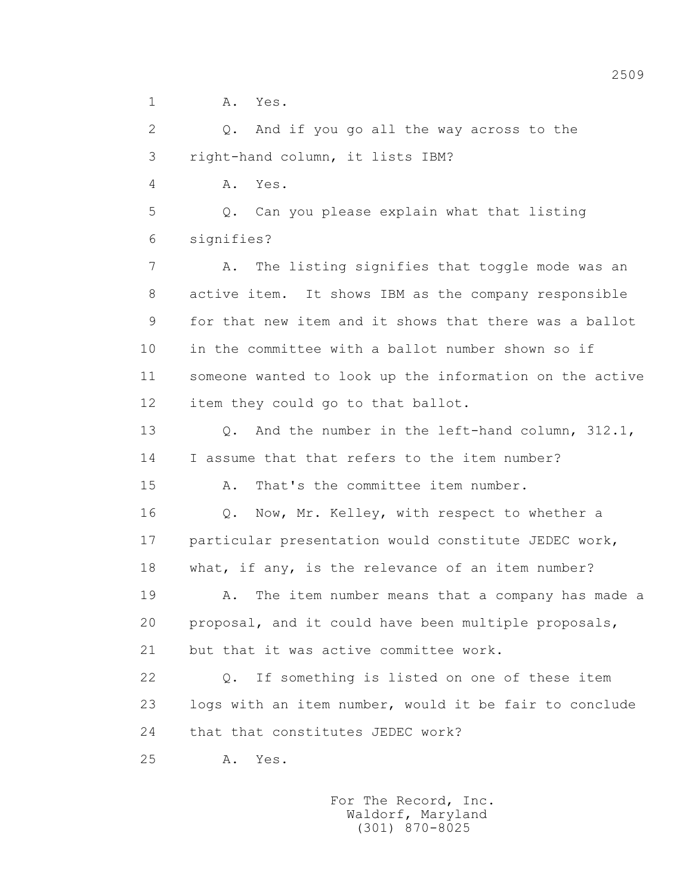1 A. Yes.

2 Q. And if you go all the way across to the

3 right-hand column, it lists IBM?

4 A. Yes.

5 Q. Can you please explain what that listing

6 signifies?

7 A. The listing signifies that toggle mode was an

8 active item. It shows IBM as the company responsible

9 for that new item and it shows that there was a ballot

10 in the committee with a ballot number shown so if

11 someone wanted to look up the information on the active

12 item they could go to that ballot.

13 Q. And the number in the left-hand column, 312.1,

14 I assume that that refers to the item number?

15 A. That's the committee item number.

16 Q. Now, Mr. Kelley, with respect to whether a

17 particular presentation would constitute JEDEC work,

18 what, if any, is the relevance of an item number?

19 A. The item number means that a company has made a

20 proposal, and it could have been multiple proposals,

21 but that it was active committee work.

22 Q. If something is listed on one of these item

23 logs with an item number, would it be fair to conclude

24 that that constitutes JEDEC work?

25 A. Yes.

For The Record, Inc.
Waldorf, Maryland
(301) 870-8025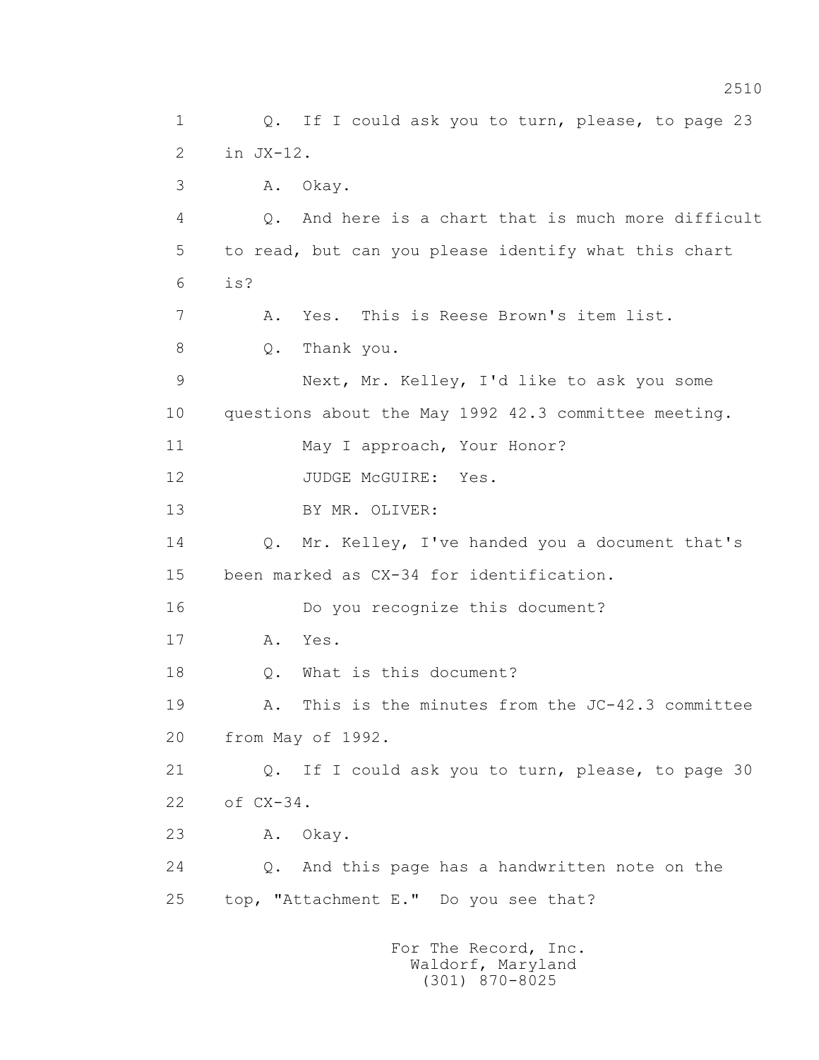1 Q. If I could ask you to turn, please, to page 23
2 in JX-12.
3 A. Okay.
4 Q. And here is a chart that is much more difficult
5 to read, but can you please identify what this chart
6 is?
7 A. Yes. This is Reese Brown's item list.
8 Q. Thank you.
9 Next, Mr. Kelley, I'd like to ask you some
10 questions about the May 1992 42.3 committee meeting.
11 May I approach, Your Honor?
12 JUDGE McGUIRE: Yes.
13 BY MR. OLIVER:
14 Q. Mr. Kelley, I've handed you a document that's
15 been marked as CX-34 for identification.
16 Do you recognize this document?
17 A. Yes.
18 Q. What is this document?
19 A. This is the minutes from the JC-42.3 committee
20 from May of 1992.
21 Q. If I could ask you to turn, please, to page 30
22 of CX-34.
23 A. Okay.
24 Q. And this page has a handwritten note on the
25 top, "Attachment E." Do you see that?

For The Record, Inc.
Waldorf, Maryland
(301) 870-8025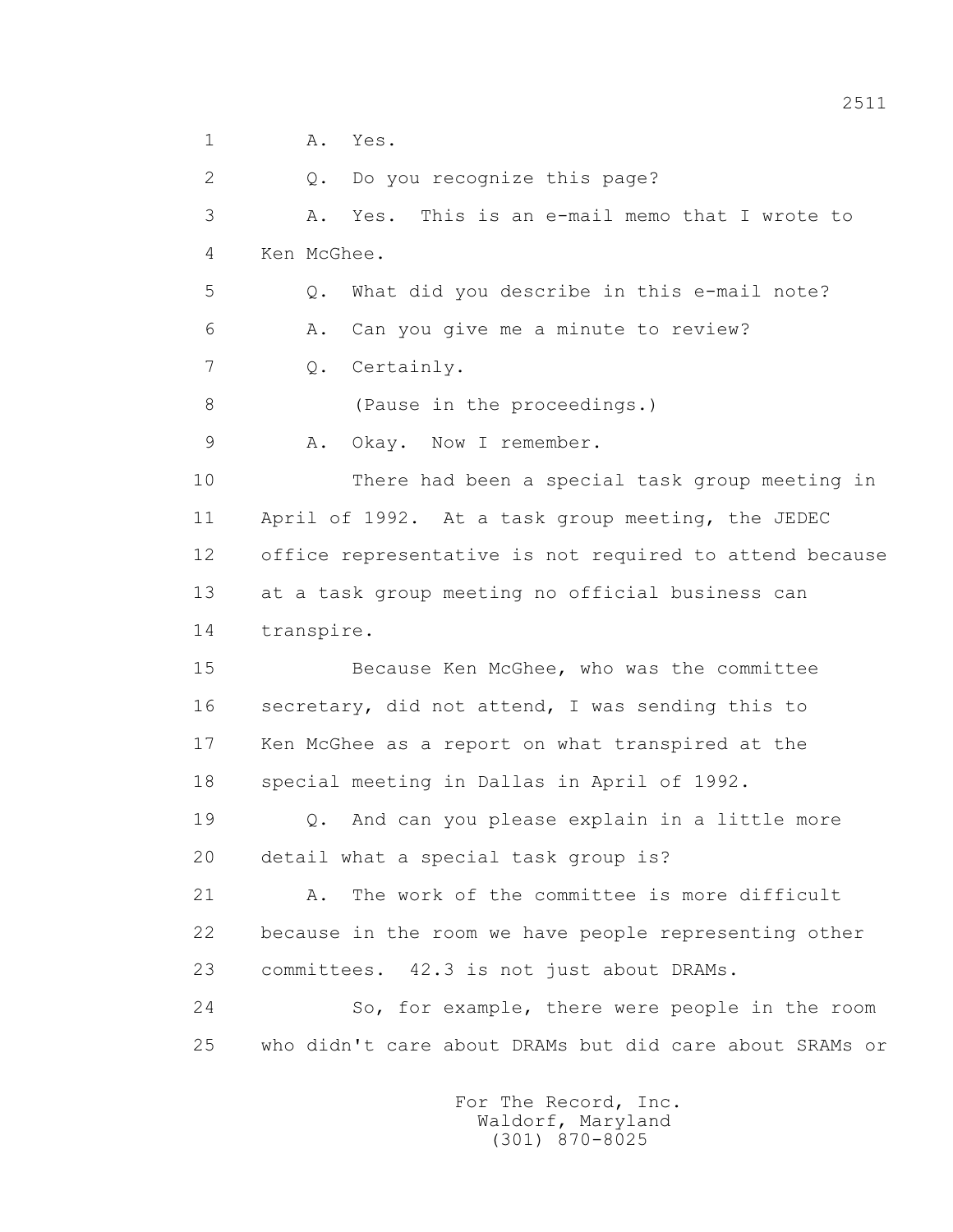1 A. Yes.

2 Q. Do you recognize this page?

3 A. Yes. This is an e-mail memo that I wrote to

4 Ken McGhee.

5 Q. What did you describe in this e-mail note?

6 A. Can you give me a minute to review?

7 Q. Certainly.

8 (Pause in the proceedings.)

9 A. Okay. Now I remember.

10 There had been a special task group meeting in

11 April of 1992. At a task group meeting, the JEDEC

12 office representative is not required to attend because

13 at a task group meeting no official business can

14 transpire.

15 Because Ken McGhee, who was the committee

16 secretary, did not attend, I was sending this to

17 Ken McGhee as a report on what transpired at the

18 special meeting in Dallas in April of 1992.

19 Q. And can you please explain in a little more

20 detail what a special task group is?

21 A. The work of the committee is more difficult

22 because in the room we have people representing other

23 committees. 42.3 is not just about DRAMs.

24 So, for example, there were people in the room

25 who didn't care about DRAMs but did care about SRAMs or

For The Record, Inc.
Waldorf, Maryland
(301) 870-8025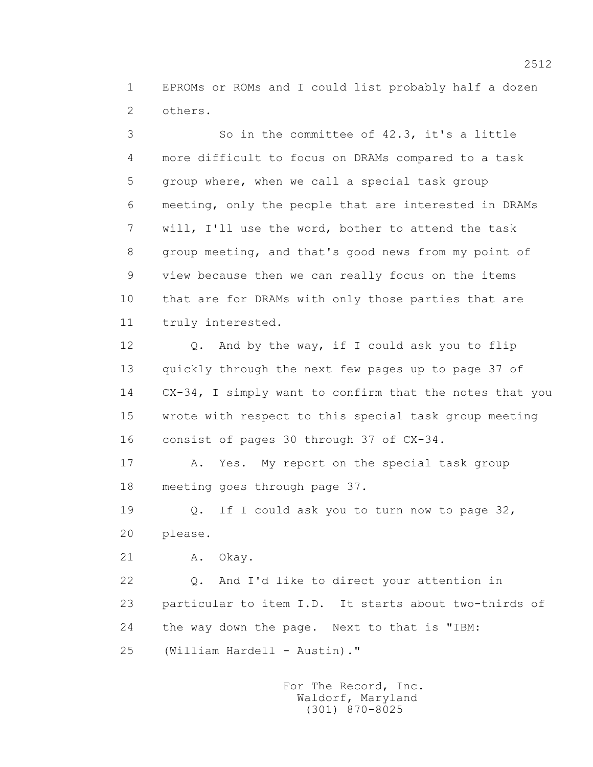1 EPROMs or ROMs and I could list probably half a dozen
2 others.

3 So in the committee of 42.3, it's a little
4 more difficult to focus on DRAMs compared to a task
5 group where, when we call a special task group
6 meeting, only the people that are interested in DRAMs
7 will, I'll use the word, bother to attend the task
8 group meeting, and that's good news from my point of
9 view because then we can really focus on the items
10 that are for DRAMs with only those parties that are
11 truly interested.

12 Q. And by the way, if I could ask you to flip
13 quickly through the next few pages up to page 37 of
14 CX-34, I simply want to confirm that the notes that you
15 wrote with respect to this special task group meeting
16 consist of pages 30 through 37 of CX-34.

17 A. Yes. My report on the special task group
18 meeting goes through page 37.

19 Q. If I could ask you to turn now to page 32,
20 please.

21 A. Okay.

22 Q. And I'd like to direct your attention in
23 particular to item I.D. It starts about two-thirds of
24 the way down the page. Next to that is "IBM:
25 (William Hardell - Austin)."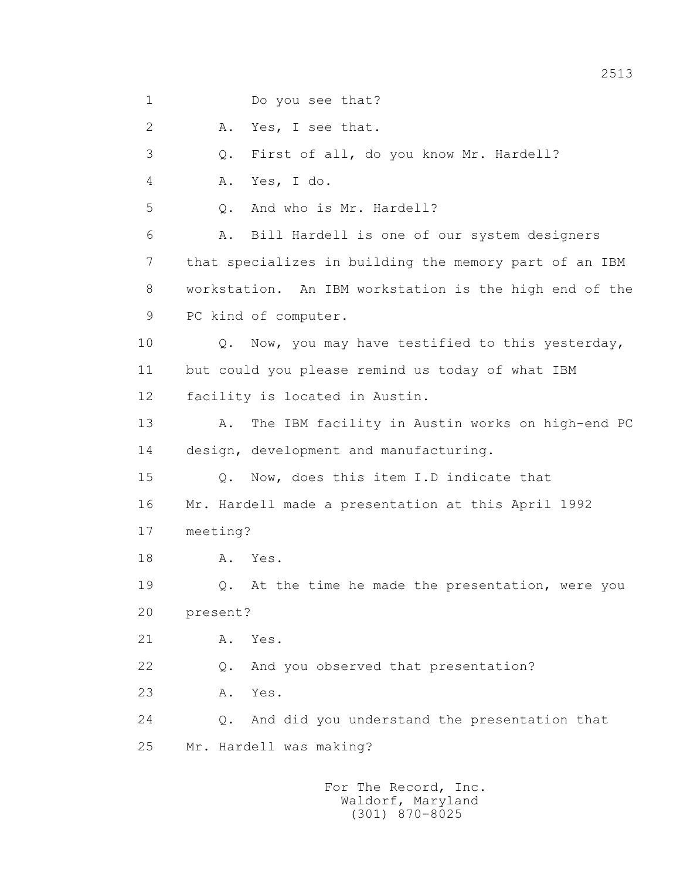1 Do you see that?

2 A. Yes, I see that.

3 Q. First of all, do you know Mr. Hardell?

4 A. Yes, I do.

5 Q. And who is Mr. Hardell?

6 A. Bill Hardell is one of our system designers

7 that specializes in building the memory part of an IBM

8 workstation. An IBM workstation is the high end of the

9 PC kind of computer.

10 Q. Now, you may have testified to this yesterday,

11 but could you please remind us today of what IBM

12 facility is located in Austin.

13 A. The IBM facility in Austin works on high-end PC

14 design, development and manufacturing.

15 Q. Now, does this item I.D indicate that

16 Mr. Hardell made a presentation at this April 1992

17 meeting?

18 A. Yes.

19 Q. At the time he made the presentation, were you

20 present?

21 A. Yes.

22 Q. And you observed that presentation?

23 A. Yes.

24 Q. And did you understand the presentation that

25 Mr. Hardell was making?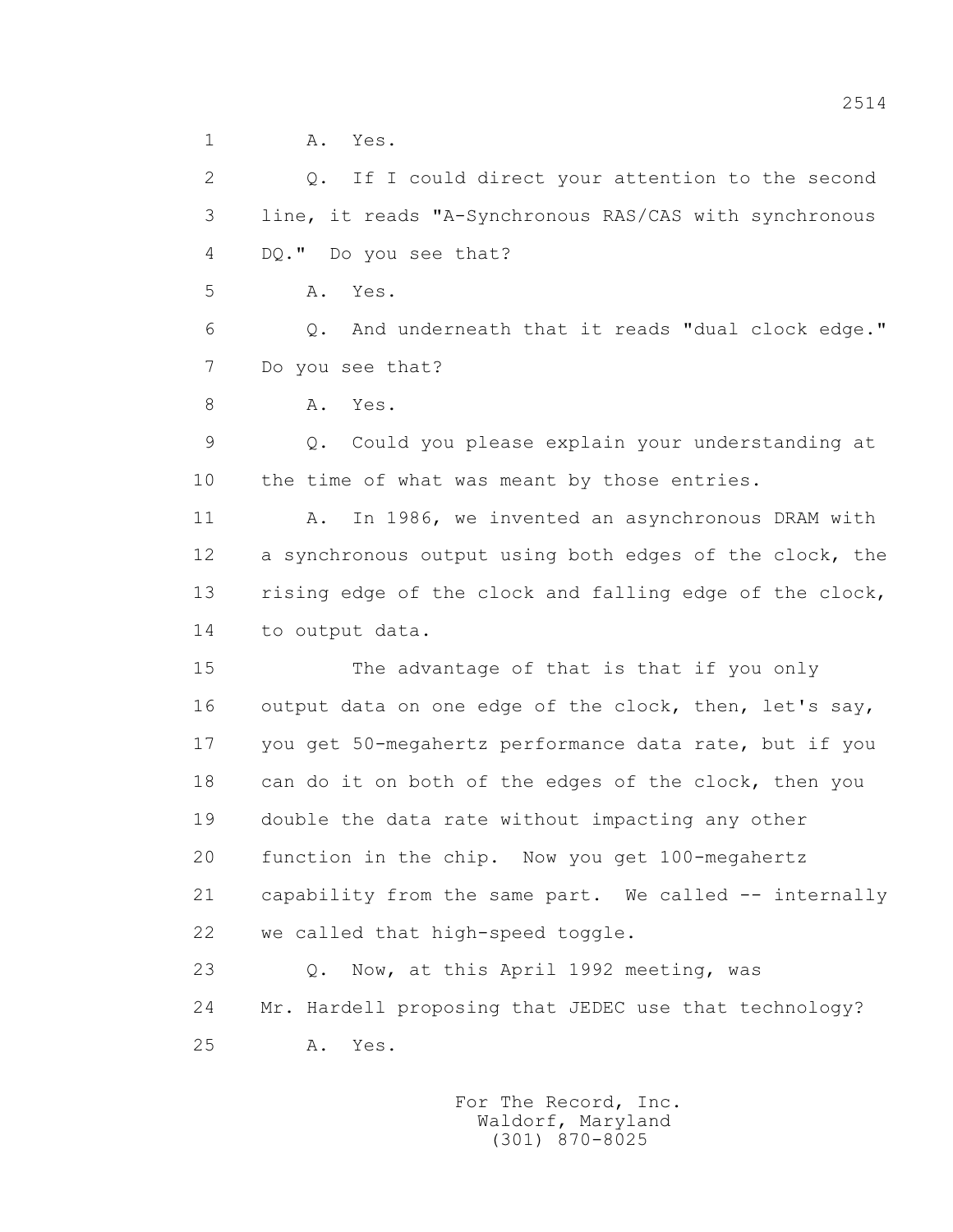A. Yes.

Q. If I could direct your attention to the second line, it reads "A-Synchronous RAS/CAS with synchronous DQ." Do you see that?

A. Yes.

Q. And underneath that it reads "dual clock edge." Do you see that?

A. Yes.

Q. Could you please explain your understanding at the time of what was meant by those entries.

A. In 1986, we invented an asynchronous DRAM with a synchronous output using both edges of the clock, the rising edge of the clock and falling edge of the clock, to output data.

The advantage of that is that if you only output data on one edge of the clock, then, let's say, you get 50-megahertz performance data rate, but if you can do it on both of the edges of the clock, then you double the data rate without impacting any other function in the chip. Now you get 100-megahertz capability from the same part. We called -- internally we called that high-speed toggle.

Q. Now, at this April 1992 meeting, was Mr. Hardell proposing that JEDEC use that technology?

A. Yes.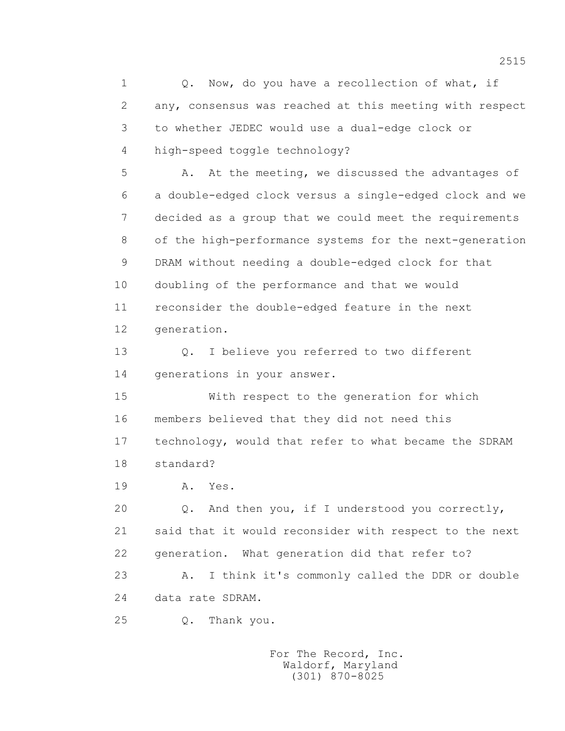Q. Now, do you have a recollection of what, if any, consensus was reached at this meeting with respect to whether JEDEC would use a dual-edge clock or high-speed toggle technology?

A. At the meeting, we discussed the advantages of a double-edged clock versus a single-edged clock and we decided as a group that we could meet the requirements of the high-performance systems for the next-generation DRAM without needing a double-edged clock for that doubling of the performance and that we would reconsider the double-edged feature in the next generation.

Q. I believe you referred to two different generations in your answer.

With respect to the generation for which members believed that they did not need this technology, would that refer to what became the SDRAM standard?

A. Yes.

Q. And then you, if I understood you correctly, said that it would reconsider with respect to the next generation. What generation did that refer to?

A. I think it's commonly called the DDR or double data rate SDRAM.

Q. Thank you.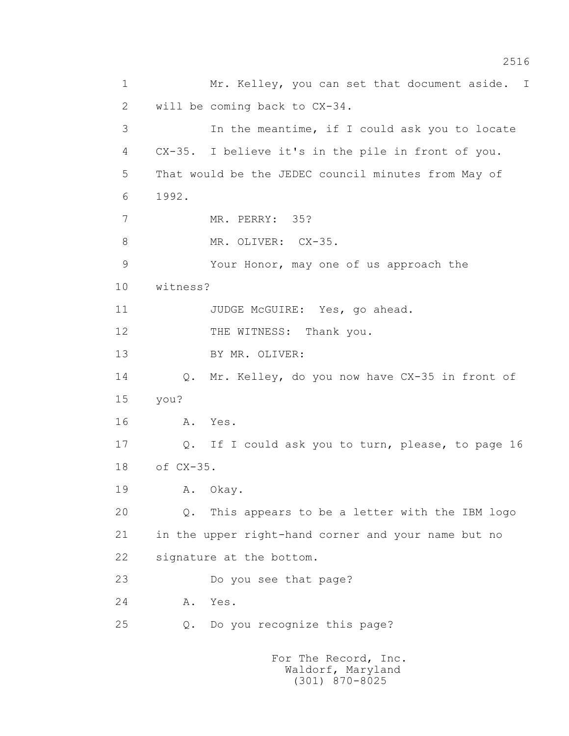1 Mr. Kelley, you can set that document aside. I
2 will be coming back to CX-34.
3 In the meantime, if I could ask you to locate
4 CX-35. I believe it's in the pile in front of you.
5 That would be the JEDEC council minutes from May of
6 1992.
7 MR. PERRY: 35?
8 MR. OLIVER: CX-35.
9 Your Honor, may one of us approach the
10 witness?
11 JUDGE McGUIRE: Yes, go ahead.
12 THE WITNESS: Thank you.
13 BY MR. OLIVER:
14 Q. Mr. Kelley, do you now have CX-35 in front of
15 you?
16 A. Yes.
17 Q. If I could ask you to turn, please, to page 16
18 of CX-35.
19 A. Okay.
20 Q. This appears to be a letter with the IBM logo
21 in the upper right-hand corner and your name but no
22 signature at the bottom.
23 Do you see that page?
24 A. Yes.
25 Q. Do you recognize this page?

For The Record, Inc.
Waldorf, Maryland
(301) 870-8025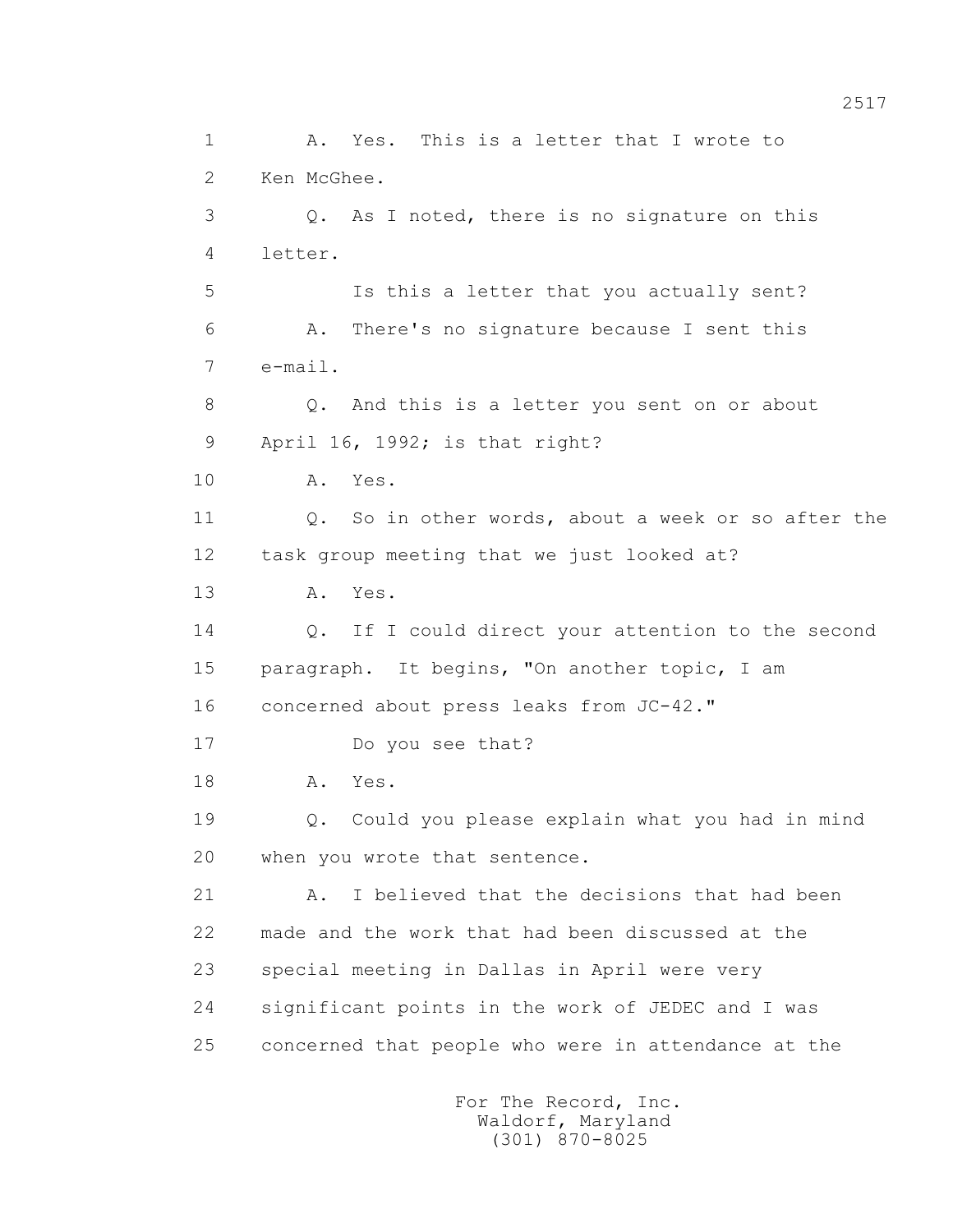1 A. Yes. This is a letter that I wrote to
2 Ken McGhee.
3 Q. As I noted, there is no signature on this
4 letter.
5 Is this a letter that you actually sent?
6 A. There's no signature because I sent this
7 e-mail.
8 Q. And this is a letter you sent on or about
9 April 16, 1992; is that right?
10 A. Yes.
11 Q. So in other words, about a week or so after the
12 task group meeting that we just looked at?
13 A. Yes.
14 Q. If I could direct your attention to the second
15 paragraph. It begins, "On another topic, I am
16 concerned about press leaks from JC-42."
17 Do you see that?
18 A. Yes.
19 Q. Could you please explain what you had in mind
20 when you wrote that sentence.
21 A. I believed that the decisions that had been
22 made and the work that had been discussed at the
23 special meeting in Dallas in April were very
24 significant points in the work of JEDEC and I was
25 concerned that people who were in attendance at the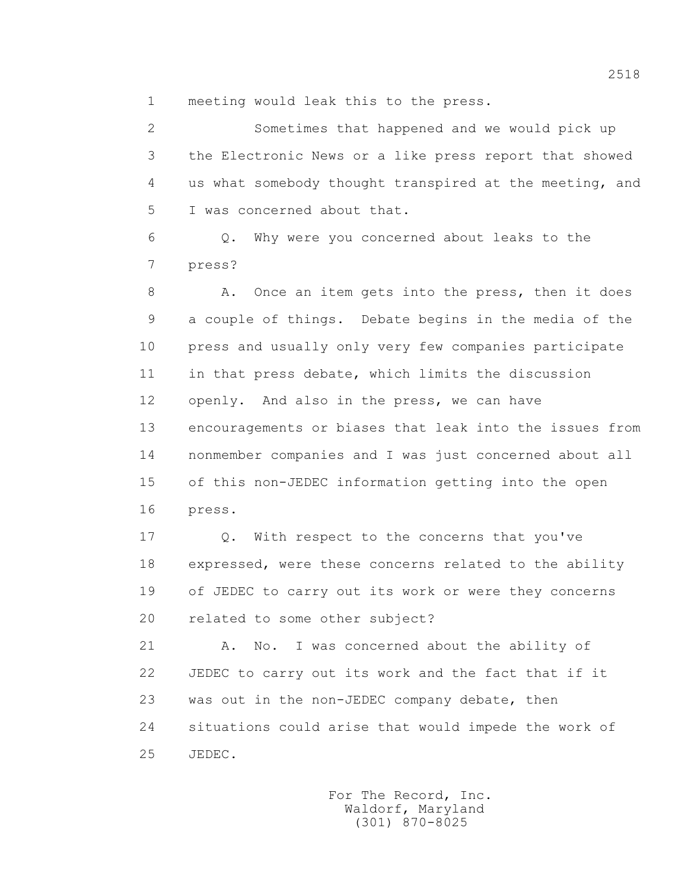1 meeting would leak this to the press.

2 Sometimes that happened and we would pick up

3 the Electronic News or a like press report that showed

4 us what somebody thought transpired at the meeting, and

5 I was concerned about that.

6 Q. Why were you concerned about leaks to the

7 press?

8 A. Once an item gets into the press, then it does

9 a couple of things. Debate begins in the media of the

10 press and usually only very few companies participate

11 in that press debate, which limits the discussion

12 openly. And also in the press, we can have

13 encouragements or biases that leak into the issues from

14 nonmember companies and I was just concerned about all

15 of this non-JEDEC information getting into the open

16 press.

17 Q. With respect to the concerns that you've

18 expressed, were these concerns related to the ability

19 of JEDEC to carry out its work or were they concerns

20 related to some other subject?

21 A. No. I was concerned about the ability of

22 JEDEC to carry out its work and the fact that if it

23 was out in the non-JEDEC company debate, then

24 situations could arise that would impede the work of

25 JEDEC.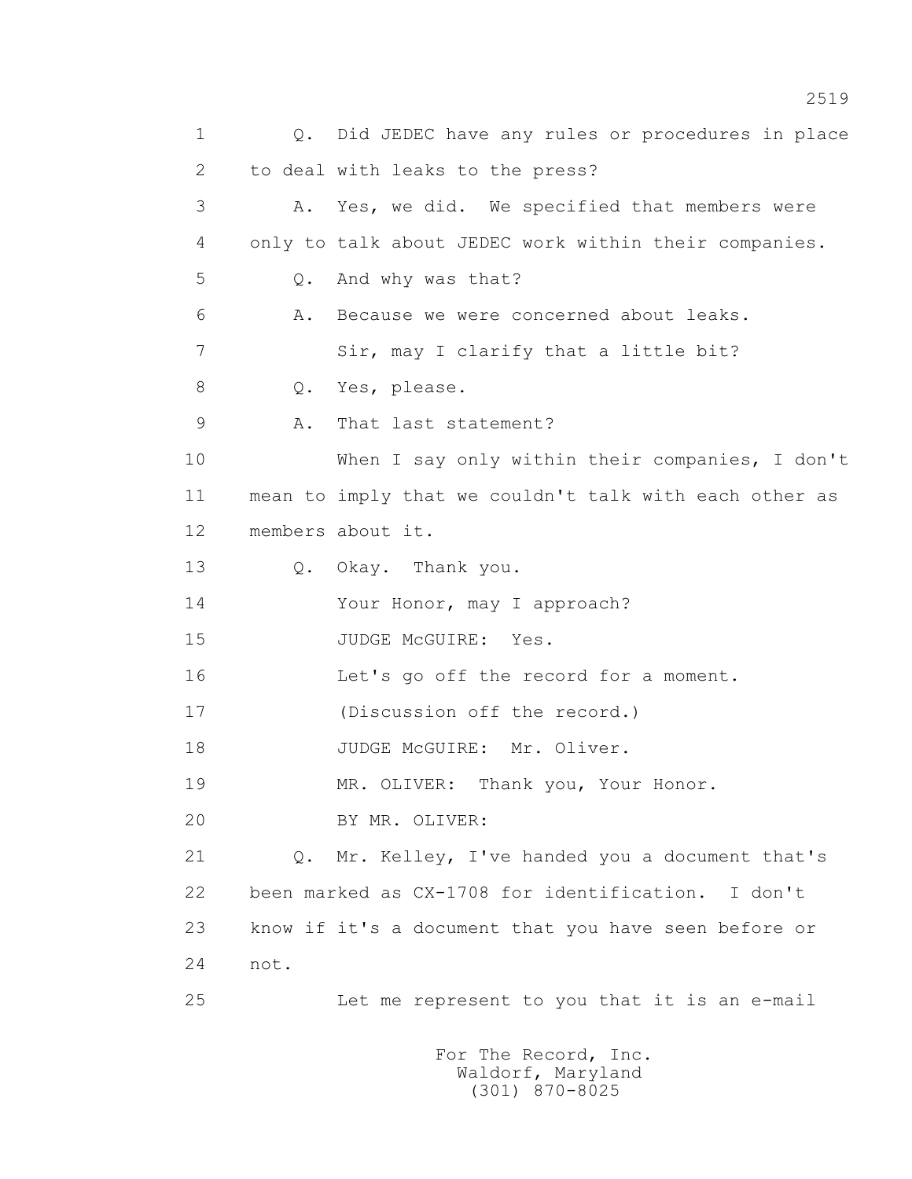1 Q. Did JEDEC have any rules or procedures in place
2 to deal with leaks to the press?
3 A. Yes, we did. We specified that members were
4 only to talk about JEDEC work within their companies.
5 Q. And why was that?
6 A. Because we were concerned about leaks.
7 Sir, may I clarify that a little bit?
8 Q. Yes, please.
9 A. That last statement?
10 When I say only within their companies, I don't
11 mean to imply that we couldn't talk with each other as
12 members about it.
13 Q. Okay. Thank you.
14 Your Honor, may I approach?
15 JUDGE McGUIRE: Yes.
16 Let's go off the record for a moment.
17 (Discussion off the record.)
18 JUDGE McGUIRE: Mr. Oliver.
19 MR. OLIVER: Thank you, Your Honor.
20 BY MR. OLIVER:
21 Q. Mr. Kelley, I've handed you a document that's
22 been marked as CX-1708 for identification. I don't
23 know if it's a document that you have seen before or
24 not.
25 Let me represent to you that it is an e-mail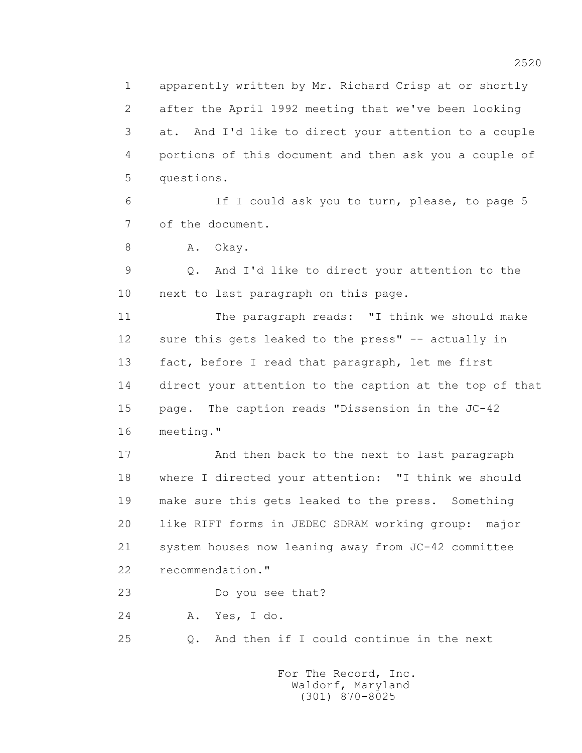1 apparently written by Mr. Richard Crisp at or shortly
2 after the April 1992 meeting that we've been looking
3 at. And I'd like to direct your attention to a couple
4 portions of this document and then ask you a couple of
5 questions.
6 If I could ask you to turn, please, to page 5
7 of the document.
8 A. Okay.
9 Q. And I'd like to direct your attention to the
10 next to last paragraph on this page.
11 The paragraph reads: "I think we should make
12 sure this gets leaked to the press" -- actually in
13 fact, before I read that paragraph, let me first
14 direct your attention to the caption at the top of that
15 page. The caption reads "Dissension in the JC-42
16 meeting."
17 And then back to the next to last paragraph
18 where I directed your attention: "I think we should
19 make sure this gets leaked to the press. Something
20 like RIFT forms in JEDEC SDRAM working group: major
21 system houses now leaning away from JC-42 committee
22 recommendation."
23 Do you see that?
24 A. Yes, I do.
25 Q. And then if I could continue in the next

For The Record, Inc.
Waldorf, Maryland
(301) 870-8025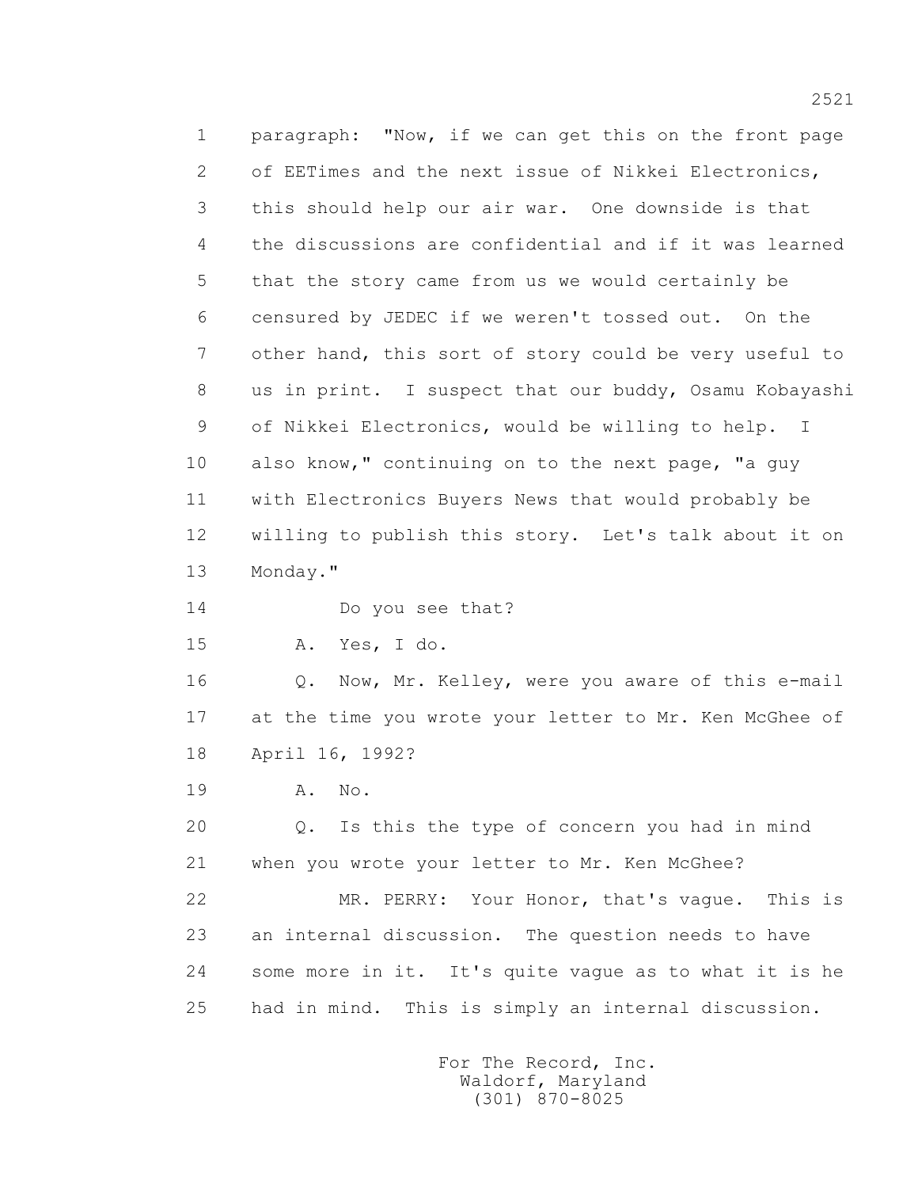1 paragraph: "Now, if we can get this on the front page
2 of EETimes and the next issue of Nikkei Electronics,
3 this should help our air war. One downside is that
4 the discussions are confidential and if it was learned
5 that the story came from us we would certainly be
6 censured by JEDEC if we weren't tossed out. On the
7 other hand, this sort of story could be very useful to
8 us in print. I suspect that our buddy, Osamu Kobayashi
9 of Nikkei Electronics, would be willing to help. I
10 also know," continuing on to the next page, "a guy
11 with Electronics Buyers News that would probably be
12 willing to publish this story. Let's talk about it on
13 Monday."

14 Do you see that?

15 A. Yes, I do.

16 Q. Now, Mr. Kelley, were you aware of this e-mail
17 at the time you wrote your letter to Mr. Ken McGhee of
18 April 16, 1992?

19 A. No.

20 Q. Is this the type of concern you had in mind
21 when you wrote your letter to Mr. Ken McGhee?

22 MR. PERRY: Your Honor, that's vague. This is
23 an internal discussion. The question needs to have
24 some more in it. It's quite vague as to what it is he
25 had in mind. This is simply an internal discussion.

For The Record, Inc.
Waldorf, Maryland
(301) 870-8025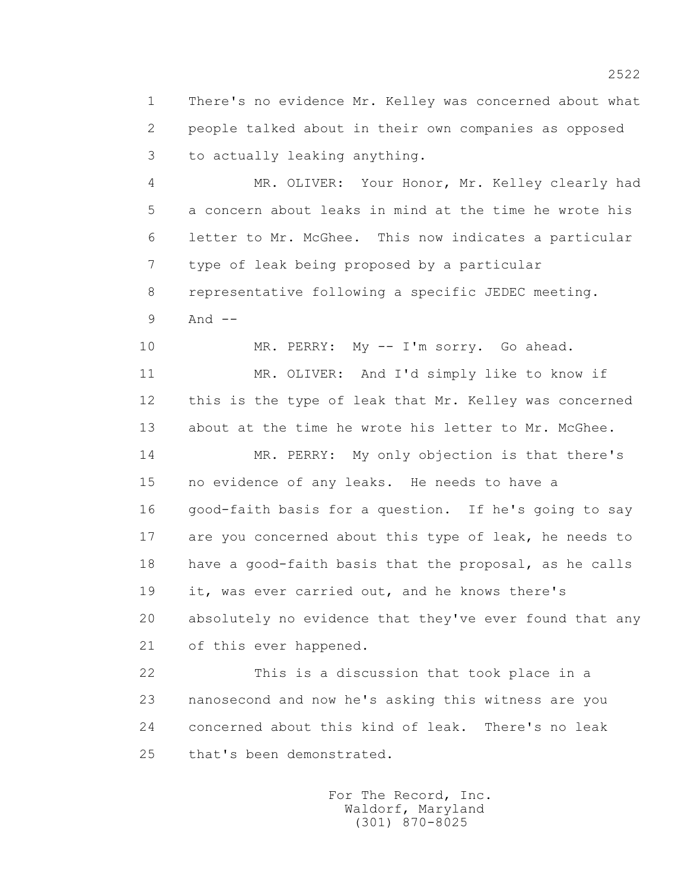1 There's no evidence Mr. Kelley was concerned about what
2 people talked about in their own companies as opposed
3 to actually leaking anything.

4 MR. OLIVER: Your Honor, Mr. Kelley clearly had
5 a concern about leaks in mind at the time he wrote his
6 letter to Mr. McGhee. This now indicates a particular
7 type of leak being proposed by a particular
8 representative following a specific JEDEC meeting.
9 And --

10 MR. PERRY: My -- I'm sorry. Go ahead.

11 MR. OLIVER: And I'd simply like to know if
12 this is the type of leak that Mr. Kelley was concerned
13 about at the time he wrote his letter to Mr. McGhee.

14 MR. PERRY: My only objection is that there's
15 no evidence of any leaks. He needs to have a
16 good-faith basis for a question. If he's going to say
17 are you concerned about this type of leak, he needs to
18 have a good-faith basis that the proposal, as he calls
19 it, was ever carried out, and he knows there's
20 absolutely no evidence that they've ever found that any
21 of this ever happened.

22 This is a discussion that took place in a
23 nanosecond and now he's asking this witness are you
24 concerned about this kind of leak. There's no leak
25 that's been demonstrated.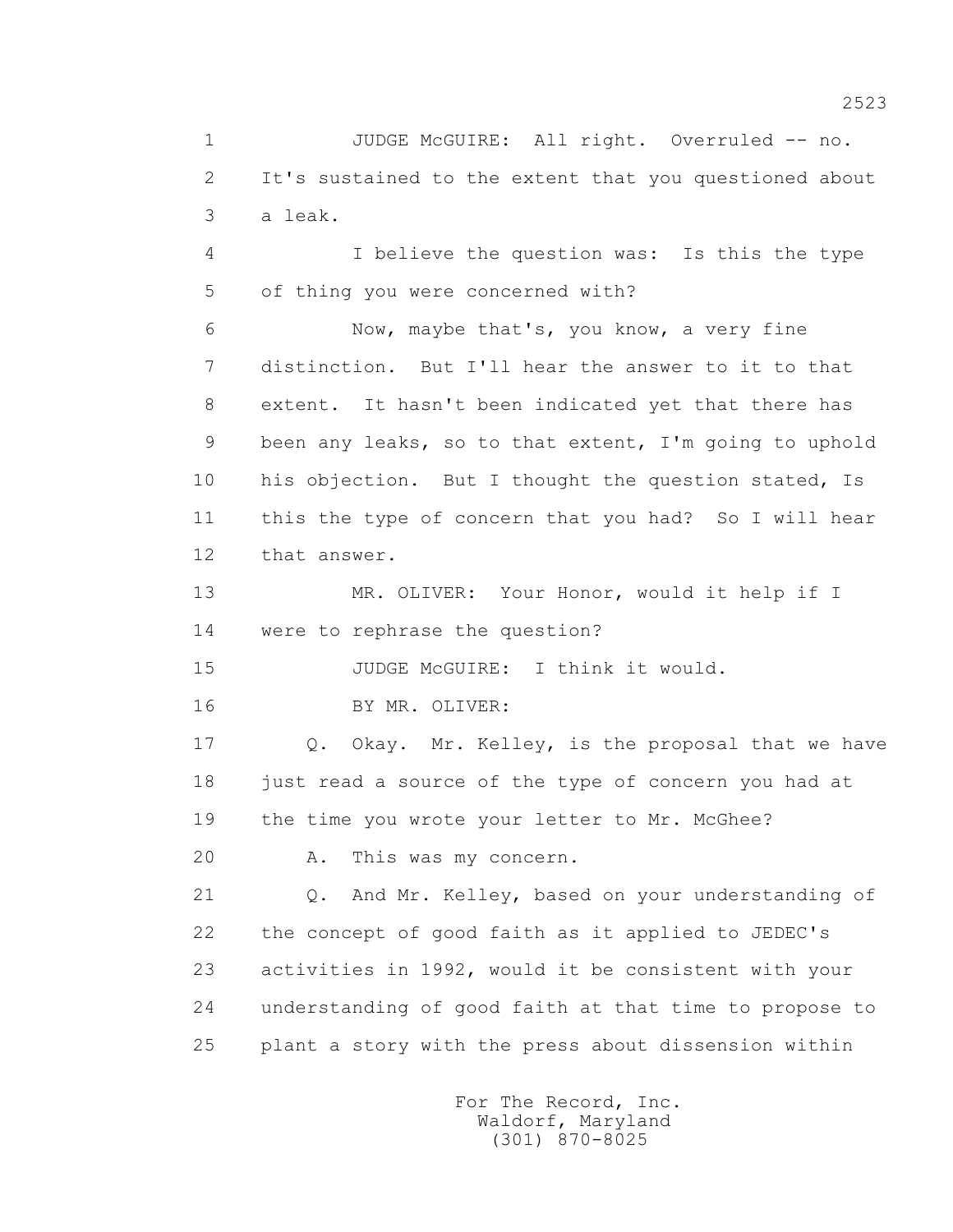1 JUDGE McGUIRE: All right. Overruled -- no.
2 It's sustained to the extent that you questioned about
3 a leak.

4 I believe the question was: Is this the type
5 of thing you were concerned with?

6 Now, maybe that's, you know, a very fine
7 distinction. But I'll hear the answer to it to that
8 extent. It hasn't been indicated yet that there has
9 been any leaks, so to that extent, I'm going to uphold
10 his objection. But I thought the question stated, Is
11 this the type of concern that you had? So I will hear
12 that answer.

13 MR. OLIVER: Your Honor, would it help if I
14 were to rephrase the question?

15 JUDGE McGUIRE: I think it would.

16 BY MR. OLIVER:

17 Q. Okay. Mr. Kelley, is the proposal that we have
18 just read a source of the type of concern you had at
19 the time you wrote your letter to Mr. McGhee?

20 A. This was my concern.

21 Q. And Mr. Kelley, based on your understanding of
22 the concept of good faith as it applied to JEDEC's
23 activities in 1992, would it be consistent with your
24 understanding of good faith at that time to propose to
25 plant a story with the press about dissension within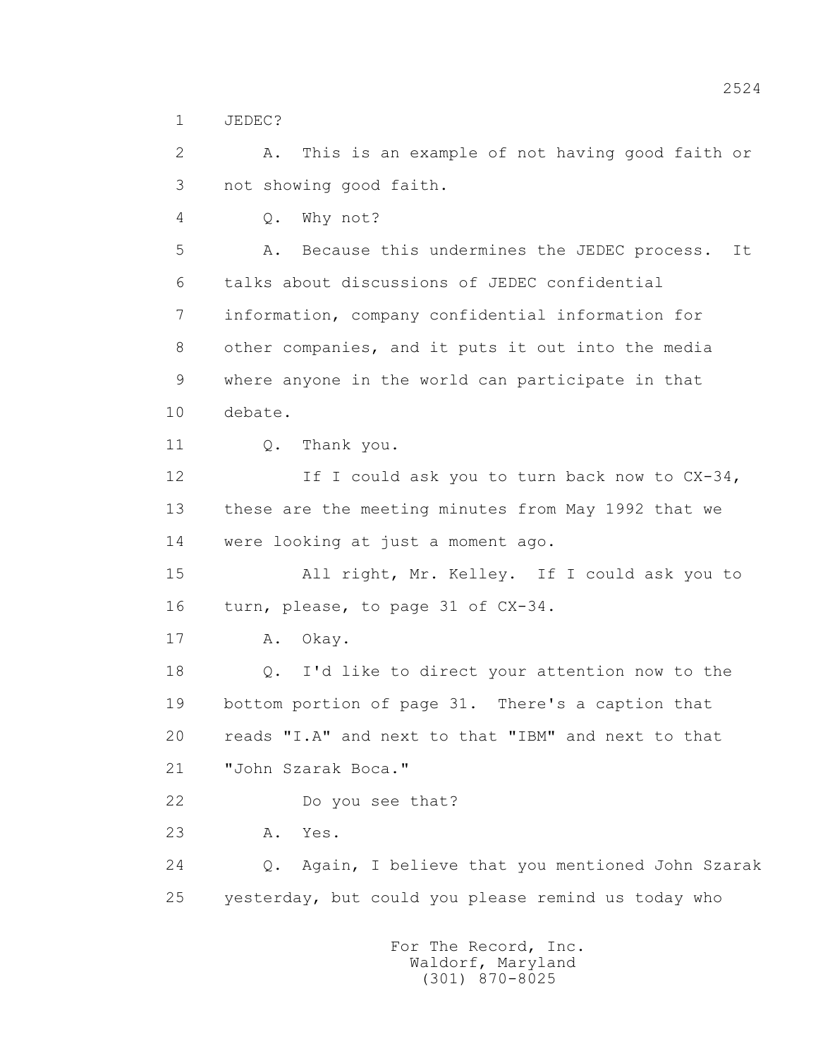1 JEDEC?

2 A. This is an example of not having good faith or

3 not showing good faith.

4 Q. Why not?

5 A. Because this undermines the JEDEC process. It

6 talks about discussions of JEDEC confidential

7 information, company confidential information for

8 other companies, and it puts it out into the media

9 where anyone in the world can participate in that

10 debate.

11 Q. Thank you.

12 If I could ask you to turn back now to CX-34,

13 these are the meeting minutes from May 1992 that we

14 were looking at just a moment ago.

15 All right, Mr. Kelley. If I could ask you to

16 turn, please, to page 31 of CX-34.

17 A. Okay.

18 Q. I'd like to direct your attention now to the

19 bottom portion of page 31. There's a caption that

20 reads "I.A" and next to that "IBM" and next to that

21 "John Szarak Boca."

22 Do you see that?

23 A. Yes.

24 Q. Again, I believe that you mentioned John Szarak

25 yesterday, but could you please remind us today who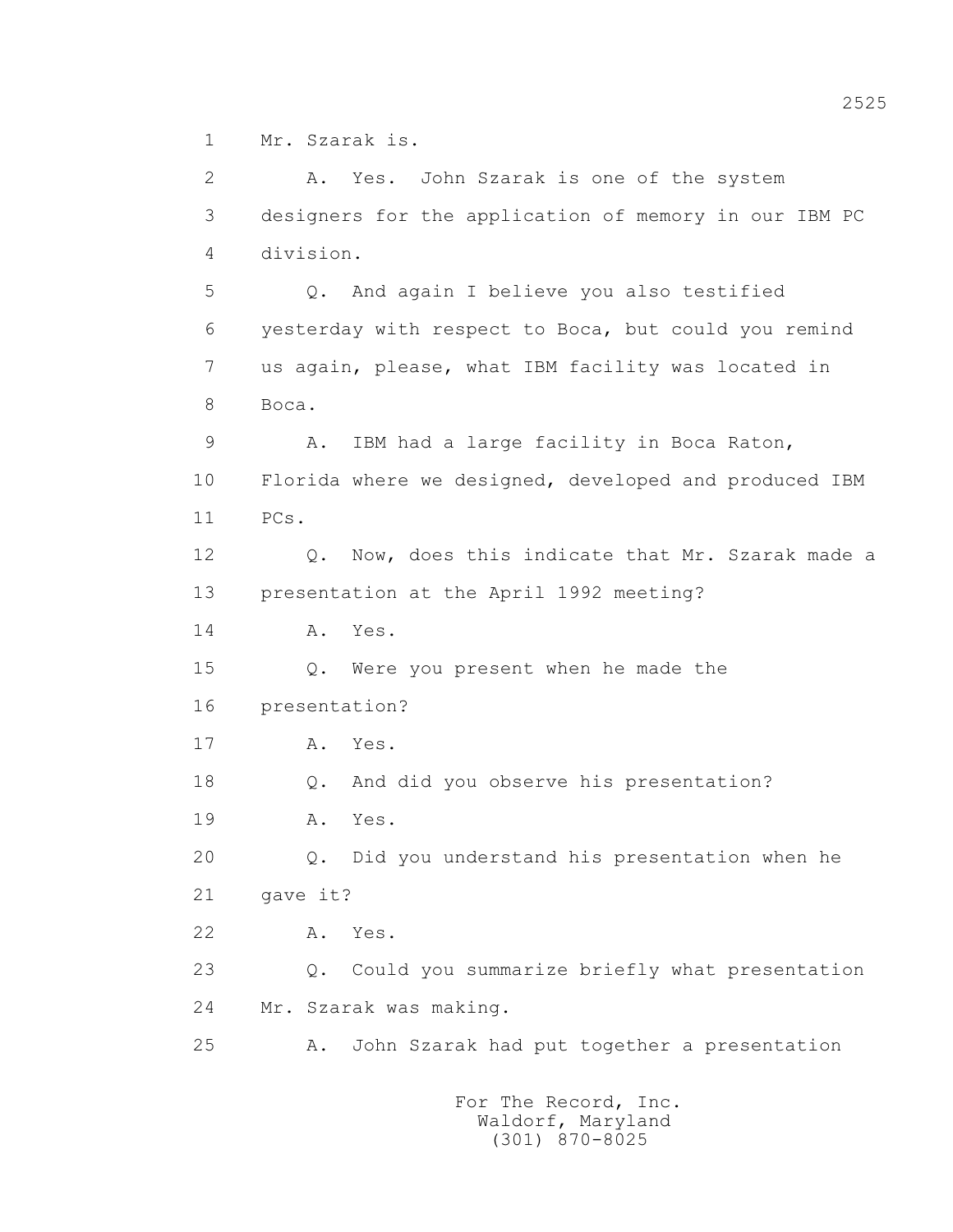1 Mr. Szarak is.

2 A. Yes. John Szarak is one of the system

3 designers for the application of memory in our IBM PC

4 division.

5 Q. And again I believe you also testified

6 yesterday with respect to Boca, but could you remind

7 us again, please, what IBM facility was located in

8 Boca.

9 A. IBM had a large facility in Boca Raton,

10 Florida where we designed, developed and produced IBM

11 PCs.

12 Q. Now, does this indicate that Mr. Szarak made a

13 presentation at the April 1992 meeting?

14 A. Yes.

15 Q. Were you present when he made the

16 presentation?

17 A. Yes.

18 Q. And did you observe his presentation?

19 A. Yes.

20 Q. Did you understand his presentation when he

21 gave it?

22 A. Yes.

23 Q. Could you summarize briefly what presentation

24 Mr. Szarak was making.

25 A. John Szarak had put together a presentation

For The Record, Inc.
Waldorf, Maryland
(301) 870-8025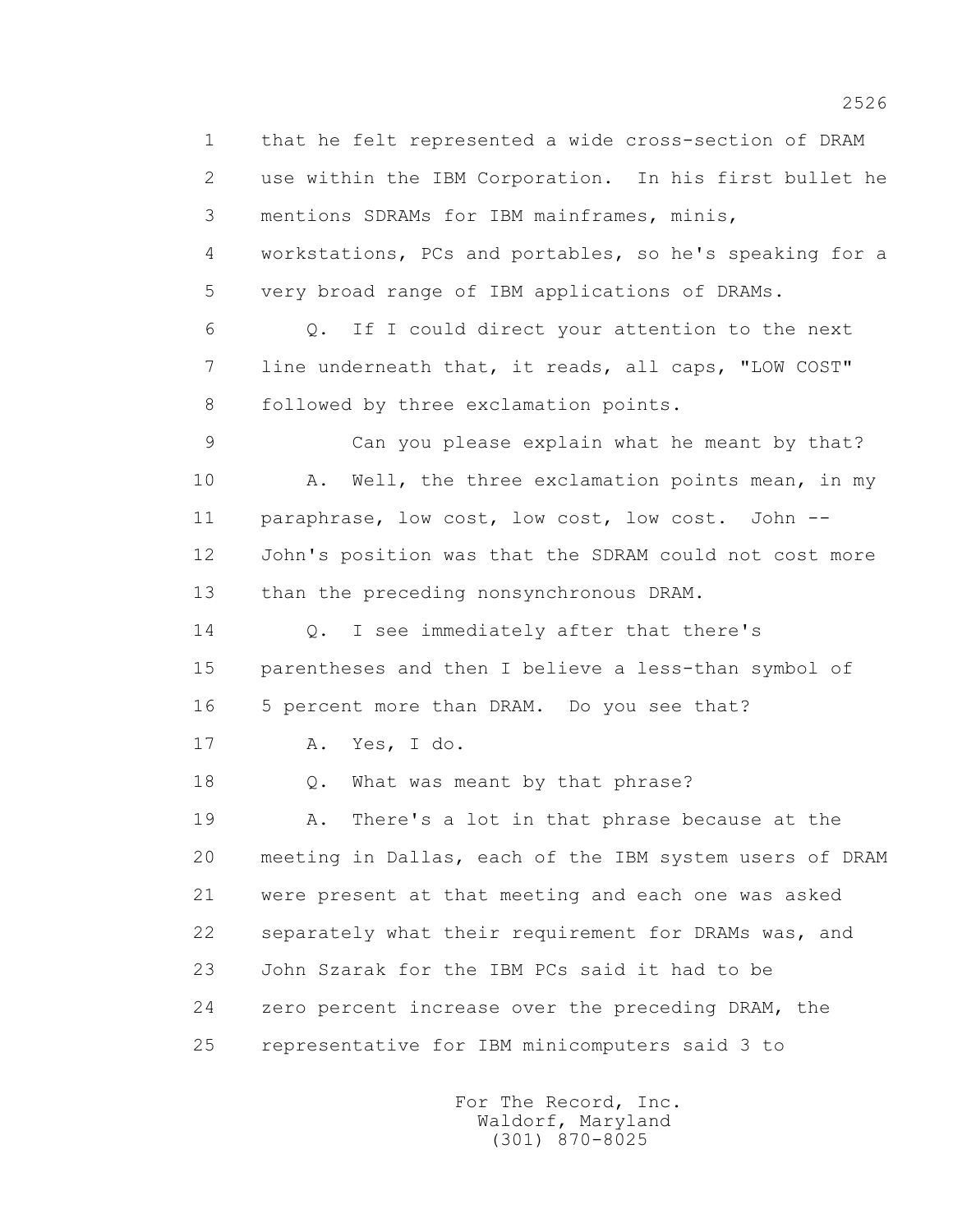1 that he felt represented a wide cross-section of DRAM
2 use within the IBM Corporation. In his first bullet he
3 mentions SDRAMs for IBM mainframes, minis,
4 workstations, PCs and portables, so he's speaking for a
5 very broad range of IBM applications of DRAMs.

6 Q. If I could direct your attention to the next
7 line underneath that, it reads, all caps, "LOW COST"
8 followed by three exclamation points.

9 Can you please explain what he meant by that?

10 A. Well, the three exclamation points mean, in my
11 paraphrase, low cost, low cost, low cost. John --
12 John's position was that the SDRAM could not cost more
13 than the preceding nonsynchronous DRAM.

14 Q. I see immediately after that there's
15 parentheses and then I believe a less-than symbol of
16 5 percent more than DRAM. Do you see that?

17 A. Yes, I do.

18 Q. What was meant by that phrase?

19 A. There's a lot in that phrase because at the
20 meeting in Dallas, each of the IBM system users of DRAM
21 were present at that meeting and each one was asked
22 separately what their requirement for DRAMs was, and
23 John Szarak for the IBM PCs said it had to be
24 zero percent increase over the preceding DRAM, the
25 representative for IBM minicomputers said 3 to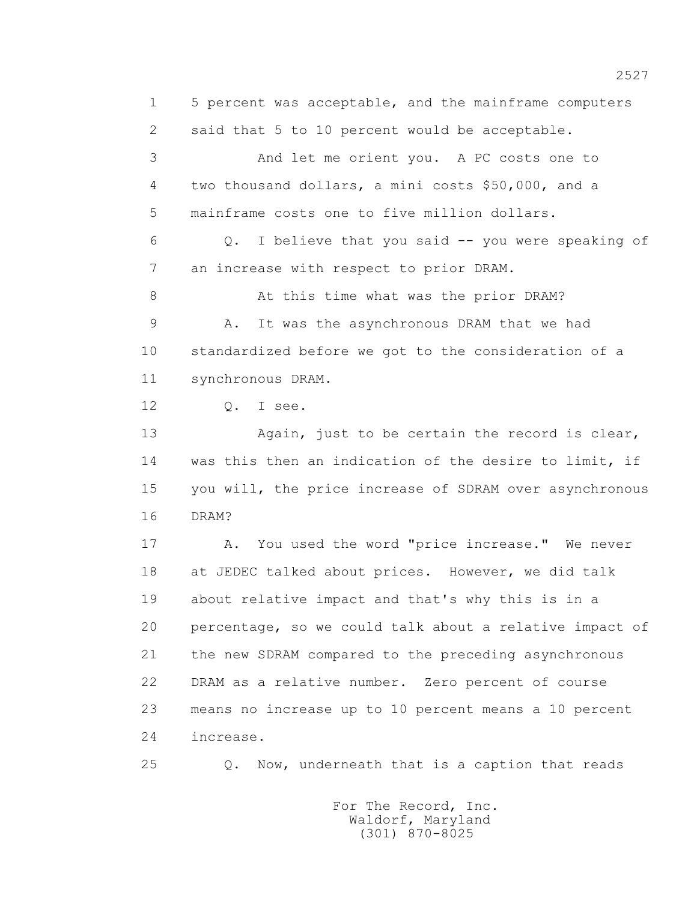1 5 percent was acceptable, and the mainframe computers
2 said that 5 to 10 percent would be acceptable.
3 And let me orient you. A PC costs one to
4 two thousand dollars, a mini costs $50,000, and a
5 mainframe costs one to five million dollars.
6 Q. I believe that you said -- you were speaking of
7 an increase with respect to prior DRAM.
8 At this time what was the prior DRAM?
9 A. It was the asynchronous DRAM that we had
10 standardized before we got to the consideration of a
11 synchronous DRAM.
12 Q. I see.
13 Again, just to be certain the record is clear,
14 was this then an indication of the desire to limit, if
15 you will, the price increase of SDRAM over asynchronous
16 DRAM?
17 A. You used the word "price increase." We never
18 at JEDEC talked about prices. However, we did talk
19 about relative impact and that's why this is in a
20 percentage, so we could talk about a relative impact of
21 the new SDRAM compared to the preceding asynchronous
22 DRAM as a relative number. Zero percent of course
23 means no increase up to 10 percent means a 10 percent
24 increase.
25 Q. Now, underneath that is a caption that reads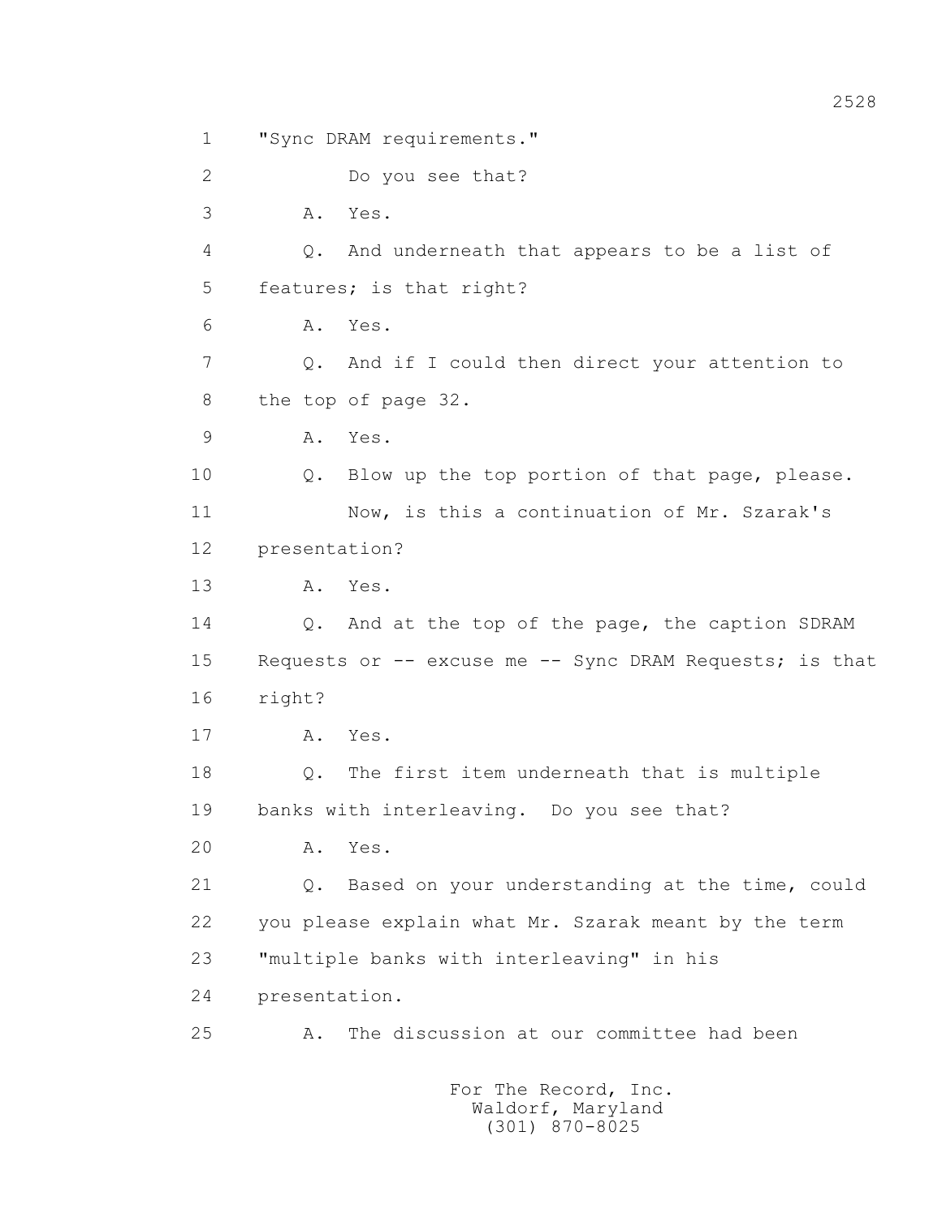1 "Sync DRAM requirements."

2 Do you see that?

3 A. Yes.

4 Q. And underneath that appears to be a list of

5 features; is that right?

6 A. Yes.

7 Q. And if I could then direct your attention to

8 the top of page 32.

9 A. Yes.

10 Q. Blow up the top portion of that page, please.

11 Now, is this a continuation of Mr. Szarak's

12 presentation?

13 A. Yes.

14 Q. And at the top of the page, the caption SDRAM

15 Requests or -- excuse me -- Sync DRAM Requests; is that

16 right?

17 A. Yes.

18 Q. The first item underneath that is multiple

19 banks with interleaving. Do you see that?

20 A. Yes.

21 Q. Based on your understanding at the time, could

22 you please explain what Mr. Szarak meant by the term

23 "multiple banks with interleaving" in his

24 presentation.

25 A. The discussion at our committee had been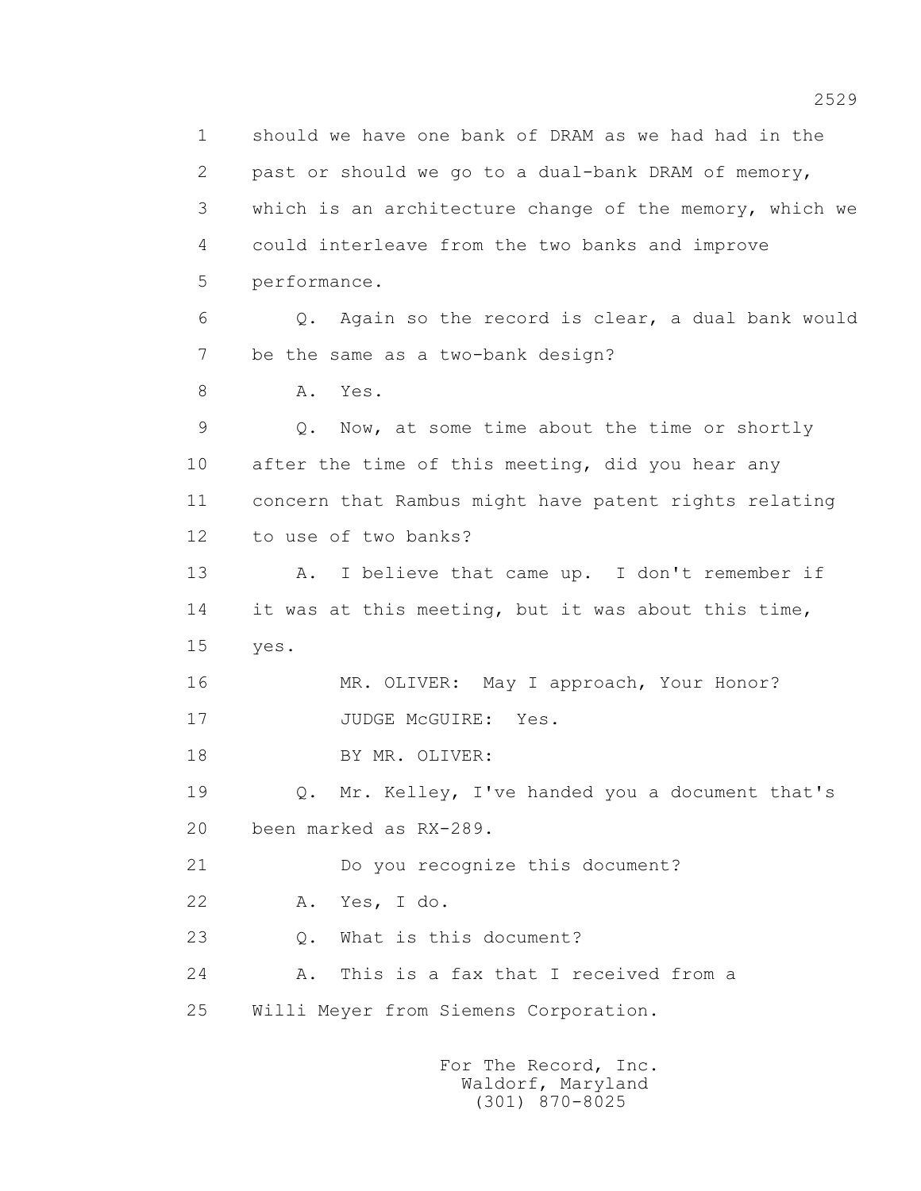1 should we have one bank of DRAM as we had had in the
2 past or should we go to a dual-bank DRAM of memory,
3 which is an architecture change of the memory, which we
4 could interleave from the two banks and improve
5 performance.

6 Q. Again so the record is clear, a dual bank would
7 be the same as a two-bank design?

8 A. Yes.

9 Q. Now, at some time about the time or shortly
10 after the time of this meeting, did you hear any
11 concern that Rambus might have patent rights relating
12 to use of two banks?

13 A. I believe that came up. I don't remember if
14 it was at this meeting, but it was about this time,
15 yes.

16 MR. OLIVER: May I approach, Your Honor?

17 JUDGE McGUIRE: Yes.

18 BY MR. OLIVER:

19 Q. Mr. Kelley, I've handed you a document that's
20 been marked as RX-289.

21 Do you recognize this document?

22 A. Yes, I do.

23 Q. What is this document?

24 A. This is a fax that I received from a
25 Willi Meyer from Siemens Corporation.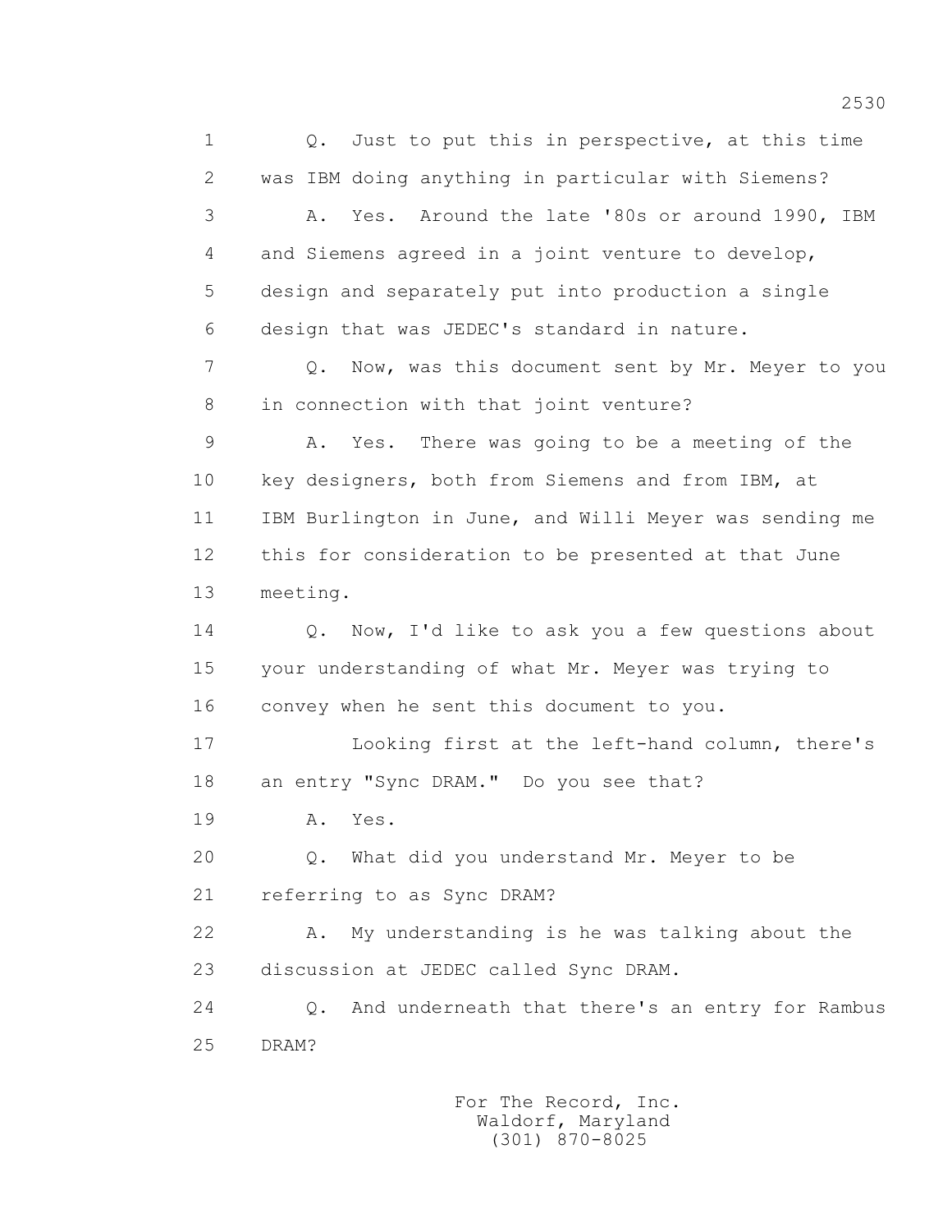Q. Just to put this in perspective, at this time was IBM doing anything in particular with Siemens?

A. Yes. Around the late '80s or around 1990, IBM and Siemens agreed in a joint venture to develop, design and separately put into production a single design that was JEDEC's standard in nature.

Q. Now, was this document sent by Mr. Meyer to you in connection with that joint venture?

A. Yes. There was going to be a meeting of the key designers, both from Siemens and from IBM, at IBM Burlington in June, and Willi Meyer was sending me this for consideration to be presented at that June meeting.

Q. Now, I'd like to ask you a few questions about your understanding of what Mr. Meyer was trying to convey when he sent this document to you.

Looking first at the left-hand column, there's an entry "Sync DRAM." Do you see that?

A. Yes.

Q. What did you understand Mr. Meyer to be referring to as Sync DRAM?

A. My understanding is he was talking about the discussion at JEDEC called Sync DRAM.

Q. And underneath that there's an entry for Rambus DRAM?

For The Record, Inc.
Waldorf, Maryland
(301) 870-8025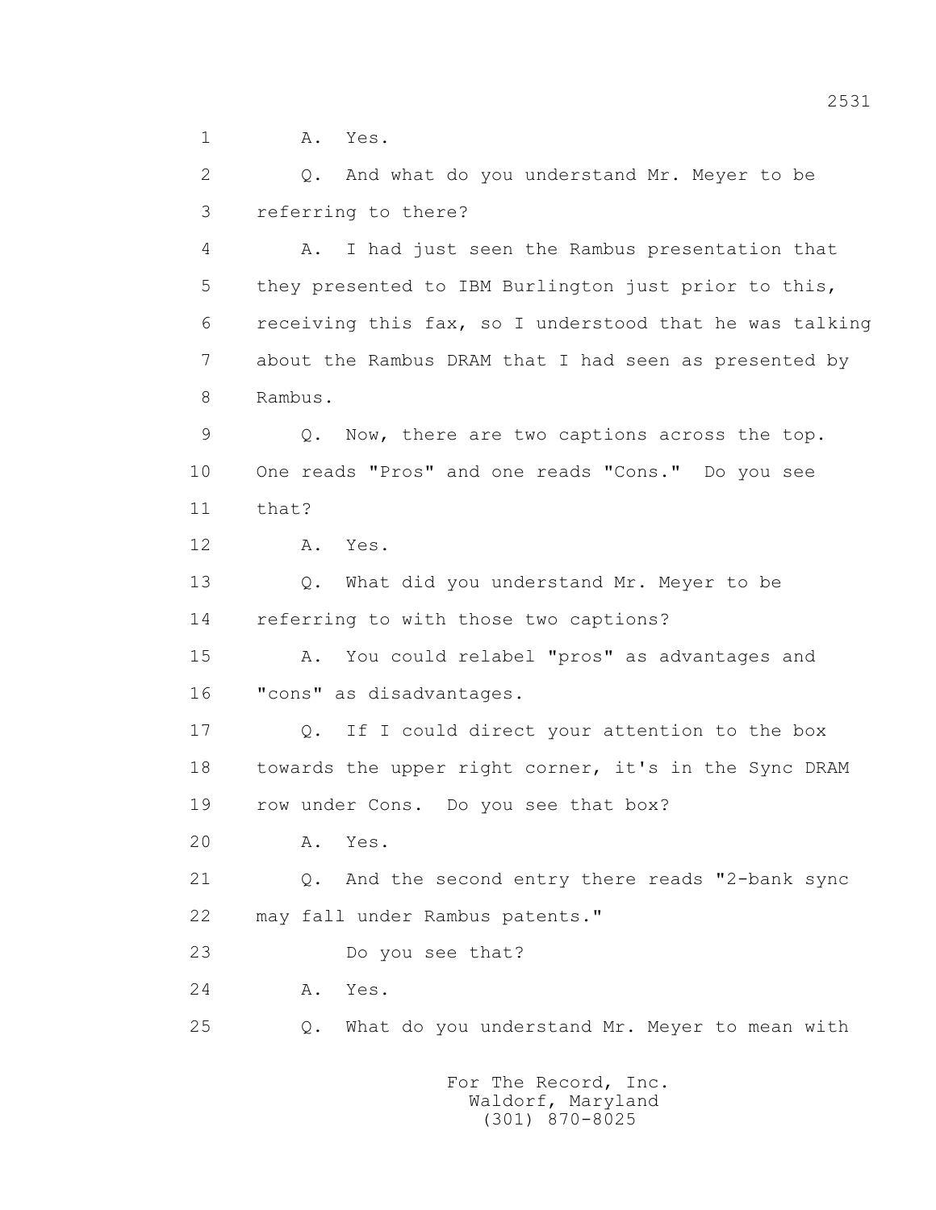1 A. Yes.

2 Q. And what do you understand Mr. Meyer to be

3 referring to there?

4 A. I had just seen the Rambus presentation that

5 they presented to IBM Burlington just prior to this,

6 receiving this fax, so I understood that he was talking

7 about the Rambus DRAM that I had seen as presented by

8 Rambus.

9 Q. Now, there are two captions across the top.

10 One reads "Pros" and one reads "Cons." Do you see

11 that?

12 A. Yes.

13 Q. What did you understand Mr. Meyer to be

14 referring to with those two captions?

15 A. You could relabel "pros" as advantages and

16 "cons" as disadvantages.

17 Q. If I could direct your attention to the box

18 towards the upper right corner, it's in the Sync DRAM

19 row under Cons. Do you see that box?

20 A. Yes.

21 Q. And the second entry there reads "2-bank sync

22 may fall under Rambus patents."

23 Do you see that?

24 A. Yes.

25 Q. What do you understand Mr. Meyer to mean with

For The Record, Inc.
Waldorf, Maryland
(301) 870-8025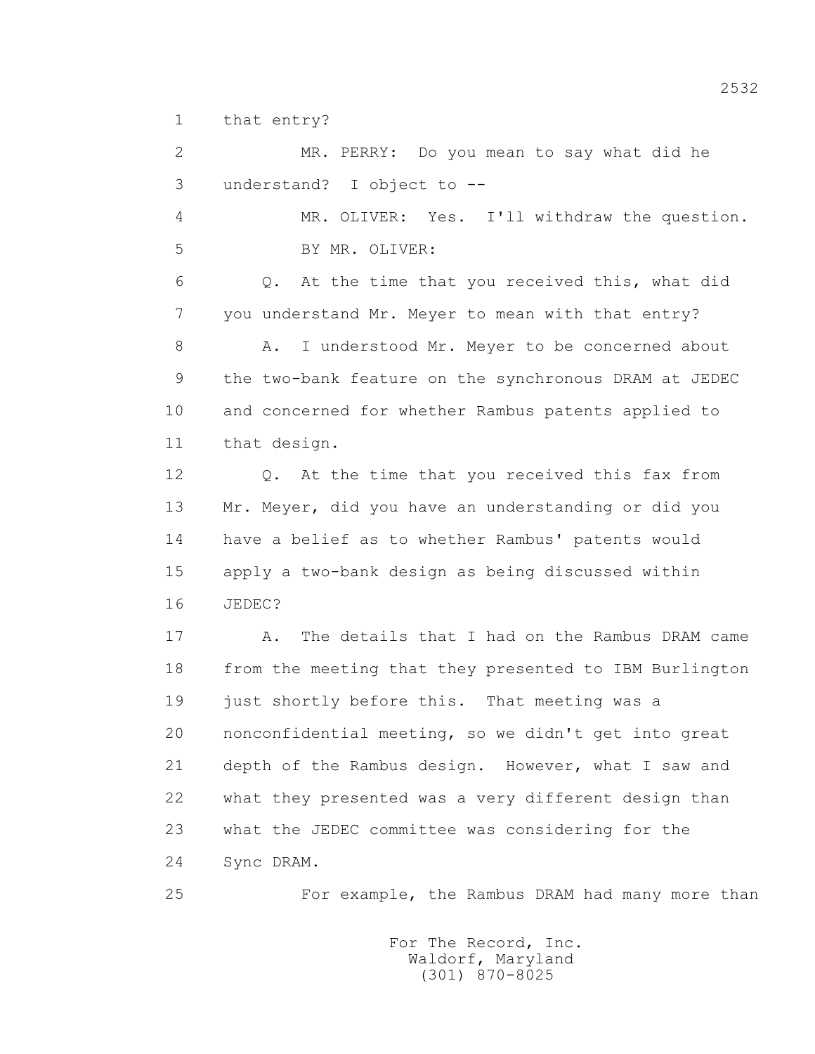1 that entry?

2 MR. PERRY: Do you mean to say what did he

3 understand? I object to --

4 MR. OLIVER: Yes. I'll withdraw the question.

5 BY MR. OLIVER:

6 Q. At the time that you received this, what did

7 you understand Mr. Meyer to mean with that entry?

8 A. I understood Mr. Meyer to be concerned about

9 the two-bank feature on the synchronous DRAM at JEDEC

10 and concerned for whether Rambus patents applied to

11 that design.

12 Q. At the time that you received this fax from

13 Mr. Meyer, did you have an understanding or did you

14 have a belief as to whether Rambus' patents would

15 apply a two-bank design as being discussed within

16 JEDEC?

17 A. The details that I had on the Rambus DRAM came

18 from the meeting that they presented to IBM Burlington

19 just shortly before this. That meeting was a

20 nonconfidential meeting, so we didn't get into great

21 depth of the Rambus design. However, what I saw and

22 what they presented was a very different design than

23 what the JEDEC committee was considering for the

24 Sync DRAM.

25 For example, the Rambus DRAM had many more than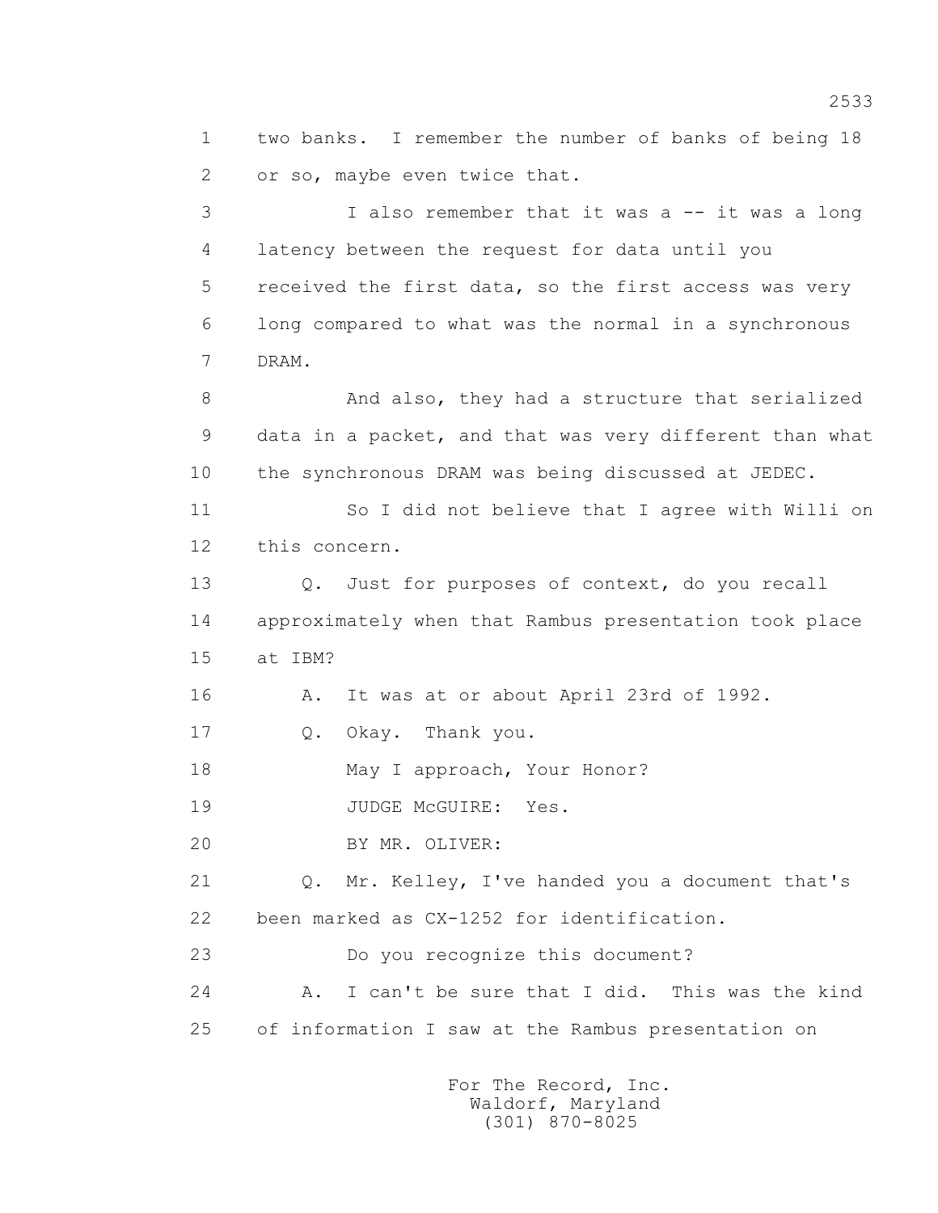1 two banks. I remember the number of banks of being 18
2 or so, maybe even twice that.

3 I also remember that it was a -- it was a long
4 latency between the request for data until you
5 received the first data, so the first access was very
6 long compared to what was the normal in a synchronous
7 DRAM.

8 And also, they had a structure that serialized
9 data in a packet, and that was very different than what
10 the synchronous DRAM was being discussed at JEDEC.

11 So I did not believe that I agree with Willi on
12 this concern.

13 Q. Just for purposes of context, do you recall
14 approximately when that Rambus presentation took place
15 at IBM?

16 A. It was at or about April 23rd of 1992.

17 Q. Okay. Thank you.

18 May I approach, Your Honor?

19 JUDGE McGUIRE: Yes.

20 BY MR. OLIVER:

21 Q. Mr. Kelley, I've handed you a document that's
22 been marked as CX-1252 for identification.

23 Do you recognize this document?

24 A. I can't be sure that I did. This was the kind
25 of information I saw at the Rambus presentation on

For The Record, Inc.
Waldorf, Maryland
(301) 870-8025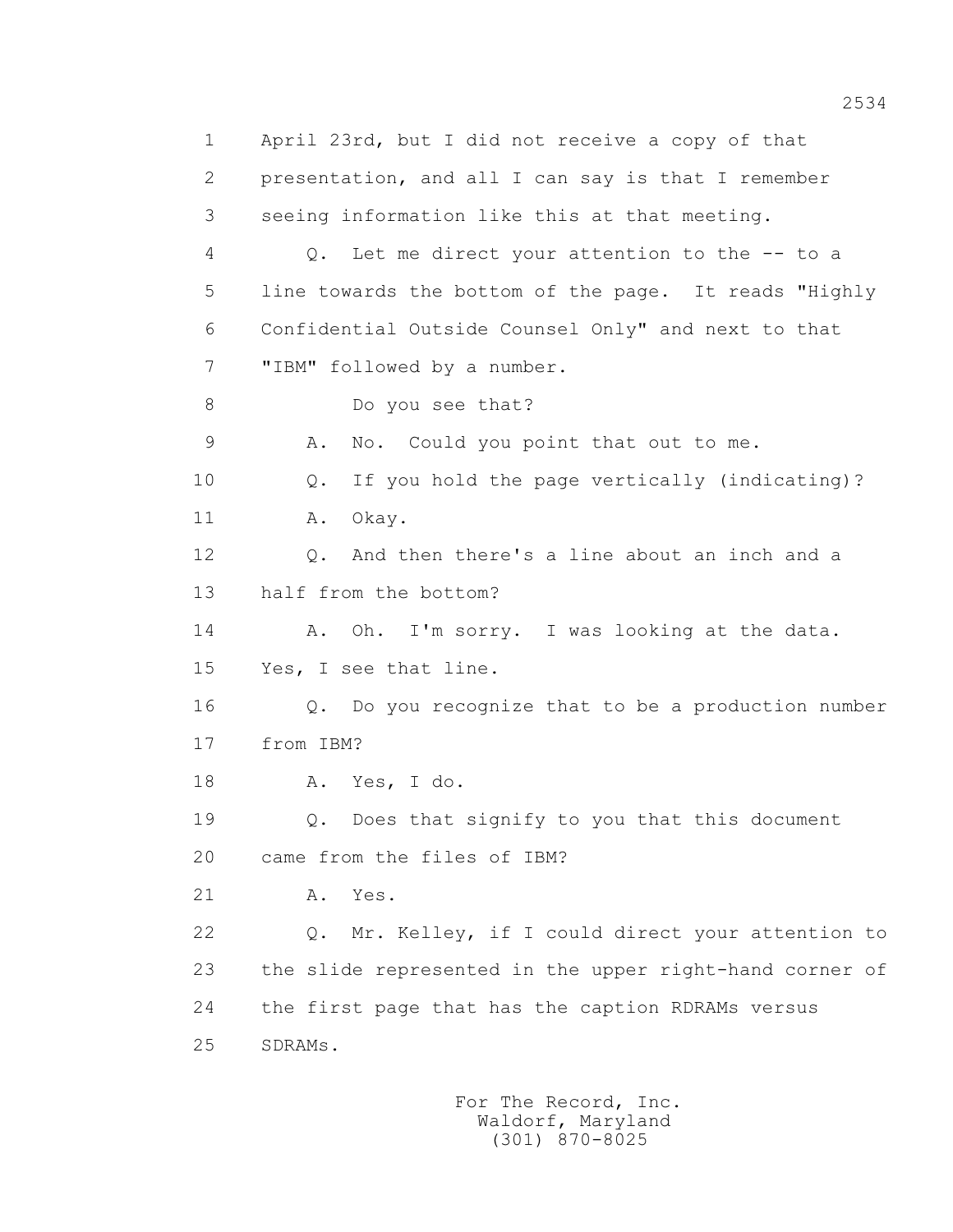1 April 23rd, but I did not receive a copy of that
2 presentation, and all I can say is that I remember
3 seeing information like this at that meeting.
4 Q. Let me direct your attention to the -- to a
5 line towards the bottom of the page. It reads "Highly
6 Confidential Outside Counsel Only" and next to that
7 "IBM" followed by a number.
8 Do you see that?
9 A. No. Could you point that out to me.
10 Q. If you hold the page vertically (indicating)?
11 A. Okay.
12 Q. And then there's a line about an inch and a
13 half from the bottom?
14 A. Oh. I'm sorry. I was looking at the data.
15 Yes, I see that line.
16 Q. Do you recognize that to be a production number
17 from IBM?
18 A. Yes, I do.
19 Q. Does that signify to you that this document
20 came from the files of IBM?
21 A. Yes.
22 Q. Mr. Kelley, if I could direct your attention to
23 the slide represented in the upper right-hand corner of
24 the first page that has the caption RDRAMs versus
25 SDRAMs.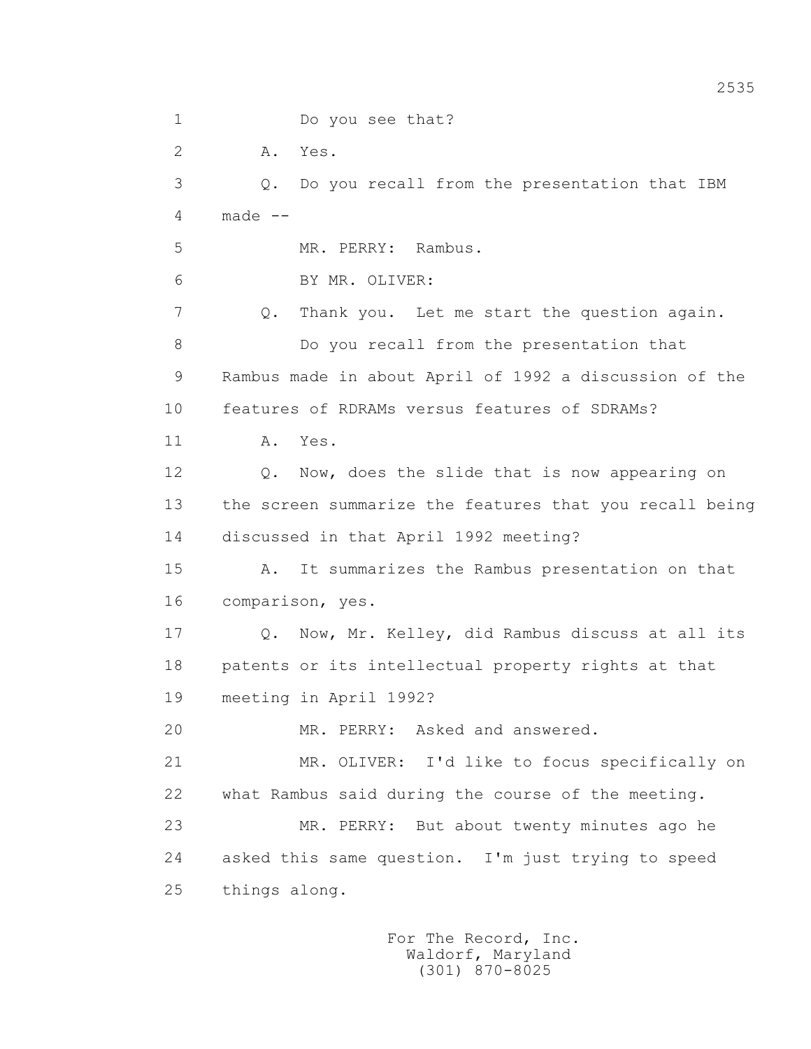1 Do you see that?

2 A. Yes.

3 Q. Do you recall from the presentation that IBM

4 made --

5 MR. PERRY: Rambus.

6 BY MR. OLIVER:

7 Q. Thank you. Let me start the question again.

8 Do you recall from the presentation that

9 Rambus made in about April of 1992 a discussion of the

10 features of RDRAMs versus features of SDRAMs?

11 A. Yes.

12 Q. Now, does the slide that is now appearing on

13 the screen summarize the features that you recall being

14 discussed in that April 1992 meeting?

15 A. It summarizes the Rambus presentation on that

16 comparison, yes.

17 Q. Now, Mr. Kelley, did Rambus discuss at all its

18 patents or its intellectual property rights at that

19 meeting in April 1992?

20 MR. PERRY: Asked and answered.

21 MR. OLIVER: I'd like to focus specifically on

22 what Rambus said during the course of the meeting.

23 MR. PERRY: But about twenty minutes ago he

24 asked this same question. I'm just trying to speed

25 things along.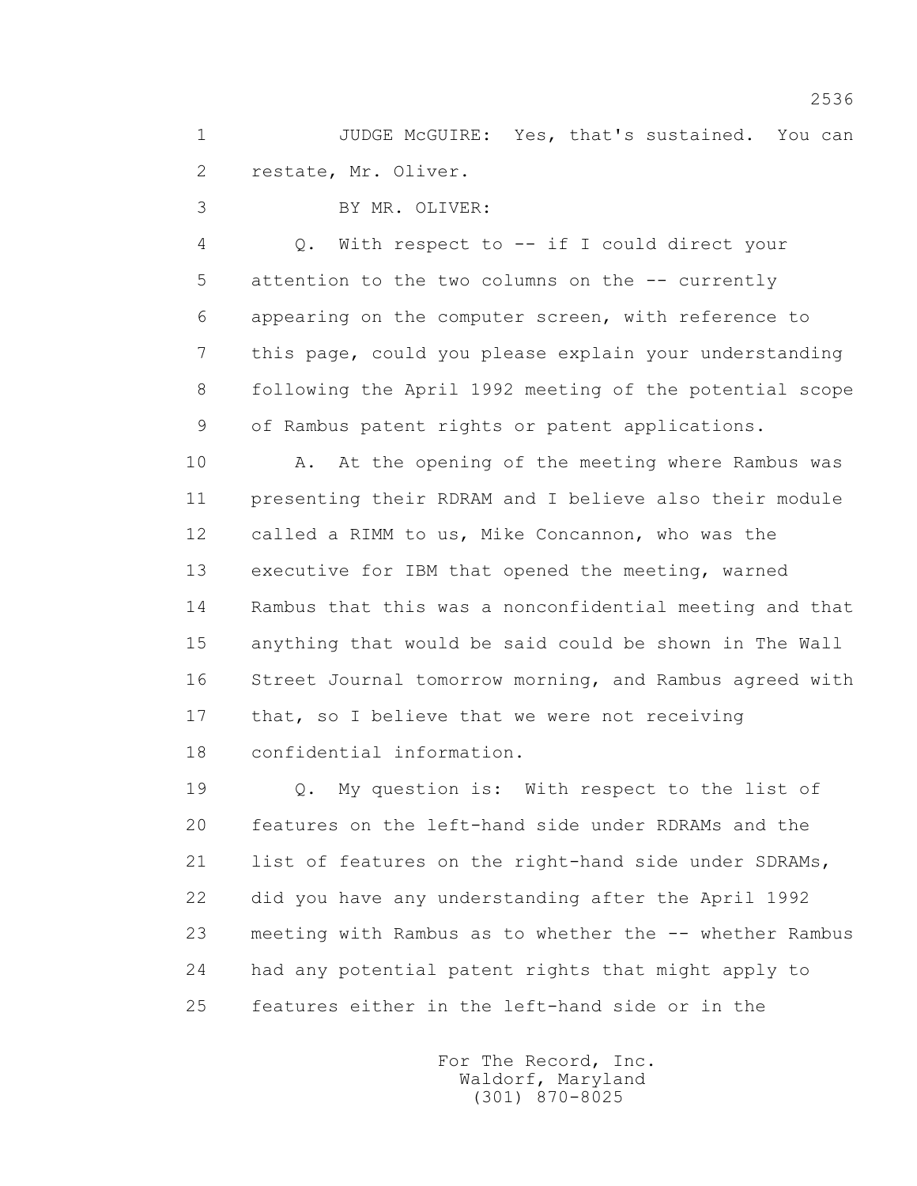JUDGE McGUIRE: Yes, that's sustained. You can restate, Mr. Oliver.

BY MR. OLIVER:

Q. With respect to -- if I could direct your attention to the two columns on the -- currently appearing on the computer screen, with reference to this page, could you please explain your understanding following the April 1992 meeting of the potential scope of Rambus patent rights or patent applications.

A. At the opening of the meeting where Rambus was presenting their RDRAM and I believe also their module called a RIMM to us, Mike Concannon, who was the executive for IBM that opened the meeting, warned Rambus that this was a nonconfidential meeting and that anything that would be said could be shown in The Wall Street Journal tomorrow morning, and Rambus agreed with that, so I believe that we were not receiving confidential information.

Q. My question is: With respect to the list of features on the left-hand side under RDRAMs and the list of features on the right-hand side under SDRAMs, did you have any understanding after the April 1992 meeting with Rambus as to whether the -- whether Rambus had any potential patent rights that might apply to features either in the left-hand side or in the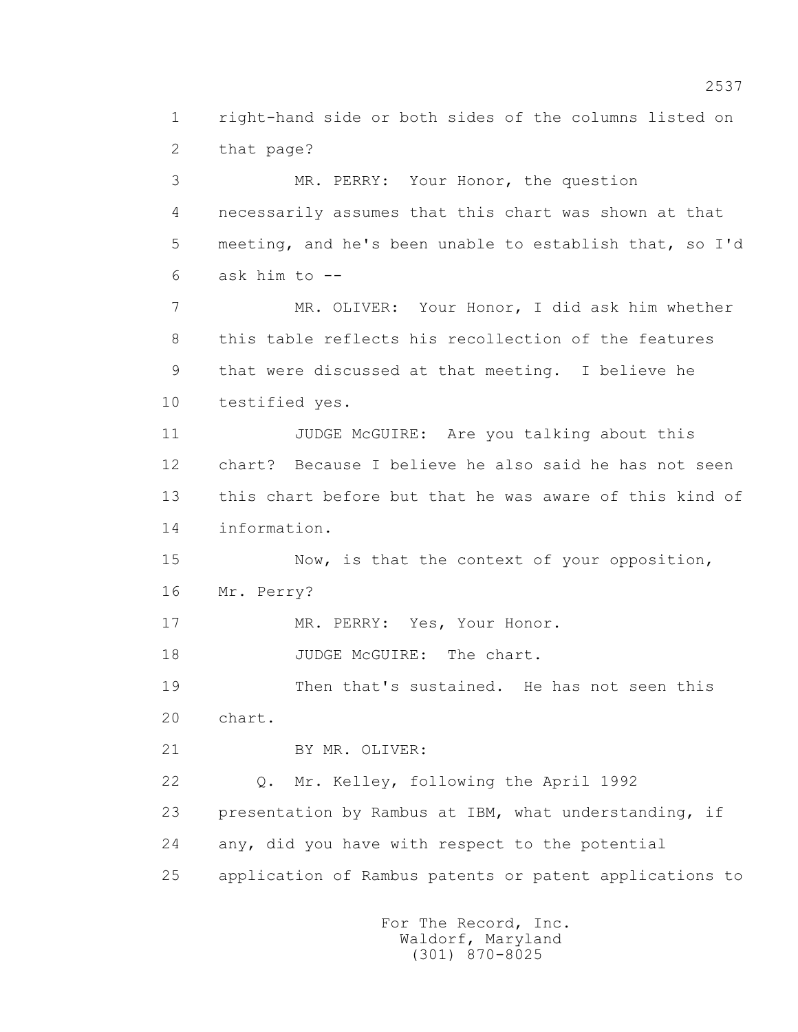1 right-hand side or both sides of the columns listed on
2 that page?

3 MR. PERRY: Your Honor, the question
4 necessarily assumes that this chart was shown at that
5 meeting, and he's been unable to establish that, so I'd
6 ask him to --

7 MR. OLIVER: Your Honor, I did ask him whether
8 this table reflects his recollection of the features
9 that were discussed at that meeting. I believe he
10 testified yes.

11 JUDGE McGUIRE: Are you talking about this
12 chart? Because I believe he also said he has not seen
13 this chart before but that he was aware of this kind of
14 information.

15 Now, is that the context of your opposition,
16 Mr. Perry?

17 MR. PERRY: Yes, Your Honor.

18 JUDGE McGUIRE: The chart.

19 Then that's sustained. He has not seen this
20 chart.

21 BY MR. OLIVER:

22 Q. Mr. Kelley, following the April 1992
23 presentation by Rambus at IBM, what understanding, if
24 any, did you have with respect to the potential
25 application of Rambus patents or patent applications to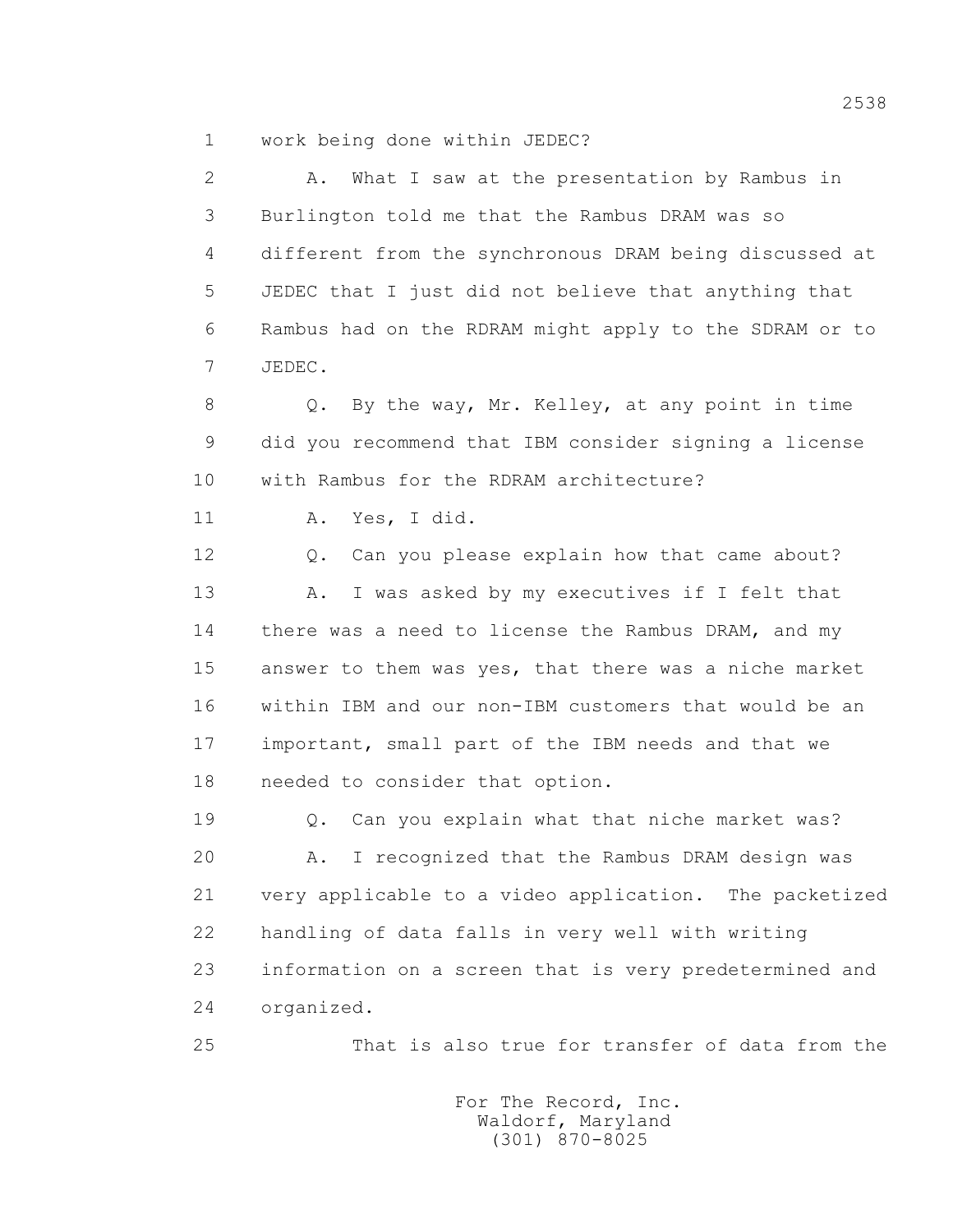1 work being done within JEDEC?

2 A. What I saw at the presentation by Rambus in

3 Burlington told me that the Rambus DRAM was so

4 different from the synchronous DRAM being discussed at

5 JEDEC that I just did not believe that anything that

6 Rambus had on the RDRAM might apply to the SDRAM or to

7 JEDEC.

8 Q. By the way, Mr. Kelley, at any point in time

9 did you recommend that IBM consider signing a license

10 with Rambus for the RDRAM architecture?

11 A. Yes, I did.

12 Q. Can you please explain how that came about?

13 A. I was asked by my executives if I felt that

14 there was a need to license the Rambus DRAM, and my

15 answer to them was yes, that there was a niche market

16 within IBM and our non-IBM customers that would be an

17 important, small part of the IBM needs and that we

18 needed to consider that option.

19 Q. Can you explain what that niche market was?

20 A. I recognized that the Rambus DRAM design was

21 very applicable to a video application. The packetized

22 handling of data falls in very well with writing

23 information on a screen that is very predetermined and

24 organized.

25 That is also true for transfer of data from the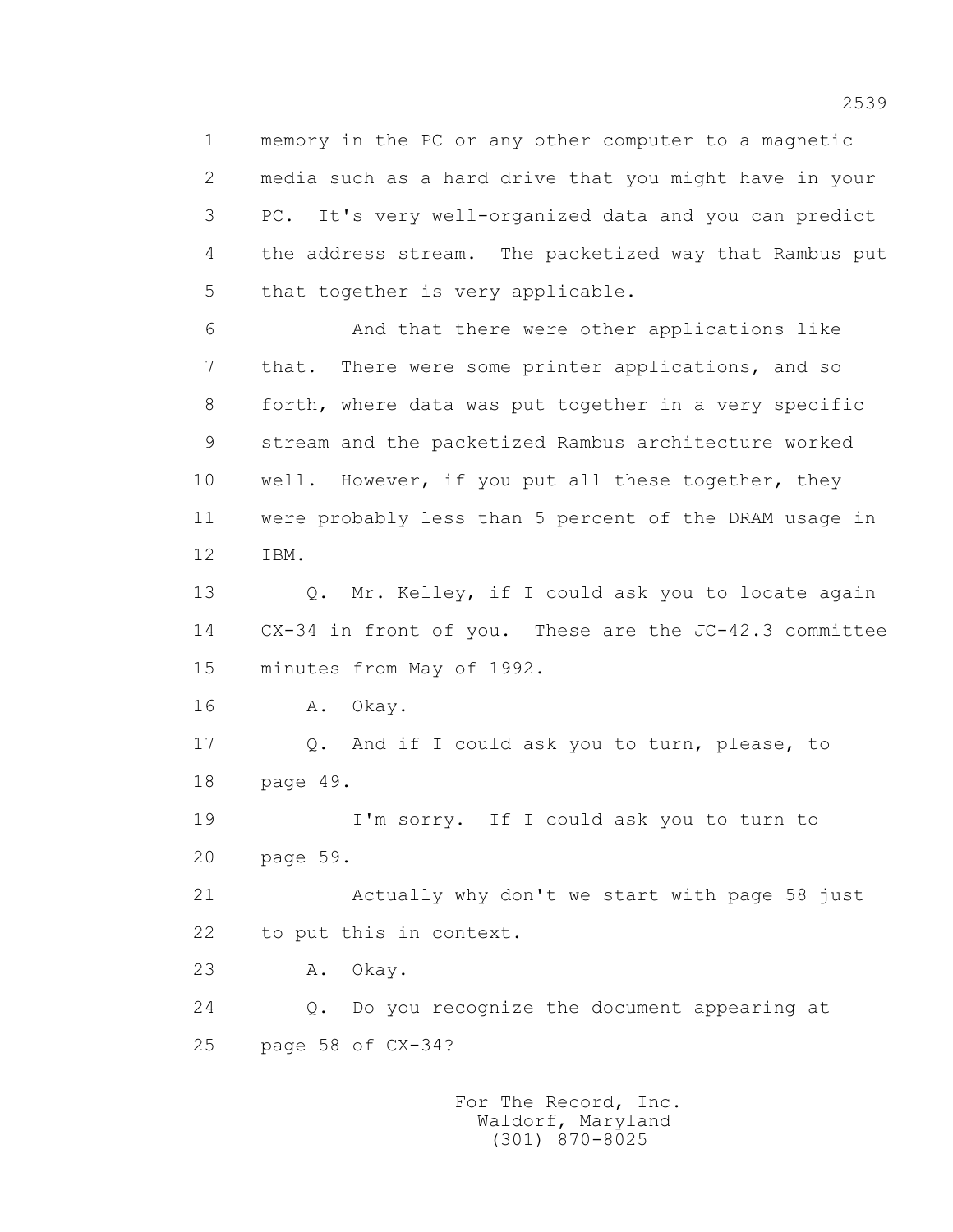1 memory in the PC or any other computer to a magnetic
2 media such as a hard drive that you might have in your
3 PC. It's very well-organized data and you can predict
4 the address stream. The packetized way that Rambus put
5 that together is very applicable.

6 And that there were other applications like
7 that. There were some printer applications, and so
8 forth, where data was put together in a very specific
9 stream and the packetized Rambus architecture worked
10 well. However, if you put all these together, they
11 were probably less than 5 percent of the DRAM usage in
12 IBM.

13 Q. Mr. Kelley, if I could ask you to locate again
14 CX-34 in front of you. These are the JC-42.3 committee
15 minutes from May of 1992.

16 A. Okay.

17 Q. And if I could ask you to turn, please, to
18 page 49.

19 I'm sorry. If I could ask you to turn to
20 page 59.

21 Actually why don't we start with page 58 just
22 to put this in context.

23 A. Okay.

24 Q. Do you recognize the document appearing at
25 page 58 of CX-34?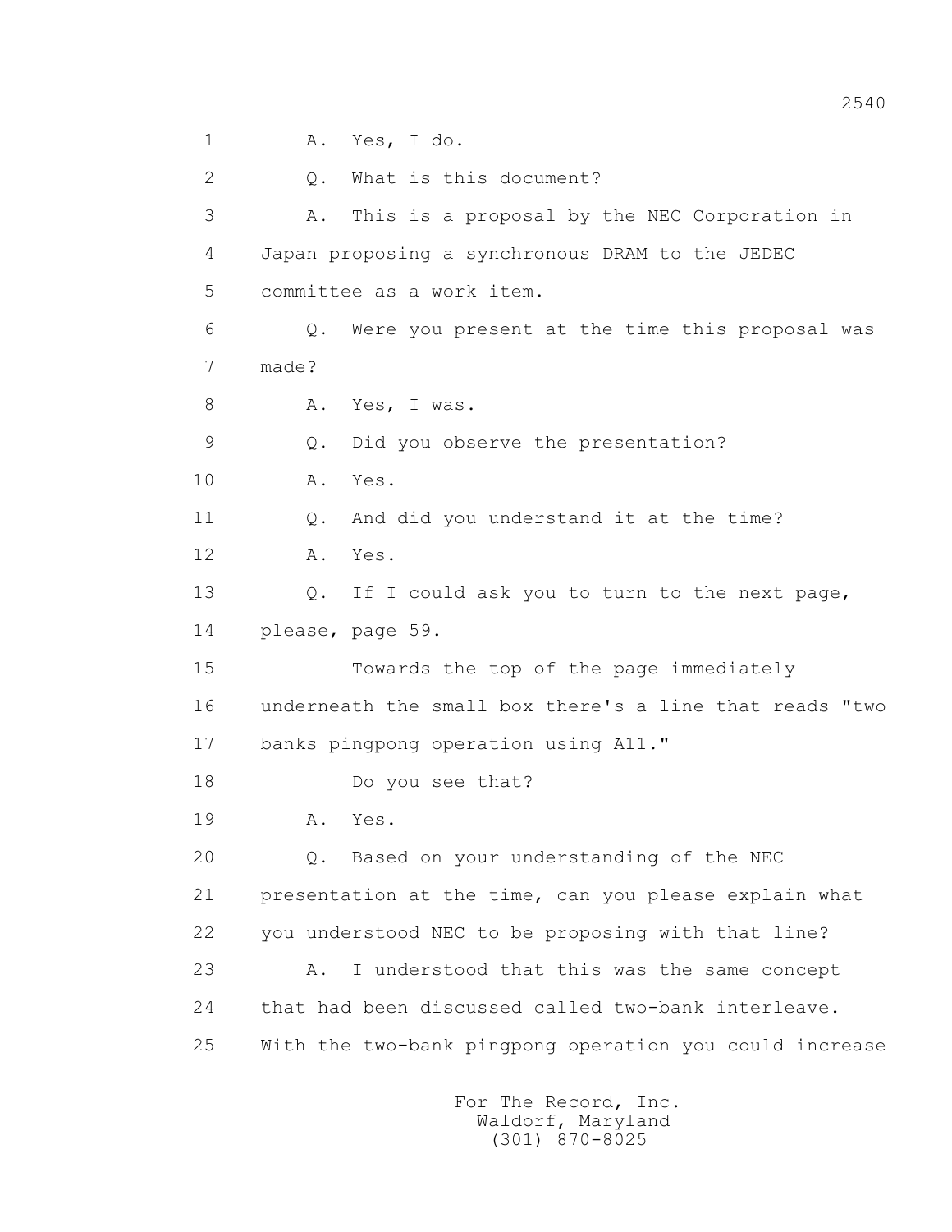1 A. Yes, I do.

2 Q. What is this document?

3 A. This is a proposal by the NEC Corporation in

4 Japan proposing a synchronous DRAM to the JEDEC

5 committee as a work item.

6 Q. Were you present at the time this proposal was

7 made?

8 A. Yes, I was.

9 Q. Did you observe the presentation?

10 A. Yes.

11 Q. And did you understand it at the time?

12 A. Yes.

13 Q. If I could ask you to turn to the next page,

14 please, page 59.

15 Towards the top of the page immediately

16 underneath the small box there's a line that reads "two

17 banks pingpong operation using A11."

18 Do you see that?

19 A. Yes.

20 Q. Based on your understanding of the NEC

21 presentation at the time, can you please explain what

22 you understood NEC to be proposing with that line?

23 A. I understood that this was the same concept

24 that had been discussed called two-bank interleave.

25 With the two-bank pingpong operation you could increase

For The Record, Inc.
Waldorf, Maryland
(301) 870-8025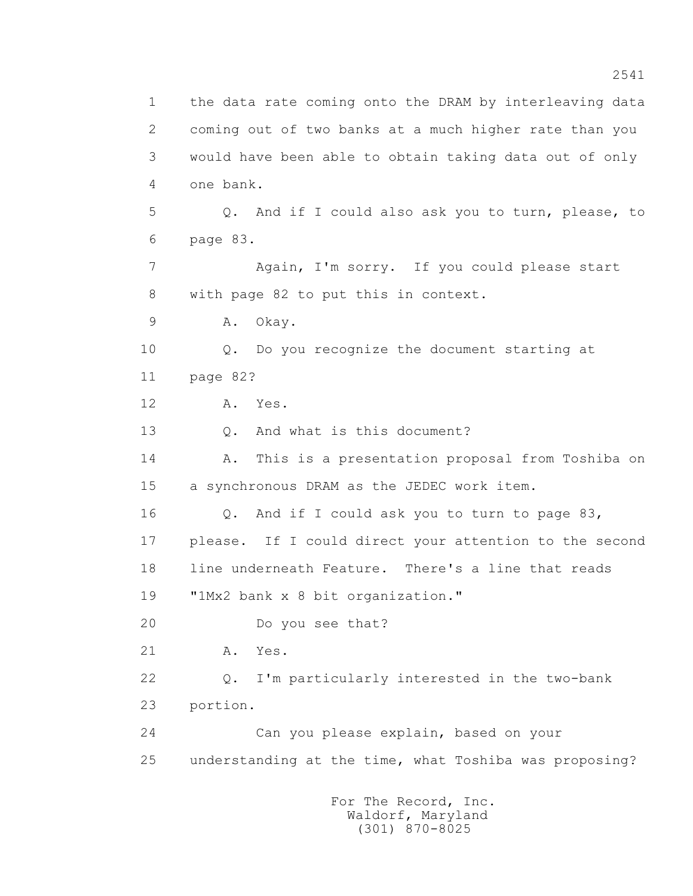1 the data rate coming onto the DRAM by interleaving data
2 coming out of two banks at a much higher rate than you
3 would have been able to obtain taking data out of only
4 one bank.

5 Q. And if I could also ask you to turn, please, to
6 page 83.

7 Again, I'm sorry. If you could please start
8 with page 82 to put this in context.

9 A. Okay.

10 Q. Do you recognize the document starting at
11 page 82?

12 A. Yes.

13 Q. And what is this document?

14 A. This is a presentation proposal from Toshiba on
15 a synchronous DRAM as the JEDEC work item.

16 Q. And if I could ask you to turn to page 83,
17 please. If I could direct your attention to the second
18 line underneath Feature. There's a line that reads
19 "1Mx2 bank x 8 bit organization."

20 Do you see that?

21 A. Yes.

22 Q. I'm particularly interested in the two-bank
23 portion.

24 Can you please explain, based on your
25 understanding at the time, what Toshiba was proposing?

For The Record, Inc.
Waldorf, Maryland
(301) 870-8025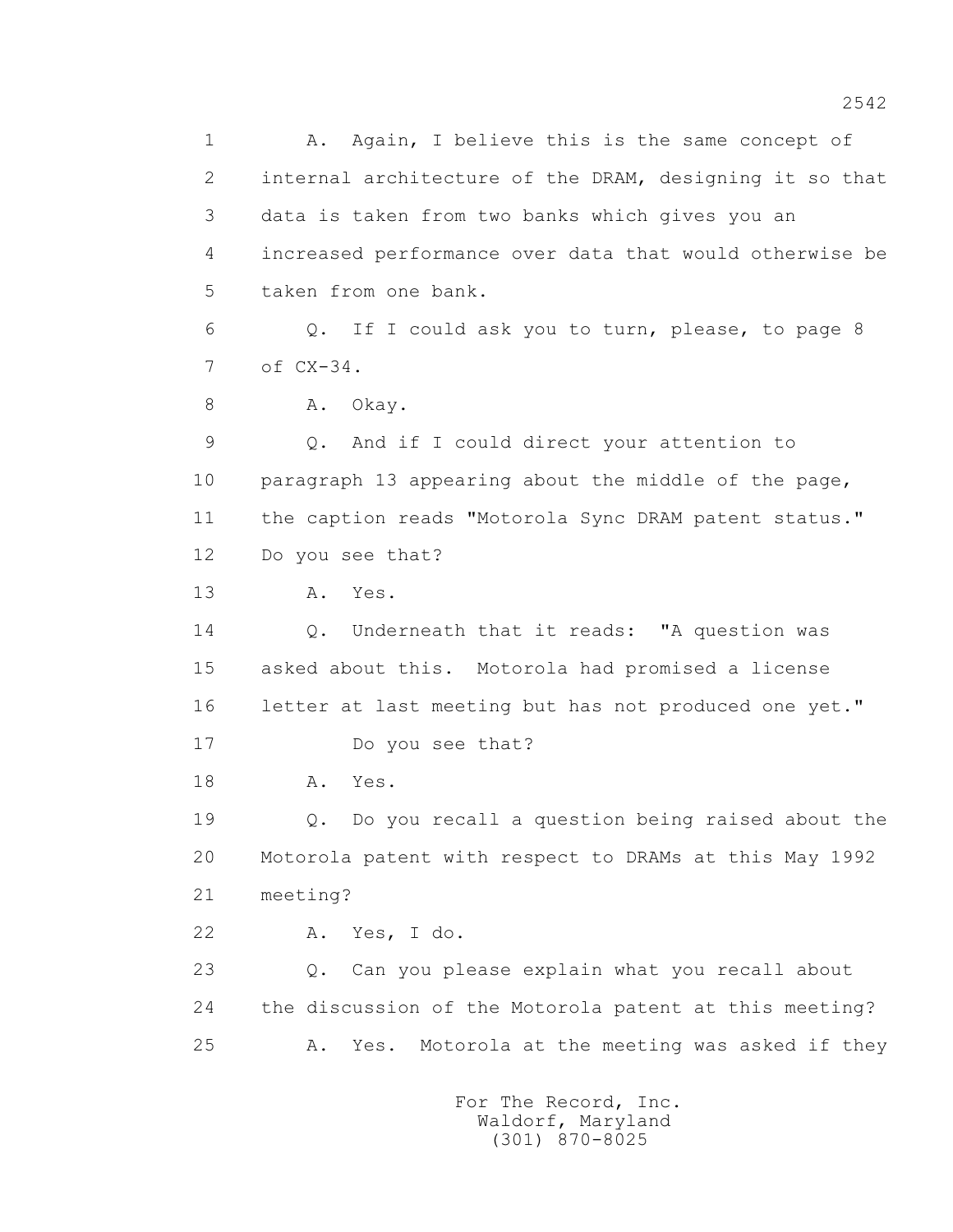1 A. Again, I believe this is the same concept of
2 internal architecture of the DRAM, designing it so that
3 data is taken from two banks which gives you an
4 increased performance over data that would otherwise be
5 taken from one bank.

6 Q. If I could ask you to turn, please, to page 8
7 of CX-34.

8 A. Okay.

9 Q. And if I could direct your attention to
10 paragraph 13 appearing about the middle of the page,
11 the caption reads "Motorola Sync DRAM patent status."
12 Do you see that?

13 A. Yes.

14 Q. Underneath that it reads: "A question was
15 asked about this. Motorola had promised a license
16 letter at last meeting but has not produced one yet."

17 Do you see that?

18 A. Yes.

19 Q. Do you recall a question being raised about the
20 Motorola patent with respect to DRAMs at this May 1992
21 meeting?

22 A. Yes, I do.

23 Q. Can you please explain what you recall about
24 the discussion of the Motorola patent at this meeting?

25 A. Yes. Motorola at the meeting was asked if they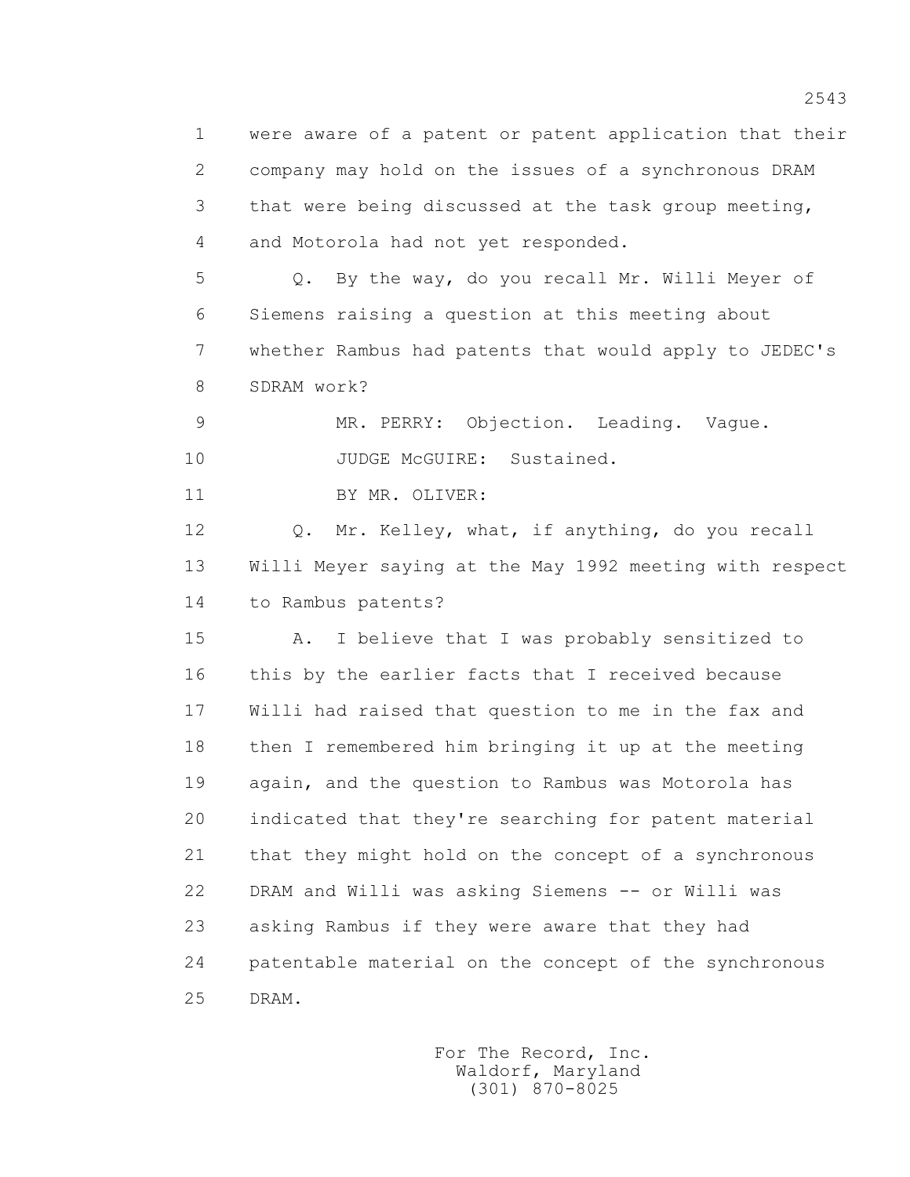were aware of a patent or patent application that their company may hold on the issues of a synchronous DRAM that were being discussed at the task group meeting, and Motorola had not yet responded.

Q. By the way, do you recall Mr. Willi Meyer of Siemens raising a question at this meeting about whether Rambus had patents that would apply to JEDEC's SDRAM work?

MR. PERRY: Objection. Leading. Vague.

JUDGE McGUIRE: Sustained.

BY MR. OLIVER:

Q. Mr. Kelley, what, if anything, do you recall Willi Meyer saying at the May 1992 meeting with respect to Rambus patents?

A. I believe that I was probably sensitized to this by the earlier facts that I received because Willi had raised that question to me in the fax and then I remembered him bringing it up at the meeting again, and the question to Rambus was Motorola has indicated that they're searching for patent material that they might hold on the concept of a synchronous DRAM and Willi was asking Siemens -- or Willi was asking Rambus if they were aware that they had patentable material on the concept of the synchronous DRAM.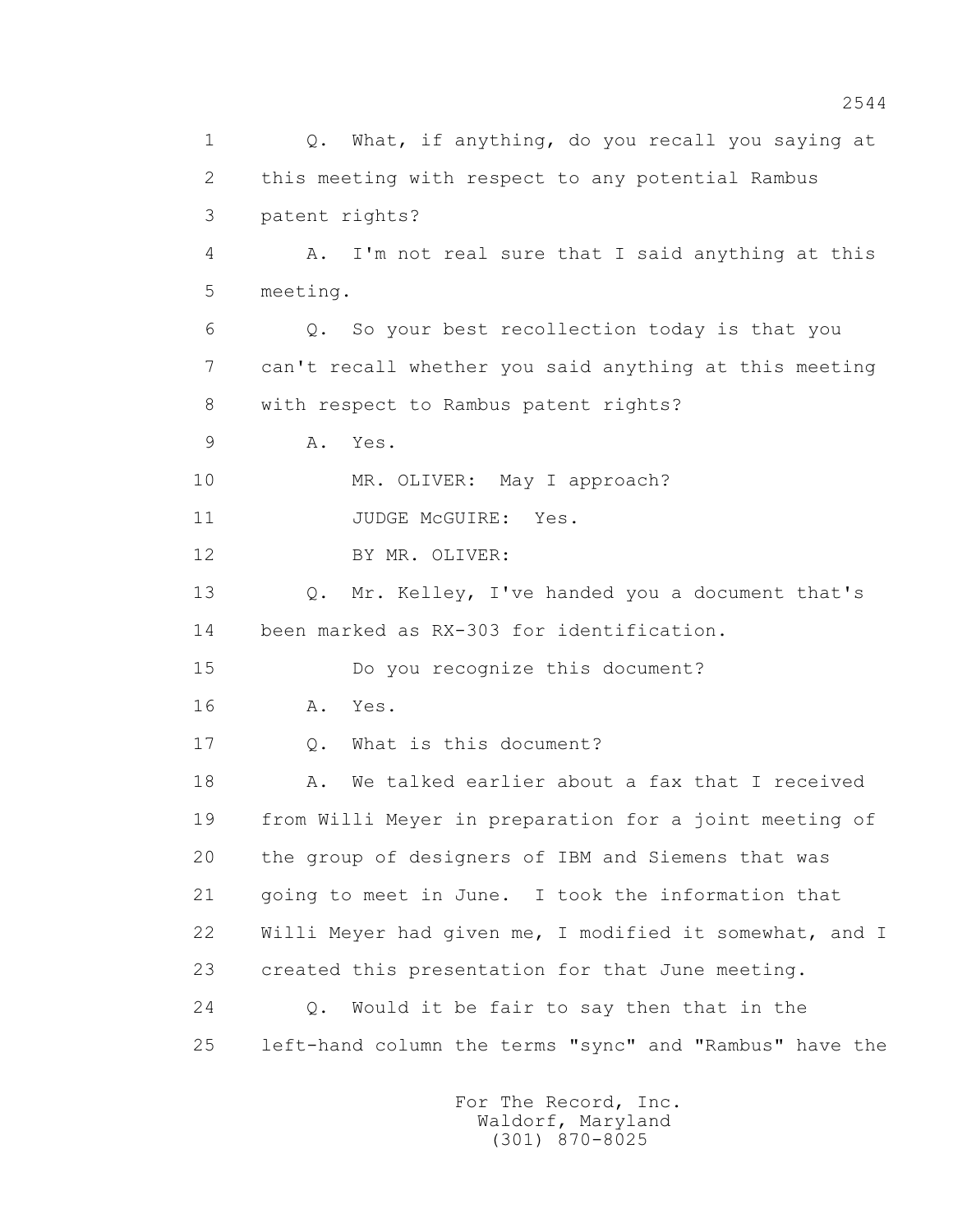1 Q. What, if anything, do you recall you saying at
2 this meeting with respect to any potential Rambus
3 patent rights?
4 A. I'm not real sure that I said anything at this
5 meeting.
6 Q. So your best recollection today is that you
7 can't recall whether you said anything at this meeting
8 with respect to Rambus patent rights?
9 A. Yes.
10 MR. OLIVER: May I approach?
11 JUDGE McGUIRE: Yes.
12 BY MR. OLIVER:
13 Q. Mr. Kelley, I've handed you a document that's
14 been marked as RX-303 for identification.
15 Do you recognize this document?
16 A. Yes.
17 Q. What is this document?
18 A. We talked earlier about a fax that I received
19 from Willi Meyer in preparation for a joint meeting of
20 the group of designers of IBM and Siemens that was
21 going to meet in June. I took the information that
22 Willi Meyer had given me, I modified it somewhat, and I
23 created this presentation for that June meeting.
24 Q. Would it be fair to say then that in the
25 left-hand column the terms "sync" and "Rambus" have the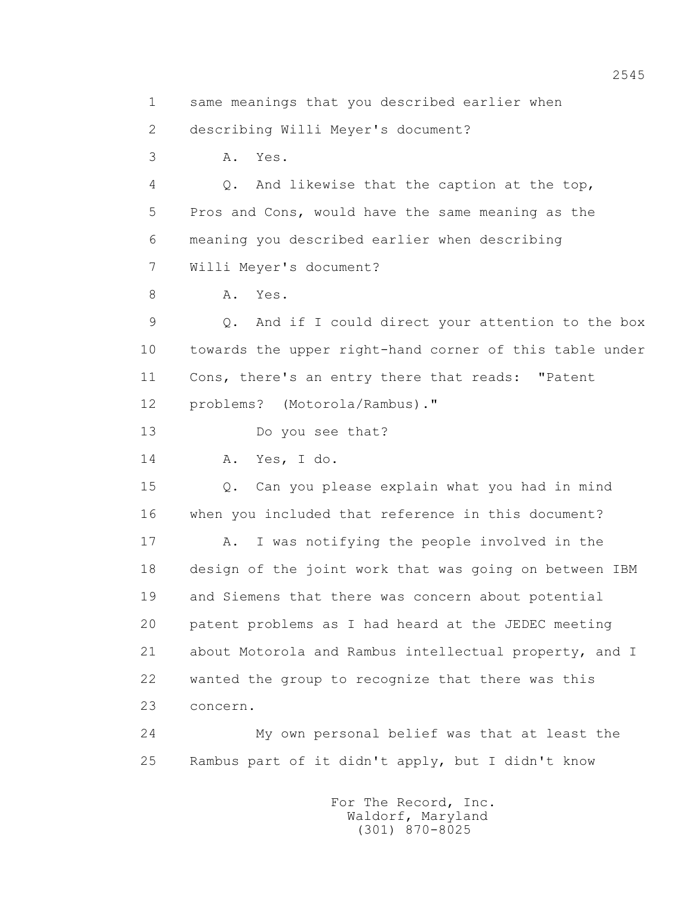1 same meanings that you described earlier when
2 describing Willi Meyer's document?
3 A. Yes.
4 Q. And likewise that the caption at the top,
5 Pros and Cons, would have the same meaning as the
6 meaning you described earlier when describing
7 Willi Meyer's document?
8 A. Yes.
9 Q. And if I could direct your attention to the box
10 towards the upper right-hand corner of this table under
11 Cons, there's an entry there that reads: "Patent
12 problems? (Motorola/Rambus)."
13 Do you see that?
14 A. Yes, I do.
15 Q. Can you please explain what you had in mind
16 when you included that reference in this document?
17 A. I was notifying the people involved in the
18 design of the joint work that was going on between IBM
19 and Siemens that there was concern about potential
20 patent problems as I had heard at the JEDEC meeting
21 about Motorola and Rambus intellectual property, and I
22 wanted the group to recognize that there was this
23 concern.
24 My own personal belief was that at least the
25 Rambus part of it didn't apply, but I didn't know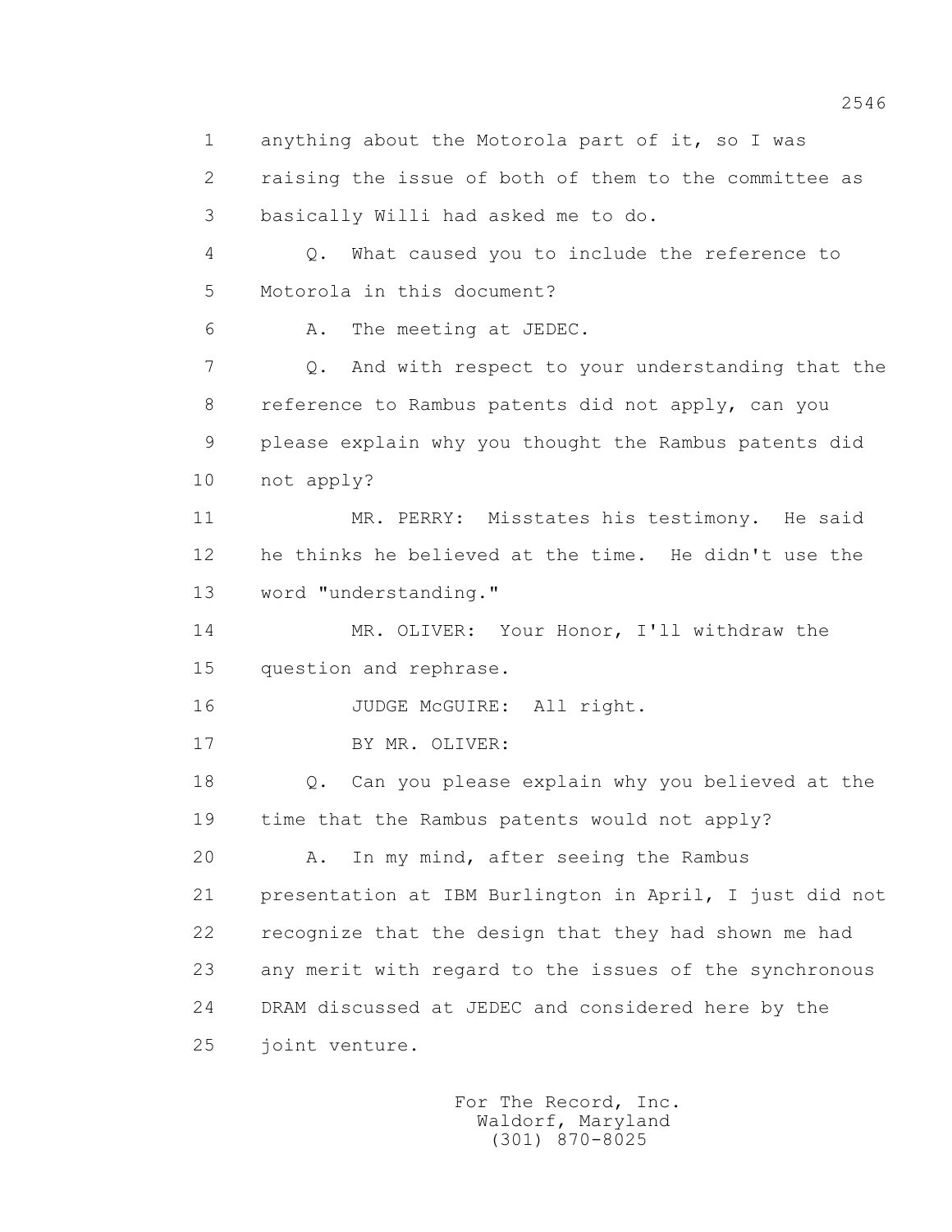1 anything about the Motorola part of it, so I was
2 raising the issue of both of them to the committee as
3 basically Willi had asked me to do.
4 Q. What caused you to include the reference to
5 Motorola in this document?
6 A. The meeting at JEDEC.
7 Q. And with respect to your understanding that the
8 reference to Rambus patents did not apply, can you
9 please explain why you thought the Rambus patents did
10 not apply?
11 MR. PERRY: Misstates his testimony. He said
12 he thinks he believed at the time. He didn't use the
13 word "understanding."
14 MR. OLIVER: Your Honor, I'll withdraw the
15 question and rephrase.
16 JUDGE McGUIRE: All right.
17 BY MR. OLIVER:
18 Q. Can you please explain why you believed at the
19 time that the Rambus patents would not apply?
20 A. In my mind, after seeing the Rambus
21 presentation at IBM Burlington in April, I just did not
22 recognize that the design that they had shown me had
23 any merit with regard to the issues of the synchronous
24 DRAM discussed at JEDEC and considered here by the
25 joint venture.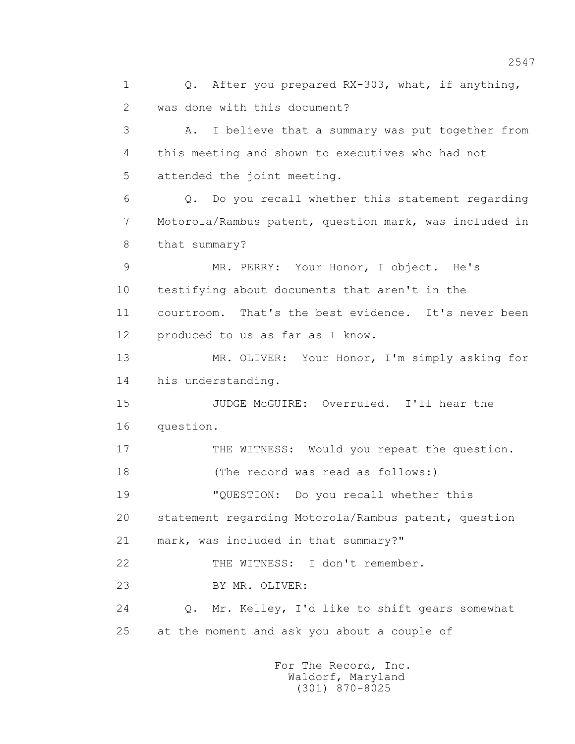1 Q. After you prepared RX-303, what, if anything,
2 was done with this document?
3 A. I believe that a summary was put together from
4 this meeting and shown to executives who had not
5 attended the joint meeting.
6 Q. Do you recall whether this statement regarding
7 Motorola/Rambus patent, question mark, was included in
8 that summary?
9 MR. PERRY: Your Honor, I object. He's
10 testifying about documents that aren't in the
11 courtroom. That's the best evidence. It's never been
12 produced to us as far as I know.
13 MR. OLIVER: Your Honor, I'm simply asking for
14 his understanding.
15 JUDGE McGUIRE: Overruled. I'll hear the
16 question.
17 THE WITNESS: Would you repeat the question.
18 (The record was read as follows:)
19 "QUESTION: Do you recall whether this
20 statement regarding Motorola/Rambus patent, question
21 mark, was included in that summary?"
22 THE WITNESS: I don't remember.
23 BY MR. OLIVER:
24 Q. Mr. Kelley, I'd like to shift gears somewhat
25 at the moment and ask you about a couple of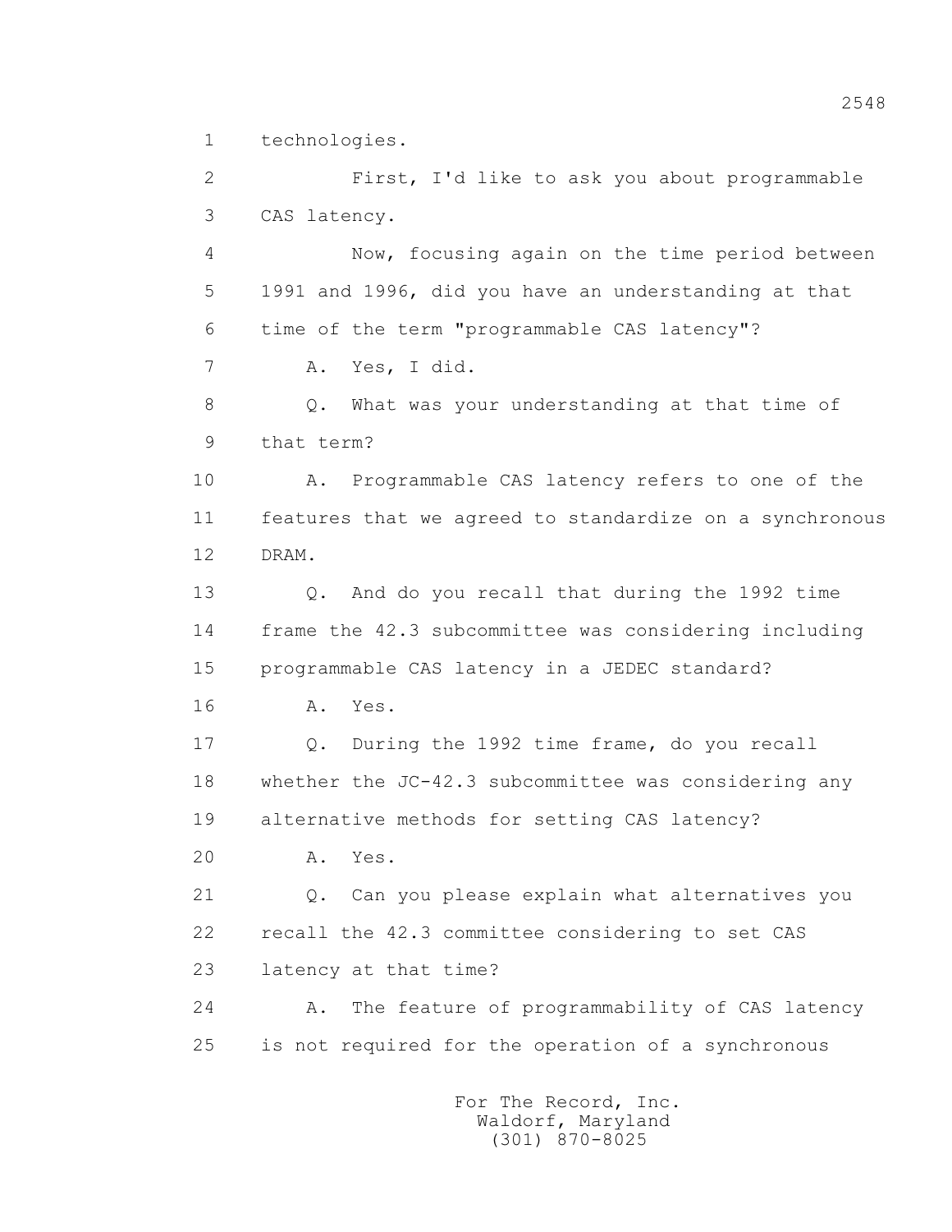1 technologies.

2 First, I'd like to ask you about programmable

3 CAS latency.

4 Now, focusing again on the time period between

5 1991 and 1996, did you have an understanding at that

6 time of the term "programmable CAS latency"?

7 A. Yes, I did.

8 Q. What was your understanding at that time of

9 that term?

10 A. Programmable CAS latency refers to one of the

11 features that we agreed to standardize on a synchronous

12 DRAM.

13 Q. And do you recall that during the 1992 time

14 frame the 42.3 subcommittee was considering including

15 programmable CAS latency in a JEDEC standard?

16 A. Yes.

17 Q. During the 1992 time frame, do you recall

18 whether the JC-42.3 subcommittee was considering any

19 alternative methods for setting CAS latency?

20 A. Yes.

21 Q. Can you please explain what alternatives you

22 recall the 42.3 committee considering to set CAS

23 latency at that time?

24 A. The feature of programmability of CAS latency

25 is not required for the operation of a synchronous

For The Record, Inc.
Waldorf, Maryland
(301) 870-8025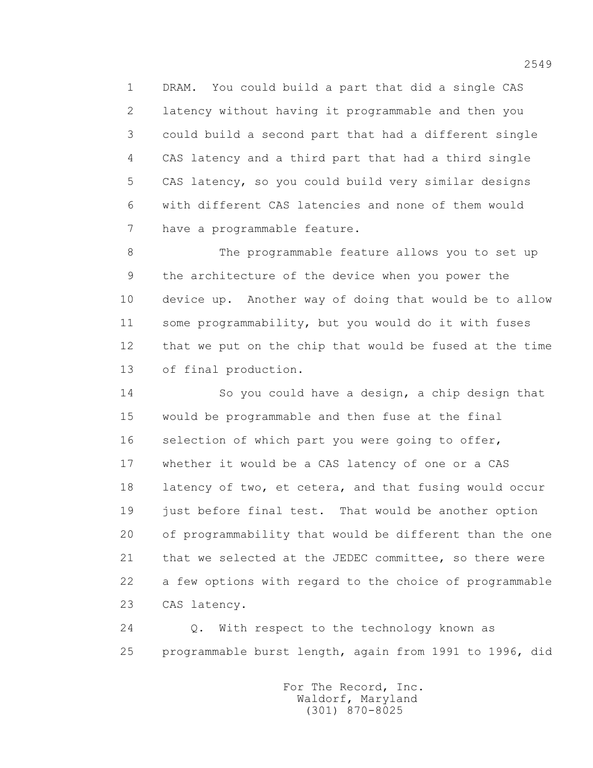DRAM. You could build a part that did a single CAS latency without having it programmable and then you could build a second part that had a different single CAS latency and a third part that had a third single CAS latency, so you could build very similar designs with different CAS latencies and none of them would have a programmable feature.

The programmable feature allows you to set up the architecture of the device when you power the device up. Another way of doing that would be to allow some programmability, but you would do it with fuses that we put on the chip that would be fused at the time of final production.

So you could have a design, a chip design that would be programmable and then fuse at the final selection of which part you were going to offer, whether it would be a CAS latency of one or a CAS latency of two, et cetera, and that fusing would occur just before final test. That would be another option of programmability that would be different than the one that we selected at the JEDEC committee, so there were a few options with regard to the choice of programmable CAS latency.

Q. With respect to the technology known as programmable burst length, again from 1991 to 1996, did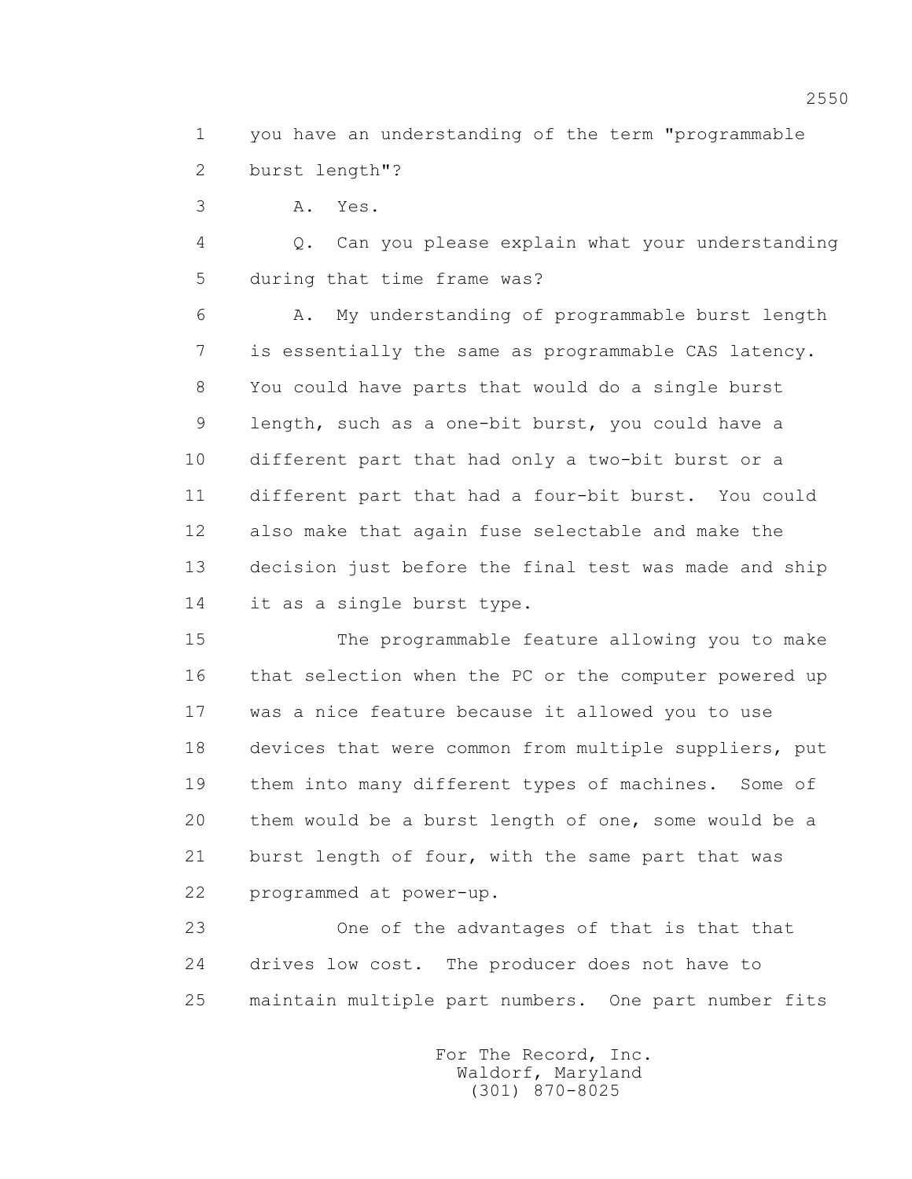1 you have an understanding of the term "programmable
2 burst length"?

3 A. Yes.

4 Q. Can you please explain what your understanding
5 during that time frame was?

6 A. My understanding of programmable burst length
7 is essentially the same as programmable CAS latency.
8 You could have parts that would do a single burst
9 length, such as a one-bit burst, you could have a
10 different part that had only a two-bit burst or a
11 different part that had a four-bit burst. You could
12 also make that again fuse selectable and make the
13 decision just before the final test was made and ship
14 it as a single burst type.

15 The programmable feature allowing you to make
16 that selection when the PC or the computer powered up
17 was a nice feature because it allowed you to use
18 devices that were common from multiple suppliers, put
19 them into many different types of machines. Some of
20 them would be a burst length of one, some would be a
21 burst length of four, with the same part that was
22 programmed at power-up.

23 One of the advantages of that is that that
24 drives low cost. The producer does not have to
25 maintain multiple part numbers. One part number fits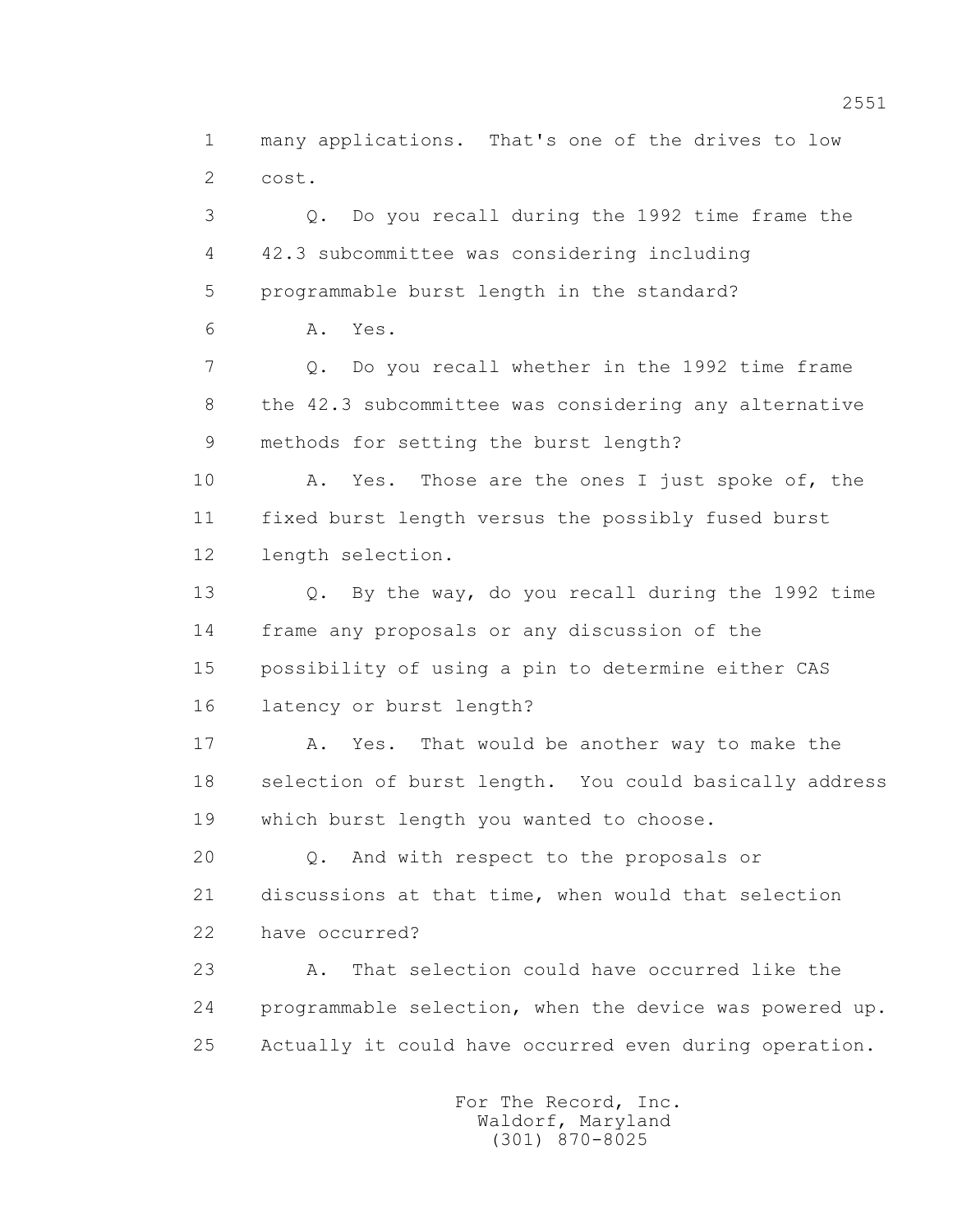1 many applications. That's one of the drives to low
2 cost.

3 Q. Do you recall during the 1992 time frame the
4 42.3 subcommittee was considering including
5 programmable burst length in the standard?

6 A. Yes.

7 Q. Do you recall whether in the 1992 time frame
8 the 42.3 subcommittee was considering any alternative
9 methods for setting the burst length?

10 A. Yes. Those are the ones I just spoke of, the
11 fixed burst length versus the possibly fused burst
12 length selection.

13 Q. By the way, do you recall during the 1992 time
14 frame any proposals or any discussion of the
15 possibility of using a pin to determine either CAS
16 latency or burst length?

17 A. Yes. That would be another way to make the
18 selection of burst length. You could basically address
19 which burst length you wanted to choose.

20 Q. And with respect to the proposals or
21 discussions at that time, when would that selection
22 have occurred?

23 A. That selection could have occurred like the
24 programmable selection, when the device was powered up.
25 Actually it could have occurred even during operation.

For The Record, Inc.
Waldorf, Maryland
(301) 870-8025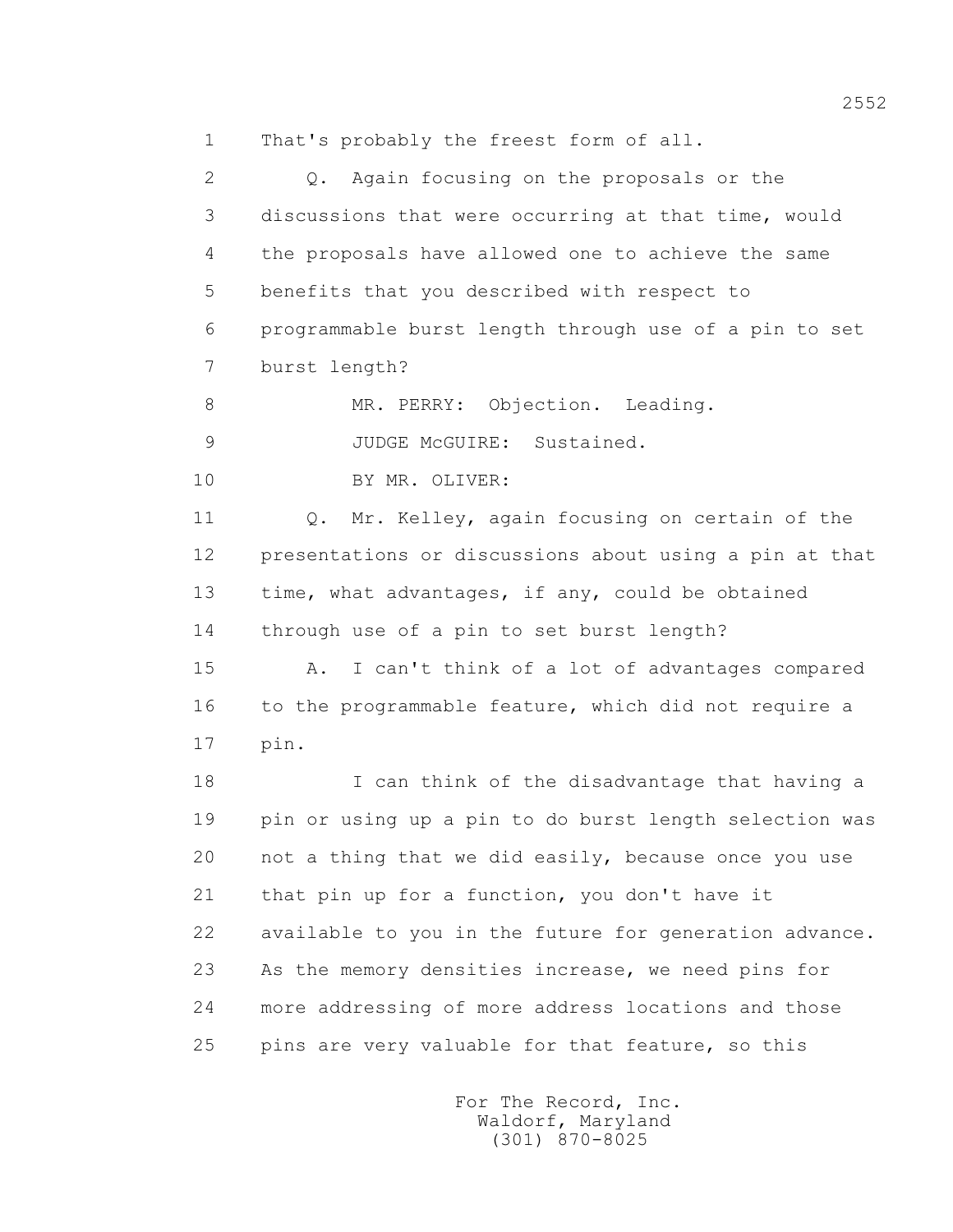1 That's probably the freest form of all.

2 Q. Again focusing on the proposals or the

3 discussions that were occurring at that time, would

4 the proposals have allowed one to achieve the same

5 benefits that you described with respect to

6 programmable burst length through use of a pin to set

7 burst length?

8 MR. PERRY: Objection. Leading.

9 JUDGE McGUIRE: Sustained.

10 BY MR. OLIVER:

11 Q. Mr. Kelley, again focusing on certain of the

12 presentations or discussions about using a pin at that

13 time, what advantages, if any, could be obtained

14 through use of a pin to set burst length?

15 A. I can't think of a lot of advantages compared

16 to the programmable feature, which did not require a

17 pin.

18 I can think of the disadvantage that having a

19 pin or using up a pin to do burst length selection was

20 not a thing that we did easily, because once you use

21 that pin up for a function, you don't have it

22 available to you in the future for generation advance.

23 As the memory densities increase, we need pins for

24 more addressing of more address locations and those

25 pins are very valuable for that feature, so this

For The Record, Inc.
Waldorf, Maryland
(301) 870-8025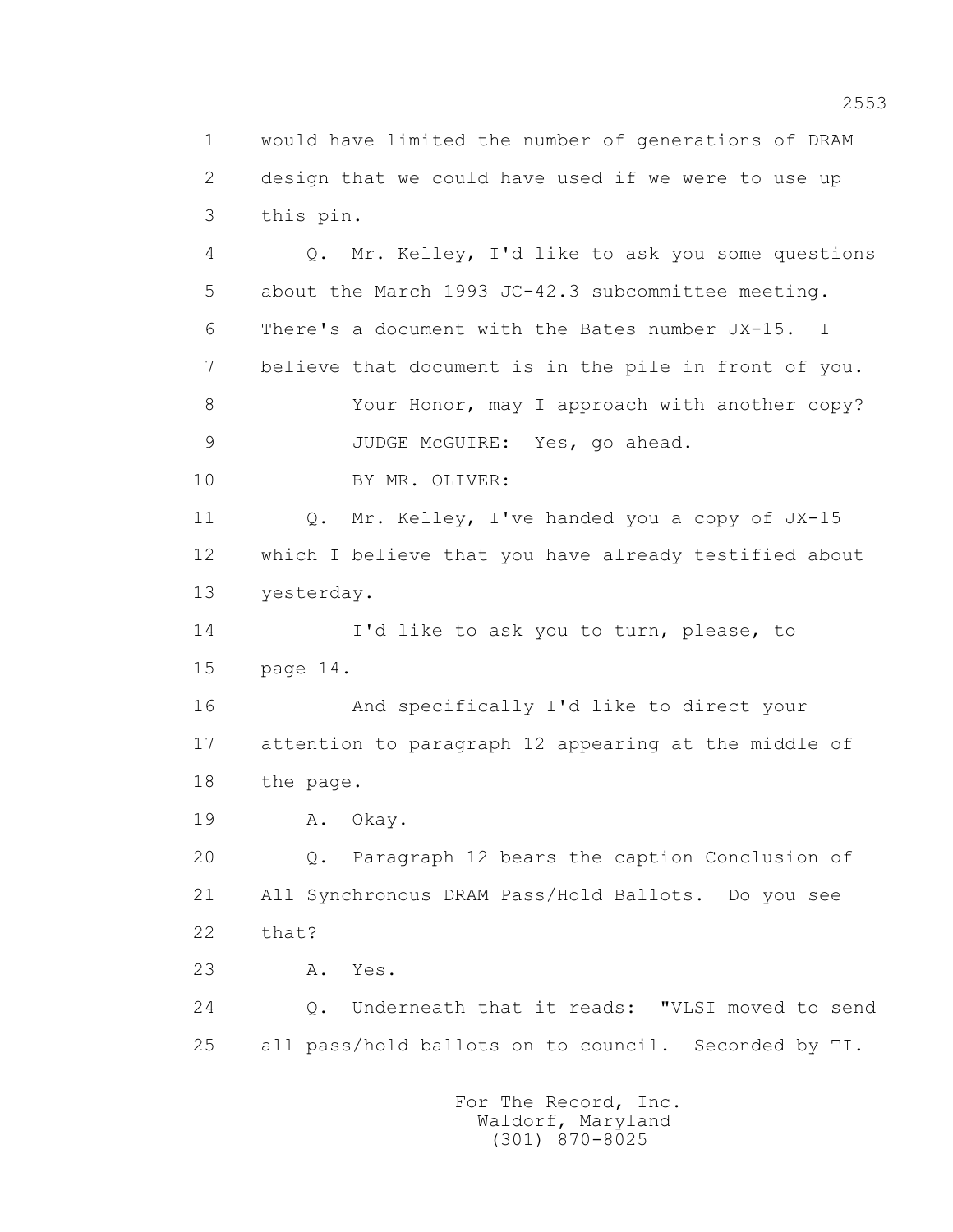1 would have limited the number of generations of DRAM
2 design that we could have used if we were to use up
3 this pin.

4 Q. Mr. Kelley, I'd like to ask you some questions
5 about the March 1993 JC-42.3 subcommittee meeting.
6 There's a document with the Bates number JX-15. I
7 believe that document is in the pile in front of you.

8 Your Honor, may I approach with another copy?

9 JUDGE McGUIRE: Yes, go ahead.

10 BY MR. OLIVER:

11 Q. Mr. Kelley, I've handed you a copy of JX-15
12 which I believe that you have already testified about
13 yesterday.

14 I'd like to ask you to turn, please, to
15 page 14.

16 And specifically I'd like to direct your
17 attention to paragraph 12 appearing at the middle of
18 the page.

19 A. Okay.

20 Q. Paragraph 12 bears the caption Conclusion of
21 All Synchronous DRAM Pass/Hold Ballots. Do you see
22 that?

23 A. Yes.

24 Q. Underneath that it reads: "VLSI moved to send
25 all pass/hold ballots on to council. Seconded by TI.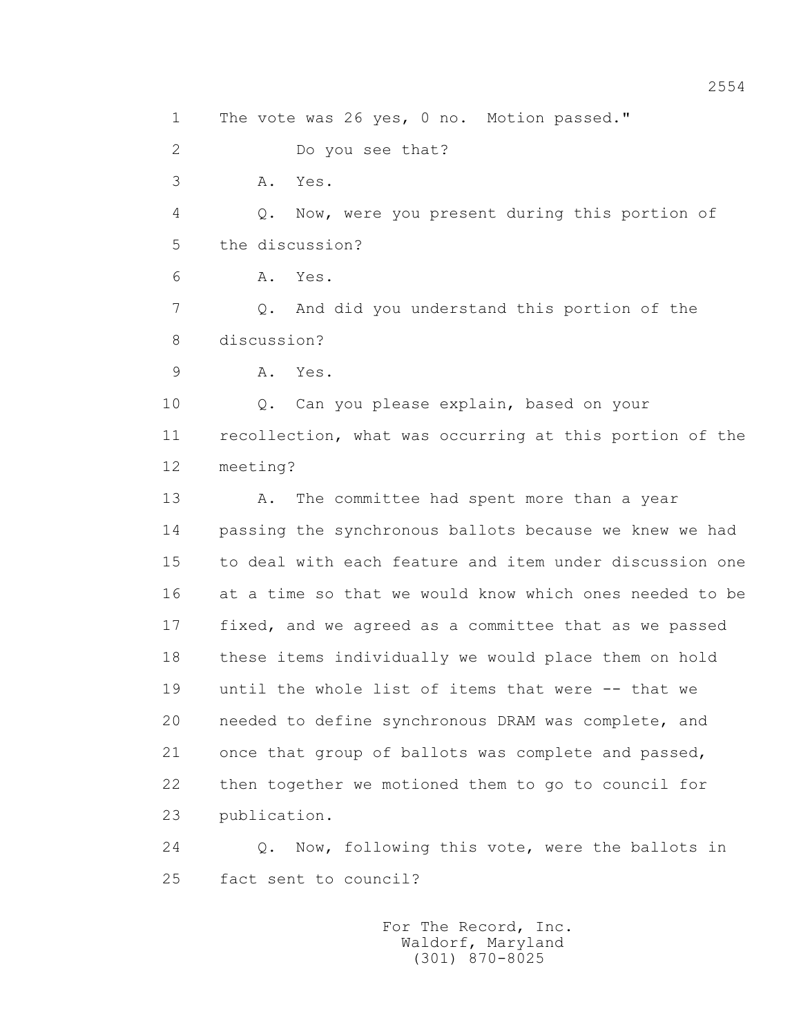The vote was 26 yes, 0 no. Motion passed."

Do you see that?

A. Yes.

Q. Now, were you present during this portion of the discussion?

A. Yes.

Q. And did you understand this portion of the discussion?

A. Yes.

Q. Can you please explain, based on your recollection, what was occurring at this portion of the meeting?

A. The committee had spent more than a year passing the synchronous ballots because we knew we had to deal with each feature and item under discussion one at a time so that we would know which ones needed to be fixed, and we agreed as a committee that as we passed these items individually we would place them on hold until the whole list of items that were -- that we needed to define synchronous DRAM was complete, and once that group of ballots was complete and passed, then together we motioned them to go to council for publication.

Q. Now, following this vote, were the ballots in fact sent to council?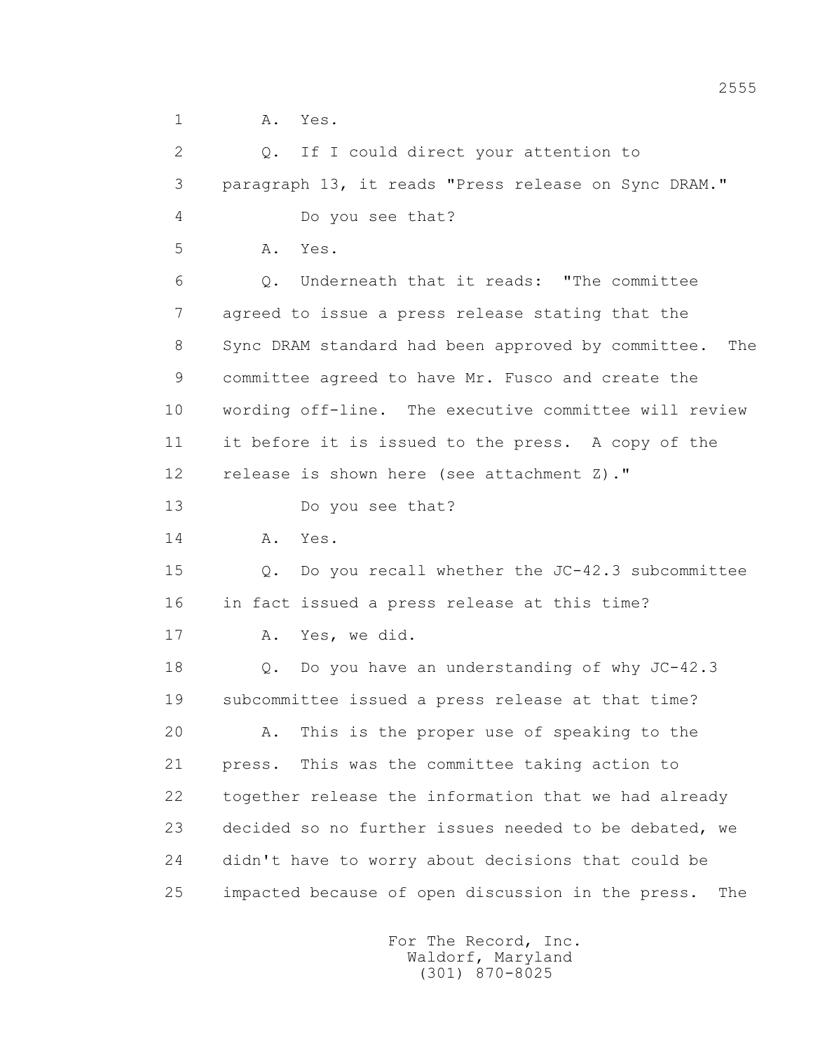1 A. Yes.

2 Q. If I could direct your attention to

3 paragraph 13, it reads "Press release on Sync DRAM."

4 Do you see that?

5 A. Yes.

6 Q. Underneath that it reads: "The committee

7 agreed to issue a press release stating that the

8 Sync DRAM standard had been approved by committee. The

9 committee agreed to have Mr. Fusco and create the

10 wording off-line. The executive committee will review

11 it before it is issued to the press. A copy of the

12 release is shown here (see attachment Z)."

13 Do you see that?

14 A. Yes.

15 Q. Do you recall whether the JC-42.3 subcommittee

16 in fact issued a press release at this time?

17 A. Yes, we did.

18 Q. Do you have an understanding of why JC-42.3

19 subcommittee issued a press release at that time?

20 A. This is the proper use of speaking to the

21 press. This was the committee taking action to

22 together release the information that we had already

23 decided so no further issues needed to be debated, we

24 didn't have to worry about decisions that could be

25 impacted because of open discussion in the press. The

For The Record, Inc.
Waldorf, Maryland
(301) 870-8025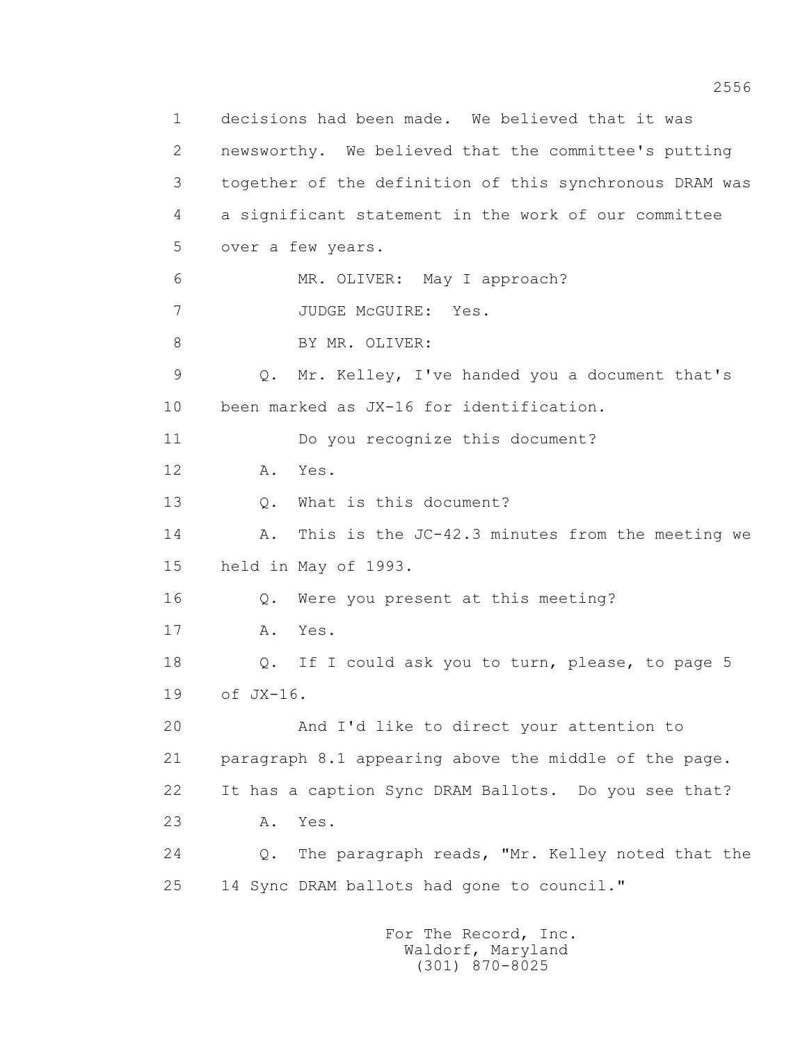1 decisions had been made. We believed that it was
2 newsworthy. We believed that the committee's putting
3 together of the definition of this synchronous DRAM was
4 a significant statement in the work of our committee
5 over a few years.
6 MR. OLIVER: May I approach?
7 JUDGE McGUIRE: Yes.
8 BY MR. OLIVER:
9 Q. Mr. Kelley, I've handed you a document that's
10 been marked as JX-16 for identification.
11 Do you recognize this document?
12 A. Yes.
13 Q. What is this document?
14 A. This is the JC-42.3 minutes from the meeting we
15 held in May of 1993.
16 Q. Were you present at this meeting?
17 A. Yes.
18 Q. If I could ask you to turn, please, to page 5
19 of JX-16.
20 And I'd like to direct your attention to
21 paragraph 8.1 appearing above the middle of the page.
22 It has a caption Sync DRAM Ballots. Do you see that?
23 A. Yes.
24 Q. The paragraph reads, "Mr. Kelley noted that the
25 14 Sync DRAM ballots had gone to council."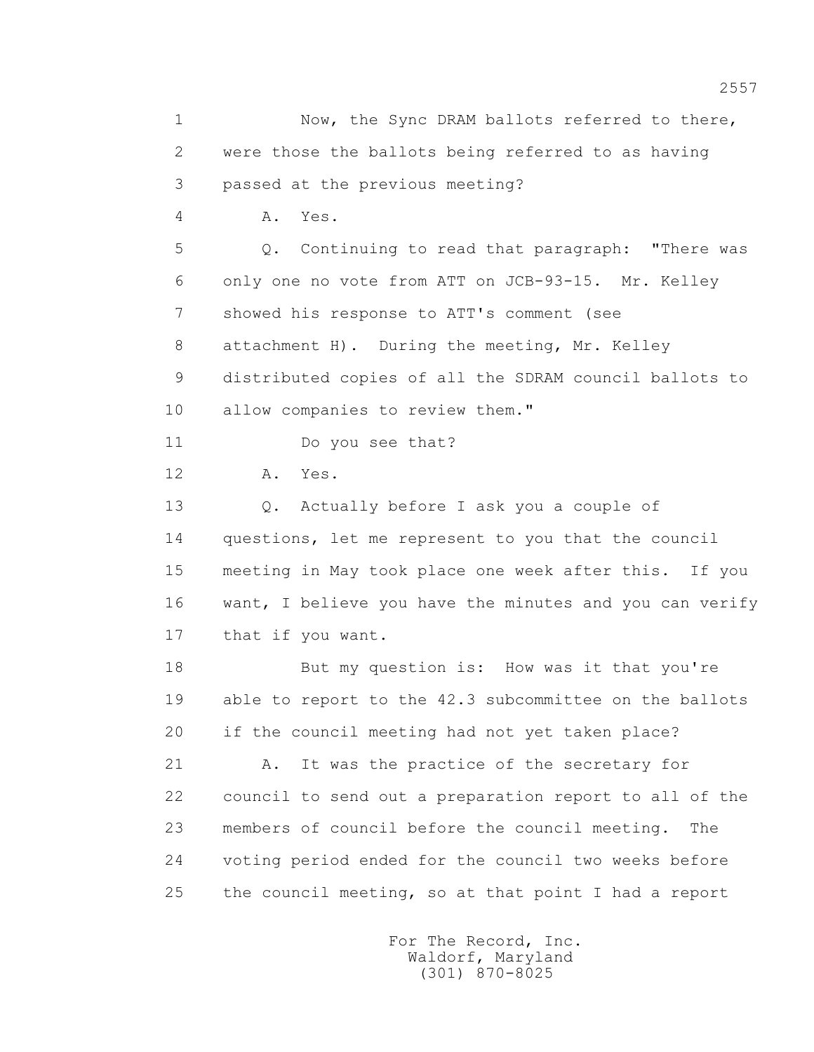1 Now, the Sync DRAM ballots referred to there,

2 were those the ballots being referred to as having

3 passed at the previous meeting?

4 A. Yes.

5 Q. Continuing to read that paragraph: "There was

6 only one no vote from ATT on JCB-93-15. Mr. Kelley

7 showed his response to ATT's comment (see

8 attachment H). During the meeting, Mr. Kelley

9 distributed copies of all the SDRAM council ballots to

10 allow companies to review them."

11 Do you see that?

12 A. Yes.

13 Q. Actually before I ask you a couple of

14 questions, let me represent to you that the council

15 meeting in May took place one week after this. If you

16 want, I believe you have the minutes and you can verify

17 that if you want.

18 But my question is: How was it that you're

19 able to report to the 42.3 subcommittee on the ballots

20 if the council meeting had not yet taken place?

21 A. It was the practice of the secretary for

22 council to send out a preparation report to all of the

23 members of council before the council meeting. The

24 voting period ended for the council two weeks before

25 the council meeting, so at that point I had a report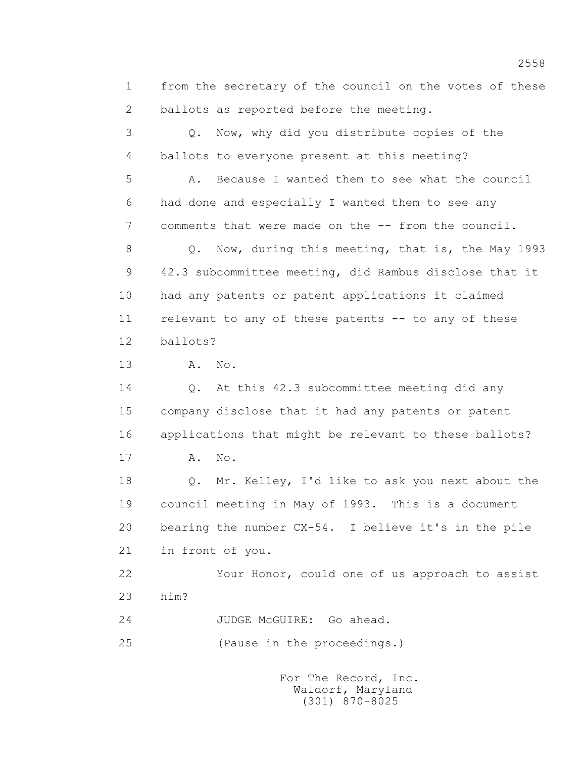from the secretary of the council on the votes of these ballots as reported before the meeting.

Q. Now, why did you distribute copies of the ballots to everyone present at this meeting?

A. Because I wanted them to see what the council had done and especially I wanted them to see any comments that were made on the -- from the council.

Q. Now, during this meeting, that is, the May 1993 42.3 subcommittee meeting, did Rambus disclose that it had any patents or patent applications it claimed relevant to any of these patents -- to any of these ballots?

A. No.

Q. At this 42.3 subcommittee meeting did any company disclose that it had any patents or patent applications that might be relevant to these ballots?

A. No.

Q. Mr. Kelley, I'd like to ask you next about the council meeting in May of 1993. This is a document bearing the number CX-54. I believe it's in the pile in front of you.

Your Honor, could one of us approach to assist him?

JUDGE McGUIRE: Go ahead.

(Pause in the proceedings.)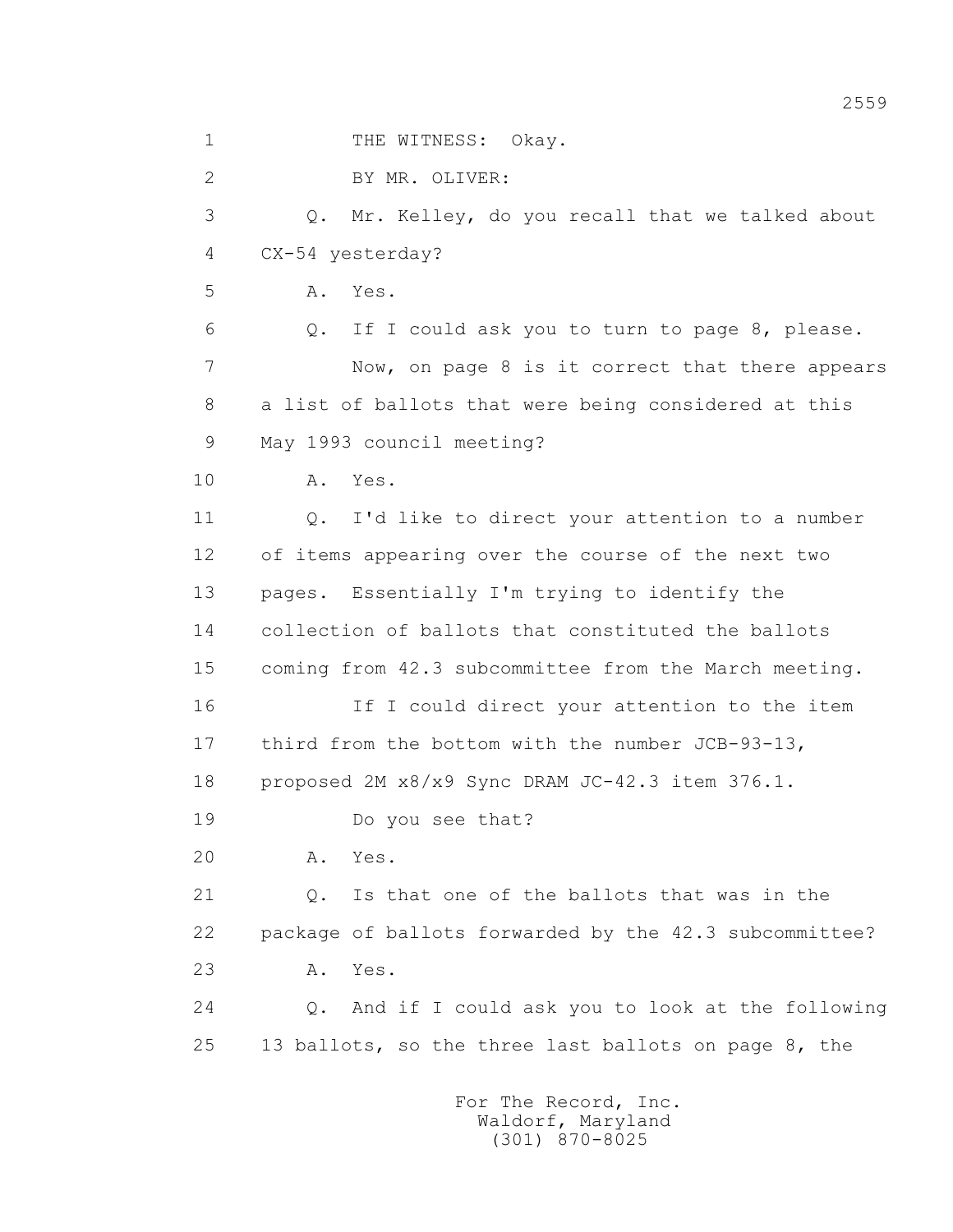1 THE WITNESS: Okay.

2 BY MR. OLIVER:

3 Q. Mr. Kelley, do you recall that we talked about

4 CX-54 yesterday?

5 A. Yes.

6 Q. If I could ask you to turn to page 8, please.

7 Now, on page 8 is it correct that there appears

8 a list of ballots that were being considered at this

9 May 1993 council meeting?

10 A. Yes.

11 Q. I'd like to direct your attention to a number

12 of items appearing over the course of the next two

13 pages. Essentially I'm trying to identify the

14 collection of ballots that constituted the ballots

15 coming from 42.3 subcommittee from the March meeting.

16 If I could direct your attention to the item

17 third from the bottom with the number JCB-93-13,

18 proposed 2M x8/x9 Sync DRAM JC-42.3 item 376.1.

19 Do you see that?

20 A. Yes.

21 Q. Is that one of the ballots that was in the

22 package of ballots forwarded by the 42.3 subcommittee?

23 A. Yes.

24 Q. And if I could ask you to look at the following

25 13 ballots, so the three last ballots on page 8, the

For The Record, Inc.
Waldorf, Maryland
(301) 870-8025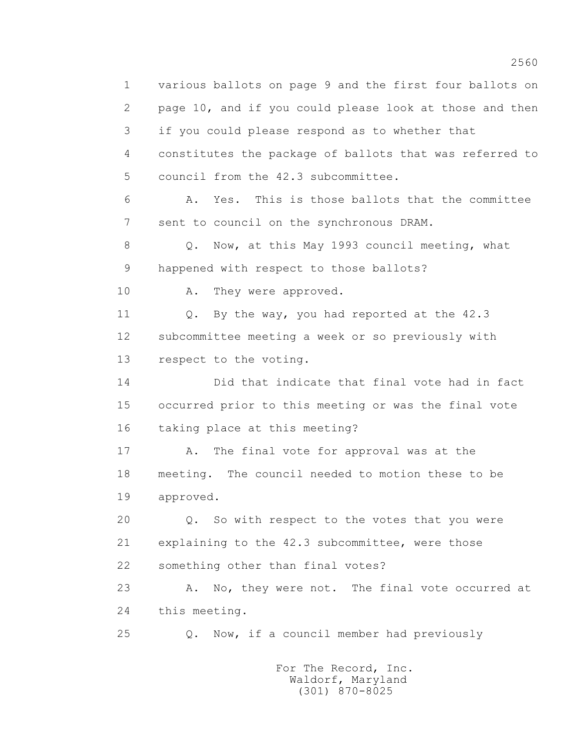1 various ballots on page 9 and the first four ballots on
2 page 10, and if you could please look at those and then
3 if you could please respond as to whether that
4 constitutes the package of ballots that was referred to
5 council from the 42.3 subcommittee.

6 A. Yes. This is those ballots that the committee
7 sent to council on the synchronous DRAM.

8 Q. Now, at this May 1993 council meeting, what
9 happened with respect to those ballots?

10 A. They were approved.

11 Q. By the way, you had reported at the 42.3
12 subcommittee meeting a week or so previously with
13 respect to the voting.

14 Did that indicate that final vote had in fact
15 occurred prior to this meeting or was the final vote
16 taking place at this meeting?

17 A. The final vote for approval was at the
18 meeting. The council needed to motion these to be
19 approved.

20 Q. So with respect to the votes that you were
21 explaining to the 42.3 subcommittee, were those
22 something other than final votes?

23 A. No, they were not. The final vote occurred at
24 this meeting.

25 Q. Now, if a council member had previously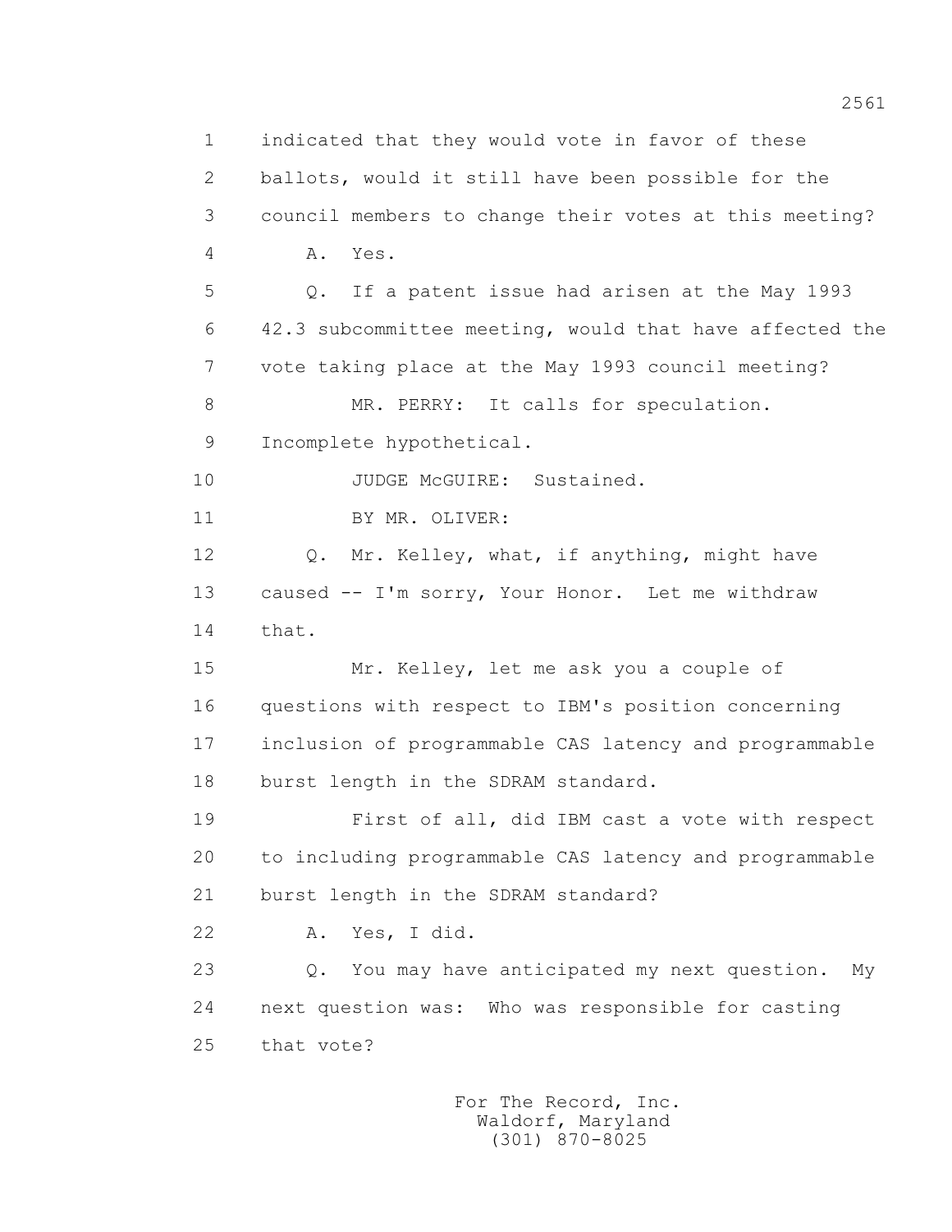1 indicated that they would vote in favor of these
2 ballots, would it still have been possible for the
3 council members to change their votes at this meeting?
4 A. Yes.
5 Q. If a patent issue had arisen at the May 1993
6 42.3 subcommittee meeting, would that have affected the
7 vote taking place at the May 1993 council meeting?
8 MR. PERRY: It calls for speculation.
9 Incomplete hypothetical.
10 JUDGE McGUIRE: Sustained.
11 BY MR. OLIVER:
12 Q. Mr. Kelley, what, if anything, might have
13 caused -- I'm sorry, Your Honor. Let me withdraw
14 that.
15 Mr. Kelley, let me ask you a couple of
16 questions with respect to IBM's position concerning
17 inclusion of programmable CAS latency and programmable
18 burst length in the SDRAM standard.
19 First of all, did IBM cast a vote with respect
20 to including programmable CAS latency and programmable
21 burst length in the SDRAM standard?
22 A. Yes, I did.
23 Q. You may have anticipated my next question. My
24 next question was: Who was responsible for casting
25 that vote?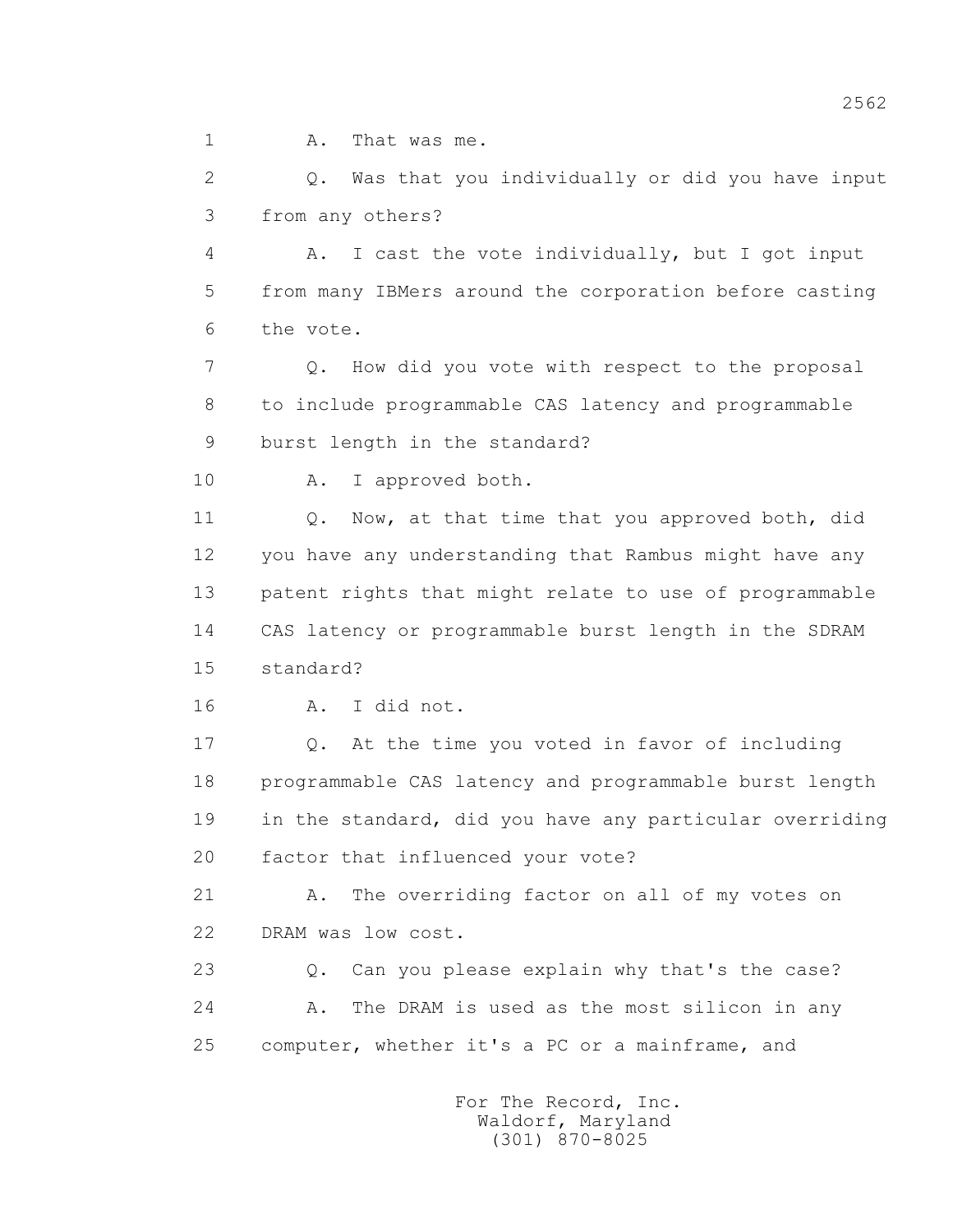A. That was me.

Q. Was that you individually or did you have input from any others?

A. I cast the vote individually, but I got input from many IBMers around the corporation before casting the vote.

Q. How did you vote with respect to the proposal to include programmable CAS latency and programmable burst length in the standard?

A. I approved both.

Q. Now, at that time that you approved both, did you have any understanding that Rambus might have any patent rights that might relate to use of programmable CAS latency or programmable burst length in the SDRAM standard?

A. I did not.

Q. At the time you voted in favor of including programmable CAS latency and programmable burst length in the standard, did you have any particular overriding factor that influenced your vote?

A. The overriding factor on all of my votes on DRAM was low cost.

Q. Can you please explain why that's the case?

A. The DRAM is used as the most silicon in any computer, whether it's a PC or a mainframe, and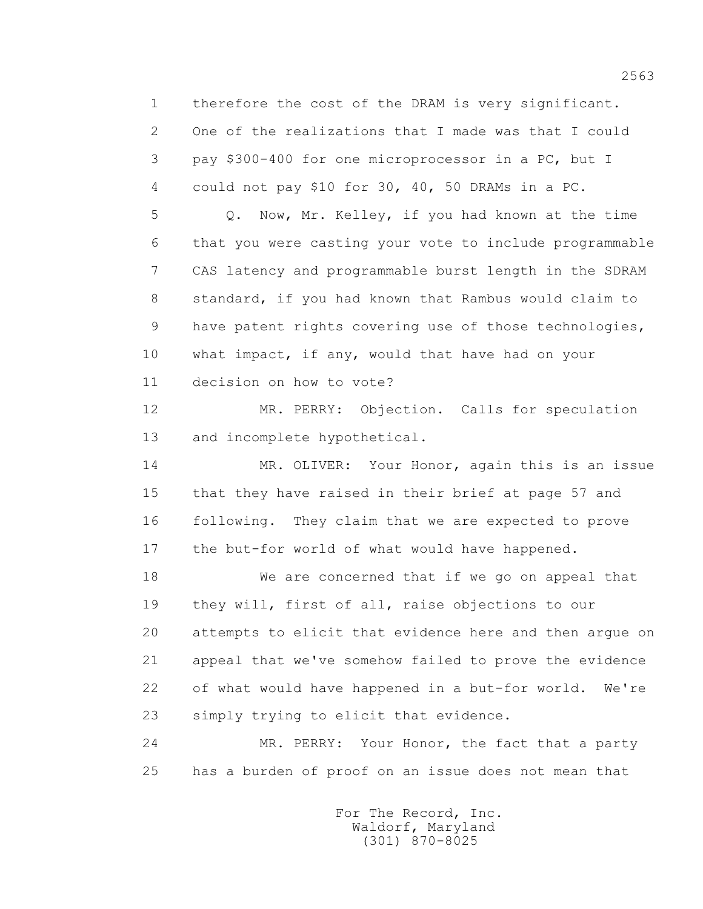1 therefore the cost of the DRAM is very significant.
2 One of the realizations that I made was that I could
3 pay $300-400 for one microprocessor in a PC, but I
4 could not pay $10 for 30, 40, 50 DRAMs in a PC.
5 Q. Now, Mr. Kelley, if you had known at the time
6 that you were casting your vote to include programmable
7 CAS latency and programmable burst length in the SDRAM
8 standard, if you had known that Rambus would claim to
9 have patent rights covering use of those technologies,
10 what impact, if any, would that have had on your
11 decision on how to vote?
12 MR. PERRY: Objection. Calls for speculation
13 and incomplete hypothetical.
14 MR. OLIVER: Your Honor, again this is an issue
15 that they have raised in their brief at page 57 and
16 following. They claim that we are expected to prove
17 the but-for world of what would have happened.
18 We are concerned that if we go on appeal that
19 they will, first of all, raise objections to our
20 attempts to elicit that evidence here and then argue on
21 appeal that we've somehow failed to prove the evidence
22 of what would have happened in a but-for world. We're
23 simply trying to elicit that evidence.
24 MR. PERRY: Your Honor, the fact that a party
25 has a burden of proof on an issue does not mean that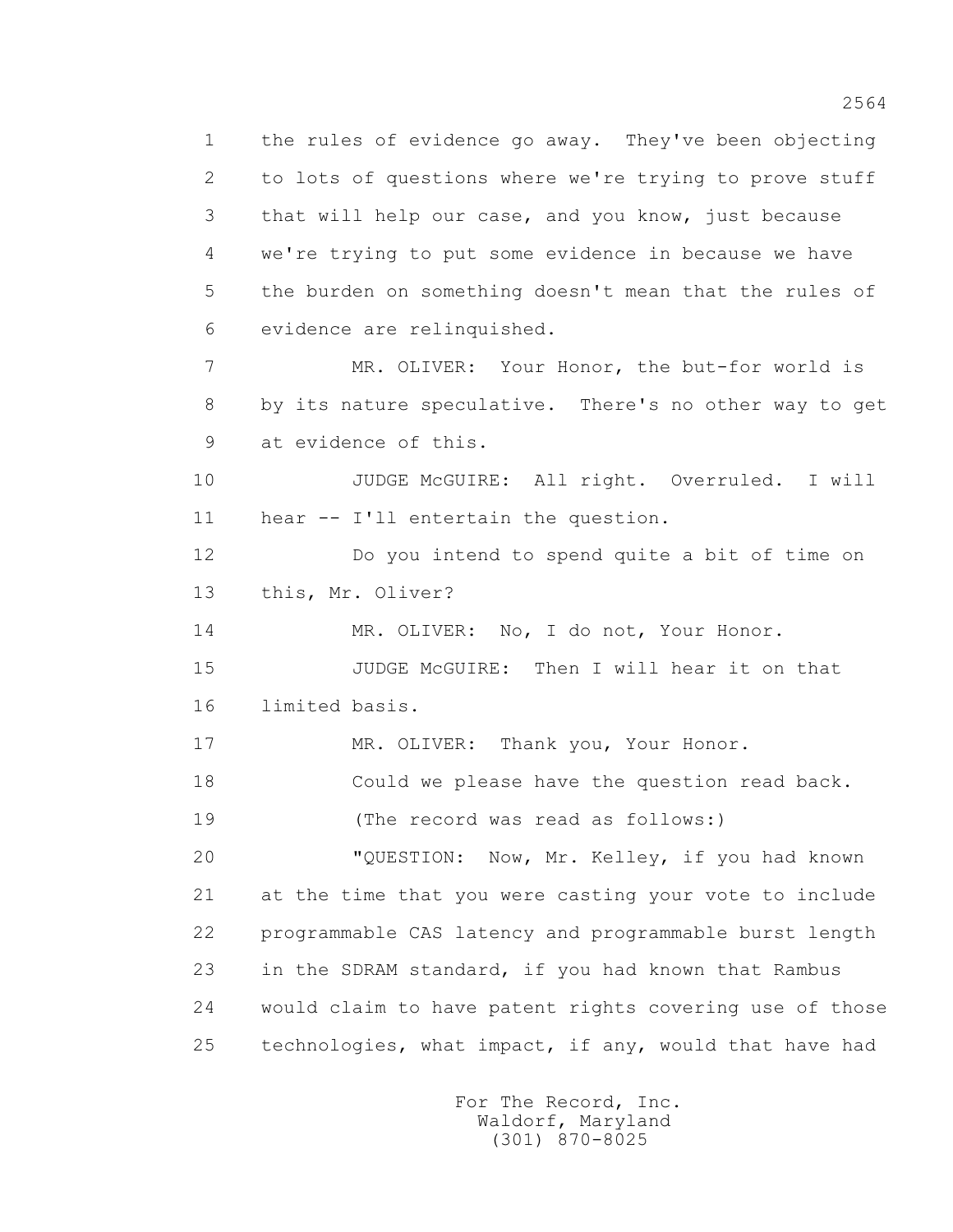the rules of evidence go away. They've been objecting to lots of questions where we're trying to prove stuff that will help our case, and you know, just because we're trying to put some evidence in because we have the burden on something doesn't mean that the rules of evidence are relinquished.

MR. OLIVER: Your Honor, the but-for world is by its nature speculative. There's no other way to get at evidence of this.

JUDGE McGUIRE: All right. Overruled. I will hear -- I'll entertain the question.

Do you intend to spend quite a bit of time on this, Mr. Oliver?

MR. OLIVER: No, I do not, Your Honor.

JUDGE McGUIRE: Then I will hear it on that limited basis.

MR. OLIVER: Thank you, Your Honor.

Could we please have the question read back.

(The record was read as follows:)

"QUESTION: Now, Mr. Kelley, if you had known at the time that you were casting your vote to include programmable CAS latency and programmable burst length in the SDRAM standard, if you had known that Rambus would claim to have patent rights covering use of those technologies, what impact, if any, would that have had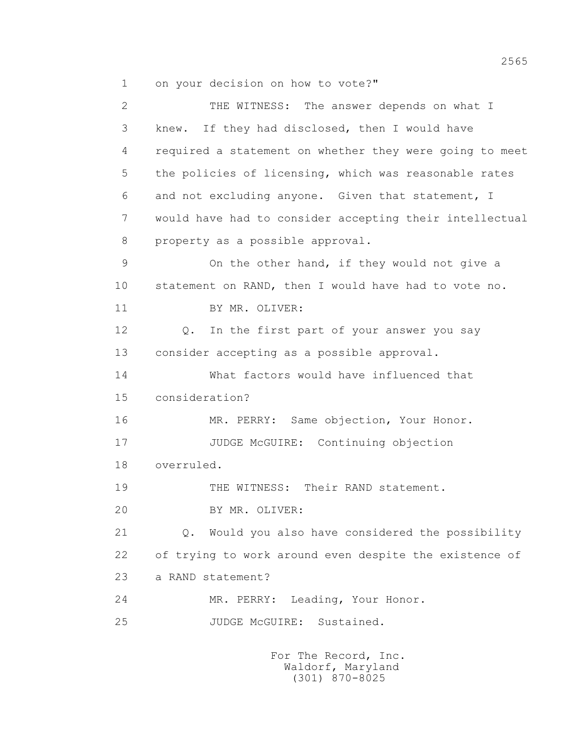on your decision on how to vote?"

THE WITNESS: The answer depends on what I knew. If they had disclosed, then I would have required a statement on whether they were going to meet the policies of licensing, which was reasonable rates and not excluding anyone. Given that statement, I would have had to consider accepting their intellectual property as a possible approval.

On the other hand, if they would not give a statement on RAND, then I would have had to vote no.

BY MR. OLIVER:

Q. In the first part of your answer you say consider accepting as a possible approval.

What factors would have influenced that consideration?

MR. PERRY: Same objection, Your Honor.

JUDGE McGUIRE: Continuing objection overruled.

THE WITNESS: Their RAND statement.

BY MR. OLIVER:

Q. Would you also have considered the possibility of trying to work around even despite the existence of a RAND statement?

MR. PERRY: Leading, Your Honor.

JUDGE McGUIRE: Sustained.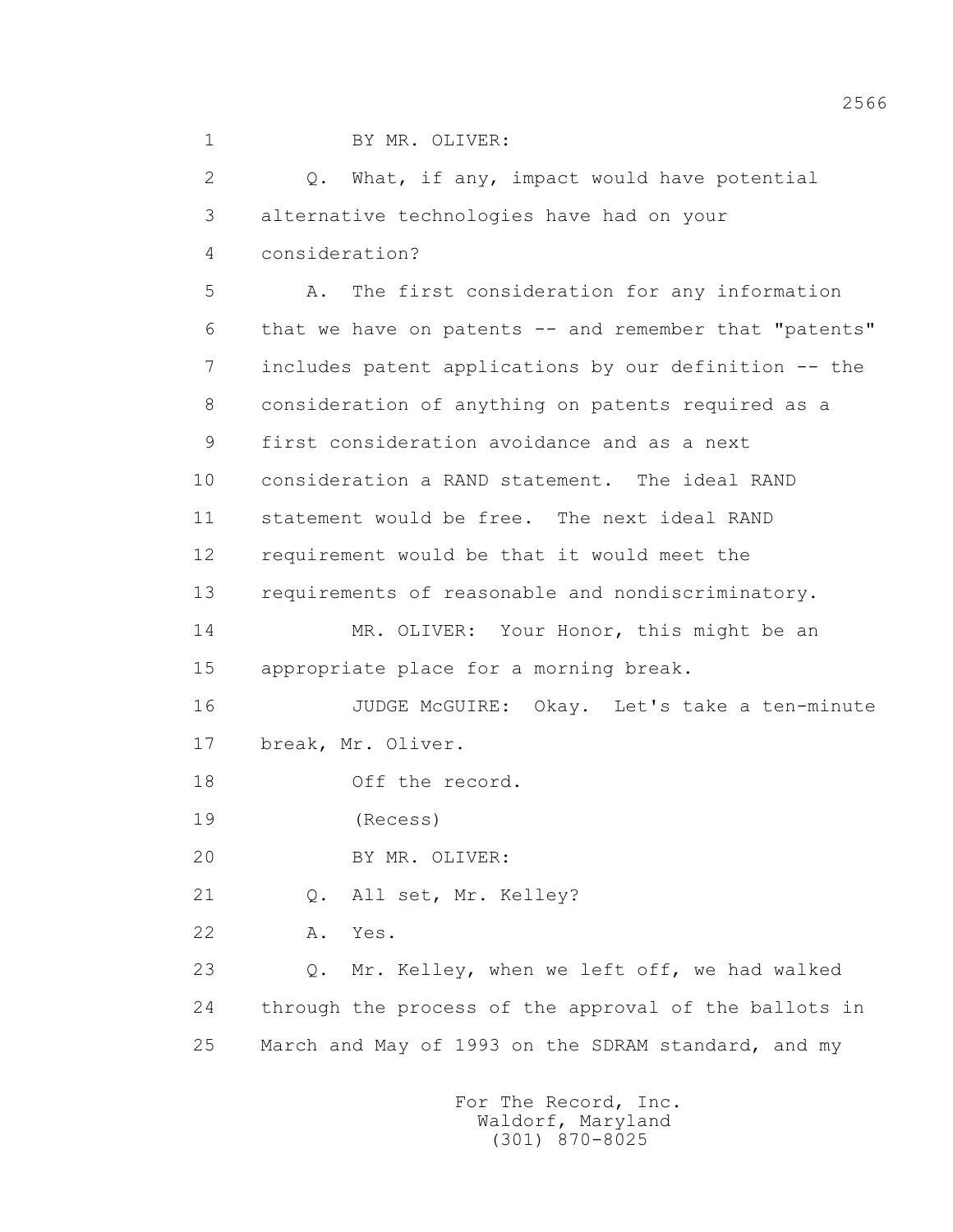1 BY MR. OLIVER:

2 Q. What, if any, impact would have potential

3 alternative technologies have had on your

4 consideration?

5 A. The first consideration for any information

6 that we have on patents -- and remember that "patents"

7 includes patent applications by our definition -- the

8 consideration of anything on patents required as a

9 first consideration avoidance and as a next

10 consideration a RAND statement. The ideal RAND

11 statement would be free. The next ideal RAND

12 requirement would be that it would meet the

13 requirements of reasonable and nondiscriminatory.

14 MR. OLIVER: Your Honor, this might be an

15 appropriate place for a morning break.

16 JUDGE McGUIRE: Okay. Let's take a ten-minute

17 break, Mr. Oliver.

18 Off the record.

19 (Recess)

20 BY MR. OLIVER:

21 Q. All set, Mr. Kelley?

22 A. Yes.

23 Q. Mr. Kelley, when we left off, we had walked

24 through the process of the approval of the ballots in

25 March and May of 1993 on the SDRAM standard, and my

For The Record, Inc.
Waldorf, Maryland
(301) 870-8025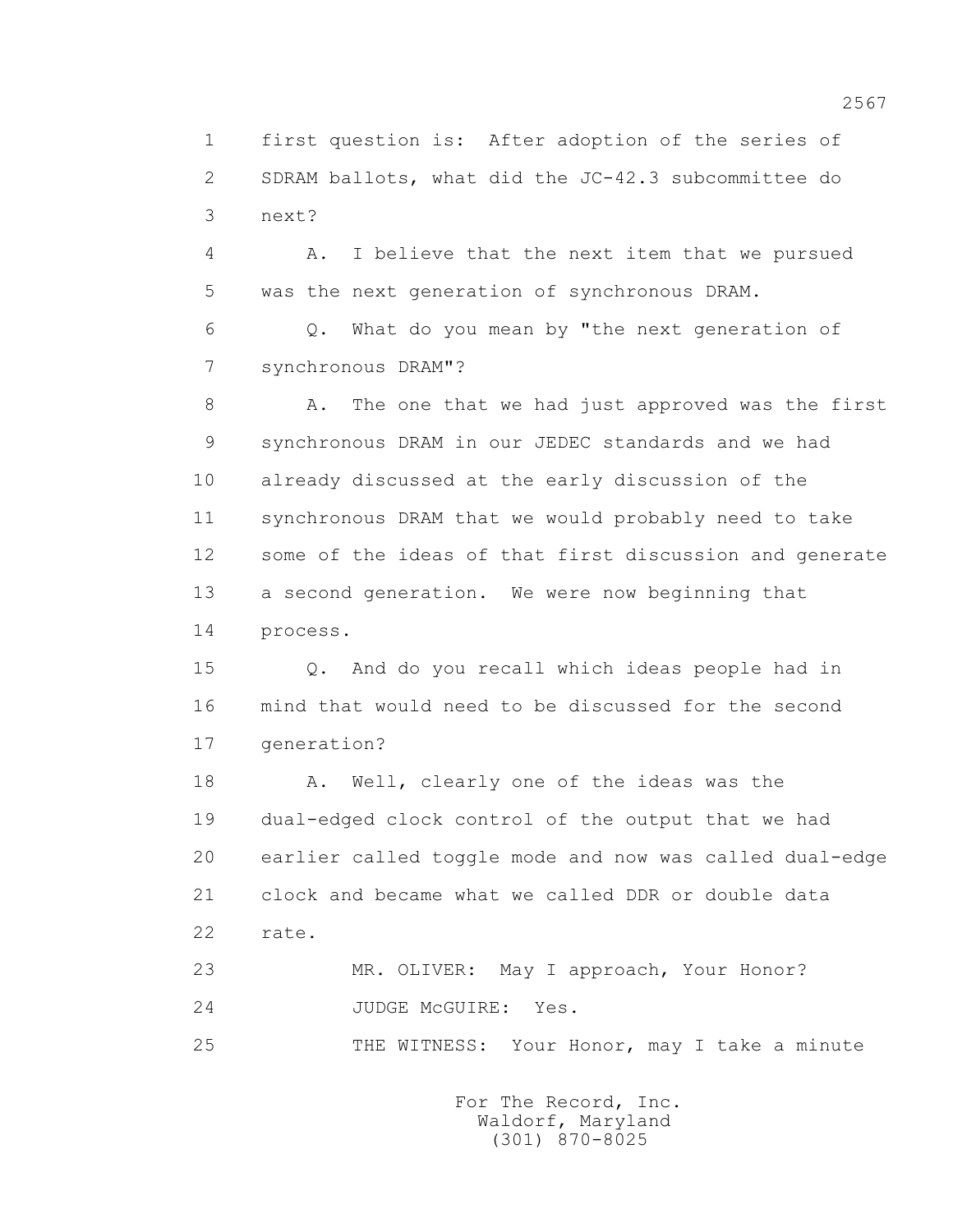1 first question is: After adoption of the series of
2 SDRAM ballots, what did the JC-42.3 subcommittee do
3 next?

4 A. I believe that the next item that we pursued
5 was the next generation of synchronous DRAM.

6 Q. What do you mean by "the next generation of
7 synchronous DRAM"?

8 A. The one that we had just approved was the first
9 synchronous DRAM in our JEDEC standards and we had
10 already discussed at the early discussion of the
11 synchronous DRAM that we would probably need to take
12 some of the ideas of that first discussion and generate
13 a second generation. We were now beginning that
14 process.

15 Q. And do you recall which ideas people had in
16 mind that would need to be discussed for the second
17 generation?

18 A. Well, clearly one of the ideas was the
19 dual-edged clock control of the output that we had
20 earlier called toggle mode and now was called dual-edge
21 clock and became what we called DDR or double data
22 rate.

23 MR. OLIVER: May I approach, Your Honor?

24 JUDGE McGUIRE: Yes.

25 THE WITNESS: Your Honor, may I take a minute

For The Record, Inc.
Waldorf, Maryland
(301) 870-8025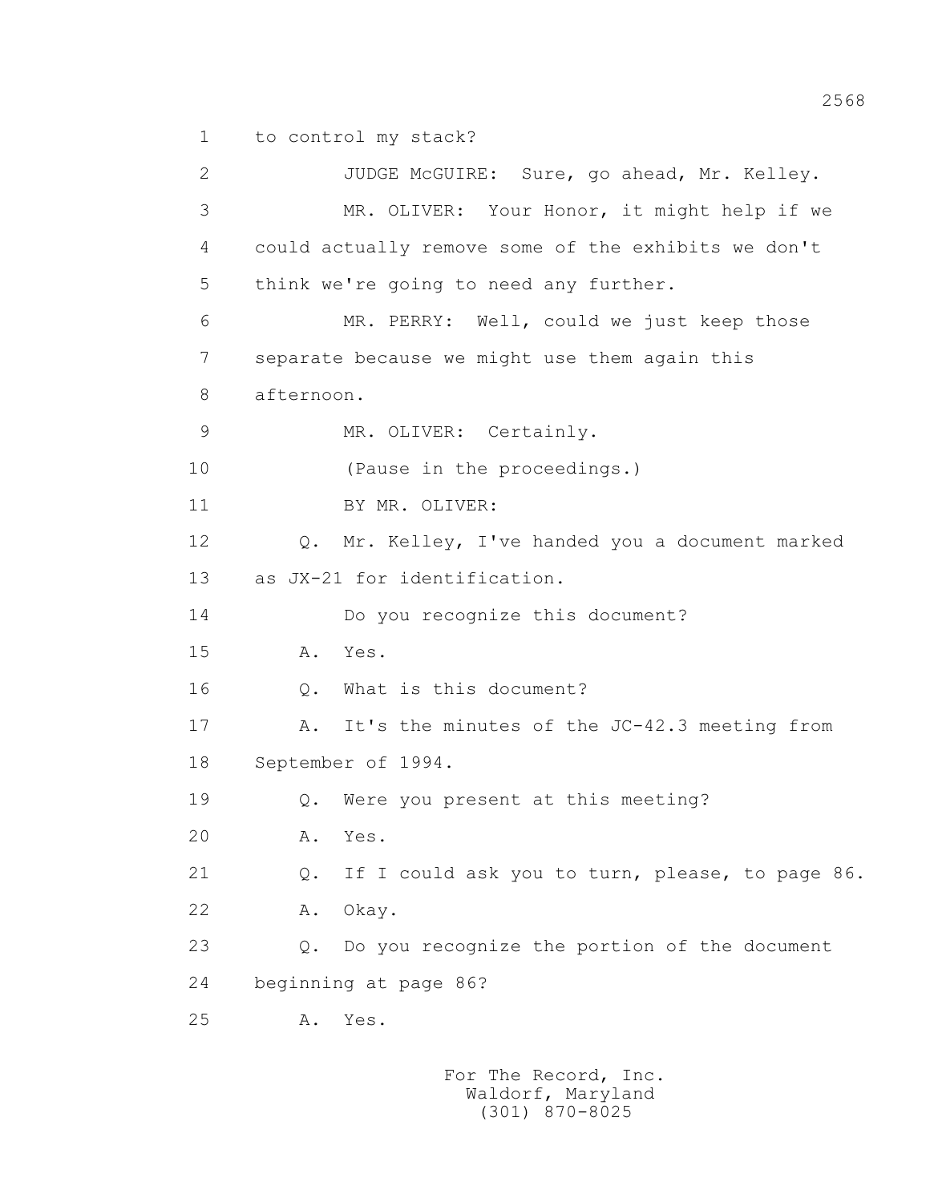1 to control my stack?

2 JUDGE McGUIRE: Sure, go ahead, Mr. Kelley.

3 MR. OLIVER: Your Honor, it might help if we

4 could actually remove some of the exhibits we don't

5 think we're going to need any further.

6 MR. PERRY: Well, could we just keep those

7 separate because we might use them again this

8 afternoon.

9 MR. OLIVER: Certainly.

10 (Pause in the proceedings.)

11 BY MR. OLIVER:

12 Q. Mr. Kelley, I've handed you a document marked

13 as JX-21 for identification.

14 Do you recognize this document?

15 A. Yes.

16 Q. What is this document?

17 A. It's the minutes of the JC-42.3 meeting from

18 September of 1994.

19 Q. Were you present at this meeting?

20 A. Yes.

21 Q. If I could ask you to turn, please, to page 86.

22 A. Okay.

23 Q. Do you recognize the portion of the document

24 beginning at page 86?

25 A. Yes.

For The Record, Inc.
Waldorf, Maryland
(301) 870-8025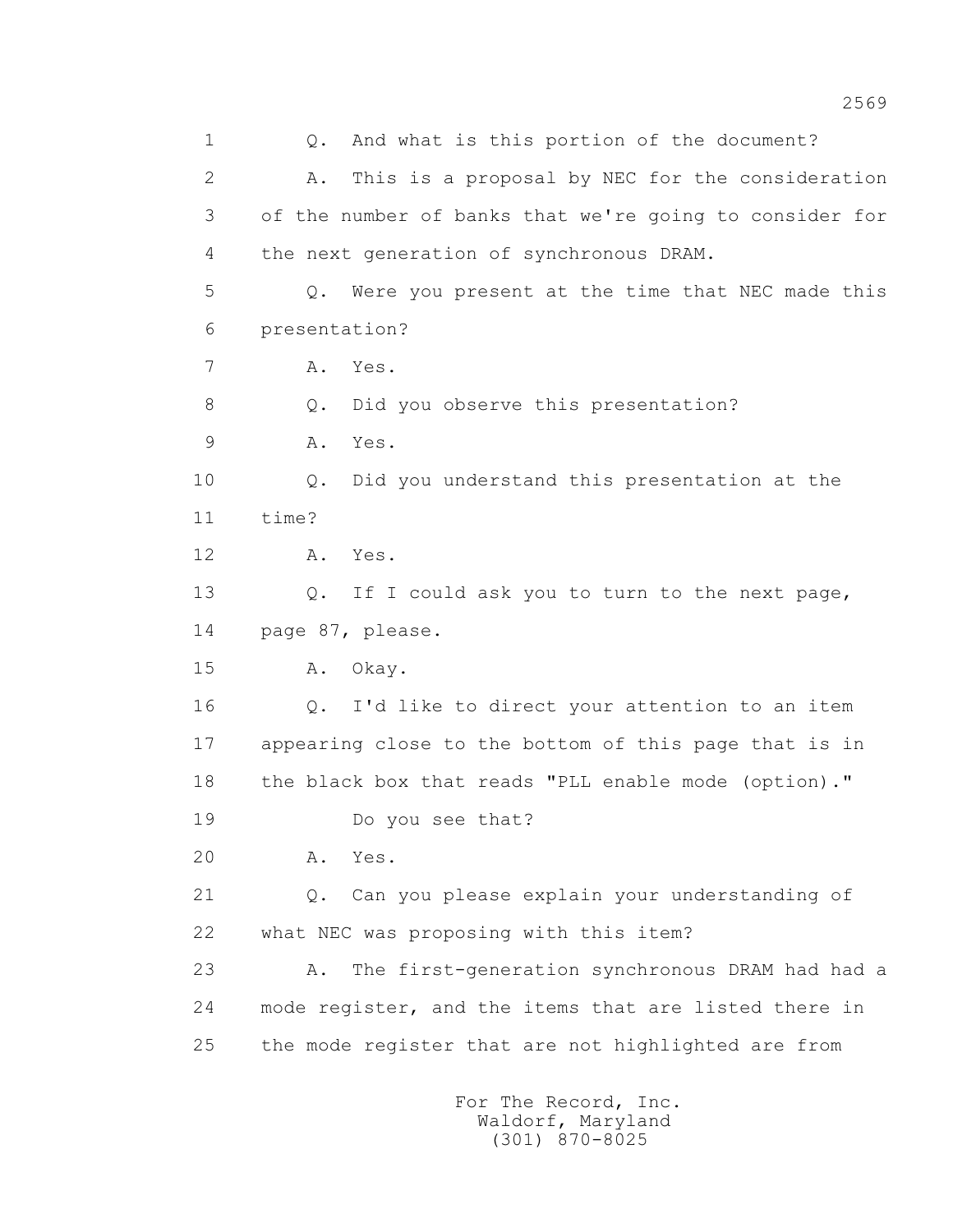Q. And what is this portion of the document?

A. This is a proposal by NEC for the consideration of the number of banks that we're going to consider for the next generation of synchronous DRAM.

Q. Were you present at the time that NEC made this presentation?

A. Yes.

Q. Did you observe this presentation?

A. Yes.

Q. Did you understand this presentation at the time?

A. Yes.

Q. If I could ask you to turn to the next page, page 87, please.

A. Okay.

Q. I'd like to direct your attention to an item appearing close to the bottom of this page that is in the black box that reads "PLL enable mode (option)."

Do you see that?

A. Yes.

Q. Can you please explain your understanding of what NEC was proposing with this item?

A. The first-generation synchronous DRAM had had a mode register, and the items that are listed there in the mode register that are not highlighted are from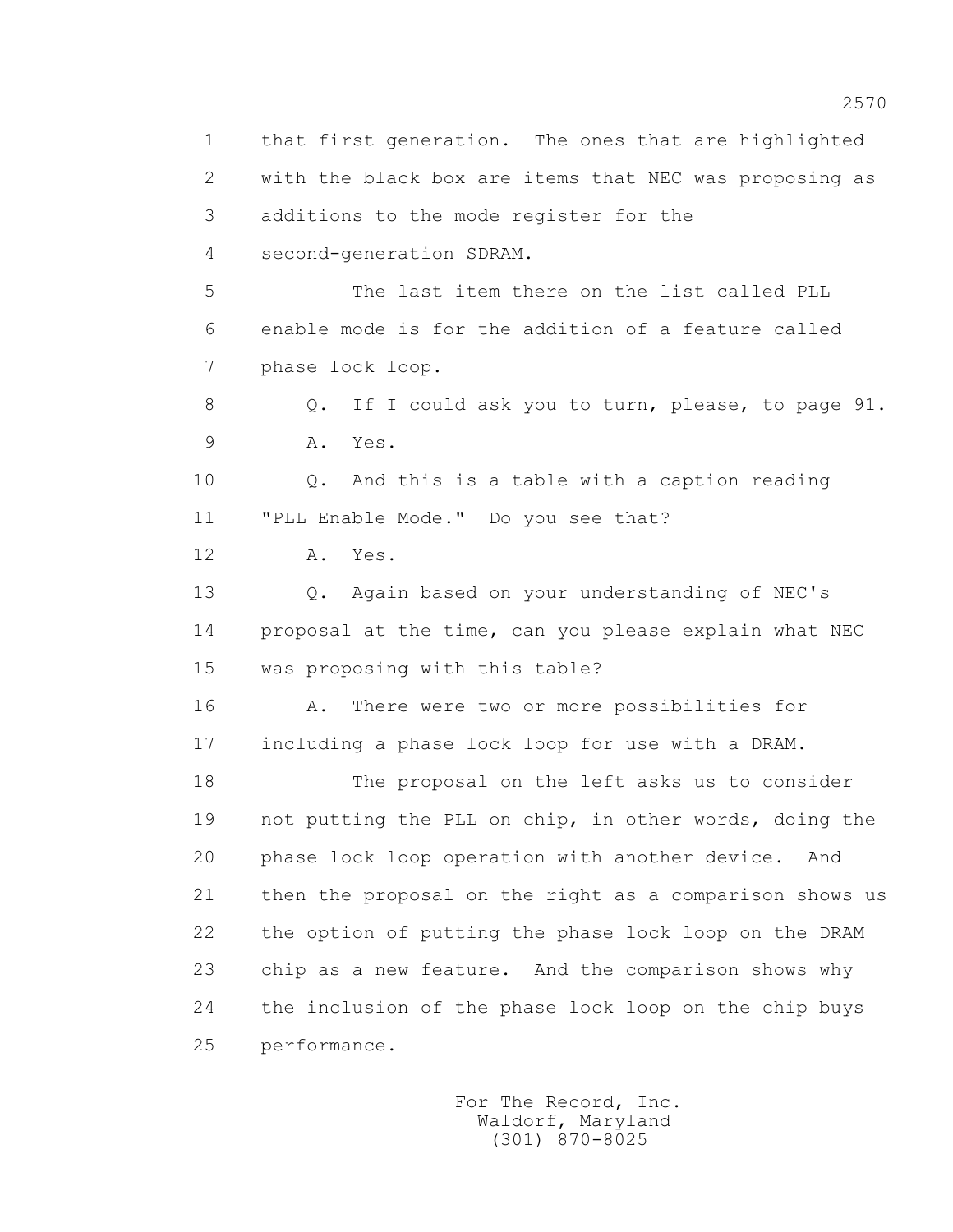1 that first generation. The ones that are highlighted
2 with the black box are items that NEC was proposing as
3 additions to the mode register for the
4 second-generation SDRAM.

5 The last item there on the list called PLL
6 enable mode is for the addition of a feature called
7 phase lock loop.

8 Q. If I could ask you to turn, please, to page 91.

9 A. Yes.

10 Q. And this is a table with a caption reading
11 "PLL Enable Mode." Do you see that?

12 A. Yes.

13 Q. Again based on your understanding of NEC's
14 proposal at the time, can you please explain what NEC
15 was proposing with this table?

16 A. There were two or more possibilities for
17 including a phase lock loop for use with a DRAM.

18 The proposal on the left asks us to consider
19 not putting the PLL on chip, in other words, doing the
20 phase lock loop operation with another device. And
21 then the proposal on the right as a comparison shows us
22 the option of putting the phase lock loop on the DRAM
23 chip as a new feature. And the comparison shows why
24 the inclusion of the phase lock loop on the chip buys
25 performance.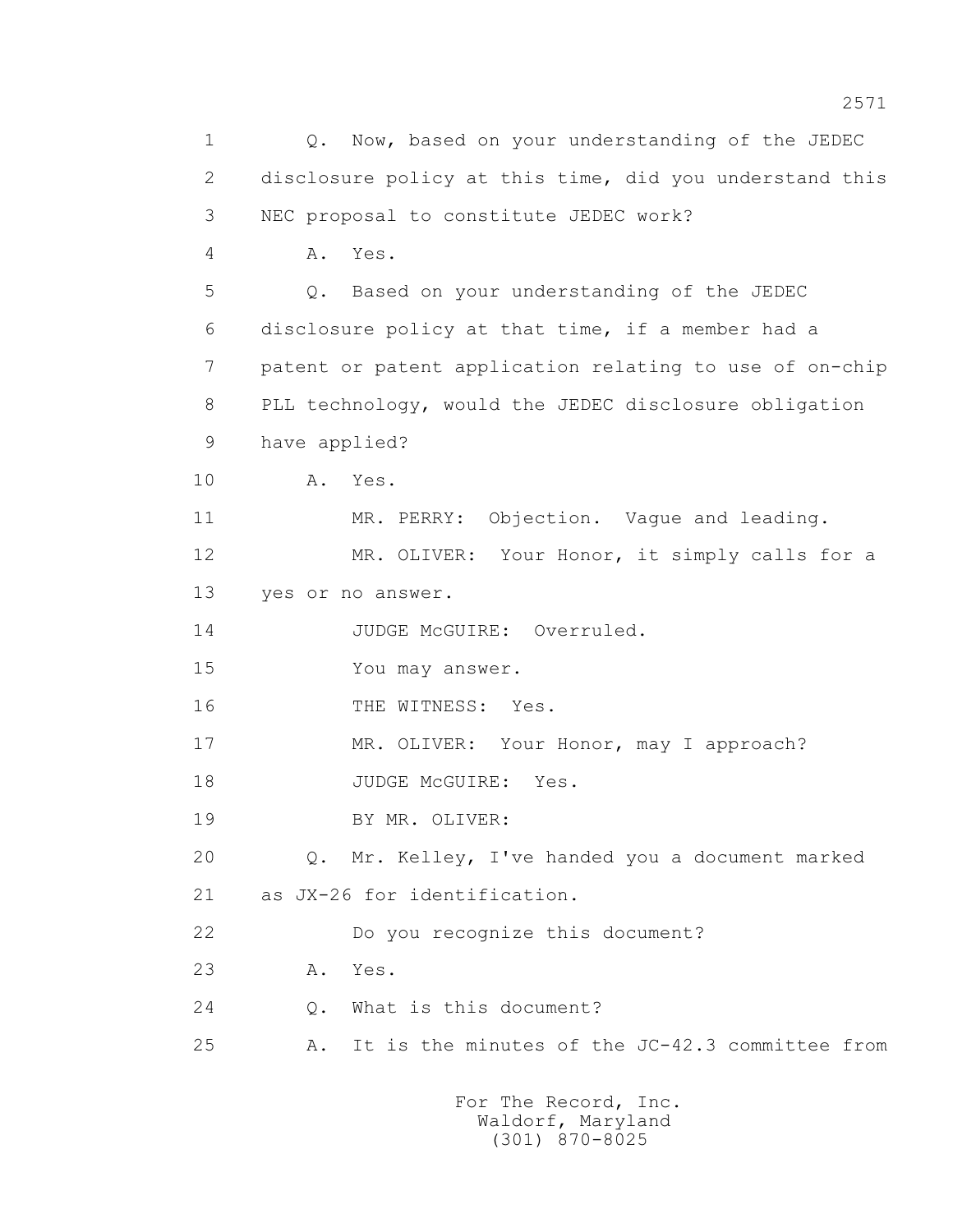1 Q. Now, based on your understanding of the JEDEC
2 disclosure policy at this time, did you understand this
3 NEC proposal to constitute JEDEC work?
4 A. Yes.
5 Q. Based on your understanding of the JEDEC
6 disclosure policy at that time, if a member had a
7 patent or patent application relating to use of on-chip
8 PLL technology, would the JEDEC disclosure obligation
9 have applied?
10 A. Yes.
11 MR. PERRY: Objection. Vague and leading.
12 MR. OLIVER: Your Honor, it simply calls for a
13 yes or no answer.
14 JUDGE McGUIRE: Overruled.
15 You may answer.
16 THE WITNESS: Yes.
17 MR. OLIVER: Your Honor, may I approach?
18 JUDGE McGUIRE: Yes.
19 BY MR. OLIVER:
20 Q. Mr. Kelley, I've handed you a document marked
21 as JX-26 for identification.
22 Do you recognize this document?
23 A. Yes.
24 Q. What is this document?
25 A. It is the minutes of the JC-42.3 committee from

For The Record, Inc.
Waldorf, Maryland
(301) 870-8025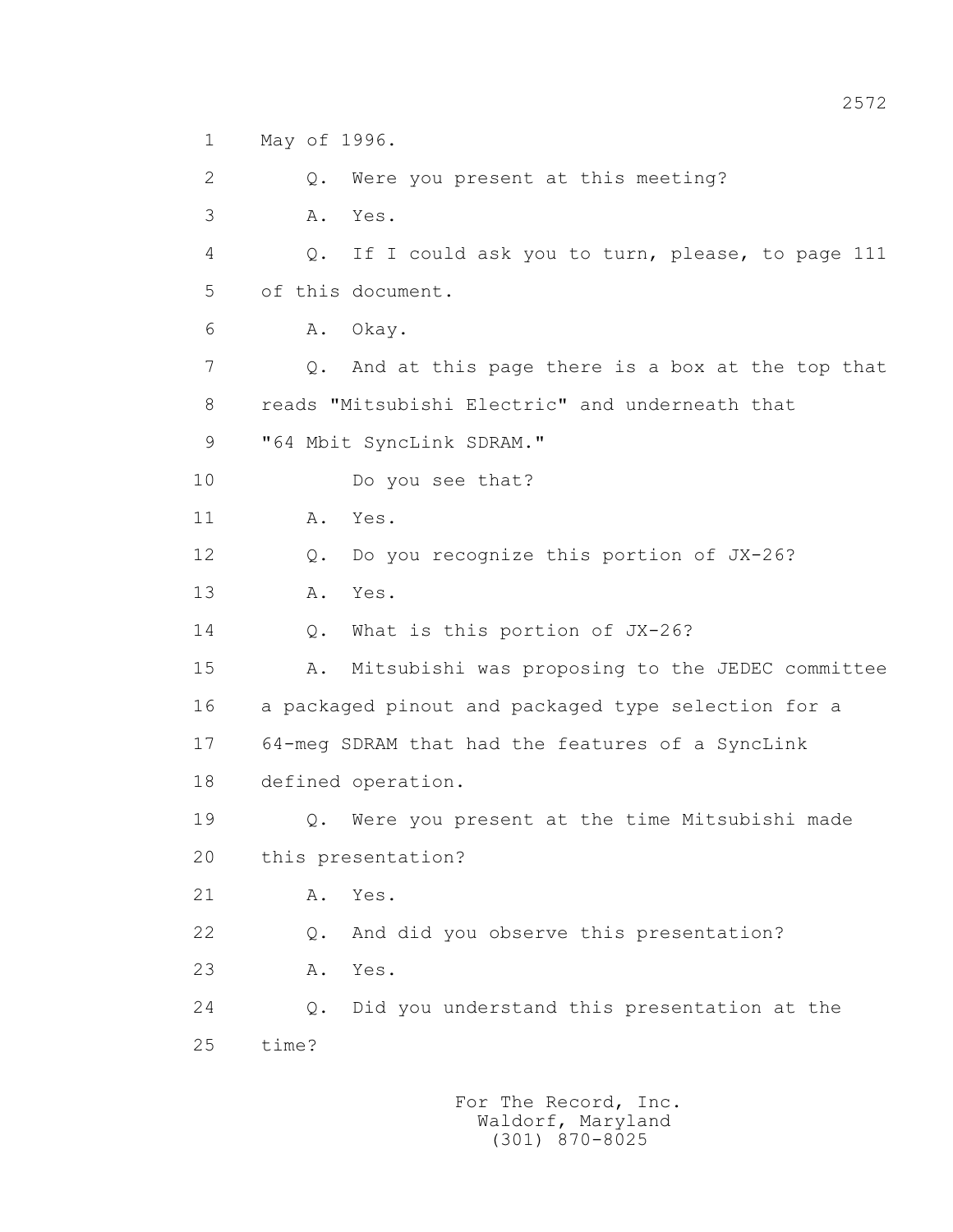1 May of 1996.

2 Q. Were you present at this meeting?

3 A. Yes.

4 Q. If I could ask you to turn, please, to page 111

5 of this document.

6 A. Okay.

7 Q. And at this page there is a box at the top that

8 reads "Mitsubishi Electric" and underneath that

9 "64 Mbit SyncLink SDRAM."

10 Do you see that?

11 A. Yes.

12 Q. Do you recognize this portion of JX-26?

13 A. Yes.

14 Q. What is this portion of JX-26?

15 A. Mitsubishi was proposing to the JEDEC committee

16 a packaged pinout and packaged type selection for a

17 64-meg SDRAM that had the features of a SyncLink

18 defined operation.

19 Q. Were you present at the time Mitsubishi made

20 this presentation?

21 A. Yes.

22 Q. And did you observe this presentation?

23 A. Yes.

24 Q. Did you understand this presentation at the

25 time?

For The Record, Inc.
Waldorf, Maryland
(301) 870-8025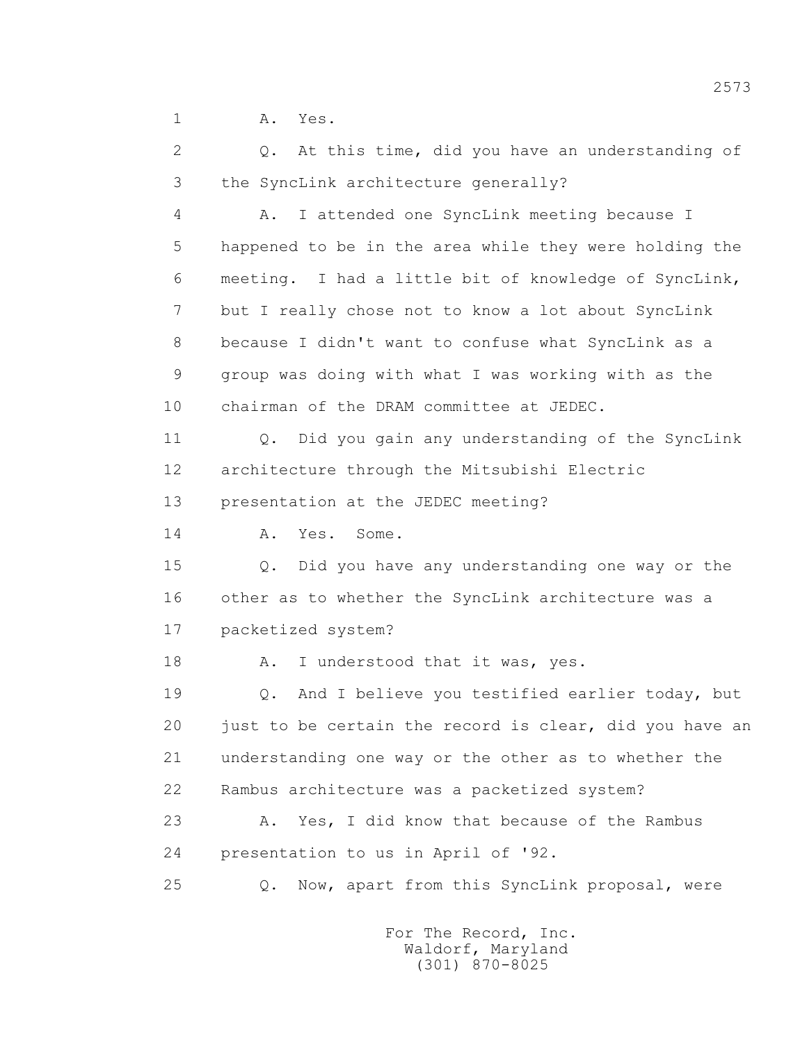1 A. Yes.

2 Q. At this time, did you have an understanding of

3 the SyncLink architecture generally?

4 A. I attended one SyncLink meeting because I

5 happened to be in the area while they were holding the

6 meeting. I had a little bit of knowledge of SyncLink,

7 but I really chose not to know a lot about SyncLink

8 because I didn't want to confuse what SyncLink as a

9 group was doing with what I was working with as the

10 chairman of the DRAM committee at JEDEC.

11 Q. Did you gain any understanding of the SyncLink

12 architecture through the Mitsubishi Electric

13 presentation at the JEDEC meeting?

14 A. Yes. Some.

15 Q. Did you have any understanding one way or the

16 other as to whether the SyncLink architecture was a

17 packetized system?

18 A. I understood that it was, yes.

19 Q. And I believe you testified earlier today, but

20 just to be certain the record is clear, did you have an

21 understanding one way or the other as to whether the

22 Rambus architecture was a packetized system?

23 A. Yes, I did know that because of the Rambus

24 presentation to us in April of '92.

25 Q. Now, apart from this SyncLink proposal, were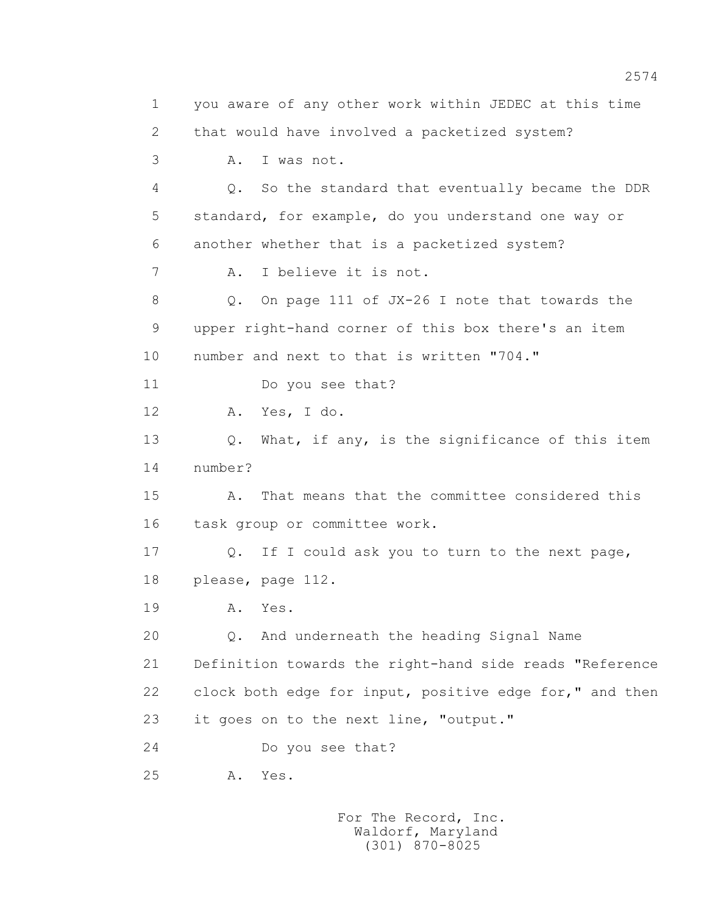1 you aware of any other work within JEDEC at this time
2 that would have involved a packetized system?
3 A. I was not.
4 Q. So the standard that eventually became the DDR
5 standard, for example, do you understand one way or
6 another whether that is a packetized system?
7 A. I believe it is not.
8 Q. On page 111 of JX-26 I note that towards the
9 upper right-hand corner of this box there's an item
10 number and next to that is written "704."
11 Do you see that?
12 A. Yes, I do.
13 Q. What, if any, is the significance of this item
14 number?
15 A. That means that the committee considered this
16 task group or committee work.
17 Q. If I could ask you to turn to the next page,
18 please, page 112.
19 A. Yes.
20 Q. And underneath the heading Signal Name
21 Definition towards the right-hand side reads "Reference
22 clock both edge for input, positive edge for," and then
23 it goes on to the next line, "output."
24 Do you see that?
25 A. Yes.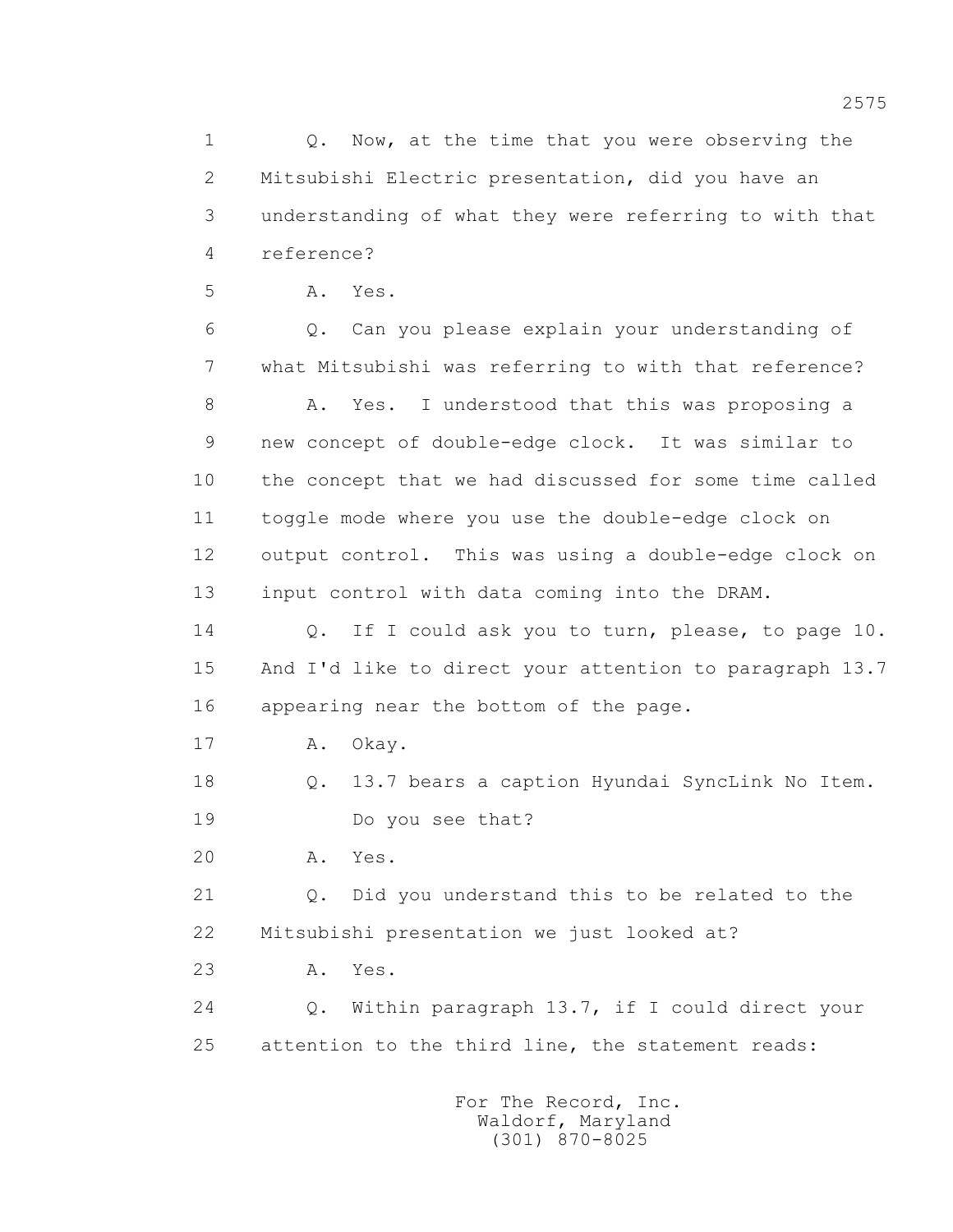1 Q. Now, at the time that you were observing the
2 Mitsubishi Electric presentation, did you have an
3 understanding of what they were referring to with that
4 reference?

5 A. Yes.

6 Q. Can you please explain your understanding of
7 what Mitsubishi was referring to with that reference?

8 A. Yes. I understood that this was proposing a
9 new concept of double-edge clock. It was similar to
10 the concept that we had discussed for some time called
11 toggle mode where you use the double-edge clock on
12 output control. This was using a double-edge clock on
13 input control with data coming into the DRAM.

14 Q. If I could ask you to turn, please, to page 10.
15 And I'd like to direct your attention to paragraph 13.7
16 appearing near the bottom of the page.

17 A. Okay.

18 Q. 13.7 bears a caption Hyundai SyncLink No Item.
19 Do you see that?

20 A. Yes.

21 Q. Did you understand this to be related to the
22 Mitsubishi presentation we just looked at?

23 A. Yes.

24 Q. Within paragraph 13.7, if I could direct your
25 attention to the third line, the statement reads: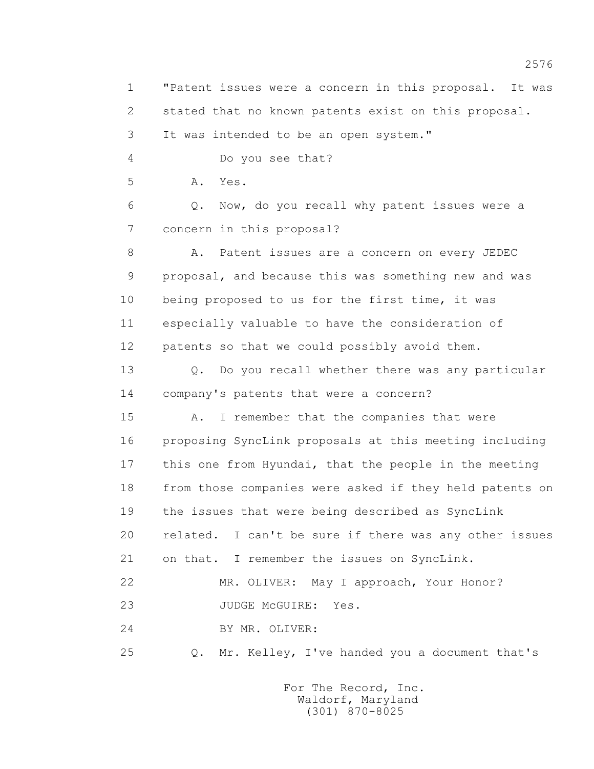1 "Patent issues were a concern in this proposal. It was
2 stated that no known patents exist on this proposal.
3 It was intended to be an open system."

4 Do you see that?

5 A. Yes.

6 Q. Now, do you recall why patent issues were a
7 concern in this proposal?

8 A. Patent issues are a concern on every JEDEC
9 proposal, and because this was something new and was
10 being proposed to us for the first time, it was
11 especially valuable to have the consideration of
12 patents so that we could possibly avoid them.

13 Q. Do you recall whether there was any particular
14 company's patents that were a concern?

15 A. I remember that the companies that were
16 proposing SyncLink proposals at this meeting including
17 this one from Hyundai, that the people in the meeting
18 from those companies were asked if they held patents on
19 the issues that were being described as SyncLink
20 related. I can't be sure if there was any other issues
21 on that. I remember the issues on SyncLink.

22 MR. OLIVER: May I approach, Your Honor?

23 JUDGE McGUIRE: Yes.

24 BY MR. OLIVER:

25 Q. Mr. Kelley, I've handed you a document that's

For The Record, Inc.
Waldorf, Maryland
(301) 870-8025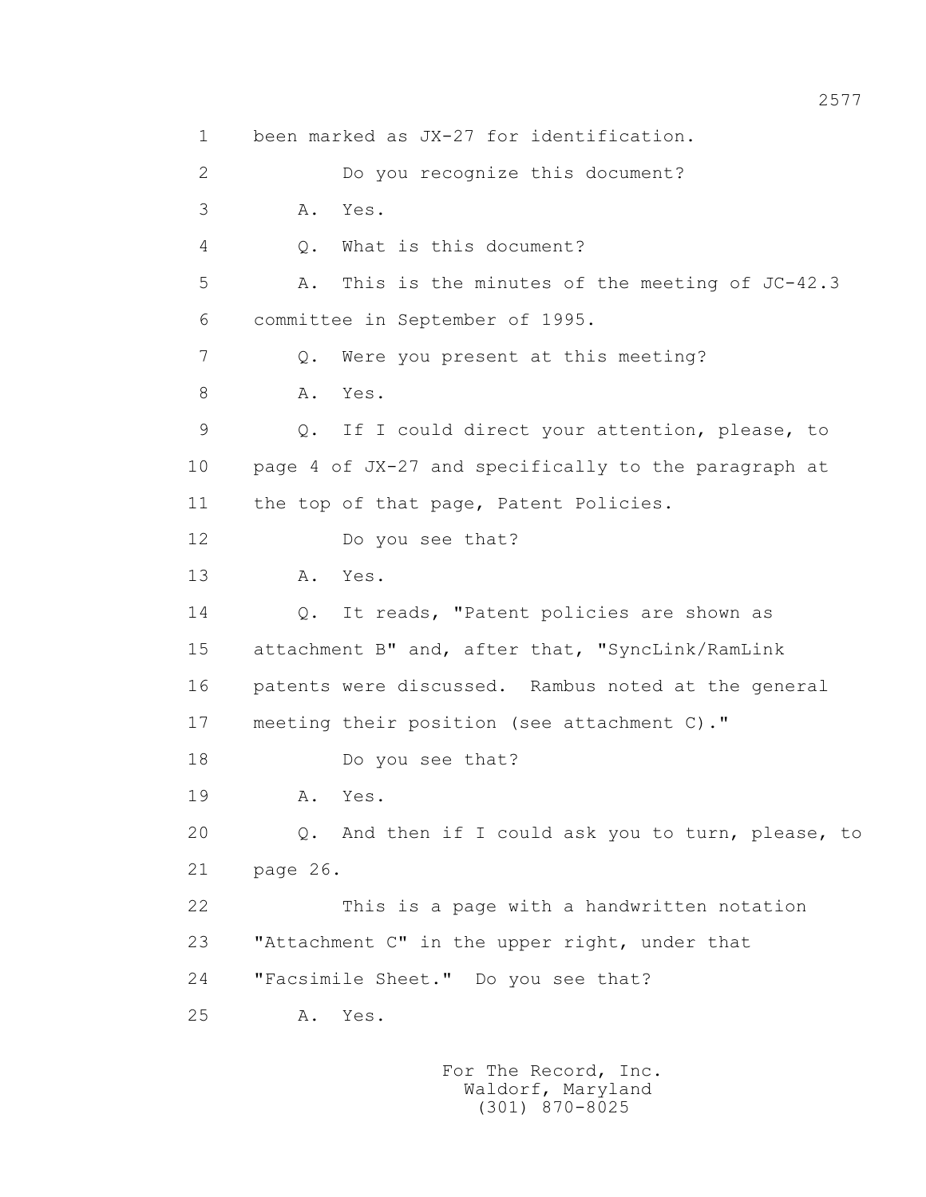1 been marked as JX-27 for identification.

2 Do you recognize this document?

3 A. Yes.

4 Q. What is this document?

5 A. This is the minutes of the meeting of JC-42.3

6 committee in September of 1995.

7 Q. Were you present at this meeting?

8 A. Yes.

9 Q. If I could direct your attention, please, to

10 page 4 of JX-27 and specifically to the paragraph at

11 the top of that page, Patent Policies.

12 Do you see that?

13 A. Yes.

14 Q. It reads, "Patent policies are shown as

15 attachment B" and, after that, "SyncLink/RamLink

16 patents were discussed. Rambus noted at the general

17 meeting their position (see attachment C)."

18 Do you see that?

19 A. Yes.

20 Q. And then if I could ask you to turn, please, to

21 page 26.

22 This is a page with a handwritten notation

23 "Attachment C" in the upper right, under that

24 "Facsimile Sheet." Do you see that?

25 A. Yes.

For The Record, Inc.
Waldorf, Maryland
(301) 870-8025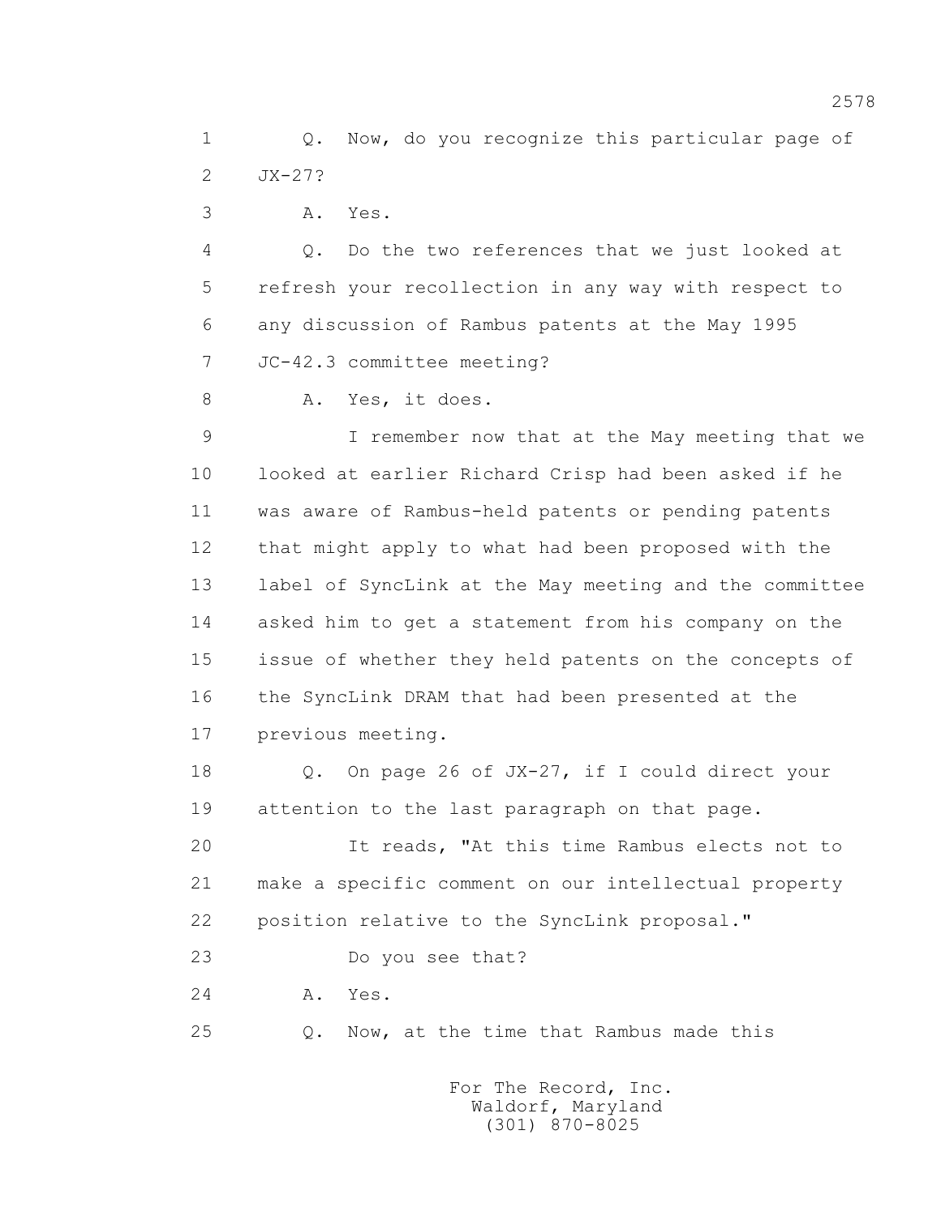1 Q. Now, do you recognize this particular page of
2 JX-27?
3 A. Yes.
4 Q. Do the two references that we just looked at
5 refresh your recollection in any way with respect to
6 any discussion of Rambus patents at the May 1995
7 JC-42.3 committee meeting?
8 A. Yes, it does.
9 I remember now that at the May meeting that we
10 looked at earlier Richard Crisp had been asked if he
11 was aware of Rambus-held patents or pending patents
12 that might apply to what had been proposed with the
13 label of SyncLink at the May meeting and the committee
14 asked him to get a statement from his company on the
15 issue of whether they held patents on the concepts of
16 the SyncLink DRAM that had been presented at the
17 previous meeting.
18 Q. On page 26 of JX-27, if I could direct your
19 attention to the last paragraph on that page.
20 It reads, "At this time Rambus elects not to
21 make a specific comment on our intellectual property
22 position relative to the SyncLink proposal."
23 Do you see that?
24 A. Yes.
25 Q. Now, at the time that Rambus made this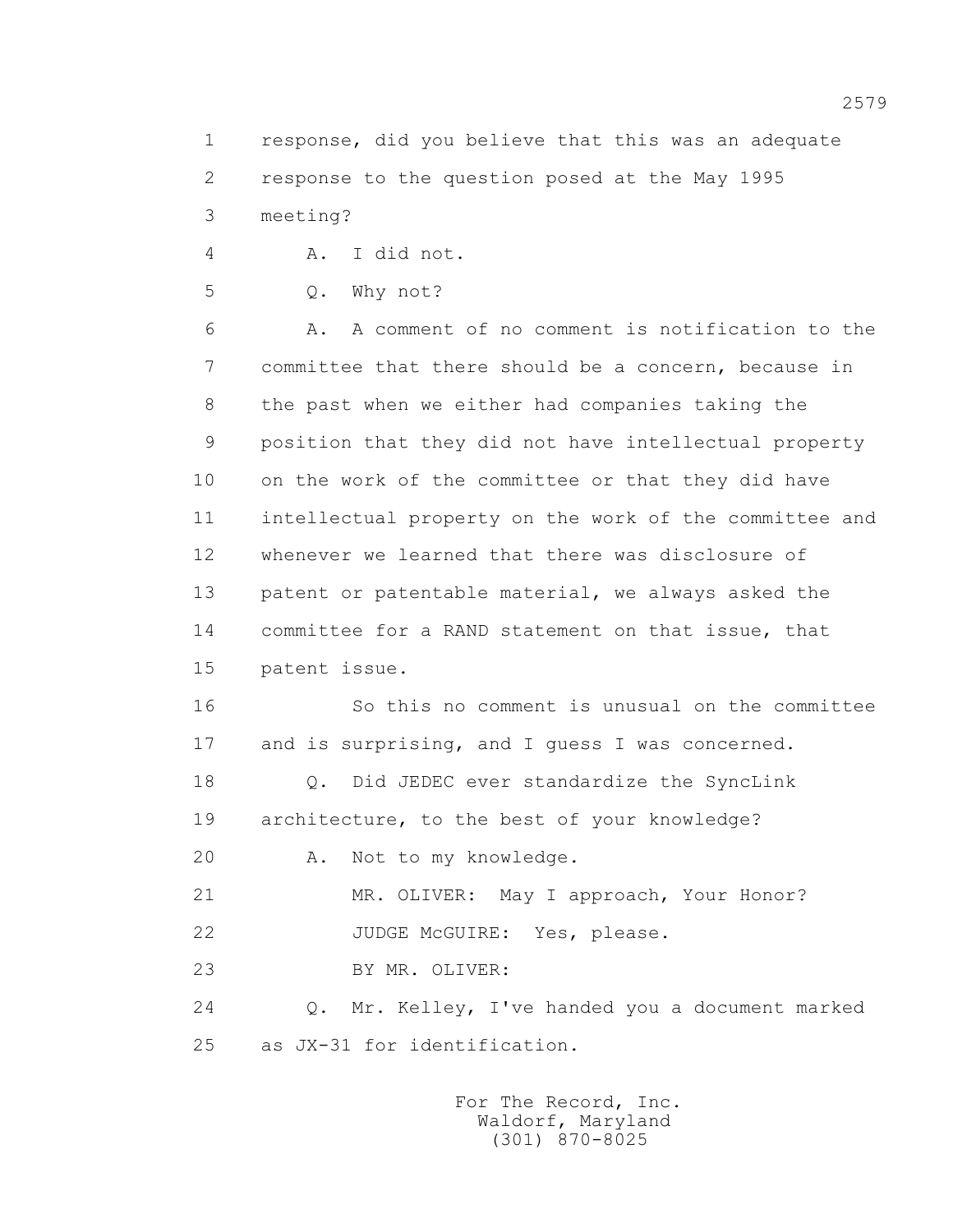1 response, did you believe that this was an adequate
2 response to the question posed at the May 1995
3 meeting?

4 A. I did not.

5 Q. Why not?

6 A. A comment of no comment is notification to the
7 committee that there should be a concern, because in
8 the past when we either had companies taking the
9 position that they did not have intellectual property
10 on the work of the committee or that they did have
11 intellectual property on the work of the committee and
12 whenever we learned that there was disclosure of
13 patent or patentable material, we always asked the
14 committee for a RAND statement on that issue, that
15 patent issue.

16 So this no comment is unusual on the committee
17 and is surprising, and I guess I was concerned.

18 Q. Did JEDEC ever standardize the SyncLink
19 architecture, to the best of your knowledge?

20 A. Not to my knowledge.

21 MR. OLIVER: May I approach, Your Honor?

22 JUDGE McGUIRE: Yes, please.

23 BY MR. OLIVER:

24 Q. Mr. Kelley, I've handed you a document marked
25 as JX-31 for identification.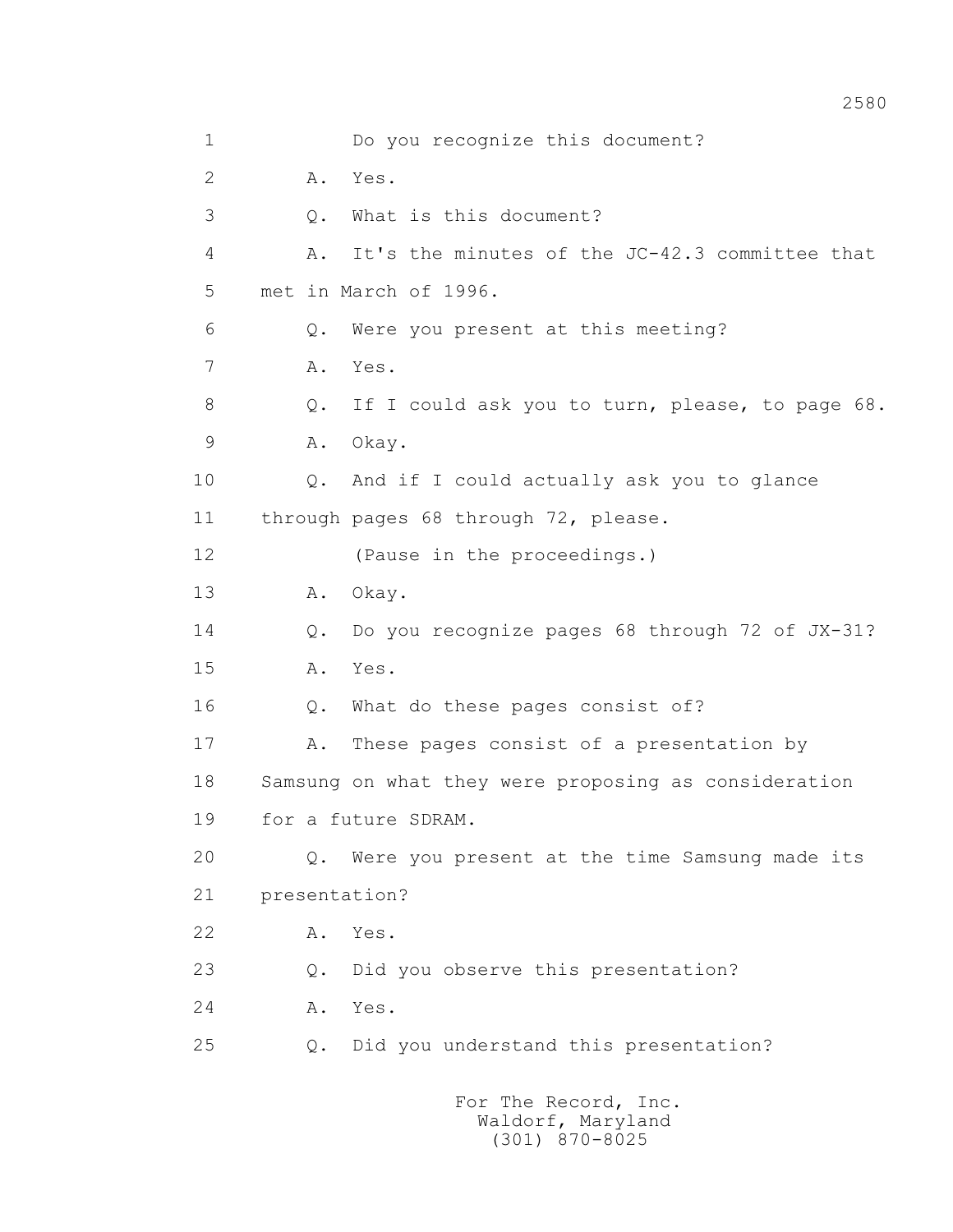Do you recognize this document?

A. Yes.

Q. What is this document?

A. It's the minutes of the JC-42.3 committee that met in March of 1996.

Q. Were you present at this meeting?

A. Yes.

Q. If I could ask you to turn, please, to page 68.

A. Okay.

Q. And if I could actually ask you to glance through pages 68 through 72, please.

(Pause in the proceedings.)

A. Okay.

Q. Do you recognize pages 68 through 72 of JX-31?

A. Yes.

Q. What do these pages consist of?

A. These pages consist of a presentation by Samsung on what they were proposing as consideration for a future SDRAM.

Q. Were you present at the time Samsung made its presentation?

A. Yes.

Q. Did you observe this presentation?

A. Yes.

Q. Did you understand this presentation?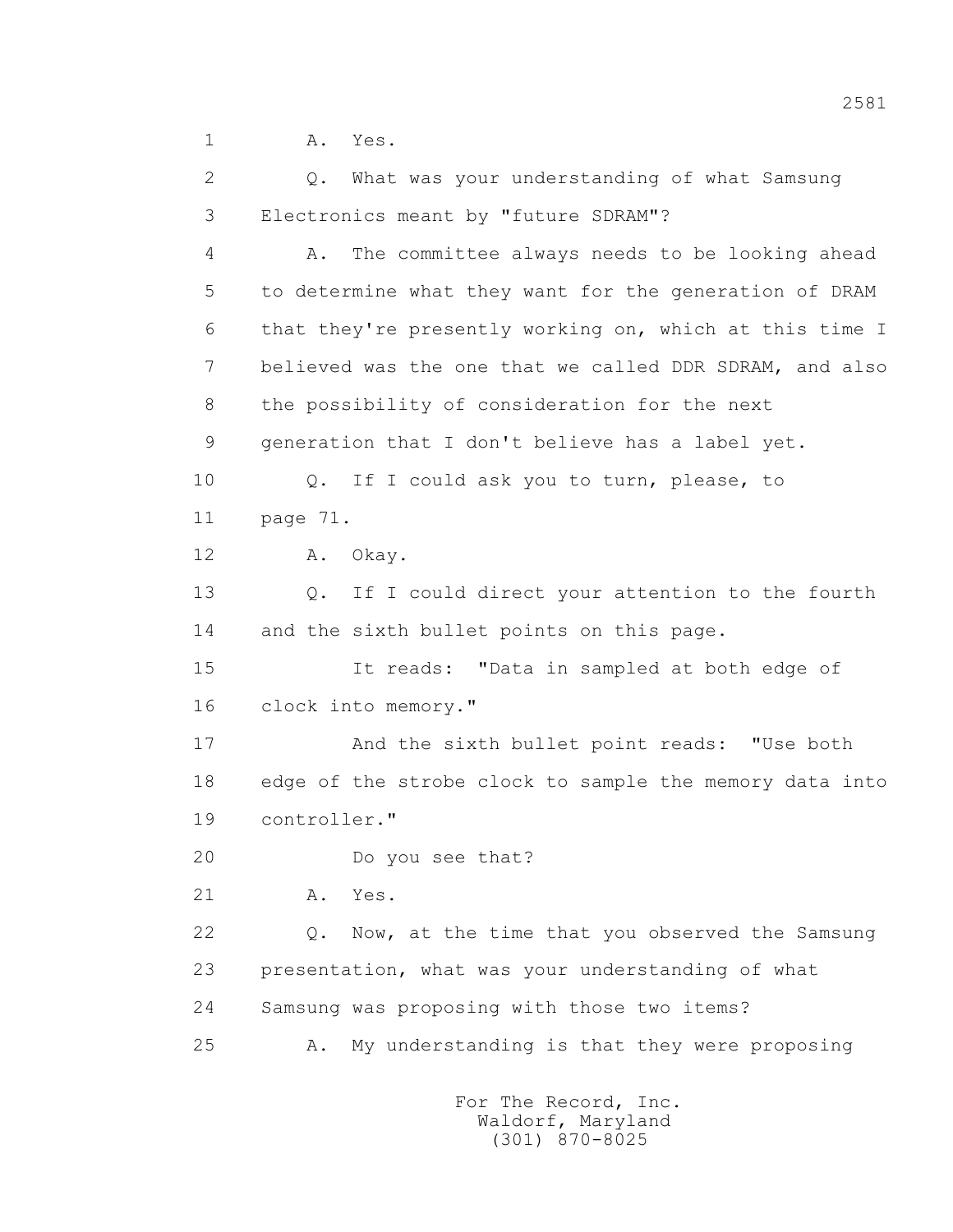1 A. Yes.

2 Q. What was your understanding of what Samsung

3 Electronics meant by "future SDRAM"?

4 A. The committee always needs to be looking ahead

5 to determine what they want for the generation of DRAM

6 that they're presently working on, which at this time I

7 believed was the one that we called DDR SDRAM, and also

8 the possibility of consideration for the next

9 generation that I don't believe has a label yet.

10 Q. If I could ask you to turn, please, to

11 page 71.

12 A. Okay.

13 Q. If I could direct your attention to the fourth

14 and the sixth bullet points on this page.

15 It reads: "Data in sampled at both edge of

16 clock into memory."

17 And the sixth bullet point reads: "Use both

18 edge of the strobe clock to sample the memory data into

19 controller."

20 Do you see that?

21 A. Yes.

22 Q. Now, at the time that you observed the Samsung

23 presentation, what was your understanding of what

24 Samsung was proposing with those two items?

25 A. My understanding is that they were proposing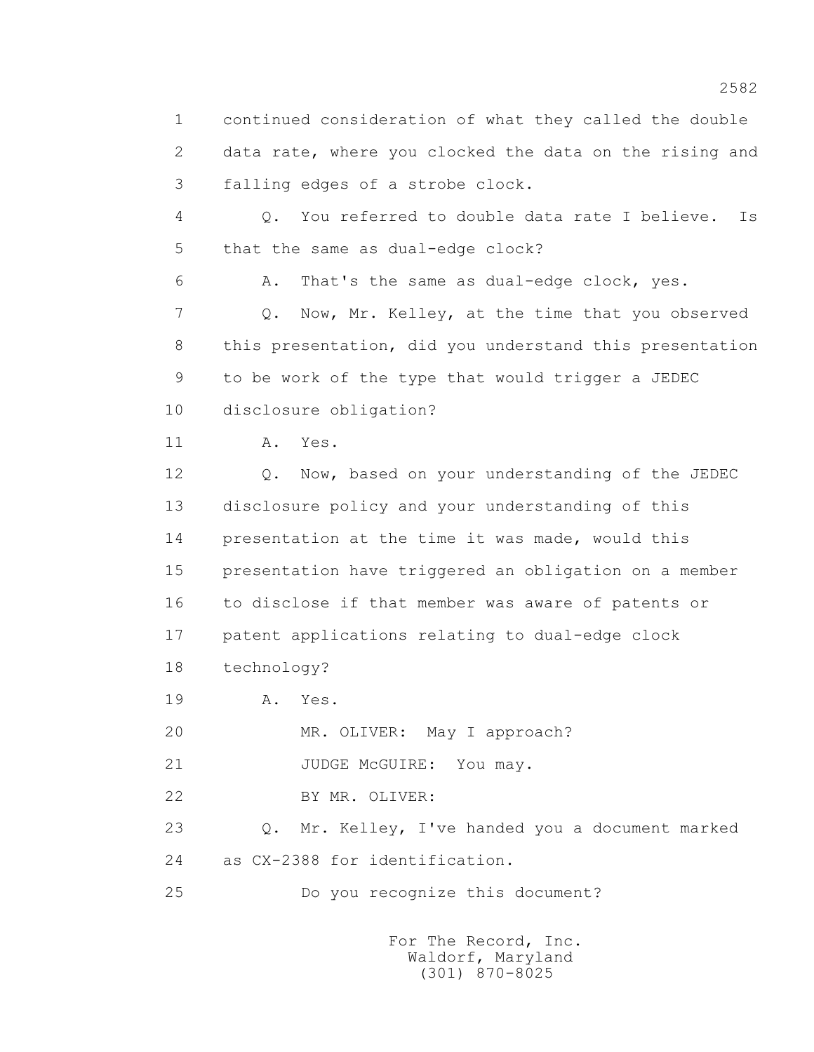1 continued consideration of what they called the double
2 data rate, where you clocked the data on the rising and
3 falling edges of a strobe clock.

4 Q. You referred to double data rate I believe. Is
5 that the same as dual-edge clock?

6 A. That's the same as dual-edge clock, yes.

7 Q. Now, Mr. Kelley, at the time that you observed
8 this presentation, did you understand this presentation
9 to be work of the type that would trigger a JEDEC
10 disclosure obligation?

11 A. Yes.

12 Q. Now, based on your understanding of the JEDEC
13 disclosure policy and your understanding of this
14 presentation at the time it was made, would this
15 presentation have triggered an obligation on a member
16 to disclose if that member was aware of patents or
17 patent applications relating to dual-edge clock
18 technology?

19 A. Yes.

20 MR. OLIVER: May I approach?

21 JUDGE McGUIRE: You may.

22 BY MR. OLIVER:

23 Q. Mr. Kelley, I've handed you a document marked
24 as CX-2388 for identification.

25 Do you recognize this document?

For The Record, Inc.
Waldorf, Maryland
(301) 870-8025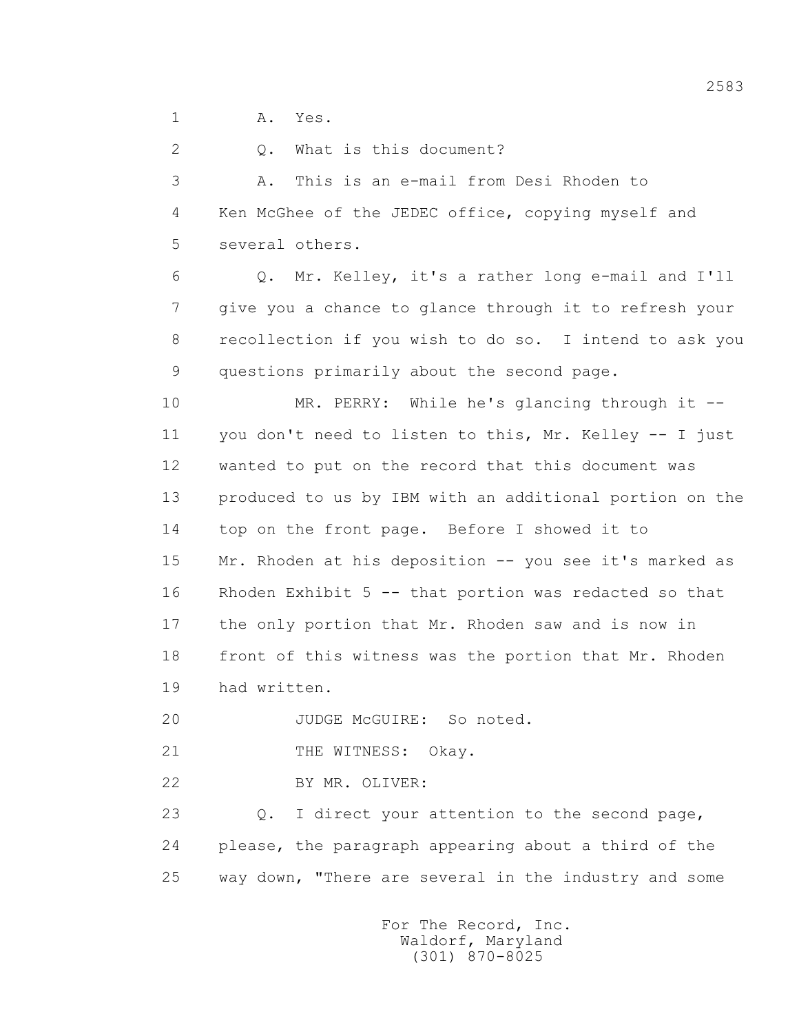1 A. Yes.

2 Q. What is this document?

3 A. This is an e-mail from Desi Rhoden to

4 Ken McGhee of the JEDEC office, copying myself and

5 several others.

6 Q. Mr. Kelley, it's a rather long e-mail and I'll

7 give you a chance to glance through it to refresh your

8 recollection if you wish to do so. I intend to ask you

9 questions primarily about the second page.

10 MR. PERRY: While he's glancing through it --

11 you don't need to listen to this, Mr. Kelley -- I just

12 wanted to put on the record that this document was

13 produced to us by IBM with an additional portion on the

14 top on the front page. Before I showed it to

15 Mr. Rhoden at his deposition -- you see it's marked as

16 Rhoden Exhibit 5 -- that portion was redacted so that

17 the only portion that Mr. Rhoden saw and is now in

18 front of this witness was the portion that Mr. Rhoden

19 had written.

20 JUDGE McGUIRE: So noted.

21 THE WITNESS: Okay.

22 BY MR. OLIVER:

23 Q. I direct your attention to the second page,

24 please, the paragraph appearing about a third of the

25 way down, "There are several in the industry and some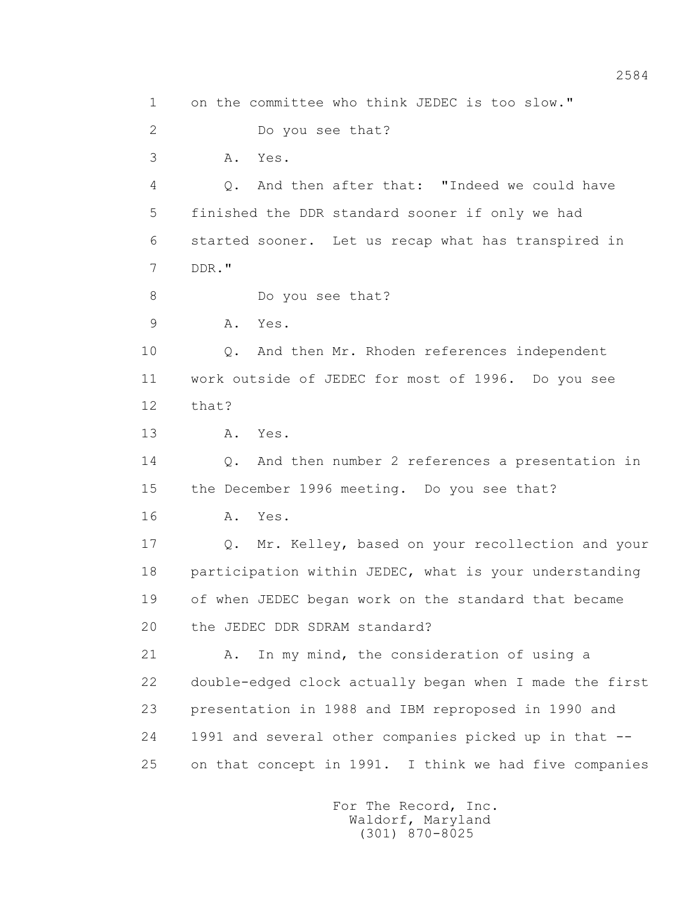1 on the committee who think JEDEC is too slow."

2 Do you see that?

3 A. Yes.

4 Q. And then after that: "Indeed we could have

5 finished the DDR standard sooner if only we had

6 started sooner. Let us recap what has transpired in

7 DDR."

8 Do you see that?

9 A. Yes.

10 Q. And then Mr. Rhoden references independent

11 work outside of JEDEC for most of 1996. Do you see

12 that?

13 A. Yes.

14 Q. And then number 2 references a presentation in

15 the December 1996 meeting. Do you see that?

16 A. Yes.

17 Q. Mr. Kelley, based on your recollection and your

18 participation within JEDEC, what is your understanding

19 of when JEDEC began work on the standard that became

20 the JEDEC DDR SDRAM standard?

21 A. In my mind, the consideration of using a

22 double-edged clock actually began when I made the first

23 presentation in 1988 and IBM reproposed in 1990 and

24 1991 and several other companies picked up in that --

25 on that concept in 1991. I think we had five companies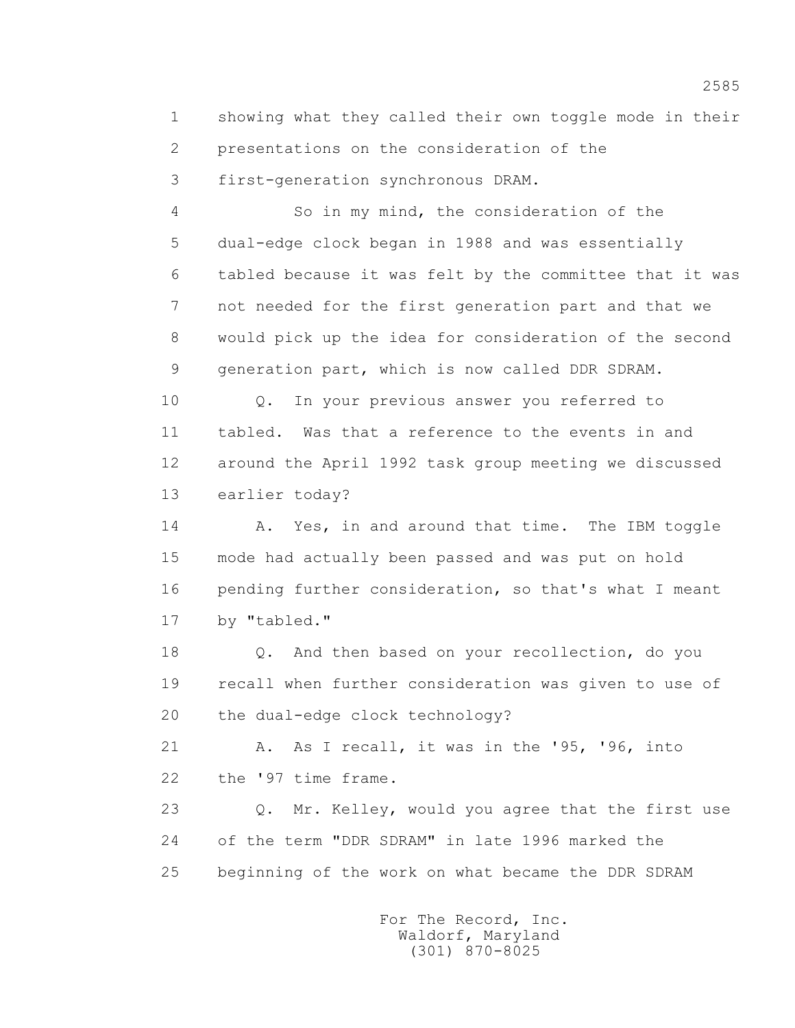showing what they called their own toggle mode in their presentations on the consideration of the first-generation synchronous DRAM.

So in my mind, the consideration of the dual-edge clock began in 1988 and was essentially tabled because it was felt by the committee that it was not needed for the first generation part and that we would pick up the idea for consideration of the second generation part, which is now called DDR SDRAM.

Q. In your previous answer you referred to tabled. Was that a reference to the events in and around the April 1992 task group meeting we discussed earlier today?

A. Yes, in and around that time. The IBM toggle mode had actually been passed and was put on hold pending further consideration, so that's what I meant by "tabled."

Q. And then based on your recollection, do you recall when further consideration was given to use of the dual-edge clock technology?

A. As I recall, it was in the '95, '96, into the '97 time frame.

Q. Mr. Kelley, would you agree that the first use of the term "DDR SDRAM" in late 1996 marked the beginning of the work on what became the DDR SDRAM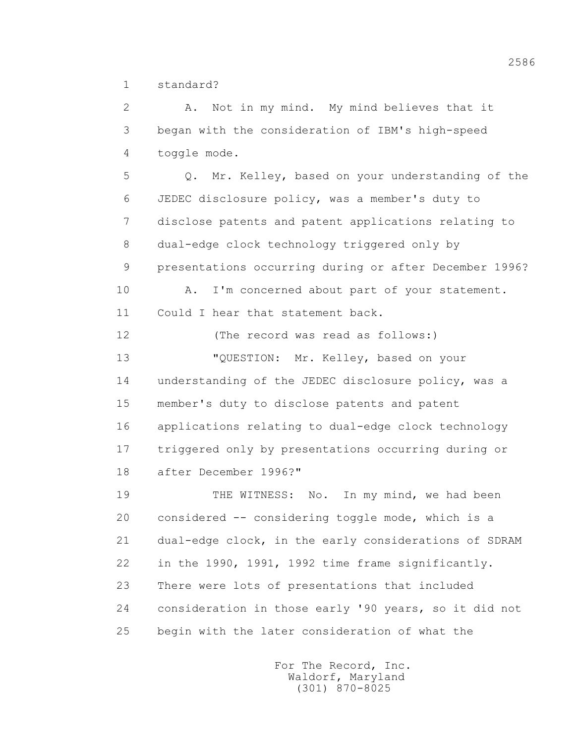standard?

A. Not in my mind. My mind believes that it began with the consideration of IBM's high-speed toggle mode.

Q. Mr. Kelley, based on your understanding of the JEDEC disclosure policy, was a member's duty to disclose patents and patent applications relating to dual-edge clock technology triggered only by presentations occurring during or after December 1996?

A. I'm concerned about part of your statement. Could I hear that statement back.

(The record was read as follows:)

"QUESTION: Mr. Kelley, based on your understanding of the JEDEC disclosure policy, was a member's duty to disclose patents and patent applications relating to dual-edge clock technology triggered only by presentations occurring during or after December 1996?"

THE WITNESS: No. In my mind, we had been considered -- considering toggle mode, which is a dual-edge clock, in the early considerations of SDRAM in the 1990, 1991, 1992 time frame significantly. There were lots of presentations that included consideration in those early '90 years, so it did not begin with the later consideration of what the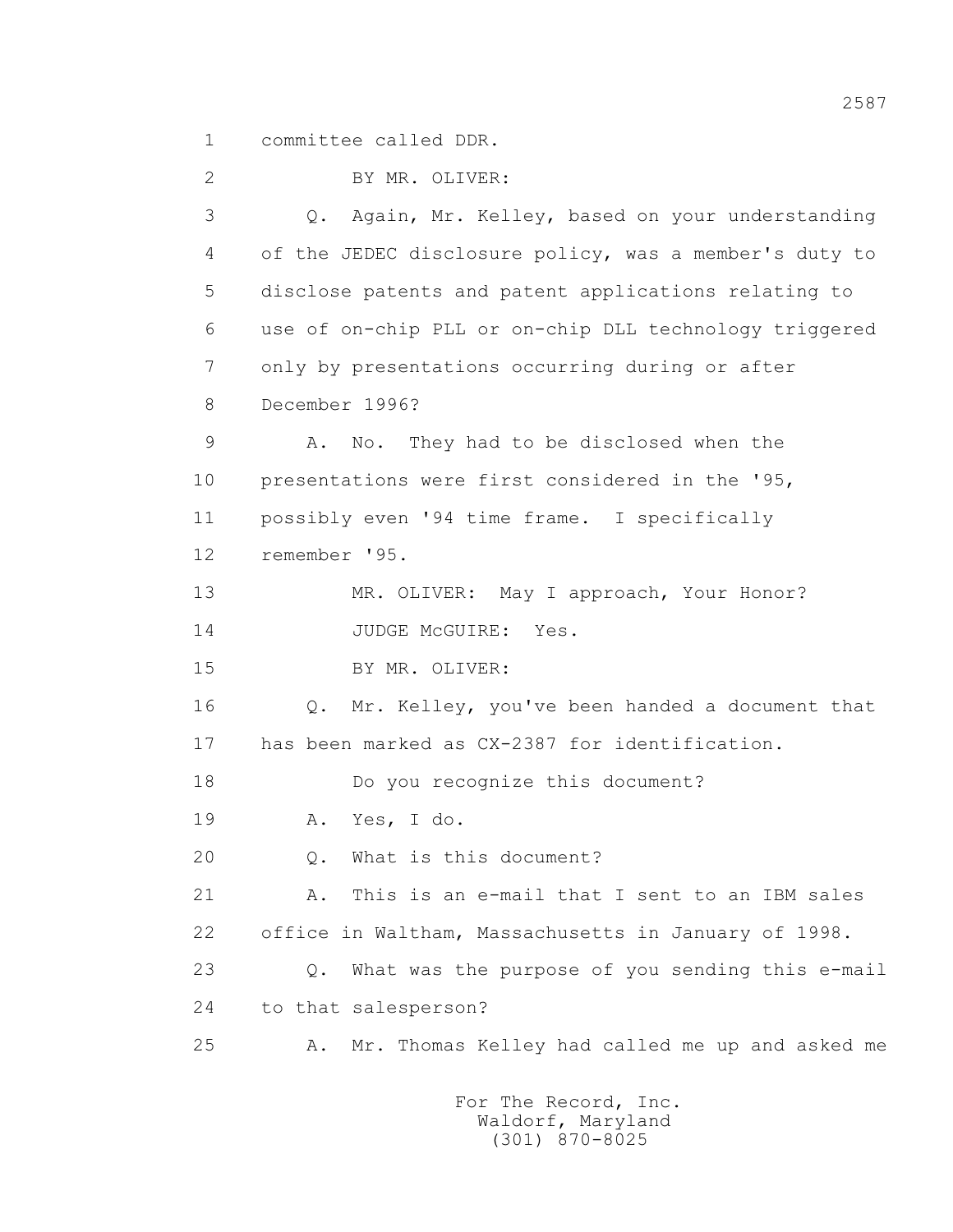1 committee called DDR.

2 BY MR. OLIVER:

3 Q. Again, Mr. Kelley, based on your understanding

4 of the JEDEC disclosure policy, was a member's duty to

5 disclose patents and patent applications relating to

6 use of on-chip PLL or on-chip DLL technology triggered

7 only by presentations occurring during or after

8 December 1996?

9 A. No. They had to be disclosed when the

10 presentations were first considered in the '95,

11 possibly even '94 time frame. I specifically

12 remember '95.

13 MR. OLIVER: May I approach, Your Honor?

14 JUDGE McGUIRE: Yes.

15 BY MR. OLIVER:

16 Q. Mr. Kelley, you've been handed a document that

17 has been marked as CX-2387 for identification.

18 Do you recognize this document?

19 A. Yes, I do.

20 Q. What is this document?

21 A. This is an e-mail that I sent to an IBM sales

22 office in Waltham, Massachusetts in January of 1998.

23 Q. What was the purpose of you sending this e-mail

24 to that salesperson?

25 A. Mr. Thomas Kelley had called me up and asked me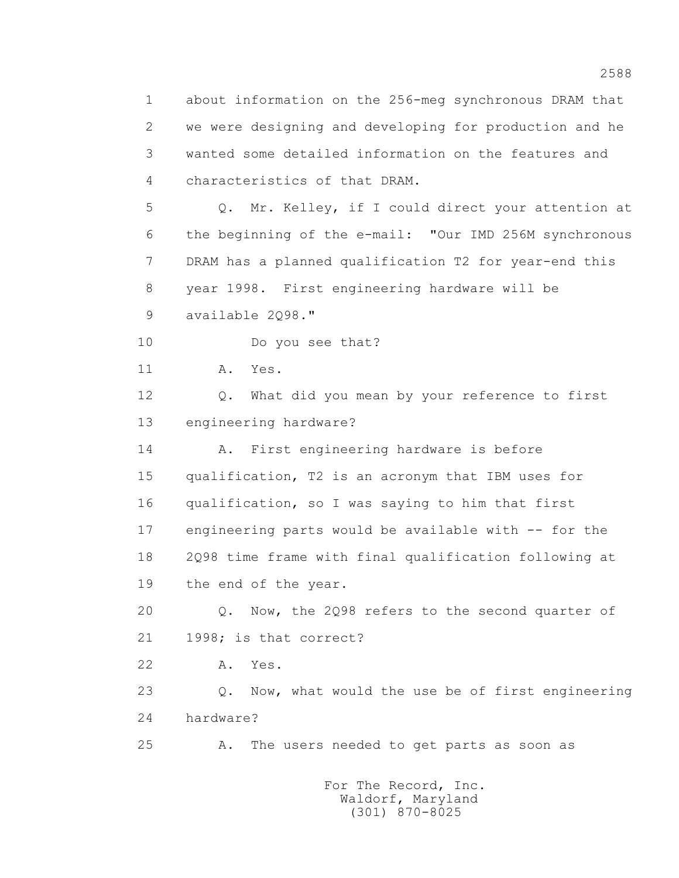1 about information on the 256-meg synchronous DRAM that
2 we were designing and developing for production and he
3 wanted some detailed information on the features and
4 characteristics of that DRAM.

5 Q. Mr. Kelley, if I could direct your attention at
6 the beginning of the e-mail: "Our IMD 256M synchronous
7 DRAM has a planned qualification T2 for year-end this
8 year 1998. First engineering hardware will be
9 available 2Q98."

10 Do you see that?

11 A. Yes.

12 Q. What did you mean by your reference to first
13 engineering hardware?

14 A. First engineering hardware is before
15 qualification, T2 is an acronym that IBM uses for
16 qualification, so I was saying to him that first
17 engineering parts would be available with -- for the
18 2Q98 time frame with final qualification following at
19 the end of the year.

20 Q. Now, the 2Q98 refers to the second quarter of
21 1998; is that correct?

22 A. Yes.

23 Q. Now, what would the use be of first engineering
24 hardware?

25 A. The users needed to get parts as soon as

For The Record, Inc.
Waldorf, Maryland
(301) 870-8025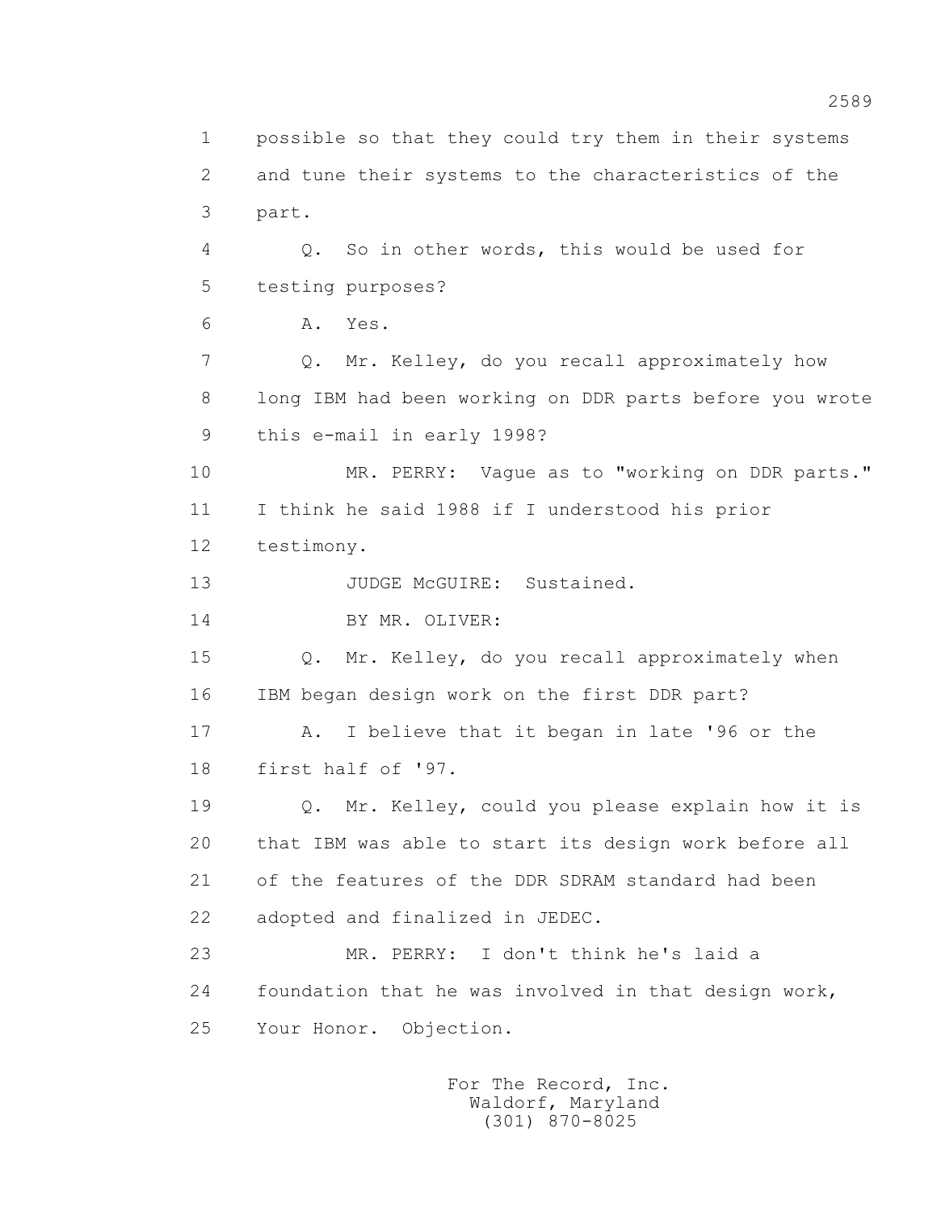possible so that they could try them in their systems and tune their systems to the characteristics of the part.

Q. So in other words, this would be used for testing purposes?

A. Yes.

Q. Mr. Kelley, do you recall approximately how long IBM had been working on DDR parts before you wrote this e-mail in early 1998?

MR. PERRY: Vague as to "working on DDR parts." I think he said 1988 if I understood his prior testimony.

JUDGE McGUIRE: Sustained.

BY MR. OLIVER:

Q. Mr. Kelley, do you recall approximately when IBM began design work on the first DDR part?

A. I believe that it began in late '96 or the first half of '97.

Q. Mr. Kelley, could you please explain how it is that IBM was able to start its design work before all of the features of the DDR SDRAM standard had been adopted and finalized in JEDEC.

MR. PERRY: I don't think he's laid a foundation that he was involved in that design work, Your Honor. Objection.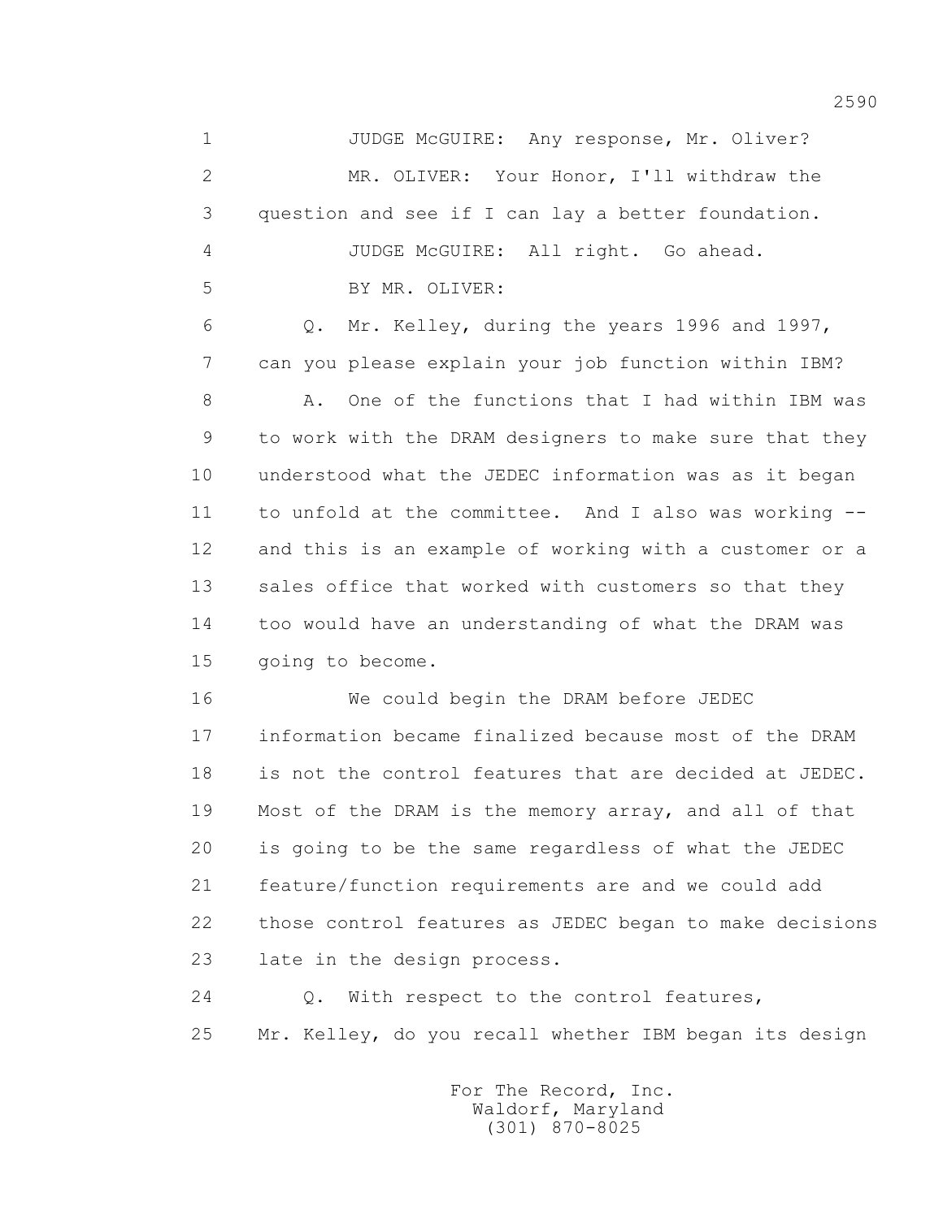1 JUDGE McGUIRE: Any response, Mr. Oliver?

2 MR. OLIVER: Your Honor, I'll withdraw the

3 question and see if I can lay a better foundation.

4 JUDGE McGUIRE: All right. Go ahead.

5 BY MR. OLIVER:

6 Q. Mr. Kelley, during the years 1996 and 1997,

7 can you please explain your job function within IBM?

8 A. One of the functions that I had within IBM was

9 to work with the DRAM designers to make sure that they

10 understood what the JEDEC information was as it began

11 to unfold at the committee. And I also was working --

12 and this is an example of working with a customer or a

13 sales office that worked with customers so that they

14 too would have an understanding of what the DRAM was

15 going to become.

16 We could begin the DRAM before JEDEC

17 information became finalized because most of the DRAM

18 is not the control features that are decided at JEDEC.

19 Most of the DRAM is the memory array, and all of that

20 is going to be the same regardless of what the JEDEC

21 feature/function requirements are and we could add

22 those control features as JEDEC began to make decisions

23 late in the design process.

24 Q. With respect to the control features,

25 Mr. Kelley, do you recall whether IBM began its design

For The Record, Inc.
Waldorf, Maryland
(301) 870-8025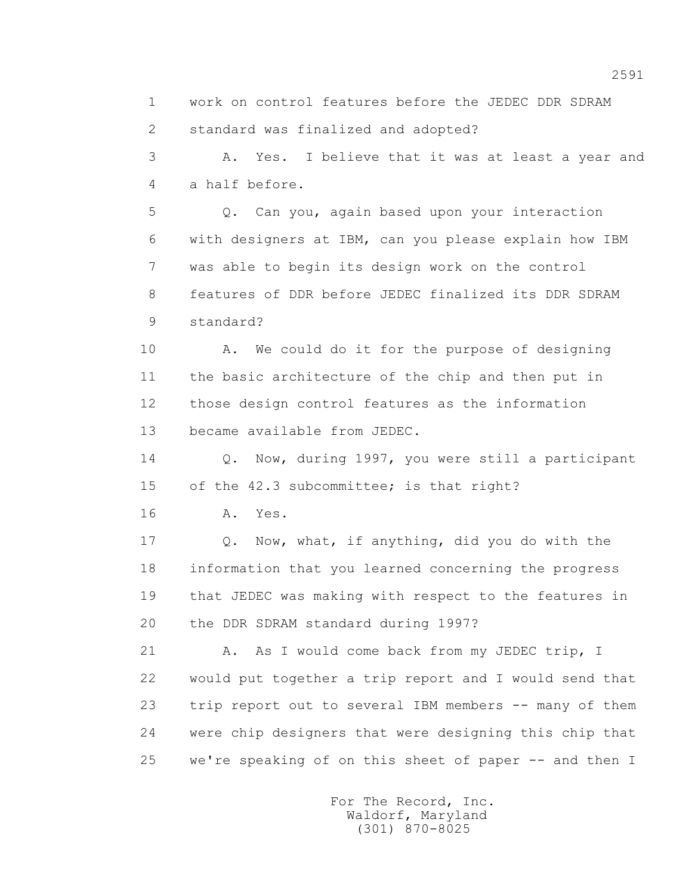work on control features before the JEDEC DDR SDRAM standard was finalized and adopted?

A. Yes. I believe that it was at least a year and a half before.

Q. Can you, again based upon your interaction with designers at IBM, can you please explain how IBM was able to begin its design work on the control features of DDR before JEDEC finalized its DDR SDRAM standard?

A. We could do it for the purpose of designing the basic architecture of the chip and then put in those design control features as the information became available from JEDEC.

Q. Now, during 1997, you were still a participant of the 42.3 subcommittee; is that right?

A. Yes.

Q. Now, what, if anything, did you do with the information that you learned concerning the progress that JEDEC was making with respect to the features in the DDR SDRAM standard during 1997?

A. As I would come back from my JEDEC trip, I would put together a trip report and I would send that trip report out to several IBM members -- many of them were chip designers that were designing this chip that we're speaking of on this sheet of paper -- and then I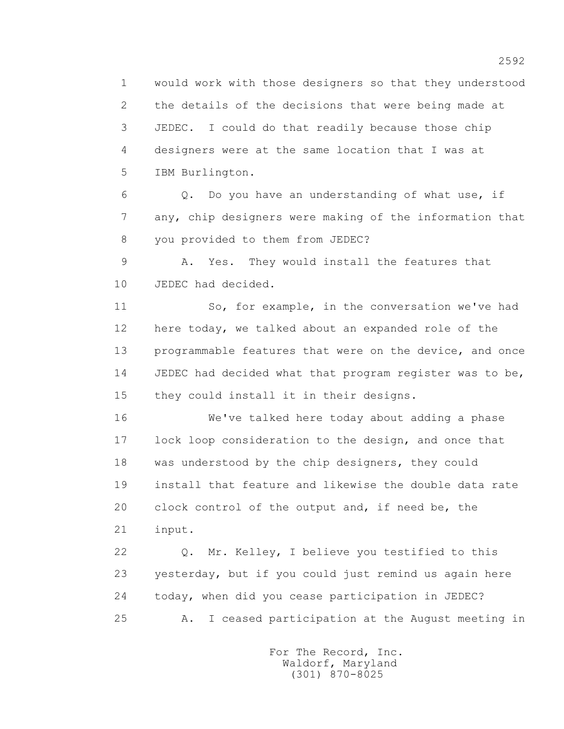1 would work with those designers so that they understood
2 the details of the decisions that were being made at
3 JEDEC. I could do that readily because those chip
4 designers were at the same location that I was at
5 IBM Burlington.

6 Q. Do you have an understanding of what use, if
7 any, chip designers were making of the information that
8 you provided to them from JEDEC?

9 A. Yes. They would install the features that
10 JEDEC had decided.

11 So, for example, in the conversation we've had
12 here today, we talked about an expanded role of the
13 programmable features that were on the device, and once
14 JEDEC had decided what that program register was to be,
15 they could install it in their designs.

16 We've talked here today about adding a phase
17 lock loop consideration to the design, and once that
18 was understood by the chip designers, they could
19 install that feature and likewise the double data rate
20 clock control of the output and, if need be, the
21 input.

22 Q. Mr. Kelley, I believe you testified to this
23 yesterday, but if you could just remind us again here
24 today, when did you cease participation in JEDEC?

25 A. I ceased participation at the August meeting in

For The Record, Inc.
Waldorf, Maryland
(301) 870-8025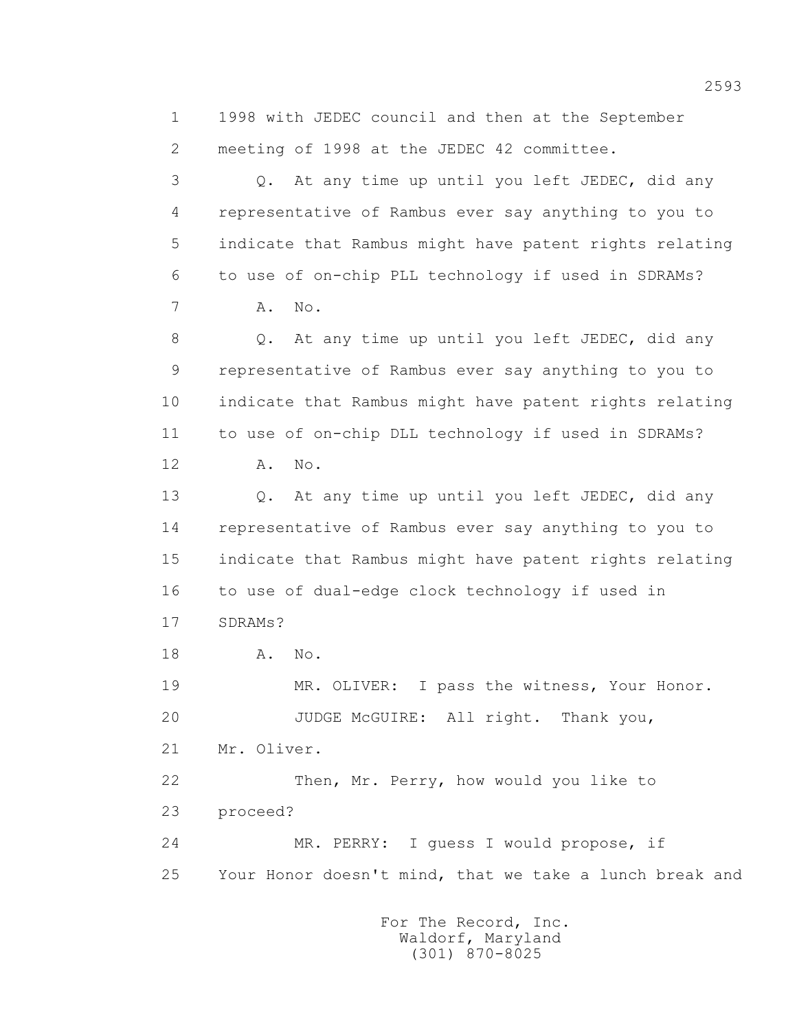1998 with JEDEC council and then at the September meeting of 1998 at the JEDEC 42 committee.

Q. At any time up until you left JEDEC, did any representative of Rambus ever say anything to you to indicate that Rambus might have patent rights relating to use of on-chip PLL technology if used in SDRAMs?

A. No.

Q. At any time up until you left JEDEC, did any representative of Rambus ever say anything to you to indicate that Rambus might have patent rights relating to use of on-chip DLL technology if used in SDRAMs?

A. No.

Q. At any time up until you left JEDEC, did any representative of Rambus ever say anything to you to indicate that Rambus might have patent rights relating to use of dual-edge clock technology if used in SDRAMs?

A. No.

MR. OLIVER: I pass the witness, Your Honor.

JUDGE McGUIRE: All right. Thank you, Mr. Oliver.

Then, Mr. Perry, how would you like to proceed?

MR. PERRY: I guess I would propose, if Your Honor doesn't mind, that we take a lunch break and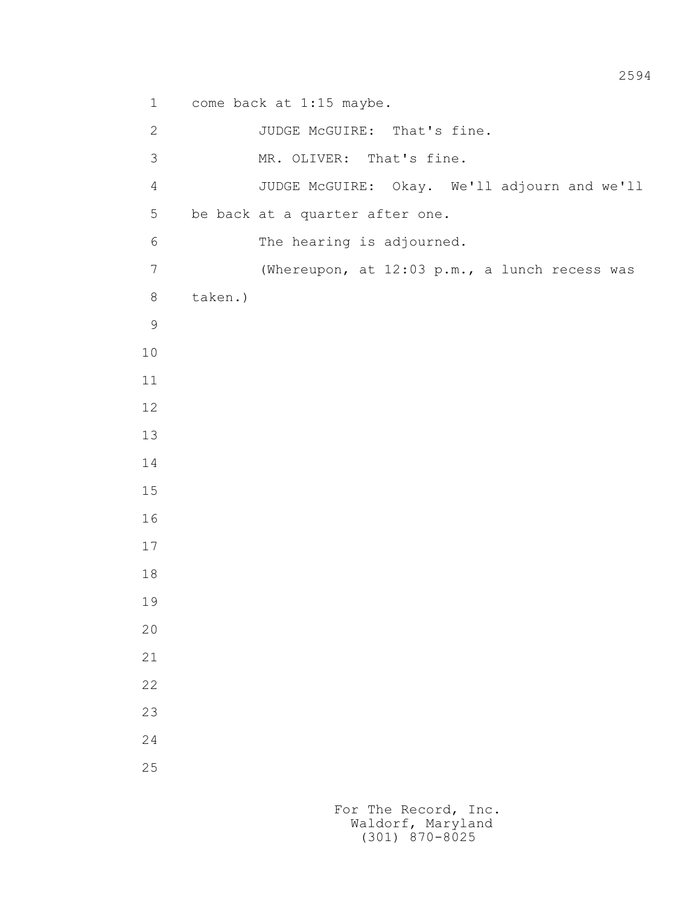come back at 1:15 maybe.

JUDGE McGUIRE: That's fine.

MR. OLIVER: That's fine.

JUDGE McGUIRE: Okay. We'll adjourn and we'll be back at a quarter after one.

The hearing is adjourned.

(Whereupon, at 12:03 p.m., a lunch recess was taken.)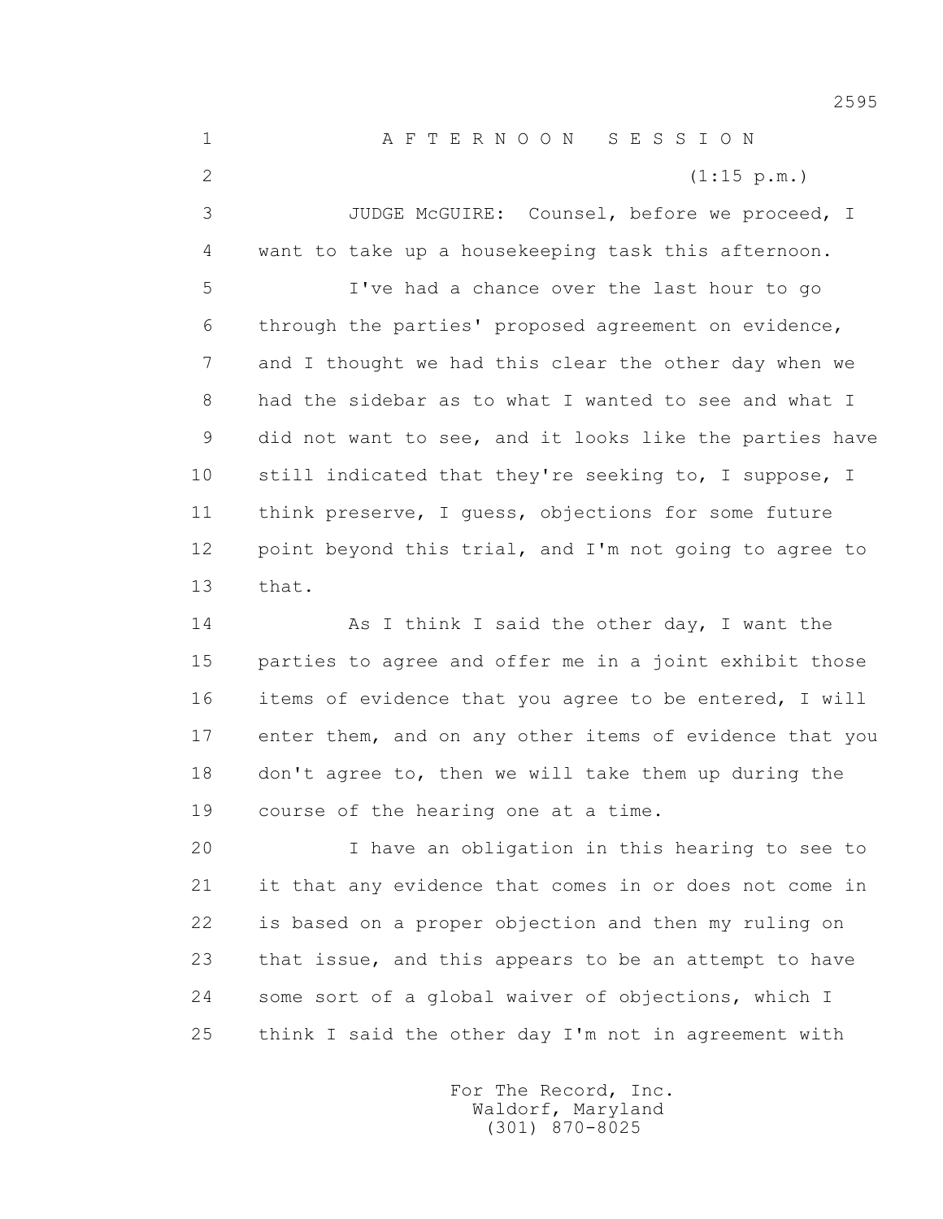A F T E R N O O N   S E S S I O N

(1:15 p.m.)

JUDGE McGUIRE: Counsel, before we proceed, I want to take up a housekeeping task this afternoon.

I've had a chance over the last hour to go through the parties' proposed agreement on evidence, and I thought we had this clear the other day when we had the sidebar as to what I wanted to see and what I did not want to see, and it looks like the parties have still indicated that they're seeking to, I suppose, I think preserve, I guess, objections for some future point beyond this trial, and I'm not going to agree to that.

As I think I said the other day, I want the parties to agree and offer me in a joint exhibit those items of evidence that you agree to be entered, I will enter them, and on any other items of evidence that you don't agree to, then we will take them up during the course of the hearing one at a time.

I have an obligation in this hearing to see to it that any evidence that comes in or does not come in is based on a proper objection and then my ruling on that issue, and this appears to be an attempt to have some sort of a global waiver of objections, which I think I said the other day I'm not in agreement with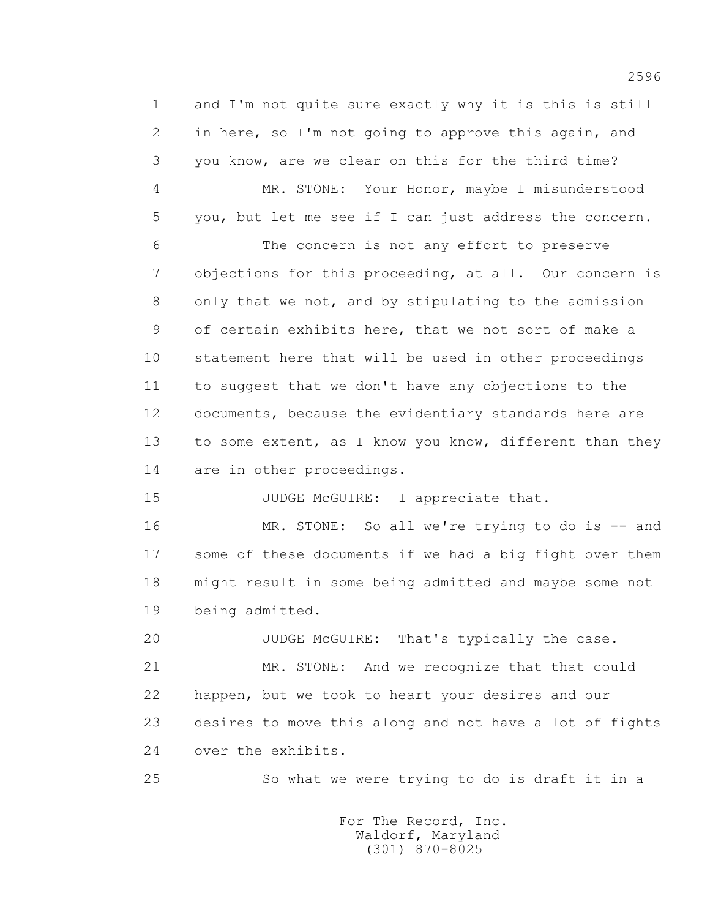1 and I'm not quite sure exactly why it is this is still
2 in here, so I'm not going to approve this again, and
3 you know, are we clear on this for the third time?

4 MR. STONE: Your Honor, maybe I misunderstood
5 you, but let me see if I can just address the concern.

6 The concern is not any effort to preserve
7 objections for this proceeding, at all. Our concern is
8 only that we not, and by stipulating to the admission
9 of certain exhibits here, that we not sort of make a
10 statement here that will be used in other proceedings
11 to suggest that we don't have any objections to the
12 documents, because the evidentiary standards here are
13 to some extent, as I know you know, different than they
14 are in other proceedings.

15 JUDGE McGUIRE: I appreciate that.

16 MR. STONE: So all we're trying to do is -- and
17 some of these documents if we had a big fight over them
18 might result in some being admitted and maybe some not
19 being admitted.

20 JUDGE McGUIRE: That's typically the case.

21 MR. STONE: And we recognize that that could
22 happen, but we took to heart your desires and our
23 desires to move this along and not have a lot of fights
24 over the exhibits.

25 So what we were trying to do is draft it in a

For The Record, Inc.
Waldorf, Maryland
(301) 870-8025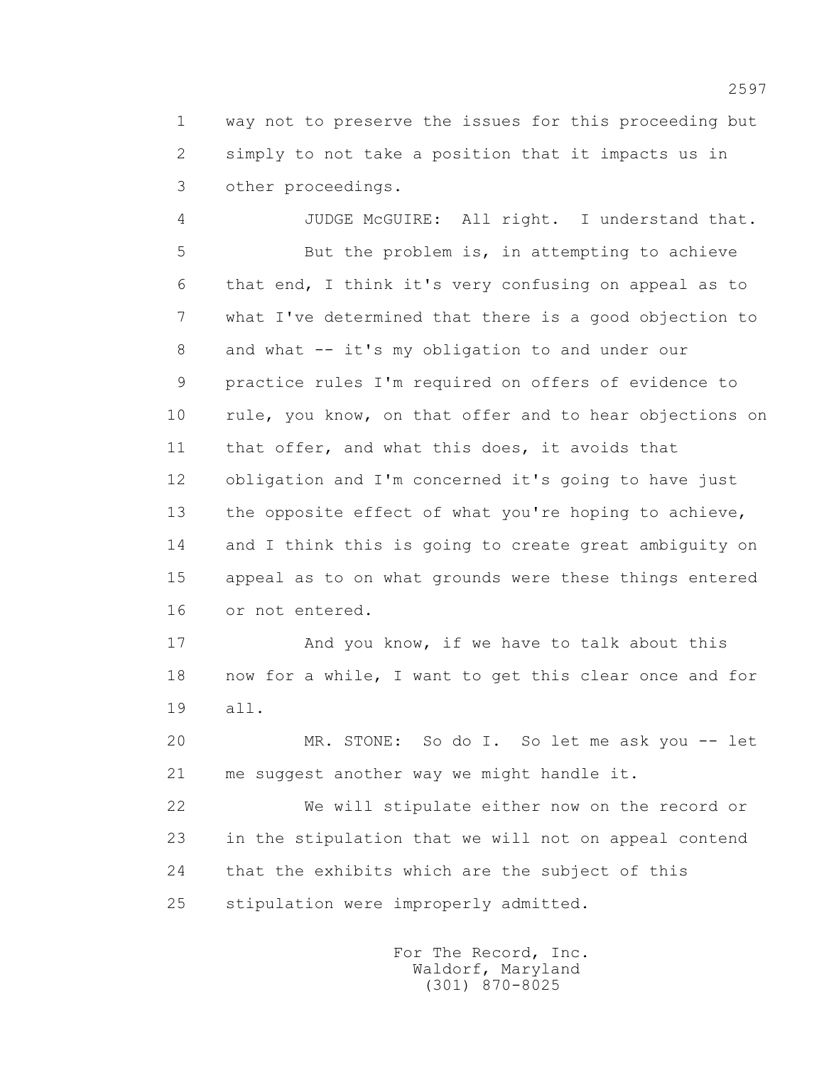1 way not to preserve the issues for this proceeding but
2 simply to not take a position that it impacts us in
3 other proceedings.

4 JUDGE McGUIRE: All right. I understand that.
5 But the problem is, in attempting to achieve
6 that end, I think it's very confusing on appeal as to
7 what I've determined that there is a good objection to
8 and what -- it's my obligation to and under our
9 practice rules I'm required on offers of evidence to
10 rule, you know, on that offer and to hear objections on
11 that offer, and what this does, it avoids that
12 obligation and I'm concerned it's going to have just
13 the opposite effect of what you're hoping to achieve,
14 and I think this is going to create great ambiguity on
15 appeal as to on what grounds were these things entered
16 or not entered.

17 And you know, if we have to talk about this
18 now for a while, I want to get this clear once and for
19 all.

20 MR. STONE: So do I. So let me ask you -- let
21 me suggest another way we might handle it.

22 We will stipulate either now on the record or
23 in the stipulation that we will not on appeal contend
24 that the exhibits which are the subject of this
25 stipulation were improperly admitted.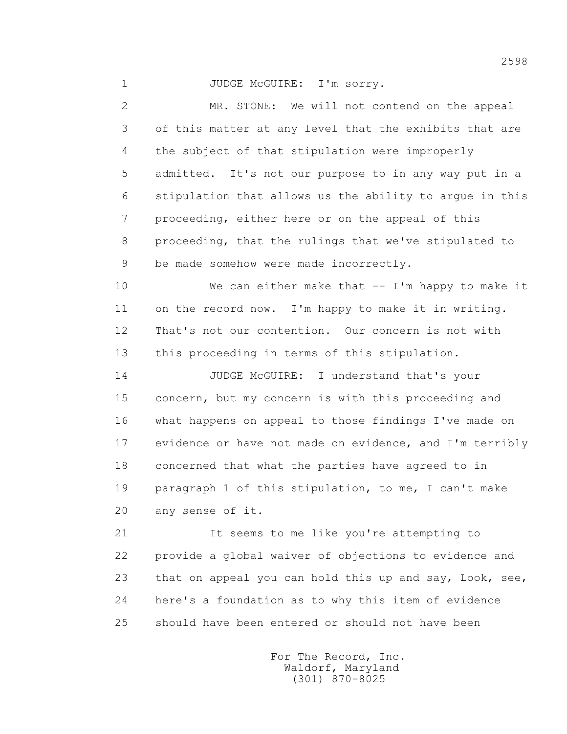1 JUDGE McGUIRE: I'm sorry.

2 MR. STONE: We will not contend on the appeal
3 of this matter at any level that the exhibits that are
4 the subject of that stipulation were improperly
5 admitted. It's not our purpose to in any way put in a
6 stipulation that allows us the ability to argue in this
7 proceeding, either here or on the appeal of this
8 proceeding, that the rulings that we've stipulated to
9 be made somehow were made incorrectly.

10 We can either make that -- I'm happy to make it
11 on the record now. I'm happy to make it in writing.
12 That's not our contention. Our concern is not with
13 this proceeding in terms of this stipulation.

14 JUDGE McGUIRE: I understand that's your
15 concern, but my concern is with this proceeding and
16 what happens on appeal to those findings I've made on
17 evidence or have not made on evidence, and I'm terribly
18 concerned that what the parties have agreed to in
19 paragraph 1 of this stipulation, to me, I can't make
20 any sense of it.

21 It seems to me like you're attempting to
22 provide a global waiver of objections to evidence and
23 that on appeal you can hold this up and say, Look, see,
24 here's a foundation as to why this item of evidence
25 should have been entered or should not have been

For The Record, Inc.
Waldorf, Maryland
(301) 870-8025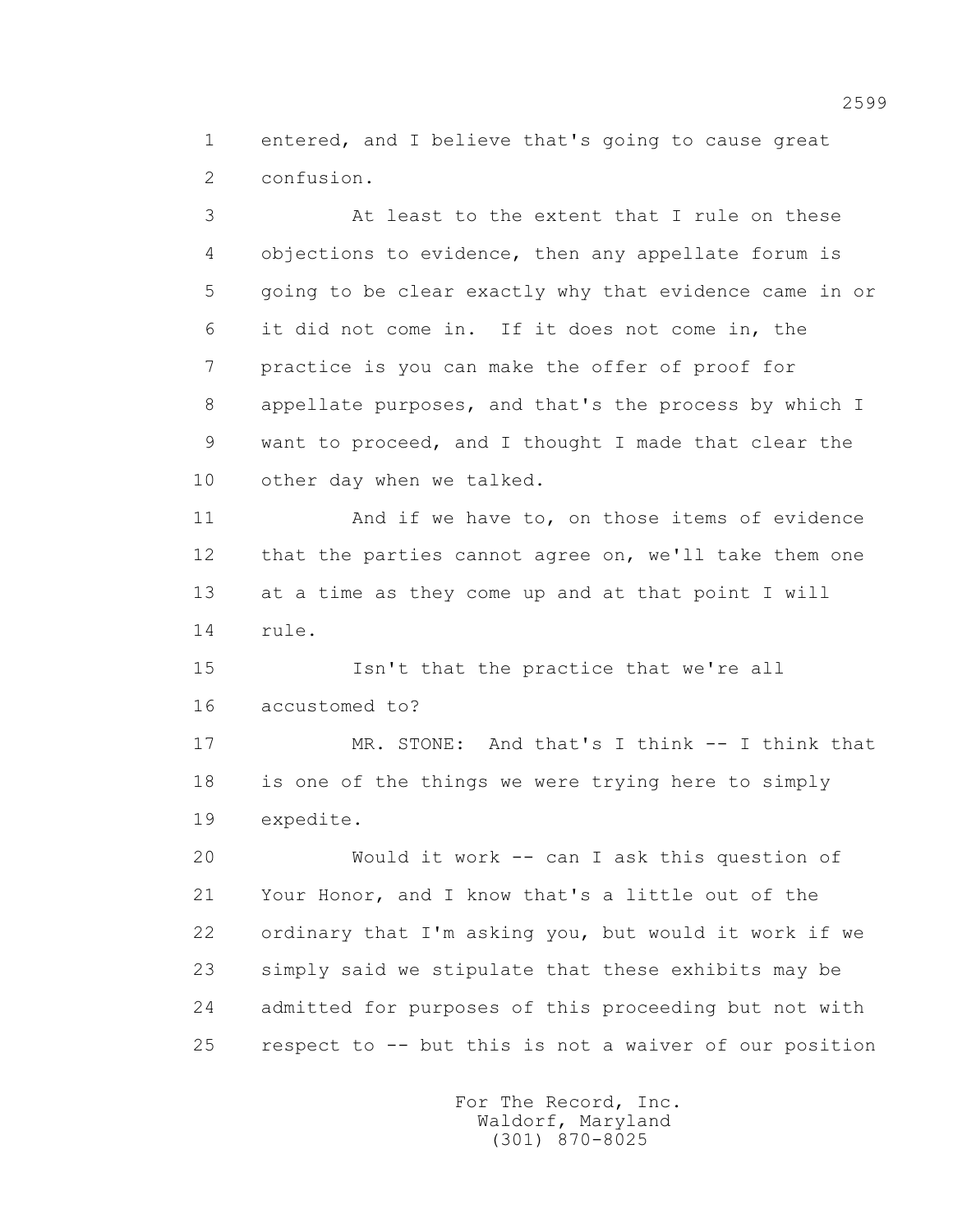entered, and I believe that's going to cause great confusion.

At least to the extent that I rule on these objections to evidence, then any appellate forum is going to be clear exactly why that evidence came in or it did not come in. If it does not come in, the practice is you can make the offer of proof for appellate purposes, and that's the process by which I want to proceed, and I thought I made that clear the other day when we talked.

And if we have to, on those items of evidence that the parties cannot agree on, we'll take them one at a time as they come up and at that point I will rule.

Isn't that the practice that we're all accustomed to?

MR. STONE: And that's I think -- I think that is one of the things we were trying here to simply expedite.

Would it work -- can I ask this question of Your Honor, and I know that's a little out of the ordinary that I'm asking you, but would it work if we simply said we stipulate that these exhibits may be admitted for purposes of this proceeding but not with respect to -- but this is not a waiver of our position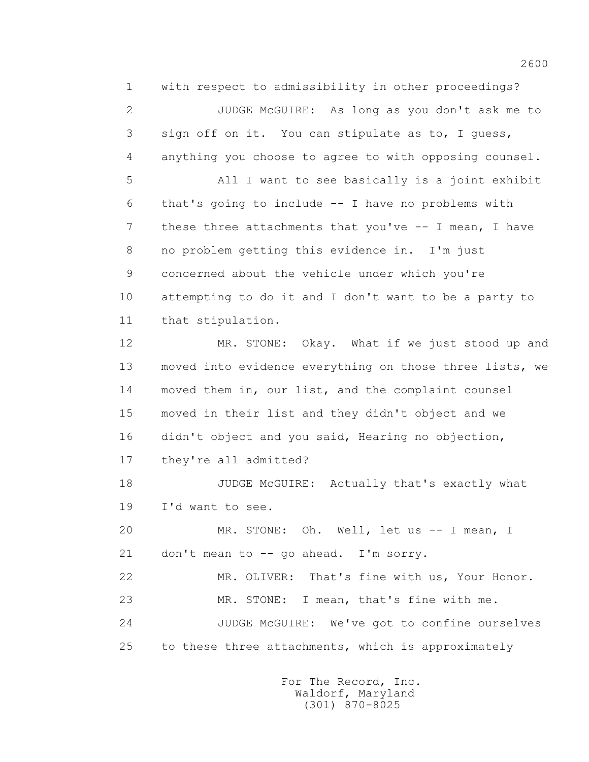1 with respect to admissibility in other proceedings?

2 JUDGE McGUIRE: As long as you don't ask me to

3 sign off on it. You can stipulate as to, I guess,

4 anything you choose to agree to with opposing counsel.

5 All I want to see basically is a joint exhibit

6 that's going to include -- I have no problems with

7 these three attachments that you've -- I mean, I have

8 no problem getting this evidence in. I'm just

9 concerned about the vehicle under which you're

10 attempting to do it and I don't want to be a party to

11 that stipulation.

12 MR. STONE: Okay. What if we just stood up and

13 moved into evidence everything on those three lists, we

14 moved them in, our list, and the complaint counsel

15 moved in their list and they didn't object and we

16 didn't object and you said, Hearing no objection,

17 they're all admitted?

18 JUDGE McGUIRE: Actually that's exactly what

19 I'd want to see.

20 MR. STONE: Oh. Well, let us -- I mean, I

21 don't mean to -- go ahead. I'm sorry.

22 MR. OLIVER: That's fine with us, Your Honor.

23 MR. STONE: I mean, that's fine with me.

24 JUDGE McGUIRE: We've got to confine ourselves

25 to these three attachments, which is approximately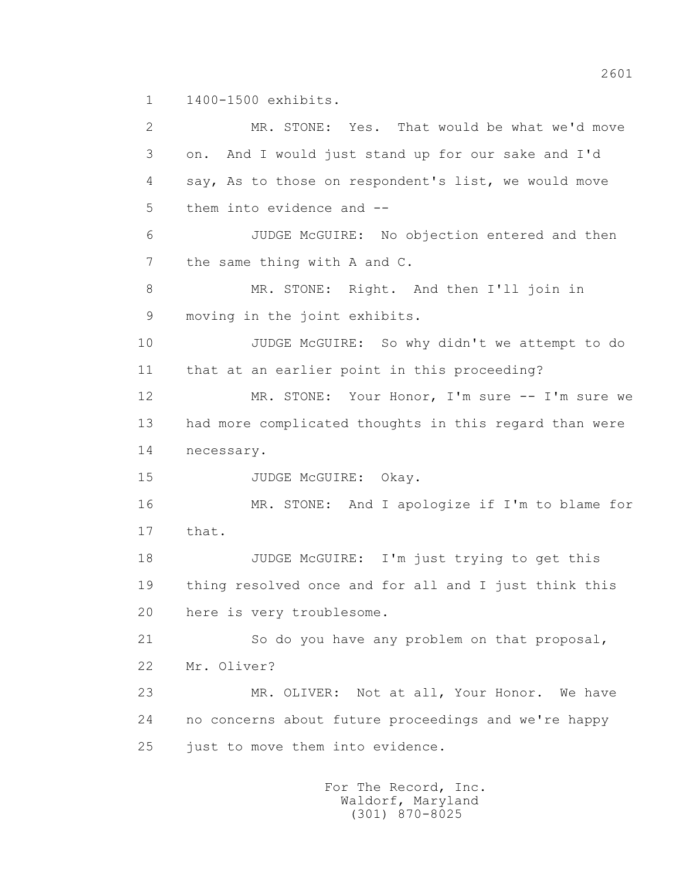1400-1500 exhibits.

MR. STONE: Yes. That would be what we'd move on. And I would just stand up for our sake and I'd say, As to those on respondent's list, we would move them into evidence and --

JUDGE McGUIRE: No objection entered and then the same thing with A and C.

MR. STONE: Right. And then I'll join in moving in the joint exhibits.

JUDGE McGUIRE: So why didn't we attempt to do that at an earlier point in this proceeding?

MR. STONE: Your Honor, I'm sure -- I'm sure we had more complicated thoughts in this regard than were necessary.

JUDGE McGUIRE: Okay.

MR. STONE: And I apologize if I'm to blame for that.

JUDGE McGUIRE: I'm just trying to get this thing resolved once and for all and I just think this here is very troublesome.

So do you have any problem on that proposal, Mr. Oliver?

MR. OLIVER: Not at all, Your Honor. We have no concerns about future proceedings and we're happy just to move them into evidence.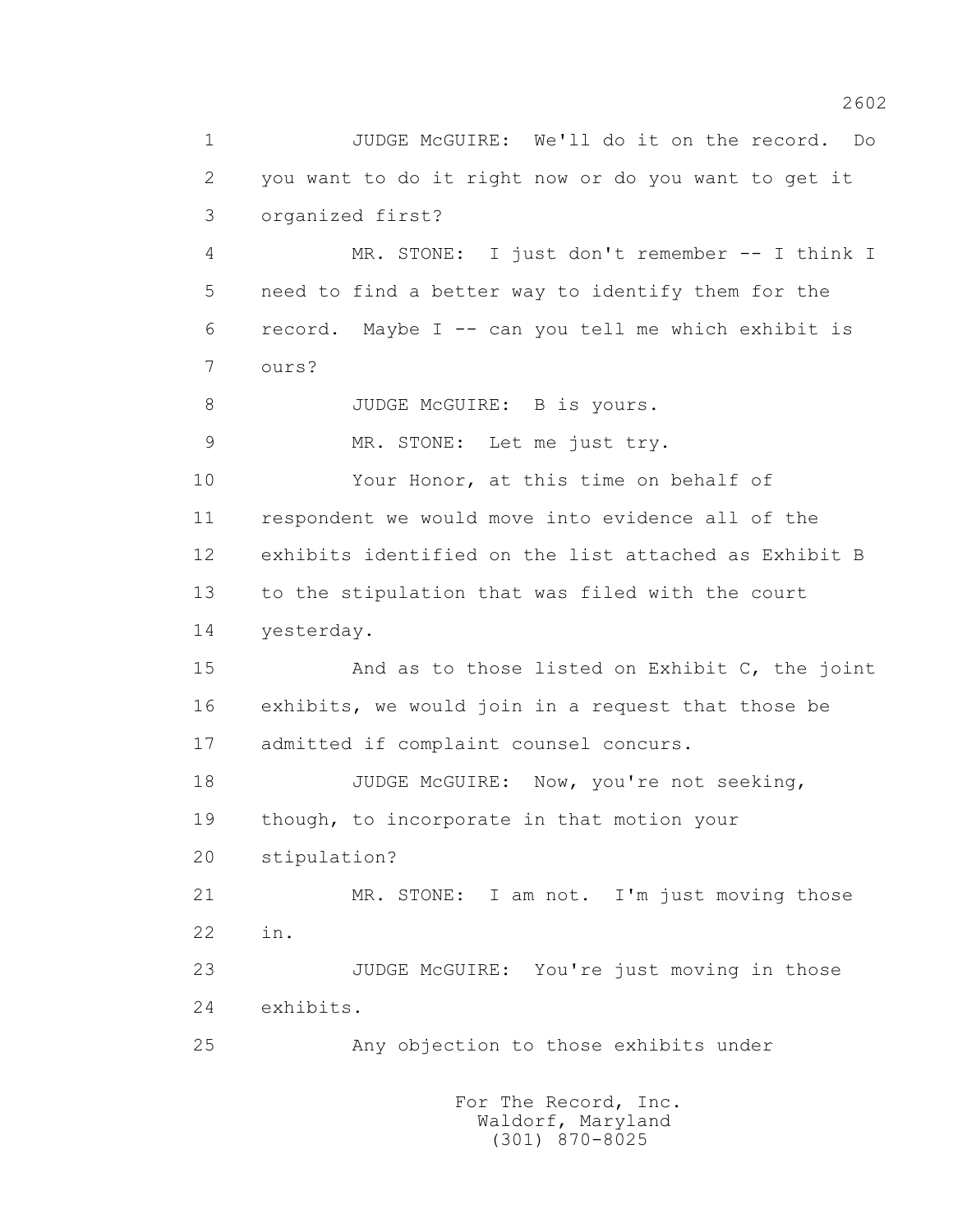1 JUDGE McGUIRE: We'll do it on the record. Do
2 you want to do it right now or do you want to get it
3 organized first?
4 MR. STONE: I just don't remember -- I think I
5 need to find a better way to identify them for the
6 record. Maybe I -- can you tell me which exhibit is
7 ours?
8 JUDGE McGUIRE: B is yours.
9 MR. STONE: Let me just try.
10 Your Honor, at this time on behalf of
11 respondent we would move into evidence all of the
12 exhibits identified on the list attached as Exhibit B
13 to the stipulation that was filed with the court
14 yesterday.
15 And as to those listed on Exhibit C, the joint
16 exhibits, we would join in a request that those be
17 admitted if complaint counsel concurs.
18 JUDGE McGUIRE: Now, you're not seeking,
19 though, to incorporate in that motion your
20 stipulation?
21 MR. STONE: I am not. I'm just moving those
22 in.
23 JUDGE McGUIRE: You're just moving in those
24 exhibits.
25 Any objection to those exhibits under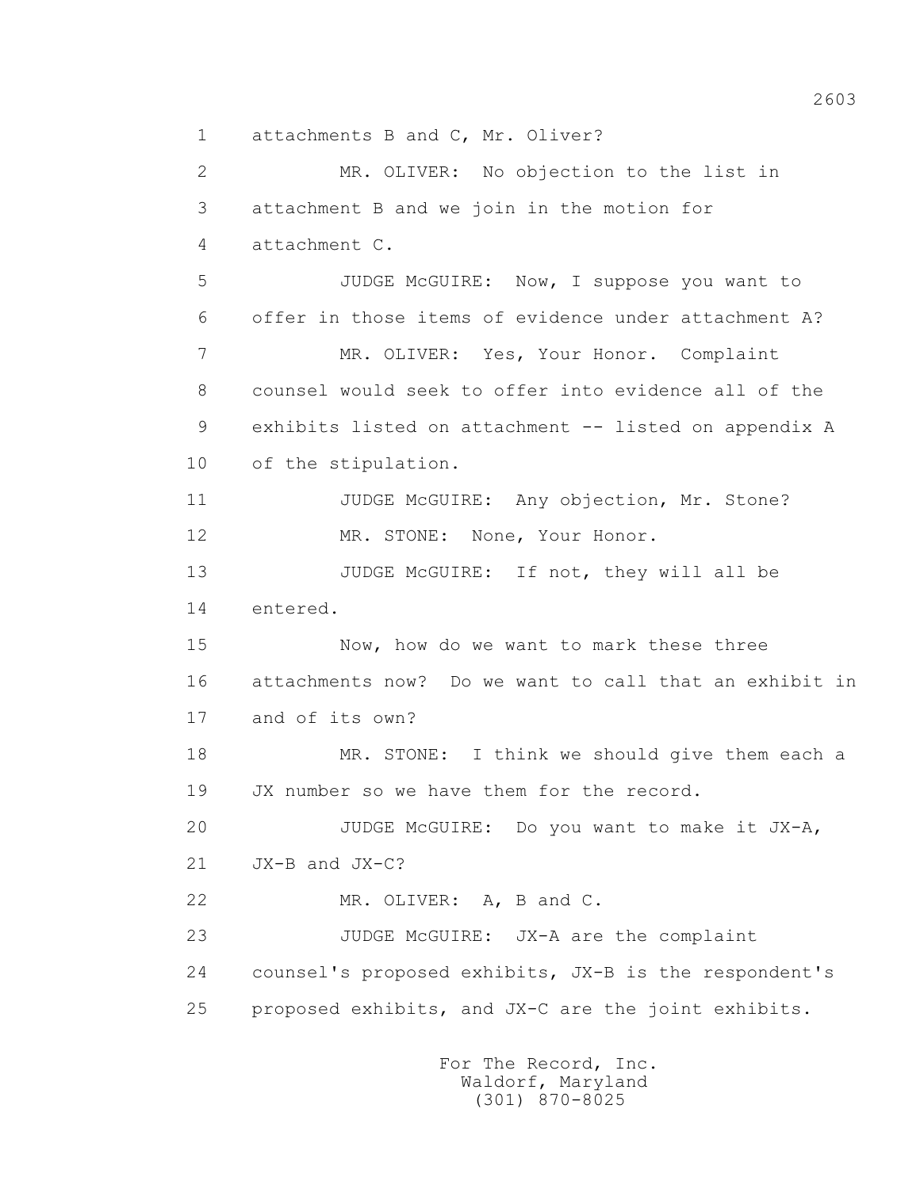1 attachments B and C, Mr. Oliver?

2 MR. OLIVER: No objection to the list in

3 attachment B and we join in the motion for

4 attachment C.

5 JUDGE McGUIRE: Now, I suppose you want to

6 offer in those items of evidence under attachment A?

7 MR. OLIVER: Yes, Your Honor. Complaint

8 counsel would seek to offer into evidence all of the

9 exhibits listed on attachment -- listed on appendix A

10 of the stipulation.

11 JUDGE McGUIRE: Any objection, Mr. Stone?

12 MR. STONE: None, Your Honor.

13 JUDGE McGUIRE: If not, they will all be

14 entered.

15 Now, how do we want to mark these three

16 attachments now? Do we want to call that an exhibit in

17 and of its own?

18 MR. STONE: I think we should give them each a

19 JX number so we have them for the record.

20 JUDGE McGUIRE: Do you want to make it JX-A,

21 JX-B and JX-C?

22 MR. OLIVER: A, B and C.

23 JUDGE McGUIRE: JX-A are the complaint

24 counsel's proposed exhibits, JX-B is the respondent's

25 proposed exhibits, and JX-C are the joint exhibits.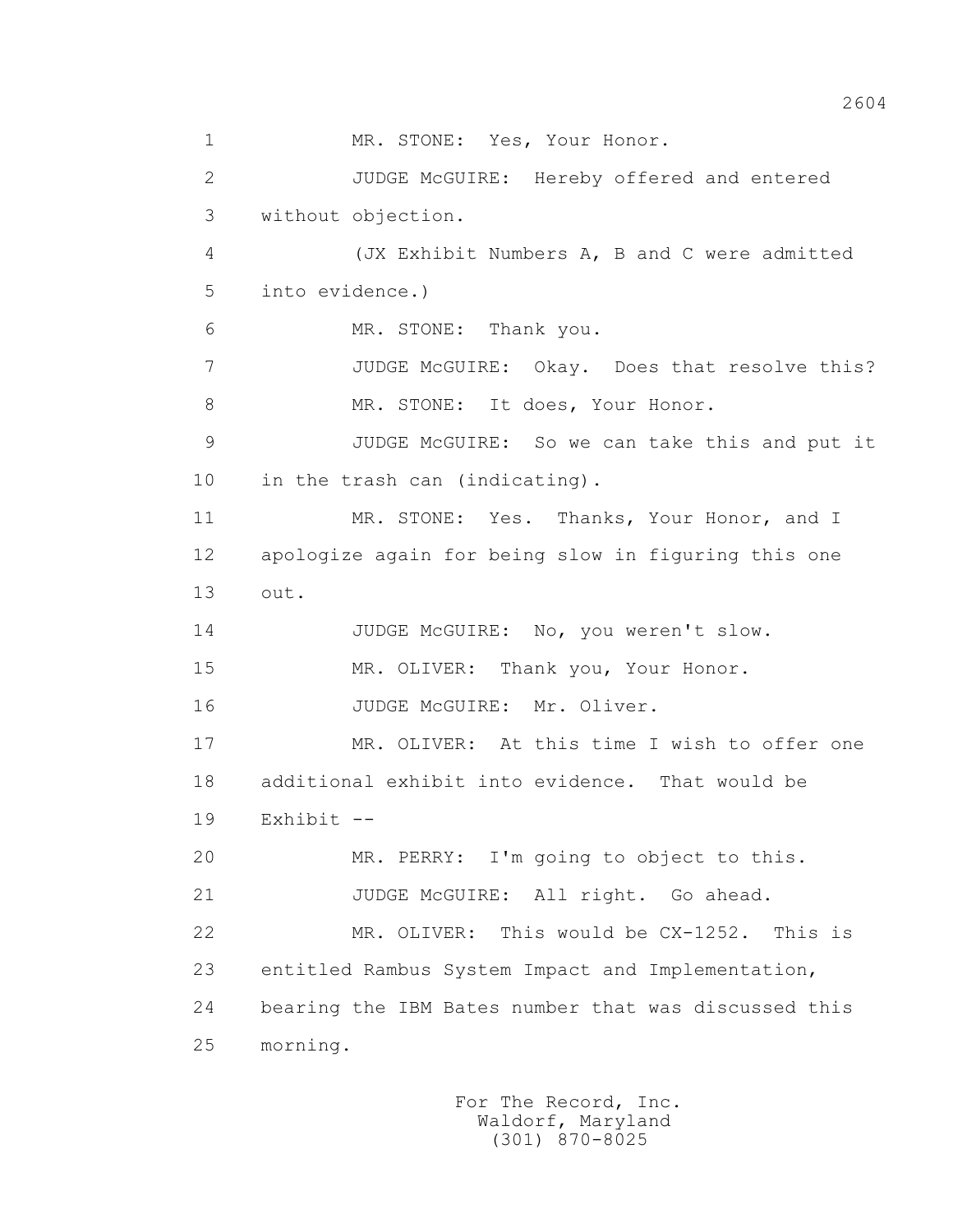1 MR. STONE: Yes, Your Honor.

2 JUDGE McGUIRE: Hereby offered and entered

3 without objection.

4 (JX Exhibit Numbers A, B and C were admitted

5 into evidence.)

6 MR. STONE: Thank you.

7 JUDGE McGUIRE: Okay. Does that resolve this?

8 MR. STONE: It does, Your Honor.

9 JUDGE McGUIRE: So we can take this and put it

10 in the trash can (indicating).

11 MR. STONE: Yes. Thanks, Your Honor, and I

12 apologize again for being slow in figuring this one

13 out.

14 JUDGE McGUIRE: No, you weren't slow.

15 MR. OLIVER: Thank you, Your Honor.

16 JUDGE McGUIRE: Mr. Oliver.

17 MR. OLIVER: At this time I wish to offer one

18 additional exhibit into evidence. That would be

19 Exhibit --

20 MR. PERRY: I'm going to object to this.

21 JUDGE McGUIRE: All right. Go ahead.

22 MR. OLIVER: This would be CX-1252. This is

23 entitled Rambus System Impact and Implementation,

24 bearing the IBM Bates number that was discussed this

25 morning.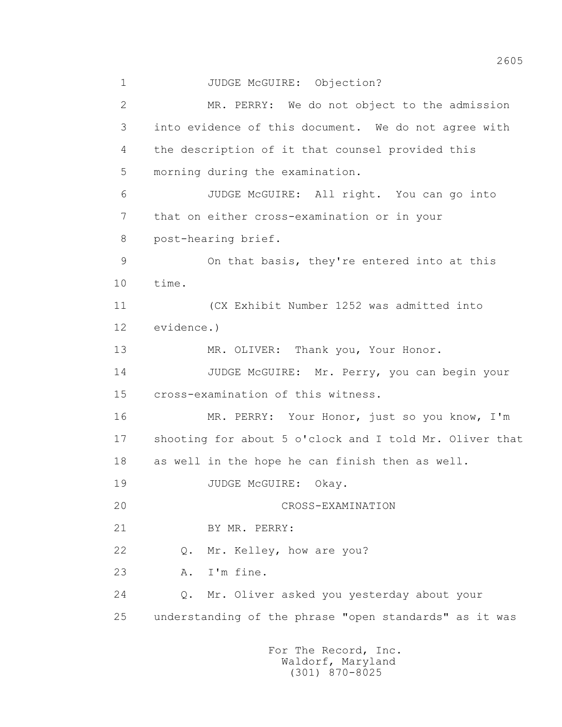JUDGE McGUIRE: Objection?

MR. PERRY: We do not object to the admission into evidence of this document. We do not agree with the description of it that counsel provided this morning during the examination.

JUDGE McGUIRE: All right. You can go into that on either cross-examination or in your post-hearing brief.

On that basis, they're entered into at this time.

(CX Exhibit Number 1252 was admitted into evidence.)

MR. OLIVER: Thank you, Your Honor.

JUDGE McGUIRE: Mr. Perry, you can begin your cross-examination of this witness.

MR. PERRY: Your Honor, just so you know, I'm shooting for about 5 o'clock and I told Mr. Oliver that as well in the hope he can finish then as well.

JUDGE McGUIRE: Okay.

CROSS-EXAMINATION

BY MR. PERRY:

Q. Mr. Kelley, how are you?

A. I'm fine.

Q. Mr. Oliver asked you yesterday about your understanding of the phrase "open standards" as it was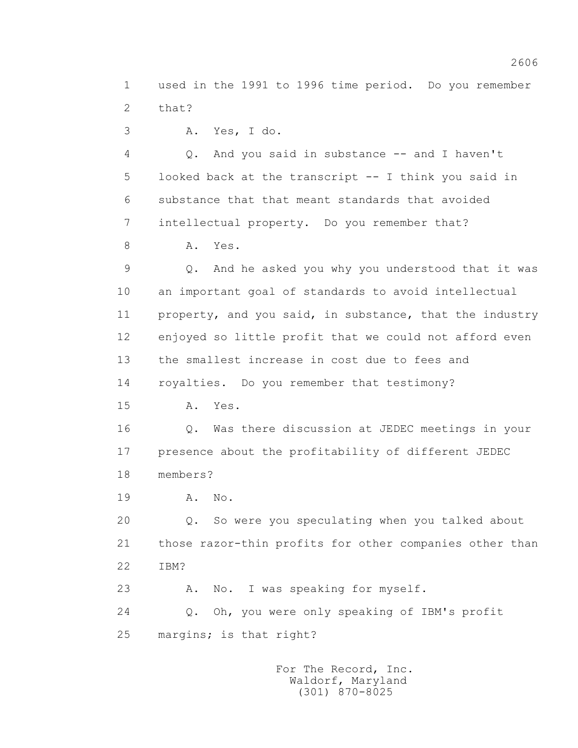1 used in the 1991 to 1996 time period. Do you remember
2 that?
3 A. Yes, I do.
4 Q. And you said in substance -- and I haven't
5 looked back at the transcript -- I think you said in
6 substance that that meant standards that avoided
7 intellectual property. Do you remember that?
8 A. Yes.
9 Q. And he asked you why you understood that it was
10 an important goal of standards to avoid intellectual
11 property, and you said, in substance, that the industry
12 enjoyed so little profit that we could not afford even
13 the smallest increase in cost due to fees and
14 royalties. Do you remember that testimony?
15 A. Yes.
16 Q. Was there discussion at JEDEC meetings in your
17 presence about the profitability of different JEDEC
18 members?
19 A. No.
20 Q. So were you speculating when you talked about
21 those razor-thin profits for other companies other than
22 IBM?
23 A. No. I was speaking for myself.
24 Q. Oh, you were only speaking of IBM's profit
25 margins; is that right?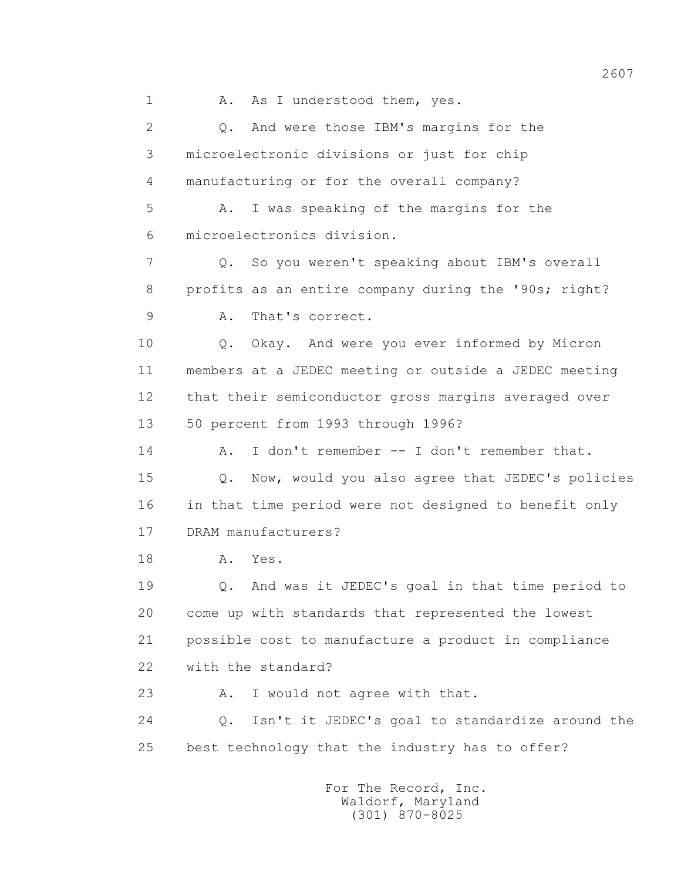1 A. As I understood them, yes.

2 Q. And were those IBM's margins for the

3 microelectronic divisions or just for chip

4 manufacturing or for the overall company?

5 A. I was speaking of the margins for the

6 microelectronics division.

7 Q. So you weren't speaking about IBM's overall

8 profits as an entire company during the '90s; right?

9 A. That's correct.

10 Q. Okay. And were you ever informed by Micron

11 members at a JEDEC meeting or outside a JEDEC meeting

12 that their semiconductor gross margins averaged over

13 50 percent from 1993 through 1996?

14 A. I don't remember -- I don't remember that.

15 Q. Now, would you also agree that JEDEC's policies

16 in that time period were not designed to benefit only

17 DRAM manufacturers?

18 A. Yes.

19 Q. And was it JEDEC's goal in that time period to

20 come up with standards that represented the lowest

21 possible cost to manufacture a product in compliance

22 with the standard?

23 A. I would not agree with that.

24 Q. Isn't it JEDEC's goal to standardize around the

25 best technology that the industry has to offer?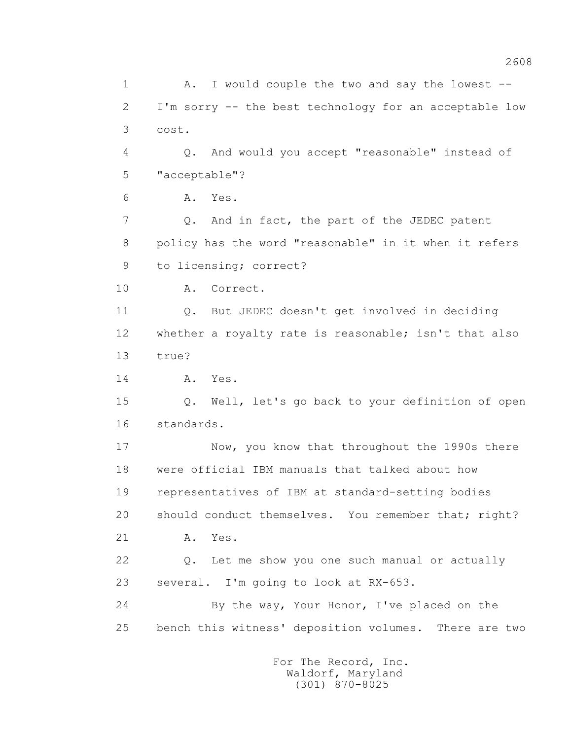1 A. I would couple the two and say the lowest --
2 I'm sorry -- the best technology for an acceptable low
3 cost.
4 Q. And would you accept "reasonable" instead of
5 "acceptable"?
6 A. Yes.
7 Q. And in fact, the part of the JEDEC patent
8 policy has the word "reasonable" in it when it refers
9 to licensing; correct?
10 A. Correct.
11 Q. But JEDEC doesn't get involved in deciding
12 whether a royalty rate is reasonable; isn't that also
13 true?
14 A. Yes.
15 Q. Well, let's go back to your definition of open
16 standards.
17 Now, you know that throughout the 1990s there
18 were official IBM manuals that talked about how
19 representatives of IBM at standard-setting bodies
20 should conduct themselves. You remember that; right?
21 A. Yes.
22 Q. Let me show you one such manual or actually
23 several. I'm going to look at RX-653.
24 By the way, Your Honor, I've placed on the
25 bench this witness' deposition volumes. There are two

For The Record, Inc.
Waldorf, Maryland
(301) 870-8025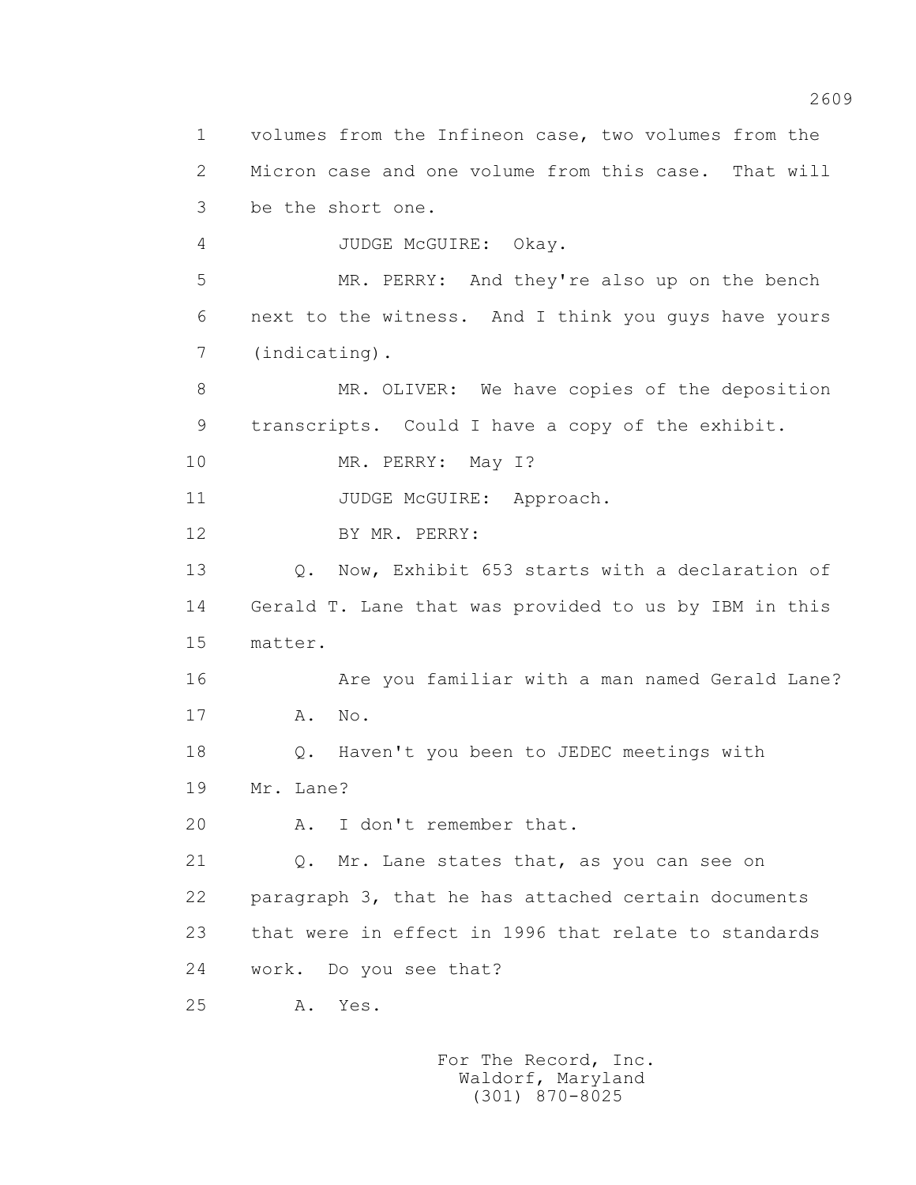1 volumes from the Infineon case, two volumes from the
2 Micron case and one volume from this case. That will
3 be the short one.
4 JUDGE McGUIRE: Okay.
5 MR. PERRY: And they're also up on the bench
6 next to the witness. And I think you guys have yours
7 (indicating).
8 MR. OLIVER: We have copies of the deposition
9 transcripts. Could I have a copy of the exhibit.
10 MR. PERRY: May I?
11 JUDGE McGUIRE: Approach.
12 BY MR. PERRY:
13 Q. Now, Exhibit 653 starts with a declaration of
14 Gerald T. Lane that was provided to us by IBM in this
15 matter.
16 Are you familiar with a man named Gerald Lane?
17 A. No.
18 Q. Haven't you been to JEDEC meetings with
19 Mr. Lane?
20 A. I don't remember that.
21 Q. Mr. Lane states that, as you can see on
22 paragraph 3, that he has attached certain documents
23 that were in effect in 1996 that relate to standards
24 work. Do you see that?
25 A. Yes.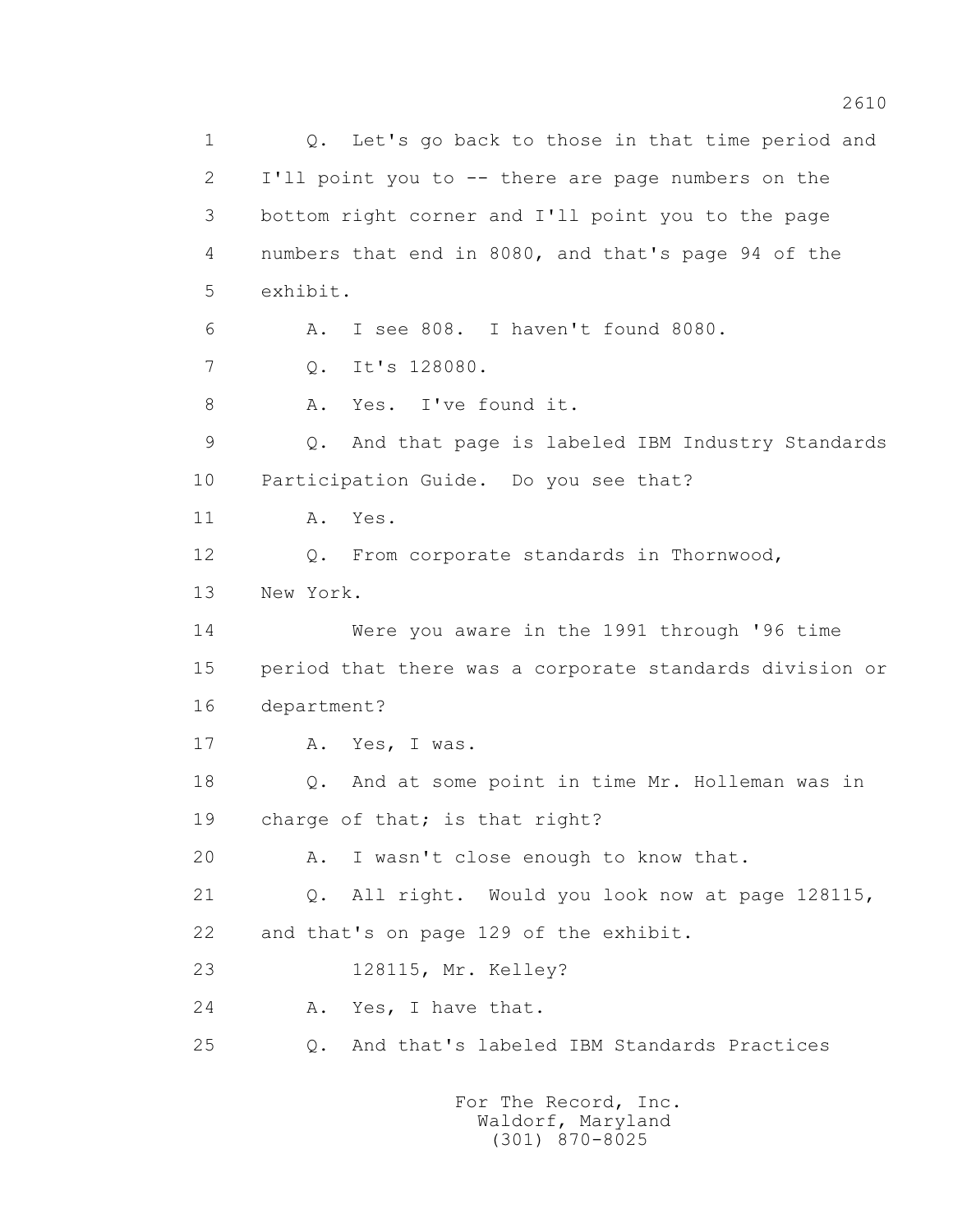1 Q. Let's go back to those in that time period and
2 I'll point you to -- there are page numbers on the
3 bottom right corner and I'll point you to the page
4 numbers that end in 8080, and that's page 94 of the
5 exhibit.
6 A. I see 808. I haven't found 8080.
7 Q. It's 128080.
8 A. Yes. I've found it.
9 Q. And that page is labeled IBM Industry Standards
10 Participation Guide. Do you see that?
11 A. Yes.
12 Q. From corporate standards in Thornwood,
13 New York.
14 Were you aware in the 1991 through '96 time
15 period that there was a corporate standards division or
16 department?
17 A. Yes, I was.
18 Q. And at some point in time Mr. Holleman was in
19 charge of that; is that right?
20 A. I wasn't close enough to know that.
21 Q. All right. Would you look now at page 128115,
22 and that's on page 129 of the exhibit.
23 128115, Mr. Kelley?
24 A. Yes, I have that.
25 Q. And that's labeled IBM Standards Practices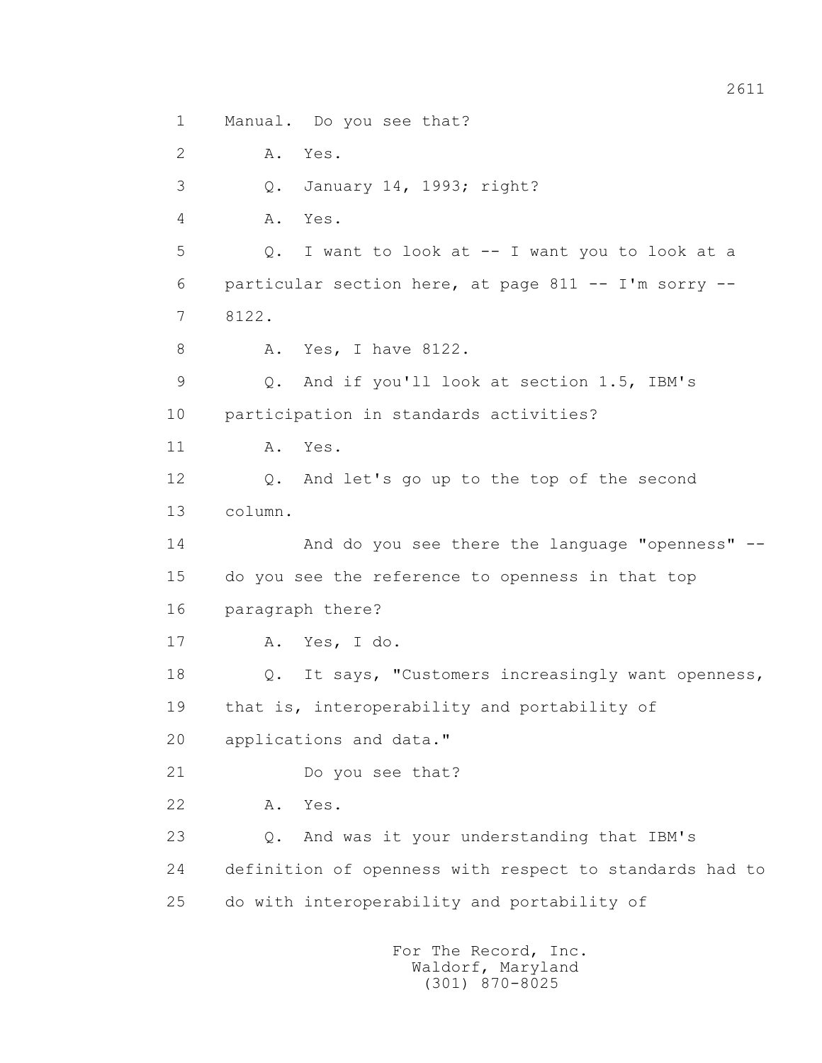1 Manual. Do you see that?

2 A. Yes.

3 Q. January 14, 1993; right?

4 A. Yes.

5 Q. I want to look at -- I want you to look at a

6 particular section here, at page 811 -- I'm sorry --

7 8122.

8 A. Yes, I have 8122.

9 Q. And if you'll look at section 1.5, IBM's

10 participation in standards activities?

11 A. Yes.

12 Q. And let's go up to the top of the second

13 column.

14 And do you see there the language "openness" --

15 do you see the reference to openness in that top

16 paragraph there?

17 A. Yes, I do.

18 Q. It says, "Customers increasingly want openness,

19 that is, interoperability and portability of

20 applications and data."

21 Do you see that?

22 A. Yes.

23 Q. And was it your understanding that IBM's

24 definition of openness with respect to standards had to

25 do with interoperability and portability of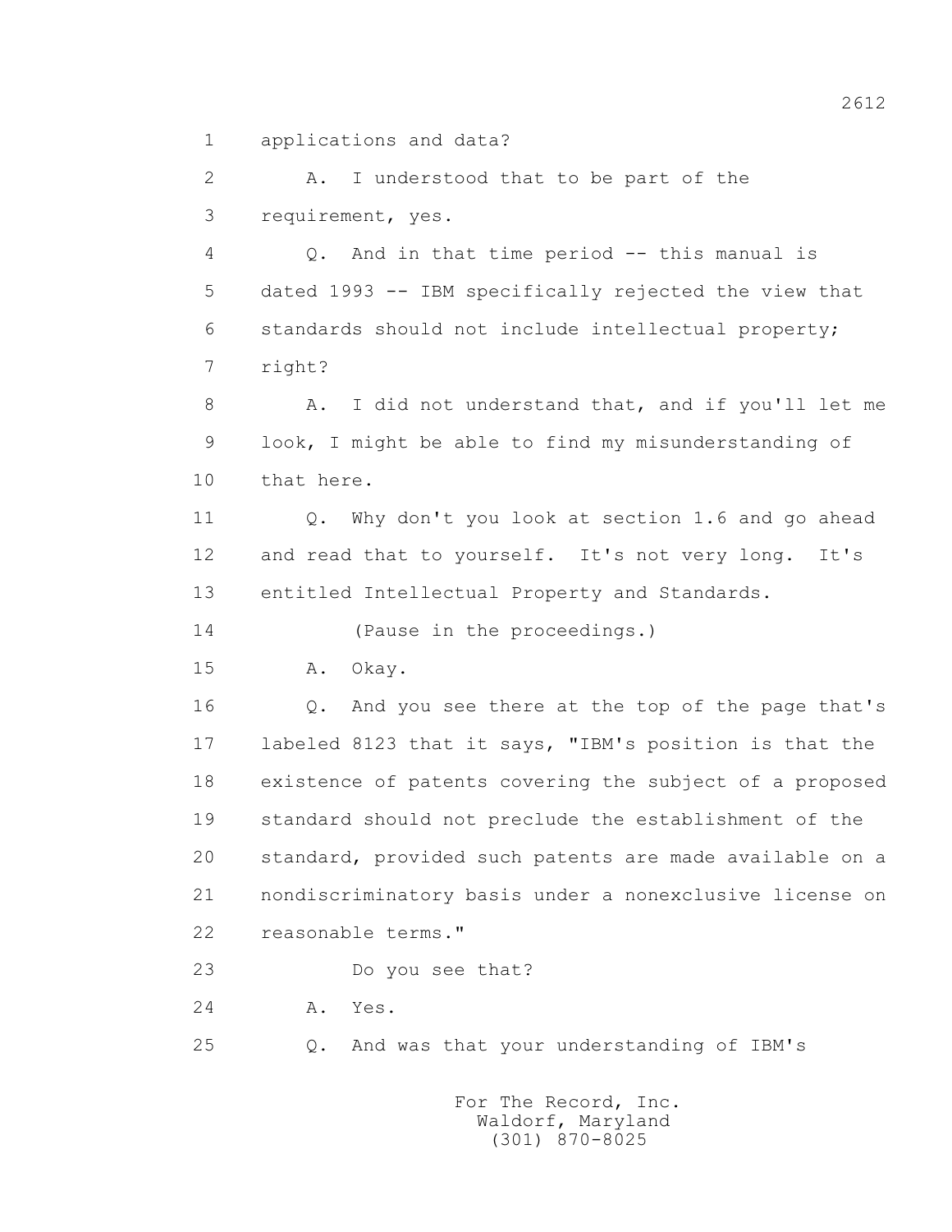1 applications and data?

2 A. I understood that to be part of the

3 requirement, yes.

4 Q. And in that time period -- this manual is

5 dated 1993 -- IBM specifically rejected the view that

6 standards should not include intellectual property;

7 right?

8 A. I did not understand that, and if you'll let me

9 look, I might be able to find my misunderstanding of

10 that here.

11 Q. Why don't you look at section 1.6 and go ahead

12 and read that to yourself. It's not very long. It's

13 entitled Intellectual Property and Standards.

14 (Pause in the proceedings.)

15 A. Okay.

16 Q. And you see there at the top of the page that's

17 labeled 8123 that it says, "IBM's position is that the

18 existence of patents covering the subject of a proposed

19 standard should not preclude the establishment of the

20 standard, provided such patents are made available on a

21 nondiscriminatory basis under a nonexclusive license on

22 reasonable terms."

23 Do you see that?

24 A. Yes.

25 Q. And was that your understanding of IBM's

For The Record, Inc.
Waldorf, Maryland
(301) 870-8025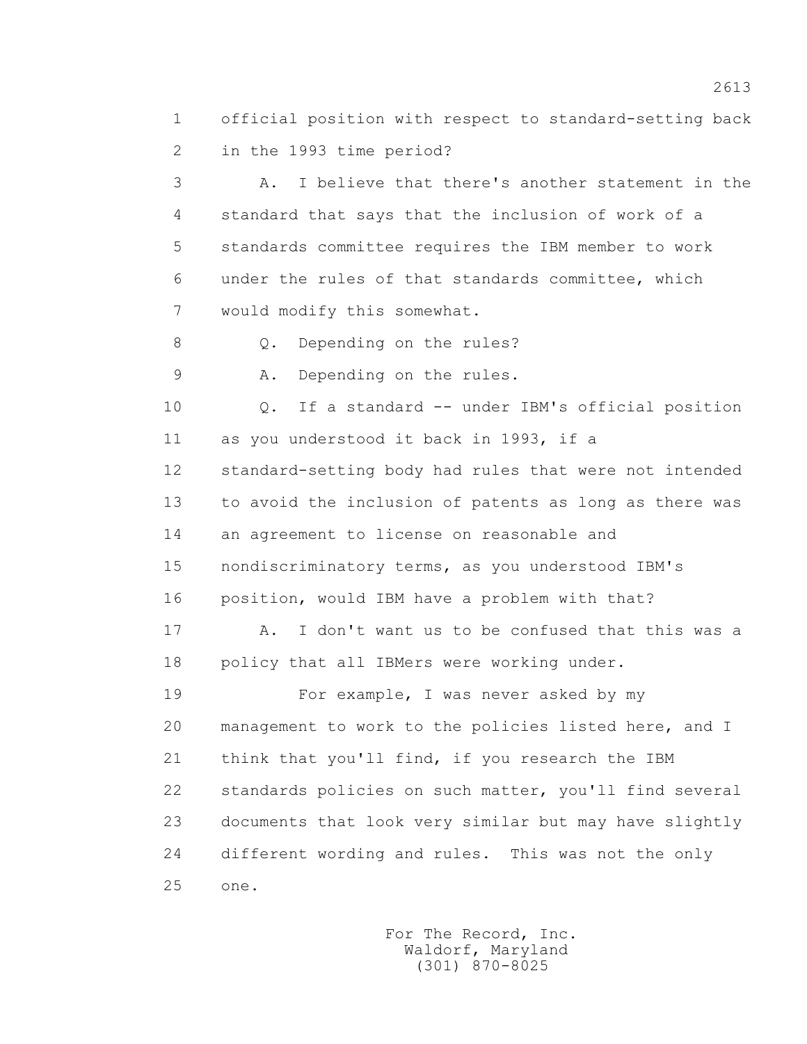official position with respect to standard-setting back in the 1993 time period?

A. I believe that there's another statement in the standard that says that the inclusion of work of a standards committee requires the IBM member to work under the rules of that standards committee, which would modify this somewhat.

Q. Depending on the rules?

A. Depending on the rules.

Q. If a standard -- under IBM's official position as you understood it back in 1993, if a standard-setting body had rules that were not intended to avoid the inclusion of patents as long as there was an agreement to license on reasonable and nondiscriminatory terms, as you understood IBM's position, would IBM have a problem with that?

A. I don't want us to be confused that this was a policy that all IBMers were working under.

For example, I was never asked by my management to work to the policies listed here, and I think that you'll find, if you research the IBM standards policies on such matter, you'll find several documents that look very similar but may have slightly different wording and rules. This was not the only one.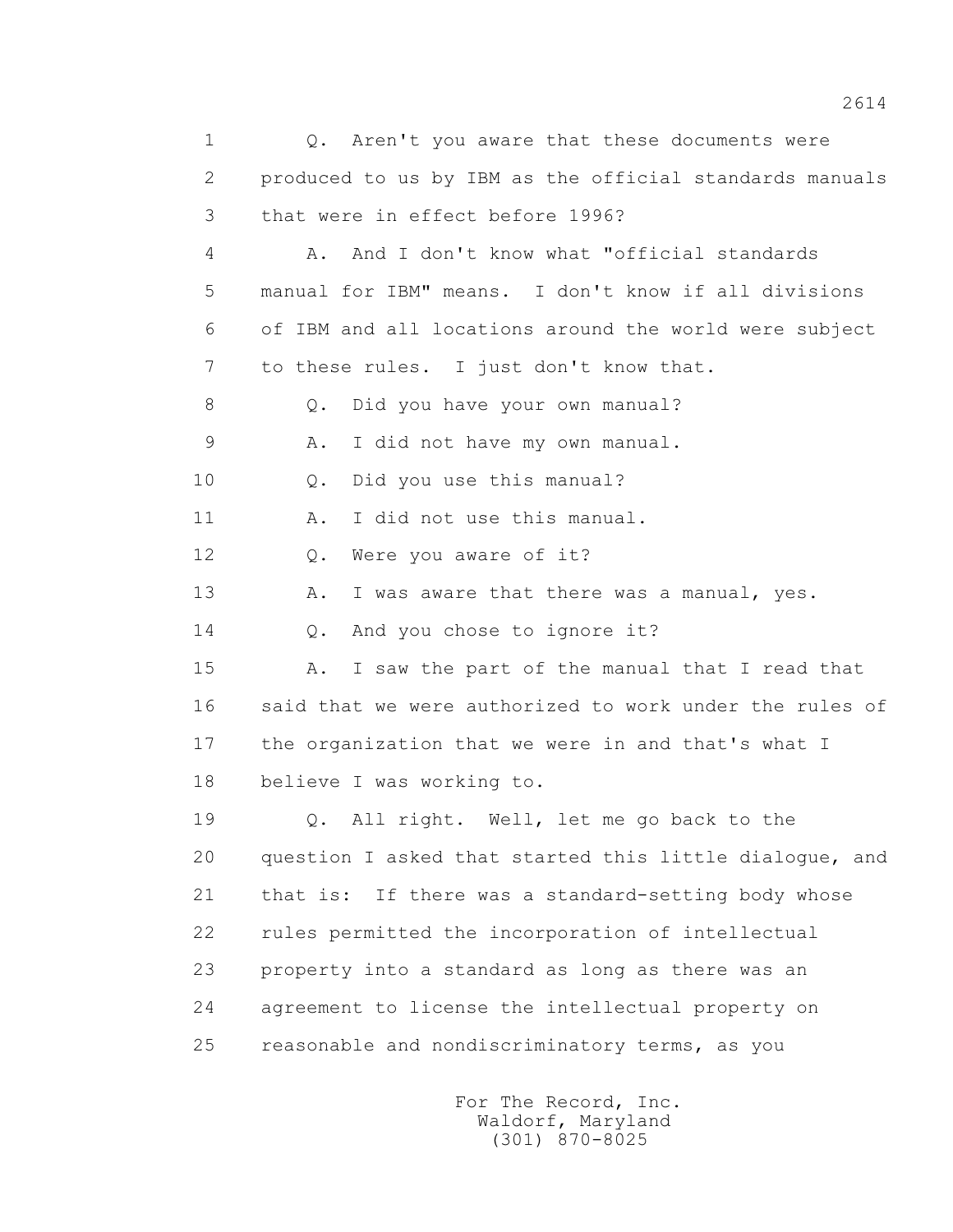1 Q. Aren't you aware that these documents were
2 produced to us by IBM as the official standards manuals
3 that were in effect before 1996?
4 A. And I don't know what "official standards
5 manual for IBM" means. I don't know if all divisions
6 of IBM and all locations around the world were subject
7 to these rules. I just don't know that.
8 Q. Did you have your own manual?
9 A. I did not have my own manual.
10 Q. Did you use this manual?
11 A. I did not use this manual.
12 Q. Were you aware of it?
13 A. I was aware that there was a manual, yes.
14 Q. And you chose to ignore it?
15 A. I saw the part of the manual that I read that
16 said that we were authorized to work under the rules of
17 the organization that we were in and that's what I
18 believe I was working to.
19 Q. All right. Well, let me go back to the
20 question I asked that started this little dialogue, and
21 that is: If there was a standard-setting body whose
22 rules permitted the incorporation of intellectual
23 property into a standard as long as there was an
24 agreement to license the intellectual property on
25 reasonable and nondiscriminatory terms, as you

For The Record, Inc.
Waldorf, Maryland
(301) 870-8025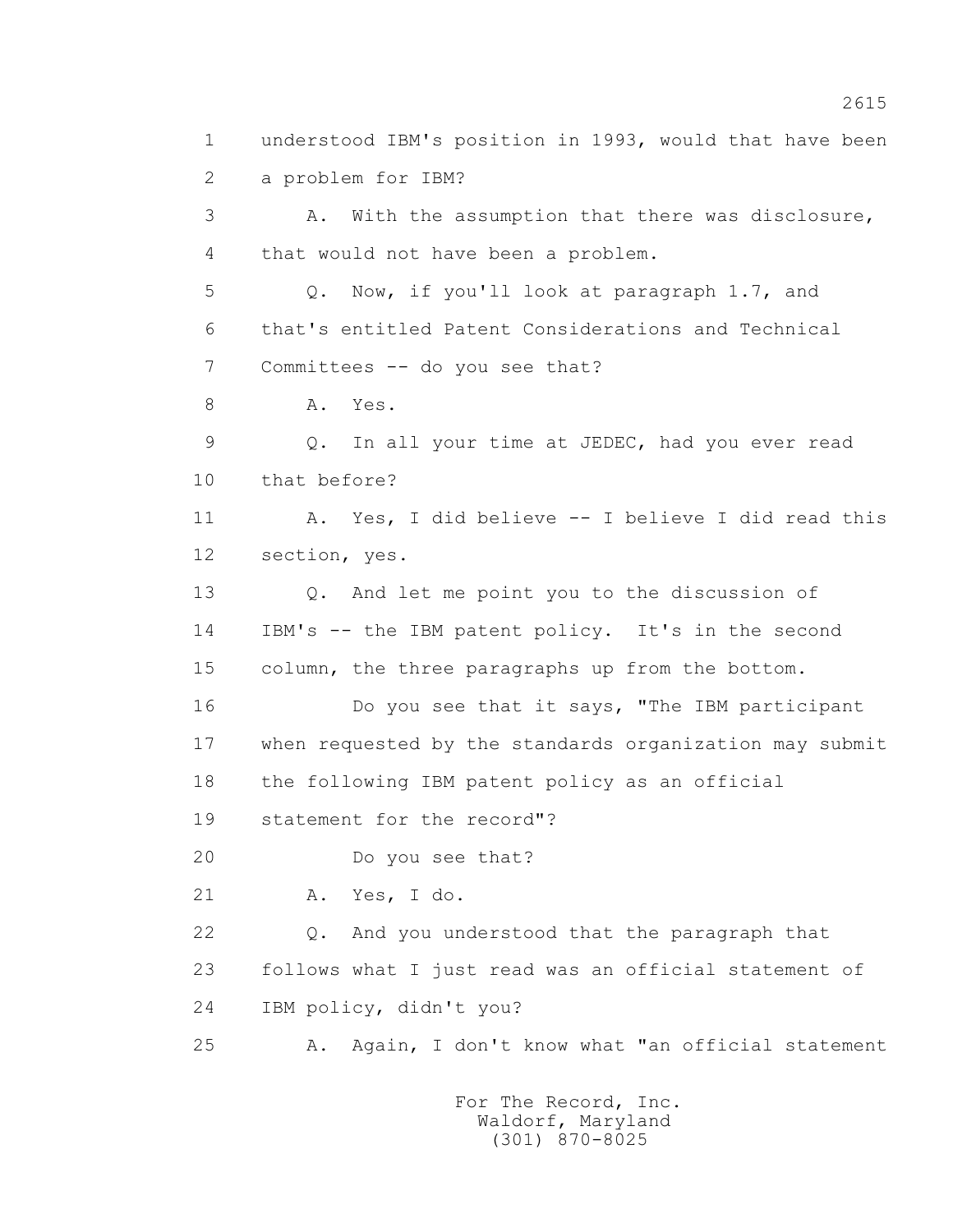1 understood IBM's position in 1993, would that have been
2 a problem for IBM?
3 A. With the assumption that there was disclosure,
4 that would not have been a problem.
5 Q. Now, if you'll look at paragraph 1.7, and
6 that's entitled Patent Considerations and Technical
7 Committees -- do you see that?
8 A. Yes.
9 Q. In all your time at JEDEC, had you ever read
10 that before?
11 A. Yes, I did believe -- I believe I did read this
12 section, yes.
13 Q. And let me point you to the discussion of
14 IBM's -- the IBM patent policy. It's in the second
15 column, the three paragraphs up from the bottom.
16 Do you see that it says, "The IBM participant
17 when requested by the standards organization may submit
18 the following IBM patent policy as an official
19 statement for the record"?
20 Do you see that?
21 A. Yes, I do.
22 Q. And you understood that the paragraph that
23 follows what I just read was an official statement of
24 IBM policy, didn't you?
25 A. Again, I don't know what "an official statement

For The Record, Inc.
Waldorf, Maryland
(301) 870-8025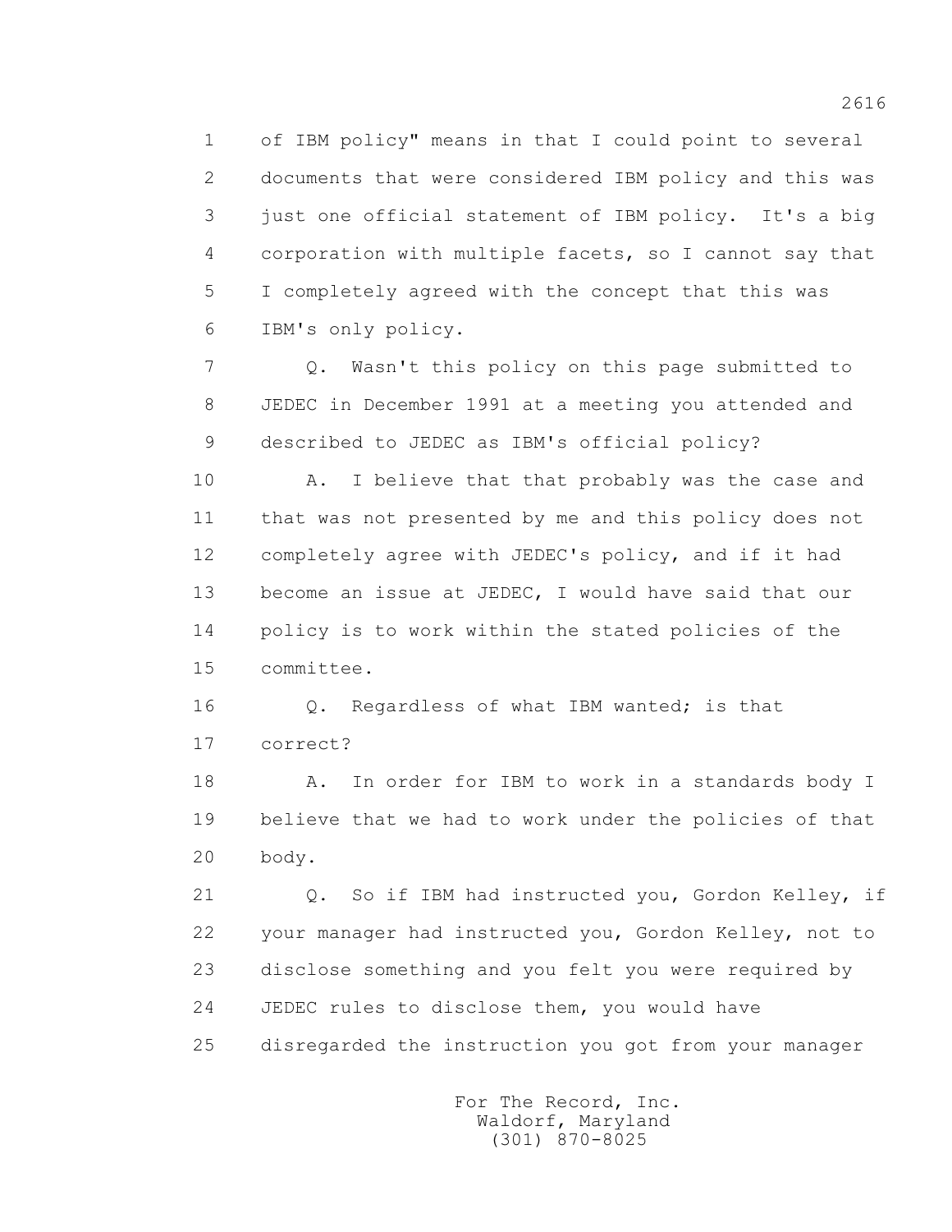1 of IBM policy" means in that I could point to several
2 documents that were considered IBM policy and this was
3 just one official statement of IBM policy. It's a big
4 corporation with multiple facets, so I cannot say that
5 I completely agreed with the concept that this was
6 IBM's only policy.

7 Q. Wasn't this policy on this page submitted to
8 JEDEC in December 1991 at a meeting you attended and
9 described to JEDEC as IBM's official policy?

10 A. I believe that that probably was the case and
11 that was not presented by me and this policy does not
12 completely agree with JEDEC's policy, and if it had
13 become an issue at JEDEC, I would have said that our
14 policy is to work within the stated policies of the
15 committee.

16 Q. Regardless of what IBM wanted; is that
17 correct?

18 A. In order for IBM to work in a standards body I
19 believe that we had to work under the policies of that
20 body.

21 Q. So if IBM had instructed you, Gordon Kelley, if
22 your manager had instructed you, Gordon Kelley, not to
23 disclose something and you felt you were required by
24 JEDEC rules to disclose them, you would have
25 disregarded the instruction you got from your manager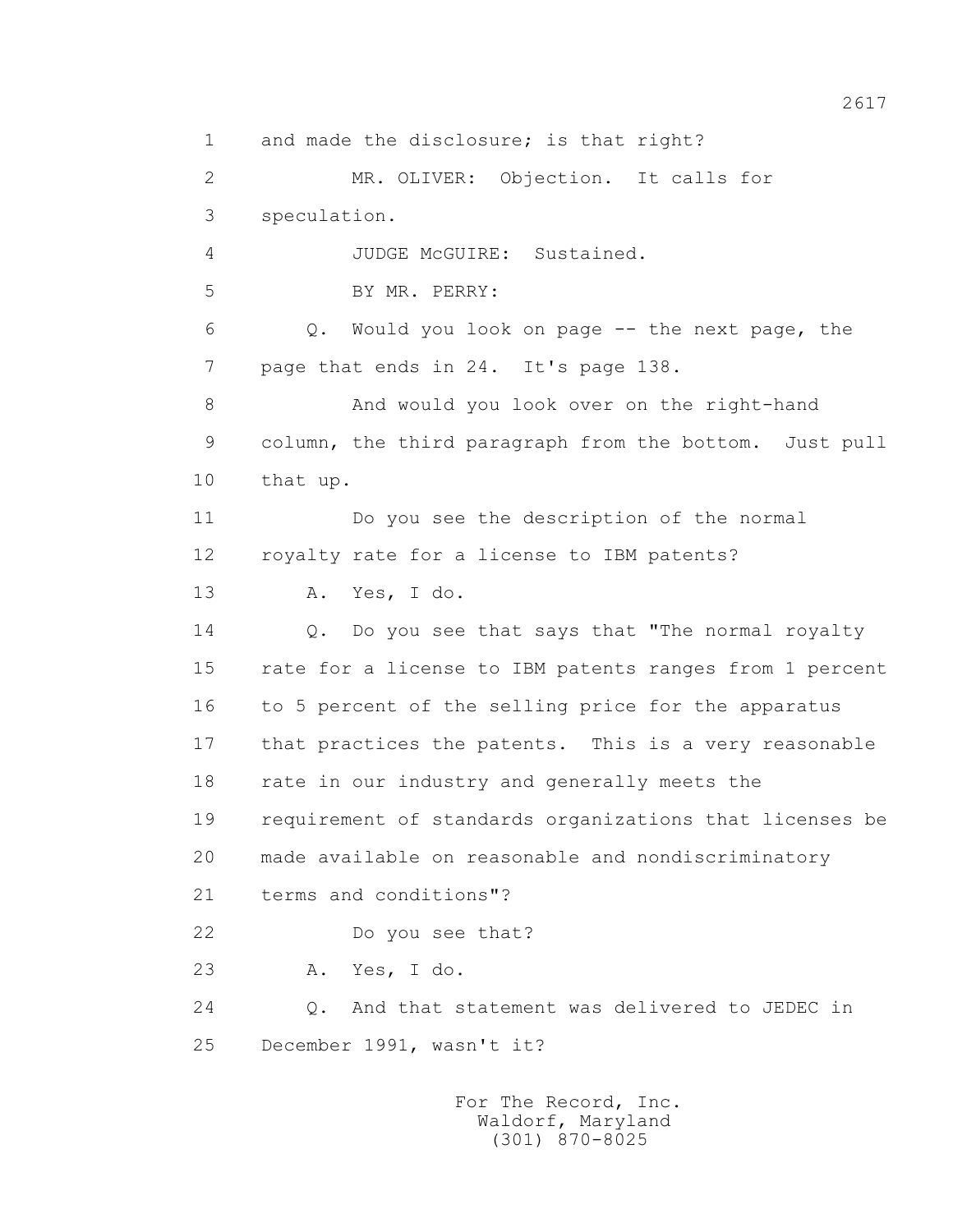1 and made the disclosure; is that right?

2 MR. OLIVER: Objection. It calls for

3 speculation.

4 JUDGE McGUIRE: Sustained.

5 BY MR. PERRY:

6 Q. Would you look on page -- the next page, the

7 page that ends in 24. It's page 138.

8 And would you look over on the right-hand

9 column, the third paragraph from the bottom. Just pull

10 that up.

11 Do you see the description of the normal

12 royalty rate for a license to IBM patents?

13 A. Yes, I do.

14 Q. Do you see that says that "The normal royalty

15 rate for a license to IBM patents ranges from 1 percent

16 to 5 percent of the selling price for the apparatus

17 that practices the patents. This is a very reasonable

18 rate in our industry and generally meets the

19 requirement of standards organizations that licenses be

20 made available on reasonable and nondiscriminatory

21 terms and conditions"?

22 Do you see that?

23 A. Yes, I do.

24 Q. And that statement was delivered to JEDEC in

25 December 1991, wasn't it?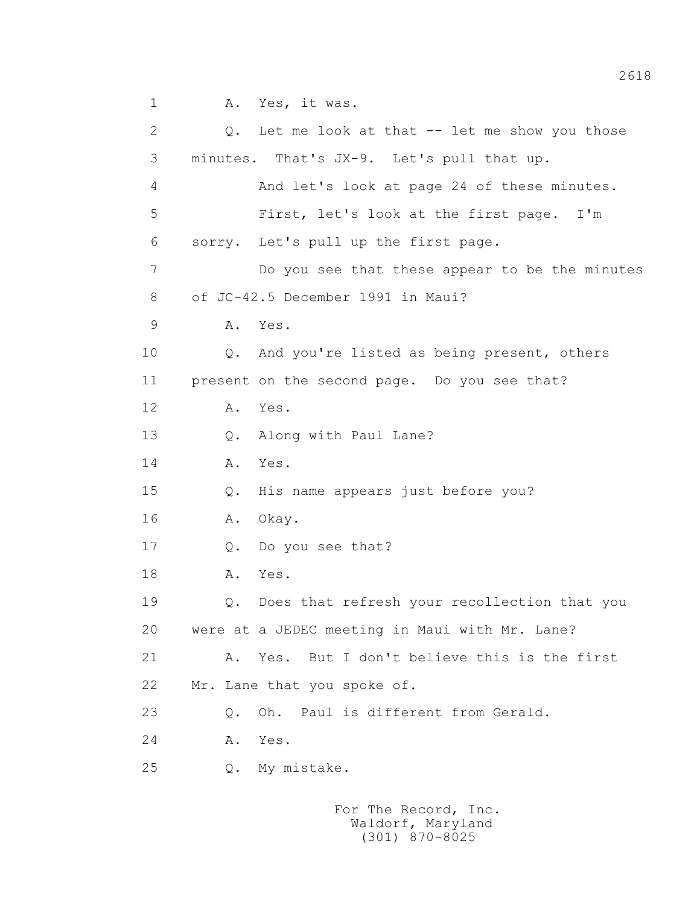1 A. Yes, it was.

2 Q. Let me look at that -- let me show you those

3 minutes. That's JX-9. Let's pull that up.

4 And let's look at page 24 of these minutes.

5 First, let's look at the first page. I'm

6 sorry. Let's pull up the first page.

7 Do you see that these appear to be the minutes

8 of JC-42.5 December 1991 in Maui?

9 A. Yes.

10 Q. And you're listed as being present, others

11 present on the second page. Do you see that?

12 A. Yes.

13 Q. Along with Paul Lane?

14 A. Yes.

15 Q. His name appears just before you?

16 A. Okay.

17 Q. Do you see that?

18 A. Yes.

19 Q. Does that refresh your recollection that you

20 were at a JEDEC meeting in Maui with Mr. Lane?

21 A. Yes. But I don't believe this is the first

22 Mr. Lane that you spoke of.

23 Q. Oh. Paul is different from Gerald.

24 A. Yes.

25 Q. My mistake.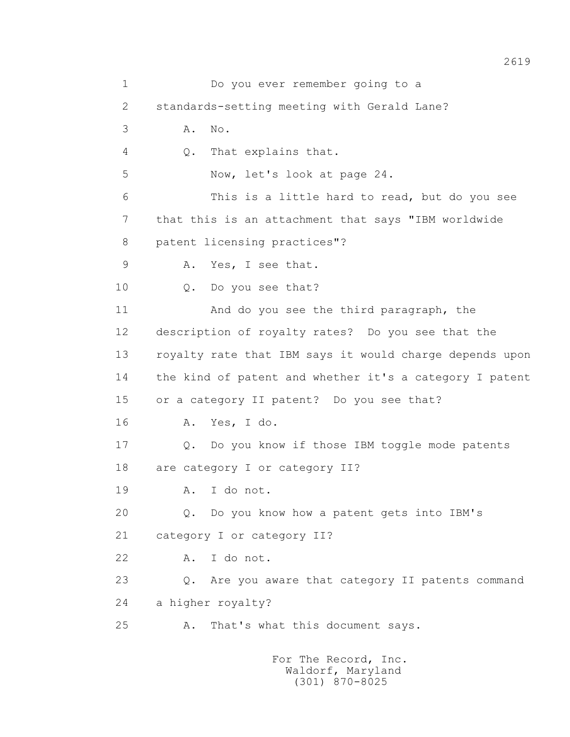1 Do you ever remember going to a

2 standards-setting meeting with Gerald Lane?

3 A. No.

4 Q. That explains that.

5 Now, let's look at page 24.

6 This is a little hard to read, but do you see

7 that this is an attachment that says "IBM worldwide

8 patent licensing practices"?

9 A. Yes, I see that.

10 Q. Do you see that?

11 And do you see the third paragraph, the

12 description of royalty rates? Do you see that the

13 royalty rate that IBM says it would charge depends upon

14 the kind of patent and whether it's a category I patent

15 or a category II patent? Do you see that?

16 A. Yes, I do.

17 Q. Do you know if those IBM toggle mode patents

18 are category I or category II?

19 A. I do not.

20 Q. Do you know how a patent gets into IBM's

21 category I or category II?

22 A. I do not.

23 Q. Are you aware that category II patents command

24 a higher royalty?

25 A. That's what this document says.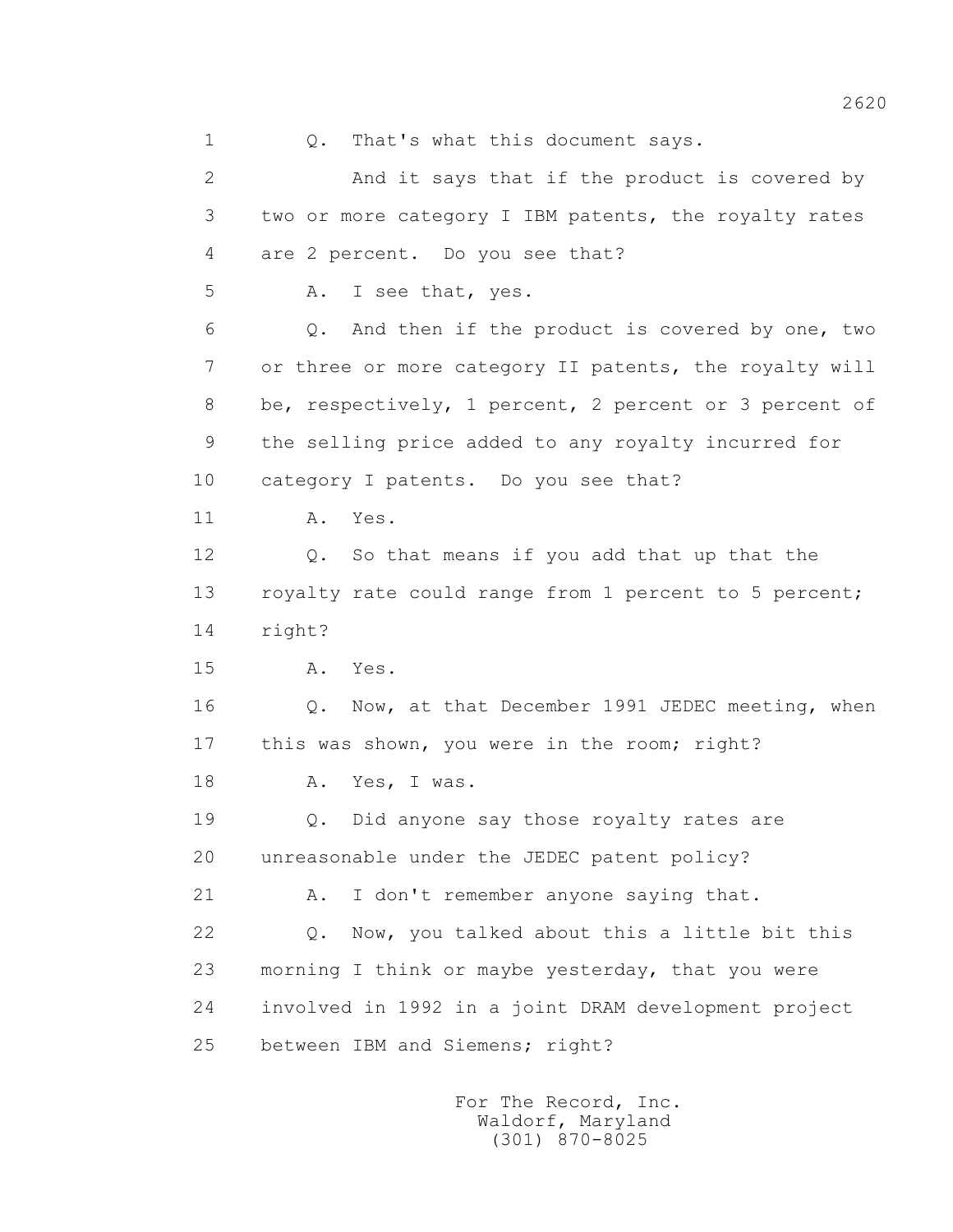1 Q. That's what this document says.

2 And it says that if the product is covered by

3 two or more category I IBM patents, the royalty rates

4 are 2 percent. Do you see that?

5 A. I see that, yes.

6 Q. And then if the product is covered by one, two

7 or three or more category II patents, the royalty will

8 be, respectively, 1 percent, 2 percent or 3 percent of

9 the selling price added to any royalty incurred for

10 category I patents. Do you see that?

11 A. Yes.

12 Q. So that means if you add that up that the

13 royalty rate could range from 1 percent to 5 percent;

14 right?

15 A. Yes.

16 Q. Now, at that December 1991 JEDEC meeting, when

17 this was shown, you were in the room; right?

18 A. Yes, I was.

19 Q. Did anyone say those royalty rates are

20 unreasonable under the JEDEC patent policy?

21 A. I don't remember anyone saying that.

22 Q. Now, you talked about this a little bit this

23 morning I think or maybe yesterday, that you were

24 involved in 1992 in a joint DRAM development project

25 between IBM and Siemens; right?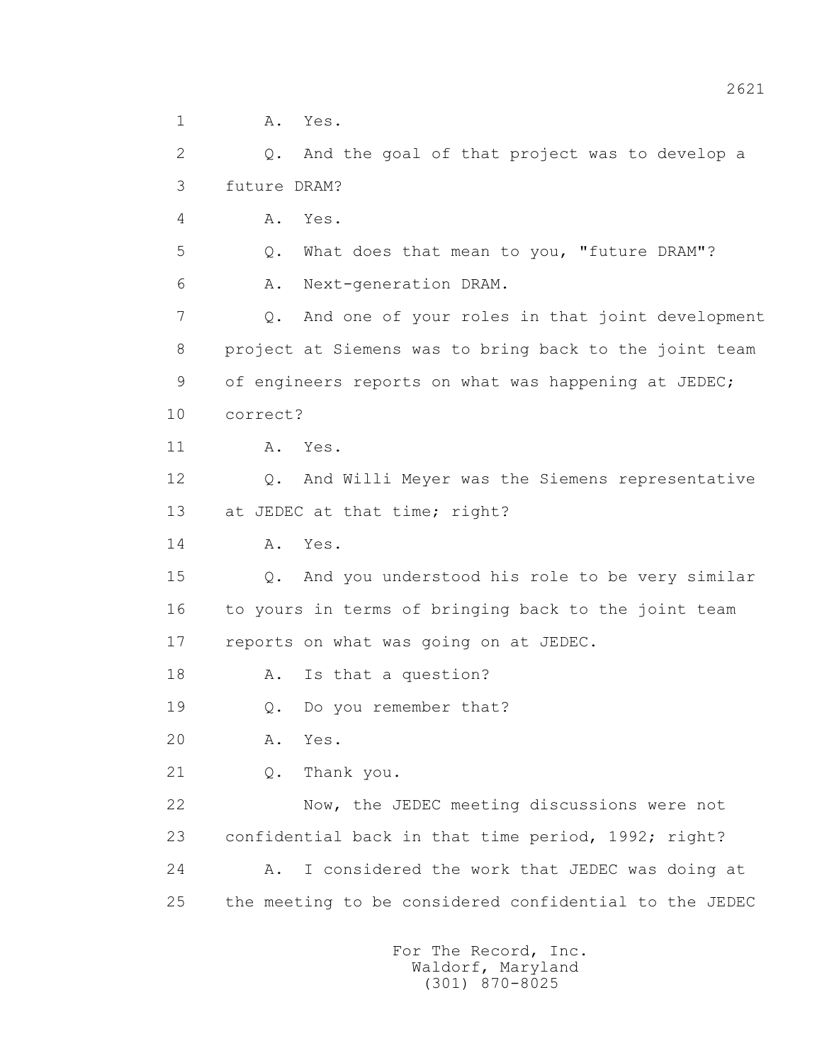1 A. Yes.

2 Q. And the goal of that project was to develop a

3 future DRAM?

4 A. Yes.

5 Q. What does that mean to you, "future DRAM"?

6 A. Next-generation DRAM.

7 Q. And one of your roles in that joint development

8 project at Siemens was to bring back to the joint team

9 of engineers reports on what was happening at JEDEC;

10 correct?

11 A. Yes.

12 Q. And Willi Meyer was the Siemens representative

13 at JEDEC at that time; right?

14 A. Yes.

15 Q. And you understood his role to be very similar

16 to yours in terms of bringing back to the joint team

17 reports on what was going on at JEDEC.

18 A. Is that a question?

19 Q. Do you remember that?

20 A. Yes.

21 Q. Thank you.

22 Now, the JEDEC meeting discussions were not

23 confidential back in that time period, 1992; right?

24 A. I considered the work that JEDEC was doing at

25 the meeting to be considered confidential to the JEDEC

For The Record, Inc.
Waldorf, Maryland
(301) 870-8025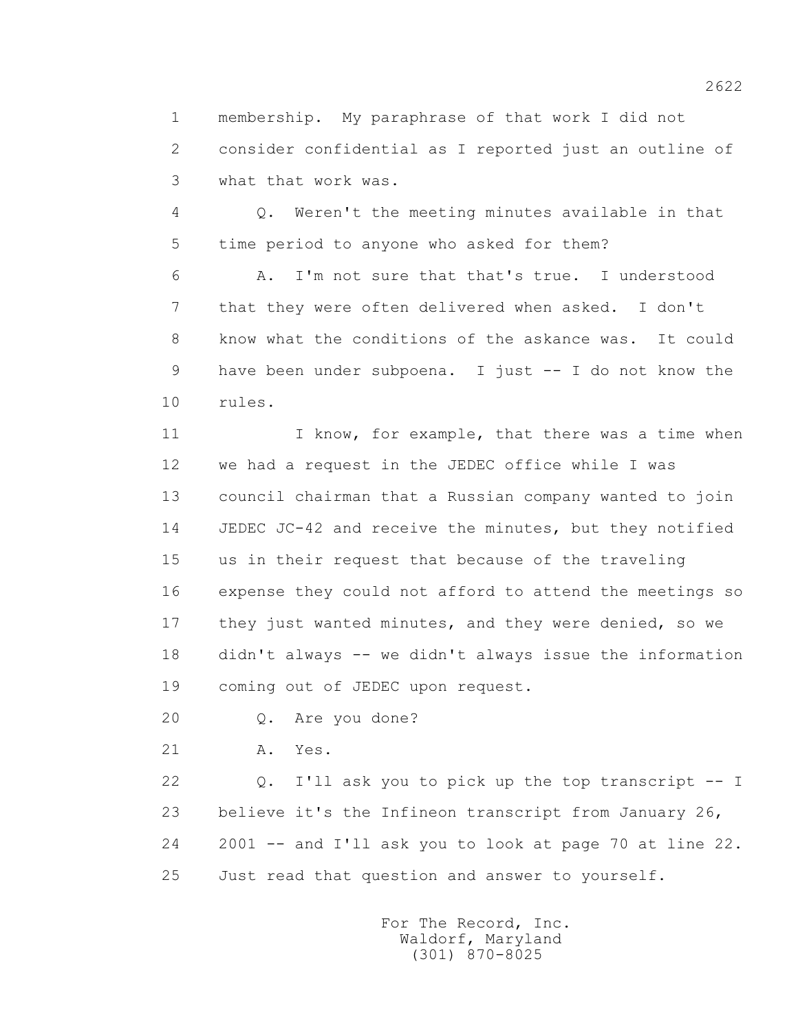1 membership. My paraphrase of that work I did not
2 consider confidential as I reported just an outline of
3 what that work was.

4 Q. Weren't the meeting minutes available in that
5 time period to anyone who asked for them?

6 A. I'm not sure that that's true. I understood
7 that they were often delivered when asked. I don't
8 know what the conditions of the askance was. It could
9 have been under subpoena. I just -- I do not know the
10 rules.

11 I know, for example, that there was a time when
12 we had a request in the JEDEC office while I was
13 council chairman that a Russian company wanted to join
14 JEDEC JC-42 and receive the minutes, but they notified
15 us in their request that because of the traveling
16 expense they could not afford to attend the meetings so
17 they just wanted minutes, and they were denied, so we
18 didn't always -- we didn't always issue the information
19 coming out of JEDEC upon request.

20 Q. Are you done?

21 A. Yes.

22 Q. I'll ask you to pick up the top transcript -- I
23 believe it's the Infineon transcript from January 26,
24 2001 -- and I'll ask you to look at page 70 at line 22.
25 Just read that question and answer to yourself.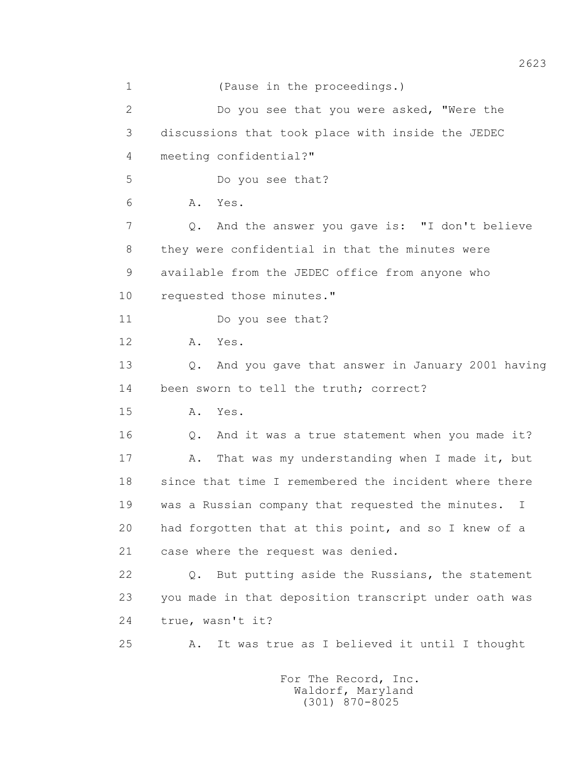1 (Pause in the proceedings.)

2 Do you see that you were asked, "Were the

3 discussions that took place with inside the JEDEC

4 meeting confidential?"

5 Do you see that?

6 A. Yes.

7 Q. And the answer you gave is: "I don't believe

8 they were confidential in that the minutes were

9 available from the JEDEC office from anyone who

10 requested those minutes."

11 Do you see that?

12 A. Yes.

13 Q. And you gave that answer in January 2001 having

14 been sworn to tell the truth; correct?

15 A. Yes.

16 Q. And it was a true statement when you made it?

17 A. That was my understanding when I made it, but

18 since that time I remembered the incident where there

19 was a Russian company that requested the minutes. I

20 had forgotten that at this point, and so I knew of a

21 case where the request was denied.

22 Q. But putting aside the Russians, the statement

23 you made in that deposition transcript under oath was

24 true, wasn't it?

25 A. It was true as I believed it until I thought

For The Record, Inc.
Waldorf, Maryland
(301) 870-8025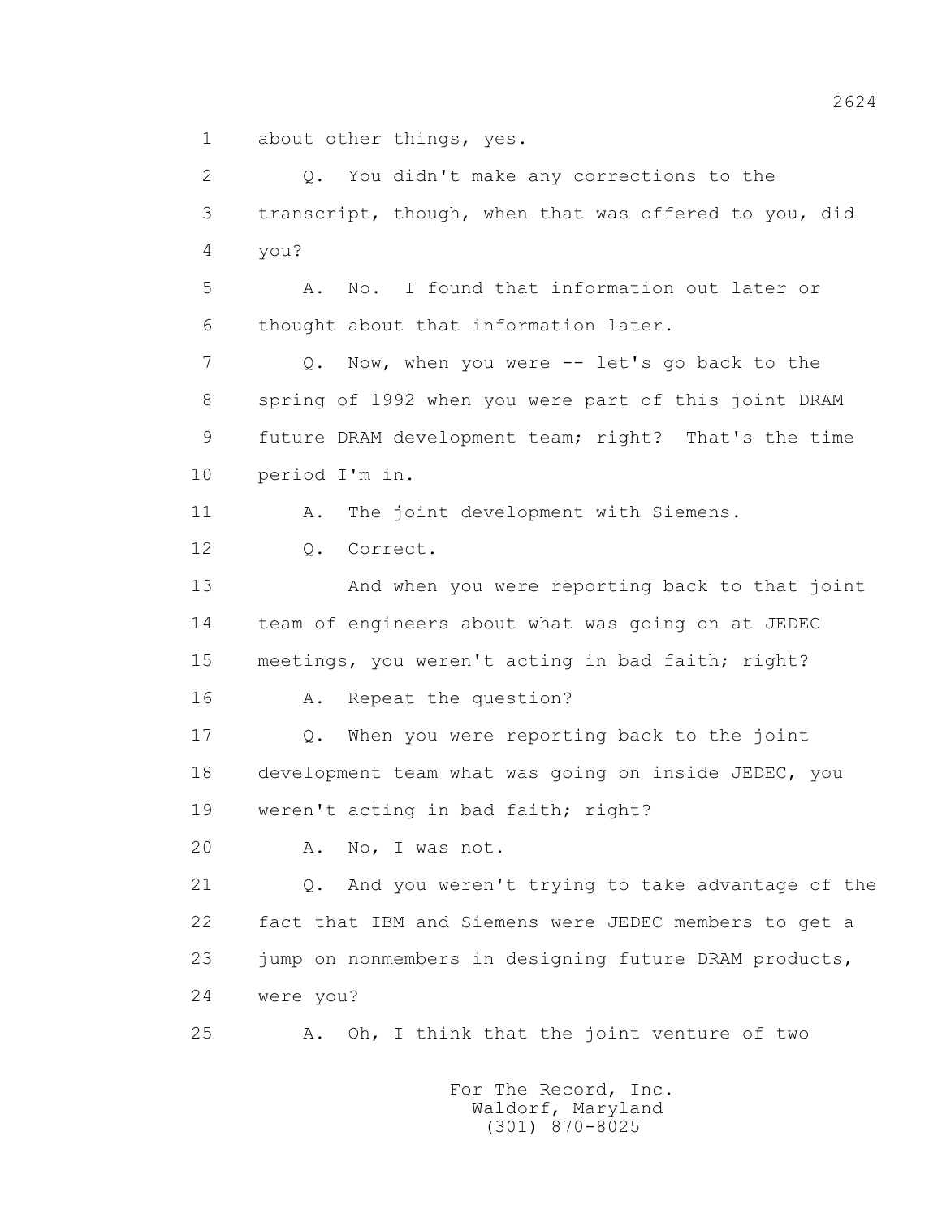1 about other things, yes.

2 Q. You didn't make any corrections to the

3 transcript, though, when that was offered to you, did

4 you?

5 A. No. I found that information out later or

6 thought about that information later.

7 Q. Now, when you were -- let's go back to the

8 spring of 1992 when you were part of this joint DRAM

9 future DRAM development team; right? That's the time

10 period I'm in.

11 A. The joint development with Siemens.

12 Q. Correct.

13 And when you were reporting back to that joint

14 team of engineers about what was going on at JEDEC

15 meetings, you weren't acting in bad faith; right?

16 A. Repeat the question?

17 Q. When you were reporting back to the joint

18 development team what was going on inside JEDEC, you

19 weren't acting in bad faith; right?

20 A. No, I was not.

21 Q. And you weren't trying to take advantage of the

22 fact that IBM and Siemens were JEDEC members to get a

23 jump on nonmembers in designing future DRAM products,

24 were you?

25 A. Oh, I think that the joint venture of two

For The Record, Inc.
Waldorf, Maryland
(301) 870-8025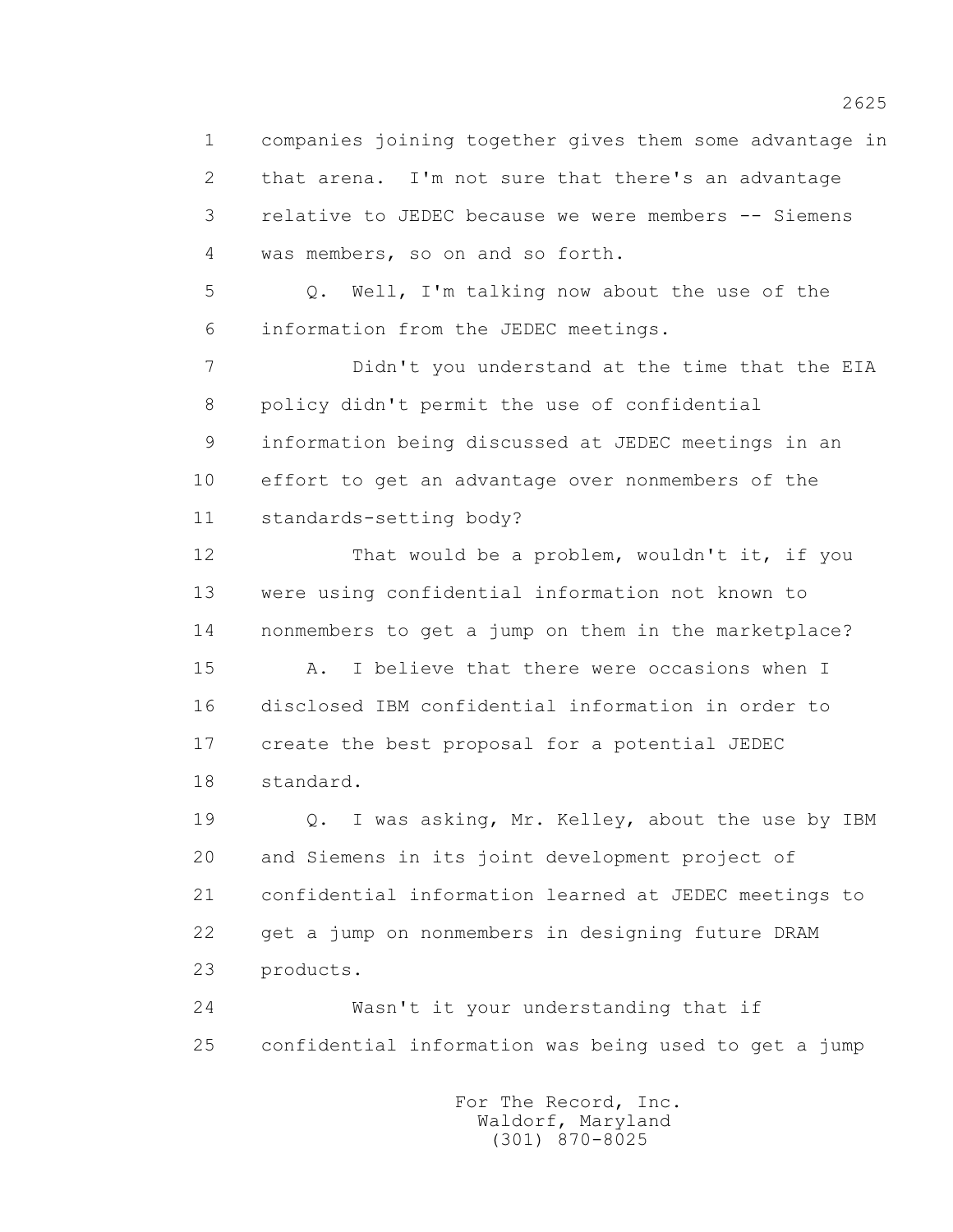companies joining together gives them some advantage in that arena. I'm not sure that there's an advantage relative to JEDEC because we were members -- Siemens was members, so on and so forth.

Q. Well, I'm talking now about the use of the information from the JEDEC meetings.

Didn't you understand at the time that the EIA policy didn't permit the use of confidential information being discussed at JEDEC meetings in an effort to get an advantage over nonmembers of the standards-setting body?

That would be a problem, wouldn't it, if you were using confidential information not known to nonmembers to get a jump on them in the marketplace?

A. I believe that there were occasions when I disclosed IBM confidential information in order to create the best proposal for a potential JEDEC standard.

Q. I was asking, Mr. Kelley, about the use by IBM and Siemens in its joint development project of confidential information learned at JEDEC meetings to get a jump on nonmembers in designing future DRAM products.

Wasn't it your understanding that if confidential information was being used to get a jump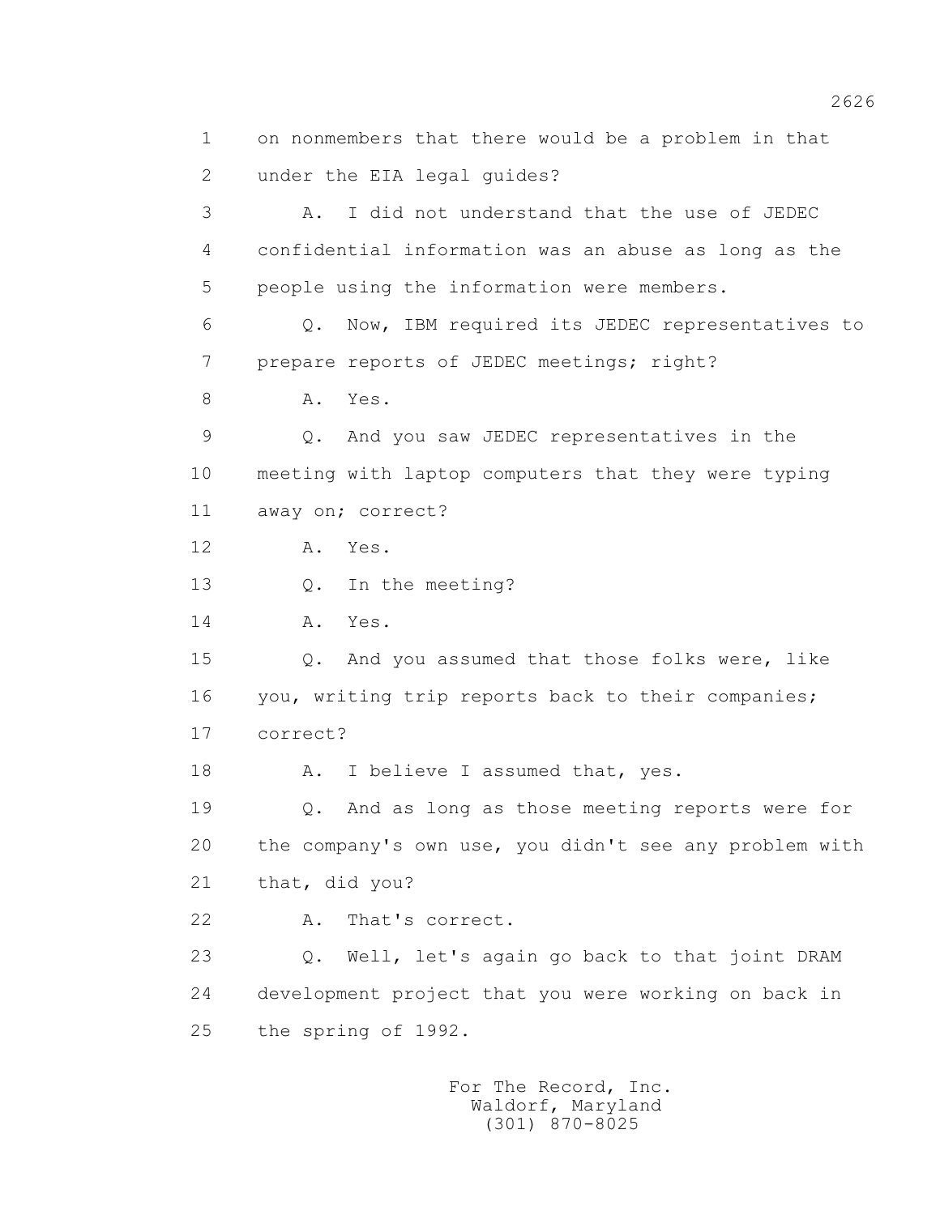1 on nonmembers that there would be a problem in that
2 under the EIA legal guides?
3 A. I did not understand that the use of JEDEC
4 confidential information was an abuse as long as the
5 people using the information were members.
6 Q. Now, IBM required its JEDEC representatives to
7 prepare reports of JEDEC meetings; right?
8 A. Yes.
9 Q. And you saw JEDEC representatives in the
10 meeting with laptop computers that they were typing
11 away on; correct?
12 A. Yes.
13 Q. In the meeting?
14 A. Yes.
15 Q. And you assumed that those folks were, like
16 you, writing trip reports back to their companies;
17 correct?
18 A. I believe I assumed that, yes.
19 Q. And as long as those meeting reports were for
20 the company's own use, you didn't see any problem with
21 that, did you?
22 A. That's correct.
23 Q. Well, let's again go back to that joint DRAM
24 development project that you were working on back in
25 the spring of 1992.

For The Record, Inc.
Waldorf, Maryland
(301) 870-8025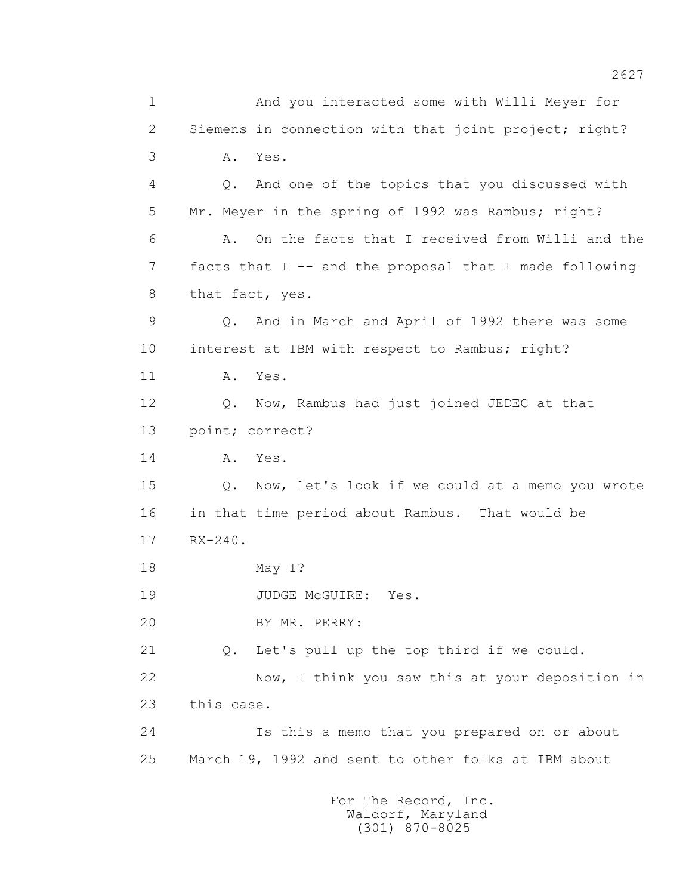1 And you interacted some with Willi Meyer for
2 Siemens in connection with that joint project; right?
3 A. Yes.
4 Q. And one of the topics that you discussed with
5 Mr. Meyer in the spring of 1992 was Rambus; right?
6 A. On the facts that I received from Willi and the
7 facts that I -- and the proposal that I made following
8 that fact, yes.
9 Q. And in March and April of 1992 there was some
10 interest at IBM with respect to Rambus; right?
11 A. Yes.
12 Q. Now, Rambus had just joined JEDEC at that
13 point; correct?
14 A. Yes.
15 Q. Now, let's look if we could at a memo you wrote
16 in that time period about Rambus. That would be
17 RX-240.
18 May I?
19 JUDGE McGUIRE: Yes.
20 BY MR. PERRY:
21 Q. Let's pull up the top third if we could.
22 Now, I think you saw this at your deposition in
23 this case.
24 Is this a memo that you prepared on or about
25 March 19, 1992 and sent to other folks at IBM about

For The Record, Inc.
Waldorf, Maryland
(301) 870-8025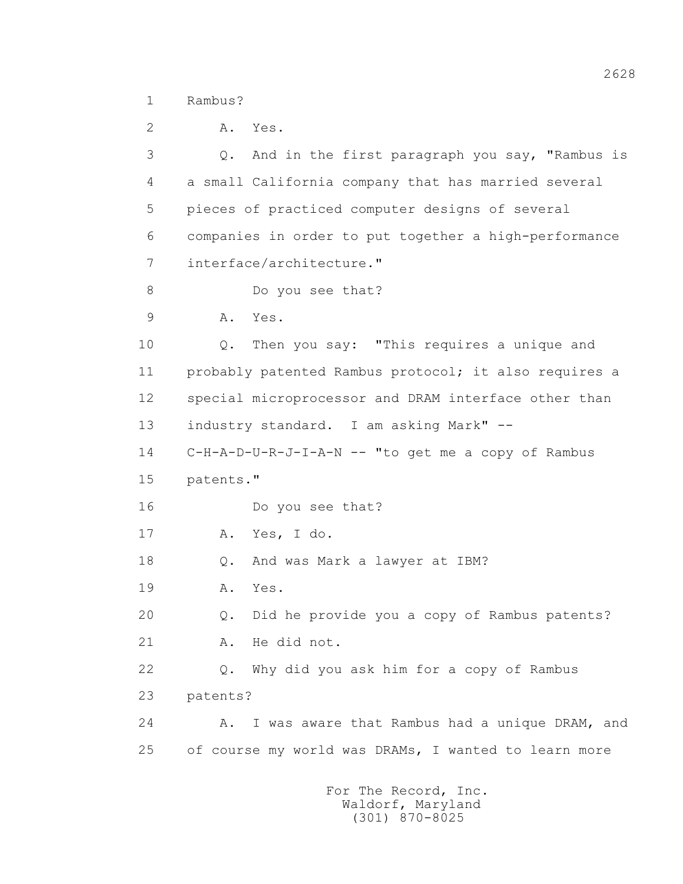1 Rambus?

2 A. Yes.

3 Q. And in the first paragraph you say, "Rambus is

4 a small California company that has married several

5 pieces of practiced computer designs of several

6 companies in order to put together a high-performance

7 interface/architecture."

8 Do you see that?

9 A. Yes.

10 Q. Then you say: "This requires a unique and

11 probably patented Rambus protocol; it also requires a

12 special microprocessor and DRAM interface other than

13 industry standard. I am asking Mark" --

14 C-H-A-D-U-R-J-I-A-N -- "to get me a copy of Rambus

15 patents."

16 Do you see that?

17 A. Yes, I do.

18 Q. And was Mark a lawyer at IBM?

19 A. Yes.

20 Q. Did he provide you a copy of Rambus patents?

21 A. He did not.

22 Q. Why did you ask him for a copy of Rambus

23 patents?

24 A. I was aware that Rambus had a unique DRAM, and

25 of course my world was DRAMs, I wanted to learn more

For The Record, Inc.
Waldorf, Maryland
(301) 870-8025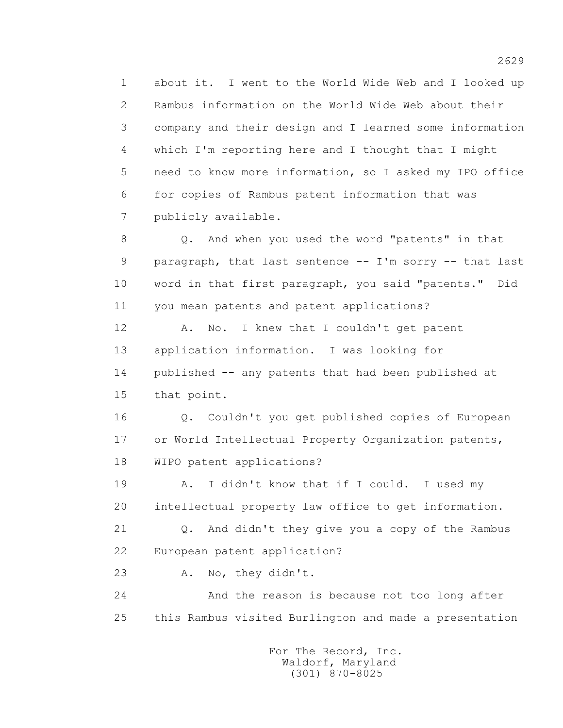1 about it. I went to the World Wide Web and I looked up
2 Rambus information on the World Wide Web about their
3 company and their design and I learned some information
4 which I'm reporting here and I thought that I might
5 need to know more information, so I asked my IPO office
6 for copies of Rambus patent information that was
7 publicly available.

8 Q. And when you used the word "patents" in that
9 paragraph, that last sentence -- I'm sorry -- that last
10 word in that first paragraph, you said "patents." Did
11 you mean patents and patent applications?

12 A. No. I knew that I couldn't get patent
13 application information. I was looking for
14 published -- any patents that had been published at
15 that point.

16 Q. Couldn't you get published copies of European
17 or World Intellectual Property Organization patents,
18 WIPO patent applications?

19 A. I didn't know that if I could. I used my
20 intellectual property law office to get information.

21 Q. And didn't they give you a copy of the Rambus
22 European patent application?

23 A. No, they didn't.

24 And the reason is because not too long after
25 this Rambus visited Burlington and made a presentation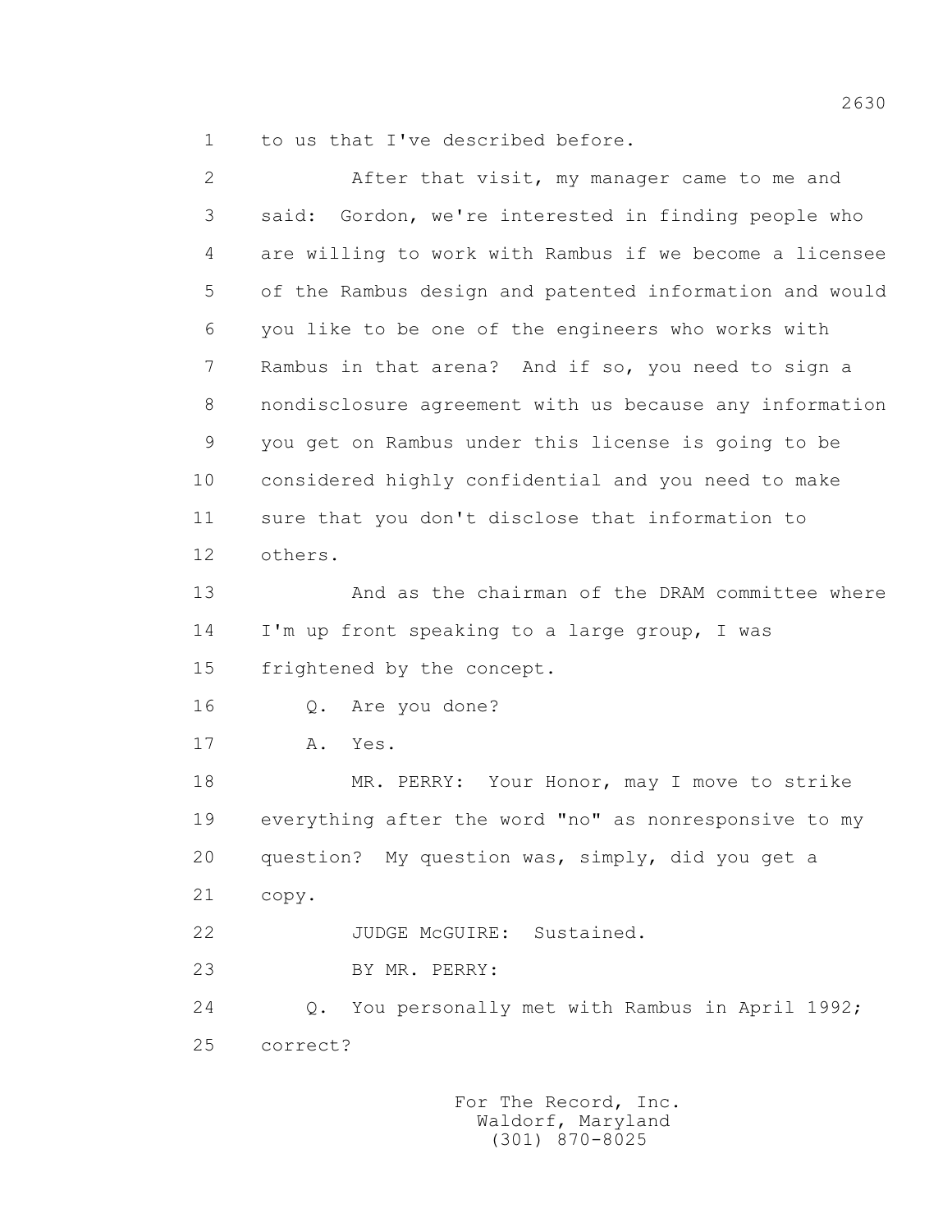1 to us that I've described before.

2 After that visit, my manager came to me and
3 said: Gordon, we're interested in finding people who
4 are willing to work with Rambus if we become a licensee
5 of the Rambus design and patented information and would
6 you like to be one of the engineers who works with
7 Rambus in that arena? And if so, you need to sign a
8 nondisclosure agreement with us because any information
9 you get on Rambus under this license is going to be
10 considered highly confidential and you need to make
11 sure that you don't disclose that information to
12 others.

13 And as the chairman of the DRAM committee where
14 I'm up front speaking to a large group, I was
15 frightened by the concept.

16 Q. Are you done?

17 A. Yes.

18 MR. PERRY: Your Honor, may I move to strike
19 everything after the word "no" as nonresponsive to my
20 question? My question was, simply, did you get a
21 copy.

22 JUDGE McGUIRE: Sustained.

23 BY MR. PERRY:

24 Q. You personally met with Rambus in April 1992;
25 correct?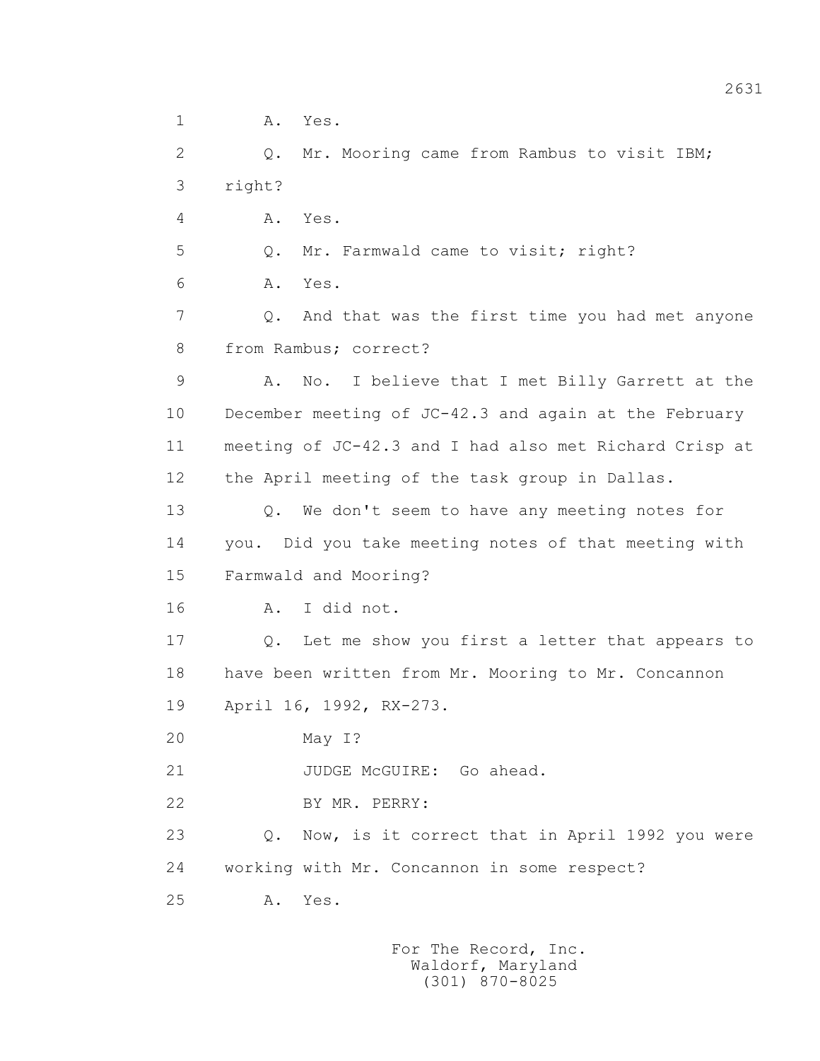1 A. Yes.

2 Q. Mr. Mooring came from Rambus to visit IBM;

3 right?

4 A. Yes.

5 Q. Mr. Farmwald came to visit; right?

6 A. Yes.

7 Q. And that was the first time you had met anyone

8 from Rambus; correct?

9 A. No. I believe that I met Billy Garrett at the

10 December meeting of JC-42.3 and again at the February

11 meeting of JC-42.3 and I had also met Richard Crisp at

12 the April meeting of the task group in Dallas.

13 Q. We don't seem to have any meeting notes for

14 you. Did you take meeting notes of that meeting with

15 Farmwald and Mooring?

16 A. I did not.

17 Q. Let me show you first a letter that appears to

18 have been written from Mr. Mooring to Mr. Concannon

19 April 16, 1992, RX-273.

20 May I?

21 JUDGE McGUIRE: Go ahead.

22 BY MR. PERRY:

23 Q. Now, is it correct that in April 1992 you were

24 working with Mr. Concannon in some respect?

25 A. Yes.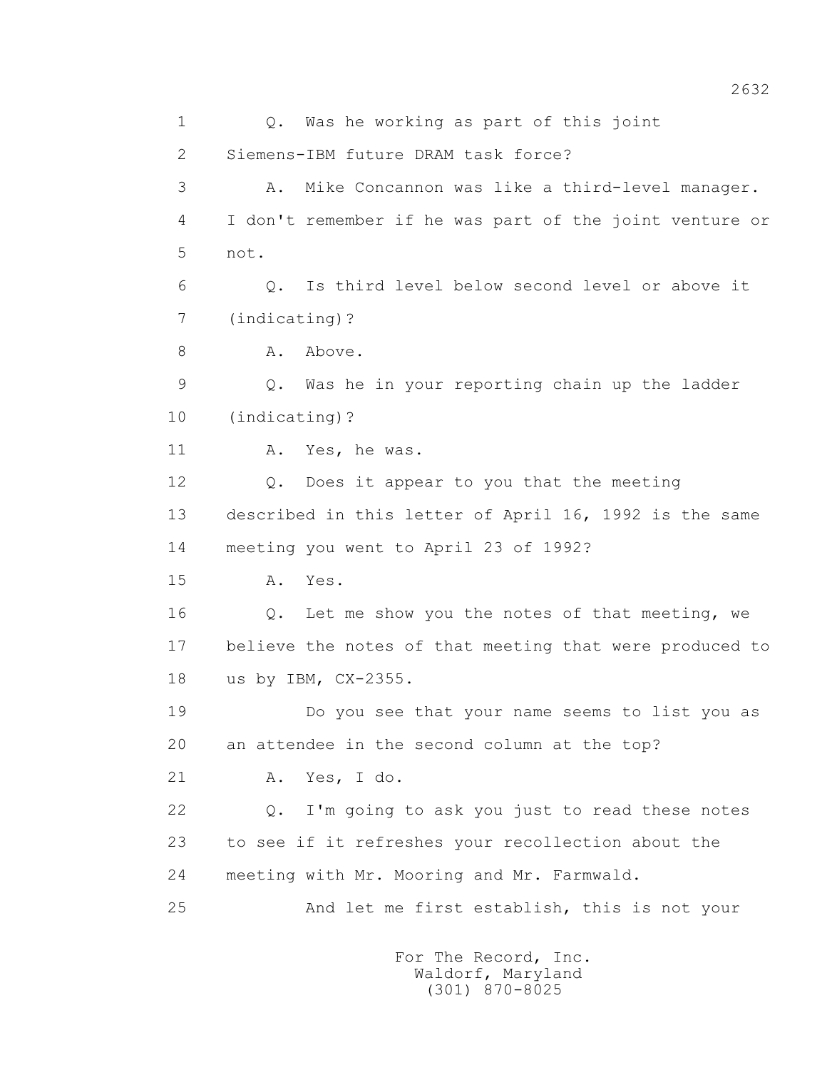1 Q. Was he working as part of this joint
2 Siemens-IBM future DRAM task force?
3 A. Mike Concannon was like a third-level manager.
4 I don't remember if he was part of the joint venture or
5 not.
6 Q. Is third level below second level or above it
7 (indicating)?
8 A. Above.
9 Q. Was he in your reporting chain up the ladder
10 (indicating)?
11 A. Yes, he was.
12 Q. Does it appear to you that the meeting
13 described in this letter of April 16, 1992 is the same
14 meeting you went to April 23 of 1992?
15 A. Yes.
16 Q. Let me show you the notes of that meeting, we
17 believe the notes of that meeting that were produced to
18 us by IBM, CX-2355.
19 Do you see that your name seems to list you as
20 an attendee in the second column at the top?
21 A. Yes, I do.
22 Q. I'm going to ask you just to read these notes
23 to see if it refreshes your recollection about the
24 meeting with Mr. Mooring and Mr. Farmwald.
25 And let me first establish, this is not your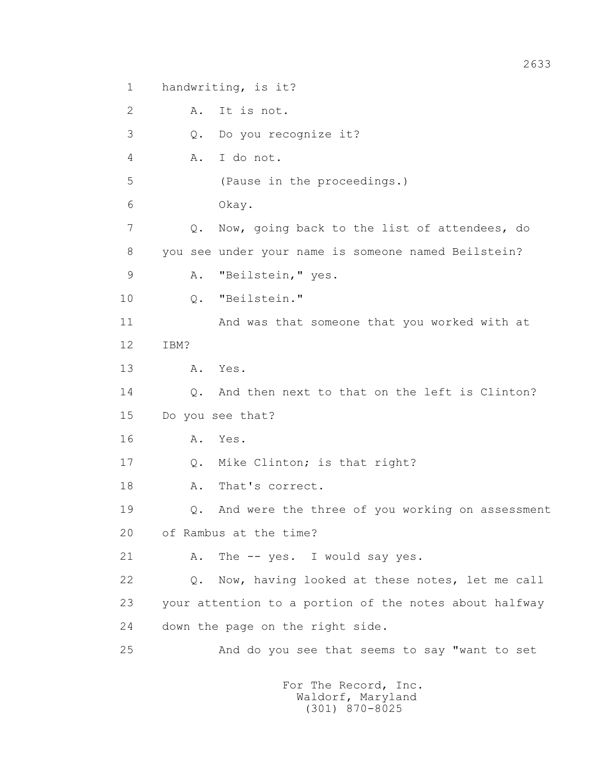1 handwriting, is it?

2 A. It is not.

3 Q. Do you recognize it?

4 A. I do not.

5 (Pause in the proceedings.)

6 Okay.

7 Q. Now, going back to the list of attendees, do

8 you see under your name is someone named Beilstein?

9 A. "Beilstein," yes.

10 Q. "Beilstein."

11 And was that someone that you worked with at

12 IBM?

13 A. Yes.

14 Q. And then next to that on the left is Clinton?

15 Do you see that?

16 A. Yes.

17 Q. Mike Clinton; is that right?

18 A. That's correct.

19 Q. And were the three of you working on assessment

20 of Rambus at the time?

21 A. The -- yes. I would say yes.

22 Q. Now, having looked at these notes, let me call

23 your attention to a portion of the notes about halfway

24 down the page on the right side.

25 And do you see that seems to say "want to set

For The Record, Inc.
Waldorf, Maryland
(301) 870-8025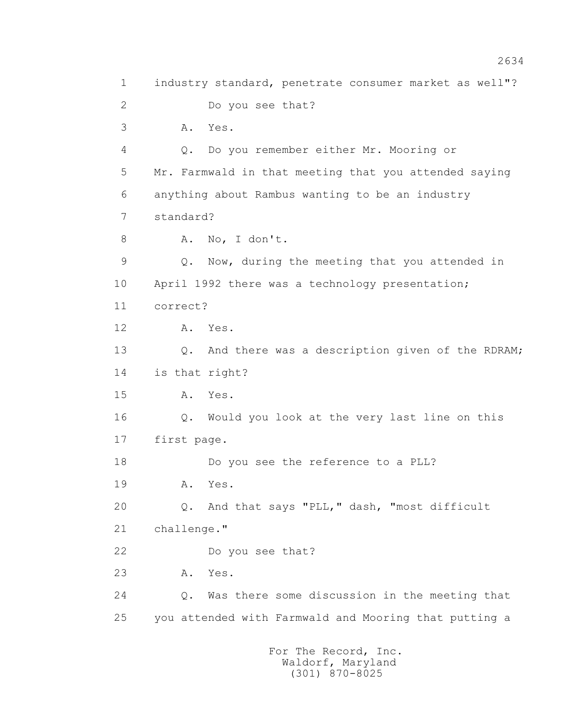1 industry standard, penetrate consumer market as well"?

2 Do you see that?

3 A. Yes.

4 Q. Do you remember either Mr. Mooring or

5 Mr. Farmwald in that meeting that you attended saying

6 anything about Rambus wanting to be an industry

7 standard?

8 A. No, I don't.

9 Q. Now, during the meeting that you attended in

10 April 1992 there was a technology presentation;

11 correct?

12 A. Yes.

13 Q. And there was a description given of the RDRAM;

14 is that right?

15 A. Yes.

16 Q. Would you look at the very last line on this

17 first page.

18 Do you see the reference to a PLL?

19 A. Yes.

20 Q. And that says "PLL," dash, "most difficult

21 challenge."

22 Do you see that?

23 A. Yes.

24 Q. Was there some discussion in the meeting that

25 you attended with Farmwald and Mooring that putting a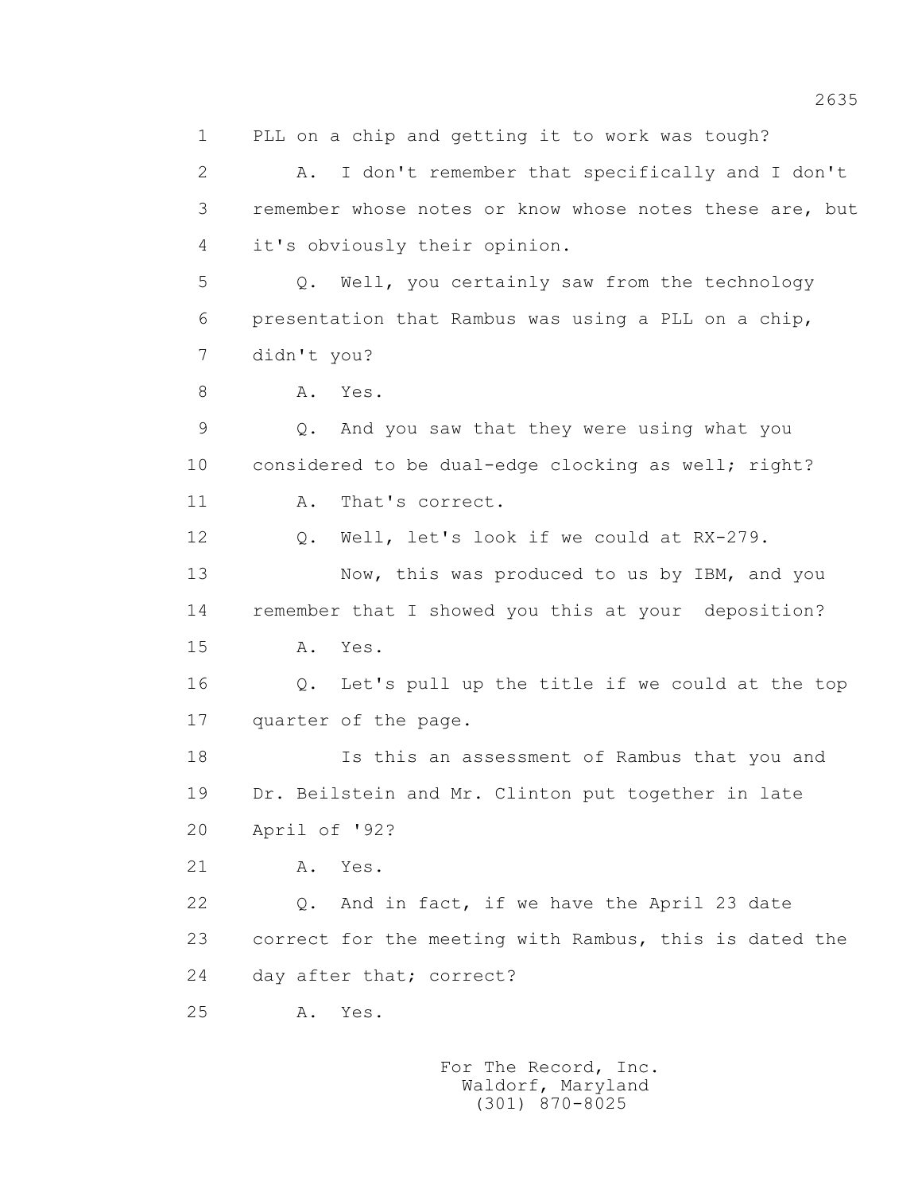1 PLL on a chip and getting it to work was tough?

2 A. I don't remember that specifically and I don't

3 remember whose notes or know whose notes these are, but

4 it's obviously their opinion.

5 Q. Well, you certainly saw from the technology

6 presentation that Rambus was using a PLL on a chip,

7 didn't you?

8 A. Yes.

9 Q. And you saw that they were using what you

10 considered to be dual-edge clocking as well; right?

11 A. That's correct.

12 Q. Well, let's look if we could at RX-279.

13 Now, this was produced to us by IBM, and you

14 remember that I showed you this at your deposition?

15 A. Yes.

16 Q. Let's pull up the title if we could at the top

17 quarter of the page.

18 Is this an assessment of Rambus that you and

19 Dr. Beilstein and Mr. Clinton put together in late

20 April of '92?

21 A. Yes.

22 Q. And in fact, if we have the April 23 date

23 correct for the meeting with Rambus, this is dated the

24 day after that; correct?

25 A. Yes.

For The Record, Inc.
Waldorf, Maryland
(301) 870-8025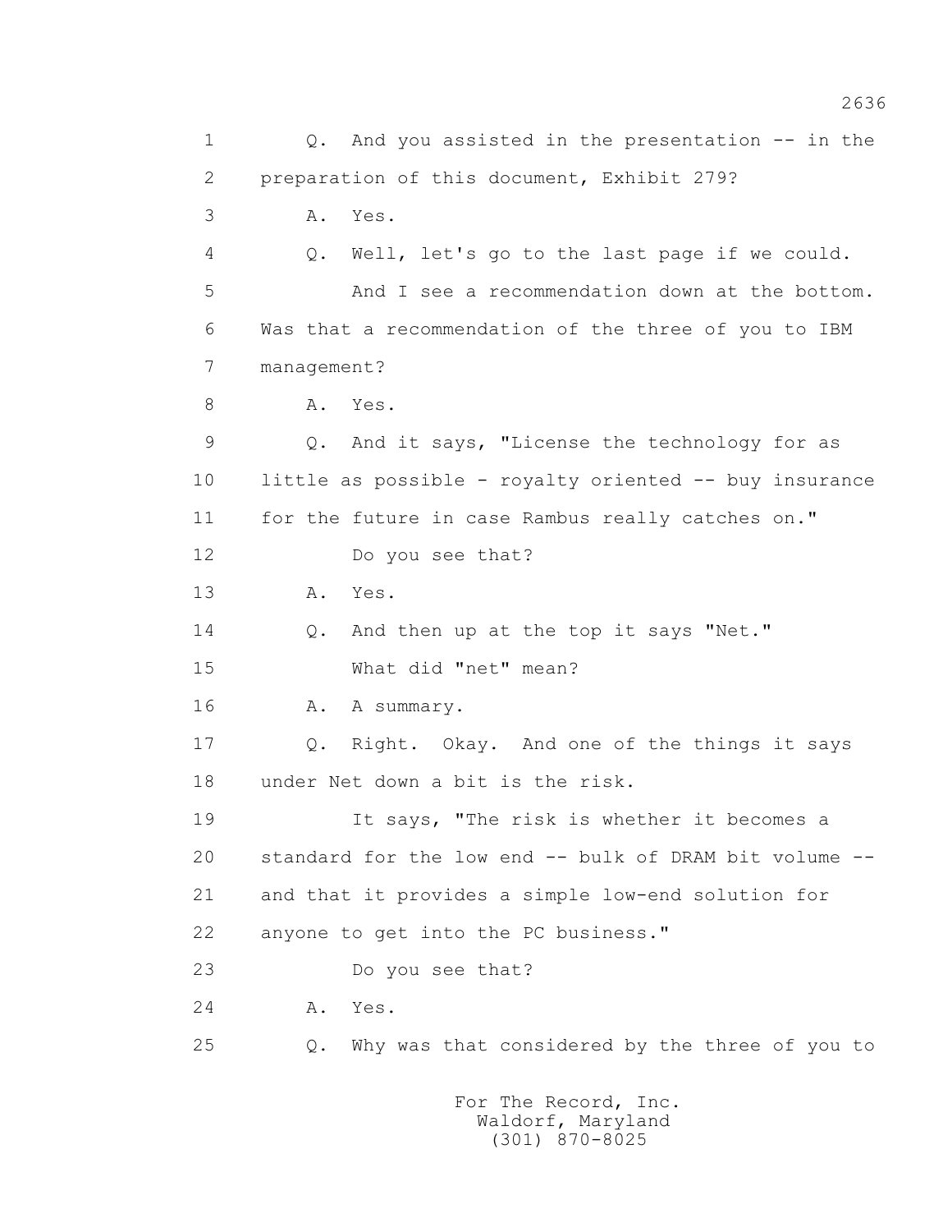1 Q. And you assisted in the presentation -- in the

2 preparation of this document, Exhibit 279?

3 A. Yes.

4 Q. Well, let's go to the last page if we could.

5 And I see a recommendation down at the bottom.

6 Was that a recommendation of the three of you to IBM

7 management?

8 A. Yes.

9 Q. And it says, "License the technology for as

10 little as possible - royalty oriented -- buy insurance

11 for the future in case Rambus really catches on."

12 Do you see that?

13 A. Yes.

14 Q. And then up at the top it says "Net."

15 What did "net" mean?

16 A. A summary.

17 Q. Right. Okay. And one of the things it says

18 under Net down a bit is the risk.

19 It says, "The risk is whether it becomes a

20 standard for the low end -- bulk of DRAM bit volume --

21 and that it provides a simple low-end solution for

22 anyone to get into the PC business."

23 Do you see that?

24 A. Yes.

25 Q. Why was that considered by the three of you to

For The Record, Inc.
Waldorf, Maryland
(301) 870-8025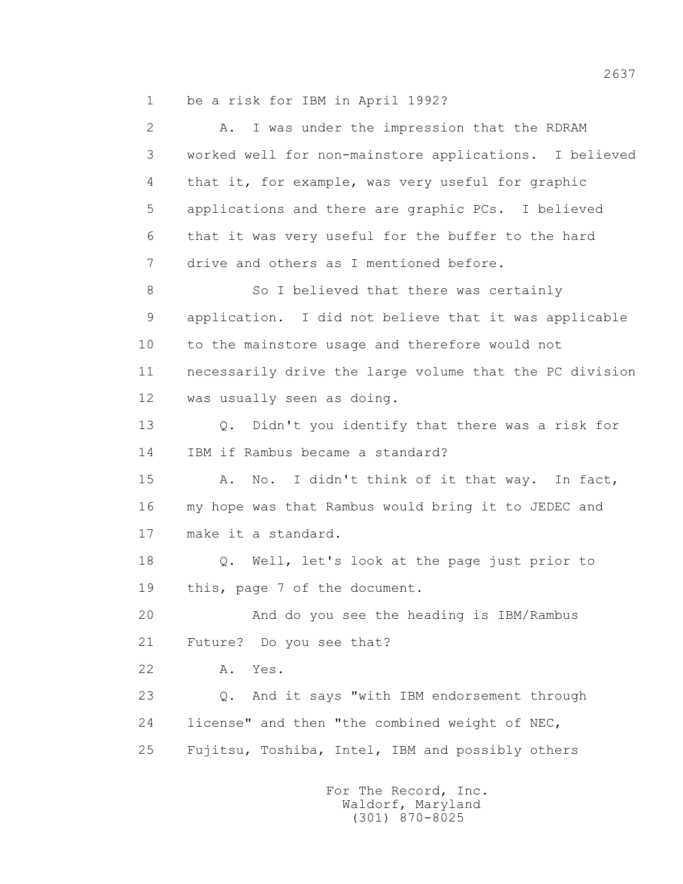1 be a risk for IBM in April 1992?

2 A. I was under the impression that the RDRAM

3 worked well for non-mainstore applications. I believed

4 that it, for example, was very useful for graphic

5 applications and there are graphic PCs. I believed

6 that it was very useful for the buffer to the hard

7 drive and others as I mentioned before.

8 So I believed that there was certainly

9 application. I did not believe that it was applicable

10 to the mainstore usage and therefore would not

11 necessarily drive the large volume that the PC division

12 was usually seen as doing.

13 Q. Didn't you identify that there was a risk for

14 IBM if Rambus became a standard?

15 A. No. I didn't think of it that way. In fact,

16 my hope was that Rambus would bring it to JEDEC and

17 make it a standard.

18 Q. Well, let's look at the page just prior to

19 this, page 7 of the document.

20 And do you see the heading is IBM/Rambus

21 Future? Do you see that?

22 A. Yes.

23 Q. And it says "with IBM endorsement through

24 license" and then "the combined weight of NEC,

25 Fujitsu, Toshiba, Intel, IBM and possibly others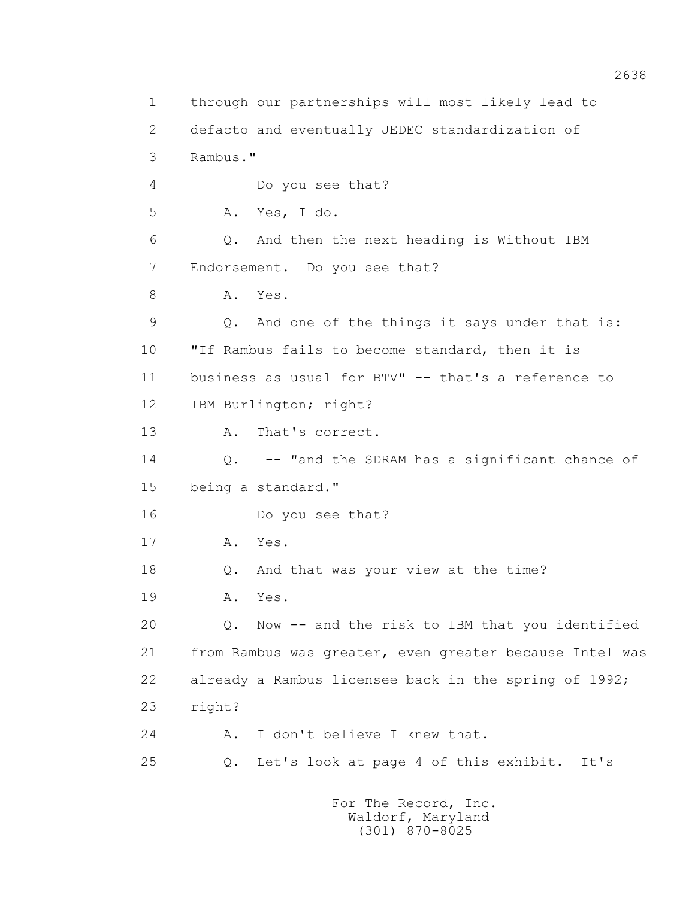1 through our partnerships will most likely lead to
2 defacto and eventually JEDEC standardization of
3 Rambus."

4 Do you see that?

5 A. Yes, I do.

6 Q. And then the next heading is Without IBM
7 Endorsement. Do you see that?

8 A. Yes.

9 Q. And one of the things it says under that is:
10 "If Rambus fails to become standard, then it is
11 business as usual for BTV" -- that's a reference to
12 IBM Burlington; right?

13 A. That's correct.

14 Q. -- "and the SDRAM has a significant chance of
15 being a standard."

16 Do you see that?

17 A. Yes.

18 Q. And that was your view at the time?

19 A. Yes.

20 Q. Now -- and the risk to IBM that you identified
21 from Rambus was greater, even greater because Intel was
22 already a Rambus licensee back in the spring of 1992;
23 right?

24 A. I don't believe I knew that.

25 Q. Let's look at page 4 of this exhibit. It's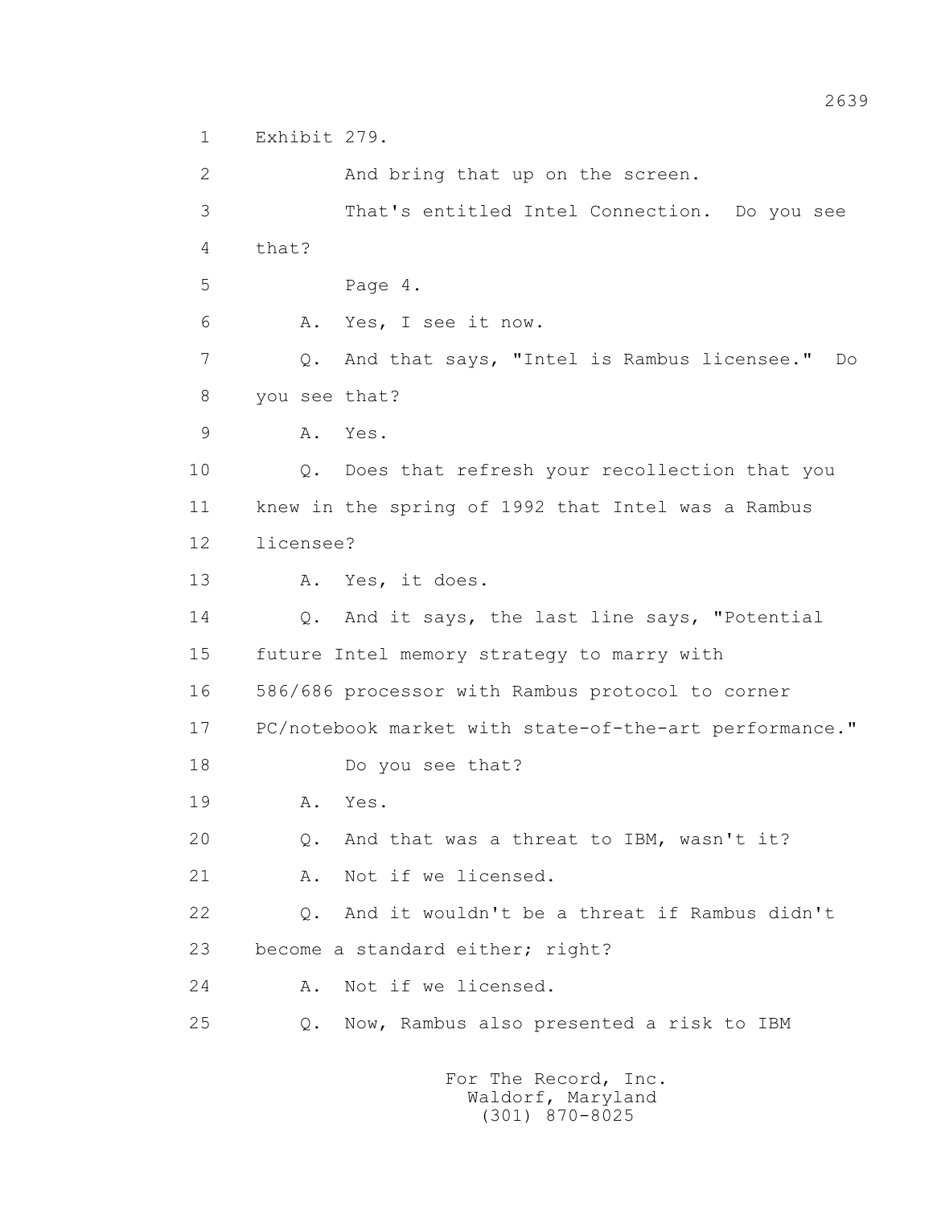1 Exhibit 279.

2 And bring that up on the screen.

3 That's entitled Intel Connection. Do you see

4 that?

5 Page 4.

6 A. Yes, I see it now.

7 Q. And that says, "Intel is Rambus licensee." Do

8 you see that?

9 A. Yes.

10 Q. Does that refresh your recollection that you

11 knew in the spring of 1992 that Intel was a Rambus

12 licensee?

13 A. Yes, it does.

14 Q. And it says, the last line says, "Potential

15 future Intel memory strategy to marry with

16 586/686 processor with Rambus protocol to corner

17 PC/notebook market with state-of-the-art performance."

18 Do you see that?

19 A. Yes.

20 Q. And that was a threat to IBM, wasn't it?

21 A. Not if we licensed.

22 Q. And it wouldn't be a threat if Rambus didn't

23 become a standard either; right?

24 A. Not if we licensed.

25 Q. Now, Rambus also presented a risk to IBM

For The Record, Inc.
Waldorf, Maryland
(301) 870-8025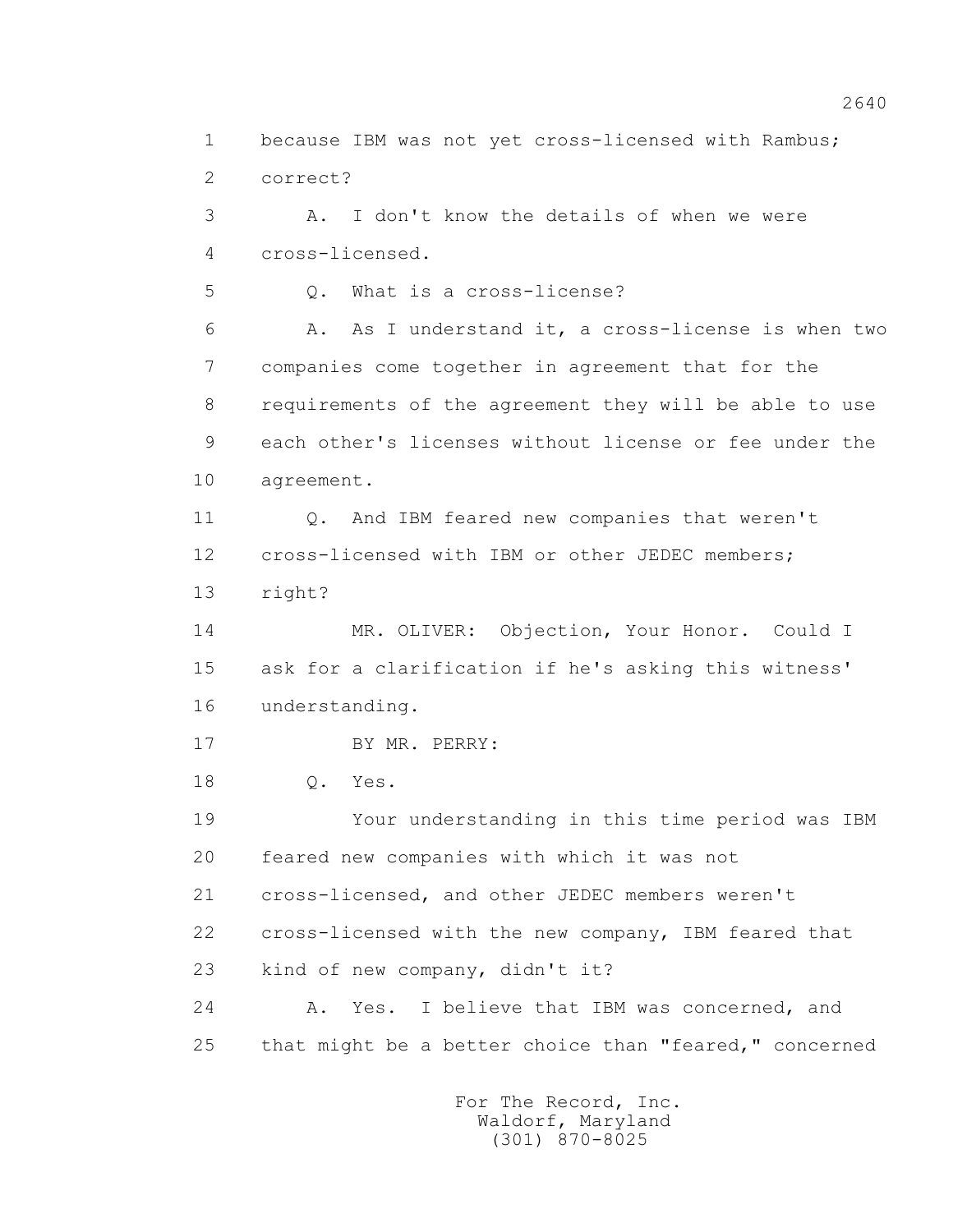1 because IBM was not yet cross-licensed with Rambus;
2 correct?
3 A. I don't know the details of when we were
4 cross-licensed.
5 Q. What is a cross-license?
6 A. As I understand it, a cross-license is when two
7 companies come together in agreement that for the
8 requirements of the agreement they will be able to use
9 each other's licenses without license or fee under the
10 agreement.
11 Q. And IBM feared new companies that weren't
12 cross-licensed with IBM or other JEDEC members;
13 right?
14 MR. OLIVER: Objection, Your Honor. Could I
15 ask for a clarification if he's asking this witness'
16 understanding.
17 BY MR. PERRY:
18 Q. Yes.
19 Your understanding in this time period was IBM
20 feared new companies with which it was not
21 cross-licensed, and other JEDEC members weren't
22 cross-licensed with the new company, IBM feared that
23 kind of new company, didn't it?
24 A. Yes. I believe that IBM was concerned, and
25 that might be a better choice than "feared," concerned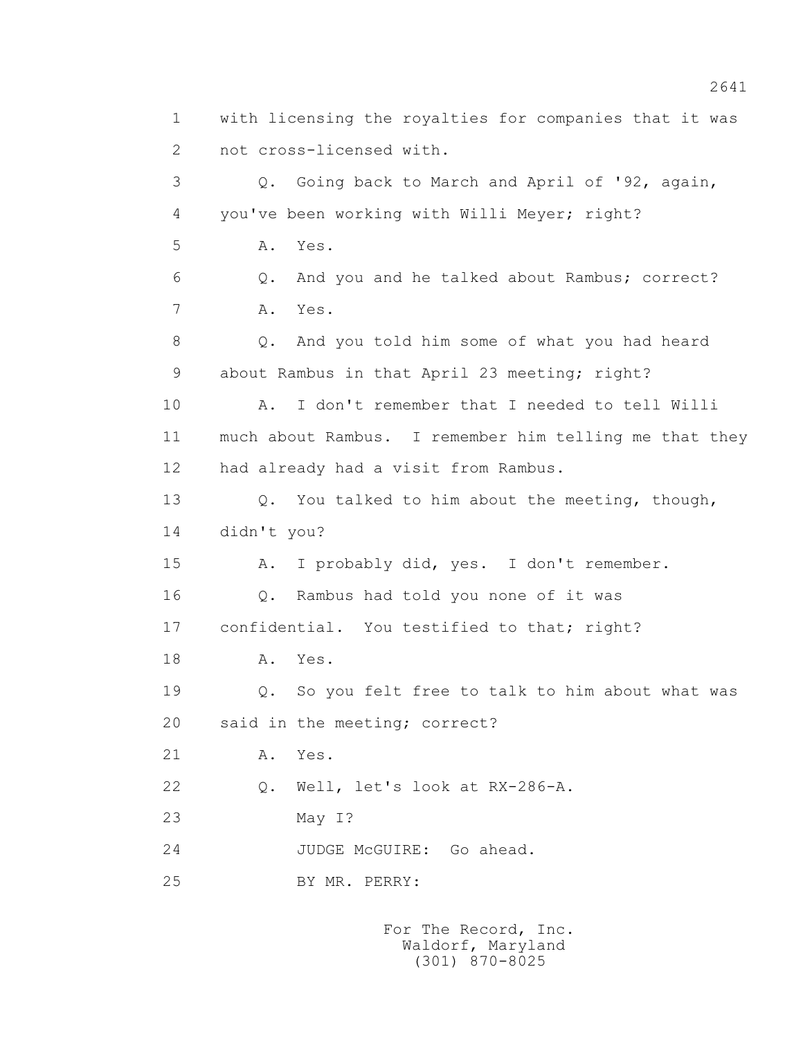1 with licensing the royalties for companies that it was
2 not cross-licensed with.

3 Q. Going back to March and April of '92, again,
4 you've been working with Willi Meyer; right?

5 A. Yes.

6 Q. And you and he talked about Rambus; correct?

7 A. Yes.

8 Q. And you told him some of what you had heard
9 about Rambus in that April 23 meeting; right?

10 A. I don't remember that I needed to tell Willi
11 much about Rambus. I remember him telling me that they
12 had already had a visit from Rambus.

13 Q. You talked to him about the meeting, though,
14 didn't you?

15 A. I probably did, yes. I don't remember.

16 Q. Rambus had told you none of it was
17 confidential. You testified to that; right?

18 A. Yes.

19 Q. So you felt free to talk to him about what was
20 said in the meeting; correct?

21 A. Yes.

22 Q. Well, let's look at RX-286-A.

23 May I?

24 JUDGE McGUIRE: Go ahead.

25 BY MR. PERRY: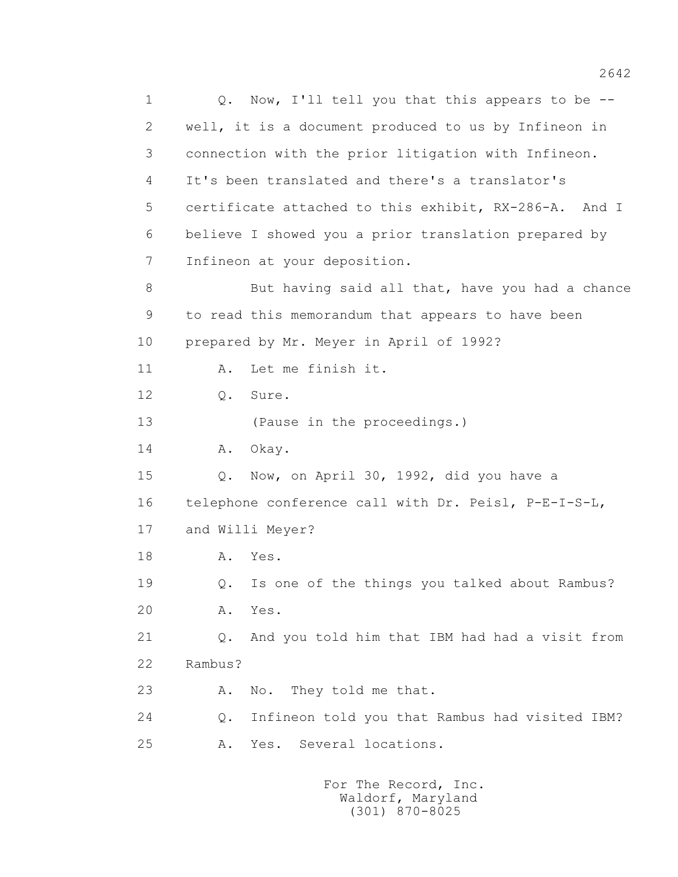1 Q. Now, I'll tell you that this appears to be --
2 well, it is a document produced to us by Infineon in
3 connection with the prior litigation with Infineon.
4 It's been translated and there's a translator's
5 certificate attached to this exhibit, RX-286-A. And I
6 believe I showed you a prior translation prepared by
7 Infineon at your deposition.
8 But having said all that, have you had a chance
9 to read this memorandum that appears to have been
10 prepared by Mr. Meyer in April of 1992?
11 A. Let me finish it.
12 Q. Sure.
13 (Pause in the proceedings.)
14 A. Okay.
15 Q. Now, on April 30, 1992, did you have a
16 telephone conference call with Dr. Peisl, P-E-I-S-L,
17 and Willi Meyer?
18 A. Yes.
19 Q. Is one of the things you talked about Rambus?
20 A. Yes.
21 Q. And you told him that IBM had had a visit from
22 Rambus?
23 A. No. They told me that.
24 Q. Infineon told you that Rambus had visited IBM?
25 A. Yes. Several locations.

For The Record, Inc.
Waldorf, Maryland
(301) 870-8025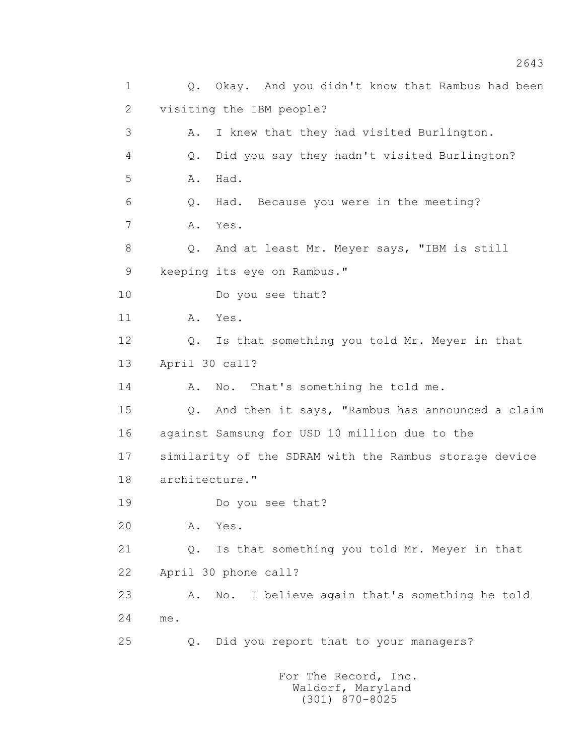1 Q. Okay. And you didn't know that Rambus had been
2 visiting the IBM people?
3 A. I knew that they had visited Burlington.
4 Q. Did you say they hadn't visited Burlington?
5 A. Had.
6 Q. Had. Because you were in the meeting?
7 A. Yes.
8 Q. And at least Mr. Meyer says, "IBM is still
9 keeping its eye on Rambus."
10 Do you see that?
11 A. Yes.
12 Q. Is that something you told Mr. Meyer in that
13 April 30 call?
14 A. No. That's something he told me.
15 Q. And then it says, "Rambus has announced a claim
16 against Samsung for USD 10 million due to the
17 similarity of the SDRAM with the Rambus storage device
18 architecture."
19 Do you see that?
20 A. Yes.
21 Q. Is that something you told Mr. Meyer in that
22 April 30 phone call?
23 A. No. I believe again that's something he told
24 me.
25 Q. Did you report that to your managers?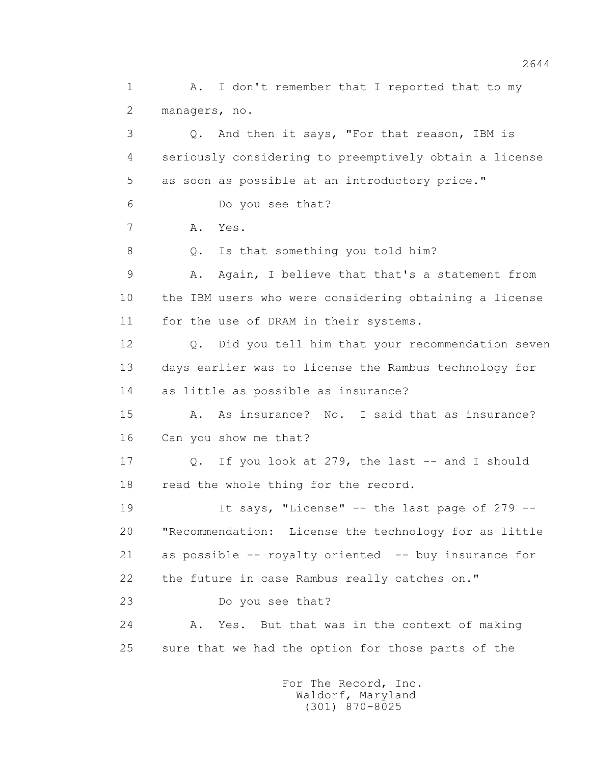1 A. I don't remember that I reported that to my
2 managers, no.

3 Q. And then it says, "For that reason, IBM is
4 seriously considering to preemptively obtain a license
5 as soon as possible at an introductory price."

6 Do you see that?

7 A. Yes.

8 Q. Is that something you told him?

9 A. Again, I believe that that's a statement from
10 the IBM users who were considering obtaining a license
11 for the use of DRAM in their systems.

12 Q. Did you tell him that your recommendation seven
13 days earlier was to license the Rambus technology for
14 as little as possible as insurance?

15 A. As insurance? No. I said that as insurance?
16 Can you show me that?

17 Q. If you look at 279, the last -- and I should
18 read the whole thing for the record.

19 It says, "License" -- the last page of 279 --
20 "Recommendation: License the technology for as little
21 as possible -- royalty oriented -- buy insurance for
22 the future in case Rambus really catches on."

23 Do you see that?

24 A. Yes. But that was in the context of making
25 sure that we had the option for those parts of the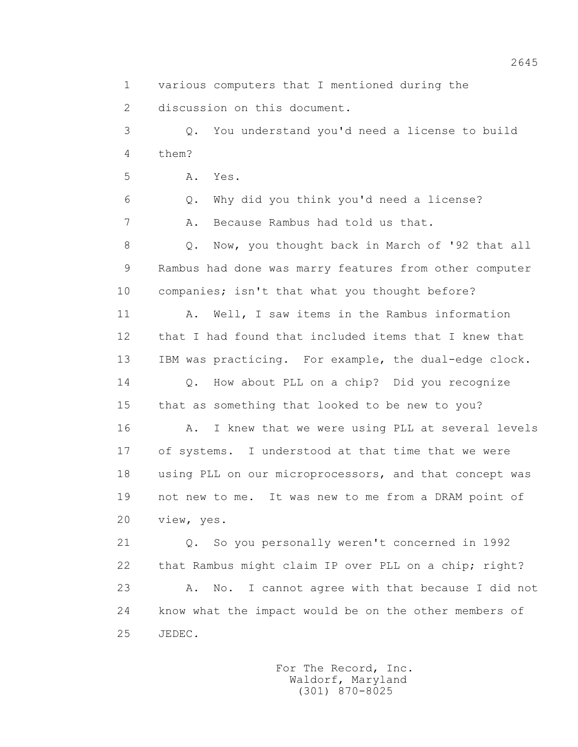1 various computers that I mentioned during the

2 discussion on this document.

3 Q. You understand you'd need a license to build

4 them?

5 A. Yes.

6 Q. Why did you think you'd need a license?

7 A. Because Rambus had told us that.

8 Q. Now, you thought back in March of '92 that all

9 Rambus had done was marry features from other computer

10 companies; isn't that what you thought before?

11 A. Well, I saw items in the Rambus information

12 that I had found that included items that I knew that

13 IBM was practicing. For example, the dual-edge clock.

14 Q. How about PLL on a chip? Did you recognize

15 that as something that looked to be new to you?

16 A. I knew that we were using PLL at several levels

17 of systems. I understood at that time that we were

18 using PLL on our microprocessors, and that concept was

19 not new to me. It was new to me from a DRAM point of

20 view, yes.

21 Q. So you personally weren't concerned in 1992

22 that Rambus might claim IP over PLL on a chip; right?

23 A. No. I cannot agree with that because I did not

24 know what the impact would be on the other members of

25 JEDEC.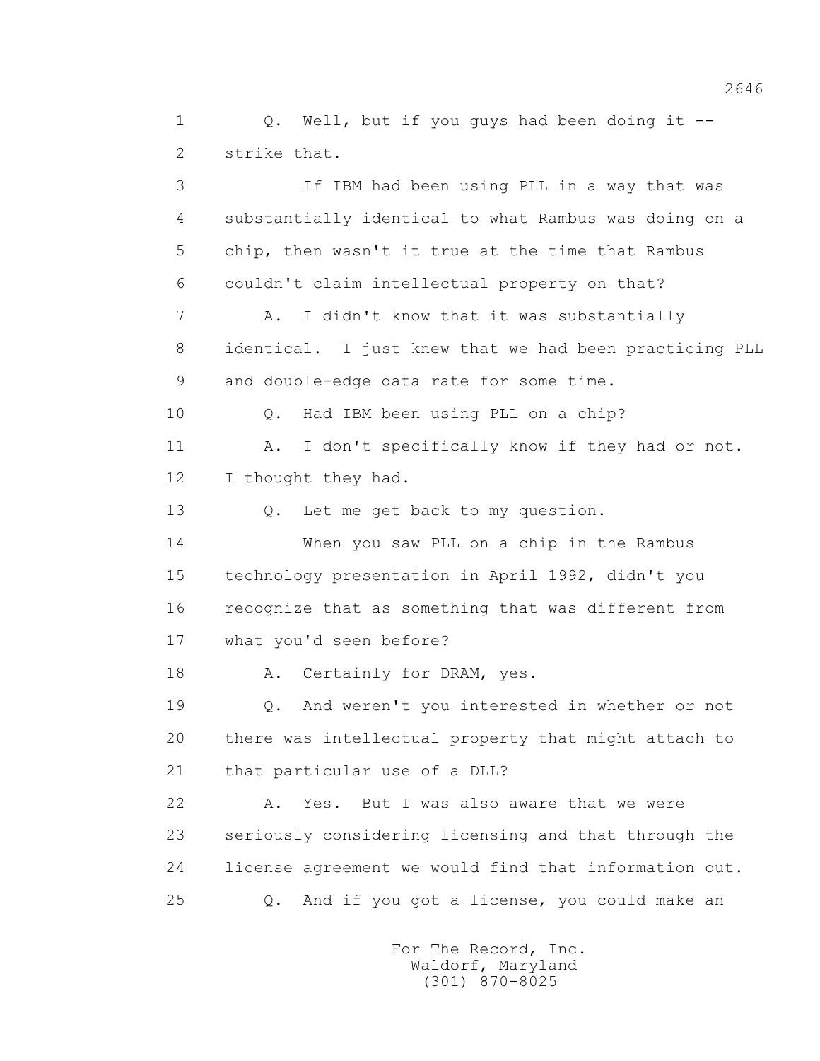1 Q. Well, but if you guys had been doing it --
2 strike that.

3 If IBM had been using PLL in a way that was
4 substantially identical to what Rambus was doing on a
5 chip, then wasn't it true at the time that Rambus
6 couldn't claim intellectual property on that?

7 A. I didn't know that it was substantially
8 identical. I just knew that we had been practicing PLL
9 and double-edge data rate for some time.

10 Q. Had IBM been using PLL on a chip?

11 A. I don't specifically know if they had or not.
12 I thought they had.

13 Q. Let me get back to my question.

14 When you saw PLL on a chip in the Rambus
15 technology presentation in April 1992, didn't you
16 recognize that as something that was different from
17 what you'd seen before?

18 A. Certainly for DRAM, yes.

19 Q. And weren't you interested in whether or not
20 there was intellectual property that might attach to
21 that particular use of a DLL?

22 A. Yes. But I was also aware that we were
23 seriously considering licensing and that through the
24 license agreement we would find that information out.

25 Q. And if you got a license, you could make an

For The Record, Inc.
Waldorf, Maryland
(301) 870-8025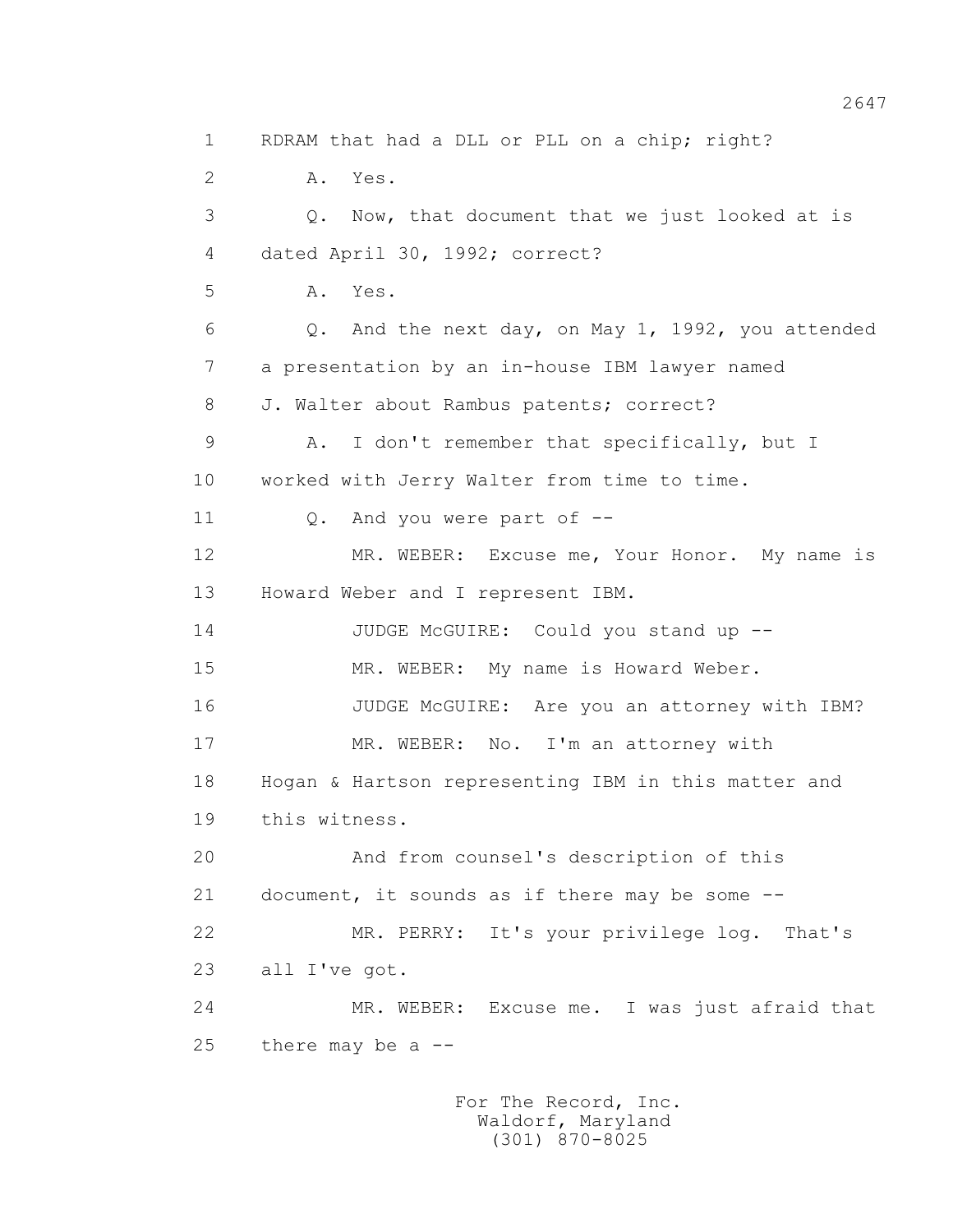1 RDRAM that had a DLL or PLL on a chip; right?

2 A. Yes.

3 Q. Now, that document that we just looked at is

4 dated April 30, 1992; correct?

5 A. Yes.

6 Q. And the next day, on May 1, 1992, you attended

7 a presentation by an in-house IBM lawyer named

8 J. Walter about Rambus patents; correct?

9 A. I don't remember that specifically, but I

10 worked with Jerry Walter from time to time.

11 Q. And you were part of --

12 MR. WEBER: Excuse me, Your Honor. My name is

13 Howard Weber and I represent IBM.

14 JUDGE McGUIRE: Could you stand up --

15 MR. WEBER: My name is Howard Weber.

16 JUDGE McGUIRE: Are you an attorney with IBM?

17 MR. WEBER: No. I'm an attorney with

18 Hogan & Hartson representing IBM in this matter and

19 this witness.

20 And from counsel's description of this

21 document, it sounds as if there may be some --

22 MR. PERRY: It's your privilege log. That's

23 all I've got.

24 MR. WEBER: Excuse me. I was just afraid that

25 there may be a --

For The Record, Inc.
Waldorf, Maryland
(301) 870-8025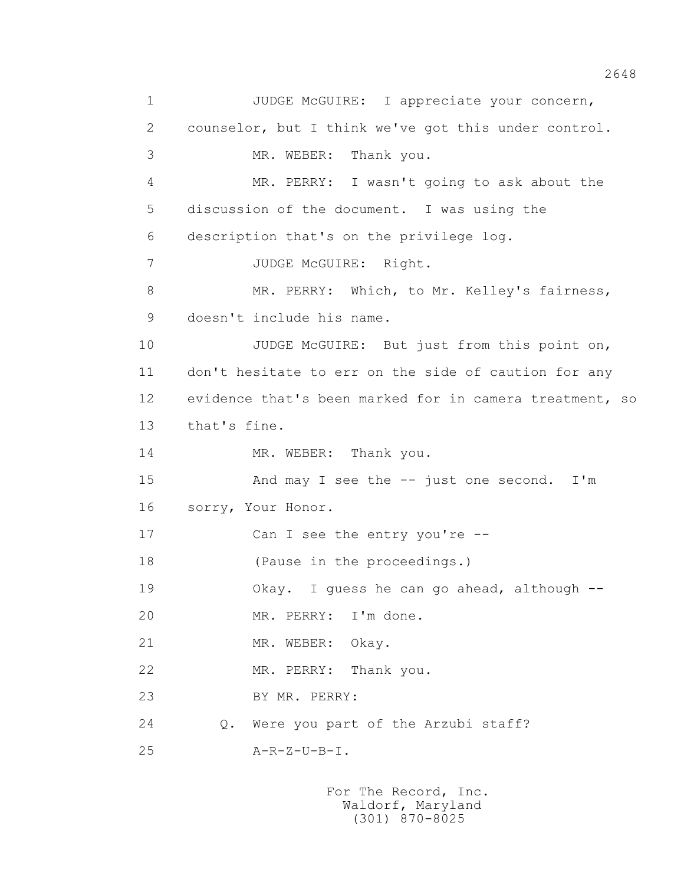1 JUDGE McGUIRE: I appreciate your concern,
2 counselor, but I think we've got this under control.
3 MR. WEBER: Thank you.
4 MR. PERRY: I wasn't going to ask about the
5 discussion of the document. I was using the
6 description that's on the privilege log.
7 JUDGE McGUIRE: Right.
8 MR. PERRY: Which, to Mr. Kelley's fairness,
9 doesn't include his name.
10 JUDGE McGUIRE: But just from this point on,
11 don't hesitate to err on the side of caution for any
12 evidence that's been marked for in camera treatment, so
13 that's fine.
14 MR. WEBER: Thank you.
15 And may I see the -- just one second. I'm
16 sorry, Your Honor.
17 Can I see the entry you're --
18 (Pause in the proceedings.)
19 Okay. I guess he can go ahead, although --
20 MR. PERRY: I'm done.
21 MR. WEBER: Okay.
22 MR. PERRY: Thank you.
23 BY MR. PERRY:
24 Q. Were you part of the Arzubi staff?
25 A-R-Z-U-B-I.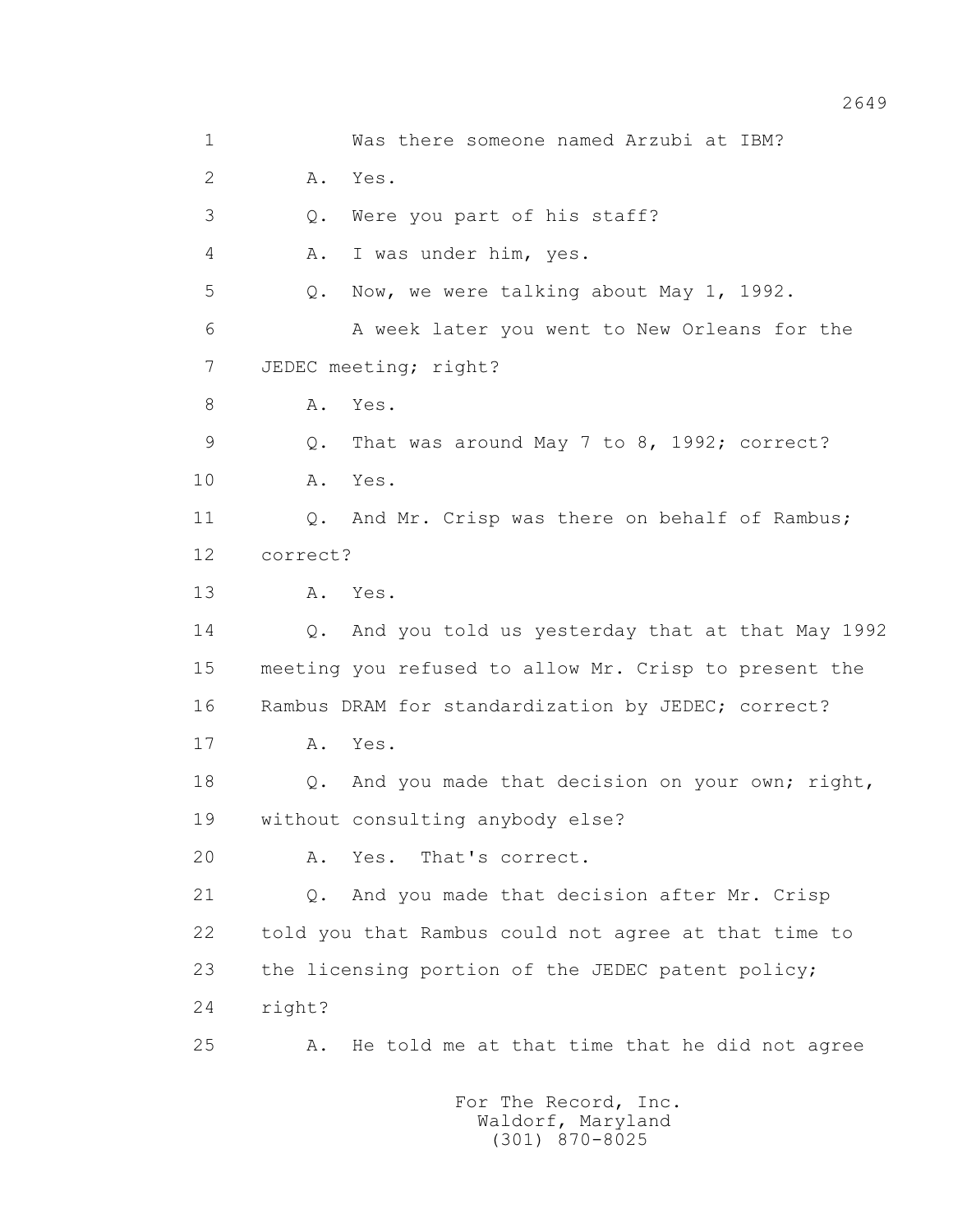1 Was there someone named Arzubi at IBM?

2 A. Yes.

3 Q. Were you part of his staff?

4 A. I was under him, yes.

5 Q. Now, we were talking about May 1, 1992.

6 A week later you went to New Orleans for the

7 JEDEC meeting; right?

8 A. Yes.

9 Q. That was around May 7 to 8, 1992; correct?

10 A. Yes.

11 Q. And Mr. Crisp was there on behalf of Rambus;

12 correct?

13 A. Yes.

14 Q. And you told us yesterday that at that May 1992

15 meeting you refused to allow Mr. Crisp to present the

16 Rambus DRAM for standardization by JEDEC; correct?

17 A. Yes.

18 Q. And you made that decision on your own; right,

19 without consulting anybody else?

20 A. Yes. That's correct.

21 Q. And you made that decision after Mr. Crisp

22 told you that Rambus could not agree at that time to

23 the licensing portion of the JEDEC patent policy;

24 right?

25 A. He told me at that time that he did not agree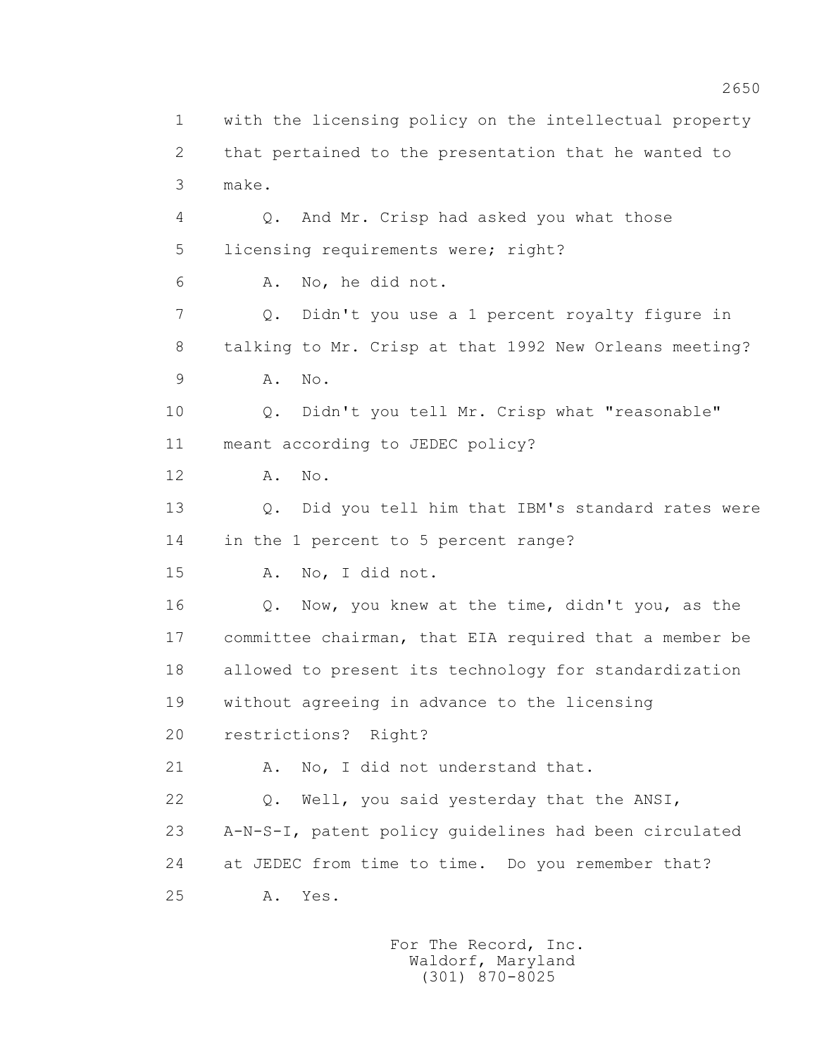with the licensing policy on the intellectual property that pertained to the presentation that he wanted to make.

Q. And Mr. Crisp had asked you what those licensing requirements were; right?

A. No, he did not.

Q. Didn't you use a 1 percent royalty figure in talking to Mr. Crisp at that 1992 New Orleans meeting?

A. No.

Q. Didn't you tell Mr. Crisp what "reasonable" meant according to JEDEC policy?

A. No.

Q. Did you tell him that IBM's standard rates were in the 1 percent to 5 percent range?

A. No, I did not.

Q. Now, you knew at the time, didn't you, as the committee chairman, that EIA required that a member be allowed to present its technology for standardization without agreeing in advance to the licensing restrictions? Right?

A. No, I did not understand that.

Q. Well, you said yesterday that the ANSI, A-N-S-I, patent policy guidelines had been circulated at JEDEC from time to time. Do you remember that?

A. Yes.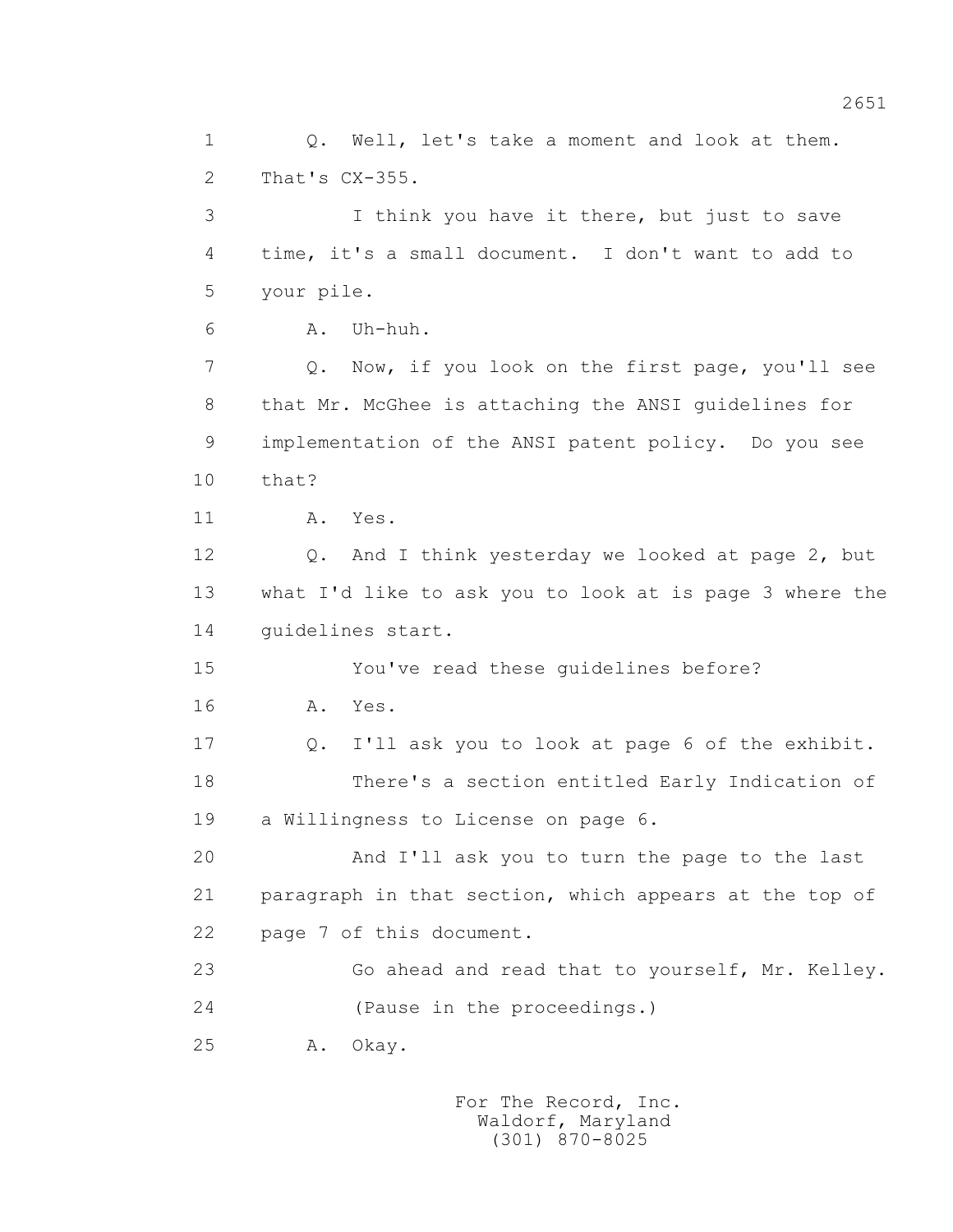1 Q. Well, let's take a moment and look at them.
2 That's CX-355.
3 I think you have it there, but just to save
4 time, it's a small document. I don't want to add to
5 your pile.
6 A. Uh-huh.
7 Q. Now, if you look on the first page, you'll see
8 that Mr. McGhee is attaching the ANSI guidelines for
9 implementation of the ANSI patent policy. Do you see
10 that?
11 A. Yes.
12 Q. And I think yesterday we looked at page 2, but
13 what I'd like to ask you to look at is page 3 where the
14 guidelines start.
15 You've read these guidelines before?
16 A. Yes.
17 Q. I'll ask you to look at page 6 of the exhibit.
18 There's a section entitled Early Indication of
19 a Willingness to License on page 6.
20 And I'll ask you to turn the page to the last
21 paragraph in that section, which appears at the top of
22 page 7 of this document.
23 Go ahead and read that to yourself, Mr. Kelley.
24 (Pause in the proceedings.)
25 A. Okay.

For The Record, Inc.
Waldorf, Maryland
(301) 870-8025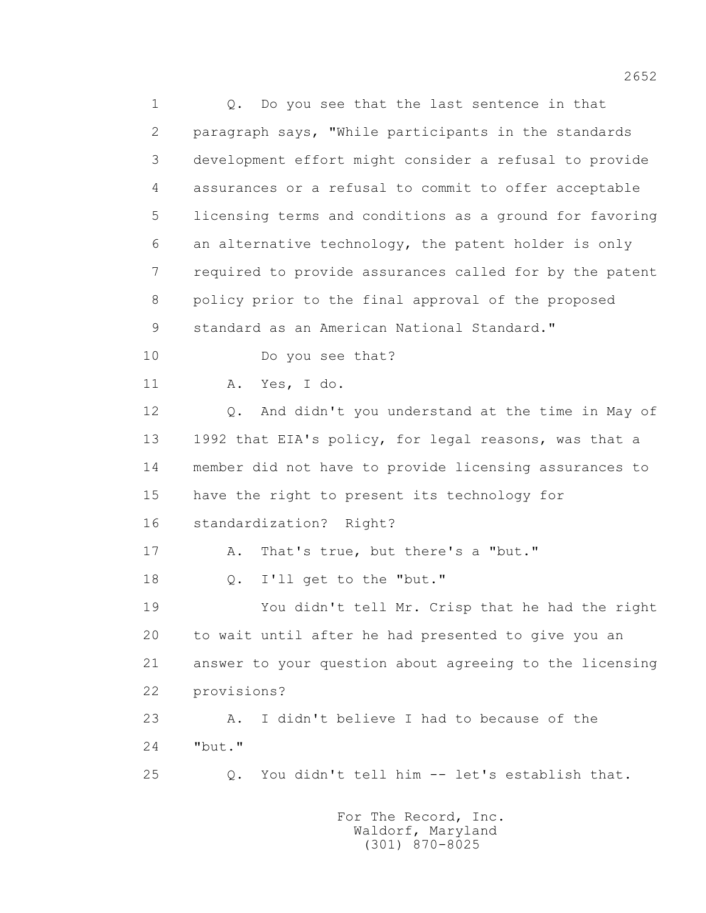1 Q. Do you see that the last sentence in that
2 paragraph says, "While participants in the standards
3 development effort might consider a refusal to provide
4 assurances or a refusal to commit to offer acceptable
5 licensing terms and conditions as a ground for favoring
6 an alternative technology, the patent holder is only
7 required to provide assurances called for by the patent
8 policy prior to the final approval of the proposed
9 standard as an American National Standard."
10 Do you see that?
11 A. Yes, I do.
12 Q. And didn't you understand at the time in May of
13 1992 that EIA's policy, for legal reasons, was that a
14 member did not have to provide licensing assurances to
15 have the right to present its technology for
16 standardization? Right?
17 A. That's true, but there's a "but."
18 Q. I'll get to the "but."
19 You didn't tell Mr. Crisp that he had the right
20 to wait until after he had presented to give you an
21 answer to your question about agreeing to the licensing
22 provisions?
23 A. I didn't believe I had to because of the
24 "but."
25 Q. You didn't tell him -- let's establish that.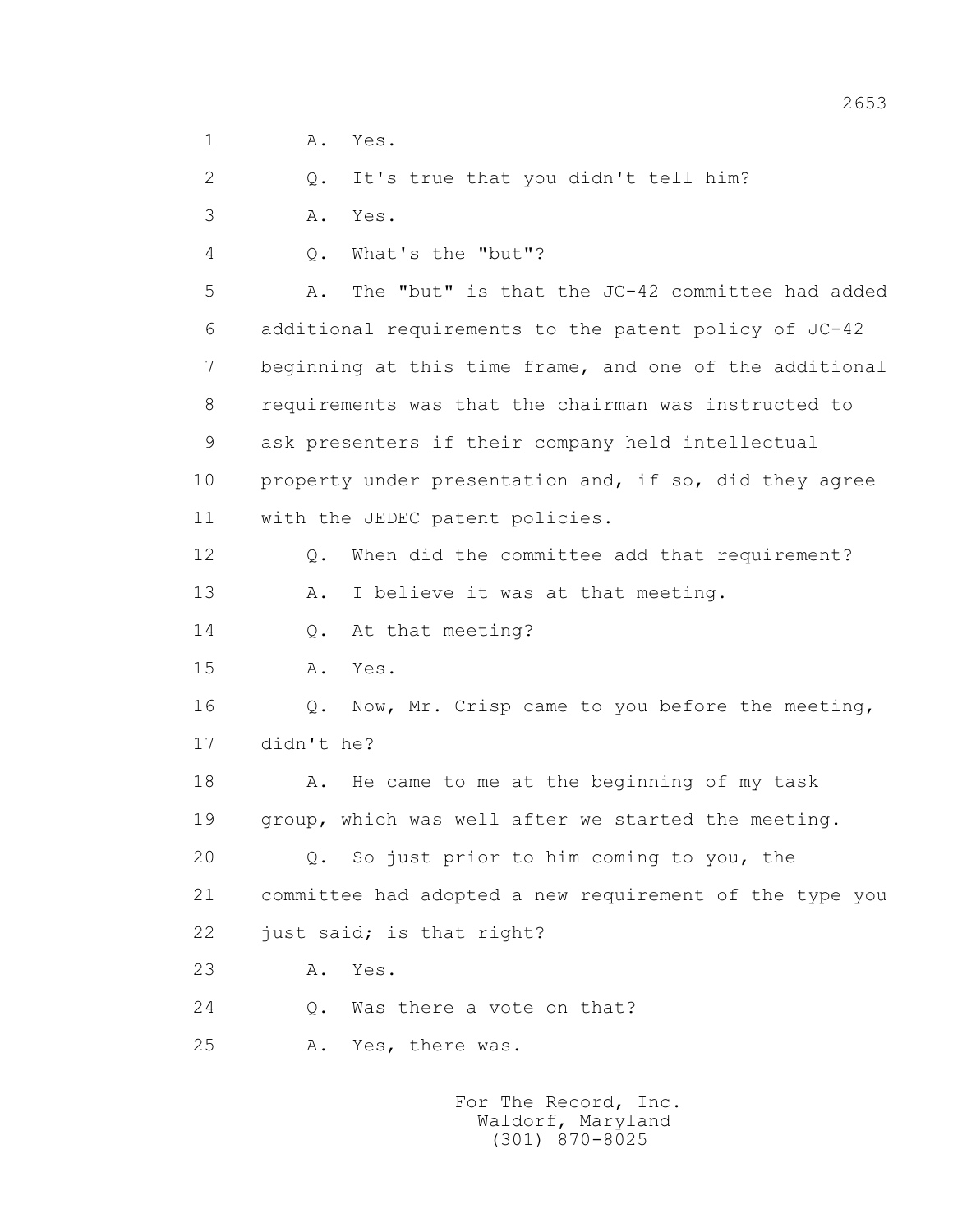1 A. Yes.

2 Q. It's true that you didn't tell him?

3 A. Yes.

4 Q. What's the "but"?

5 A. The "but" is that the JC-42 committee had added

6 additional requirements to the patent policy of JC-42

7 beginning at this time frame, and one of the additional

8 requirements was that the chairman was instructed to

9 ask presenters if their company held intellectual

10 property under presentation and, if so, did they agree

11 with the JEDEC patent policies.

12 Q. When did the committee add that requirement?

13 A. I believe it was at that meeting.

14 Q. At that meeting?

15 A. Yes.

16 Q. Now, Mr. Crisp came to you before the meeting,

17 didn't he?

18 A. He came to me at the beginning of my task

19 group, which was well after we started the meeting.

20 Q. So just prior to him coming to you, the

21 committee had adopted a new requirement of the type you

22 just said; is that right?

23 A. Yes.

24 Q. Was there a vote on that?

25 A. Yes, there was.

For The Record, Inc.
Waldorf, Maryland
(301) 870-8025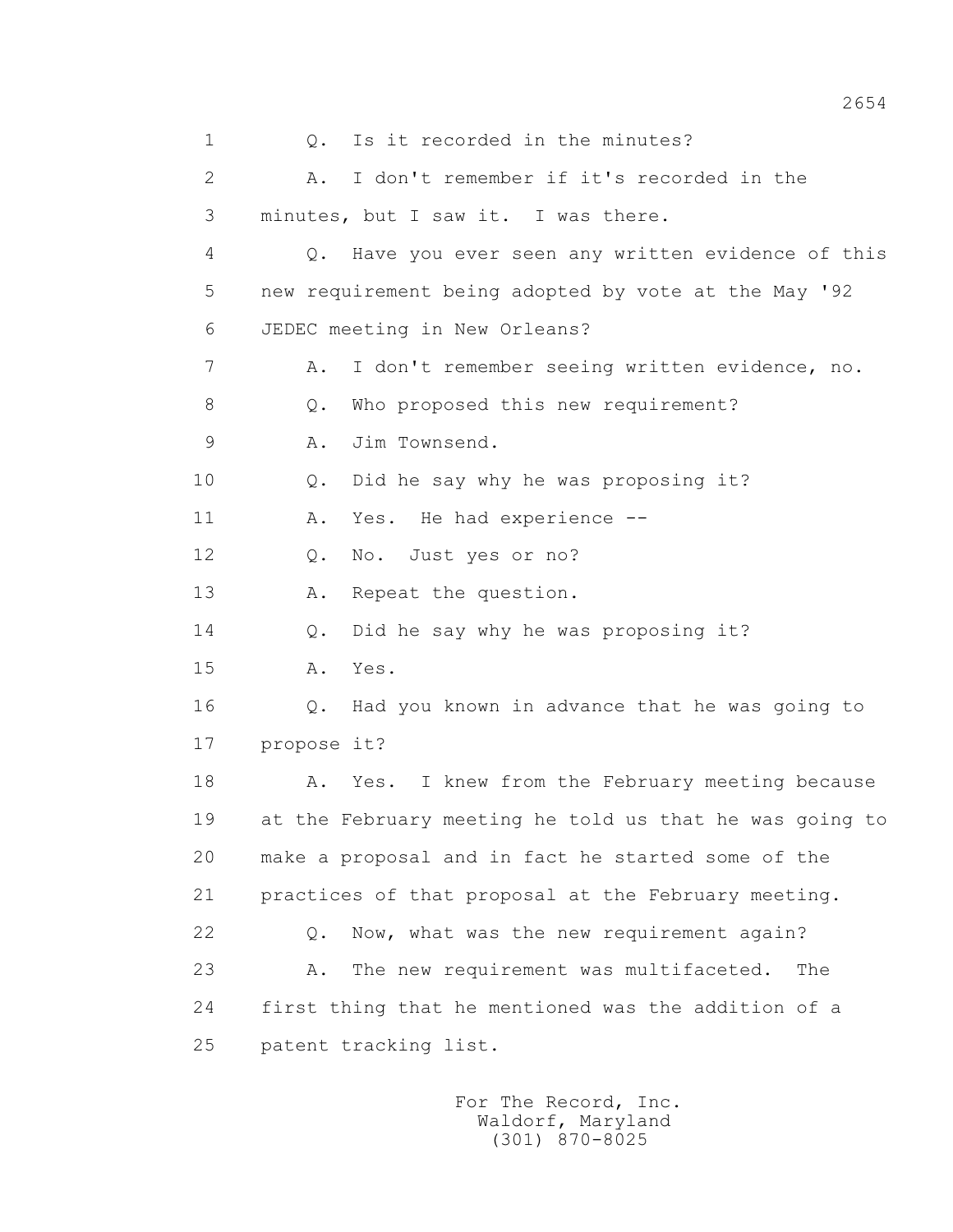1 Q. Is it recorded in the minutes?

2 A. I don't remember if it's recorded in the

3 minutes, but I saw it. I was there.

4 Q. Have you ever seen any written evidence of this

5 new requirement being adopted by vote at the May '92

6 JEDEC meeting in New Orleans?

7 A. I don't remember seeing written evidence, no.

8 Q. Who proposed this new requirement?

9 A. Jim Townsend.

10 Q. Did he say why he was proposing it?

11 A. Yes. He had experience --

12 Q. No. Just yes or no?

13 A. Repeat the question.

14 Q. Did he say why he was proposing it?

15 A. Yes.

16 Q. Had you known in advance that he was going to

17 propose it?

18 A. Yes. I knew from the February meeting because

19 at the February meeting he told us that he was going to

20 make a proposal and in fact he started some of the

21 practices of that proposal at the February meeting.

22 Q. Now, what was the new requirement again?

23 A. The new requirement was multifaceted. The

24 first thing that he mentioned was the addition of a

25 patent tracking list.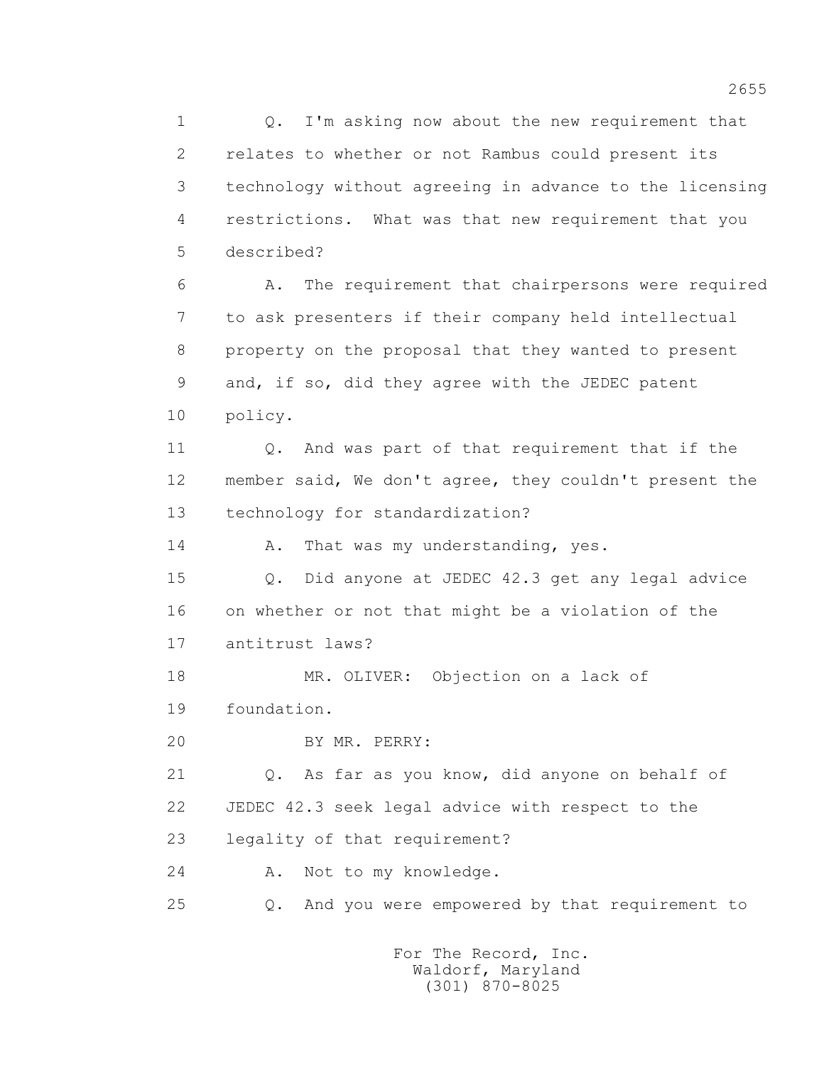1 Q. I'm asking now about the new requirement that
2 relates to whether or not Rambus could present its
3 technology without agreeing in advance to the licensing
4 restrictions. What was that new requirement that you
5 described?

6 A. The requirement that chairpersons were required
7 to ask presenters if their company held intellectual
8 property on the proposal that they wanted to present
9 and, if so, did they agree with the JEDEC patent
10 policy.

11 Q. And was part of that requirement that if the
12 member said, We don't agree, they couldn't present the
13 technology for standardization?

14 A. That was my understanding, yes.

15 Q. Did anyone at JEDEC 42.3 get any legal advice
16 on whether or not that might be a violation of the
17 antitrust laws?

18 MR. OLIVER: Objection on a lack of
19 foundation.

20 BY MR. PERRY:

21 Q. As far as you know, did anyone on behalf of
22 JEDEC 42.3 seek legal advice with respect to the
23 legality of that requirement?

24 A. Not to my knowledge.

25 Q. And you were empowered by that requirement to

For The Record, Inc.
Waldorf, Maryland
(301) 870-8025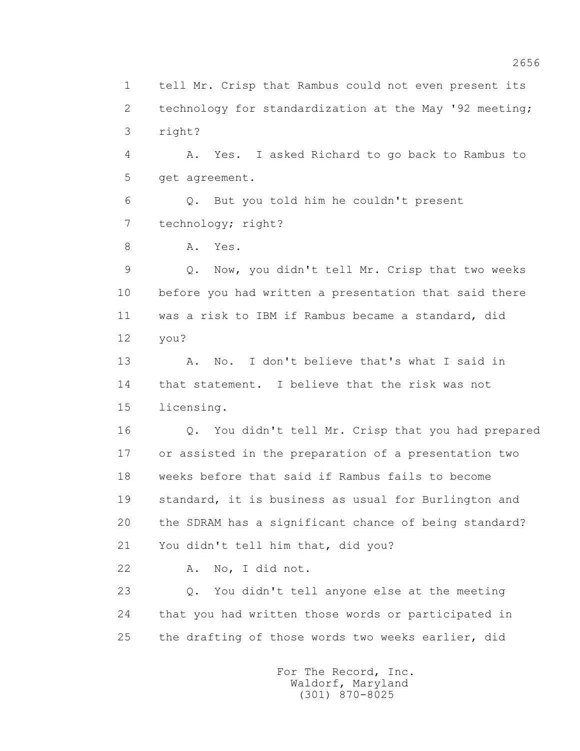1 tell Mr. Crisp that Rambus could not even present its
2 technology for standardization at the May '92 meeting;
3 right?

4 A. Yes. I asked Richard to go back to Rambus to
5 get agreement.

6 Q. But you told him he couldn't present
7 technology; right?

8 A. Yes.

9 Q. Now, you didn't tell Mr. Crisp that two weeks
10 before you had written a presentation that said there
11 was a risk to IBM if Rambus became a standard, did
12 you?

13 A. No. I don't believe that's what I said in
14 that statement. I believe that the risk was not
15 licensing.

16 Q. You didn't tell Mr. Crisp that you had prepared
17 or assisted in the preparation of a presentation two
18 weeks before that said if Rambus fails to become
19 standard, it is business as usual for Burlington and
20 the SDRAM has a significant chance of being standard?
21 You didn't tell him that, did you?

22 A. No, I did not.

23 Q. You didn't tell anyone else at the meeting
24 that you had written those words or participated in
25 the drafting of those words two weeks earlier, did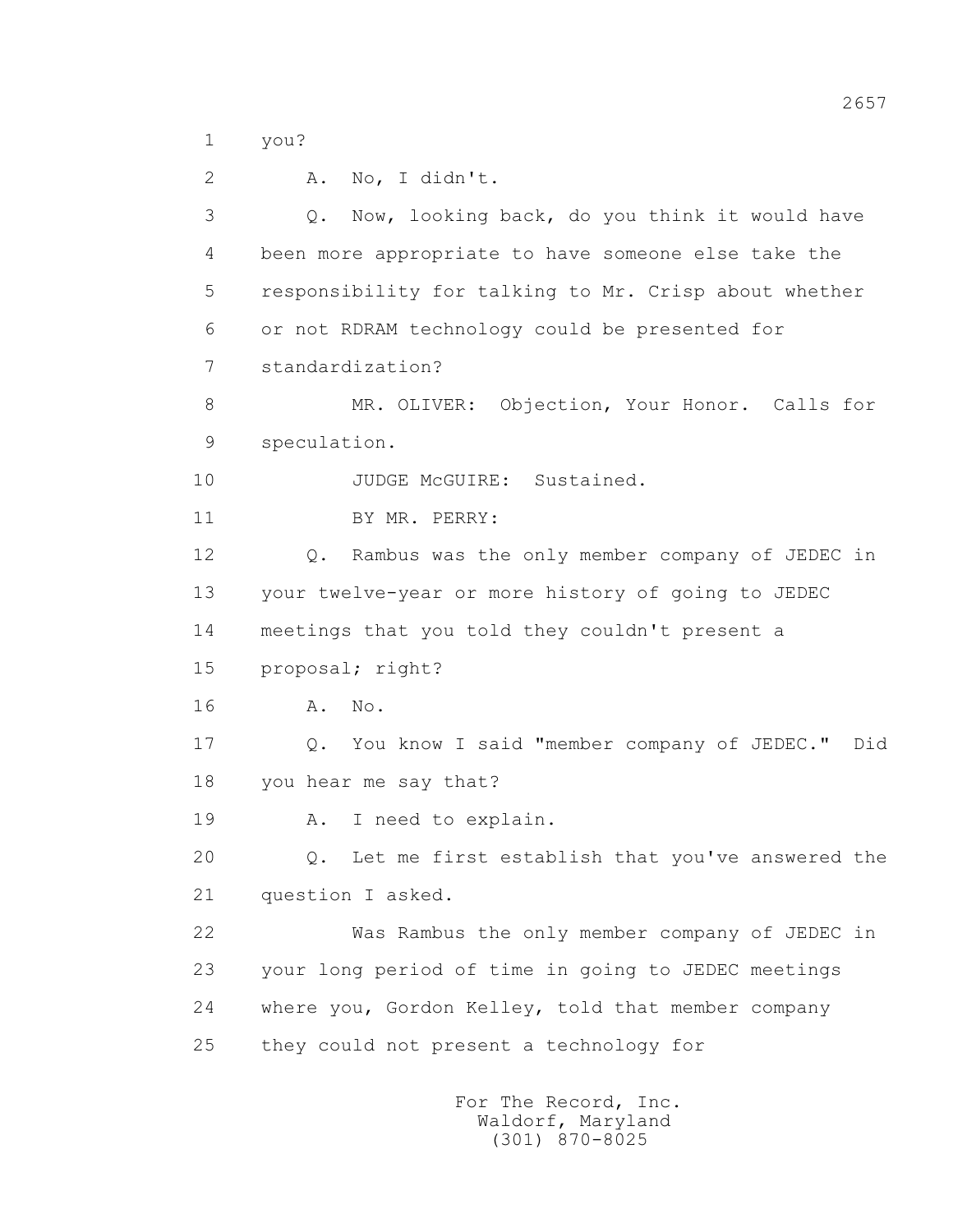1 you?

2 A. No, I didn't.

3 Q. Now, looking back, do you think it would have

4 been more appropriate to have someone else take the

5 responsibility for talking to Mr. Crisp about whether

6 or not RDRAM technology could be presented for

7 standardization?

8 MR. OLIVER: Objection, Your Honor. Calls for

9 speculation.

10 JUDGE McGUIRE: Sustained.

11 BY MR. PERRY:

12 Q. Rambus was the only member company of JEDEC in

13 your twelve-year or more history of going to JEDEC

14 meetings that you told they couldn't present a

15 proposal; right?

16 A. No.

17 Q. You know I said "member company of JEDEC." Did

18 you hear me say that?

19 A. I need to explain.

20 Q. Let me first establish that you've answered the

21 question I asked.

22 Was Rambus the only member company of JEDEC in

23 your long period of time in going to JEDEC meetings

24 where you, Gordon Kelley, told that member company

25 they could not present a technology for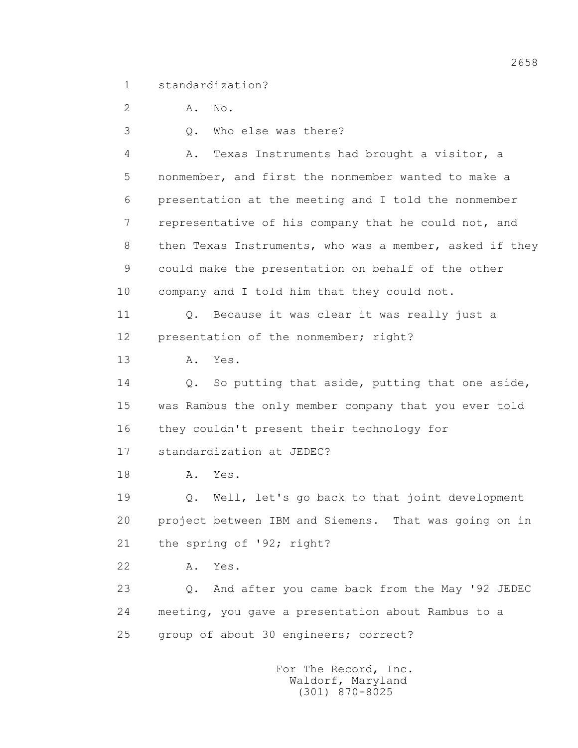1 standardization?

2 A. No.

3 Q. Who else was there?

4 A. Texas Instruments had brought a visitor, a

5 nonmember, and first the nonmember wanted to make a

6 presentation at the meeting and I told the nonmember

7 representative of his company that he could not, and

8 then Texas Instruments, who was a member, asked if they

9 could make the presentation on behalf of the other

10 company and I told him that they could not.

11 Q. Because it was clear it was really just a

12 presentation of the nonmember; right?

13 A. Yes.

14 Q. So putting that aside, putting that one aside,

15 was Rambus the only member company that you ever told

16 they couldn't present their technology for

17 standardization at JEDEC?

18 A. Yes.

19 Q. Well, let's go back to that joint development

20 project between IBM and Siemens. That was going on in

21 the spring of '92; right?

22 A. Yes.

23 Q. And after you came back from the May '92 JEDEC

24 meeting, you gave a presentation about Rambus to a

25 group of about 30 engineers; correct?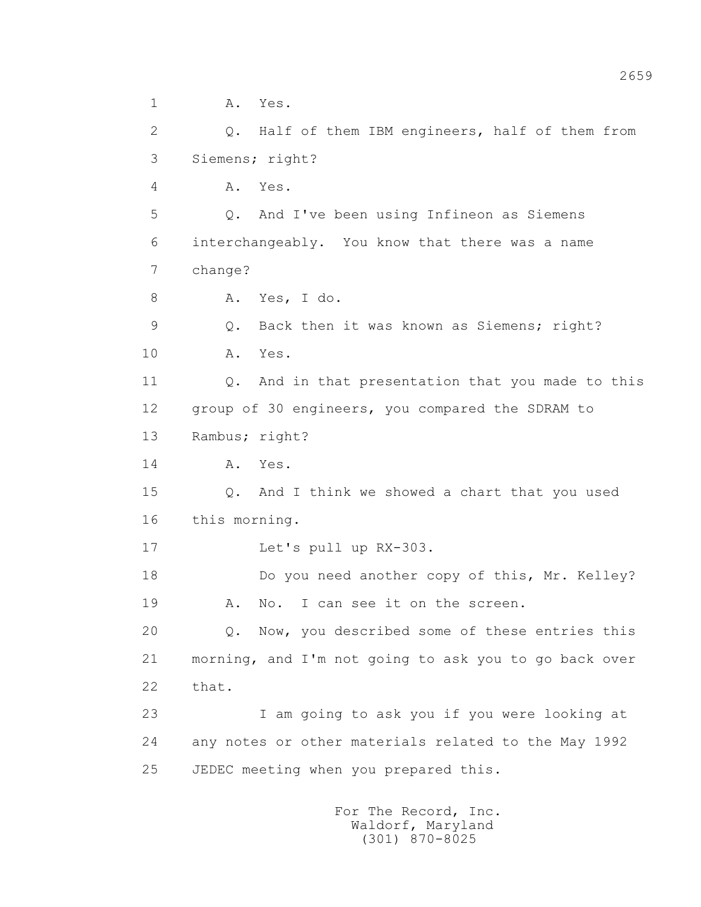1 A. Yes.

2 Q. Half of them IBM engineers, half of them from

3 Siemens; right?

4 A. Yes.

5 Q. And I've been using Infineon as Siemens

6 interchangeably. You know that there was a name

7 change?

8 A. Yes, I do.

9 Q. Back then it was known as Siemens; right?

10 A. Yes.

11 Q. And in that presentation that you made to this

12 group of 30 engineers, you compared the SDRAM to

13 Rambus; right?

14 A. Yes.

15 Q. And I think we showed a chart that you used

16 this morning.

17 Let's pull up RX-303.

18 Do you need another copy of this, Mr. Kelley?

19 A. No. I can see it on the screen.

20 Q. Now, you described some of these entries this

21 morning, and I'm not going to ask you to go back over

22 that.

23 I am going to ask you if you were looking at

24 any notes or other materials related to the May 1992

25 JEDEC meeting when you prepared this.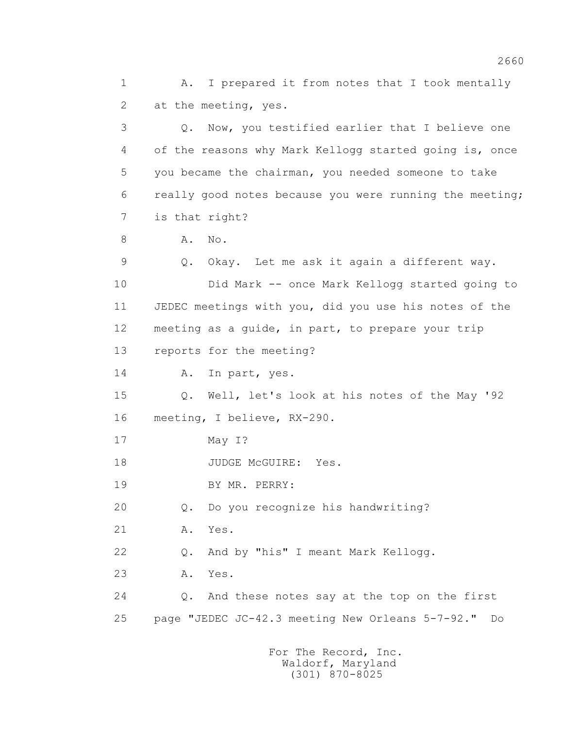1 A. I prepared it from notes that I took mentally
2 at the meeting, yes.
3 Q. Now, you testified earlier that I believe one
4 of the reasons why Mark Kellogg started going is, once
5 you became the chairman, you needed someone to take
6 really good notes because you were running the meeting;
7 is that right?
8 A. No.
9 Q. Okay. Let me ask it again a different way.
10 Did Mark -- once Mark Kellogg started going to
11 JEDEC meetings with you, did you use his notes of the
12 meeting as a guide, in part, to prepare your trip
13 reports for the meeting?
14 A. In part, yes.
15 Q. Well, let's look at his notes of the May '92
16 meeting, I believe, RX-290.
17 May I?
18 JUDGE McGUIRE: Yes.
19 BY MR. PERRY:
20 Q. Do you recognize his handwriting?
21 A. Yes.
22 Q. And by "his" I meant Mark Kellogg.
23 A. Yes.
24 Q. And these notes say at the top on the first
25 page "JEDEC JC-42.3 meeting New Orleans 5-7-92." Do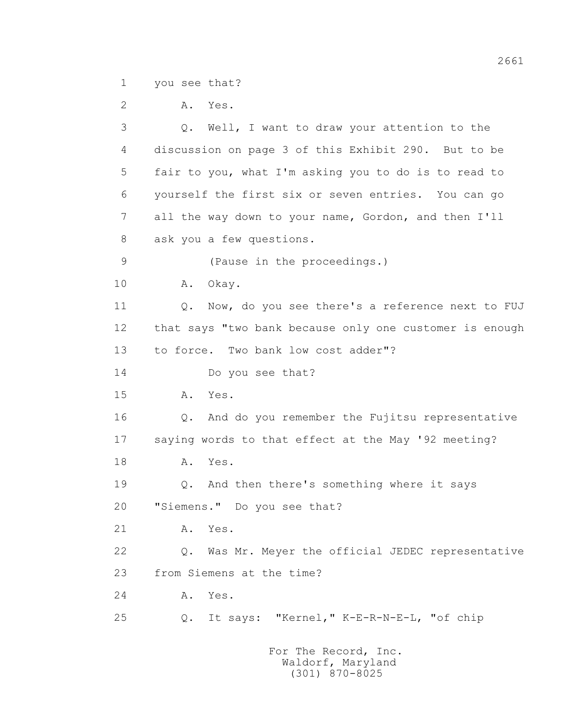1 you see that?

2 A. Yes.

3 Q. Well, I want to draw your attention to the

4 discussion on page 3 of this Exhibit 290. But to be

5 fair to you, what I'm asking you to do is to read to

6 yourself the first six or seven entries. You can go

7 all the way down to your name, Gordon, and then I'll

8 ask you a few questions.

9 (Pause in the proceedings.)

10 A. Okay.

11 Q. Now, do you see there's a reference next to FUJ

12 that says "two bank because only one customer is enough

13 to force. Two bank low cost adder"?

14 Do you see that?

15 A. Yes.

16 Q. And do you remember the Fujitsu representative

17 saying words to that effect at the May '92 meeting?

18 A. Yes.

19 Q. And then there's something where it says

20 "Siemens." Do you see that?

21 A. Yes.

22 Q. Was Mr. Meyer the official JEDEC representative

23 from Siemens at the time?

24 A. Yes.

25 Q. It says: "Kernel," K-E-R-N-E-L, "of chip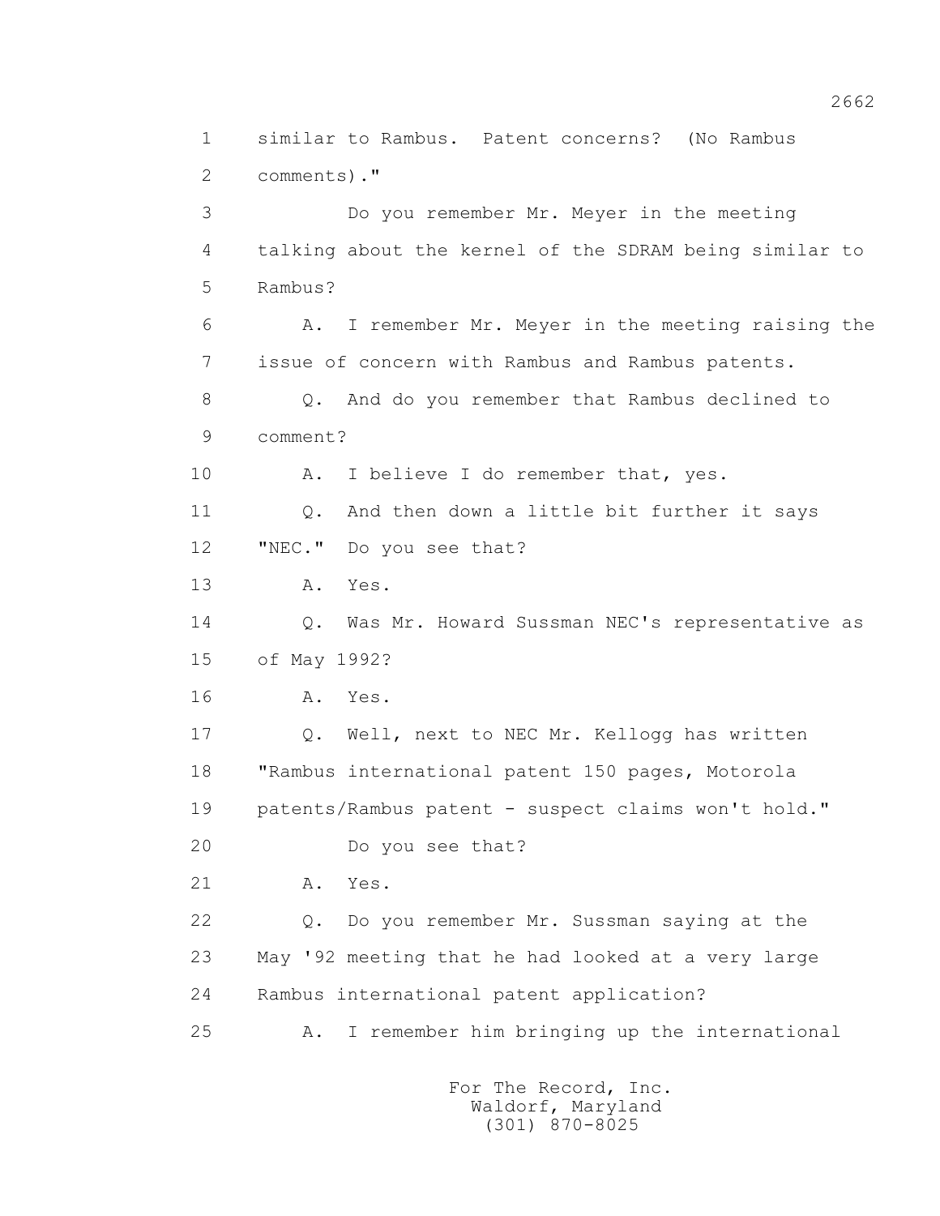1 similar to Rambus. Patent concerns? (No Rambus

2 comments)."

3 Do you remember Mr. Meyer in the meeting

4 talking about the kernel of the SDRAM being similar to

5 Rambus?

6 A. I remember Mr. Meyer in the meeting raising the

7 issue of concern with Rambus and Rambus patents.

8 Q. And do you remember that Rambus declined to

9 comment?

10 A. I believe I do remember that, yes.

11 Q. And then down a little bit further it says

12 "NEC." Do you see that?

13 A. Yes.

14 Q. Was Mr. Howard Sussman NEC's representative as

15 of May 1992?

16 A. Yes.

17 Q. Well, next to NEC Mr. Kellogg has written

18 "Rambus international patent 150 pages, Motorola

19 patents/Rambus patent - suspect claims won't hold."

20 Do you see that?

21 A. Yes.

22 Q. Do you remember Mr. Sussman saying at the

23 May '92 meeting that he had looked at a very large

24 Rambus international patent application?

25 A. I remember him bringing up the international

For The Record, Inc.
Waldorf, Maryland
(301) 870-8025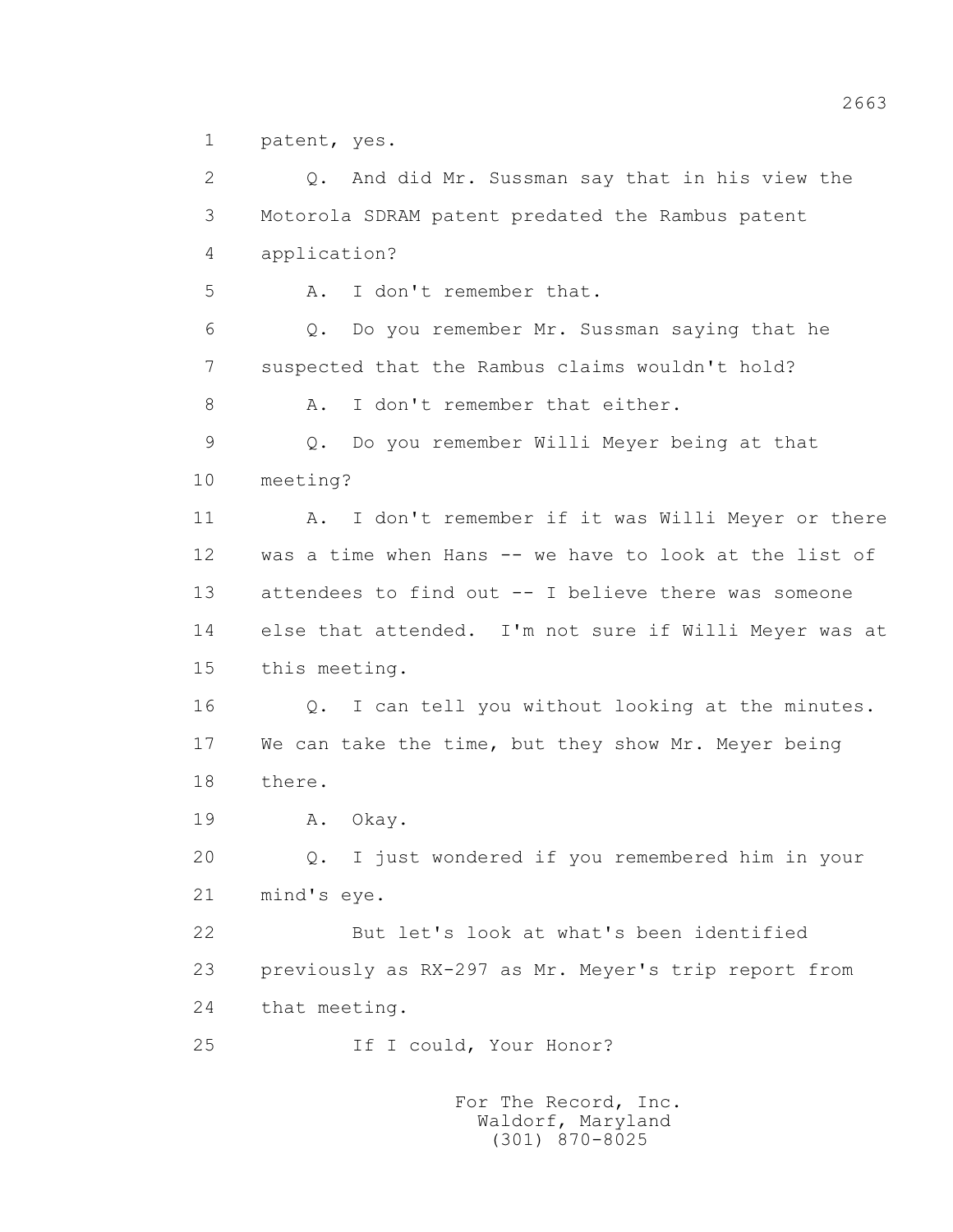1 patent, yes.

2 Q. And did Mr. Sussman say that in his view the

3 Motorola SDRAM patent predated the Rambus patent

4 application?

5 A. I don't remember that.

6 Q. Do you remember Mr. Sussman saying that he

7 suspected that the Rambus claims wouldn't hold?

8 A. I don't remember that either.

9 Q. Do you remember Willi Meyer being at that

10 meeting?

11 A. I don't remember if it was Willi Meyer or there

12 was a time when Hans -- we have to look at the list of

13 attendees to find out -- I believe there was someone

14 else that attended. I'm not sure if Willi Meyer was at

15 this meeting.

16 Q. I can tell you without looking at the minutes.

17 We can take the time, but they show Mr. Meyer being

18 there.

19 A. Okay.

20 Q. I just wondered if you remembered him in your

21 mind's eye.

22 But let's look at what's been identified

23 previously as RX-297 as Mr. Meyer's trip report from

24 that meeting.

25 If I could, Your Honor?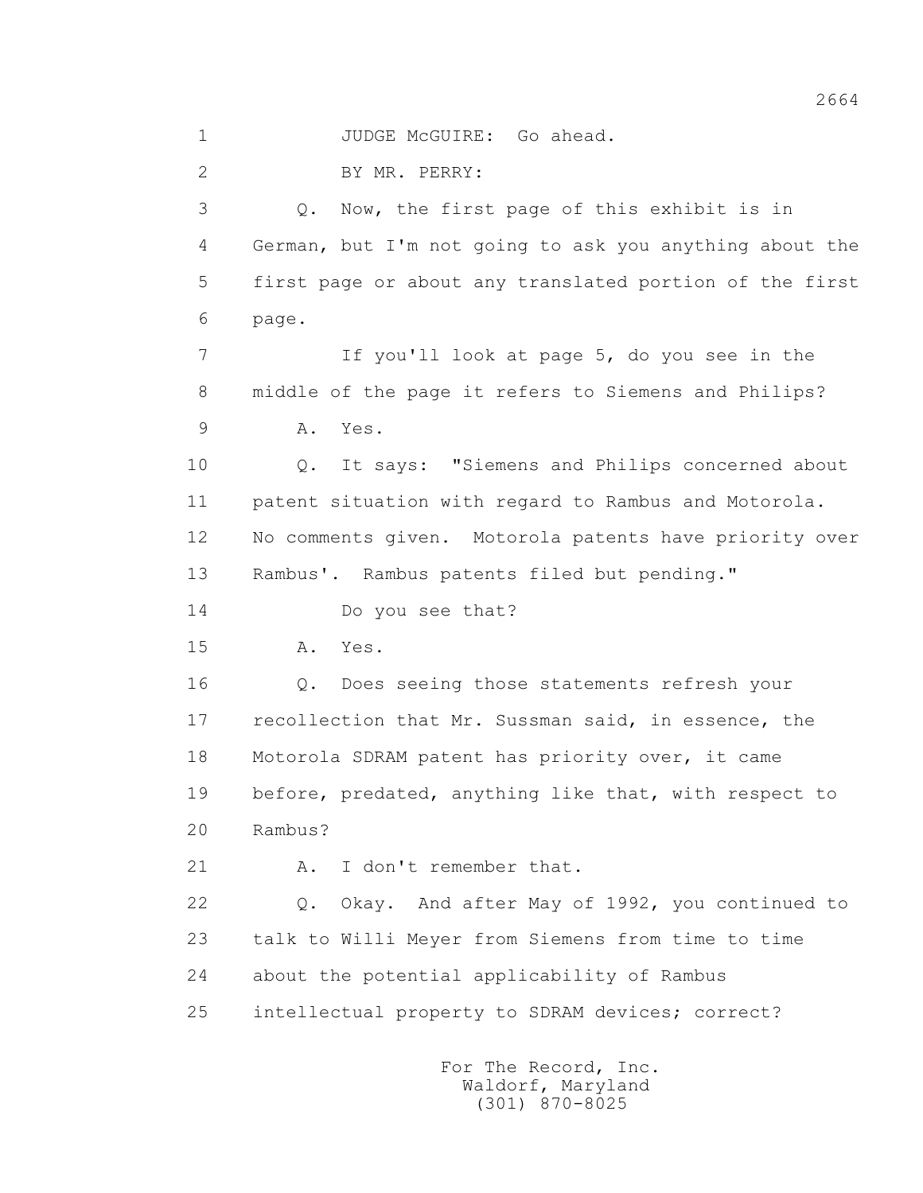JUDGE McGUIRE: Go ahead.

BY MR. PERRY:

Q. Now, the first page of this exhibit is in German, but I'm not going to ask you anything about the first page or about any translated portion of the first page.

If you'll look at page 5, do you see in the middle of the page it refers to Siemens and Philips?

A. Yes.

Q. It says: "Siemens and Philips concerned about patent situation with regard to Rambus and Motorola. No comments given. Motorola patents have priority over Rambus'. Rambus patents filed but pending."

Do you see that?

A. Yes.

Q. Does seeing those statements refresh your recollection that Mr. Sussman said, in essence, the Motorola SDRAM patent has priority over, it came before, predated, anything like that, with respect to Rambus?

A. I don't remember that.

Q. Okay. And after May of 1992, you continued to talk to Willi Meyer from Siemens from time to time about the potential applicability of Rambus intellectual property to SDRAM devices; correct?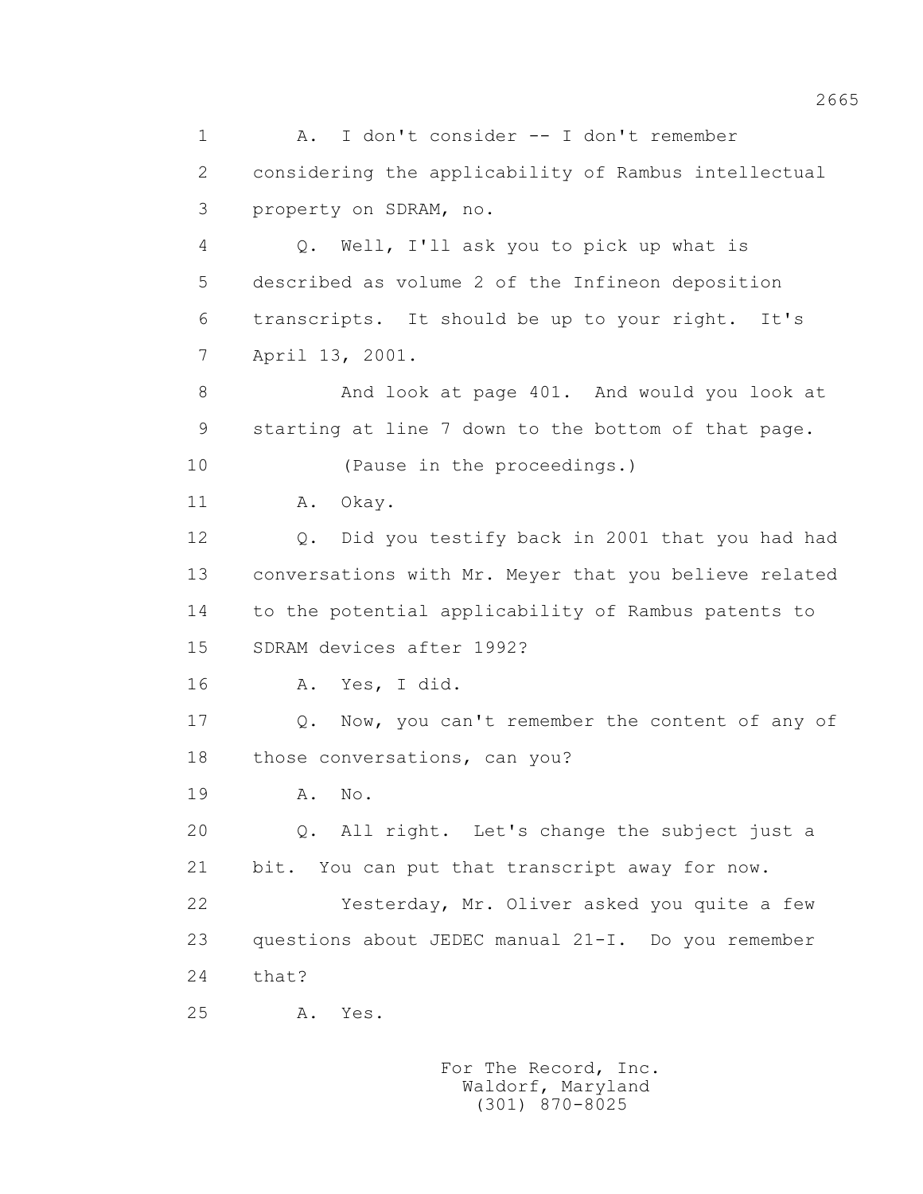1 A. I don't consider -- I don't remember

2 considering the applicability of Rambus intellectual

3 property on SDRAM, no.

4 Q. Well, I'll ask you to pick up what is

5 described as volume 2 of the Infineon deposition

6 transcripts. It should be up to your right. It's

7 April 13, 2001.

8 And look at page 401. And would you look at

9 starting at line 7 down to the bottom of that page.

10 (Pause in the proceedings.)

11 A. Okay.

12 Q. Did you testify back in 2001 that you had had

13 conversations with Mr. Meyer that you believe related

14 to the potential applicability of Rambus patents to

15 SDRAM devices after 1992?

16 A. Yes, I did.

17 Q. Now, you can't remember the content of any of

18 those conversations, can you?

19 A. No.

20 Q. All right. Let's change the subject just a

21 bit. You can put that transcript away for now.

22 Yesterday, Mr. Oliver asked you quite a few

23 questions about JEDEC manual 21-I. Do you remember

24 that?

25 A. Yes.

For The Record, Inc.
Waldorf, Maryland
(301) 870-8025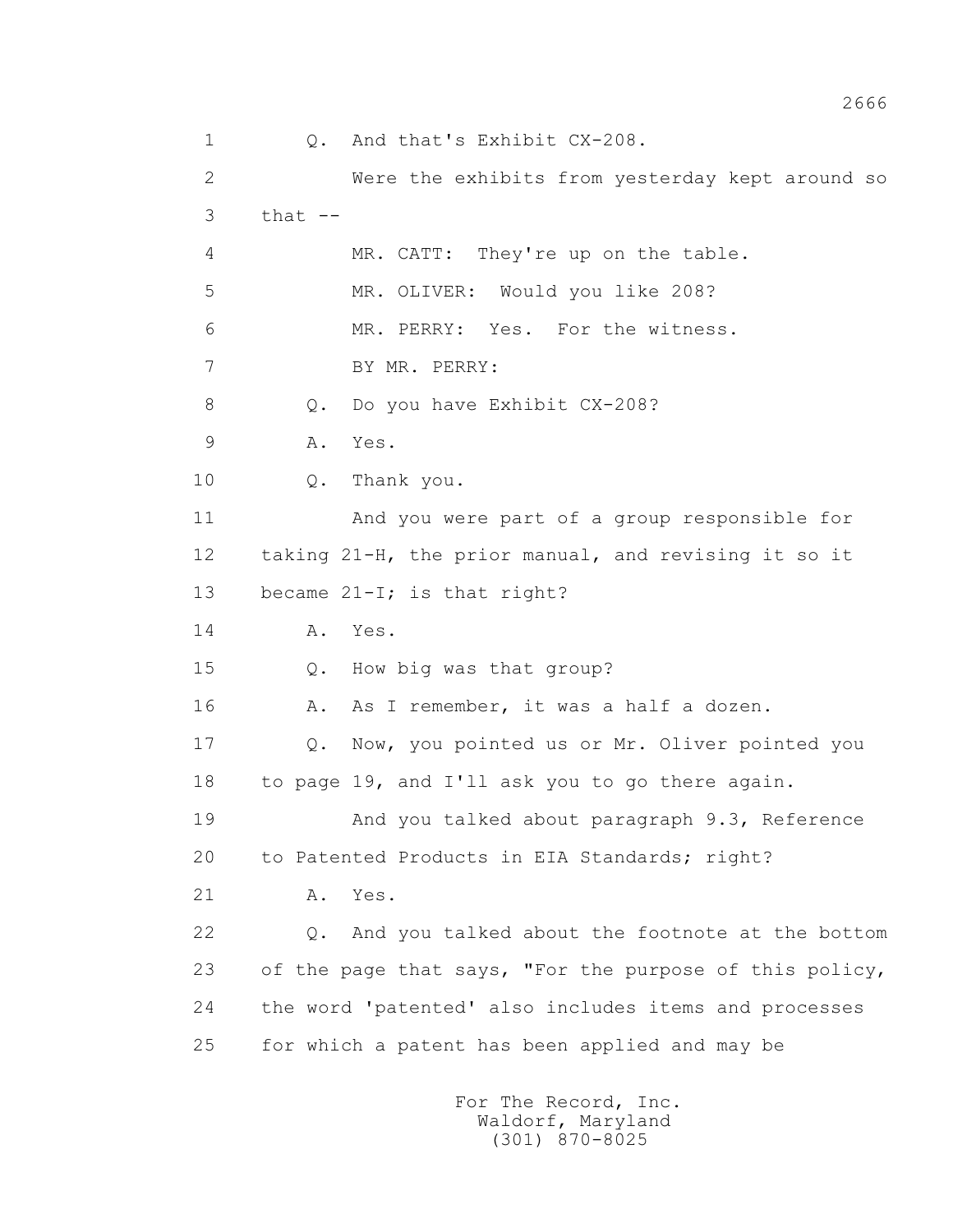1 Q. And that's Exhibit CX-208.

2 Were the exhibits from yesterday kept around so

3 that --

4 MR. CATT: They're up on the table.

5 MR. OLIVER: Would you like 208?

6 MR. PERRY: Yes. For the witness.

7 BY MR. PERRY:

8 Q. Do you have Exhibit CX-208?

9 A. Yes.

10 Q. Thank you.

11 And you were part of a group responsible for

12 taking 21-H, the prior manual, and revising it so it

13 became 21-I; is that right?

14 A. Yes.

15 Q. How big was that group?

16 A. As I remember, it was a half a dozen.

17 Q. Now, you pointed us or Mr. Oliver pointed you

18 to page 19, and I'll ask you to go there again.

19 And you talked about paragraph 9.3, Reference

20 to Patented Products in EIA Standards; right?

21 A. Yes.

22 Q. And you talked about the footnote at the bottom

23 of the page that says, "For the purpose of this policy,

24 the word 'patented' also includes items and processes

25 for which a patent has been applied and may be

For The Record, Inc.
Waldorf, Maryland
(301) 870-8025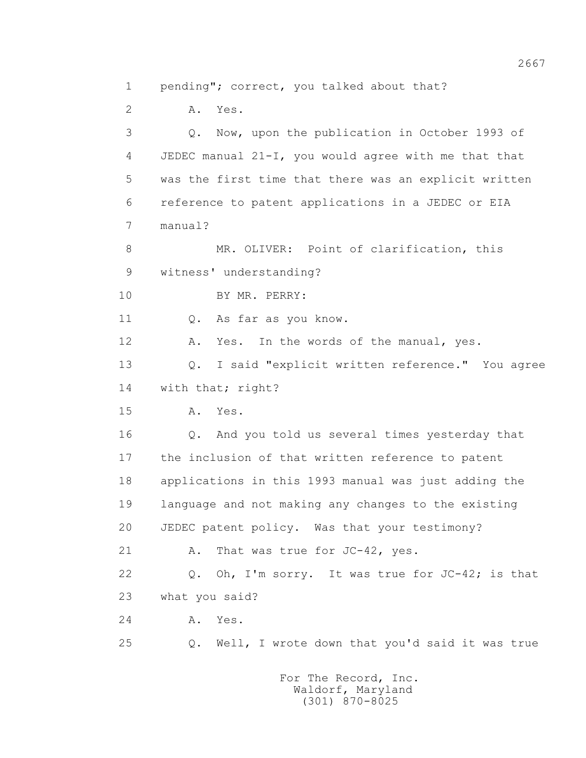1 pending"; correct, you talked about that?

2 A. Yes.

3 Q. Now, upon the publication in October 1993 of

4 JEDEC manual 21-I, you would agree with me that that

5 was the first time that there was an explicit written

6 reference to patent applications in a JEDEC or EIA

7 manual?

8 MR. OLIVER: Point of clarification, this

9 witness' understanding?

10 BY MR. PERRY:

11 Q. As far as you know.

12 A. Yes. In the words of the manual, yes.

13 Q. I said "explicit written reference." You agree

14 with that; right?

15 A. Yes.

16 Q. And you told us several times yesterday that

17 the inclusion of that written reference to patent

18 applications in this 1993 manual was just adding the

19 language and not making any changes to the existing

20 JEDEC patent policy. Was that your testimony?

21 A. That was true for JC-42, yes.

22 Q. Oh, I'm sorry. It was true for JC-42; is that

23 what you said?

24 A. Yes.

25 Q. Well, I wrote down that you'd said it was true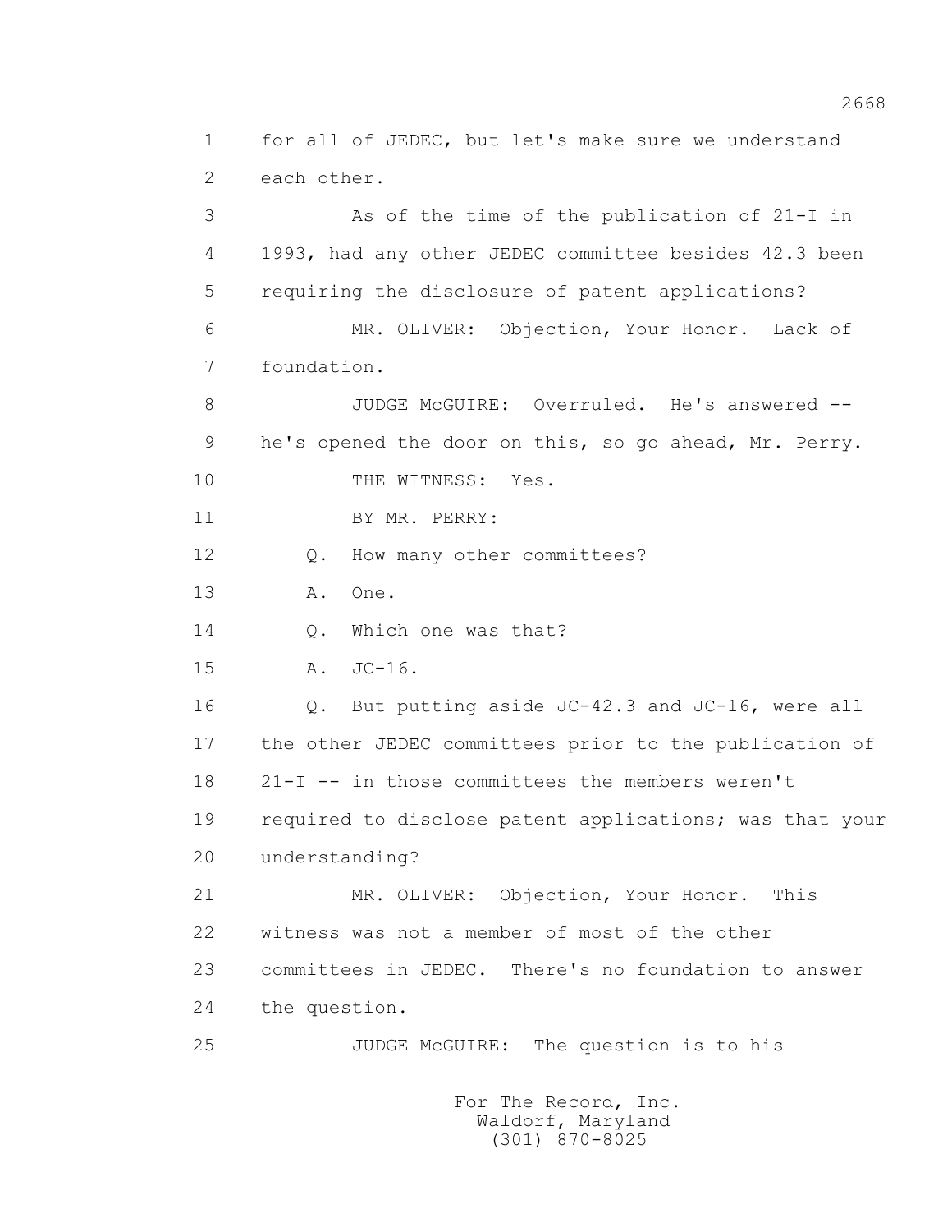1 for all of JEDEC, but let's make sure we understand
2 each other.

3 As of the time of the publication of 21-I in
4 1993, had any other JEDEC committee besides 42.3 been
5 requiring the disclosure of patent applications?

6 MR. OLIVER: Objection, Your Honor. Lack of
7 foundation.

8 JUDGE McGUIRE: Overruled. He's answered --
9 he's opened the door on this, so go ahead, Mr. Perry.

10 THE WITNESS: Yes.

11 BY MR. PERRY:

12 Q. How many other committees?

13 A. One.

14 Q. Which one was that?

15 A. JC-16.

16 Q. But putting aside JC-42.3 and JC-16, were all
17 the other JEDEC committees prior to the publication of
18 21-I -- in those committees the members weren't
19 required to disclose patent applications; was that your
20 understanding?

21 MR. OLIVER: Objection, Your Honor. This
22 witness was not a member of most of the other
23 committees in JEDEC. There's no foundation to answer
24 the question.

25 JUDGE McGUIRE: The question is to his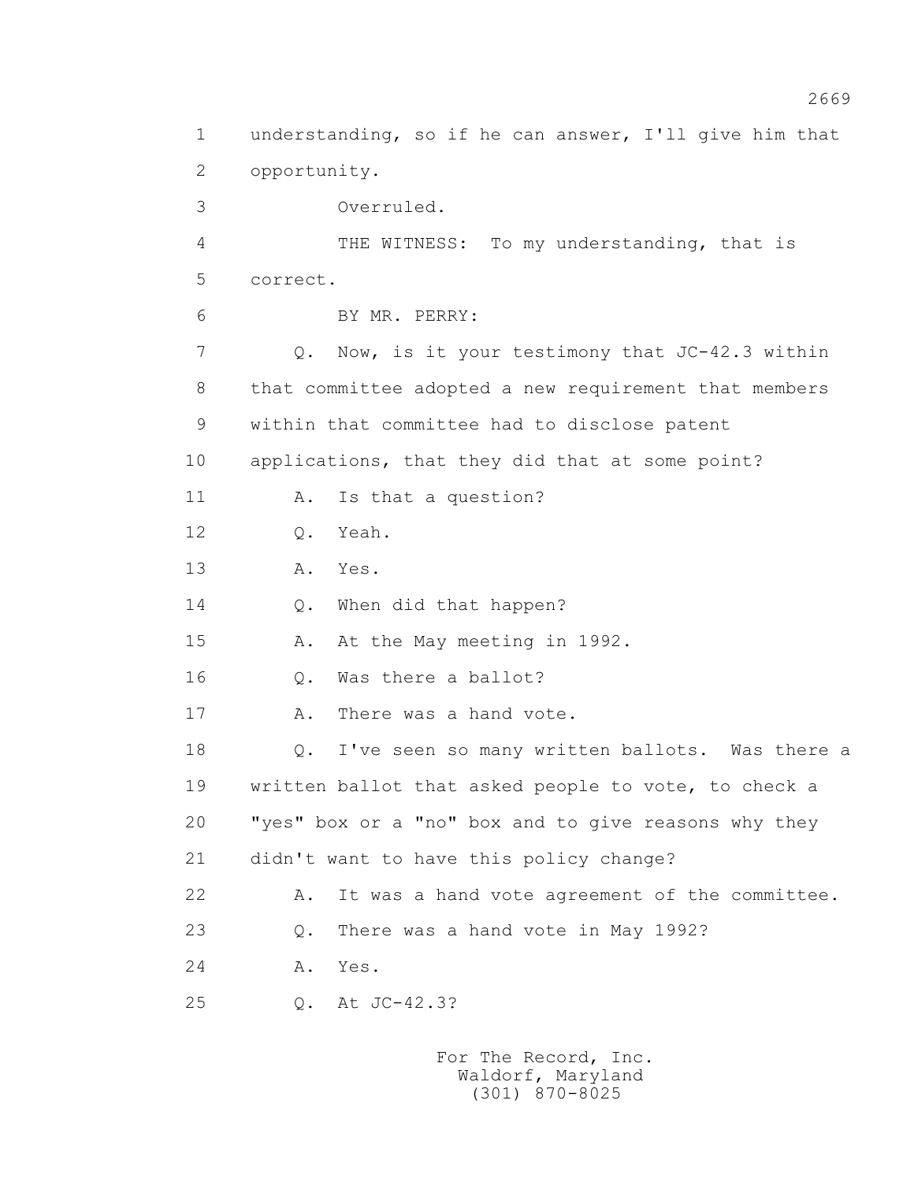understanding, so if he can answer, I'll give him that opportunity.

Overruled.

THE WITNESS: To my understanding, that is correct.

BY MR. PERRY:

Q. Now, is it your testimony that JC-42.3 within that committee adopted a new requirement that members within that committee had to disclose patent applications, that they did that at some point?

A. Is that a question?

Q. Yeah.

A. Yes.

Q. When did that happen?

A. At the May meeting in 1992.

Q. Was there a ballot?

A. There was a hand vote.

Q. I've seen so many written ballots. Was there a written ballot that asked people to vote, to check a "yes" box or a "no" box and to give reasons why they didn't want to have this policy change?

A. It was a hand vote agreement of the committee.

Q. There was a hand vote in May 1992?

A. Yes.

Q. At JC-42.3?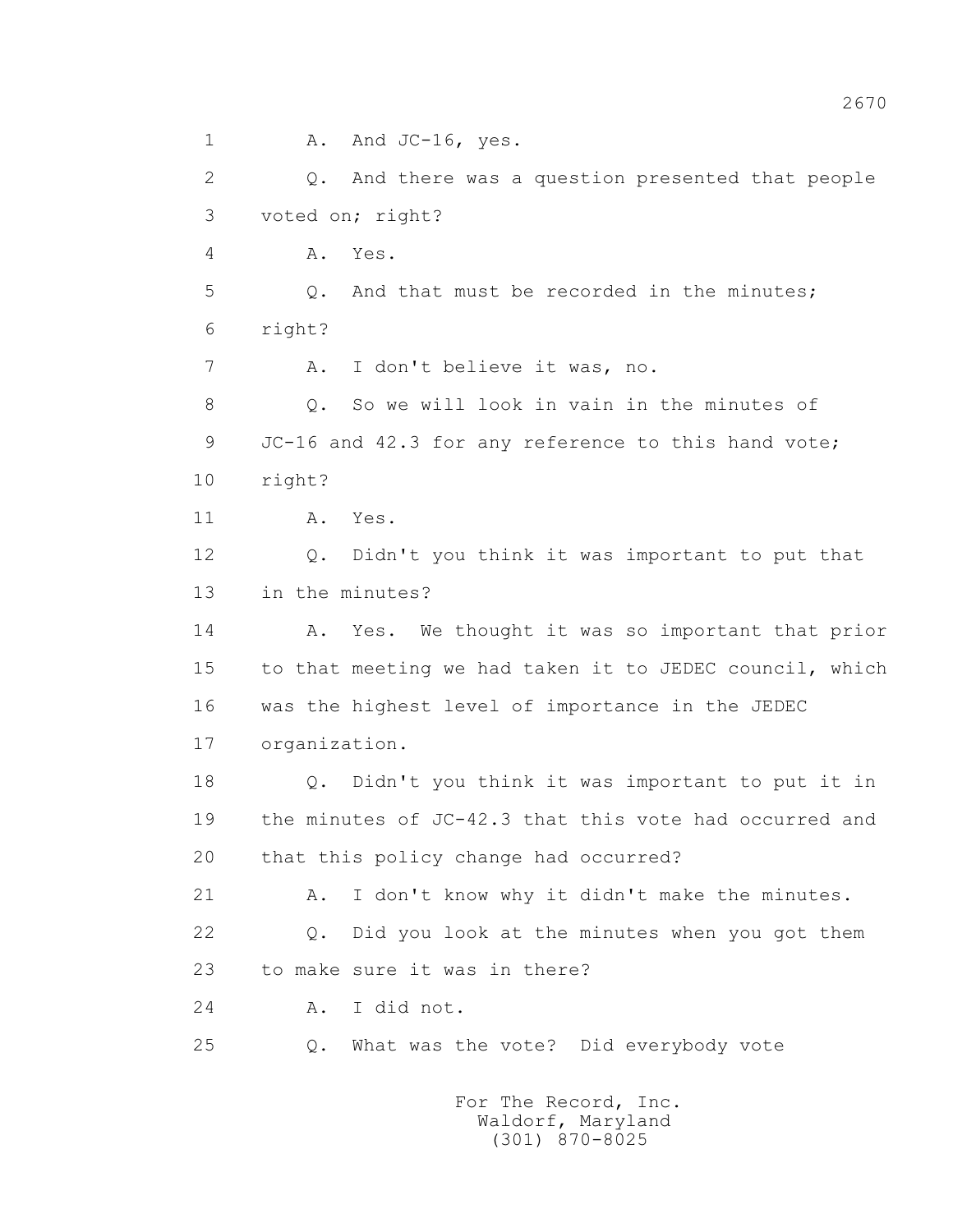1 A. And JC-16, yes.

2 Q. And there was a question presented that people

3 voted on; right?

4 A. Yes.

5 Q. And that must be recorded in the minutes;

6 right?

7 A. I don't believe it was, no.

8 Q. So we will look in vain in the minutes of

9 JC-16 and 42.3 for any reference to this hand vote;

10 right?

11 A. Yes.

12 Q. Didn't you think it was important to put that

13 in the minutes?

14 A. Yes. We thought it was so important that prior

15 to that meeting we had taken it to JEDEC council, which

16 was the highest level of importance in the JEDEC

17 organization.

18 Q. Didn't you think it was important to put it in

19 the minutes of JC-42.3 that this vote had occurred and

20 that this policy change had occurred?

21 A. I don't know why it didn't make the minutes.

22 Q. Did you look at the minutes when you got them

23 to make sure it was in there?

24 A. I did not.

25 Q. What was the vote? Did everybody vote

For The Record, Inc.
Waldorf, Maryland
(301) 870-8025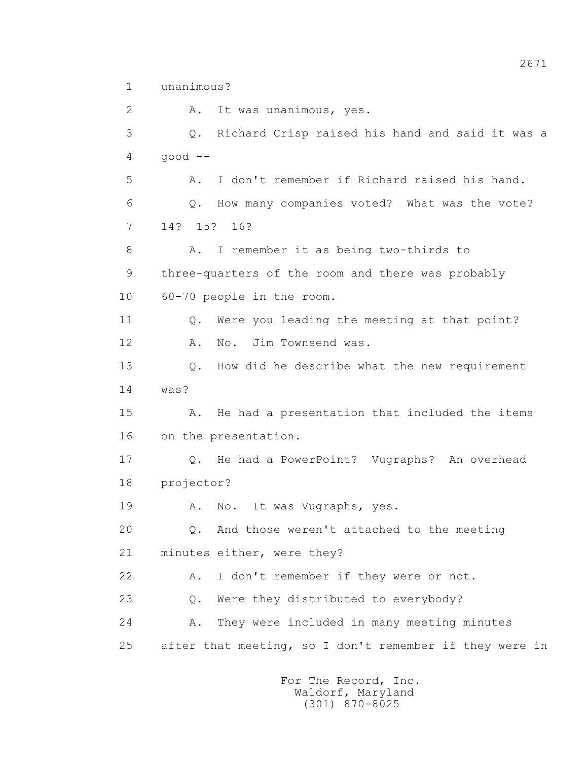unanimous?

A. It was unanimous, yes.

Q. Richard Crisp raised his hand and said it was a good --

A. I don't remember if Richard raised his hand.

Q. How many companies voted? What was the vote? 14? 15? 16?

A. I remember it as being two-thirds to three-quarters of the room and there was probably 60-70 people in the room.

Q. Were you leading the meeting at that point?

A. No. Jim Townsend was.

Q. How did he describe what the new requirement was?

A. He had a presentation that included the items on the presentation.

Q. He had a PowerPoint? Vugraphs? An overhead projector?

A. No. It was Vugraphs, yes.

Q. And those weren't attached to the meeting minutes either, were they?

A. I don't remember if they were or not.

Q. Were they distributed to everybody?

A. They were included in many meeting minutes after that meeting, so I don't remember if they were in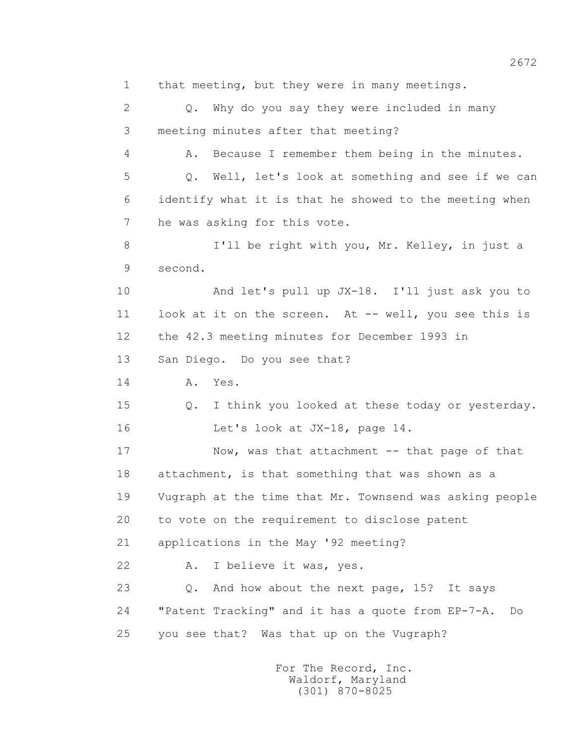1 that meeting, but they were in many meetings.

2 Q. Why do you say they were included in many

3 meeting minutes after that meeting?

4 A. Because I remember them being in the minutes.

5 Q. Well, let's look at something and see if we can

6 identify what it is that he showed to the meeting when

7 he was asking for this vote.

8 I'll be right with you, Mr. Kelley, in just a

9 second.

10 And let's pull up JX-18. I'll just ask you to

11 look at it on the screen. At -- well, you see this is

12 the 42.3 meeting minutes for December 1993 in

13 San Diego. Do you see that?

14 A. Yes.

15 Q. I think you looked at these today or yesterday.

16 Let's look at JX-18, page 14.

17 Now, was that attachment -- that page of that

18 attachment, is that something that was shown as a

19 Vugraph at the time that Mr. Townsend was asking people

20 to vote on the requirement to disclose patent

21 applications in the May '92 meeting?

22 A. I believe it was, yes.

23 Q. And how about the next page, 15? It says

24 "Patent Tracking" and it has a quote from EP-7-A. Do

25 you see that? Was that up on the Vugraph?

For The Record, Inc.
Waldorf, Maryland
(301) 870-8025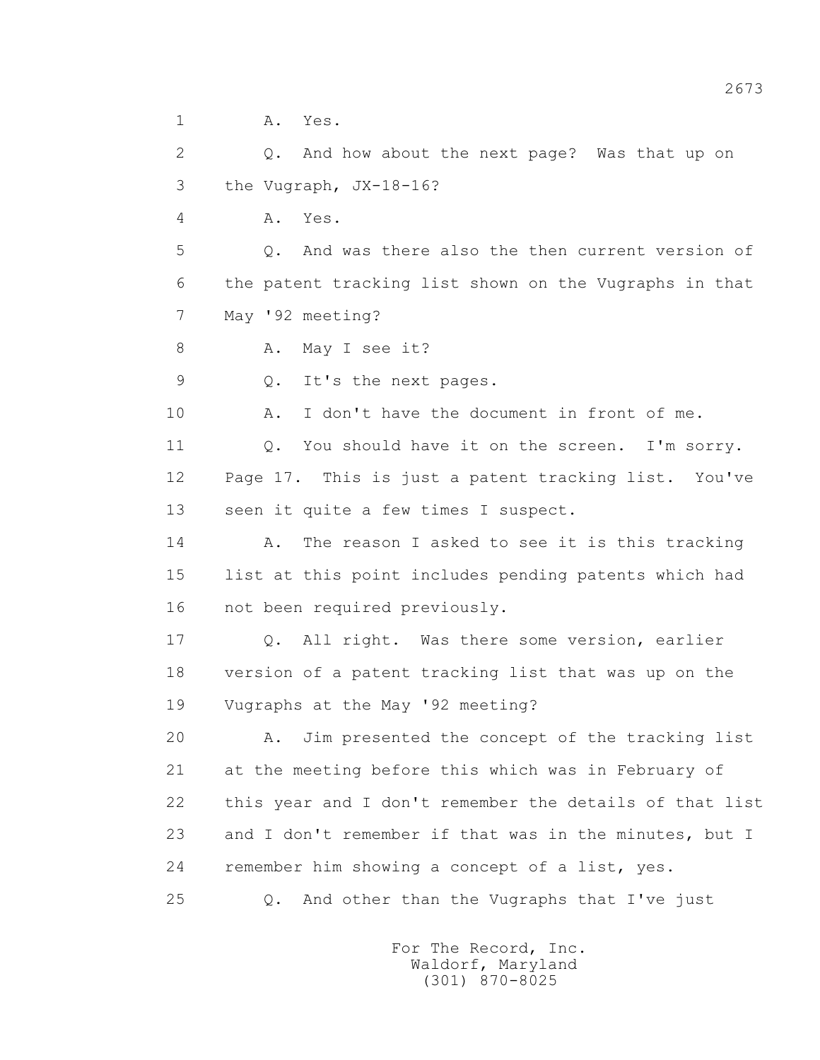1 A. Yes.

2 Q. And how about the next page? Was that up on

3 the Vugraph, JX-18-16?

4 A. Yes.

5 Q. And was there also the then current version of

6 the patent tracking list shown on the Vugraphs in that

7 May '92 meeting?

8 A. May I see it?

9 Q. It's the next pages.

10 A. I don't have the document in front of me.

11 Q. You should have it on the screen. I'm sorry.

12 Page 17. This is just a patent tracking list. You've

13 seen it quite a few times I suspect.

14 A. The reason I asked to see it is this tracking

15 list at this point includes pending patents which had

16 not been required previously.

17 Q. All right. Was there some version, earlier

18 version of a patent tracking list that was up on the

19 Vugraphs at the May '92 meeting?

20 A. Jim presented the concept of the tracking list

21 at the meeting before this which was in February of

22 this year and I don't remember the details of that list

23 and I don't remember if that was in the minutes, but I

24 remember him showing a concept of a list, yes.

25 Q. And other than the Vugraphs that I've just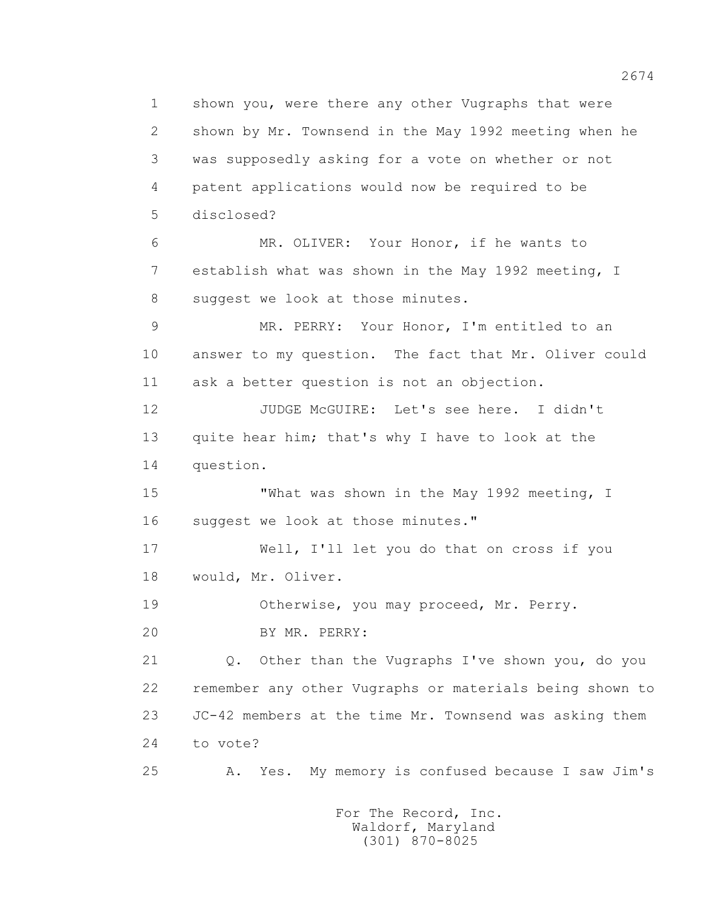1 shown you, were there any other Vugraphs that were
2 shown by Mr. Townsend in the May 1992 meeting when he
3 was supposedly asking for a vote on whether or not
4 patent applications would now be required to be
5 disclosed?

6 MR. OLIVER: Your Honor, if he wants to
7 establish what was shown in the May 1992 meeting, I
8 suggest we look at those minutes.

9 MR. PERRY: Your Honor, I'm entitled to an
10 answer to my question. The fact that Mr. Oliver could
11 ask a better question is not an objection.

12 JUDGE McGUIRE: Let's see here. I didn't
13 quite hear him; that's why I have to look at the
14 question.

15 "What was shown in the May 1992 meeting, I
16 suggest we look at those minutes."

17 Well, I'll let you do that on cross if you
18 would, Mr. Oliver.

19 Otherwise, you may proceed, Mr. Perry.

20 BY MR. PERRY:

21 Q. Other than the Vugraphs I've shown you, do you
22 remember any other Vugraphs or materials being shown to
23 JC-42 members at the time Mr. Townsend was asking them
24 to vote?

25 A. Yes. My memory is confused because I saw Jim's

For The Record, Inc.
Waldorf, Maryland
(301) 870-8025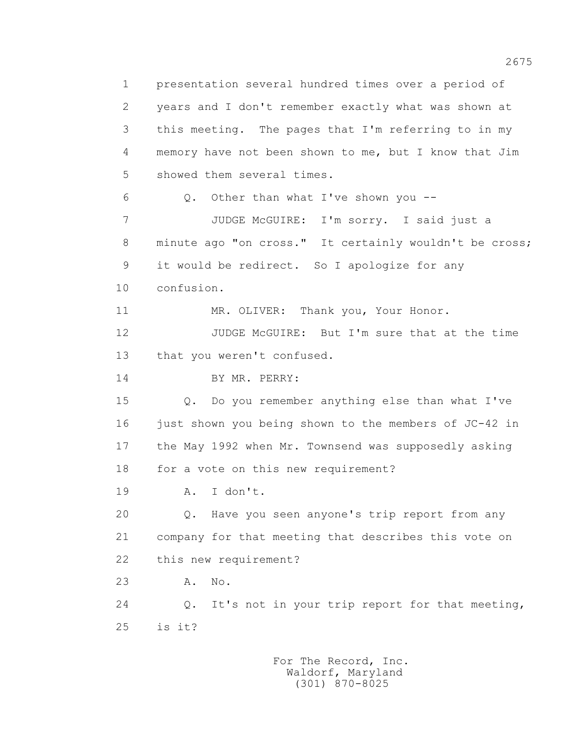presentation several hundred times over a period of years and I don't remember exactly what was shown at this meeting. The pages that I'm referring to in my memory have not been shown to me, but I know that Jim showed them several times.

Q. Other than what I've shown you --

JUDGE McGUIRE: I'm sorry. I said just a minute ago "on cross." It certainly wouldn't be cross; it would be redirect. So I apologize for any confusion.

MR. OLIVER: Thank you, Your Honor.

JUDGE McGUIRE: But I'm sure that at the time that you weren't confused.

BY MR. PERRY:

Q. Do you remember anything else than what I've just shown you being shown to the members of JC-42 in the May 1992 when Mr. Townsend was supposedly asking for a vote on this new requirement?

A. I don't.

Q. Have you seen anyone's trip report from any company for that meeting that describes this vote on this new requirement?

A. No.

Q. It's not in your trip report for that meeting, is it?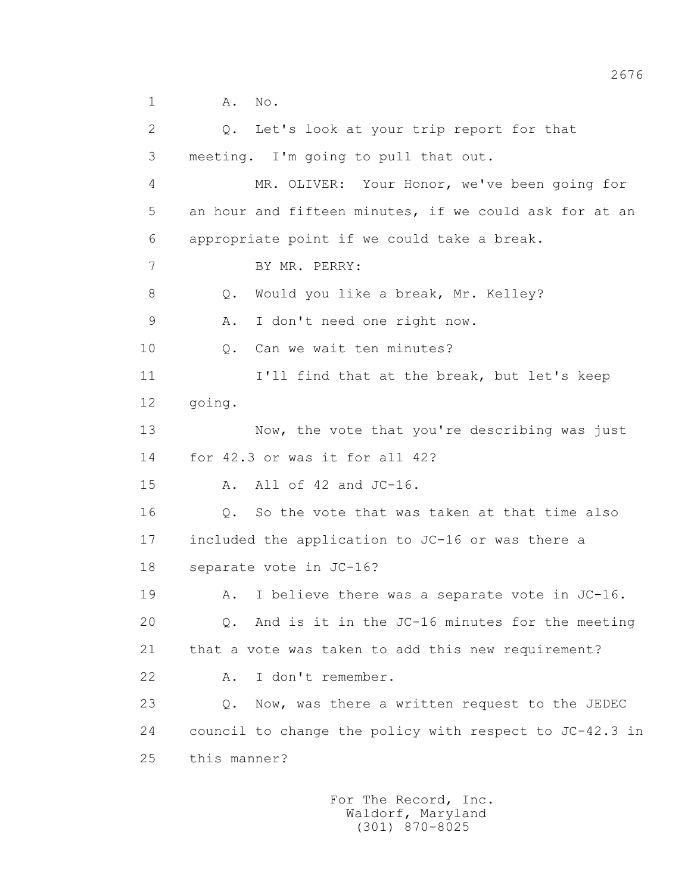1 A. No.

2 Q. Let's look at your trip report for that

3 meeting. I'm going to pull that out.

4 MR. OLIVER: Your Honor, we've been going for

5 an hour and fifteen minutes, if we could ask for at an

6 appropriate point if we could take a break.

7 BY MR. PERRY:

8 Q. Would you like a break, Mr. Kelley?

9 A. I don't need one right now.

10 Q. Can we wait ten minutes?

11 I'll find that at the break, but let's keep

12 going.

13 Now, the vote that you're describing was just

14 for 42.3 or was it for all 42?

15 A. All of 42 and JC-16.

16 Q. So the vote that was taken at that time also

17 included the application to JC-16 or was there a

18 separate vote in JC-16?

19 A. I believe there was a separate vote in JC-16.

20 Q. And is it in the JC-16 minutes for the meeting

21 that a vote was taken to add this new requirement?

22 A. I don't remember.

23 Q. Now, was there a written request to the JEDEC

24 council to change the policy with respect to JC-42.3 in

25 this manner?

For The Record, Inc.
Waldorf, Maryland
(301) 870-8025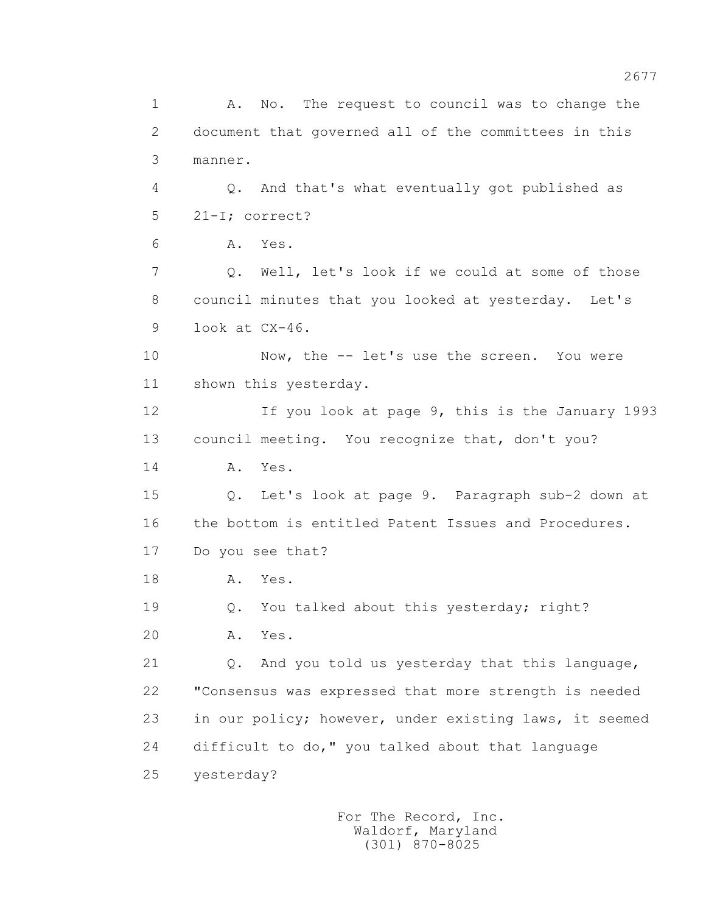1 A. No. The request to council was to change the
2 document that governed all of the committees in this
3 manner.
4 Q. And that's what eventually got published as
5 21-I; correct?
6 A. Yes.
7 Q. Well, let's look if we could at some of those
8 council minutes that you looked at yesterday. Let's
9 look at CX-46.
10 Now, the -- let's use the screen. You were
11 shown this yesterday.
12 If you look at page 9, this is the January 1993
13 council meeting. You recognize that, don't you?
14 A. Yes.
15 Q. Let's look at page 9. Paragraph sub-2 down at
16 the bottom is entitled Patent Issues and Procedures.
17 Do you see that?
18 A. Yes.
19 Q. You talked about this yesterday; right?
20 A. Yes.
21 Q. And you told us yesterday that this language,
22 "Consensus was expressed that more strength is needed
23 in our policy; however, under existing laws, it seemed
24 difficult to do," you talked about that language
25 yesterday?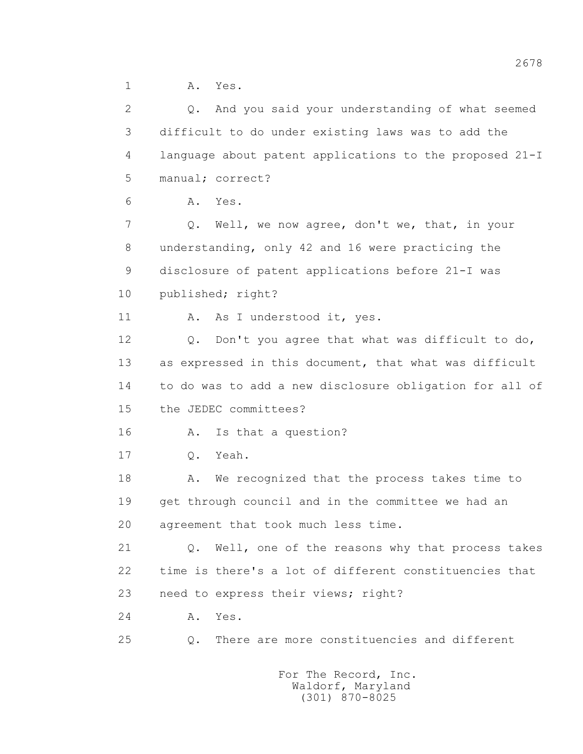1 A. Yes.

2 Q. And you said your understanding of what seemed

3 difficult to do under existing laws was to add the

4 language about patent applications to the proposed 21-I

5 manual; correct?

6 A. Yes.

7 Q. Well, we now agree, don't we, that, in your

8 understanding, only 42 and 16 were practicing the

9 disclosure of patent applications before 21-I was

10 published; right?

11 A. As I understood it, yes.

12 Q. Don't you agree that what was difficult to do,

13 as expressed in this document, that what was difficult

14 to do was to add a new disclosure obligation for all of

15 the JEDEC committees?

16 A. Is that a question?

17 Q. Yeah.

18 A. We recognized that the process takes time to

19 get through council and in the committee we had an

20 agreement that took much less time.

21 Q. Well, one of the reasons why that process takes

22 time is there's a lot of different constituencies that

23 need to express their views; right?

24 A. Yes.

25 Q. There are more constituencies and different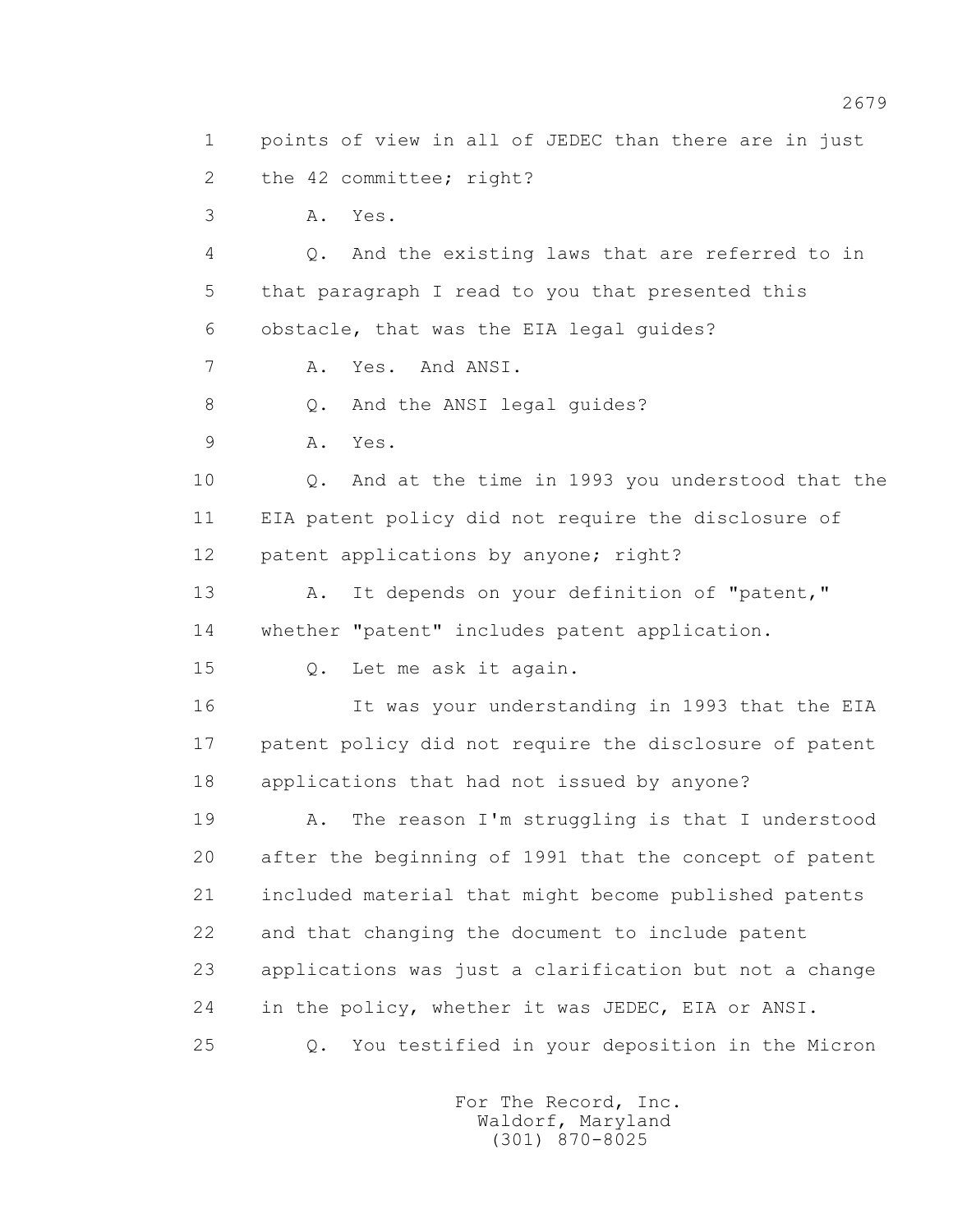1 points of view in all of JEDEC than there are in just
2 the 42 committee; right?
3 A. Yes.
4 Q. And the existing laws that are referred to in
5 that paragraph I read to you that presented this
6 obstacle, that was the EIA legal guides?
7 A. Yes. And ANSI.
8 Q. And the ANSI legal guides?
9 A. Yes.
10 Q. And at the time in 1993 you understood that the
11 EIA patent policy did not require the disclosure of
12 patent applications by anyone; right?
13 A. It depends on your definition of "patent,"
14 whether "patent" includes patent application.
15 Q. Let me ask it again.
16 It was your understanding in 1993 that the EIA
17 patent policy did not require the disclosure of patent
18 applications that had not issued by anyone?
19 A. The reason I'm struggling is that I understood
20 after the beginning of 1991 that the concept of patent
21 included material that might become published patents
22 and that changing the document to include patent
23 applications was just a clarification but not a change
24 in the policy, whether it was JEDEC, EIA or ANSI.
25 Q. You testified in your deposition in the Micron

For The Record, Inc.
Waldorf, Maryland
(301) 870-8025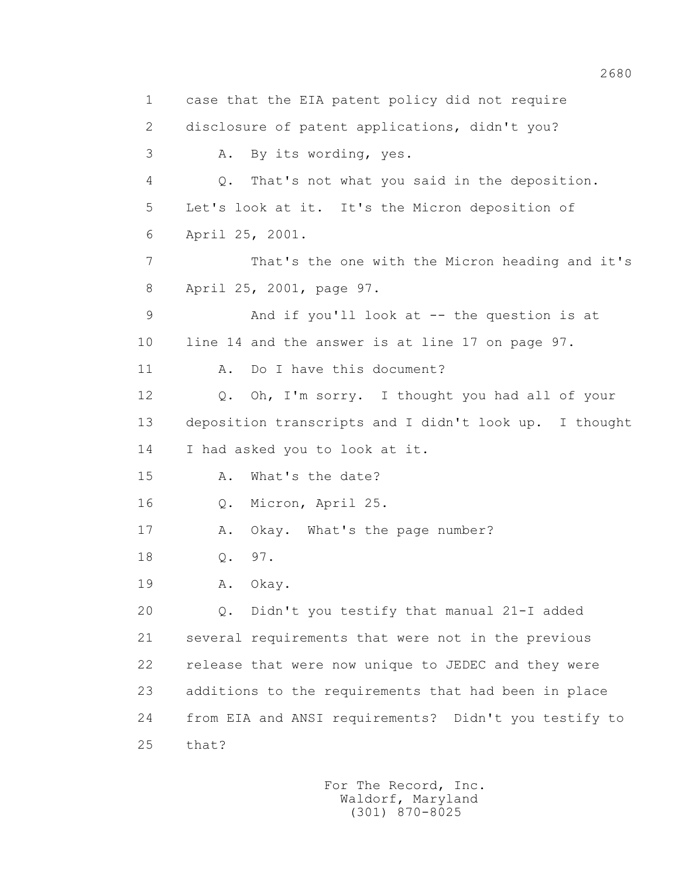1 case that the EIA patent policy did not require

2 disclosure of patent applications, didn't you?

3 A. By its wording, yes.

4 Q. That's not what you said in the deposition.

5 Let's look at it. It's the Micron deposition of

6 April 25, 2001.

7 That's the one with the Micron heading and it's

8 April 25, 2001, page 97.

9 And if you'll look at -- the question is at

10 line 14 and the answer is at line 17 on page 97.

11 A. Do I have this document?

12 Q. Oh, I'm sorry. I thought you had all of your

13 deposition transcripts and I didn't look up. I thought

14 I had asked you to look at it.

15 A. What's the date?

16 Q. Micron, April 25.

17 A. Okay. What's the page number?

18 Q. 97.

19 A. Okay.

20 Q. Didn't you testify that manual 21-I added

21 several requirements that were not in the previous

22 release that were now unique to JEDEC and they were

23 additions to the requirements that had been in place

24 from EIA and ANSI requirements? Didn't you testify to

25 that?

For The Record, Inc.
Waldorf, Maryland
(301) 870-8025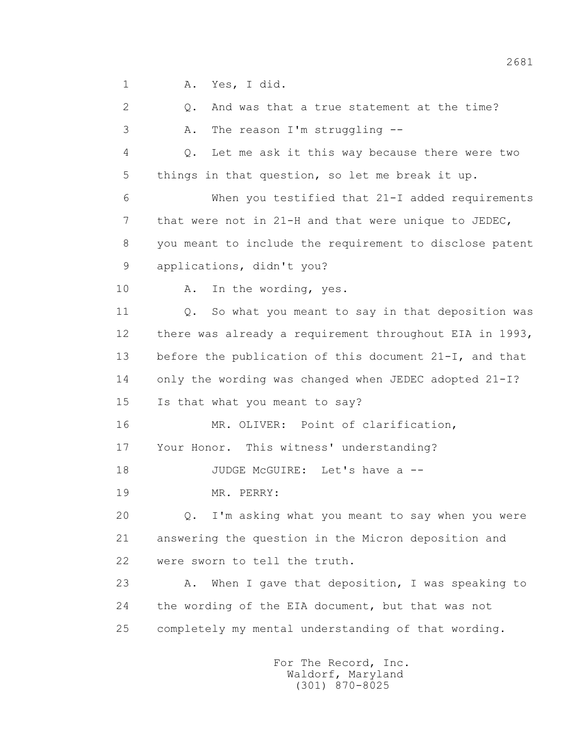1 A. Yes, I did.

2 Q. And was that a true statement at the time?

3 A. The reason I'm struggling --

4 Q. Let me ask it this way because there were two

5 things in that question, so let me break it up.

6 When you testified that 21-I added requirements

7 that were not in 21-H and that were unique to JEDEC,

8 you meant to include the requirement to disclose patent

9 applications, didn't you?

10 A. In the wording, yes.

11 Q. So what you meant to say in that deposition was

12 there was already a requirement throughout EIA in 1993,

13 before the publication of this document 21-I, and that

14 only the wording was changed when JEDEC adopted 21-I?

15 Is that what you meant to say?

16 MR. OLIVER: Point of clarification,

17 Your Honor. This witness' understanding?

18 JUDGE McGUIRE: Let's have a --

19 MR. PERRY:

20 Q. I'm asking what you meant to say when you were

21 answering the question in the Micron deposition and

22 were sworn to tell the truth.

23 A. When I gave that deposition, I was speaking to

24 the wording of the EIA document, but that was not

25 completely my mental understanding of that wording.

For The Record, Inc.
Waldorf, Maryland
(301) 870-8025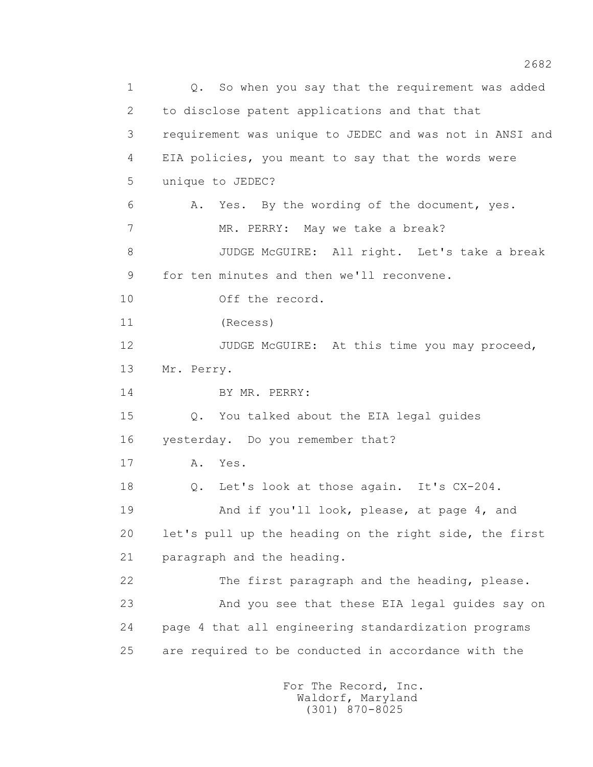Q. So when you say that the requirement was added to disclose patent applications and that that requirement was unique to JEDEC and was not in ANSI and EIA policies, you meant to say that the words were unique to JEDEC?

A. Yes. By the wording of the document, yes.

MR. PERRY: May we take a break?

JUDGE McGUIRE: All right. Let's take a break for ten minutes and then we'll reconvene.

Off the record.

(Recess)

JUDGE McGUIRE: At this time you may proceed, Mr. Perry.

BY MR. PERRY:

Q. You talked about the EIA legal guides yesterday. Do you remember that?

A. Yes.

Q. Let's look at those again. It's CX-204.

And if you'll look, please, at page 4, and let's pull up the heading on the right side, the first paragraph and the heading.

The first paragraph and the heading, please.

And you see that these EIA legal guides say on page 4 that all engineering standardization programs are required to be conducted in accordance with the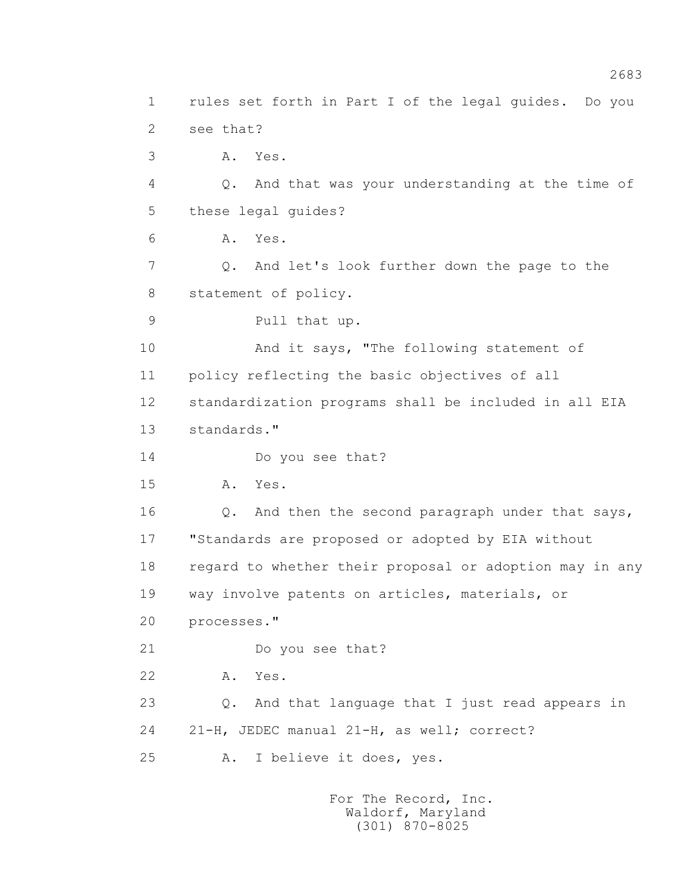1 rules set forth in Part I of the legal guides. Do you
2 see that?
3 A. Yes.
4 Q. And that was your understanding at the time of
5 these legal guides?
6 A. Yes.
7 Q. And let's look further down the page to the
8 statement of policy.
9 Pull that up.
10 And it says, "The following statement of
11 policy reflecting the basic objectives of all
12 standardization programs shall be included in all EIA
13 standards."
14 Do you see that?
15 A. Yes.
16 Q. And then the second paragraph under that says,
17 "Standards are proposed or adopted by EIA without
18 regard to whether their proposal or adoption may in any
19 way involve patents on articles, materials, or
20 processes."
21 Do you see that?
22 A. Yes.
23 Q. And that language that I just read appears in
24 21-H, JEDEC manual 21-H, as well; correct?
25 A. I believe it does, yes.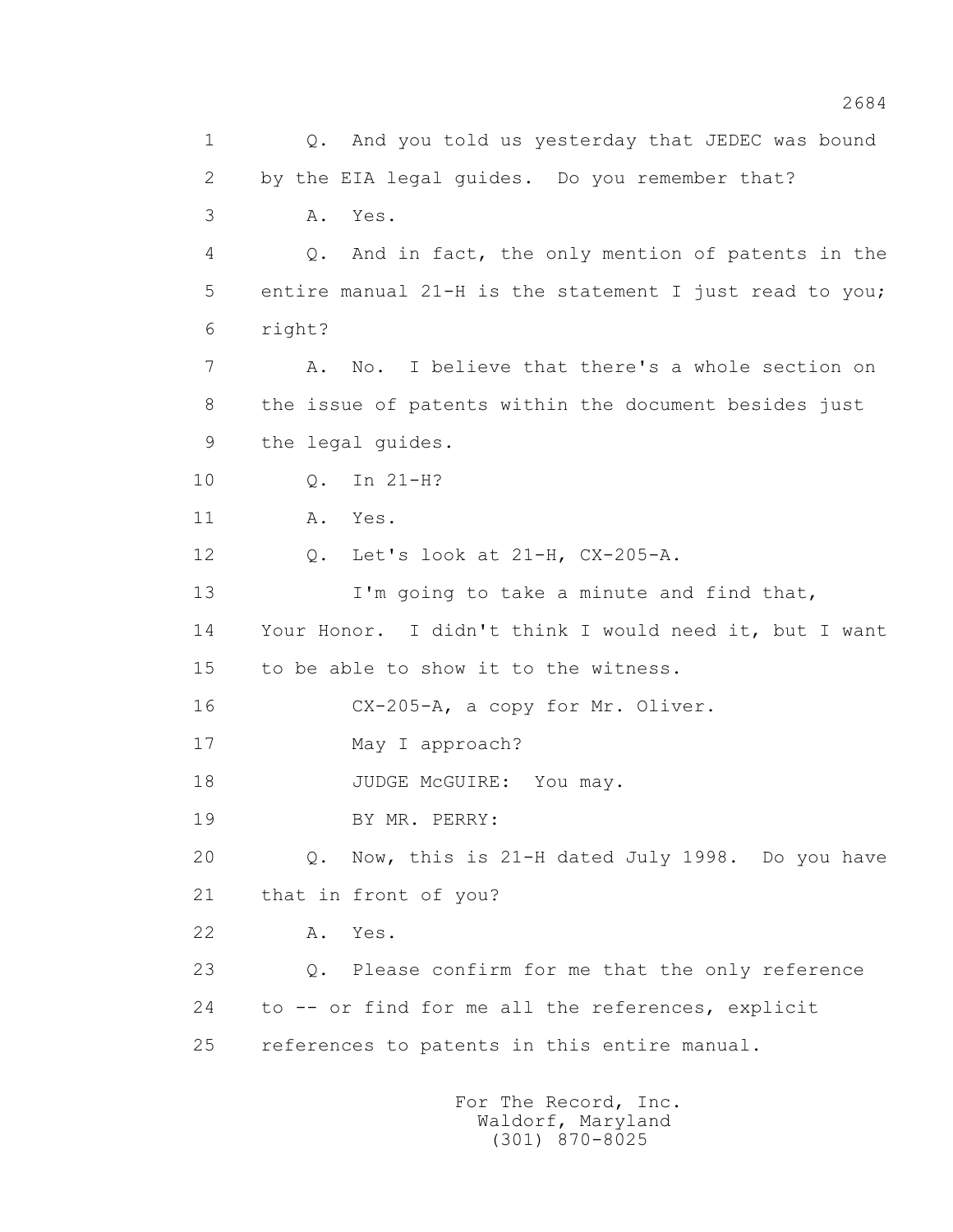1 Q. And you told us yesterday that JEDEC was bound
2 by the EIA legal guides. Do you remember that?
3 A. Yes.
4 Q. And in fact, the only mention of patents in the
5 entire manual 21-H is the statement I just read to you;
6 right?
7 A. No. I believe that there's a whole section on
8 the issue of patents within the document besides just
9 the legal guides.
10 Q. In 21-H?
11 A. Yes.
12 Q. Let's look at 21-H, CX-205-A.
13 I'm going to take a minute and find that,
14 Your Honor. I didn't think I would need it, but I want
15 to be able to show it to the witness.
16 CX-205-A, a copy for Mr. Oliver.
17 May I approach?
18 JUDGE McGUIRE: You may.
19 BY MR. PERRY:
20 Q. Now, this is 21-H dated July 1998. Do you have
21 that in front of you?
22 A. Yes.
23 Q. Please confirm for me that the only reference
24 to -- or find for me all the references, explicit
25 references to patents in this entire manual.

For The Record, Inc.
Waldorf, Maryland
(301) 870-8025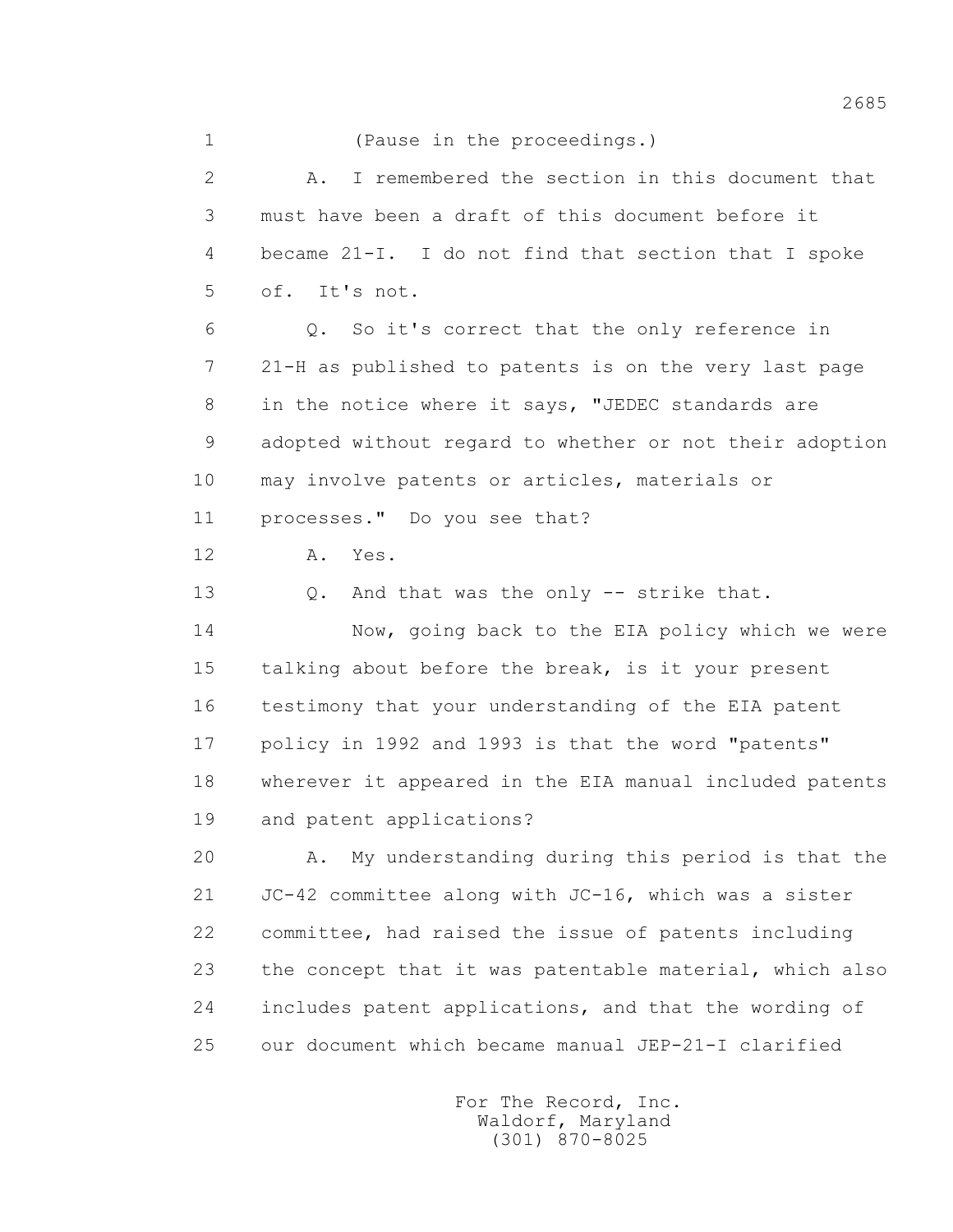1 (Pause in the proceedings.)

2 A. I remembered the section in this document that

3 must have been a draft of this document before it

4 became 21-I. I do not find that section that I spoke

5 of. It's not.

6 Q. So it's correct that the only reference in

7 21-H as published to patents is on the very last page

8 in the notice where it says, "JEDEC standards are

9 adopted without regard to whether or not their adoption

10 may involve patents or articles, materials or

11 processes." Do you see that?

12 A. Yes.

13 Q. And that was the only -- strike that.

14 Now, going back to the EIA policy which we were

15 talking about before the break, is it your present

16 testimony that your understanding of the EIA patent

17 policy in 1992 and 1993 is that the word "patents"

18 wherever it appeared in the EIA manual included patents

19 and patent applications?

20 A. My understanding during this period is that the

21 JC-42 committee along with JC-16, which was a sister

22 committee, had raised the issue of patents including

23 the concept that it was patentable material, which also

24 includes patent applications, and that the wording of

25 our document which became manual JEP-21-I clarified

For The Record, Inc.
Waldorf, Maryland
(301) 870-8025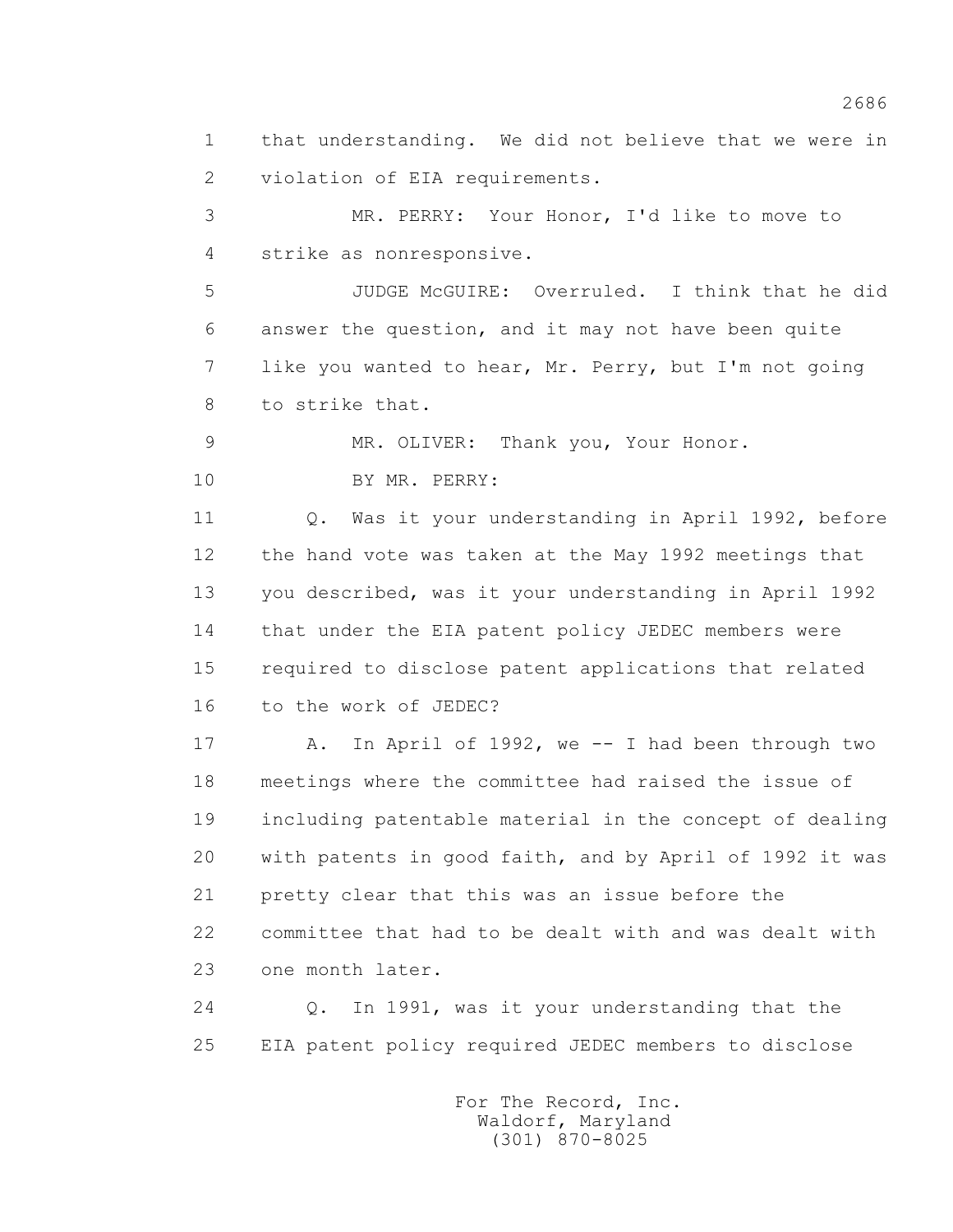that understanding. We did not believe that we were in violation of EIA requirements.

MR. PERRY: Your Honor, I'd like to move to strike as nonresponsive.

JUDGE McGUIRE: Overruled. I think that he did answer the question, and it may not have been quite like you wanted to hear, Mr. Perry, but I'm not going to strike that.

MR. OLIVER: Thank you, Your Honor.

BY MR. PERRY:

Q. Was it your understanding in April 1992, before the hand vote was taken at the May 1992 meetings that you described, was it your understanding in April 1992 that under the EIA patent policy JEDEC members were required to disclose patent applications that related to the work of JEDEC?

A. In April of 1992, we -- I had been through two meetings where the committee had raised the issue of including patentable material in the concept of dealing with patents in good faith, and by April of 1992 it was pretty clear that this was an issue before the committee that had to be dealt with and was dealt with one month later.

Q. In 1991, was it your understanding that the EIA patent policy required JEDEC members to disclose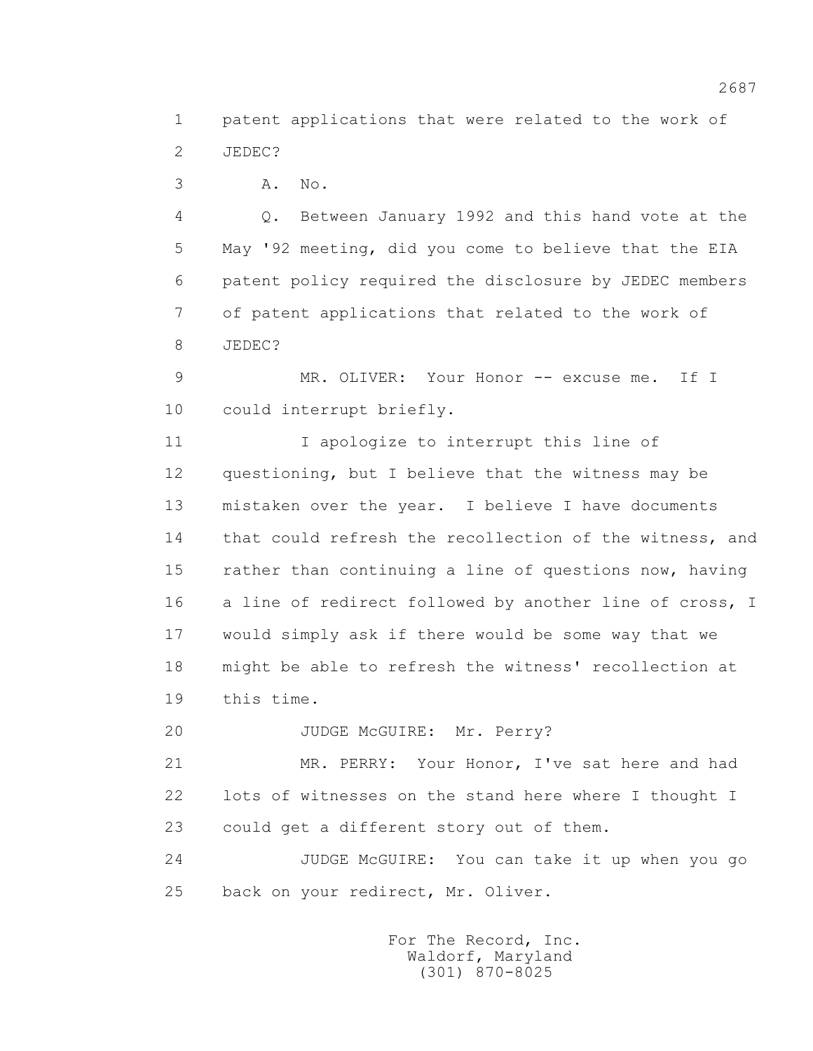1 patent applications that were related to the work of
2 JEDEC?
3 A. No.
4 Q. Between January 1992 and this hand vote at the
5 May '92 meeting, did you come to believe that the EIA
6 patent policy required the disclosure by JEDEC members
7 of patent applications that related to the work of
8 JEDEC?
9 MR. OLIVER: Your Honor -- excuse me. If I
10 could interrupt briefly.
11 I apologize to interrupt this line of
12 questioning, but I believe that the witness may be
13 mistaken over the year. I believe I have documents
14 that could refresh the recollection of the witness, and
15 rather than continuing a line of questions now, having
16 a line of redirect followed by another line of cross, I
17 would simply ask if there would be some way that we
18 might be able to refresh the witness' recollection at
19 this time.
20 JUDGE McGUIRE: Mr. Perry?
21 MR. PERRY: Your Honor, I've sat here and had
22 lots of witnesses on the stand here where I thought I
23 could get a different story out of them.
24 JUDGE McGUIRE: You can take it up when you go
25 back on your redirect, Mr. Oliver.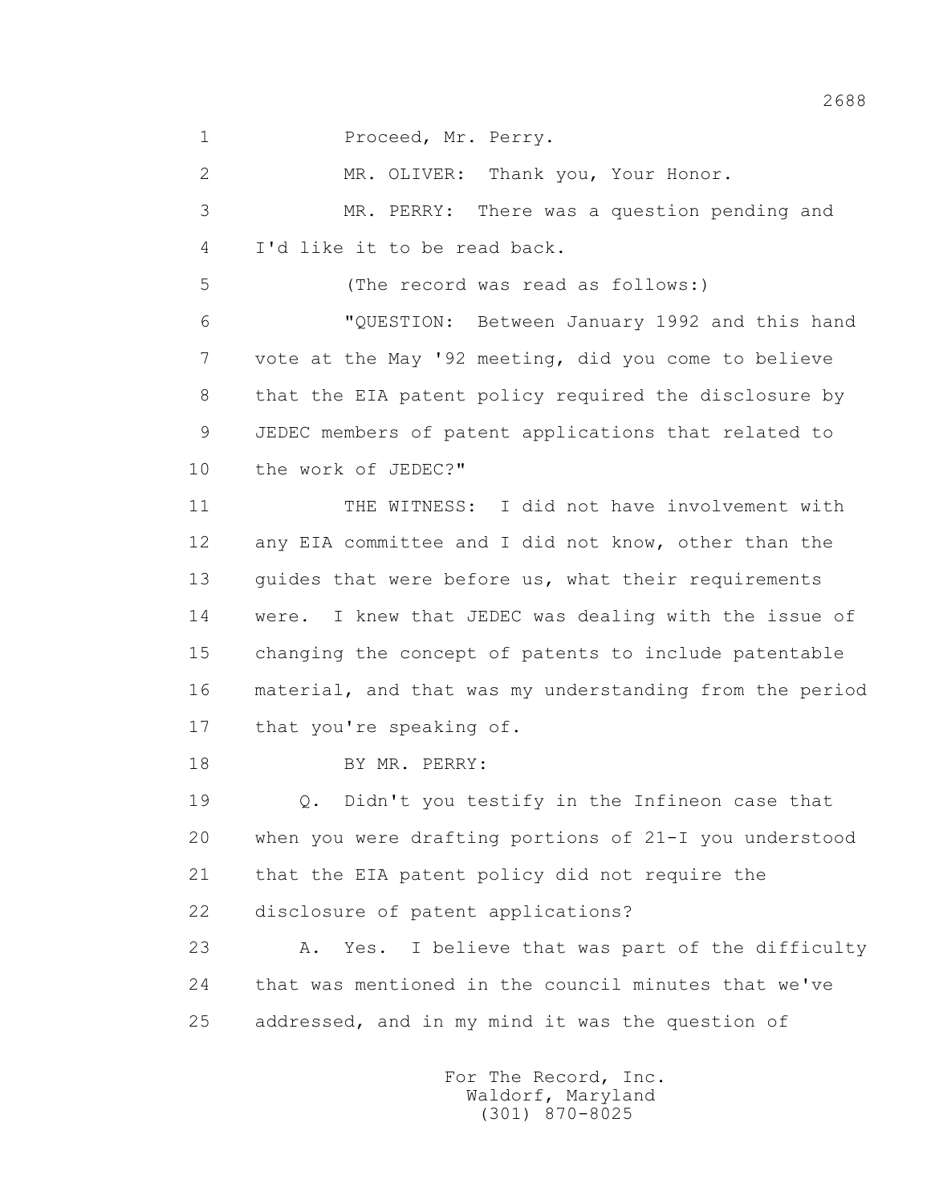1 Proceed, Mr. Perry.

2 MR. OLIVER: Thank you, Your Honor.

3 MR. PERRY: There was a question pending and

4 I'd like it to be read back.

5 (The record was read as follows:)

6 "QUESTION: Between January 1992 and this hand

7 vote at the May '92 meeting, did you come to believe

8 that the EIA patent policy required the disclosure by

9 JEDEC members of patent applications that related to

10 the work of JEDEC?"

11 THE WITNESS: I did not have involvement with

12 any EIA committee and I did not know, other than the

13 guides that were before us, what their requirements

14 were. I knew that JEDEC was dealing with the issue of

15 changing the concept of patents to include patentable

16 material, and that was my understanding from the period

17 that you're speaking of.

18 BY MR. PERRY:

19 Q. Didn't you testify in the Infineon case that

20 when you were drafting portions of 21-I you understood

21 that the EIA patent policy did not require the

22 disclosure of patent applications?

23 A. Yes. I believe that was part of the difficulty

24 that was mentioned in the council minutes that we've

25 addressed, and in my mind it was the question of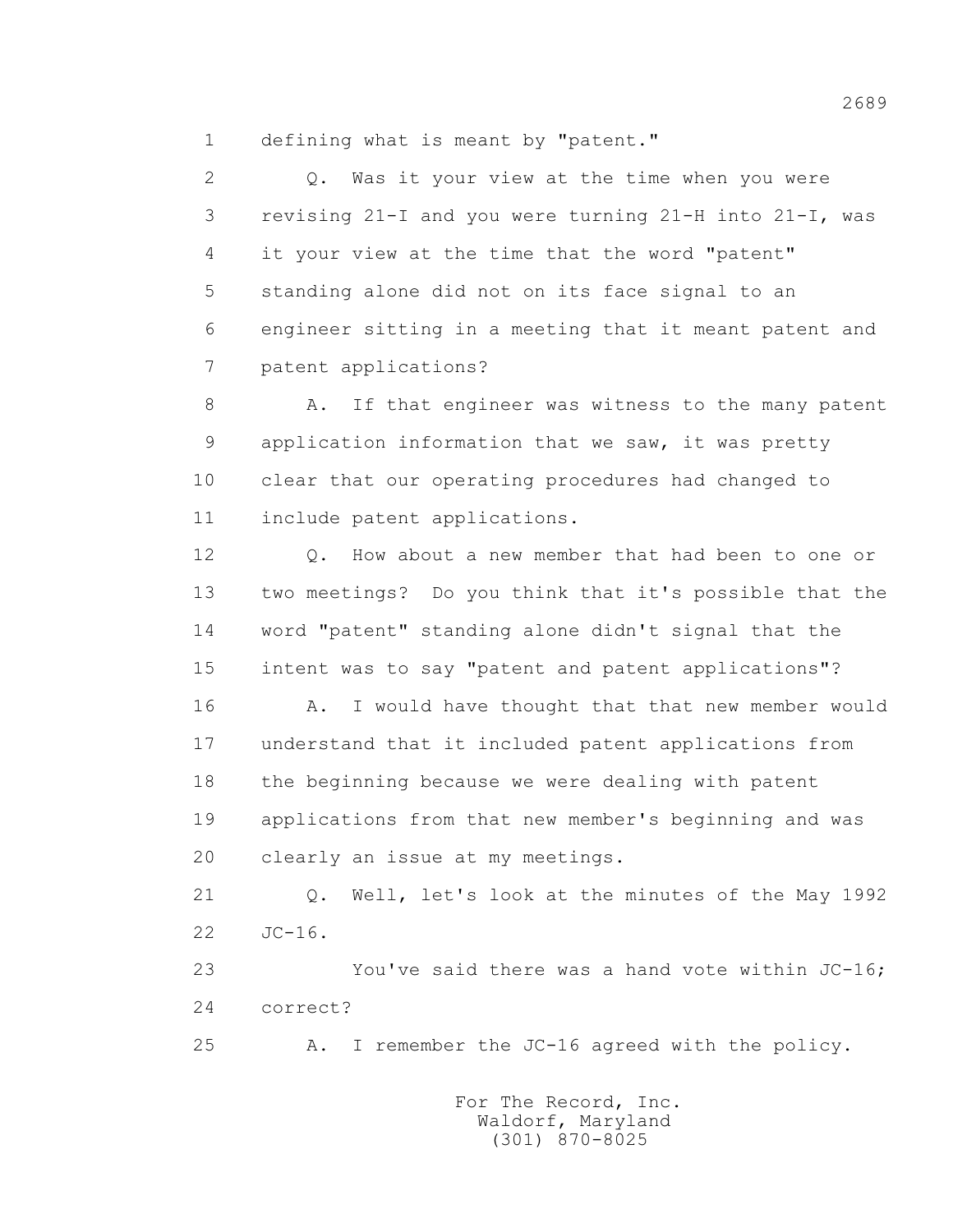1 defining what is meant by "patent."

2 Q. Was it your view at the time when you were

3 revising 21-I and you were turning 21-H into 21-I, was

4 it your view at the time that the word "patent"

5 standing alone did not on its face signal to an

6 engineer sitting in a meeting that it meant patent and

7 patent applications?

8 A. If that engineer was witness to the many patent

9 application information that we saw, it was pretty

10 clear that our operating procedures had changed to

11 include patent applications.

12 Q. How about a new member that had been to one or

13 two meetings? Do you think that it's possible that the

14 word "patent" standing alone didn't signal that the

15 intent was to say "patent and patent applications"?

16 A. I would have thought that that new member would

17 understand that it included patent applications from

18 the beginning because we were dealing with patent

19 applications from that new member's beginning and was

20 clearly an issue at my meetings.

21 Q. Well, let's look at the minutes of the May 1992

22 JC-16.

23 You've said there was a hand vote within JC-16;

24 correct?

25 A. I remember the JC-16 agreed with the policy.

For The Record, Inc.
Waldorf, Maryland
(301) 870-8025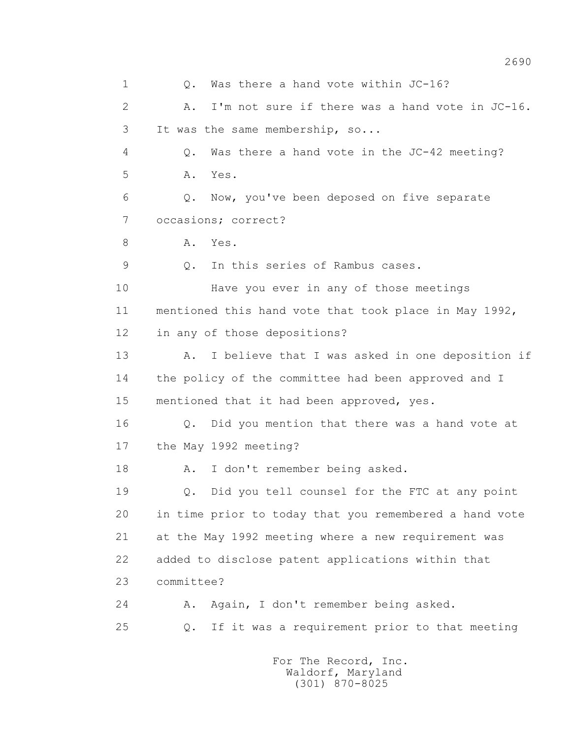1 Q. Was there a hand vote within JC-16?

2 A. I'm not sure if there was a hand vote in JC-16.

3 It was the same membership, so...

4 Q. Was there a hand vote in the JC-42 meeting?

5 A. Yes.

6 Q. Now, you've been deposed on five separate

7 occasions; correct?

8 A. Yes.

9 Q. In this series of Rambus cases.

10 Have you ever in any of those meetings

11 mentioned this hand vote that took place in May 1992,

12 in any of those depositions?

13 A. I believe that I was asked in one deposition if

14 the policy of the committee had been approved and I

15 mentioned that it had been approved, yes.

16 Q. Did you mention that there was a hand vote at

17 the May 1992 meeting?

18 A. I don't remember being asked.

19 Q. Did you tell counsel for the FTC at any point

20 in time prior to today that you remembered a hand vote

21 at the May 1992 meeting where a new requirement was

22 added to disclose patent applications within that

23 committee?

24 A. Again, I don't remember being asked.

25 Q. If it was a requirement prior to that meeting

For The Record, Inc.
Waldorf, Maryland
(301) 870-8025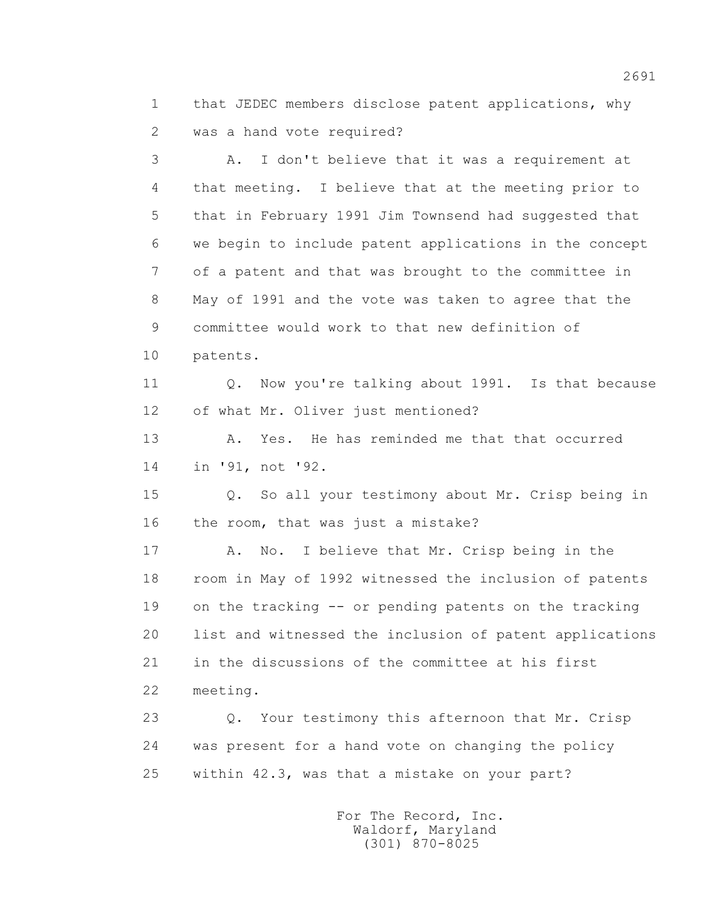1 that JEDEC members disclose patent applications, why
2 was a hand vote required?

3 A. I don't believe that it was a requirement at
4 that meeting. I believe that at the meeting prior to
5 that in February 1991 Jim Townsend had suggested that
6 we begin to include patent applications in the concept
7 of a patent and that was brought to the committee in
8 May of 1991 and the vote was taken to agree that the
9 committee would work to that new definition of
10 patents.

11 Q. Now you're talking about 1991. Is that because
12 of what Mr. Oliver just mentioned?

13 A. Yes. He has reminded me that that occurred
14 in '91, not '92.

15 Q. So all your testimony about Mr. Crisp being in
16 the room, that was just a mistake?

17 A. No. I believe that Mr. Crisp being in the
18 room in May of 1992 witnessed the inclusion of patents
19 on the tracking -- or pending patents on the tracking
20 list and witnessed the inclusion of patent applications
21 in the discussions of the committee at his first
22 meeting.

23 Q. Your testimony this afternoon that Mr. Crisp
24 was present for a hand vote on changing the policy
25 within 42.3, was that a mistake on your part?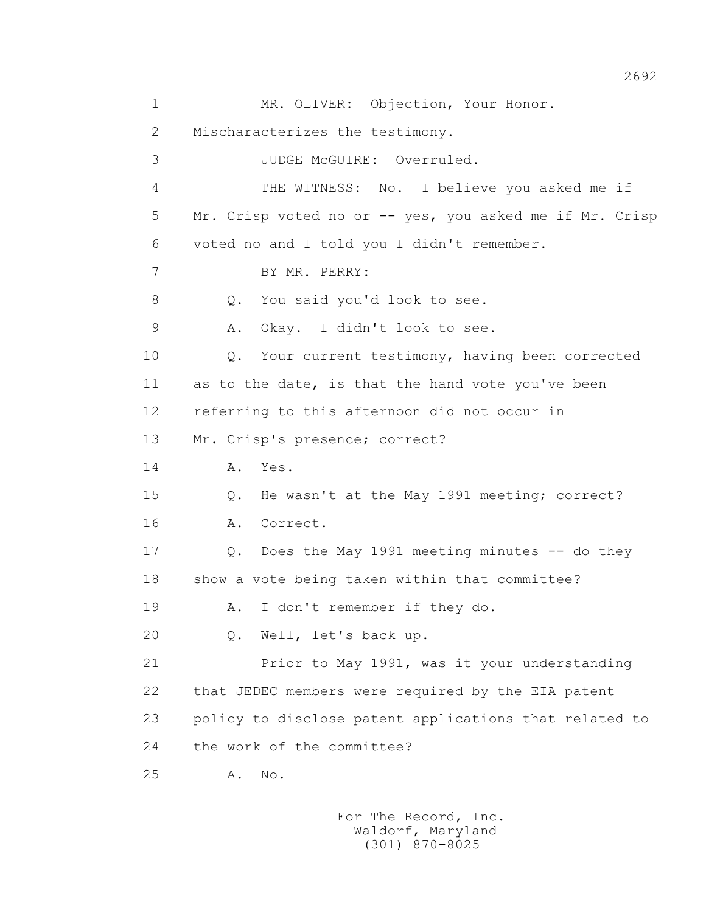MR. OLIVER: Objection, Your Honor. Mischaracterizes the testimony.

JUDGE McGUIRE: Overruled.

THE WITNESS: No. I believe you asked me if Mr. Crisp voted no or -- yes, you asked me if Mr. Crisp voted no and I told you I didn't remember.

BY MR. PERRY:

Q. You said you'd look to see.

A. Okay. I didn't look to see.

Q. Your current testimony, having been corrected as to the date, is that the hand vote you've been referring to this afternoon did not occur in Mr. Crisp's presence; correct?

A. Yes.

Q. He wasn't at the May 1991 meeting; correct?

A. Correct.

Q. Does the May 1991 meeting minutes -- do they show a vote being taken within that committee?

A. I don't remember if they do.

Q. Well, let's back up.

Prior to May 1991, was it your understanding that JEDEC members were required by the EIA patent policy to disclose patent applications that related to the work of the committee?

A. No.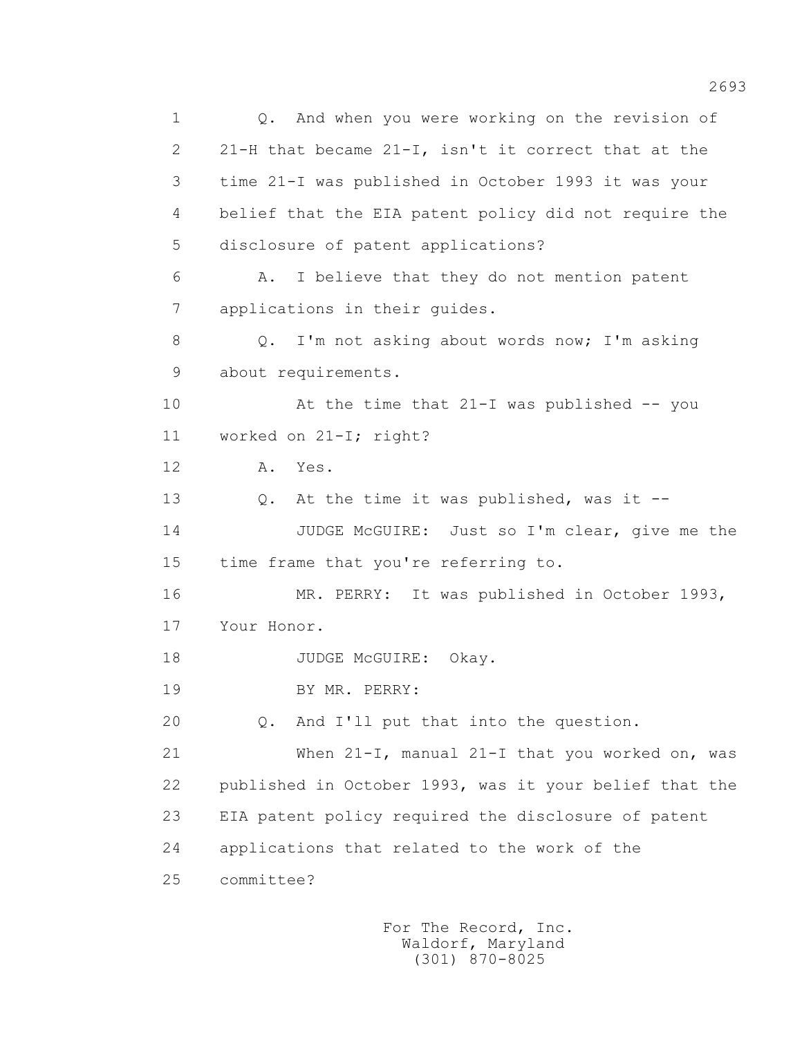1 Q. And when you were working on the revision of
2 21-H that became 21-I, isn't it correct that at the
3 time 21-I was published in October 1993 it was your
4 belief that the EIA patent policy did not require the
5 disclosure of patent applications?
6 A. I believe that they do not mention patent
7 applications in their guides.
8 Q. I'm not asking about words now; I'm asking
9 about requirements.
10 At the time that 21-I was published -- you
11 worked on 21-I; right?
12 A. Yes.
13 Q. At the time it was published, was it --
14 JUDGE McGUIRE: Just so I'm clear, give me the
15 time frame that you're referring to.
16 MR. PERRY: It was published in October 1993,
17 Your Honor.
18 JUDGE McGUIRE: Okay.
19 BY MR. PERRY:
20 Q. And I'll put that into the question.
21 When 21-I, manual 21-I that you worked on, was
22 published in October 1993, was it your belief that the
23 EIA patent policy required the disclosure of patent
24 applications that related to the work of the
25 committee?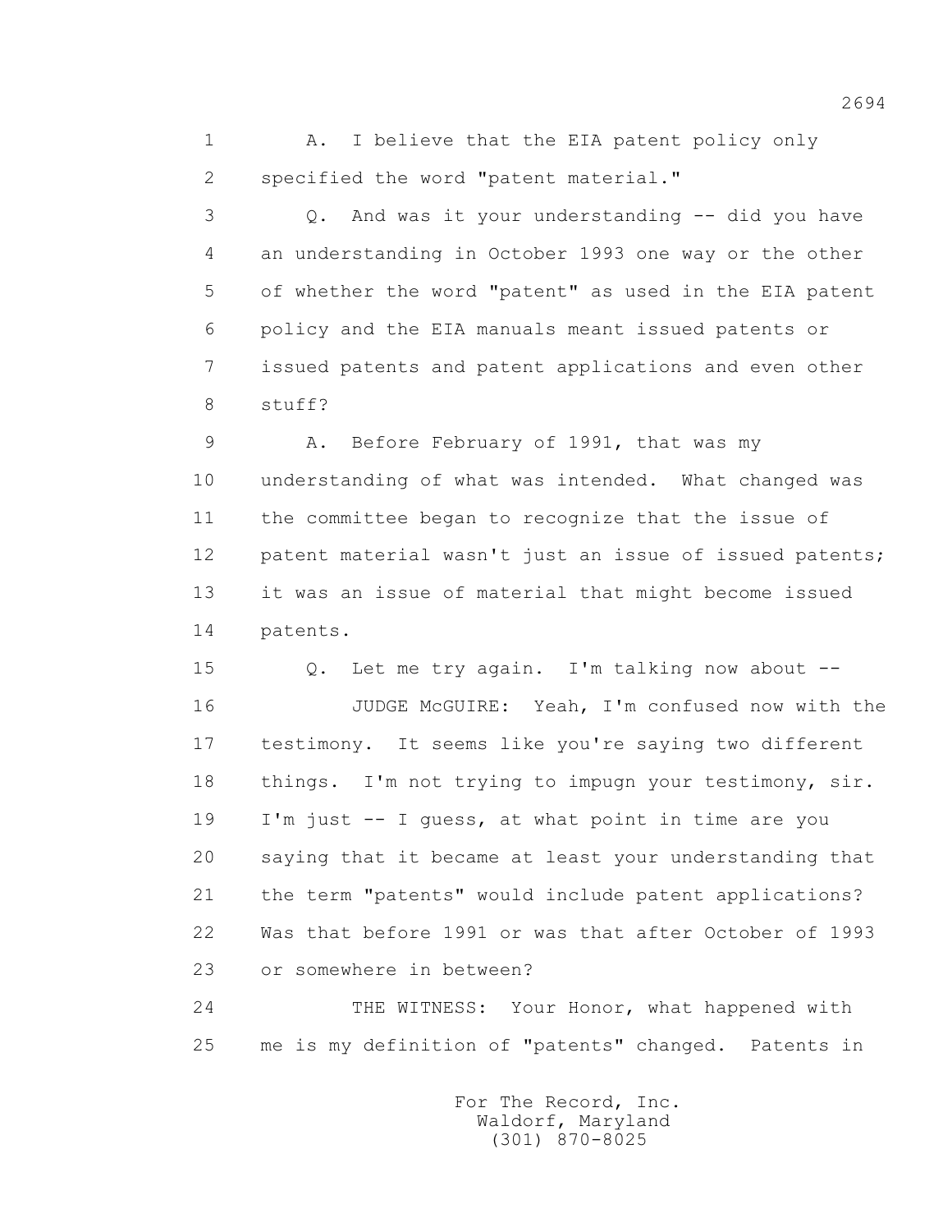1 A. I believe that the EIA patent policy only
2 specified the word "patent material."
3 Q. And was it your understanding -- did you have
4 an understanding in October 1993 one way or the other
5 of whether the word "patent" as used in the EIA patent
6 policy and the EIA manuals meant issued patents or
7 issued patents and patent applications and even other
8 stuff?
9 A. Before February of 1991, that was my
10 understanding of what was intended. What changed was
11 the committee began to recognize that the issue of
12 patent material wasn't just an issue of issued patents;
13 it was an issue of material that might become issued
14 patents.
15 Q. Let me try again. I'm talking now about --
16 JUDGE McGUIRE: Yeah, I'm confused now with the
17 testimony. It seems like you're saying two different
18 things. I'm not trying to impugn your testimony, sir.
19 I'm just -- I guess, at what point in time are you
20 saying that it became at least your understanding that
21 the term "patents" would include patent applications?
22 Was that before 1991 or was that after October of 1993
23 or somewhere in between?
24 THE WITNESS: Your Honor, what happened with
25 me is my definition of "patents" changed. Patents in

For The Record, Inc.
Waldorf, Maryland
(301) 870-8025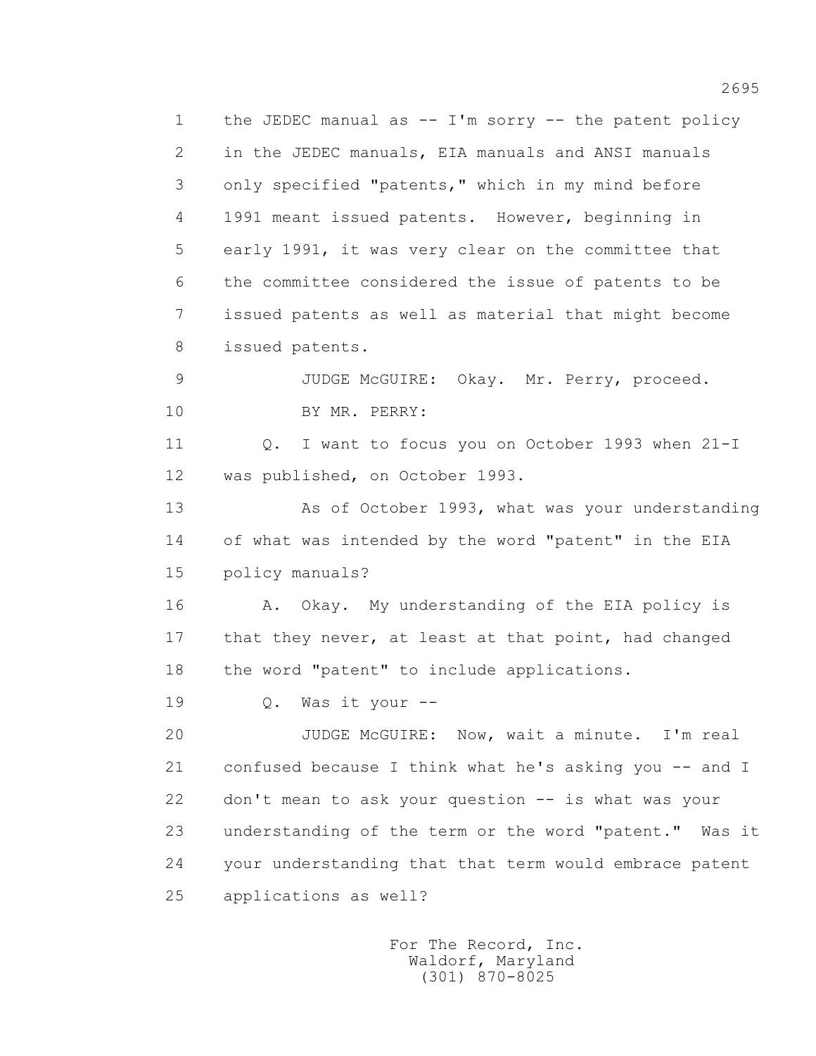1 the JEDEC manual as -- I'm sorry -- the patent policy
2 in the JEDEC manuals, EIA manuals and ANSI manuals
3 only specified "patents," which in my mind before
4 1991 meant issued patents. However, beginning in
5 early 1991, it was very clear on the committee that
6 the committee considered the issue of patents to be
7 issued patents as well as material that might become
8 issued patents.

9 JUDGE McGUIRE: Okay. Mr. Perry, proceed.

10 BY MR. PERRY:

11 Q. I want to focus you on October 1993 when 21-I
12 was published, on October 1993.

13 As of October 1993, what was your understanding
14 of what was intended by the word "patent" in the EIA
15 policy manuals?

16 A. Okay. My understanding of the EIA policy is
17 that they never, at least at that point, had changed
18 the word "patent" to include applications.

19 Q. Was it your --

20 JUDGE McGUIRE: Now, wait a minute. I'm real
21 confused because I think what he's asking you -- and I
22 don't mean to ask your question -- is what was your
23 understanding of the term or the word "patent." Was it
24 your understanding that that term would embrace patent
25 applications as well?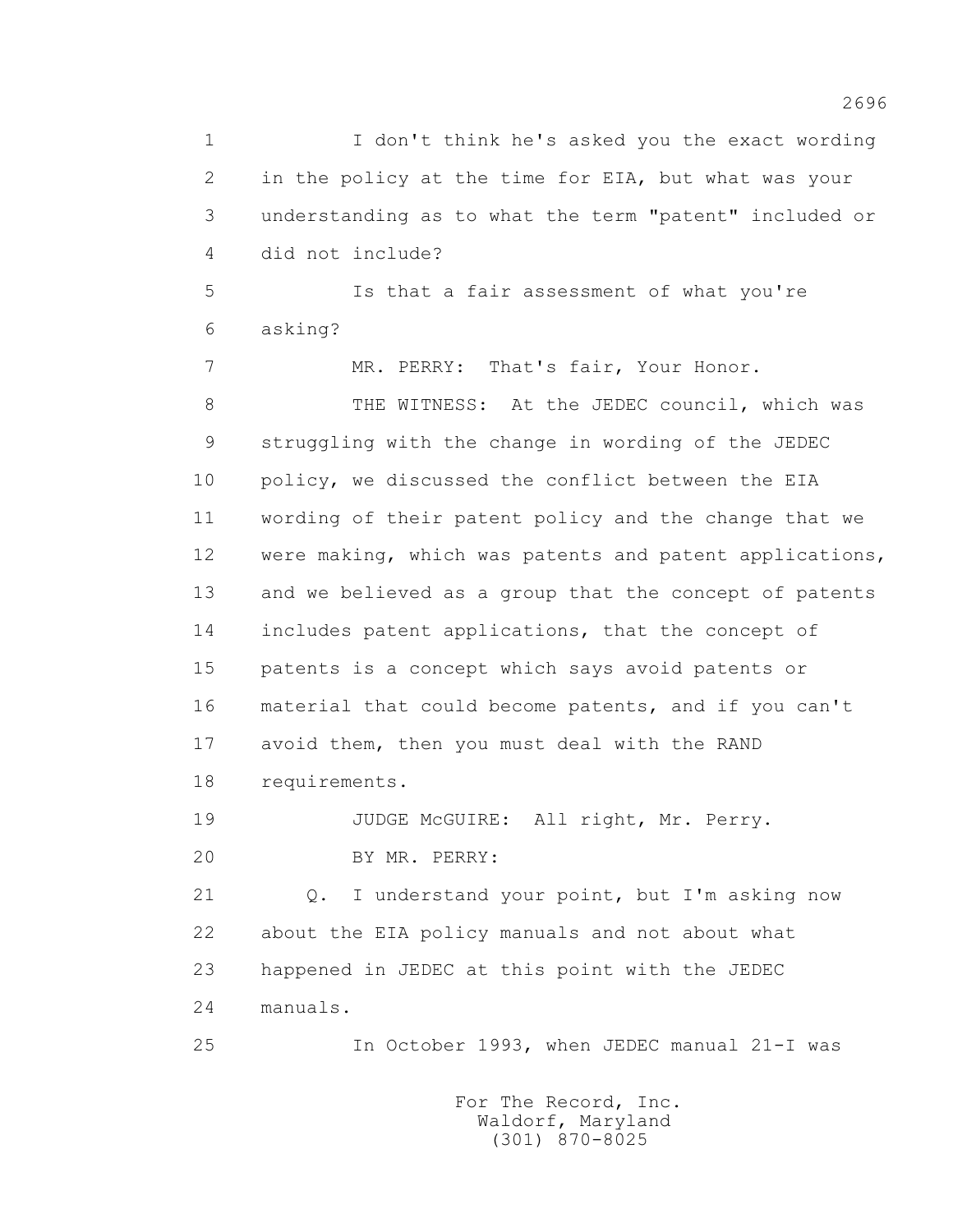I don't think he's asked you the exact wording in the policy at the time for EIA, but what was your understanding as to what the term "patent" included or did not include?

Is that a fair assessment of what you're asking?

MR. PERRY: That's fair, Your Honor.

THE WITNESS: At the JEDEC council, which was struggling with the change in wording of the JEDEC policy, we discussed the conflict between the EIA wording of their patent policy and the change that we were making, which was patents and patent applications, and we believed as a group that the concept of patents includes patent applications, that the concept of patents is a concept which says avoid patents or material that could become patents, and if you can't avoid them, then you must deal with the RAND requirements.

JUDGE McGUIRE: All right, Mr. Perry.

BY MR. PERRY:

Q. I understand your point, but I'm asking now about the EIA policy manuals and not about what happened in JEDEC at this point with the JEDEC manuals.

In October 1993, when JEDEC manual 21-I was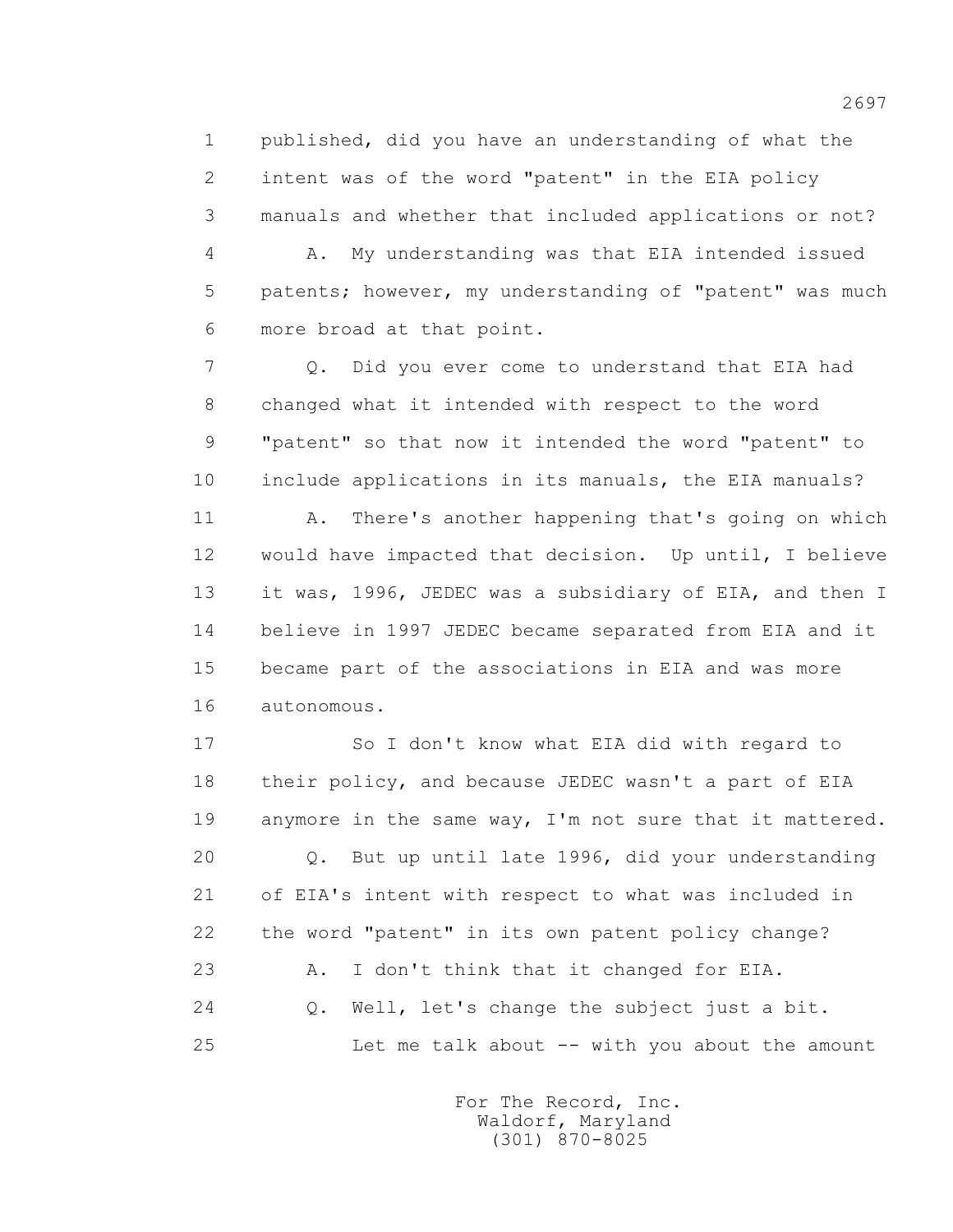1 published, did you have an understanding of what the
2 intent was of the word "patent" in the EIA policy
3 manuals and whether that included applications or not?
4 A. My understanding was that EIA intended issued
5 patents; however, my understanding of "patent" was much
6 more broad at that point.
7 Q. Did you ever come to understand that EIA had
8 changed what it intended with respect to the word
9 "patent" so that now it intended the word "patent" to
10 include applications in its manuals, the EIA manuals?
11 A. There's another happening that's going on which
12 would have impacted that decision. Up until, I believe
13 it was, 1996, JEDEC was a subsidiary of EIA, and then I
14 believe in 1997 JEDEC became separated from EIA and it
15 became part of the associations in EIA and was more
16 autonomous.
17 So I don't know what EIA did with regard to
18 their policy, and because JEDEC wasn't a part of EIA
19 anymore in the same way, I'm not sure that it mattered.
20 Q. But up until late 1996, did your understanding
21 of EIA's intent with respect to what was included in
22 the word "patent" in its own patent policy change?
23 A. I don't think that it changed for EIA.
24 Q. Well, let's change the subject just a bit.
25 Let me talk about -- with you about the amount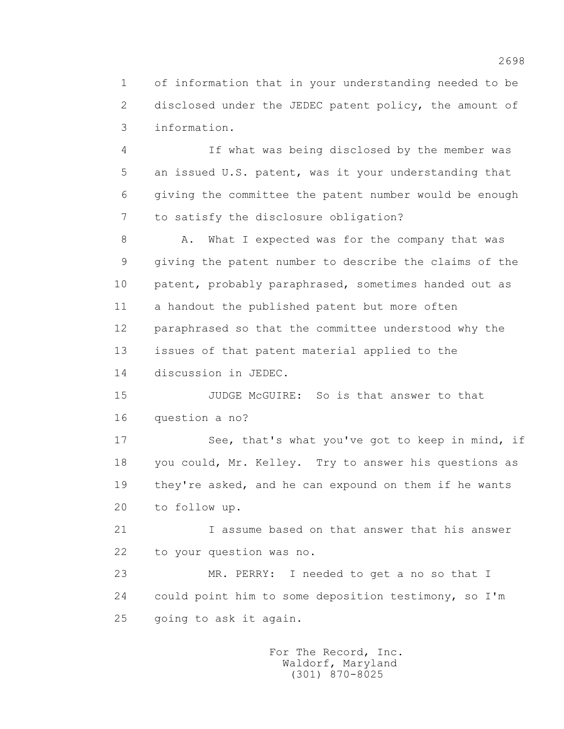of information that in your understanding needed to be disclosed under the JEDEC patent policy, the amount of information.

If what was being disclosed by the member was an issued U.S. patent, was it your understanding that giving the committee the patent number would be enough to satisfy the disclosure obligation?

A. What I expected was for the company that was giving the patent number to describe the claims of the patent, probably paraphrased, sometimes handed out as a handout the published patent but more often paraphrased so that the committee understood why the issues of that patent material applied to the discussion in JEDEC.

JUDGE McGUIRE: So is that answer to that question a no?

See, that's what you've got to keep in mind, if you could, Mr. Kelley. Try to answer his questions as they're asked, and he can expound on them if he wants to follow up.

I assume based on that answer that his answer to your question was no.

MR. PERRY: I needed to get a no so that I could point him to some deposition testimony, so I'm going to ask it again.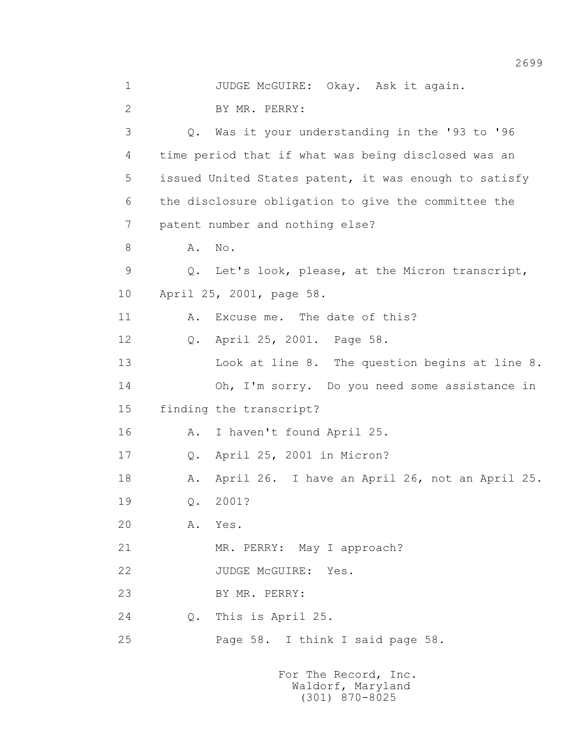1 JUDGE McGUIRE: Okay. Ask it again.

2 BY MR. PERRY:

3 Q. Was it your understanding in the '93 to '96

4 time period that if what was being disclosed was an

5 issued United States patent, it was enough to satisfy

6 the disclosure obligation to give the committee the

7 patent number and nothing else?

8 A. No.

9 Q. Let's look, please, at the Micron transcript,

10 April 25, 2001, page 58.

11 A. Excuse me. The date of this?

12 Q. April 25, 2001. Page 58.

13 Look at line 8. The question begins at line 8.

14 Oh, I'm sorry. Do you need some assistance in

15 finding the transcript?

16 A. I haven't found April 25.

17 Q. April 25, 2001 in Micron?

18 A. April 26. I have an April 26, not an April 25.

19 Q. 2001?

20 A. Yes.

21 MR. PERRY: May I approach?

22 JUDGE McGUIRE: Yes.

23 BY MR. PERRY:

24 Q. This is April 25.

25 Page 58. I think I said page 58.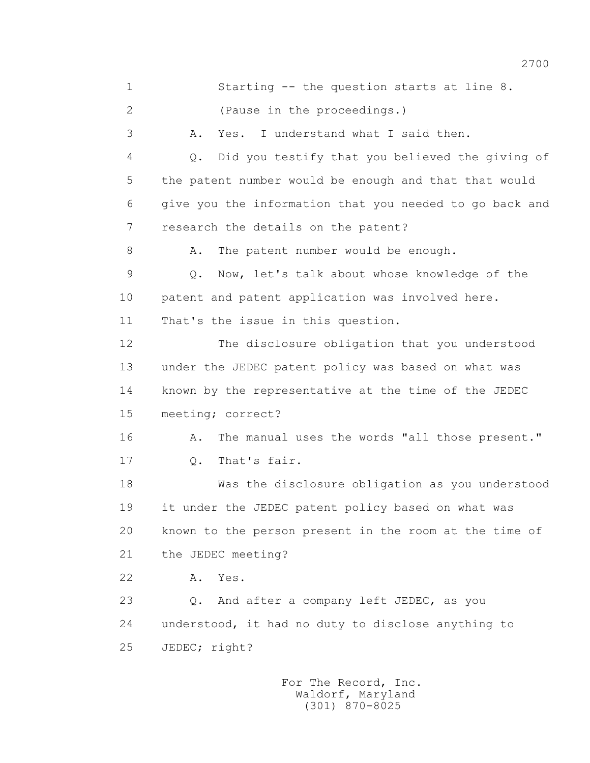1 Starting -- the question starts at line 8.

2 (Pause in the proceedings.)

3 A. Yes. I understand what I said then.

4 Q. Did you testify that you believed the giving of

5 the patent number would be enough and that that would

6 give you the information that you needed to go back and

7 research the details on the patent?

8 A. The patent number would be enough.

9 Q. Now, let's talk about whose knowledge of the

10 patent and patent application was involved here.

11 That's the issue in this question.

12 The disclosure obligation that you understood

13 under the JEDEC patent policy was based on what was

14 known by the representative at the time of the JEDEC

15 meeting; correct?

16 A. The manual uses the words "all those present."

17 Q. That's fair.

18 Was the disclosure obligation as you understood

19 it under the JEDEC patent policy based on what was

20 known to the person present in the room at the time of

21 the JEDEC meeting?

22 A. Yes.

23 Q. And after a company left JEDEC, as you

24 understood, it had no duty to disclose anything to

25 JEDEC; right?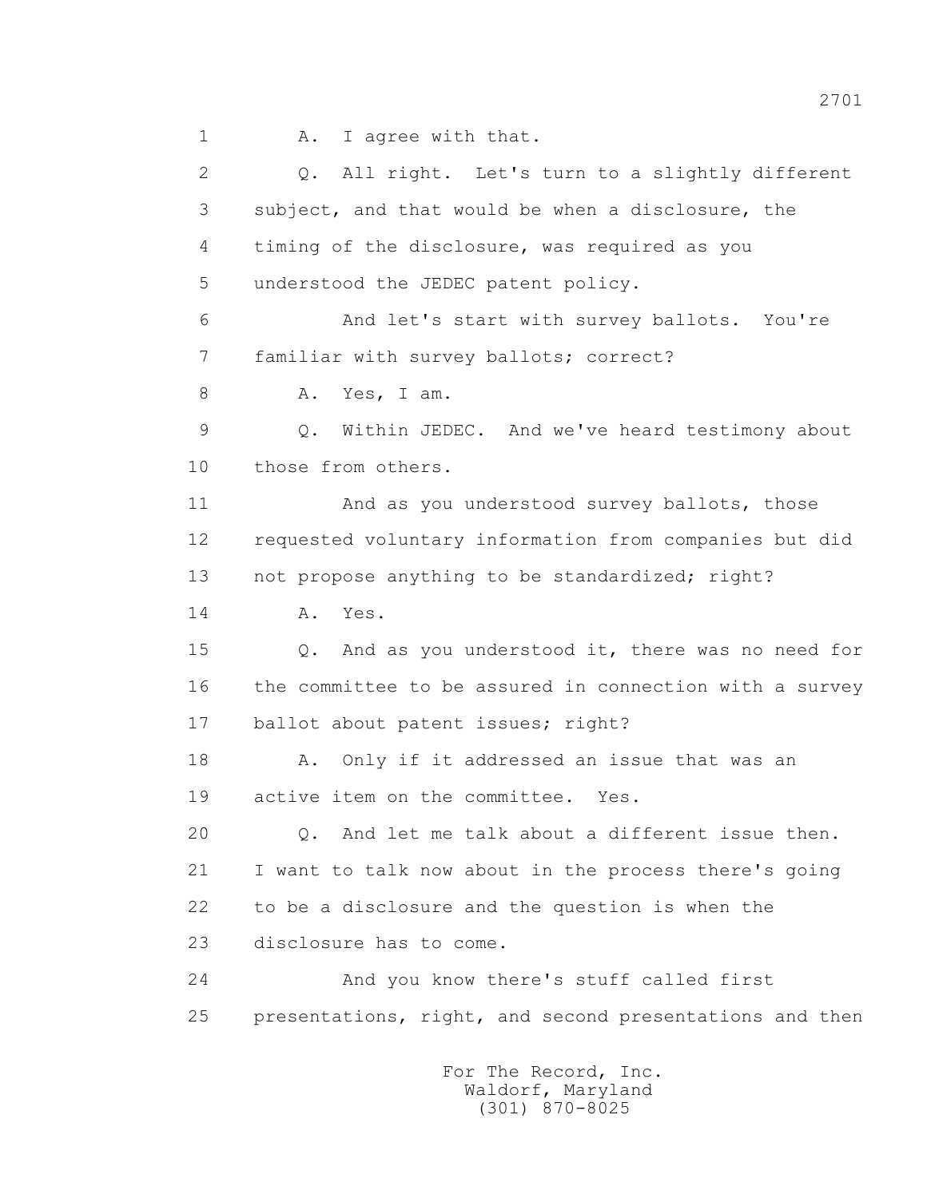1 A. I agree with that.

2 Q. All right. Let's turn to a slightly different

3 subject, and that would be when a disclosure, the

4 timing of the disclosure, was required as you

5 understood the JEDEC patent policy.

6 And let's start with survey ballots. You're

7 familiar with survey ballots; correct?

8 A. Yes, I am.

9 Q. Within JEDEC. And we've heard testimony about

10 those from others.

11 And as you understood survey ballots, those

12 requested voluntary information from companies but did

13 not propose anything to be standardized; right?

14 A. Yes.

15 Q. And as you understood it, there was no need for

16 the committee to be assured in connection with a survey

17 ballot about patent issues; right?

18 A. Only if it addressed an issue that was an

19 active item on the committee. Yes.

20 Q. And let me talk about a different issue then.

21 I want to talk now about in the process there's going

22 to be a disclosure and the question is when the

23 disclosure has to come.

24 And you know there's stuff called first

25 presentations, right, and second presentations and then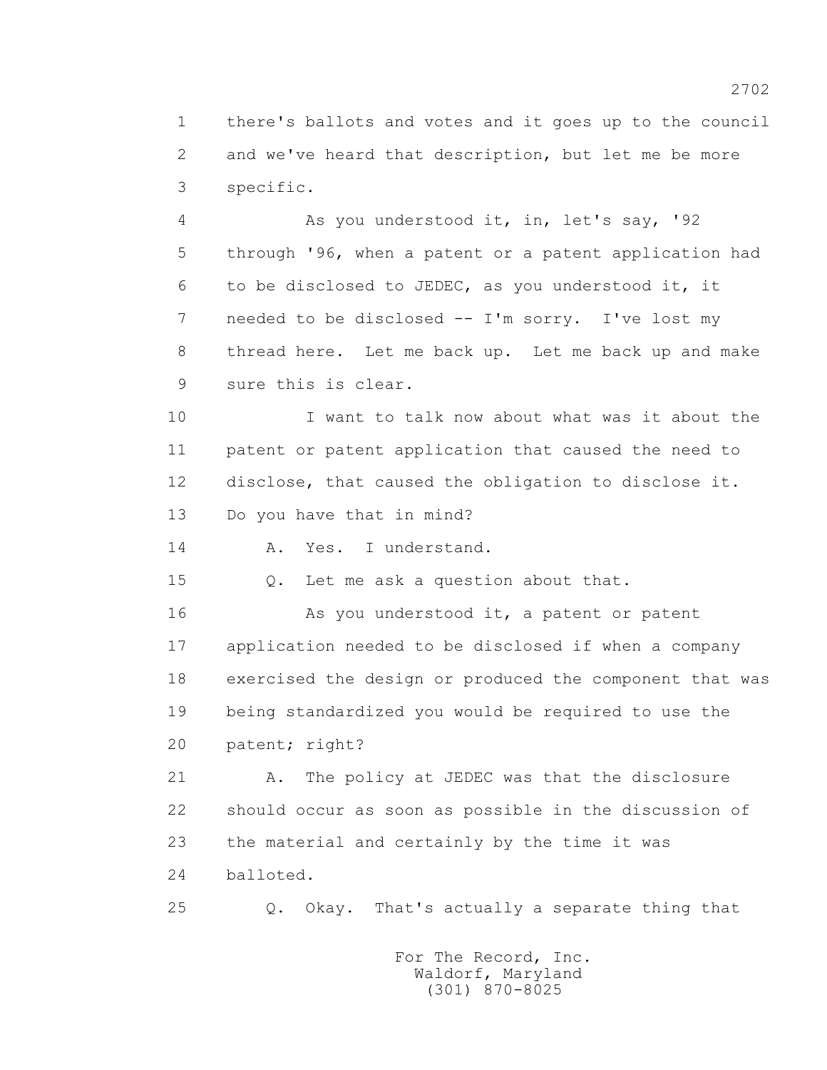1 there's ballots and votes and it goes up to the council
2 and we've heard that description, but let me be more
3 specific.

4 As you understood it, in, let's say, '92
5 through '96, when a patent or a patent application had
6 to be disclosed to JEDEC, as you understood it, it
7 needed to be disclosed -- I'm sorry. I've lost my
8 thread here. Let me back up. Let me back up and make
9 sure this is clear.

10 I want to talk now about what was it about the
11 patent or patent application that caused the need to
12 disclose, that caused the obligation to disclose it.
13 Do you have that in mind?

14 A. Yes. I understand.

15 Q. Let me ask a question about that.

16 As you understood it, a patent or patent
17 application needed to be disclosed if when a company
18 exercised the design or produced the component that was
19 being standardized you would be required to use the
20 patent; right?

21 A. The policy at JEDEC was that the disclosure
22 should occur as soon as possible in the discussion of
23 the material and certainly by the time it was
24 balloted.

25 Q. Okay. That's actually a separate thing that

For The Record, Inc.
Waldorf, Maryland
(301) 870-8025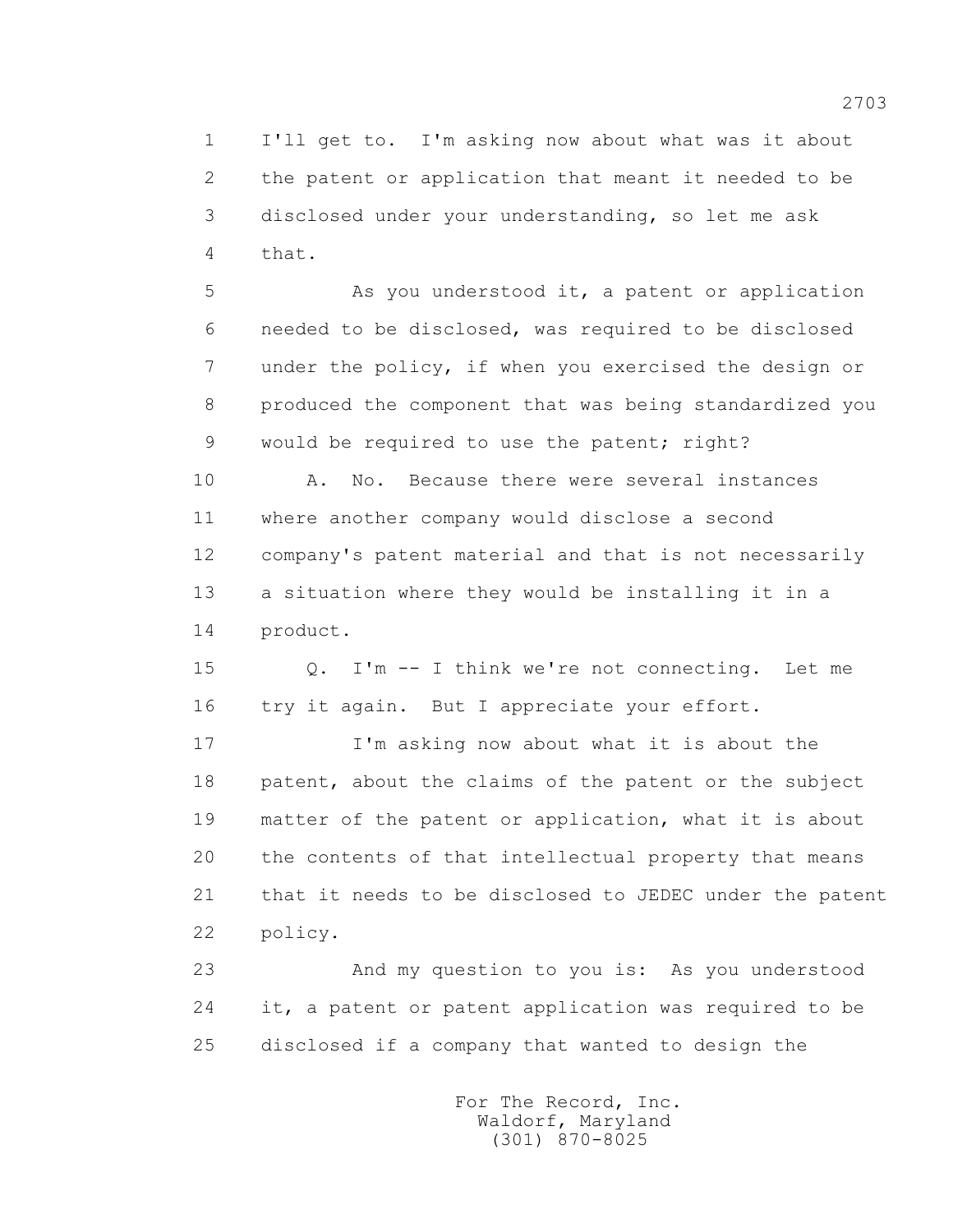I'll get to. I'm asking now about what was it about the patent or application that meant it needed to be disclosed under your understanding, so let me ask that.

As you understood it, a patent or application needed to be disclosed, was required to be disclosed under the policy, if when you exercised the design or produced the component that was being standardized you would be required to use the patent; right?

A. No. Because there were several instances where another company would disclose a second company's patent material and that is not necessarily a situation where they would be installing it in a product.

Q. I'm -- I think we're not connecting. Let me try it again. But I appreciate your effort.

I'm asking now about what it is about the patent, about the claims of the patent or the subject matter of the patent or application, what it is about the contents of that intellectual property that means that it needs to be disclosed to JEDEC under the patent policy.

And my question to you is: As you understood it, a patent or patent application was required to be disclosed if a company that wanted to design the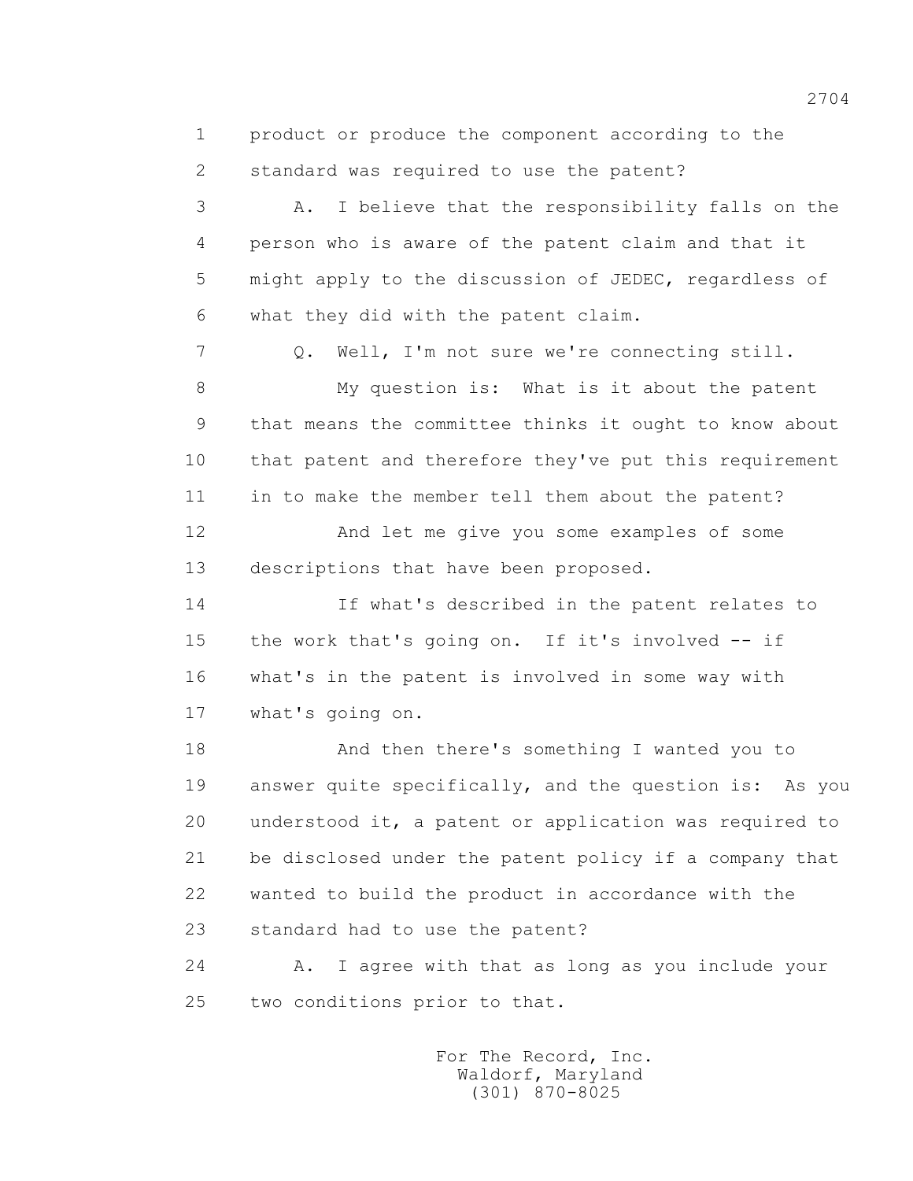1 product or produce the component according to the
2 standard was required to use the patent?

3 A. I believe that the responsibility falls on the
4 person who is aware of the patent claim and that it
5 might apply to the discussion of JEDEC, regardless of
6 what they did with the patent claim.

7 Q. Well, I'm not sure we're connecting still.

8 My question is: What is it about the patent
9 that means the committee thinks it ought to know about
10 that patent and therefore they've put this requirement
11 in to make the member tell them about the patent?

12 And let me give you some examples of some
13 descriptions that have been proposed.

14 If what's described in the patent relates to
15 the work that's going on. If it's involved -- if
16 what's in the patent is involved in some way with
17 what's going on.

18 And then there's something I wanted you to
19 answer quite specifically, and the question is: As you
20 understood it, a patent or application was required to
21 be disclosed under the patent policy if a company that
22 wanted to build the product in accordance with the
23 standard had to use the patent?

24 A. I agree with that as long as you include your
25 two conditions prior to that.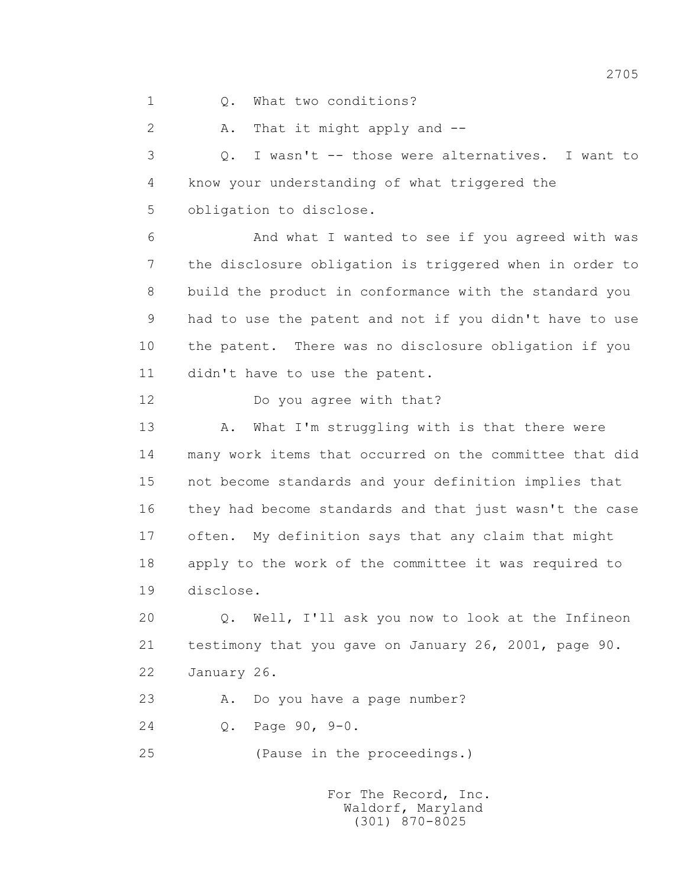1 Q. What two conditions?

2 A. That it might apply and --

3 Q. I wasn't -- those were alternatives. I want to
4 know your understanding of what triggered the
5 obligation to disclose.

6 And what I wanted to see if you agreed with was
7 the disclosure obligation is triggered when in order to
8 build the product in conformance with the standard you
9 had to use the patent and not if you didn't have to use
10 the patent. There was no disclosure obligation if you
11 didn't have to use the patent.

12 Do you agree with that?

13 A. What I'm struggling with is that there were
14 many work items that occurred on the committee that did
15 not become standards and your definition implies that
16 they had become standards and that just wasn't the case
17 often. My definition says that any claim that might
18 apply to the work of the committee it was required to
19 disclose.

20 Q. Well, I'll ask you now to look at the Infineon
21 testimony that you gave on January 26, 2001, page 90.
22 January 26.

23 A. Do you have a page number?

24 Q. Page 90, 9-0.

25 (Pause in the proceedings.)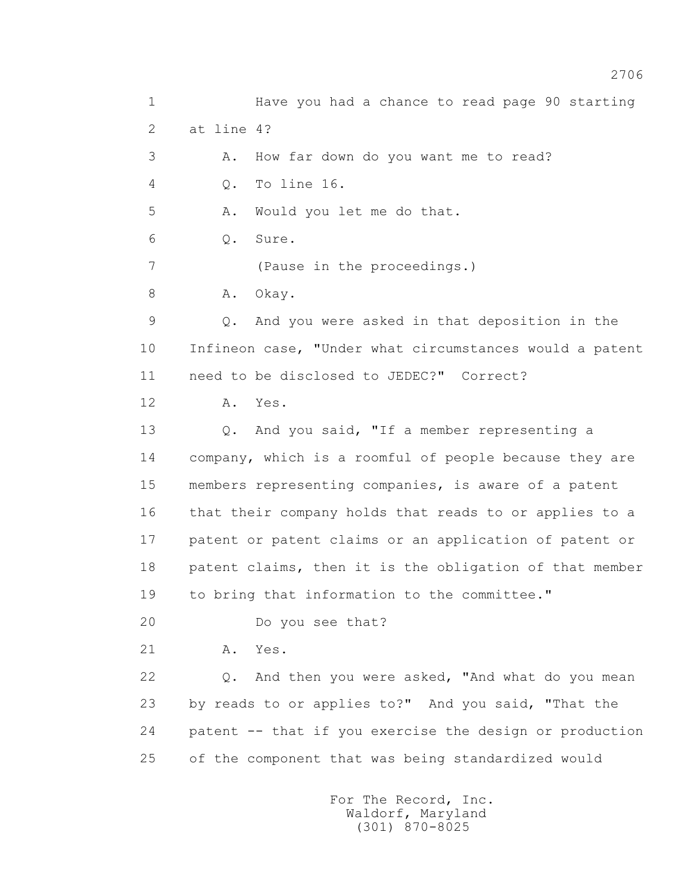1 Have you had a chance to read page 90 starting

2 at line 4?

3 A. How far down do you want me to read?

4 Q. To line 16.

5 A. Would you let me do that.

6 Q. Sure.

7 (Pause in the proceedings.)

8 A. Okay.

9 Q. And you were asked in that deposition in the

10 Infineon case, "Under what circumstances would a patent

11 need to be disclosed to JEDEC?" Correct?

12 A. Yes.

13 Q. And you said, "If a member representing a

14 company, which is a roomful of people because they are

15 members representing companies, is aware of a patent

16 that their company holds that reads to or applies to a

17 patent or patent claims or an application of patent or

18 patent claims, then it is the obligation of that member

19 to bring that information to the committee."

20 Do you see that?

21 A. Yes.

22 Q. And then you were asked, "And what do you mean

23 by reads to or applies to?" And you said, "That the

24 patent -- that if you exercise the design or production

25 of the component that was being standardized would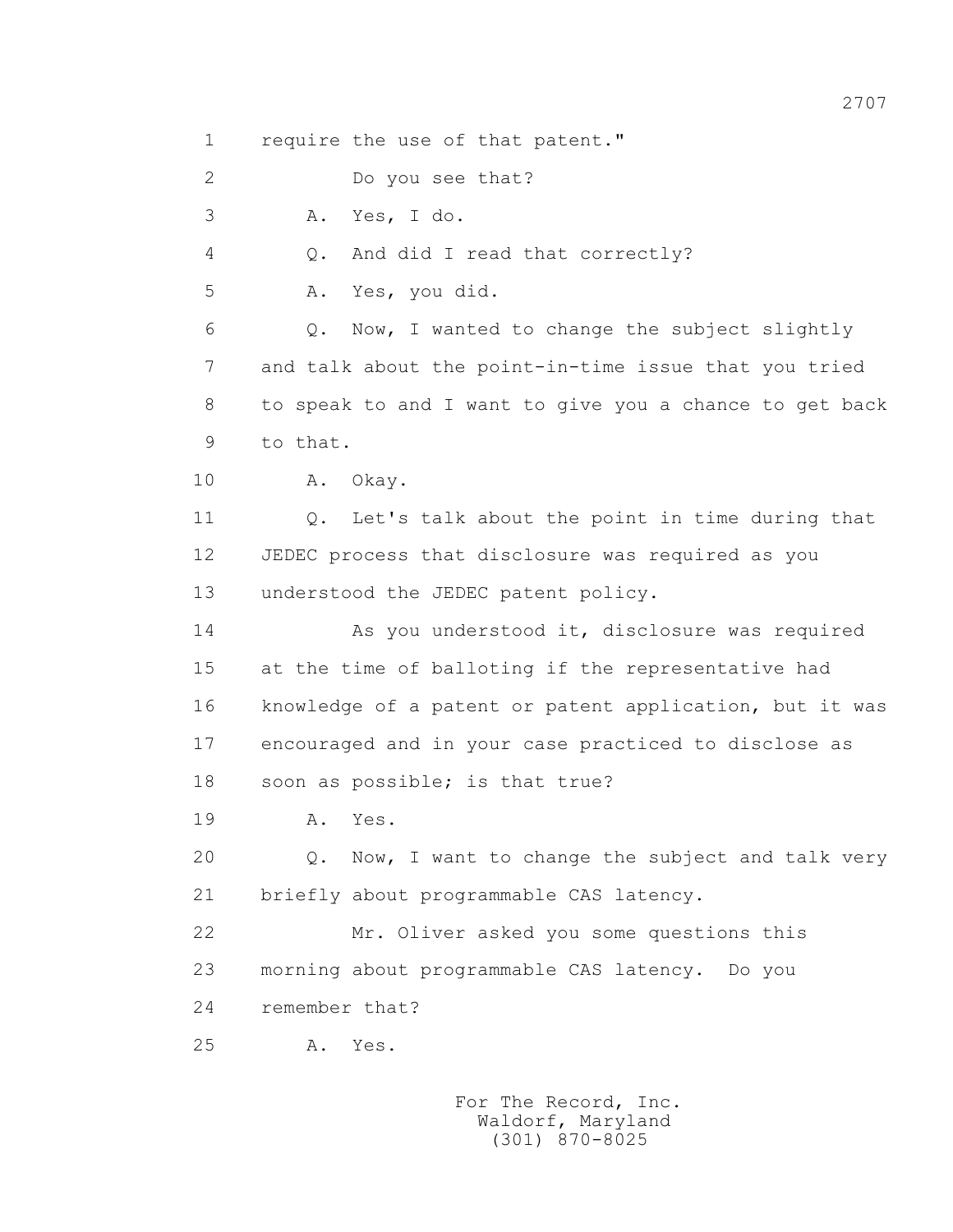1 require the use of that patent."

2 Do you see that?

3 A. Yes, I do.

4 Q. And did I read that correctly?

5 A. Yes, you did.

6 Q. Now, I wanted to change the subject slightly

7 and talk about the point-in-time issue that you tried

8 to speak to and I want to give you a chance to get back

9 to that.

10 A. Okay.

11 Q. Let's talk about the point in time during that

12 JEDEC process that disclosure was required as you

13 understood the JEDEC patent policy.

14 As you understood it, disclosure was required

15 at the time of balloting if the representative had

16 knowledge of a patent or patent application, but it was

17 encouraged and in your case practiced to disclose as

18 soon as possible; is that true?

19 A. Yes.

20 Q. Now, I want to change the subject and talk very

21 briefly about programmable CAS latency.

22 Mr. Oliver asked you some questions this

23 morning about programmable CAS latency. Do you

24 remember that?

25 A. Yes.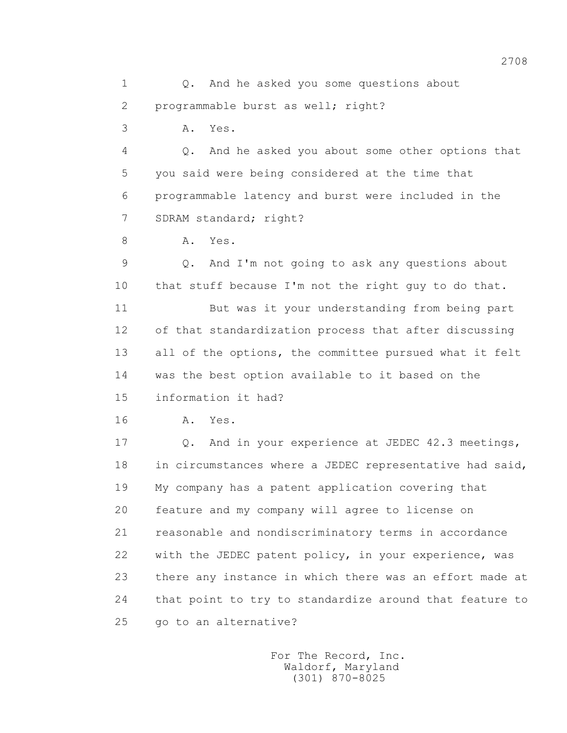Q. And he asked you some questions about programmable burst as well; right?

A. Yes.

Q. And he asked you about some other options that you said were being considered at the time that programmable latency and burst were included in the SDRAM standard; right?

A. Yes.

Q. And I'm not going to ask any questions about that stuff because I'm not the right guy to do that.

But was it your understanding from being part of that standardization process that after discussing all of the options, the committee pursued what it felt was the best option available to it based on the information it had?

A. Yes.

Q. And in your experience at JEDEC 42.3 meetings, in circumstances where a JEDEC representative had said, My company has a patent application covering that feature and my company will agree to license on reasonable and nondiscriminatory terms in accordance with the JEDEC patent policy, in your experience, was there any instance in which there was an effort made at that point to try to standardize around that feature to go to an alternative?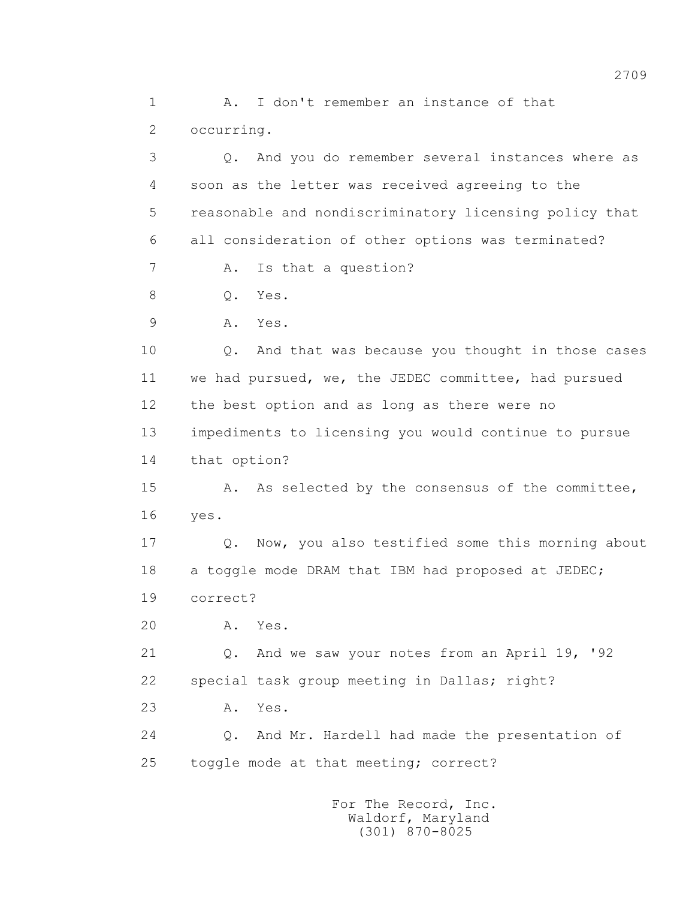1 A. I don't remember an instance of that
2 occurring.
3 Q. And you do remember several instances where as
4 soon as the letter was received agreeing to the
5 reasonable and nondiscriminatory licensing policy that
6 all consideration of other options was terminated?
7 A. Is that a question?
8 Q. Yes.
9 A. Yes.
10 Q. And that was because you thought in those cases
11 we had pursued, we, the JEDEC committee, had pursued
12 the best option and as long as there were no
13 impediments to licensing you would continue to pursue
14 that option?
15 A. As selected by the consensus of the committee,
16 yes.
17 Q. Now, you also testified some this morning about
18 a toggle mode DRAM that IBM had proposed at JEDEC;
19 correct?
20 A. Yes.
21 Q. And we saw your notes from an April 19, '92
22 special task group meeting in Dallas; right?
23 A. Yes.
24 Q. And Mr. Hardell had made the presentation of
25 toggle mode at that meeting; correct?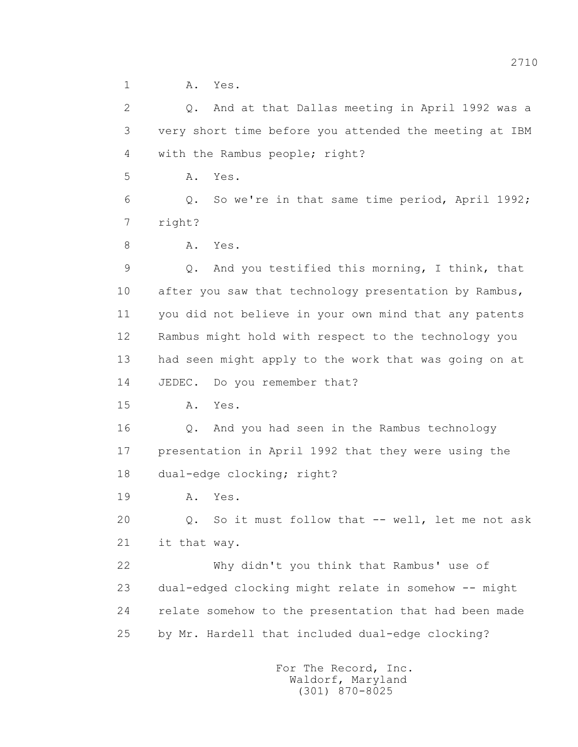1 A. Yes.

2 Q. And at that Dallas meeting in April 1992 was a

3 very short time before you attended the meeting at IBM

4 with the Rambus people; right?

5 A. Yes.

6 Q. So we're in that same time period, April 1992;

7 right?

8 A. Yes.

9 Q. And you testified this morning, I think, that

10 after you saw that technology presentation by Rambus,

11 you did not believe in your own mind that any patents

12 Rambus might hold with respect to the technology you

13 had seen might apply to the work that was going on at

14 JEDEC. Do you remember that?

15 A. Yes.

16 Q. And you had seen in the Rambus technology

17 presentation in April 1992 that they were using the

18 dual-edge clocking; right?

19 A. Yes.

20 Q. So it must follow that -- well, let me not ask

21 it that way.

22 Why didn't you think that Rambus' use of

23 dual-edged clocking might relate in somehow -- might

24 relate somehow to the presentation that had been made

25 by Mr. Hardell that included dual-edge clocking?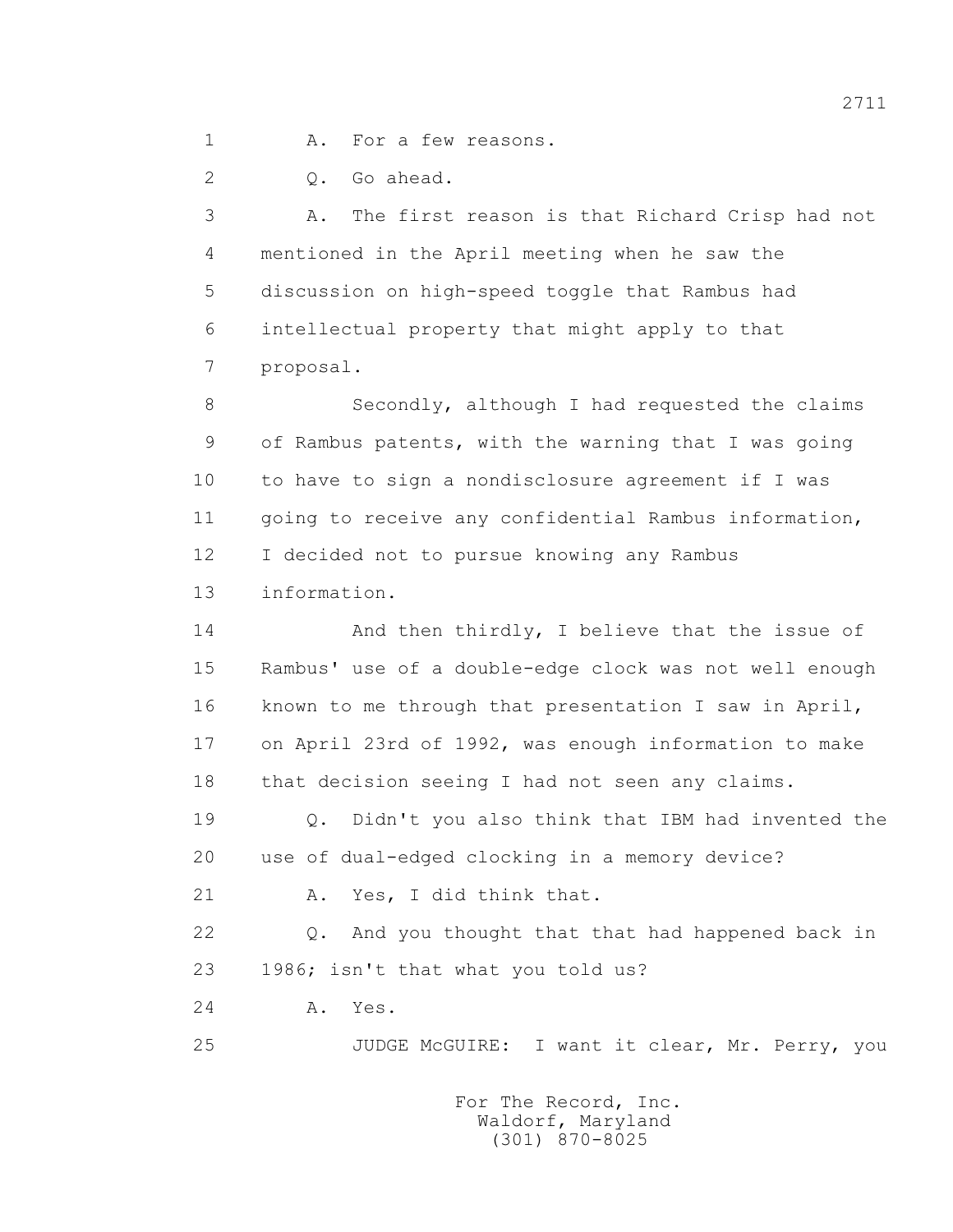1 A. For a few reasons.

2 Q. Go ahead.

3 A. The first reason is that Richard Crisp had not
4 mentioned in the April meeting when he saw the
5 discussion on high-speed toggle that Rambus had
6 intellectual property that might apply to that
7 proposal.

8 Secondly, although I had requested the claims
9 of Rambus patents, with the warning that I was going
10 to have to sign a nondisclosure agreement if I was
11 going to receive any confidential Rambus information,
12 I decided not to pursue knowing any Rambus
13 information.

14 And then thirdly, I believe that the issue of
15 Rambus' use of a double-edge clock was not well enough
16 known to me through that presentation I saw in April,
17 on April 23rd of 1992, was enough information to make
18 that decision seeing I had not seen any claims.

19 Q. Didn't you also think that IBM had invented the
20 use of dual-edged clocking in a memory device?

21 A. Yes, I did think that.

22 Q. And you thought that that had happened back in
23 1986; isn't that what you told us?

24 A. Yes.

25 JUDGE McGUIRE: I want it clear, Mr. Perry, you

For The Record, Inc.
Waldorf, Maryland
(301) 870-8025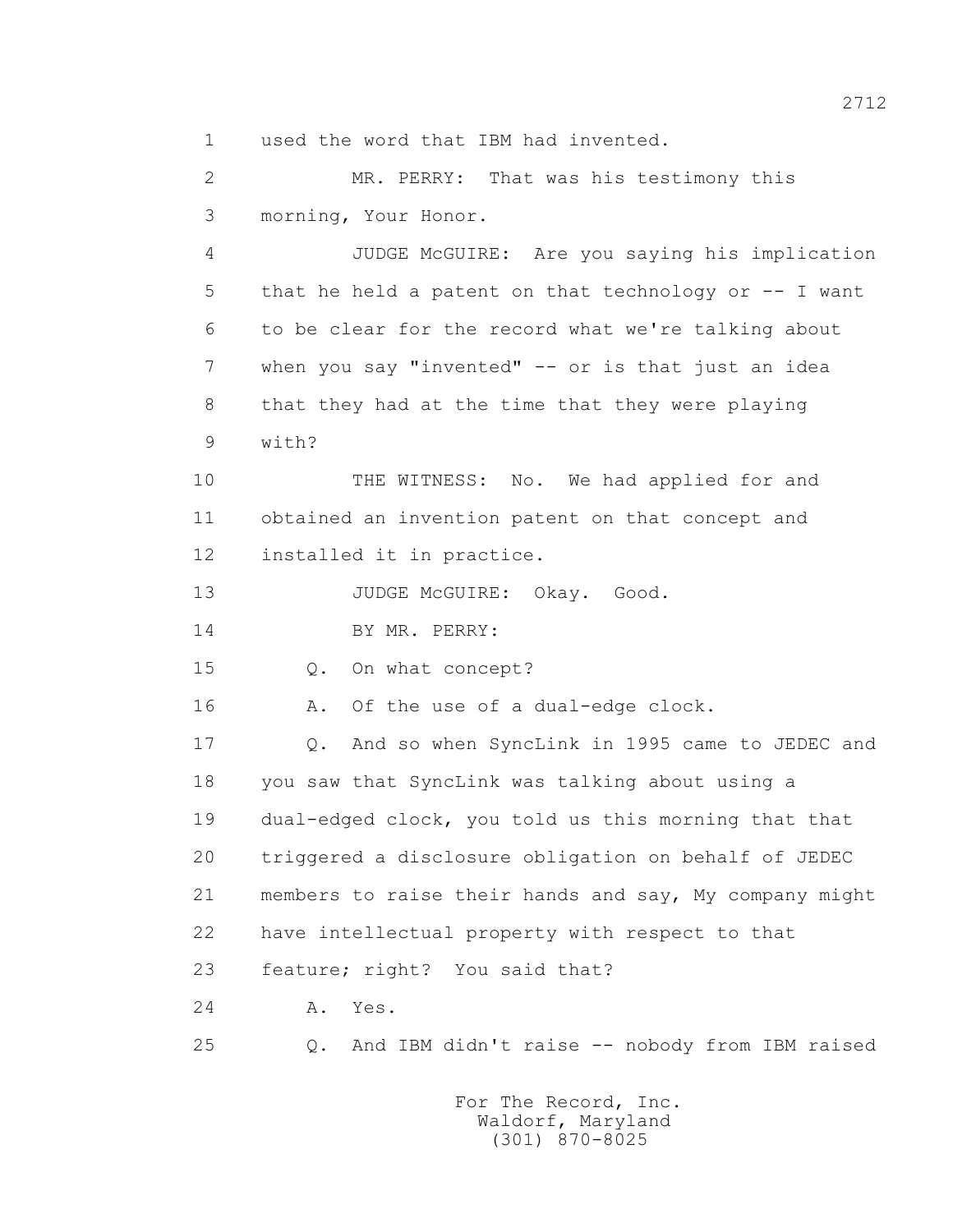1 used the word that IBM had invented.

2 MR. PERRY: That was his testimony this

3 morning, Your Honor.

4 JUDGE McGUIRE: Are you saying his implication

5 that he held a patent on that technology or -- I want

6 to be clear for the record what we're talking about

7 when you say "invented" -- or is that just an idea

8 that they had at the time that they were playing

9 with?

10 THE WITNESS: No. We had applied for and

11 obtained an invention patent on that concept and

12 installed it in practice.

13 JUDGE McGUIRE: Okay. Good.

14 BY MR. PERRY:

15 Q. On what concept?

16 A. Of the use of a dual-edge clock.

17 Q. And so when SyncLink in 1995 came to JEDEC and

18 you saw that SyncLink was talking about using a

19 dual-edged clock, you told us this morning that that

20 triggered a disclosure obligation on behalf of JEDEC

21 members to raise their hands and say, My company might

22 have intellectual property with respect to that

23 feature; right? You said that?

24 A. Yes.

25 Q. And IBM didn't raise -- nobody from IBM raised

For The Record, Inc.
Waldorf, Maryland
(301) 870-8025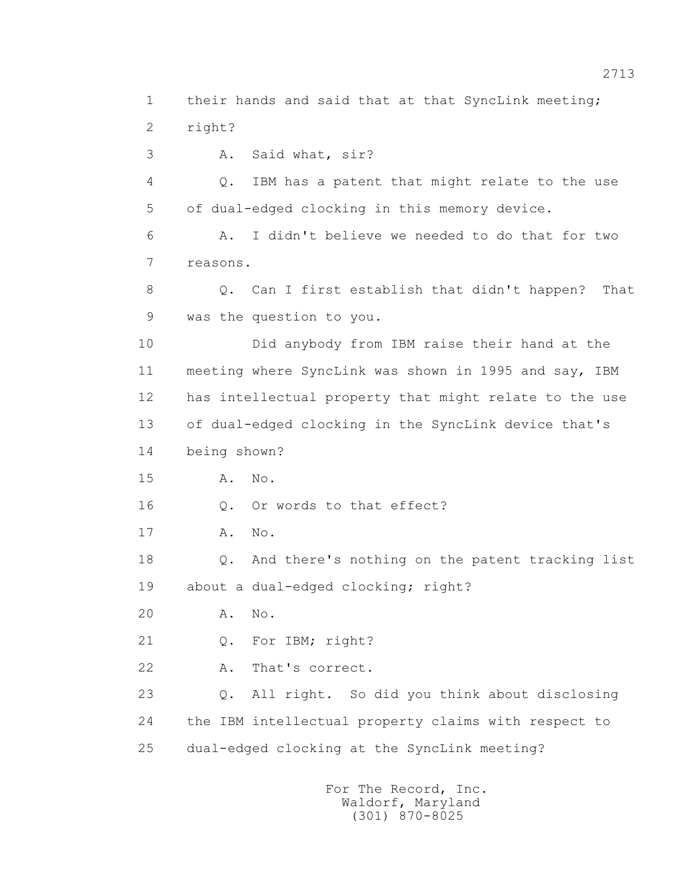1 their hands and said that at that SyncLink meeting;
2 right?
3 A. Said what, sir?
4 Q. IBM has a patent that might relate to the use
5 of dual-edged clocking in this memory device.
6 A. I didn't believe we needed to do that for two
7 reasons.
8 Q. Can I first establish that didn't happen? That
9 was the question to you.
10 Did anybody from IBM raise their hand at the
11 meeting where SyncLink was shown in 1995 and say, IBM
12 has intellectual property that might relate to the use
13 of dual-edged clocking in the SyncLink device that's
14 being shown?
15 A. No.
16 Q. Or words to that effect?
17 A. No.
18 Q. And there's nothing on the patent tracking list
19 about a dual-edged clocking; right?
20 A. No.
21 Q. For IBM; right?
22 A. That's correct.
23 Q. All right. So did you think about disclosing
24 the IBM intellectual property claims with respect to
25 dual-edged clocking at the SyncLink meeting?

For The Record, Inc.
Waldorf, Maryland
(301) 870-8025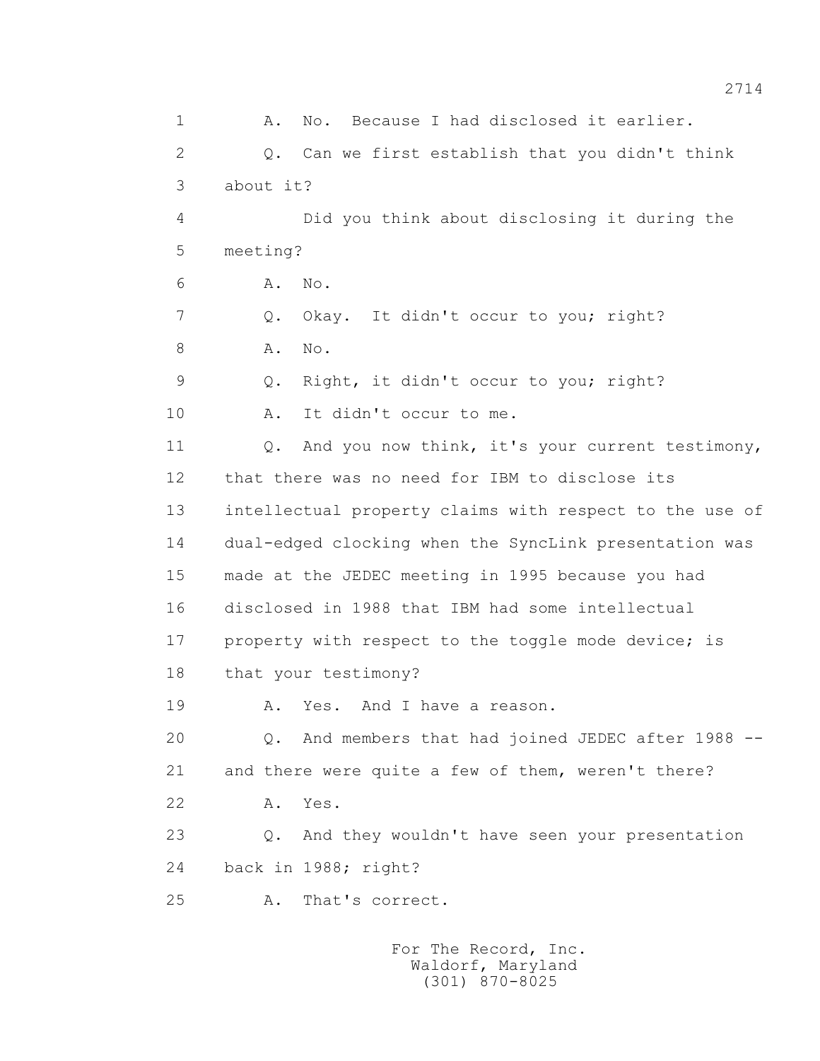1 A. No. Because I had disclosed it earlier.

2 Q. Can we first establish that you didn't think

3 about it?

4 Did you think about disclosing it during the

5 meeting?

6 A. No.

7 Q. Okay. It didn't occur to you; right?

8 A. No.

9 Q. Right, it didn't occur to you; right?

10 A. It didn't occur to me.

11 Q. And you now think, it's your current testimony,

12 that there was no need for IBM to disclose its

13 intellectual property claims with respect to the use of

14 dual-edged clocking when the SyncLink presentation was

15 made at the JEDEC meeting in 1995 because you had

16 disclosed in 1988 that IBM had some intellectual

17 property with respect to the toggle mode device; is

18 that your testimony?

19 A. Yes. And I have a reason.

20 Q. And members that had joined JEDEC after 1988 --

21 and there were quite a few of them, weren't there?

22 A. Yes.

23 Q. And they wouldn't have seen your presentation

24 back in 1988; right?

25 A. That's correct.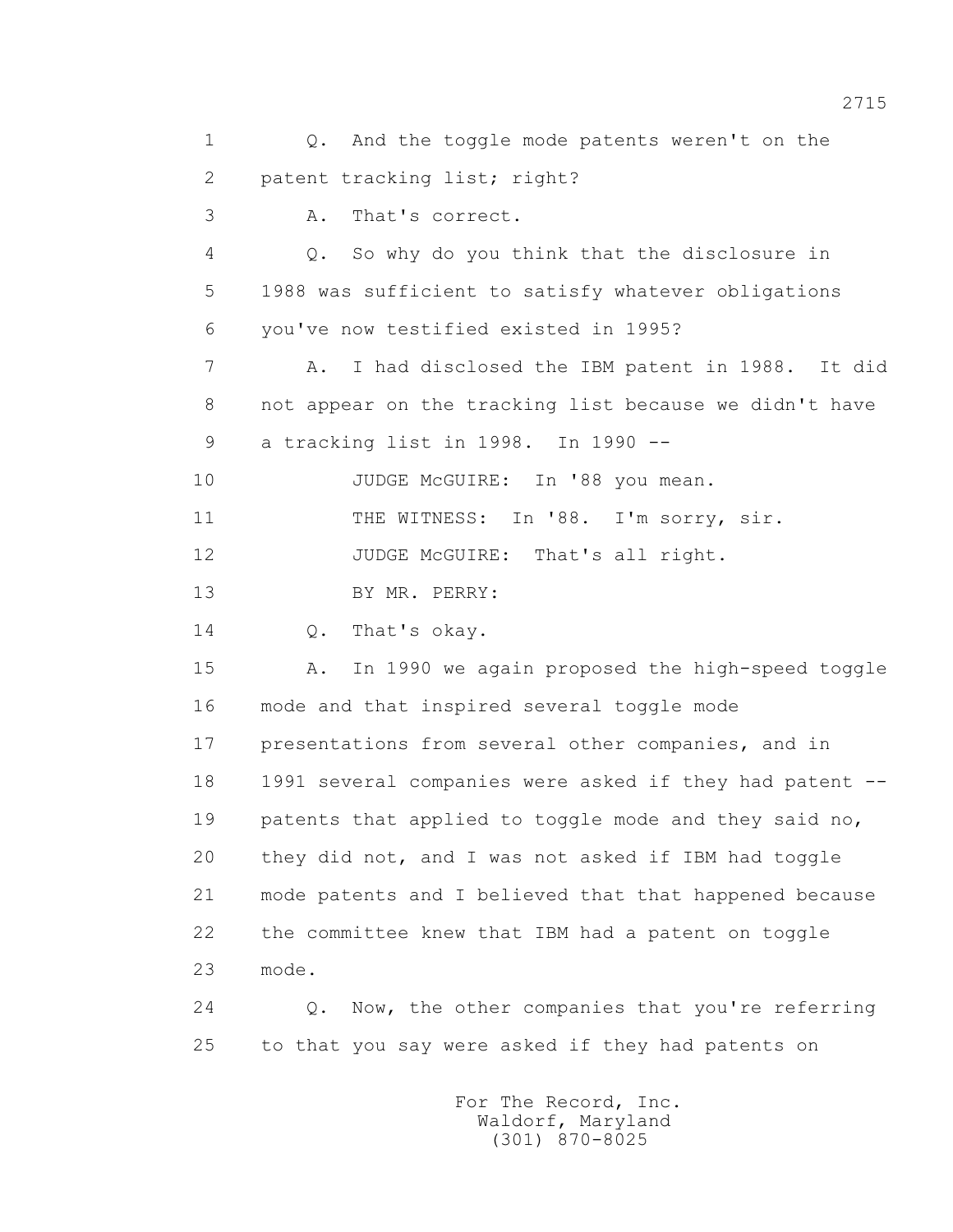1 Q. And the toggle mode patents weren't on the
2 patent tracking list; right?
3 A. That's correct.
4 Q. So why do you think that the disclosure in
5 1988 was sufficient to satisfy whatever obligations
6 you've now testified existed in 1995?
7 A. I had disclosed the IBM patent in 1988. It did
8 not appear on the tracking list because we didn't have
9 a tracking list in 1998. In 1990 --
10 JUDGE McGUIRE: In '88 you mean.
11 THE WITNESS: In '88. I'm sorry, sir.
12 JUDGE McGUIRE: That's all right.
13 BY MR. PERRY:
14 Q. That's okay.
15 A. In 1990 we again proposed the high-speed toggle
16 mode and that inspired several toggle mode
17 presentations from several other companies, and in
18 1991 several companies were asked if they had patent --
19 patents that applied to toggle mode and they said no,
20 they did not, and I was not asked if IBM had toggle
21 mode patents and I believed that that happened because
22 the committee knew that IBM had a patent on toggle
23 mode.
24 Q. Now, the other companies that you're referring
25 to that you say were asked if they had patents on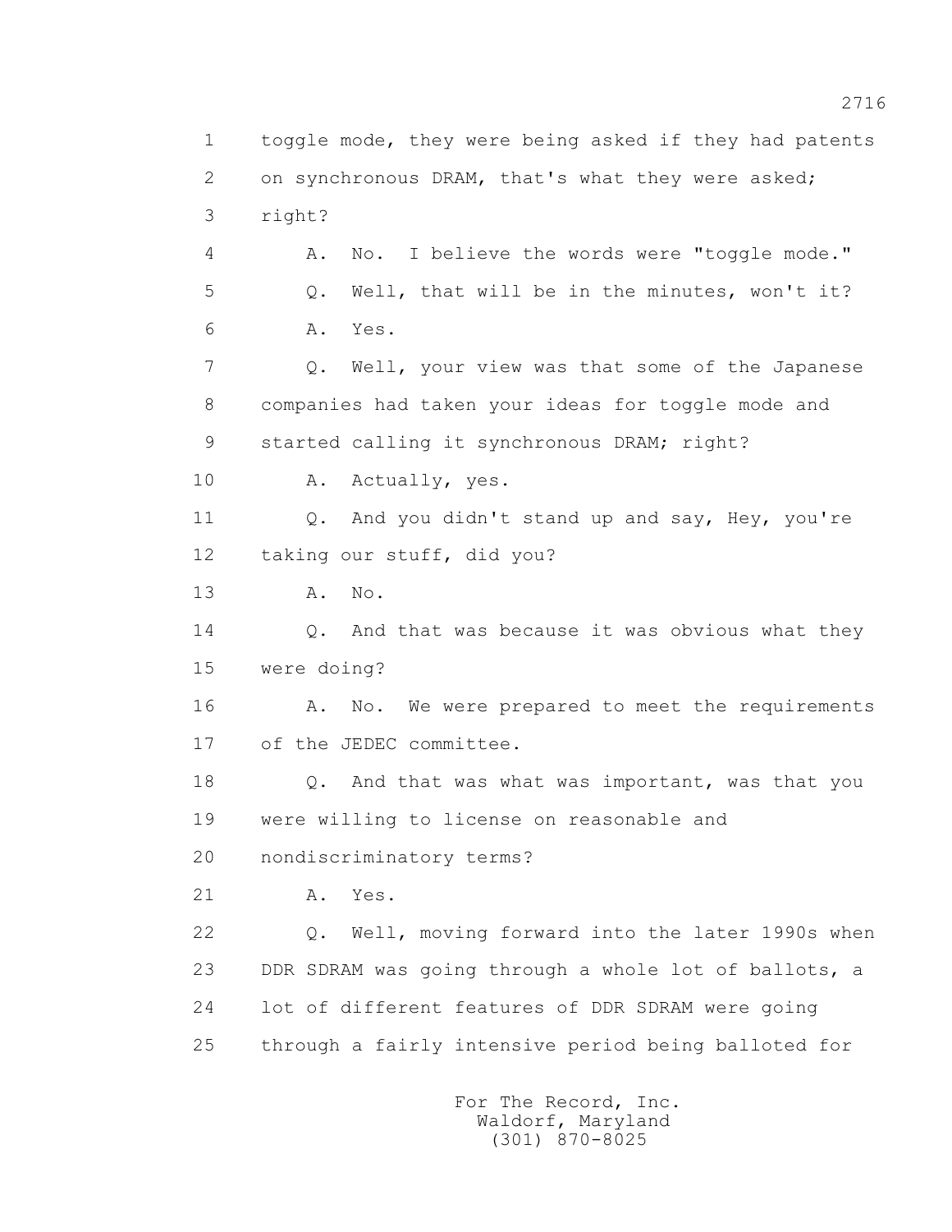1 toggle mode, they were being asked if they had patents
2 on synchronous DRAM, that's what they were asked;
3 right?
4 A. No. I believe the words were "toggle mode."
5 Q. Well, that will be in the minutes, won't it?
6 A. Yes.
7 Q. Well, your view was that some of the Japanese
8 companies had taken your ideas for toggle mode and
9 started calling it synchronous DRAM; right?
10 A. Actually, yes.
11 Q. And you didn't stand up and say, Hey, you're
12 taking our stuff, did you?
13 A. No.
14 Q. And that was because it was obvious what they
15 were doing?
16 A. No. We were prepared to meet the requirements
17 of the JEDEC committee.
18 Q. And that was what was important, was that you
19 were willing to license on reasonable and
20 nondiscriminatory terms?
21 A. Yes.
22 Q. Well, moving forward into the later 1990s when
23 DDR SDRAM was going through a whole lot of ballots, a
24 lot of different features of DDR SDRAM were going
25 through a fairly intensive period being balloted for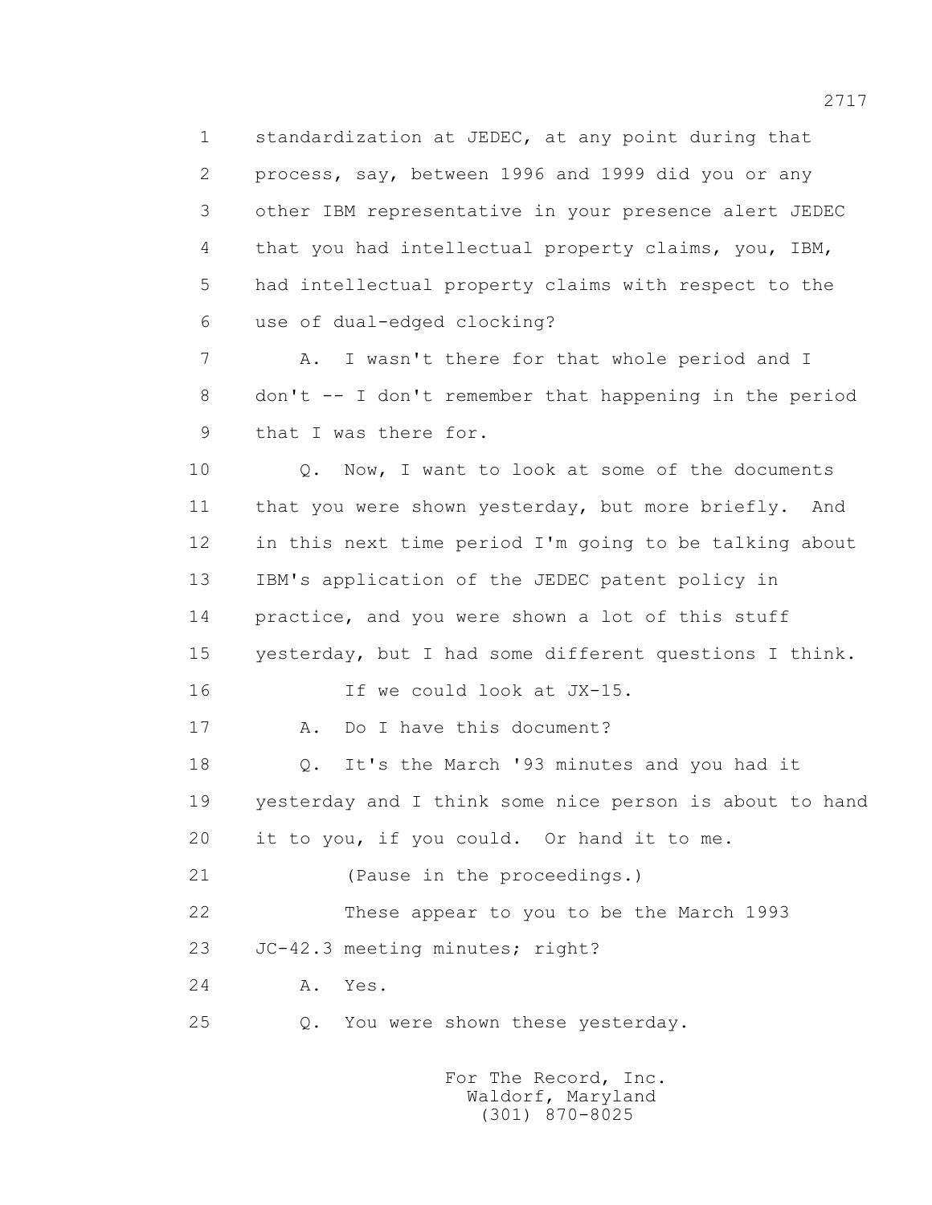1 standardization at JEDEC, at any point during that
2 process, say, between 1996 and 1999 did you or any
3 other IBM representative in your presence alert JEDEC
4 that you had intellectual property claims, you, IBM,
5 had intellectual property claims with respect to the
6 use of dual-edged clocking?

7 A. I wasn't there for that whole period and I
8 don't -- I don't remember that happening in the period
9 that I was there for.

10 Q. Now, I want to look at some of the documents
11 that you were shown yesterday, but more briefly. And
12 in this next time period I'm going to be talking about
13 IBM's application of the JEDEC patent policy in
14 practice, and you were shown a lot of this stuff
15 yesterday, but I had some different questions I think.

16 If we could look at JX-15.

17 A. Do I have this document?

18 Q. It's the March '93 minutes and you had it
19 yesterday and I think some nice person is about to hand
20 it to you, if you could. Or hand it to me.

21 (Pause in the proceedings.)

22 These appear to you to be the March 1993
23 JC-42.3 meeting minutes; right?

24 A. Yes.

25 Q. You were shown these yesterday.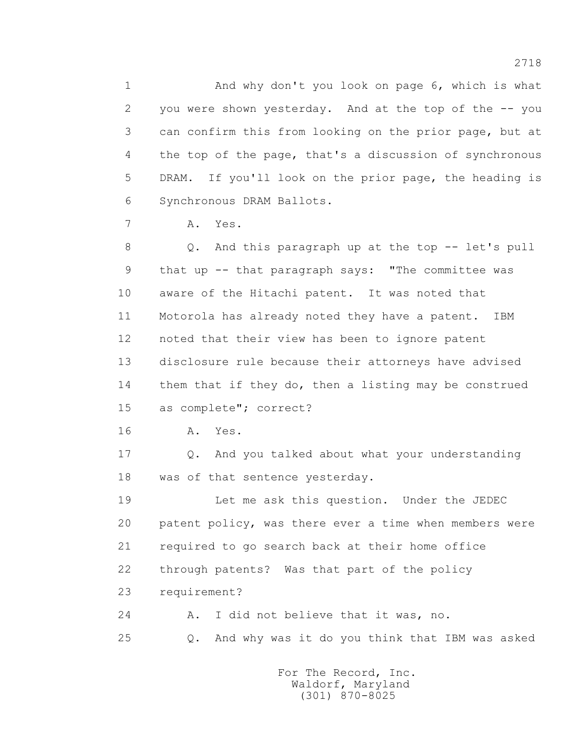1 And why don't you look on page 6, which is what
2 you were shown yesterday. And at the top of the -- you
3 can confirm this from looking on the prior page, but at
4 the top of the page, that's a discussion of synchronous
5 DRAM. If you'll look on the prior page, the heading is
6 Synchronous DRAM Ballots.

7 A. Yes.

8 Q. And this paragraph up at the top -- let's pull
9 that up -- that paragraph says: "The committee was
10 aware of the Hitachi patent. It was noted that
11 Motorola has already noted they have a patent. IBM
12 noted that their view has been to ignore patent
13 disclosure rule because their attorneys have advised
14 them that if they do, then a listing may be construed
15 as complete"; correct?

16 A. Yes.

17 Q. And you talked about what your understanding
18 was of that sentence yesterday.

19 Let me ask this question. Under the JEDEC
20 patent policy, was there ever a time when members were
21 required to go search back at their home office
22 through patents? Was that part of the policy
23 requirement?

24 A. I did not believe that it was, no.

25 Q. And why was it do you think that IBM was asked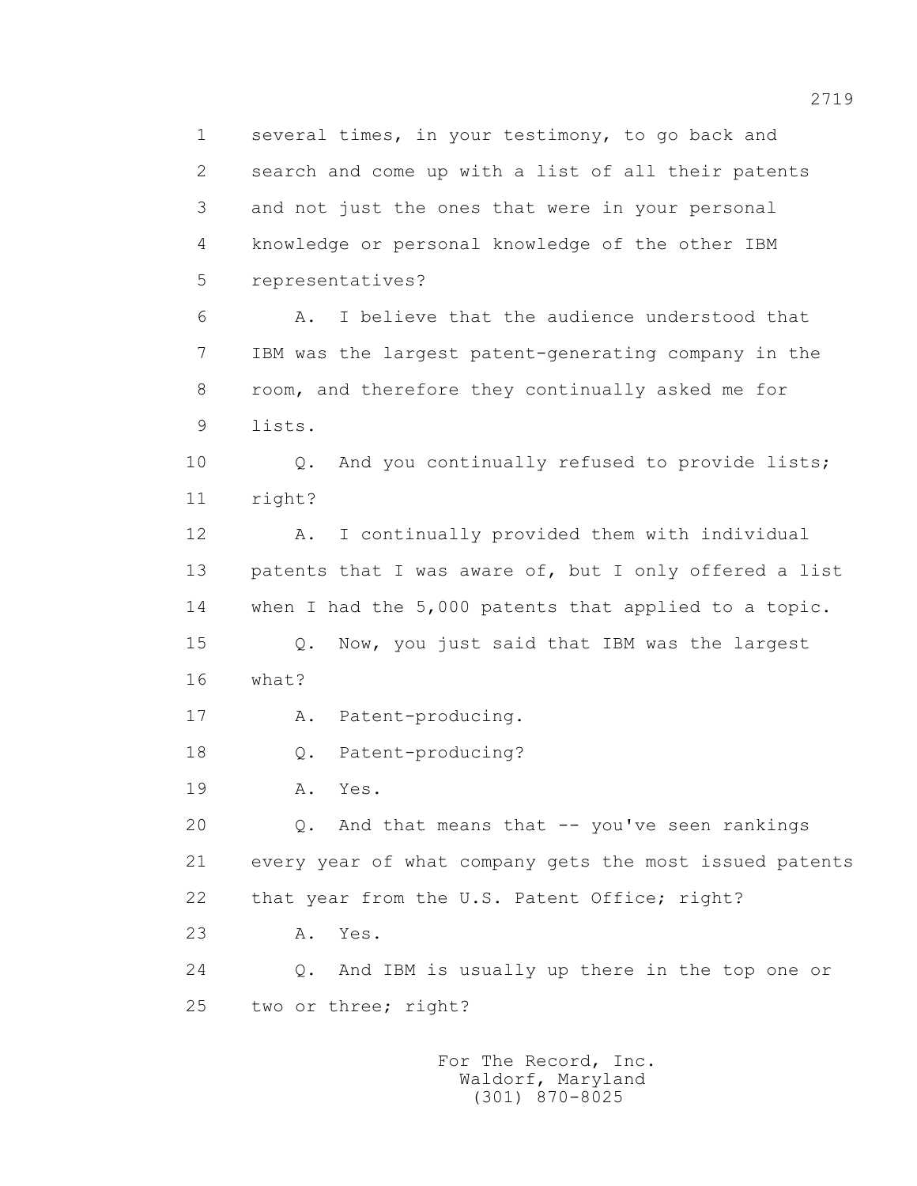1 several times, in your testimony, to go back and
2 search and come up with a list of all their patents
3 and not just the ones that were in your personal
4 knowledge or personal knowledge of the other IBM
5 representatives?

6 A. I believe that the audience understood that
7 IBM was the largest patent-generating company in the
8 room, and therefore they continually asked me for
9 lists.

10 Q. And you continually refused to provide lists;
11 right?

12 A. I continually provided them with individual
13 patents that I was aware of, but I only offered a list
14 when I had the 5,000 patents that applied to a topic.

15 Q. Now, you just said that IBM was the largest
16 what?

17 A. Patent-producing.

18 Q. Patent-producing?

19 A. Yes.

20 Q. And that means that -- you've seen rankings
21 every year of what company gets the most issued patents
22 that year from the U.S. Patent Office; right?

23 A. Yes.

24 Q. And IBM is usually up there in the top one or
25 two or three; right?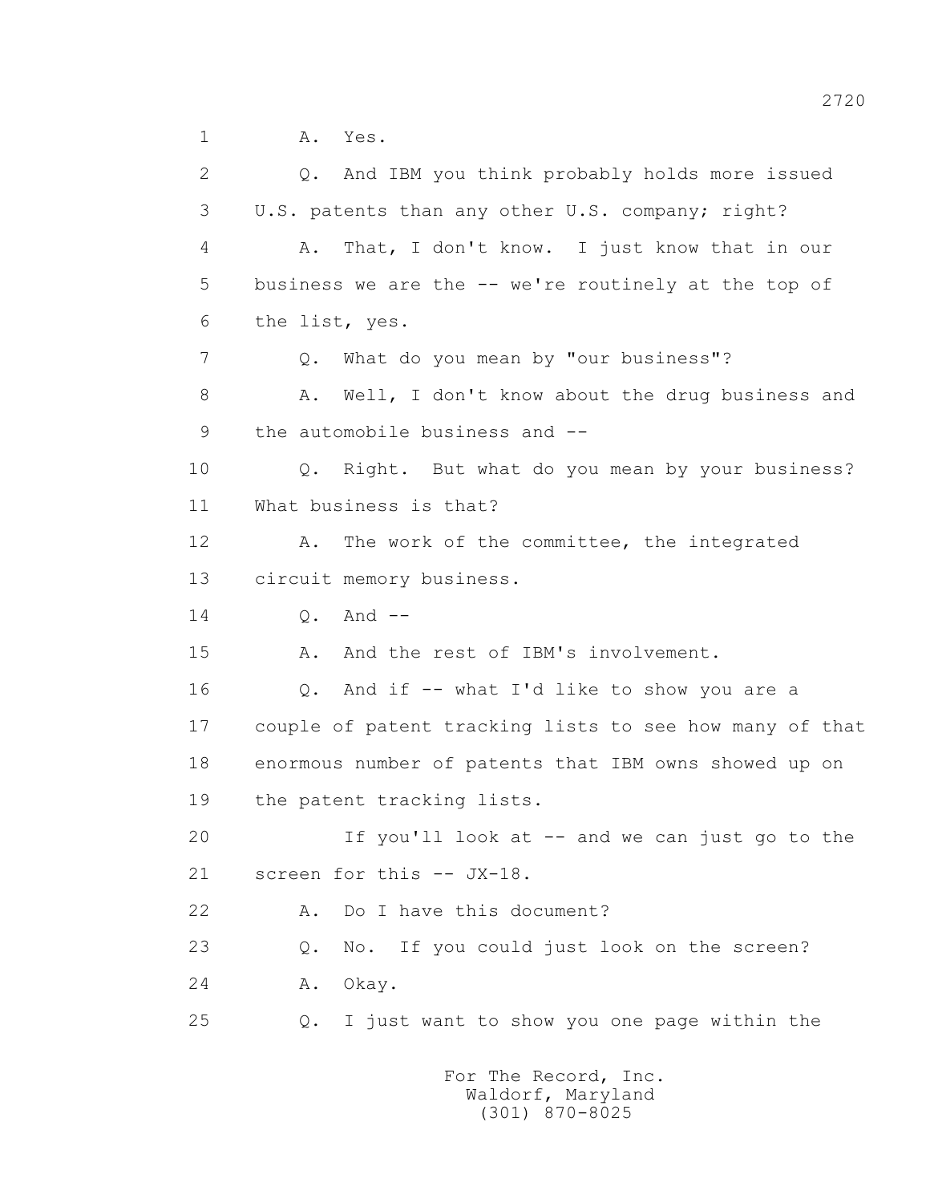1 A. Yes.

2 Q. And IBM you think probably holds more issued

3 U.S. patents than any other U.S. company; right?

4 A. That, I don't know. I just know that in our

5 business we are the -- we're routinely at the top of

6 the list, yes.

7 Q. What do you mean by "our business"?

8 A. Well, I don't know about the drug business and

9 the automobile business and --

10 Q. Right. But what do you mean by your business?

11 What business is that?

12 A. The work of the committee, the integrated

13 circuit memory business.

14 Q. And --

15 A. And the rest of IBM's involvement.

16 Q. And if -- what I'd like to show you are a

17 couple of patent tracking lists to see how many of that

18 enormous number of patents that IBM owns showed up on

19 the patent tracking lists.

20 If you'll look at -- and we can just go to the

21 screen for this -- JX-18.

22 A. Do I have this document?

23 Q. No. If you could just look on the screen?

24 A. Okay.

25 Q. I just want to show you one page within the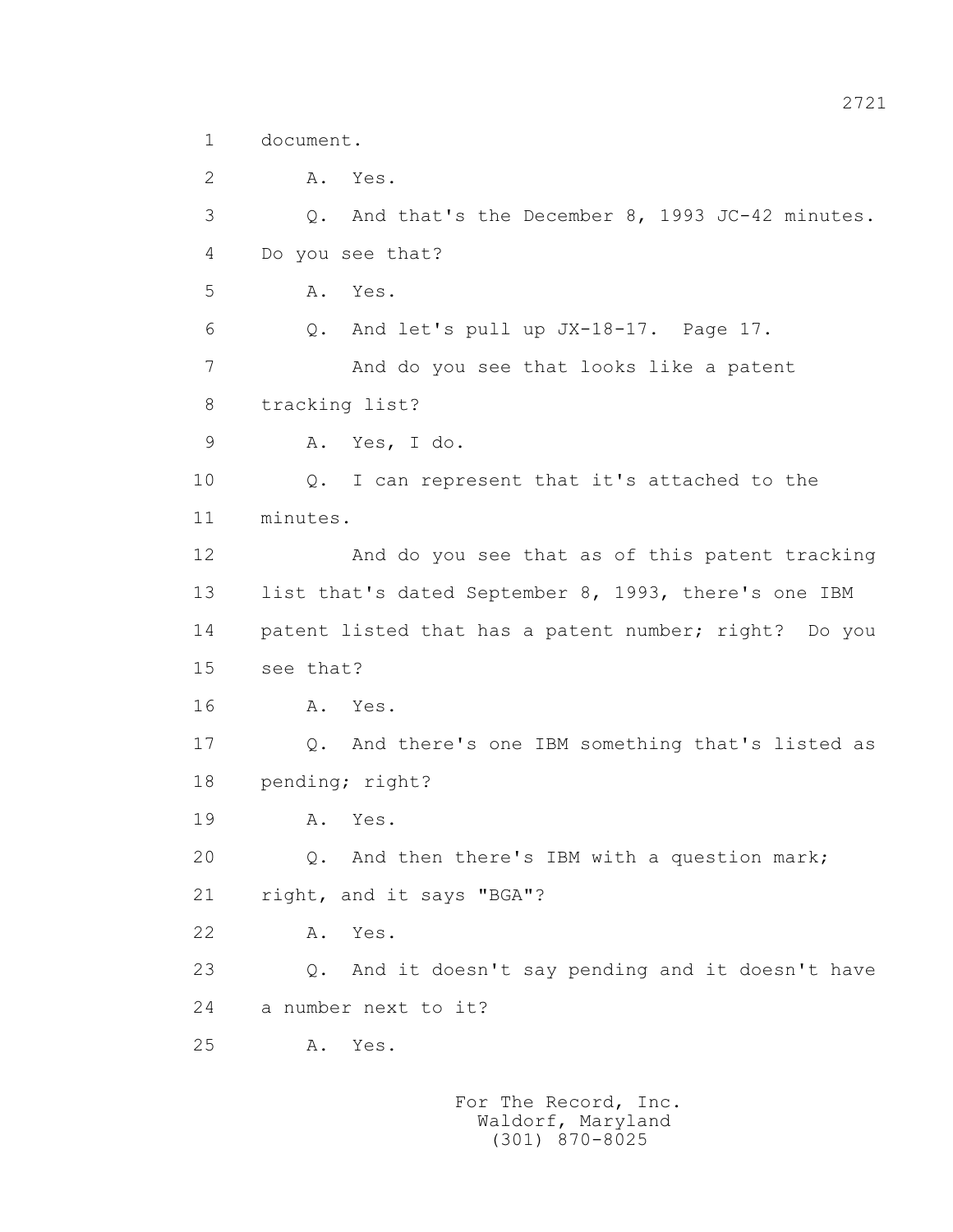1 document.

2 A. Yes.

3 Q. And that's the December 8, 1993 JC-42 minutes.

4 Do you see that?

5 A. Yes.

6 Q. And let's pull up JX-18-17. Page 17.

7 And do you see that looks like a patent

8 tracking list?

9 A. Yes, I do.

10 Q. I can represent that it's attached to the

11 minutes.

12 And do you see that as of this patent tracking

13 list that's dated September 8, 1993, there's one IBM

14 patent listed that has a patent number; right? Do you

15 see that?

16 A. Yes.

17 Q. And there's one IBM something that's listed as

18 pending; right?

19 A. Yes.

20 Q. And then there's IBM with a question mark;

21 right, and it says "BGA"?

22 A. Yes.

23 Q. And it doesn't say pending and it doesn't have

24 a number next to it?

25 A. Yes.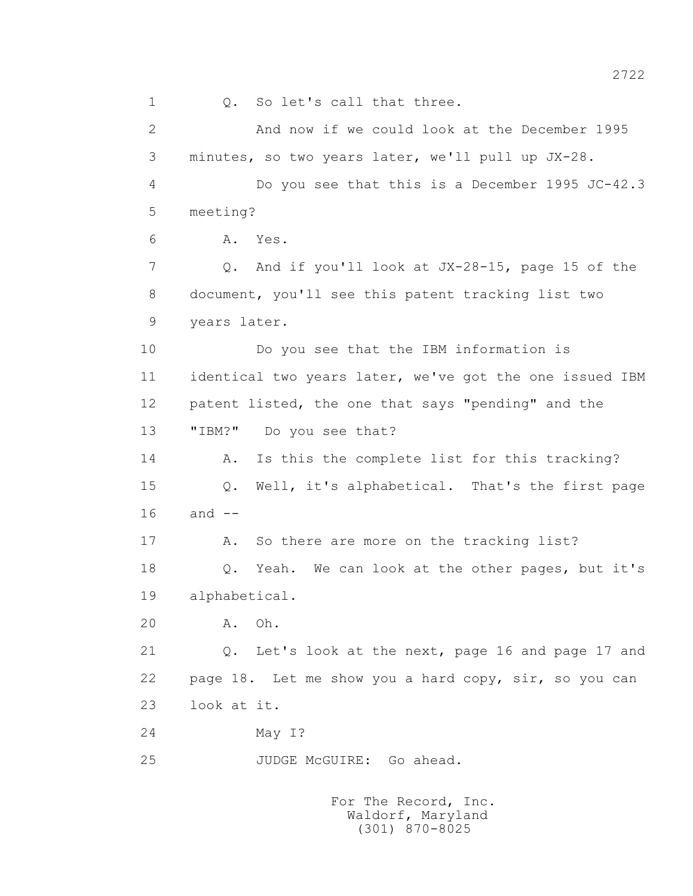1 Q. So let's call that three.

2 And now if we could look at the December 1995

3 minutes, so two years later, we'll pull up JX-28.

4 Do you see that this is a December 1995 JC-42.3

5 meeting?

6 A. Yes.

7 Q. And if you'll look at JX-28-15, page 15 of the

8 document, you'll see this patent tracking list two

9 years later.

10 Do you see that the IBM information is

11 identical two years later, we've got the one issued IBM

12 patent listed, the one that says "pending" and the

13 "IBM?" Do you see that?

14 A. Is this the complete list for this tracking?

15 Q. Well, it's alphabetical. That's the first page

16 and --

17 A. So there are more on the tracking list?

18 Q. Yeah. We can look at the other pages, but it's

19 alphabetical.

20 A. Oh.

21 Q. Let's look at the next, page 16 and page 17 and

22 page 18. Let me show you a hard copy, sir, so you can

23 look at it.

24 May I?

25 JUDGE McGUIRE: Go ahead.

For The Record, Inc.
Waldorf, Maryland
(301) 870-8025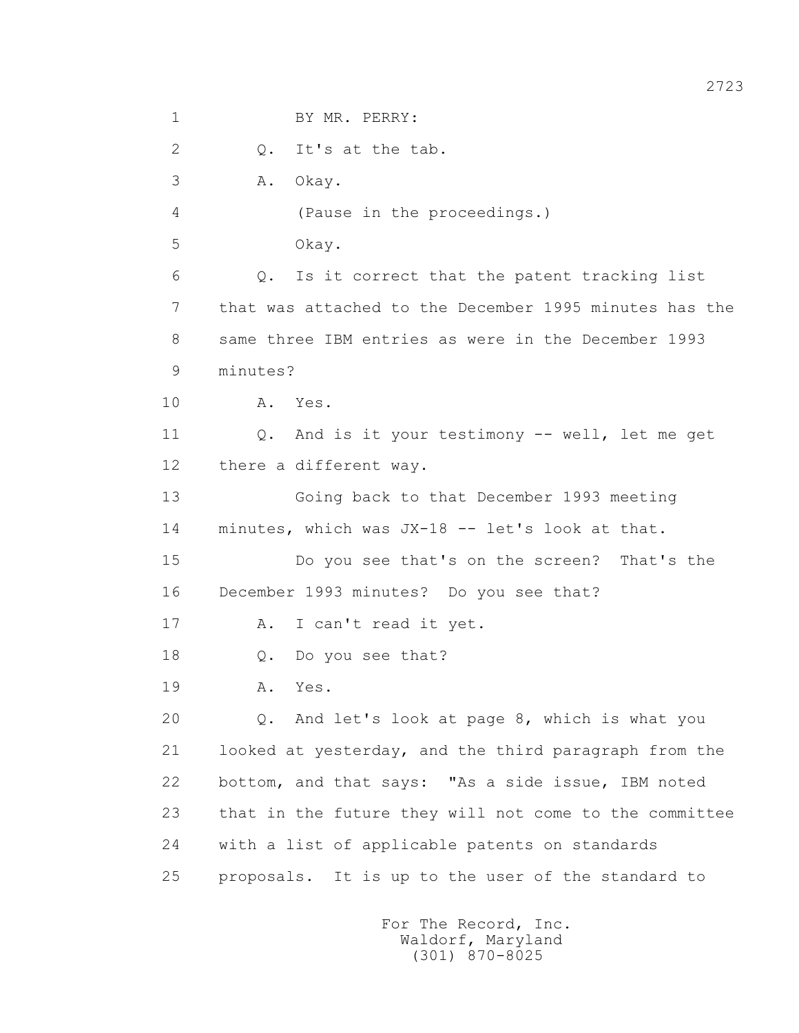BY MR. PERRY:

Q. It's at the tab.

A. Okay.

(Pause in the proceedings.)

Okay.

Q. Is it correct that the patent tracking list that was attached to the December 1995 minutes has the same three IBM entries as were in the December 1993 minutes?

A. Yes.

Q. And is it your testimony -- well, let me get there a different way.

Going back to that December 1993 meeting minutes, which was JX-18 -- let's look at that.

Do you see that's on the screen? That's the December 1993 minutes? Do you see that?

A. I can't read it yet.

Q. Do you see that?

A. Yes.

Q. And let's look at page 8, which is what you looked at yesterday, and the third paragraph from the bottom, and that says: "As a side issue, IBM noted that in the future they will not come to the committee with a list of applicable patents on standards proposals. It is up to the user of the standard to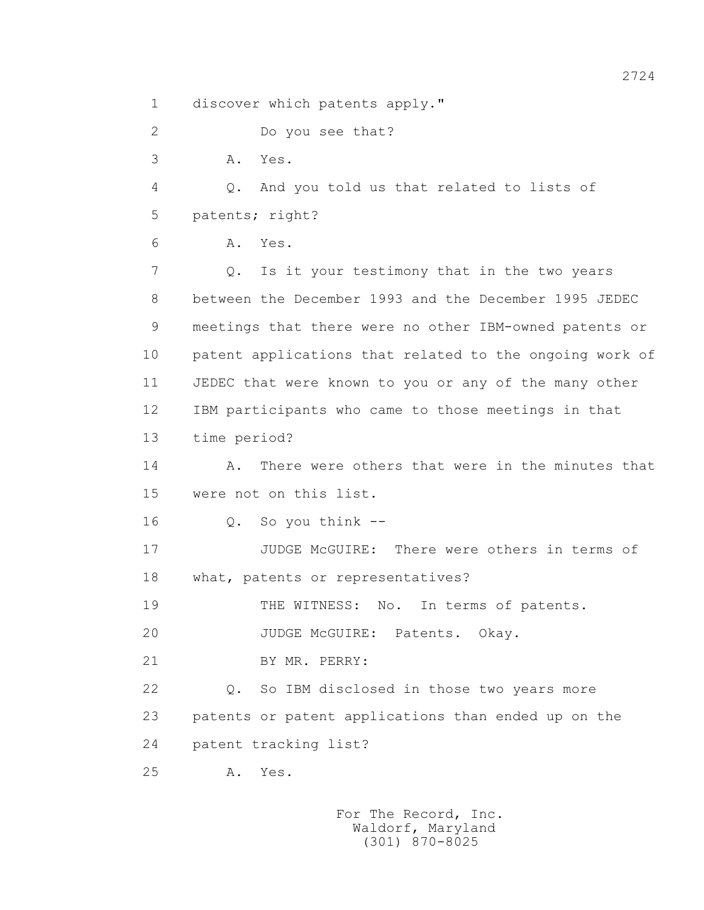discover which patents apply."

Do you see that?

A. Yes.

Q. And you told us that related to lists of patents; right?

A. Yes.

Q. Is it your testimony that in the two years between the December 1993 and the December 1995 JEDEC meetings that there were no other IBM-owned patents or patent applications that related to the ongoing work of JEDEC that were known to you or any of the many other IBM participants who came to those meetings in that time period?

A. There were others that were in the minutes that were not on this list.

Q. So you think --

JUDGE McGUIRE: There were others in terms of what, patents or representatives?

THE WITNESS: No. In terms of patents.

JUDGE McGUIRE: Patents. Okay.

BY MR. PERRY:

Q. So IBM disclosed in those two years more patents or patent applications than ended up on the patent tracking list?

A. Yes.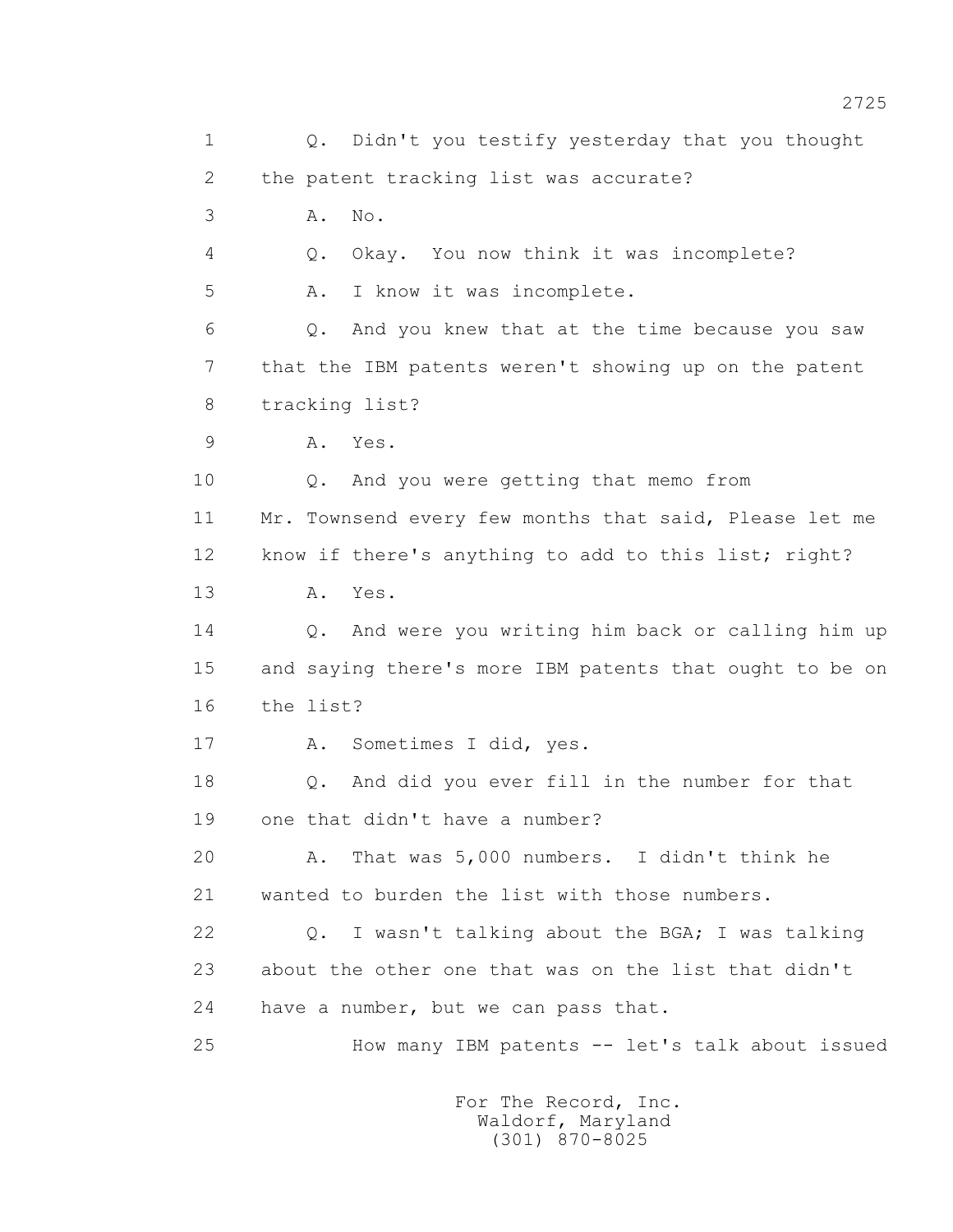1 Q. Didn't you testify yesterday that you thought
2 the patent tracking list was accurate?
3 A. No.
4 Q. Okay. You now think it was incomplete?
5 A. I know it was incomplete.
6 Q. And you knew that at the time because you saw
7 that the IBM patents weren't showing up on the patent
8 tracking list?
9 A. Yes.
10 Q. And you were getting that memo from
11 Mr. Townsend every few months that said, Please let me
12 know if there's anything to add to this list; right?
13 A. Yes.
14 Q. And were you writing him back or calling him up
15 and saying there's more IBM patents that ought to be on
16 the list?
17 A. Sometimes I did, yes.
18 Q. And did you ever fill in the number for that
19 one that didn't have a number?
20 A. That was 5,000 numbers. I didn't think he
21 wanted to burden the list with those numbers.
22 Q. I wasn't talking about the BGA; I was talking
23 about the other one that was on the list that didn't
24 have a number, but we can pass that.
25 How many IBM patents -- let's talk about issued

For The Record, Inc.
Waldorf, Maryland
(301) 870-8025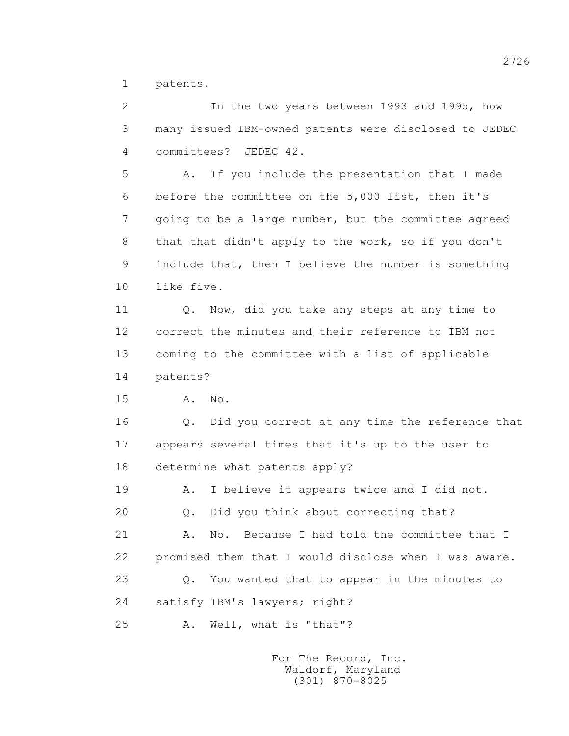1 patents.

2 In the two years between 1993 and 1995, how

3 many issued IBM-owned patents were disclosed to JEDEC

4 committees? JEDEC 42.

5 A. If you include the presentation that I made

6 before the committee on the 5,000 list, then it's

7 going to be a large number, but the committee agreed

8 that that didn't apply to the work, so if you don't

9 include that, then I believe the number is something

10 like five.

11 Q. Now, did you take any steps at any time to

12 correct the minutes and their reference to IBM not

13 coming to the committee with a list of applicable

14 patents?

15 A. No.

16 Q. Did you correct at any time the reference that

17 appears several times that it's up to the user to

18 determine what patents apply?

19 A. I believe it appears twice and I did not.

20 Q. Did you think about correcting that?

21 A. No. Because I had told the committee that I

22 promised them that I would disclose when I was aware.

23 Q. You wanted that to appear in the minutes to

24 satisfy IBM's lawyers; right?

25 A. Well, what is "that"?

For The Record, Inc.
Waldorf, Maryland
(301) 870-8025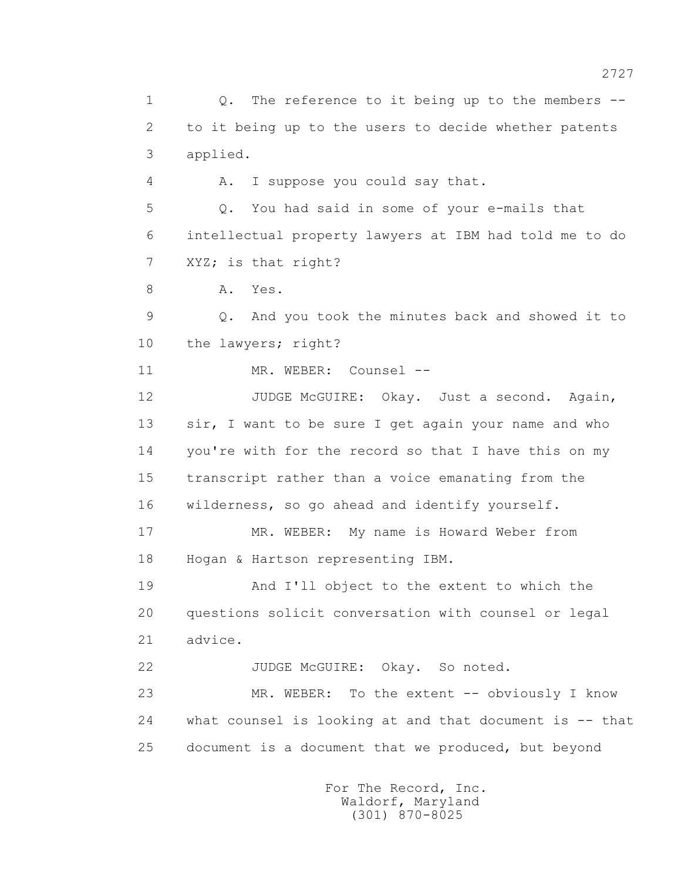1 Q. The reference to it being up to the members --
2 to it being up to the users to decide whether patents
3 applied.

4 A. I suppose you could say that.

5 Q. You had said in some of your e-mails that
6 intellectual property lawyers at IBM had told me to do
7 XYZ; is that right?

8 A. Yes.

9 Q. And you took the minutes back and showed it to
10 the lawyers; right?

11 MR. WEBER: Counsel --

12 JUDGE McGUIRE: Okay. Just a second. Again,
13 sir, I want to be sure I get again your name and who
14 you're with for the record so that I have this on my
15 transcript rather than a voice emanating from the
16 wilderness, so go ahead and identify yourself.

17 MR. WEBER: My name is Howard Weber from
18 Hogan & Hartson representing IBM.

19 And I'll object to the extent to which the
20 questions solicit conversation with counsel or legal
21 advice.

22 JUDGE McGUIRE: Okay. So noted.

23 MR. WEBER: To the extent -- obviously I know
24 what counsel is looking at and that document is -- that
25 document is a document that we produced, but beyond

For The Record, Inc.
Waldorf, Maryland
(301) 870-8025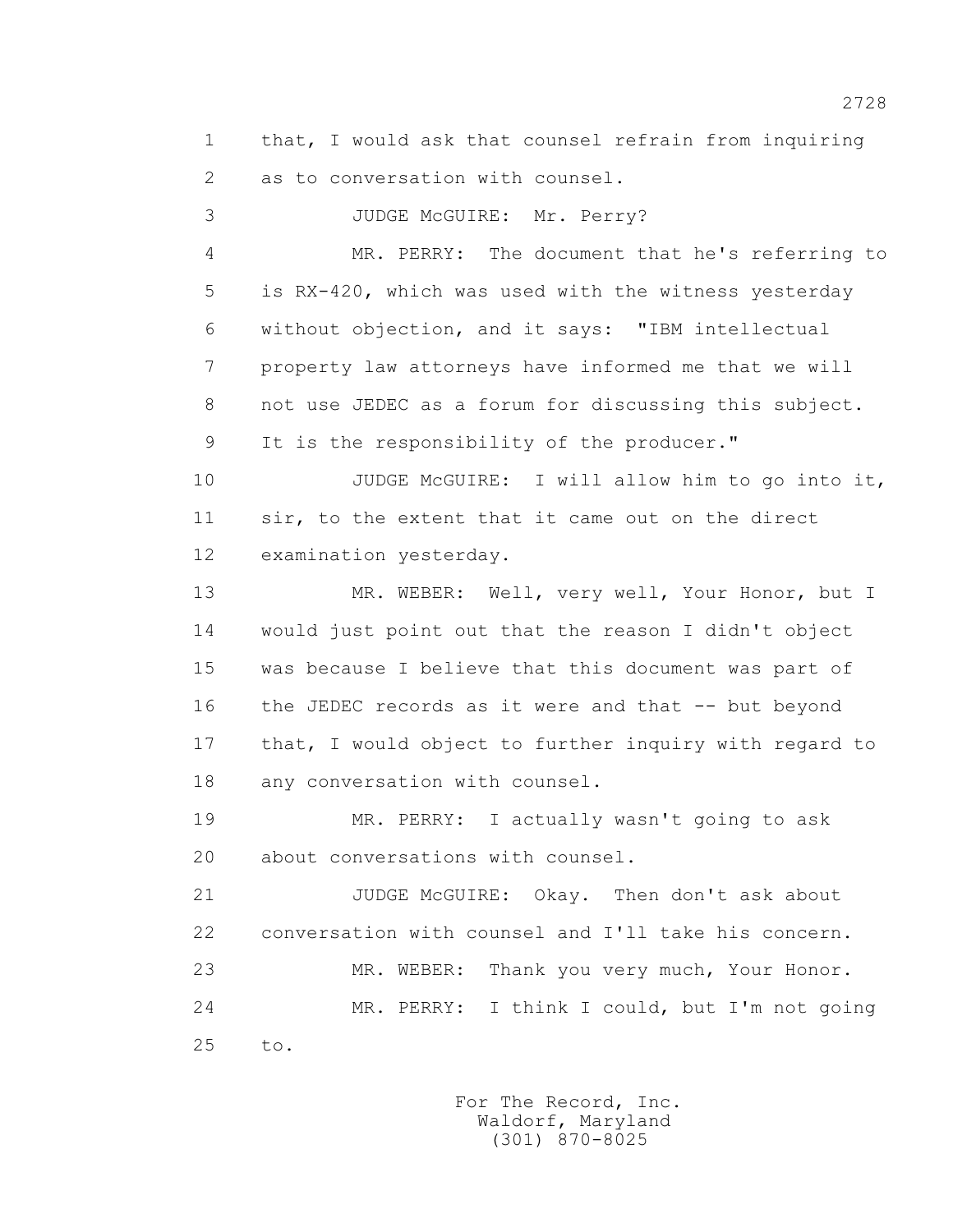1 that, I would ask that counsel refrain from inquiring
2 as to conversation with counsel.

3 JUDGE McGUIRE: Mr. Perry?

4 MR. PERRY: The document that he's referring to
5 is RX-420, which was used with the witness yesterday
6 without objection, and it says: "IBM intellectual
7 property law attorneys have informed me that we will
8 not use JEDEC as a forum for discussing this subject.
9 It is the responsibility of the producer."

10 JUDGE McGUIRE: I will allow him to go into it,
11 sir, to the extent that it came out on the direct
12 examination yesterday.

13 MR. WEBER: Well, very well, Your Honor, but I
14 would just point out that the reason I didn't object
15 was because I believe that this document was part of
16 the JEDEC records as it were and that -- but beyond
17 that, I would object to further inquiry with regard to
18 any conversation with counsel.

19 MR. PERRY: I actually wasn't going to ask
20 about conversations with counsel.

21 JUDGE McGUIRE: Okay. Then don't ask about
22 conversation with counsel and I'll take his concern.

23 MR. WEBER: Thank you very much, Your Honor.

24 MR. PERRY: I think I could, but I'm not going
25 to.

For The Record, Inc.
Waldorf, Maryland
(301) 870-8025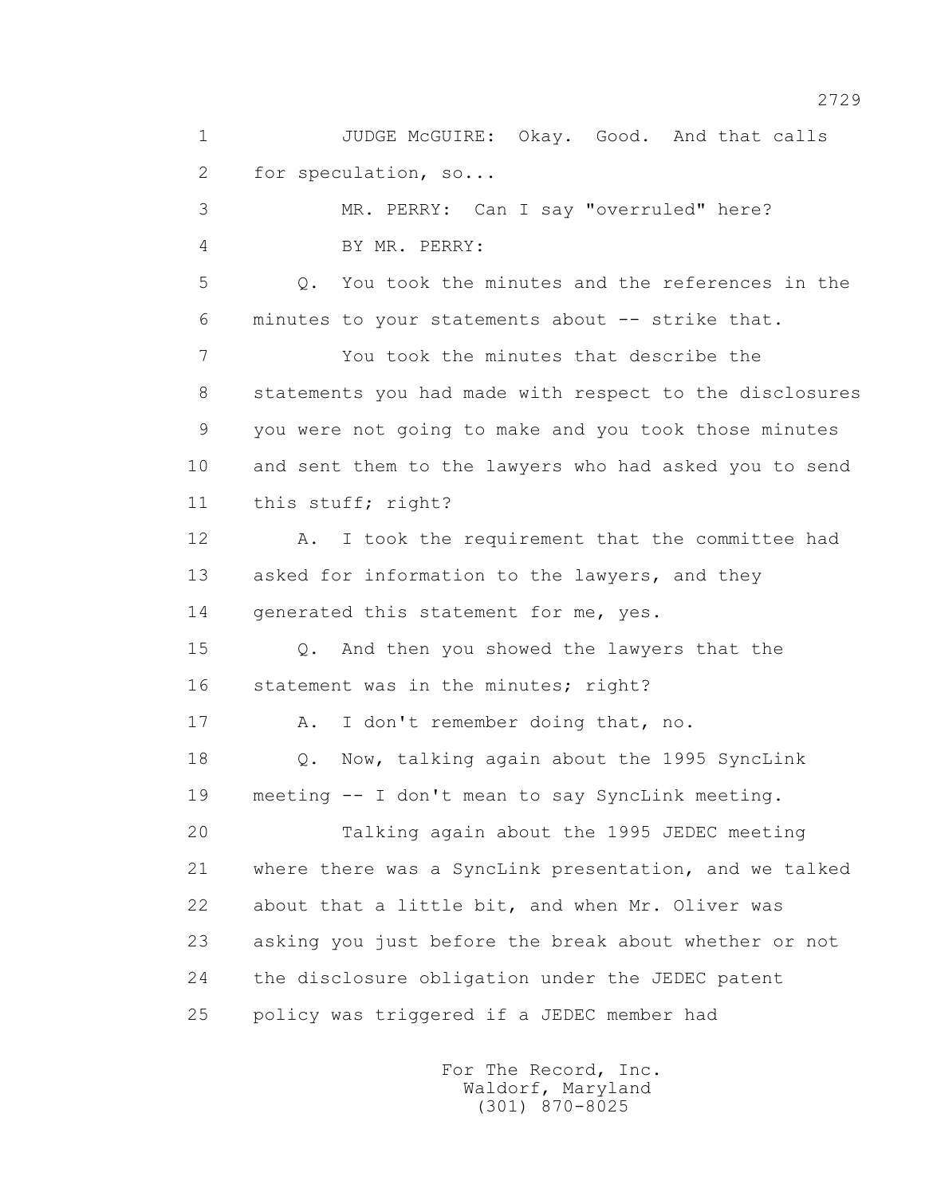1 JUDGE McGUIRE: Okay. Good. And that calls
2 for speculation, so...
3 MR. PERRY: Can I say "overruled" here?
4 BY MR. PERRY:
5 Q. You took the minutes and the references in the
6 minutes to your statements about -- strike that.
7 You took the minutes that describe the
8 statements you had made with respect to the disclosures
9 you were not going to make and you took those minutes
10 and sent them to the lawyers who had asked you to send
11 this stuff; right?
12 A. I took the requirement that the committee had
13 asked for information to the lawyers, and they
14 generated this statement for me, yes.
15 Q. And then you showed the lawyers that the
16 statement was in the minutes; right?
17 A. I don't remember doing that, no.
18 Q. Now, talking again about the 1995 SyncLink
19 meeting -- I don't mean to say SyncLink meeting.
20 Talking again about the 1995 JEDEC meeting
21 where there was a SyncLink presentation, and we talked
22 about that a little bit, and when Mr. Oliver was
23 asking you just before the break about whether or not
24 the disclosure obligation under the JEDEC patent
25 policy was triggered if a JEDEC member had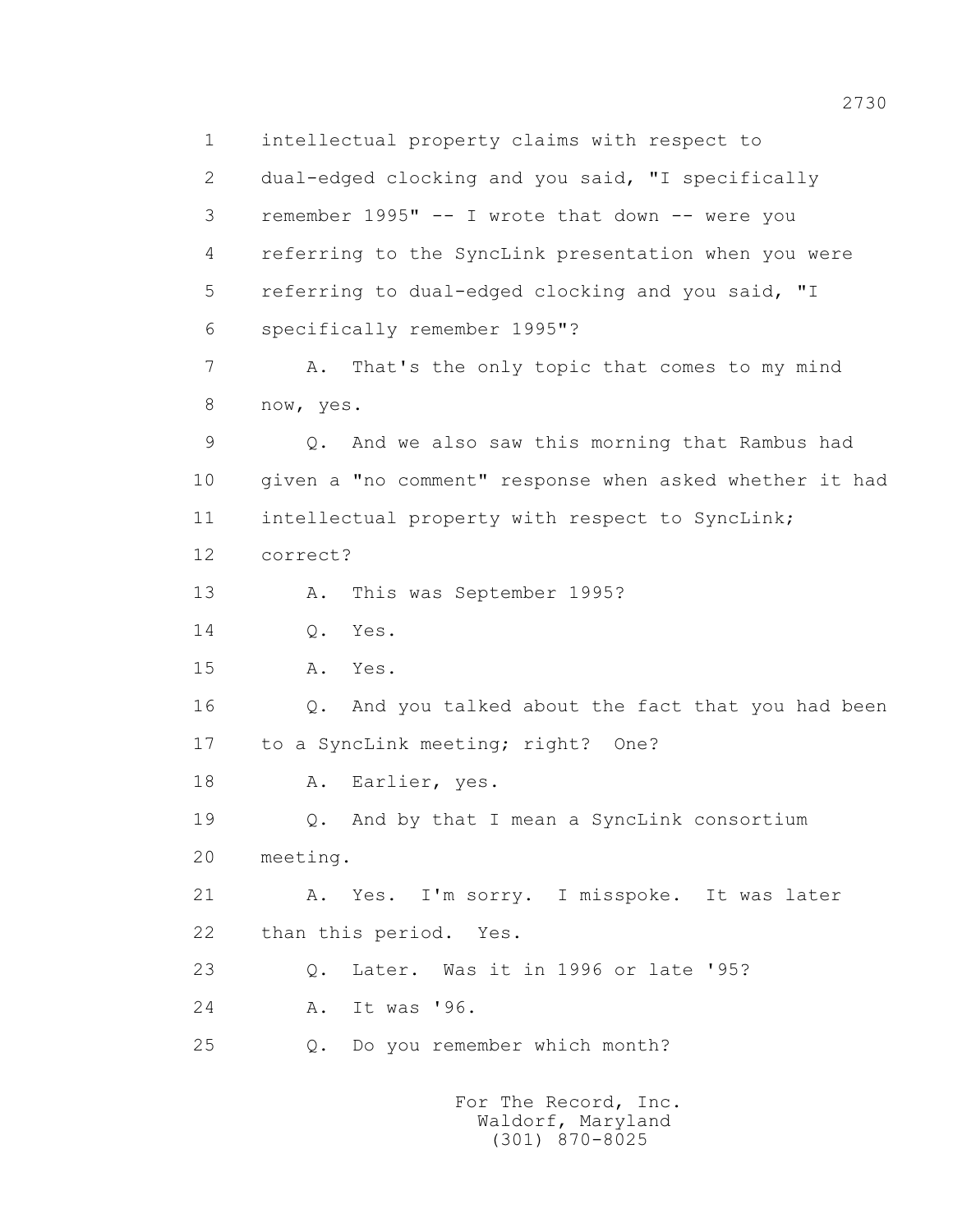1 intellectual property claims with respect to
2 dual-edged clocking and you said, "I specifically
3 remember 1995" -- I wrote that down -- were you
4 referring to the SyncLink presentation when you were
5 referring to dual-edged clocking and you said, "I
6 specifically remember 1995"?
7 A. That's the only topic that comes to my mind
8 now, yes.
9 Q. And we also saw this morning that Rambus had
10 given a "no comment" response when asked whether it had
11 intellectual property with respect to SyncLink;
12 correct?
13 A. This was September 1995?
14 Q. Yes.
15 A. Yes.
16 Q. And you talked about the fact that you had been
17 to a SyncLink meeting; right? One?
18 A. Earlier, yes.
19 Q. And by that I mean a SyncLink consortium
20 meeting.
21 A. Yes. I'm sorry. I misspoke. It was later
22 than this period. Yes.
23 Q. Later. Was it in 1996 or late '95?
24 A. It was '96.
25 Q. Do you remember which month?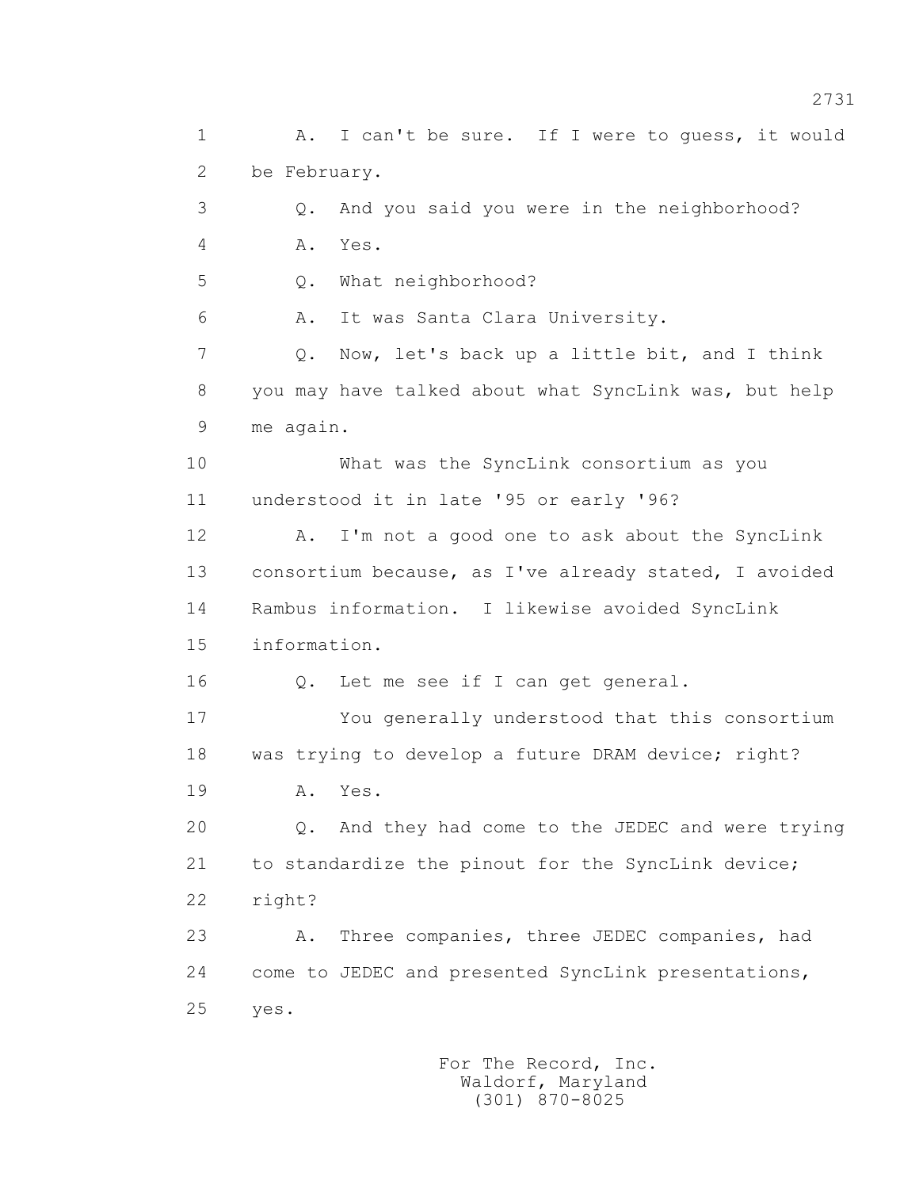A. I can't be sure. If I were to guess, it would be February.

Q. And you said you were in the neighborhood?

A. Yes.

Q. What neighborhood?

A. It was Santa Clara University.

Q. Now, let's back up a little bit, and I think you may have talked about what SyncLink was, but help me again.

What was the SyncLink consortium as you understood it in late '95 or early '96?

A. I'm not a good one to ask about the SyncLink consortium because, as I've already stated, I avoided Rambus information. I likewise avoided SyncLink information.

Q. Let me see if I can get general.

You generally understood that this consortium was trying to develop a future DRAM device; right?

A. Yes.

Q. And they had come to the JEDEC and were trying to standardize the pinout for the SyncLink device; right?

A. Three companies, three JEDEC companies, had come to JEDEC and presented SyncLink presentations, yes.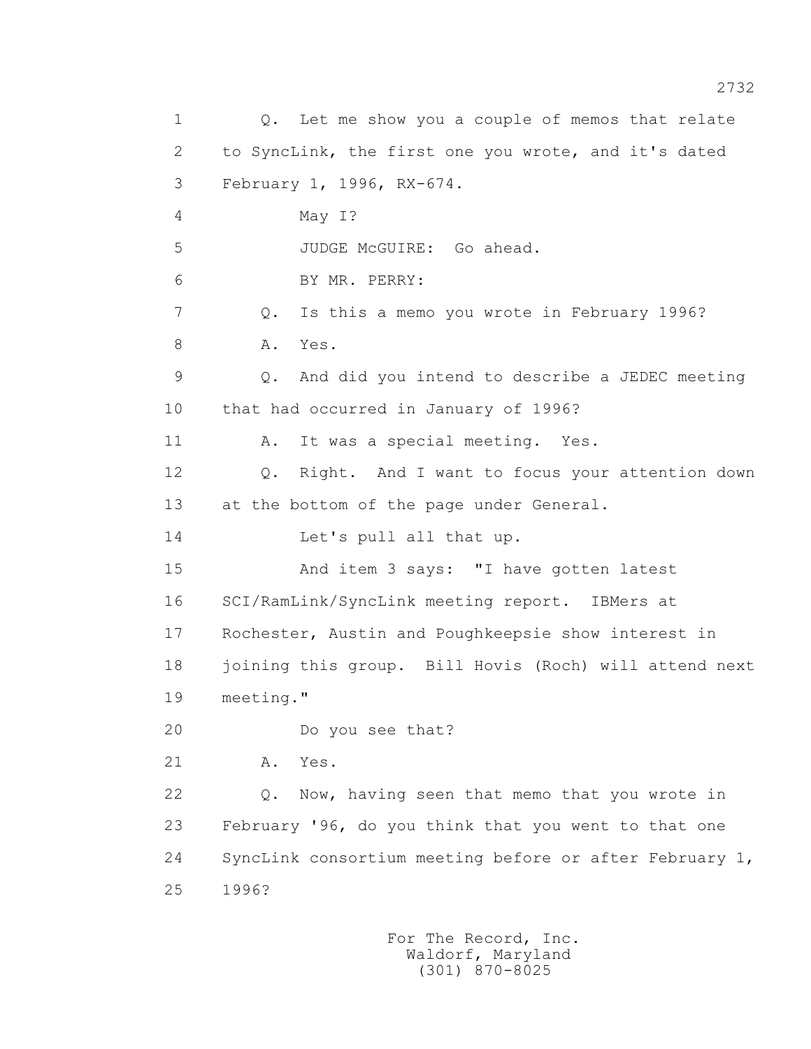1 Q. Let me show you a couple of memos that relate
2 to SyncLink, the first one you wrote, and it's dated
3 February 1, 1996, RX-674.
4 May I?
5 JUDGE McGUIRE: Go ahead.
6 BY MR. PERRY:
7 Q. Is this a memo you wrote in February 1996?
8 A. Yes.
9 Q. And did you intend to describe a JEDEC meeting
10 that had occurred in January of 1996?
11 A. It was a special meeting. Yes.
12 Q. Right. And I want to focus your attention down
13 at the bottom of the page under General.
14 Let's pull all that up.
15 And item 3 says: "I have gotten latest
16 SCI/RamLink/SyncLink meeting report. IBMers at
17 Rochester, Austin and Poughkeepsie show interest in
18 joining this group. Bill Hovis (Roch) will attend next
19 meeting."
20 Do you see that?
21 A. Yes.
22 Q. Now, having seen that memo that you wrote in
23 February '96, do you think that you went to that one
24 SyncLink consortium meeting before or after February 1,
25 1996?

For The Record, Inc.
Waldorf, Maryland
(301) 870-8025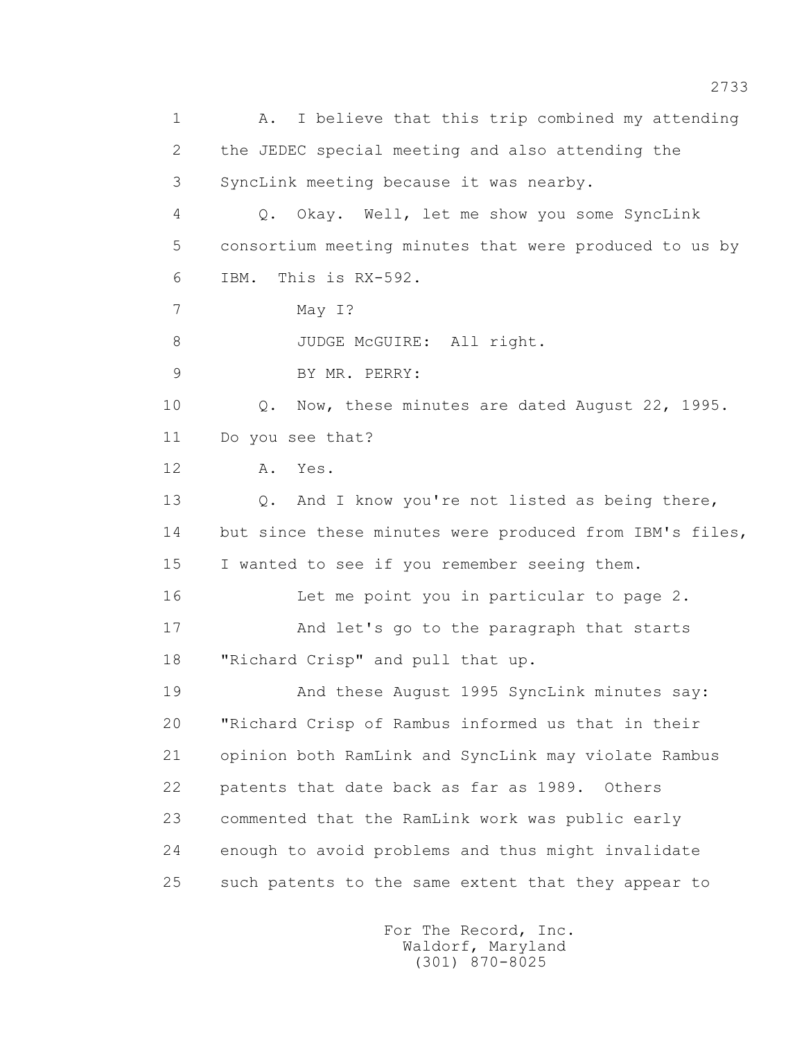1 A. I believe that this trip combined my attending
2 the JEDEC special meeting and also attending the
3 SyncLink meeting because it was nearby.
4 Q. Okay. Well, let me show you some SyncLink
5 consortium meeting minutes that were produced to us by
6 IBM. This is RX-592.
7 May I?
8 JUDGE McGUIRE: All right.
9 BY MR. PERRY:
10 Q. Now, these minutes are dated August 22, 1995.
11 Do you see that?
12 A. Yes.
13 Q. And I know you're not listed as being there,
14 but since these minutes were produced from IBM's files,
15 I wanted to see if you remember seeing them.
16 Let me point you in particular to page 2.
17 And let's go to the paragraph that starts
18 "Richard Crisp" and pull that up.
19 And these August 1995 SyncLink minutes say:
20 "Richard Crisp of Rambus informed us that in their
21 opinion both RamLink and SyncLink may violate Rambus
22 patents that date back as far as 1989. Others
23 commented that the RamLink work was public early
24 enough to avoid problems and thus might invalidate
25 such patents to the same extent that they appear to

For The Record, Inc.
Waldorf, Maryland
(301) 870-8025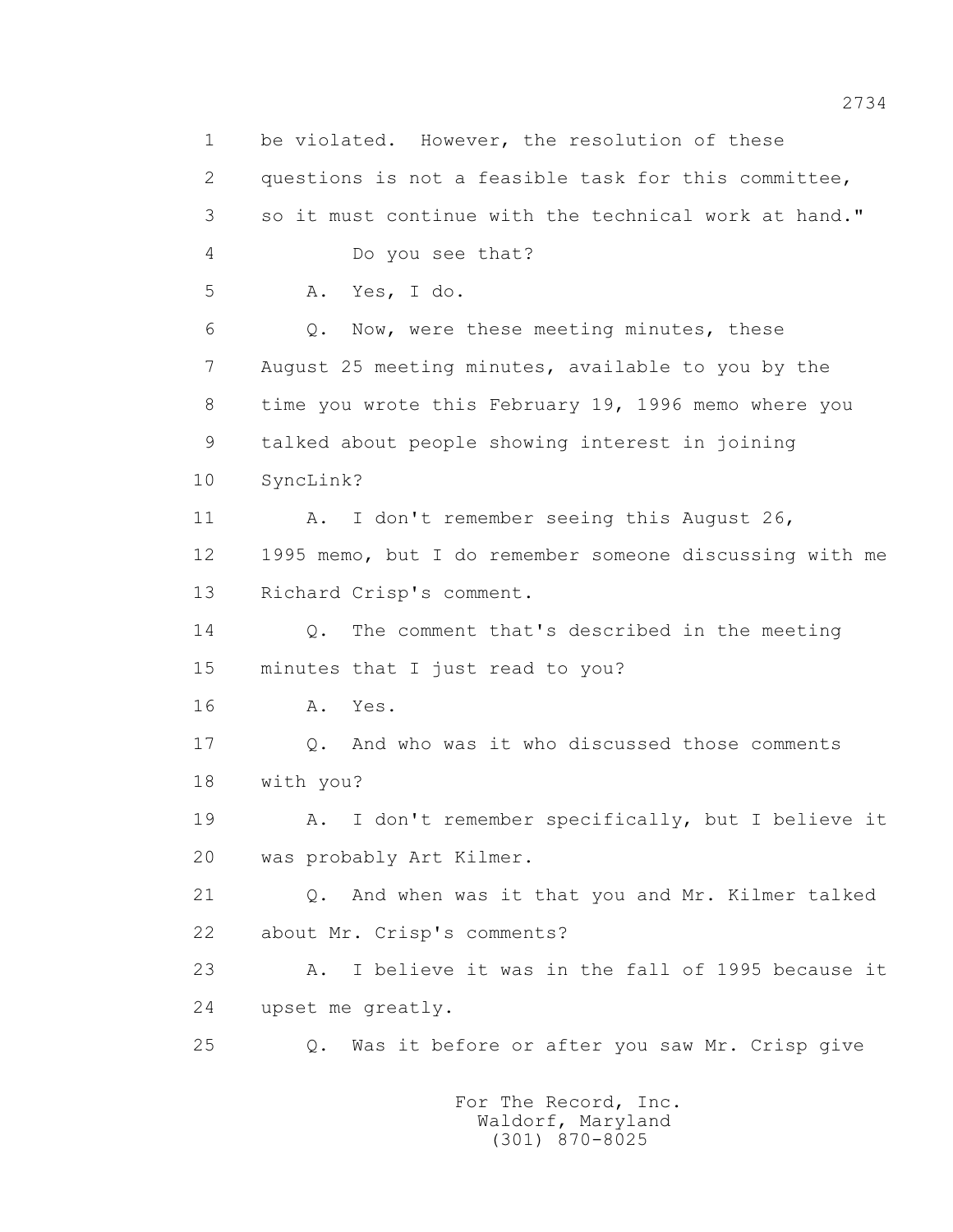1 be violated. However, the resolution of these

2 questions is not a feasible task for this committee,

3 so it must continue with the technical work at hand."

4 Do you see that?

5 A. Yes, I do.

6 Q. Now, were these meeting minutes, these

7 August 25 meeting minutes, available to you by the

8 time you wrote this February 19, 1996 memo where you

9 talked about people showing interest in joining

10 SyncLink?

11 A. I don't remember seeing this August 26,

12 1995 memo, but I do remember someone discussing with me

13 Richard Crisp's comment.

14 Q. The comment that's described in the meeting

15 minutes that I just read to you?

16 A. Yes.

17 Q. And who was it who discussed those comments

18 with you?

19 A. I don't remember specifically, but I believe it

20 was probably Art Kilmer.

21 Q. And when was it that you and Mr. Kilmer talked

22 about Mr. Crisp's comments?

23 A. I believe it was in the fall of 1995 because it

24 upset me greatly.

25 Q. Was it before or after you saw Mr. Crisp give

For The Record, Inc.
Waldorf, Maryland
(301) 870-8025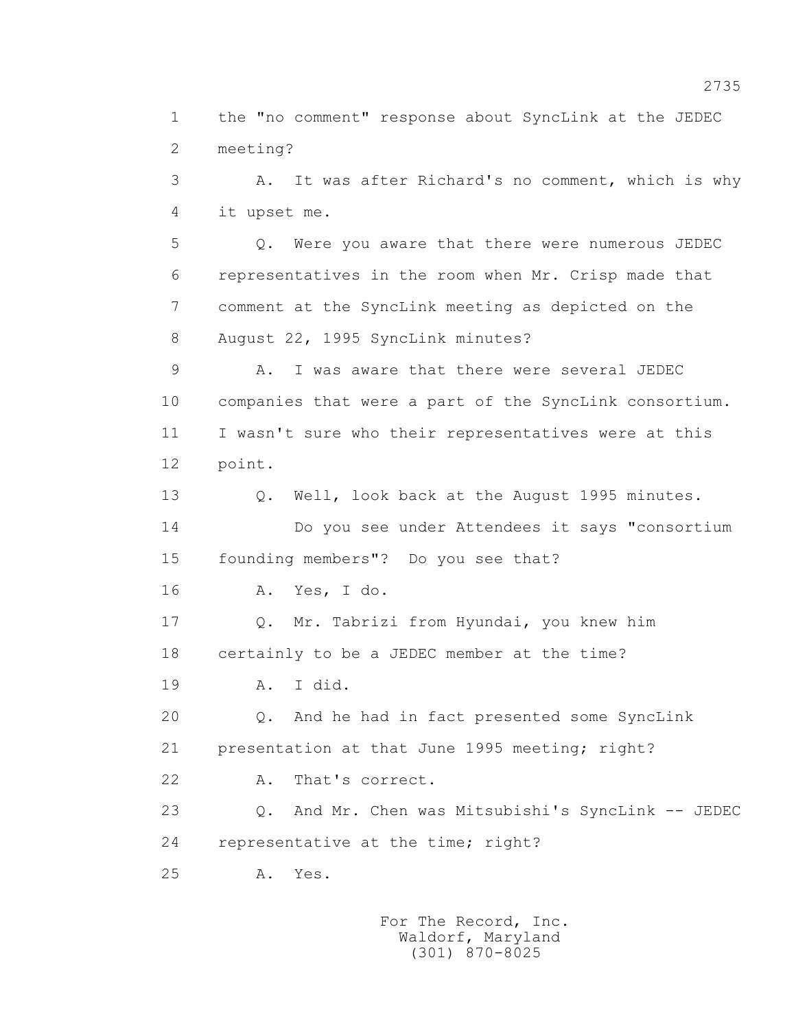1 the "no comment" response about SyncLink at the JEDEC
2 meeting?

3 A. It was after Richard's no comment, which is why
4 it upset me.

5 Q. Were you aware that there were numerous JEDEC
6 representatives in the room when Mr. Crisp made that
7 comment at the SyncLink meeting as depicted on the
8 August 22, 1995 SyncLink minutes?

9 A. I was aware that there were several JEDEC
10 companies that were a part of the SyncLink consortium.
11 I wasn't sure who their representatives were at this
12 point.

13 Q. Well, look back at the August 1995 minutes.
14 Do you see under Attendees it says "consortium
15 founding members"? Do you see that?

16 A. Yes, I do.

17 Q. Mr. Tabrizi from Hyundai, you knew him
18 certainly to be a JEDEC member at the time?

19 A. I did.

20 Q. And he had in fact presented some SyncLink
21 presentation at that June 1995 meeting; right?

22 A. That's correct.

23 Q. And Mr. Chen was Mitsubishi's SyncLink -- JEDEC
24 representative at the time; right?

25 A. Yes.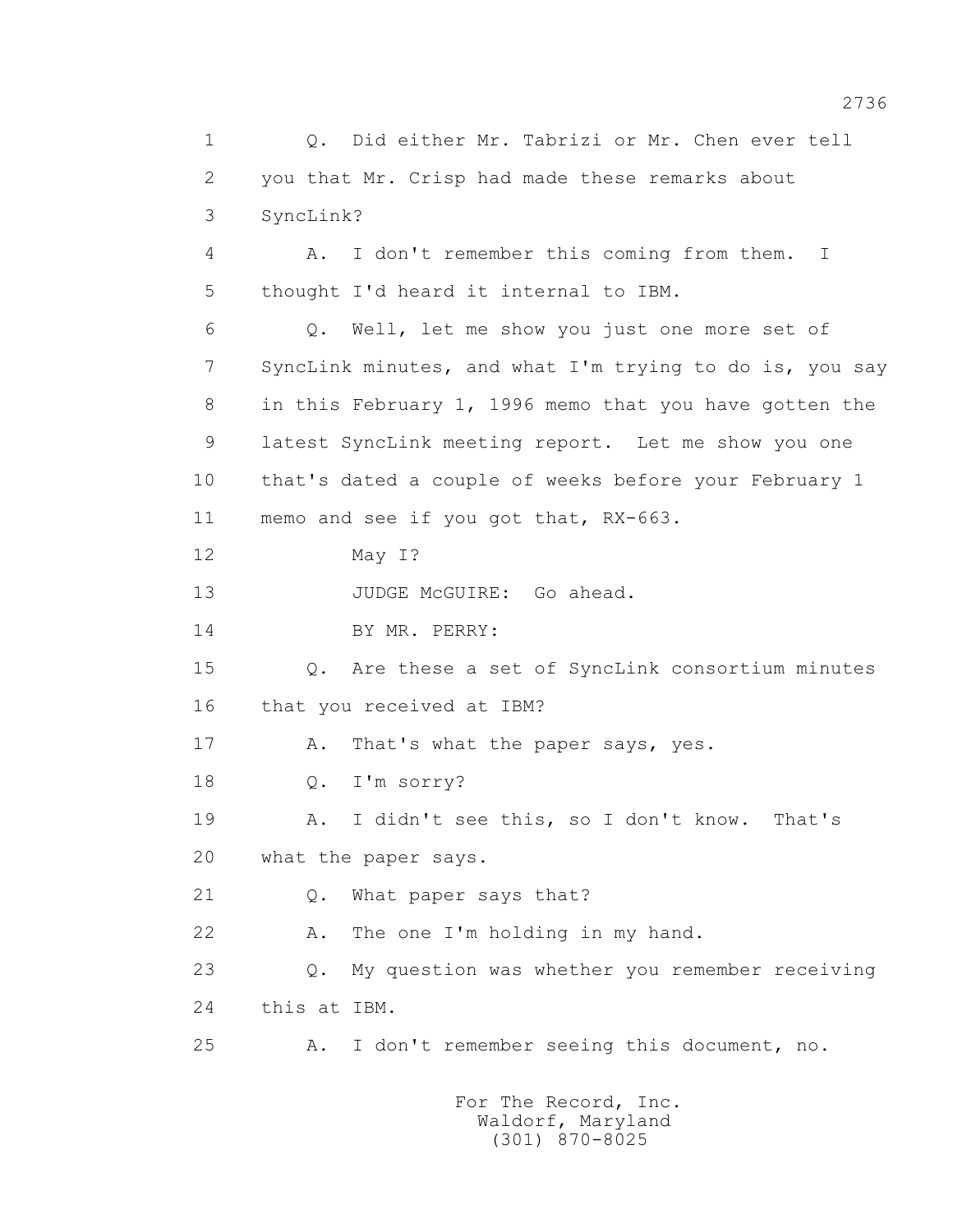1 Q. Did either Mr. Tabrizi or Mr. Chen ever tell
2 you that Mr. Crisp had made these remarks about
3 SyncLink?
4 A. I don't remember this coming from them. I
5 thought I'd heard it internal to IBM.
6 Q. Well, let me show you just one more set of
7 SyncLink minutes, and what I'm trying to do is, you say
8 in this February 1, 1996 memo that you have gotten the
9 latest SyncLink meeting report. Let me show you one
10 that's dated a couple of weeks before your February 1
11 memo and see if you got that, RX-663.
12 May I?
13 JUDGE McGUIRE: Go ahead.
14 BY MR. PERRY:
15 Q. Are these a set of SyncLink consortium minutes
16 that you received at IBM?
17 A. That's what the paper says, yes.
18 Q. I'm sorry?
19 A. I didn't see this, so I don't know. That's
20 what the paper says.
21 Q. What paper says that?
22 A. The one I'm holding in my hand.
23 Q. My question was whether you remember receiving
24 this at IBM.
25 A. I don't remember seeing this document, no.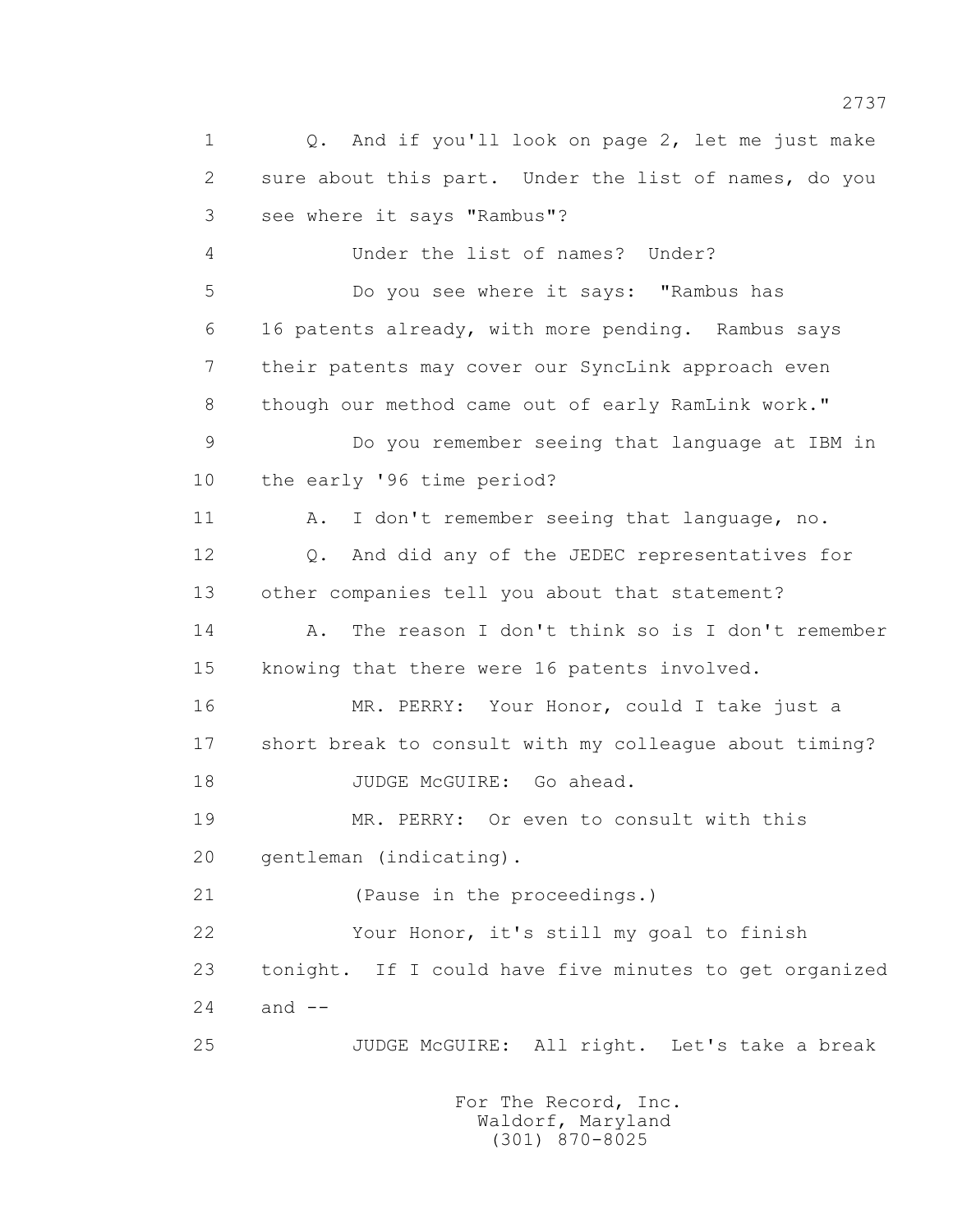1 Q. And if you'll look on page 2, let me just make
2 sure about this part. Under the list of names, do you
3 see where it says "Rambus"?
4 Under the list of names? Under?
5 Do you see where it says: "Rambus has
6 16 patents already, with more pending. Rambus says
7 their patents may cover our SyncLink approach even
8 though our method came out of early RamLink work."
9 Do you remember seeing that language at IBM in
10 the early '96 time period?
11 A. I don't remember seeing that language, no.
12 Q. And did any of the JEDEC representatives for
13 other companies tell you about that statement?
14 A. The reason I don't think so is I don't remember
15 knowing that there were 16 patents involved.
16 MR. PERRY: Your Honor, could I take just a
17 short break to consult with my colleague about timing?
18 JUDGE McGUIRE: Go ahead.
19 MR. PERRY: Or even to consult with this
20 gentleman (indicating).
21 (Pause in the proceedings.)
22 Your Honor, it's still my goal to finish
23 tonight. If I could have five minutes to get organized
24 and --
25 JUDGE McGUIRE: All right. Let's take a break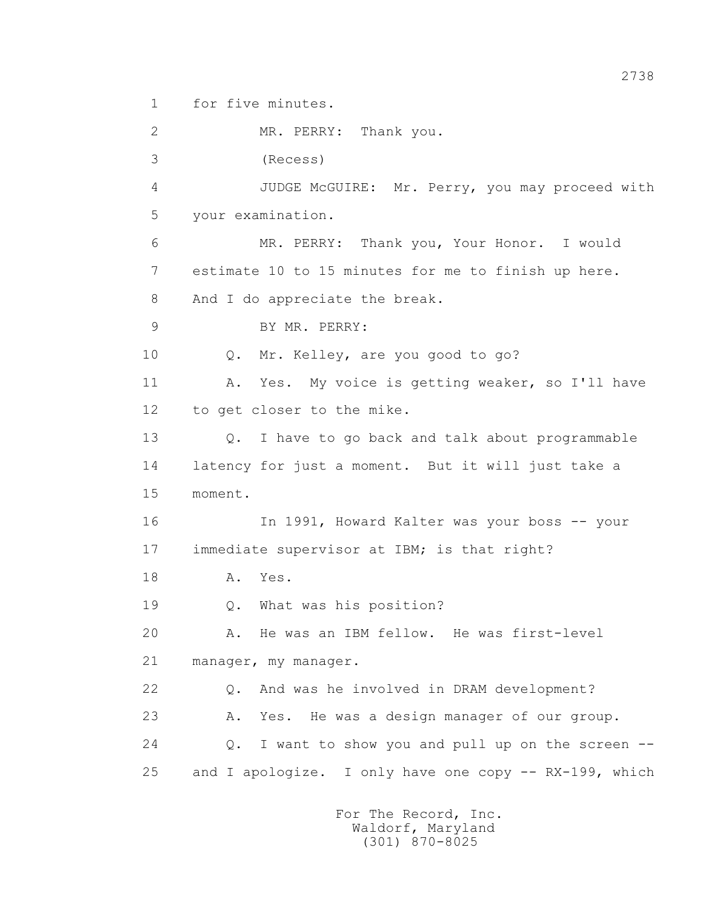1 for five minutes.

2 MR. PERRY: Thank you.

3 (Recess)

4 JUDGE McGUIRE: Mr. Perry, you may proceed with

5 your examination.

6 MR. PERRY: Thank you, Your Honor. I would

7 estimate 10 to 15 minutes for me to finish up here.

8 And I do appreciate the break.

9 BY MR. PERRY:

10 Q. Mr. Kelley, are you good to go?

11 A. Yes. My voice is getting weaker, so I'll have

12 to get closer to the mike.

13 Q. I have to go back and talk about programmable

14 latency for just a moment. But it will just take a

15 moment.

16 In 1991, Howard Kalter was your boss -- your

17 immediate supervisor at IBM; is that right?

18 A. Yes.

19 Q. What was his position?

20 A. He was an IBM fellow. He was first-level

21 manager, my manager.

22 Q. And was he involved in DRAM development?

23 A. Yes. He was a design manager of our group.

24 Q. I want to show you and pull up on the screen --

25 and I apologize. I only have one copy -- RX-199, which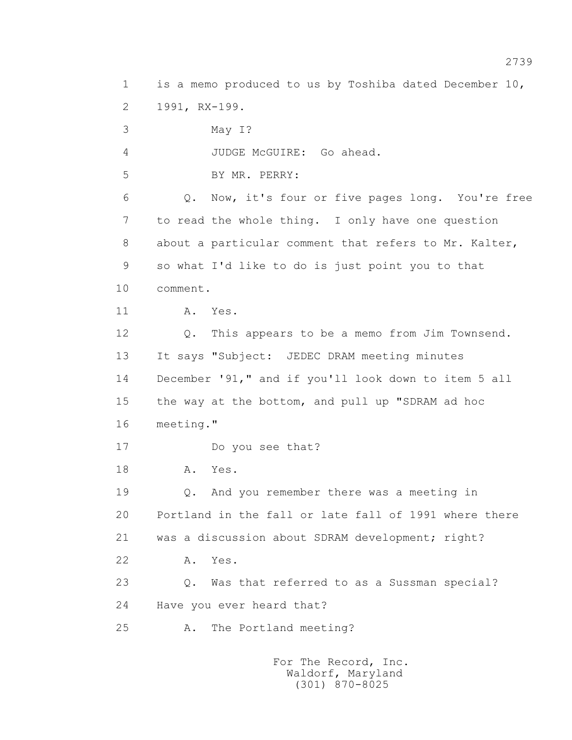1 is a memo produced to us by Toshiba dated December 10,
2 1991, RX-199.
3 May I?
4 JUDGE McGUIRE: Go ahead.
5 BY MR. PERRY:
6 Q. Now, it's four or five pages long. You're free
7 to read the whole thing. I only have one question
8 about a particular comment that refers to Mr. Kalter,
9 so what I'd like to do is just point you to that
10 comment.
11 A. Yes.
12 Q. This appears to be a memo from Jim Townsend.
13 It says "Subject: JEDEC DRAM meeting minutes
14 December '91," and if you'll look down to item 5 all
15 the way at the bottom, and pull up "SDRAM ad hoc
16 meeting."
17 Do you see that?
18 A. Yes.
19 Q. And you remember there was a meeting in
20 Portland in the fall or late fall of 1991 where there
21 was a discussion about SDRAM development; right?
22 A. Yes.
23 Q. Was that referred to as a Sussman special?
24 Have you ever heard that?
25 A. The Portland meeting?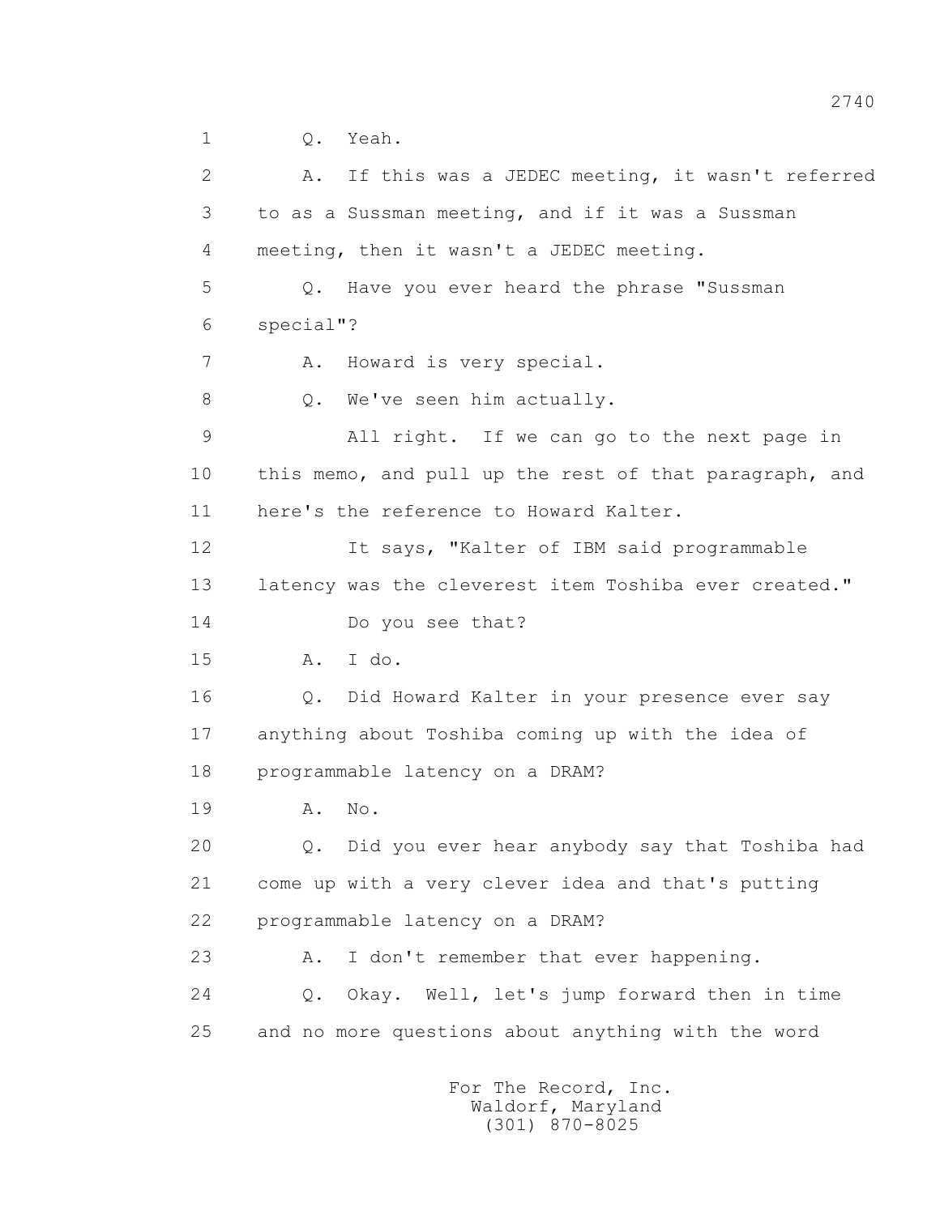1 Q. Yeah.

2 A. If this was a JEDEC meeting, it wasn't referred

3 to as a Sussman meeting, and if it was a Sussman

4 meeting, then it wasn't a JEDEC meeting.

5 Q. Have you ever heard the phrase "Sussman

6 special"?

7 A. Howard is very special.

8 Q. We've seen him actually.

9 All right. If we can go to the next page in

10 this memo, and pull up the rest of that paragraph, and

11 here's the reference to Howard Kalter.

12 It says, "Kalter of IBM said programmable

13 latency was the cleverest item Toshiba ever created."

14 Do you see that?

15 A. I do.

16 Q. Did Howard Kalter in your presence ever say

17 anything about Toshiba coming up with the idea of

18 programmable latency on a DRAM?

19 A. No.

20 Q. Did you ever hear anybody say that Toshiba had

21 come up with a very clever idea and that's putting

22 programmable latency on a DRAM?

23 A. I don't remember that ever happening.

24 Q. Okay. Well, let's jump forward then in time

25 and no more questions about anything with the word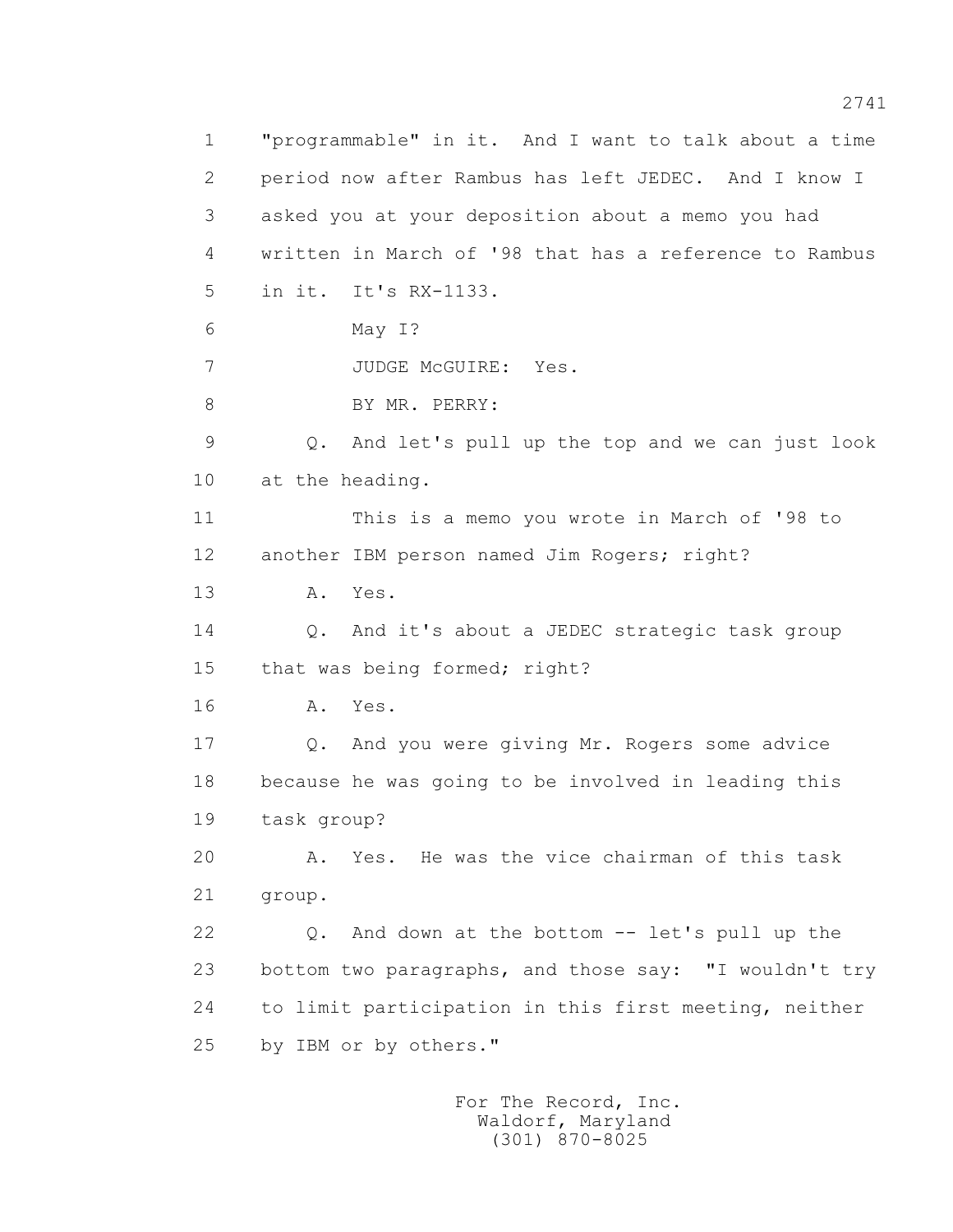1 "programmable" in it. And I want to talk about a time
2 period now after Rambus has left JEDEC. And I know I
3 asked you at your deposition about a memo you had
4 written in March of '98 that has a reference to Rambus
5 in it. It's RX-1133.

6 May I?

7 JUDGE McGUIRE: Yes.

8 BY MR. PERRY:

9 Q. And let's pull up the top and we can just look
10 at the heading.

11 This is a memo you wrote in March of '98 to
12 another IBM person named Jim Rogers; right?

13 A. Yes.

14 Q. And it's about a JEDEC strategic task group
15 that was being formed; right?

16 A. Yes.

17 Q. And you were giving Mr. Rogers some advice
18 because he was going to be involved in leading this
19 task group?

20 A. Yes. He was the vice chairman of this task
21 group.

22 Q. And down at the bottom -- let's pull up the
23 bottom two paragraphs, and those say: "I wouldn't try
24 to limit participation in this first meeting, neither
25 by IBM or by others."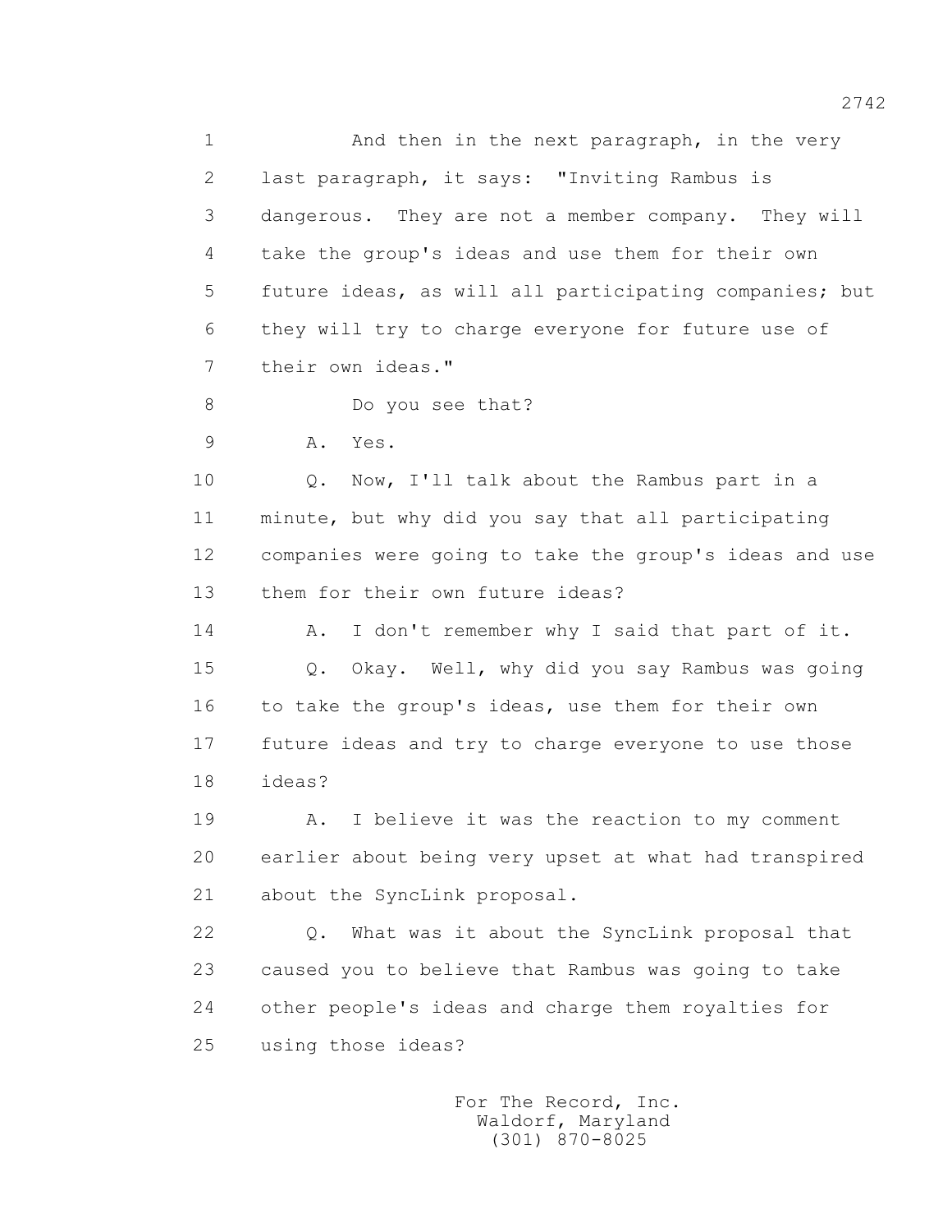1 And then in the next paragraph, in the very
2 last paragraph, it says: "Inviting Rambus is
3 dangerous. They are not a member company. They will
4 take the group's ideas and use them for their own
5 future ideas, as will all participating companies; but
6 they will try to charge everyone for future use of
7 their own ideas."

8 Do you see that?

9 A. Yes.

10 Q. Now, I'll talk about the Rambus part in a
11 minute, but why did you say that all participating
12 companies were going to take the group's ideas and use
13 them for their own future ideas?

14 A. I don't remember why I said that part of it.

15 Q. Okay. Well, why did you say Rambus was going
16 to take the group's ideas, use them for their own
17 future ideas and try to charge everyone to use those
18 ideas?

19 A. I believe it was the reaction to my comment
20 earlier about being very upset at what had transpired
21 about the SyncLink proposal.

22 Q. What was it about the SyncLink proposal that
23 caused you to believe that Rambus was going to take
24 other people's ideas and charge them royalties for
25 using those ideas?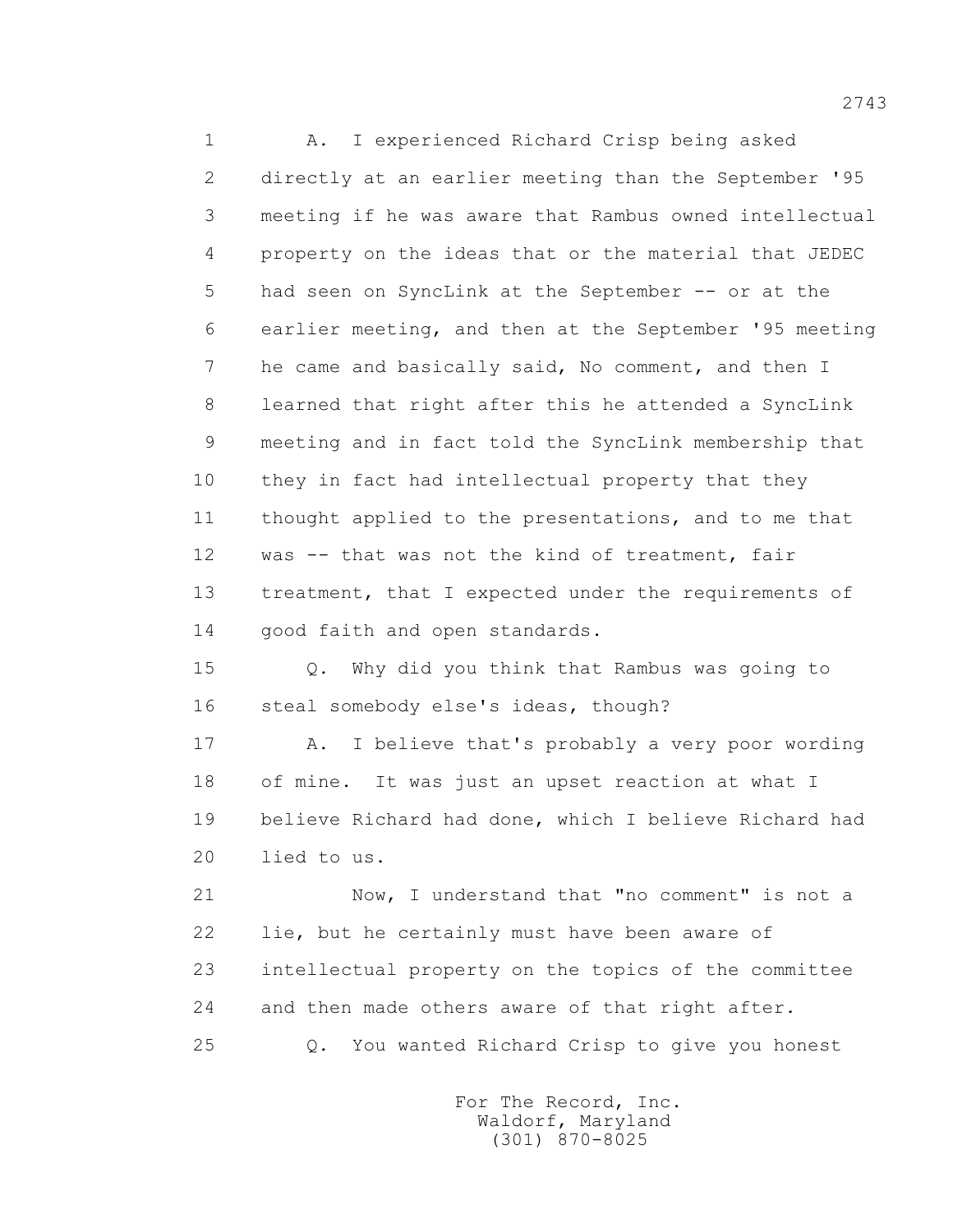1 A. I experienced Richard Crisp being asked
2 directly at an earlier meeting than the September '95
3 meeting if he was aware that Rambus owned intellectual
4 property on the ideas that or the material that JEDEC
5 had seen on SyncLink at the September -- or at the
6 earlier meeting, and then at the September '95 meeting
7 he came and basically said, No comment, and then I
8 learned that right after this he attended a SyncLink
9 meeting and in fact told the SyncLink membership that
10 they in fact had intellectual property that they
11 thought applied to the presentations, and to me that
12 was -- that was not the kind of treatment, fair
13 treatment, that I expected under the requirements of
14 good faith and open standards.
15 Q. Why did you think that Rambus was going to
16 steal somebody else's ideas, though?
17 A. I believe that's probably a very poor wording
18 of mine. It was just an upset reaction at what I
19 believe Richard had done, which I believe Richard had
20 lied to us.
21 Now, I understand that "no comment" is not a
22 lie, but he certainly must have been aware of
23 intellectual property on the topics of the committee
24 and then made others aware of that right after.
25 Q. You wanted Richard Crisp to give you honest

For The Record, Inc.
Waldorf, Maryland
(301) 870-8025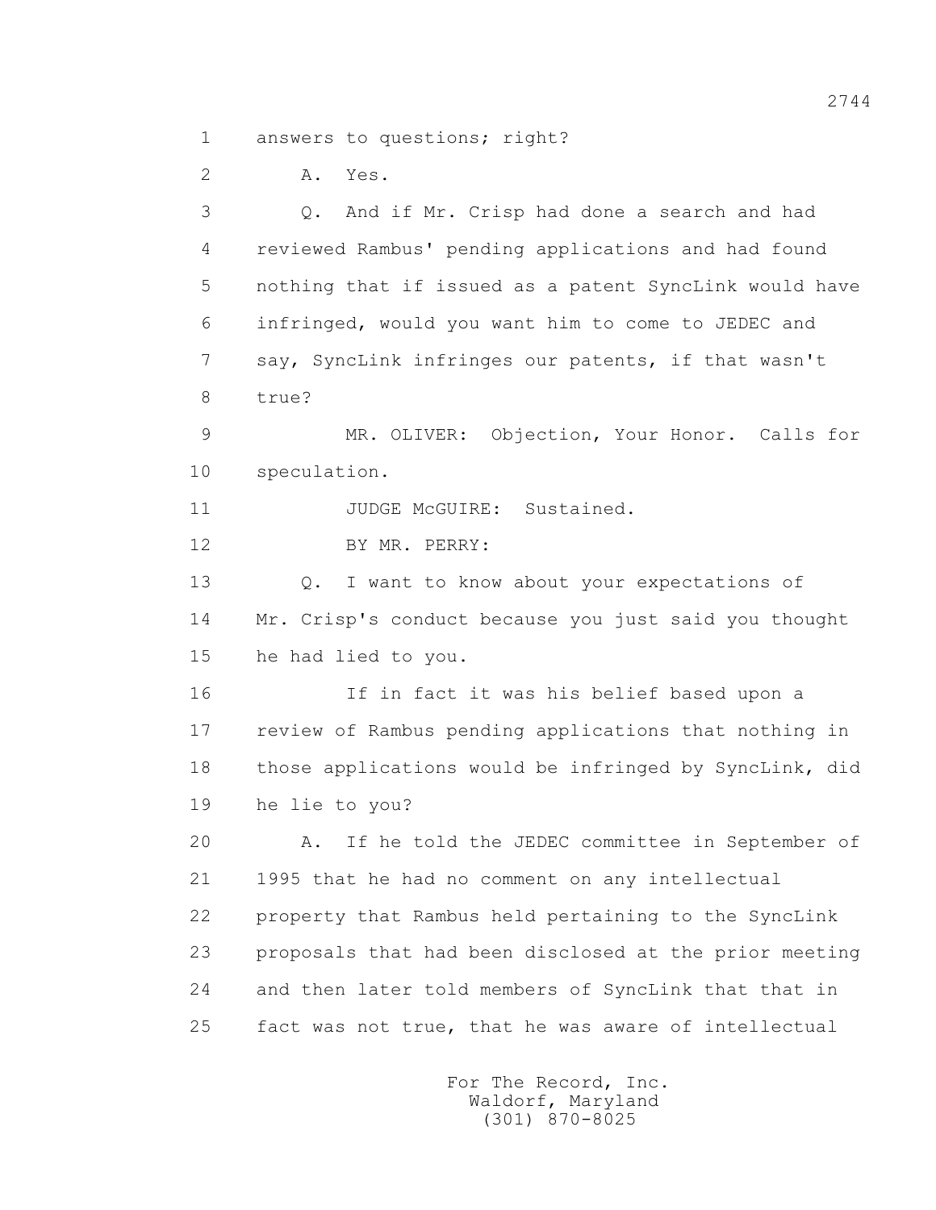1 answers to questions; right?

2 A. Yes.

3 Q. And if Mr. Crisp had done a search and had

4 reviewed Rambus' pending applications and had found

5 nothing that if issued as a patent SyncLink would have

6 infringed, would you want him to come to JEDEC and

7 say, SyncLink infringes our patents, if that wasn't

8 true?

9 MR. OLIVER: Objection, Your Honor. Calls for

10 speculation.

11 JUDGE McGUIRE: Sustained.

12 BY MR. PERRY:

13 Q. I want to know about your expectations of

14 Mr. Crisp's conduct because you just said you thought

15 he had lied to you.

16 If in fact it was his belief based upon a

17 review of Rambus pending applications that nothing in

18 those applications would be infringed by SyncLink, did

19 he lie to you?

20 A. If he told the JEDEC committee in September of

21 1995 that he had no comment on any intellectual

22 property that Rambus held pertaining to the SyncLink

23 proposals that had been disclosed at the prior meeting

24 and then later told members of SyncLink that that in

25 fact was not true, that he was aware of intellectual

For The Record, Inc.
Waldorf, Maryland
(301) 870-8025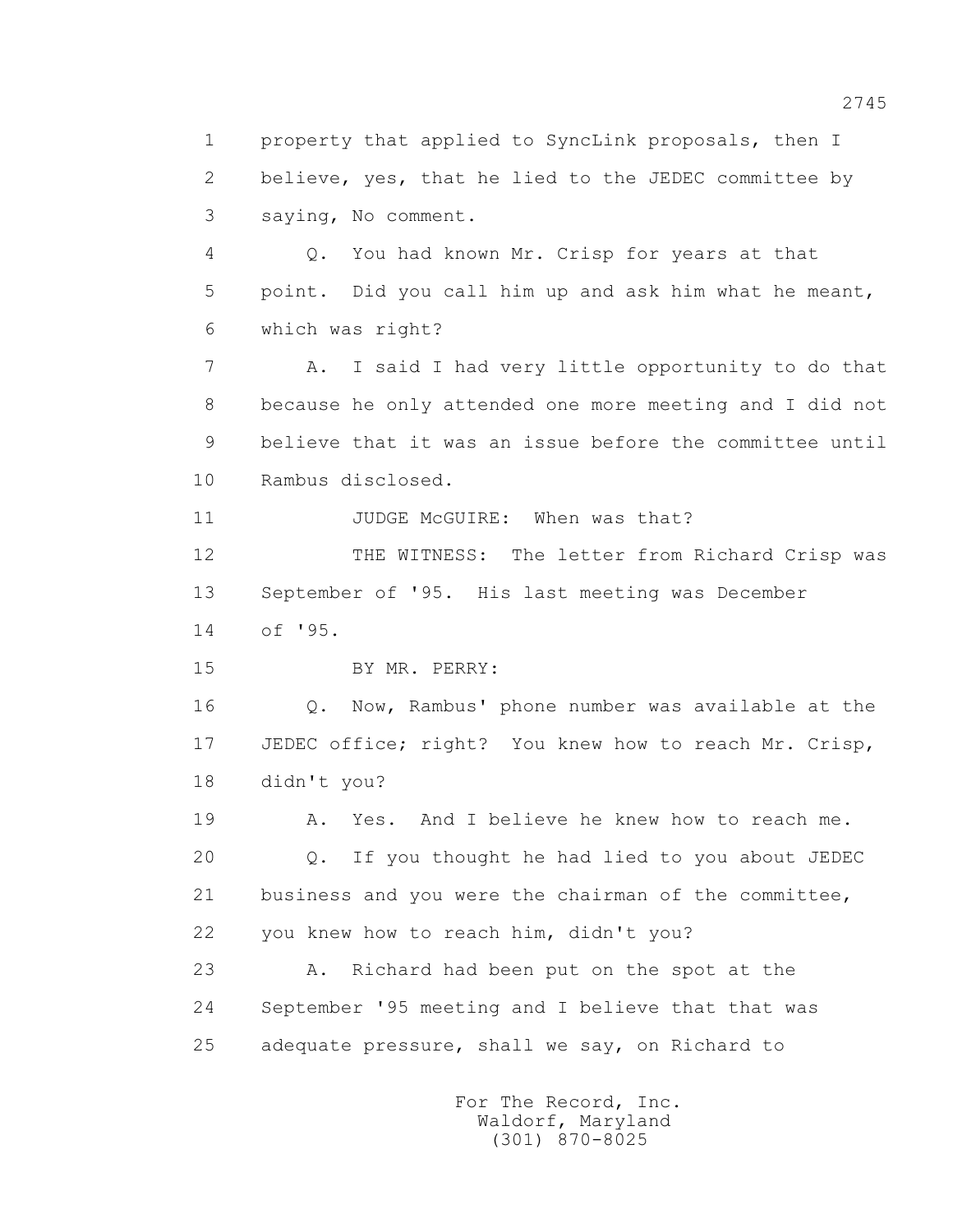1 property that applied to SyncLink proposals, then I
2 believe, yes, that he lied to the JEDEC committee by
3 saying, No comment.

4 Q. You had known Mr. Crisp for years at that
5 point. Did you call him up and ask him what he meant,
6 which was right?

7 A. I said I had very little opportunity to do that
8 because he only attended one more meeting and I did not
9 believe that it was an issue before the committee until
10 Rambus disclosed.

11 JUDGE McGUIRE: When was that?

12 THE WITNESS: The letter from Richard Crisp was
13 September of '95. His last meeting was December
14 of '95.

15 BY MR. PERRY:

16 Q. Now, Rambus' phone number was available at the
17 JEDEC office; right? You knew how to reach Mr. Crisp,
18 didn't you?

19 A. Yes. And I believe he knew how to reach me.

20 Q. If you thought he had lied to you about JEDEC
21 business and you were the chairman of the committee,
22 you knew how to reach him, didn't you?

23 A. Richard had been put on the spot at the
24 September '95 meeting and I believe that that was
25 adequate pressure, shall we say, on Richard to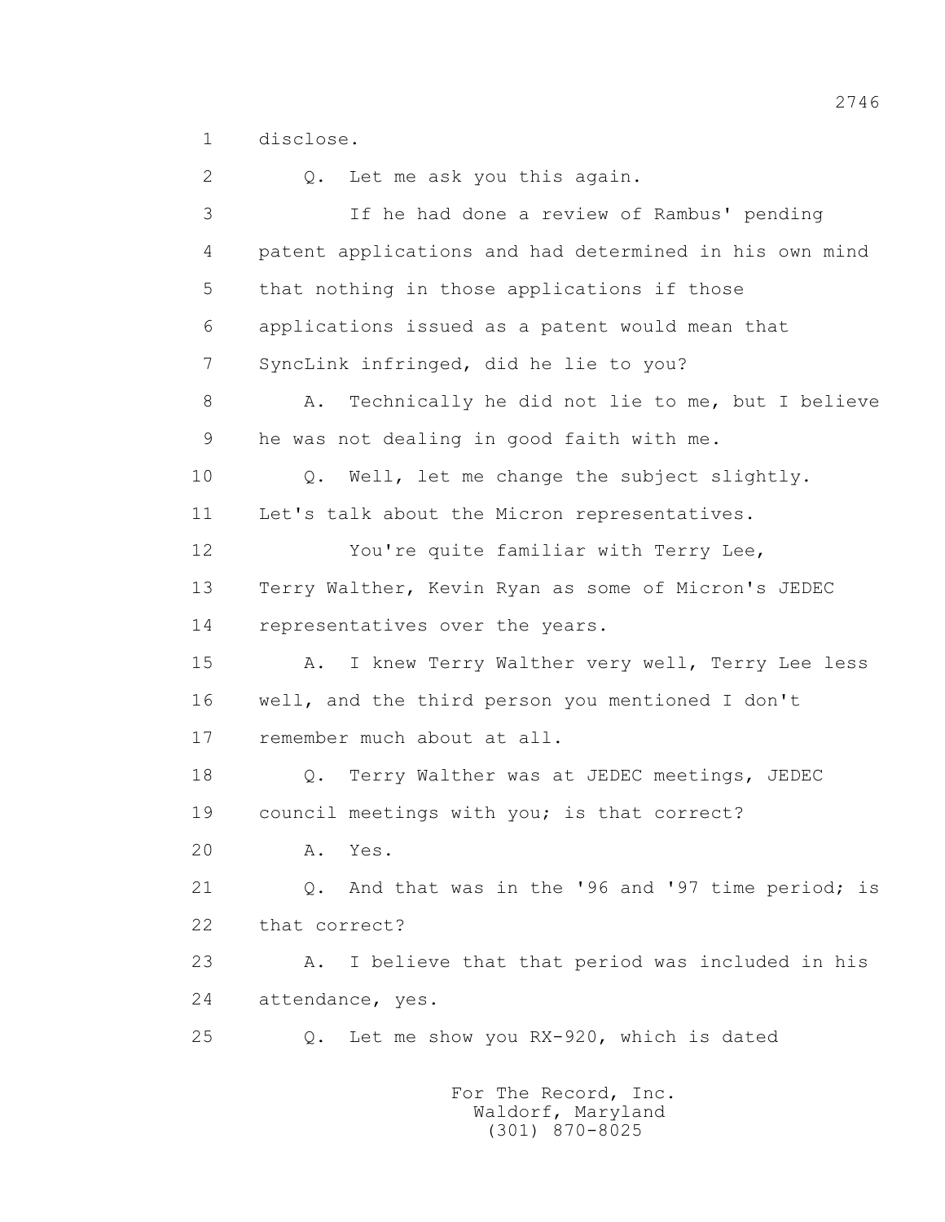1 disclose.

2 Q. Let me ask you this again.

3 If he had done a review of Rambus' pending

4 patent applications and had determined in his own mind

5 that nothing in those applications if those

6 applications issued as a patent would mean that

7 SyncLink infringed, did he lie to you?

8 A. Technically he did not lie to me, but I believe

9 he was not dealing in good faith with me.

10 Q. Well, let me change the subject slightly.

11 Let's talk about the Micron representatives.

12 You're quite familiar with Terry Lee,

13 Terry Walther, Kevin Ryan as some of Micron's JEDEC

14 representatives over the years.

15 A. I knew Terry Walther very well, Terry Lee less

16 well, and the third person you mentioned I don't

17 remember much about at all.

18 Q. Terry Walther was at JEDEC meetings, JEDEC

19 council meetings with you; is that correct?

20 A. Yes.

21 Q. And that was in the '96 and '97 time period; is

22 that correct?

23 A. I believe that that period was included in his

24 attendance, yes.

25 Q. Let me show you RX-920, which is dated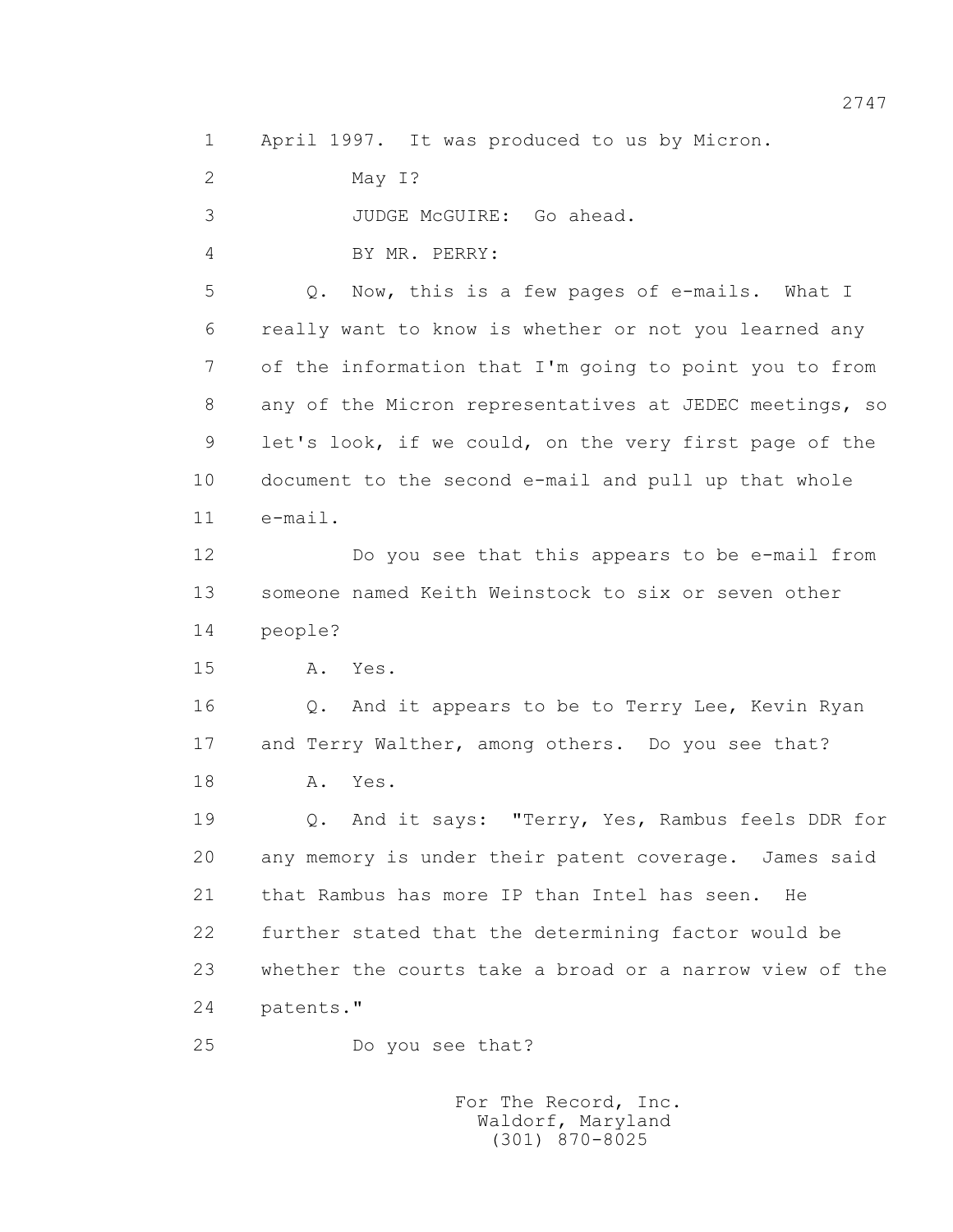1 April 1997. It was produced to us by Micron.

2 May I?

3 JUDGE McGUIRE: Go ahead.

4 BY MR. PERRY:

5 Q. Now, this is a few pages of e-mails. What I

6 really want to know is whether or not you learned any

7 of the information that I'm going to point you to from

8 any of the Micron representatives at JEDEC meetings, so

9 let's look, if we could, on the very first page of the

10 document to the second e-mail and pull up that whole

11 e-mail.

12 Do you see that this appears to be e-mail from

13 someone named Keith Weinstock to six or seven other

14 people?

15 A. Yes.

16 Q. And it appears to be to Terry Lee, Kevin Ryan

17 and Terry Walther, among others. Do you see that?

18 A. Yes.

19 Q. And it says: "Terry, Yes, Rambus feels DDR for

20 any memory is under their patent coverage. James said

21 that Rambus has more IP than Intel has seen. He

22 further stated that the determining factor would be

23 whether the courts take a broad or a narrow view of the

24 patents."

25 Do you see that?

For The Record, Inc.
Waldorf, Maryland
(301) 870-8025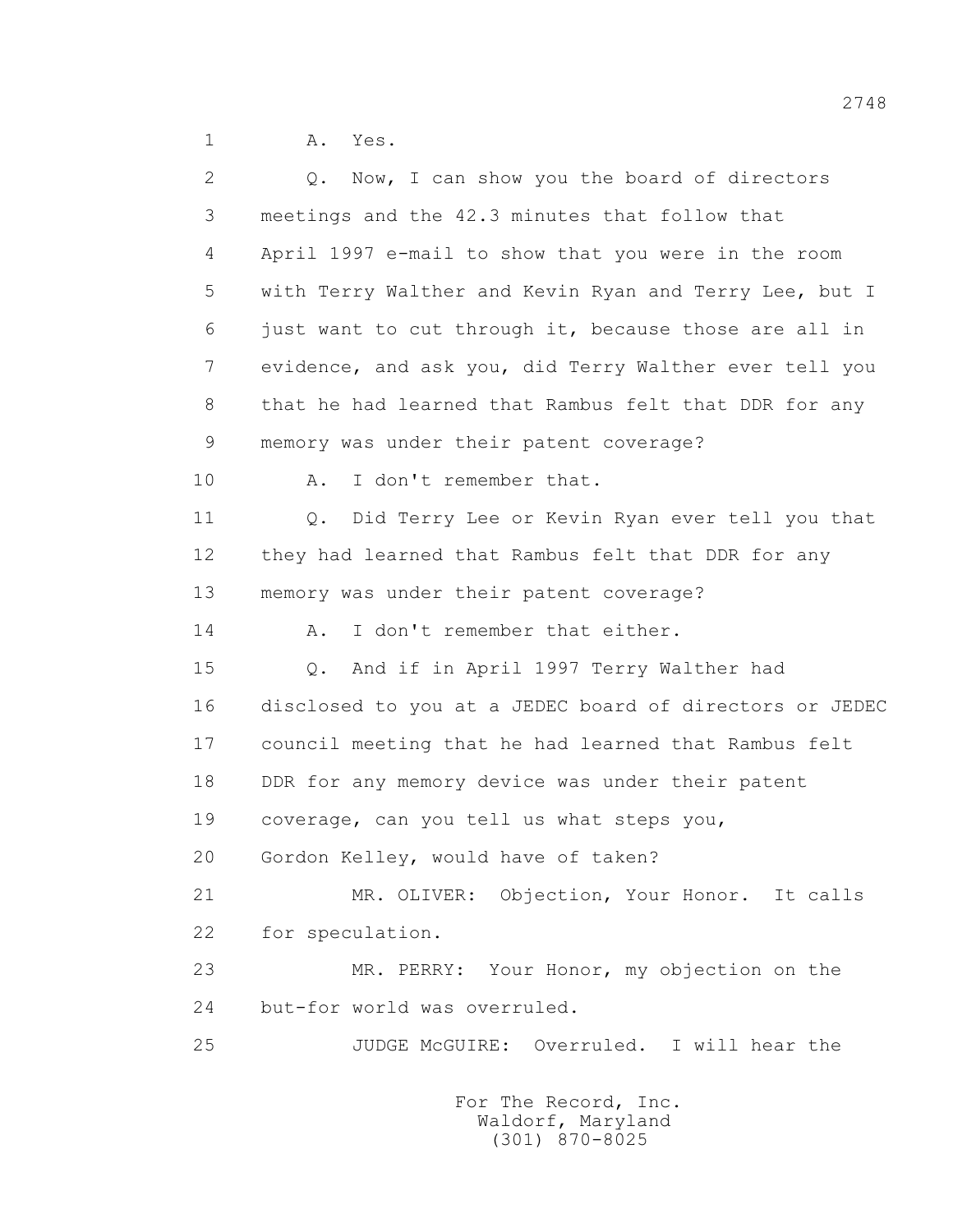1 A. Yes.

2 Q. Now, I can show you the board of directors

3 meetings and the 42.3 minutes that follow that

4 April 1997 e-mail to show that you were in the room

5 with Terry Walther and Kevin Ryan and Terry Lee, but I

6 just want to cut through it, because those are all in

7 evidence, and ask you, did Terry Walther ever tell you

8 that he had learned that Rambus felt that DDR for any

9 memory was under their patent coverage?

10 A. I don't remember that.

11 Q. Did Terry Lee or Kevin Ryan ever tell you that

12 they had learned that Rambus felt that DDR for any

13 memory was under their patent coverage?

14 A. I don't remember that either.

15 Q. And if in April 1997 Terry Walther had

16 disclosed to you at a JEDEC board of directors or JEDEC

17 council meeting that he had learned that Rambus felt

18 DDR for any memory device was under their patent

19 coverage, can you tell us what steps you,

20 Gordon Kelley, would have of taken?

21 MR. OLIVER: Objection, Your Honor. It calls

22 for speculation.

23 MR. PERRY: Your Honor, my objection on the

24 but-for world was overruled.

25 JUDGE McGUIRE: Overruled. I will hear the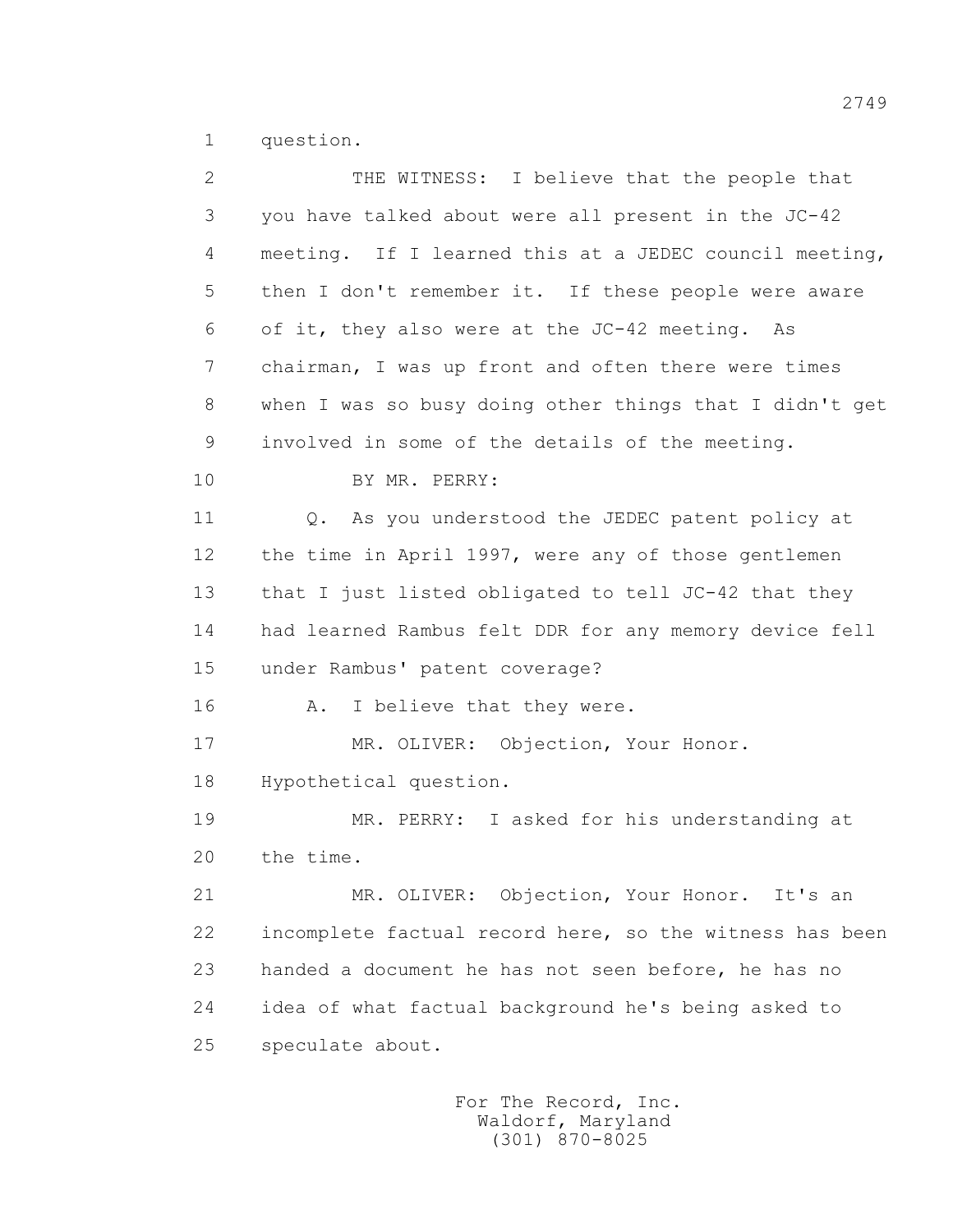1 question.

2 THE WITNESS: I believe that the people that

3 you have talked about were all present in the JC-42

4 meeting. If I learned this at a JEDEC council meeting,

5 then I don't remember it. If these people were aware

6 of it, they also were at the JC-42 meeting. As

7 chairman, I was up front and often there were times

8 when I was so busy doing other things that I didn't get

9 involved in some of the details of the meeting.

10 BY MR. PERRY:

11 Q. As you understood the JEDEC patent policy at

12 the time in April 1997, were any of those gentlemen

13 that I just listed obligated to tell JC-42 that they

14 had learned Rambus felt DDR for any memory device fell

15 under Rambus' patent coverage?

16 A. I believe that they were.

17 MR. OLIVER: Objection, Your Honor.

18 Hypothetical question.

19 MR. PERRY: I asked for his understanding at

20 the time.

21 MR. OLIVER: Objection, Your Honor. It's an

22 incomplete factual record here, so the witness has been

23 handed a document he has not seen before, he has no

24 idea of what factual background he's being asked to

25 speculate about.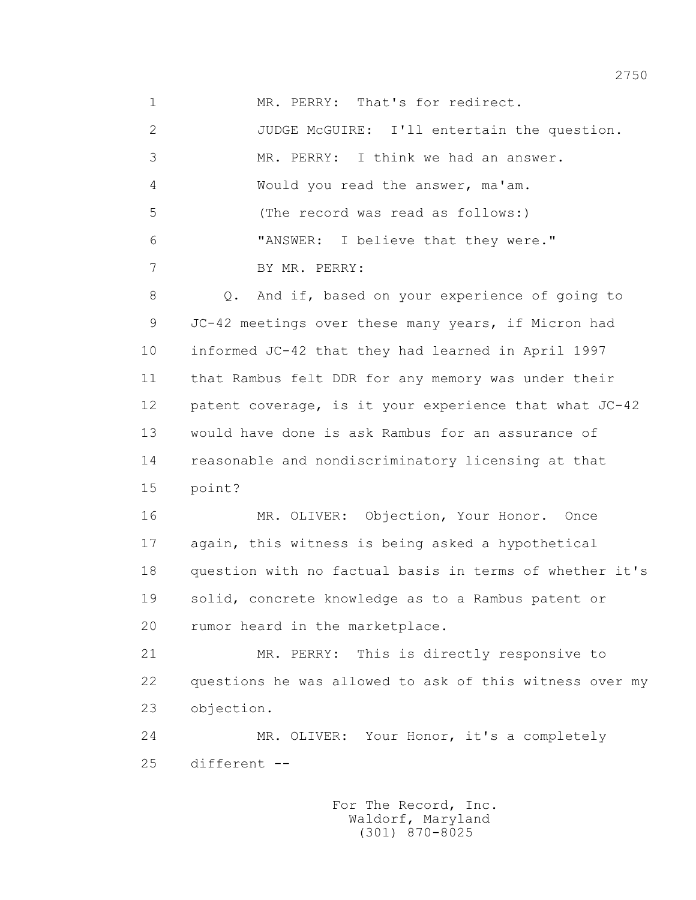MR. PERRY: That's for redirect.

JUDGE McGUIRE: I'll entertain the question.

MR. PERRY: I think we had an answer.

Would you read the answer, ma'am.

(The record was read as follows:)

"ANSWER: I believe that they were."

BY MR. PERRY:

Q. And if, based on your experience of going to JC-42 meetings over these many years, if Micron had informed JC-42 that they had learned in April 1997 that Rambus felt DDR for any memory was under their patent coverage, is it your experience that what JC-42 would have done is ask Rambus for an assurance of reasonable and nondiscriminatory licensing at that point?

MR. OLIVER: Objection, Your Honor. Once again, this witness is being asked a hypothetical question with no factual basis in terms of whether it's solid, concrete knowledge as to a Rambus patent or rumor heard in the marketplace.

MR. PERRY: This is directly responsive to questions he was allowed to ask of this witness over my objection.

MR. OLIVER: Your Honor, it's a completely different --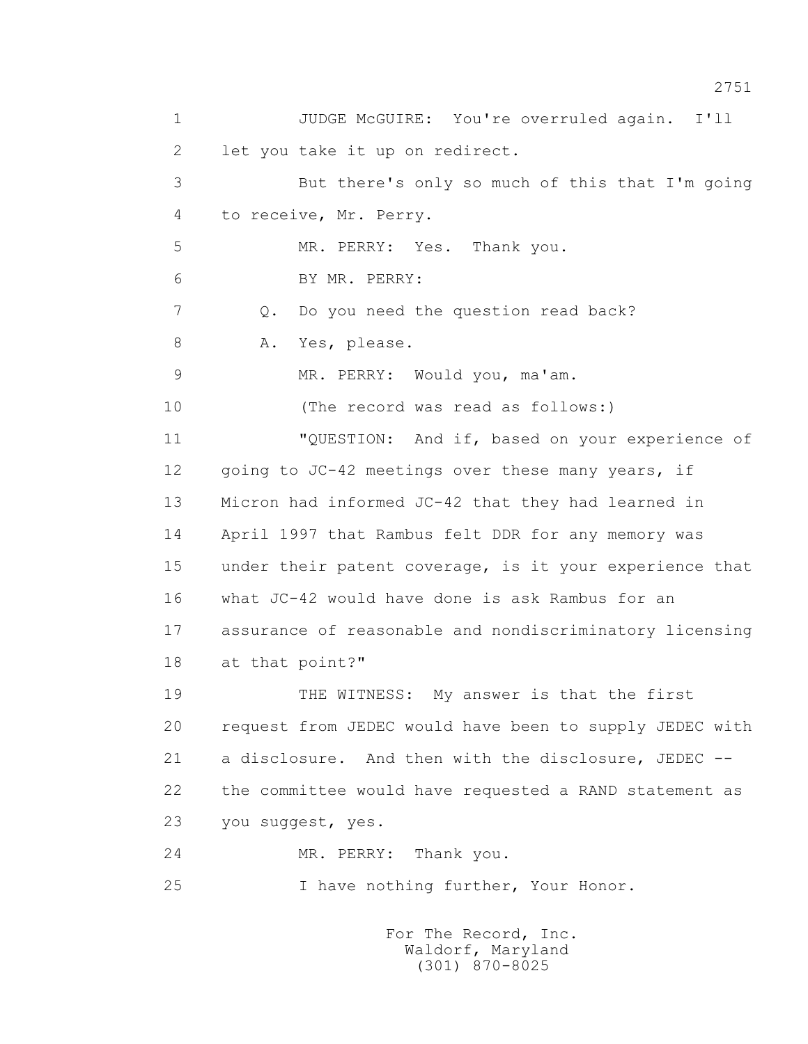1 JUDGE McGUIRE: You're overruled again. I'll
2 let you take it up on redirect.
3 But there's only so much of this that I'm going
4 to receive, Mr. Perry.
5 MR. PERRY: Yes. Thank you.
6 BY MR. PERRY:
7 Q. Do you need the question read back?
8 A. Yes, please.
9 MR. PERRY: Would you, ma'am.
10 (The record was read as follows:)
11 "QUESTION: And if, based on your experience of
12 going to JC-42 meetings over these many years, if
13 Micron had informed JC-42 that they had learned in
14 April 1997 that Rambus felt DDR for any memory was
15 under their patent coverage, is it your experience that
16 what JC-42 would have done is ask Rambus for an
17 assurance of reasonable and nondiscriminatory licensing
18 at that point?"
19 THE WITNESS: My answer is that the first
20 request from JEDEC would have been to supply JEDEC with
21 a disclosure. And then with the disclosure, JEDEC --
22 the committee would have requested a RAND statement as
23 you suggest, yes.
24 MR. PERRY: Thank you.
25 I have nothing further, Your Honor.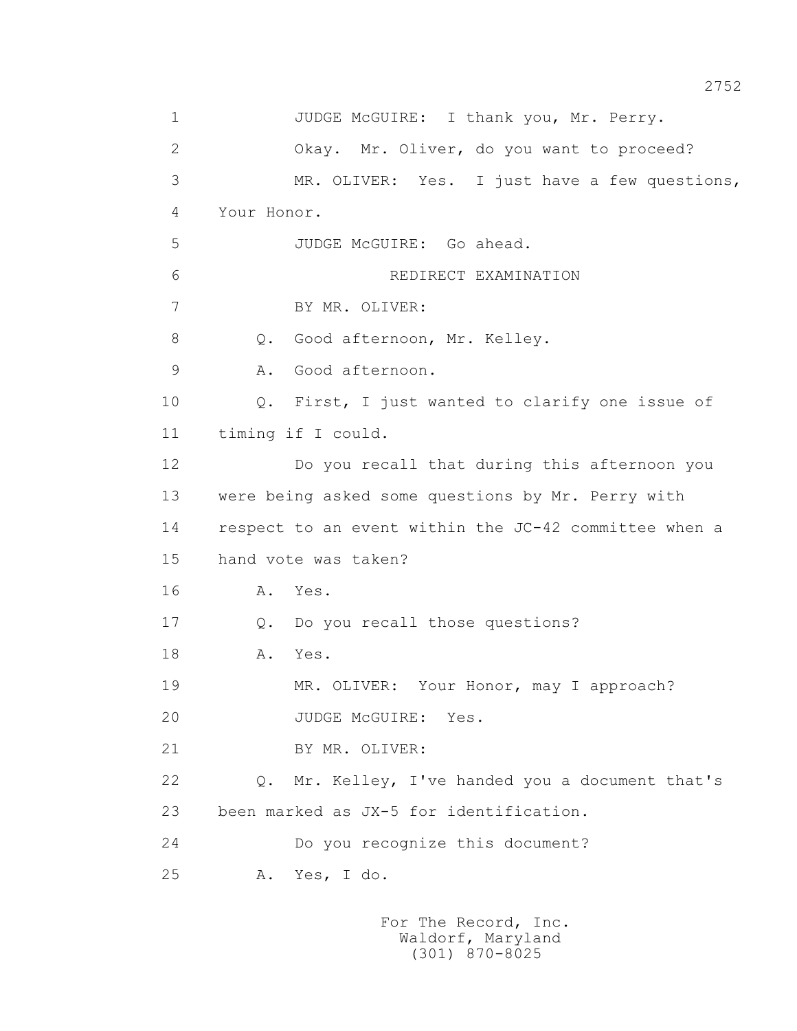1 JUDGE McGUIRE: I thank you, Mr. Perry.

2 Okay. Mr. Oliver, do you want to proceed?

3 MR. OLIVER: Yes. I just have a few questions,

4 Your Honor.

5 JUDGE McGUIRE: Go ahead.

6 REDIRECT EXAMINATION

7 BY MR. OLIVER:

8 Q. Good afternoon, Mr. Kelley.

9 A. Good afternoon.

10 Q. First, I just wanted to clarify one issue of

11 timing if I could.

12 Do you recall that during this afternoon you

13 were being asked some questions by Mr. Perry with

14 respect to an event within the JC-42 committee when a

15 hand vote was taken?

16 A. Yes.

17 Q. Do you recall those questions?

18 A. Yes.

19 MR. OLIVER: Your Honor, may I approach?

20 JUDGE McGUIRE: Yes.

21 BY MR. OLIVER:

22 Q. Mr. Kelley, I've handed you a document that's

23 been marked as JX-5 for identification.

24 Do you recognize this document?

25 A. Yes, I do.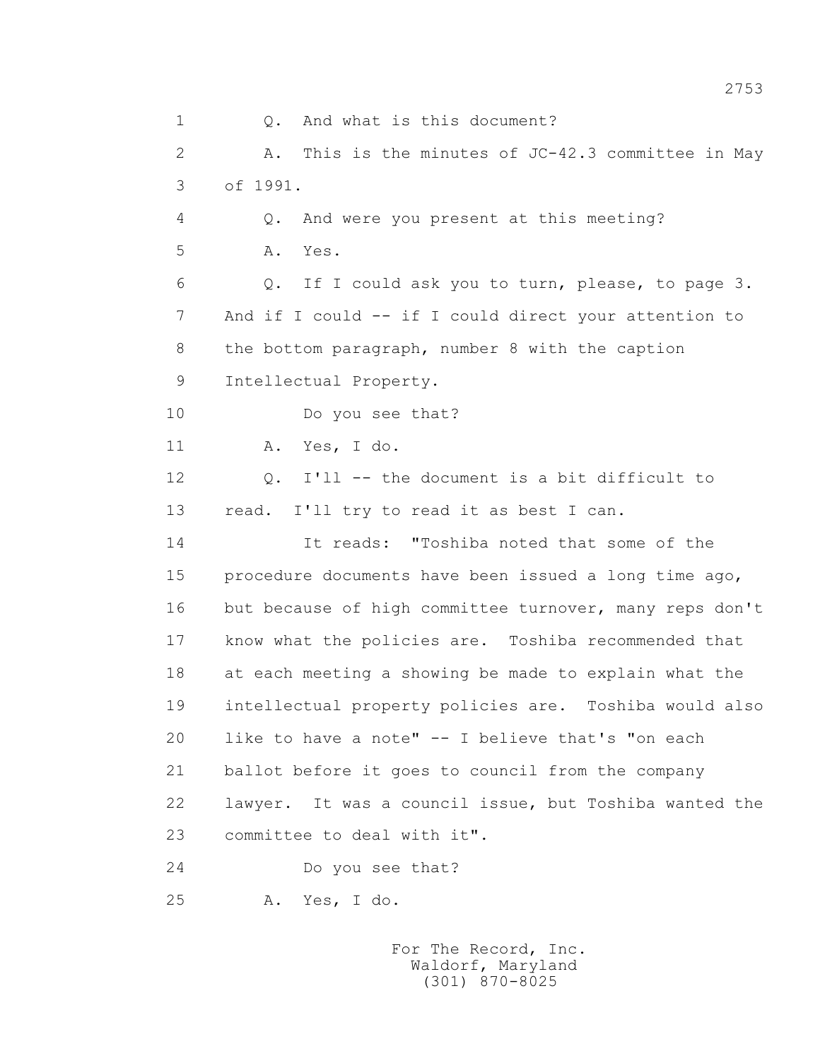1 Q. And what is this document?

2 A. This is the minutes of JC-42.3 committee in May

3 of 1991.

4 Q. And were you present at this meeting?

5 A. Yes.

6 Q. If I could ask you to turn, please, to page 3.

7 And if I could -- if I could direct your attention to

8 the bottom paragraph, number 8 with the caption

9 Intellectual Property.

10 Do you see that?

11 A. Yes, I do.

12 Q. I'll -- the document is a bit difficult to

13 read. I'll try to read it as best I can.

14 It reads: "Toshiba noted that some of the

15 procedure documents have been issued a long time ago,

16 but because of high committee turnover, many reps don't

17 know what the policies are. Toshiba recommended that

18 at each meeting a showing be made to explain what the

19 intellectual property policies are. Toshiba would also

20 like to have a note" -- I believe that's "on each

21 ballot before it goes to council from the company

22 lawyer. It was a council issue, but Toshiba wanted the

23 committee to deal with it".

24 Do you see that?

25 A. Yes, I do.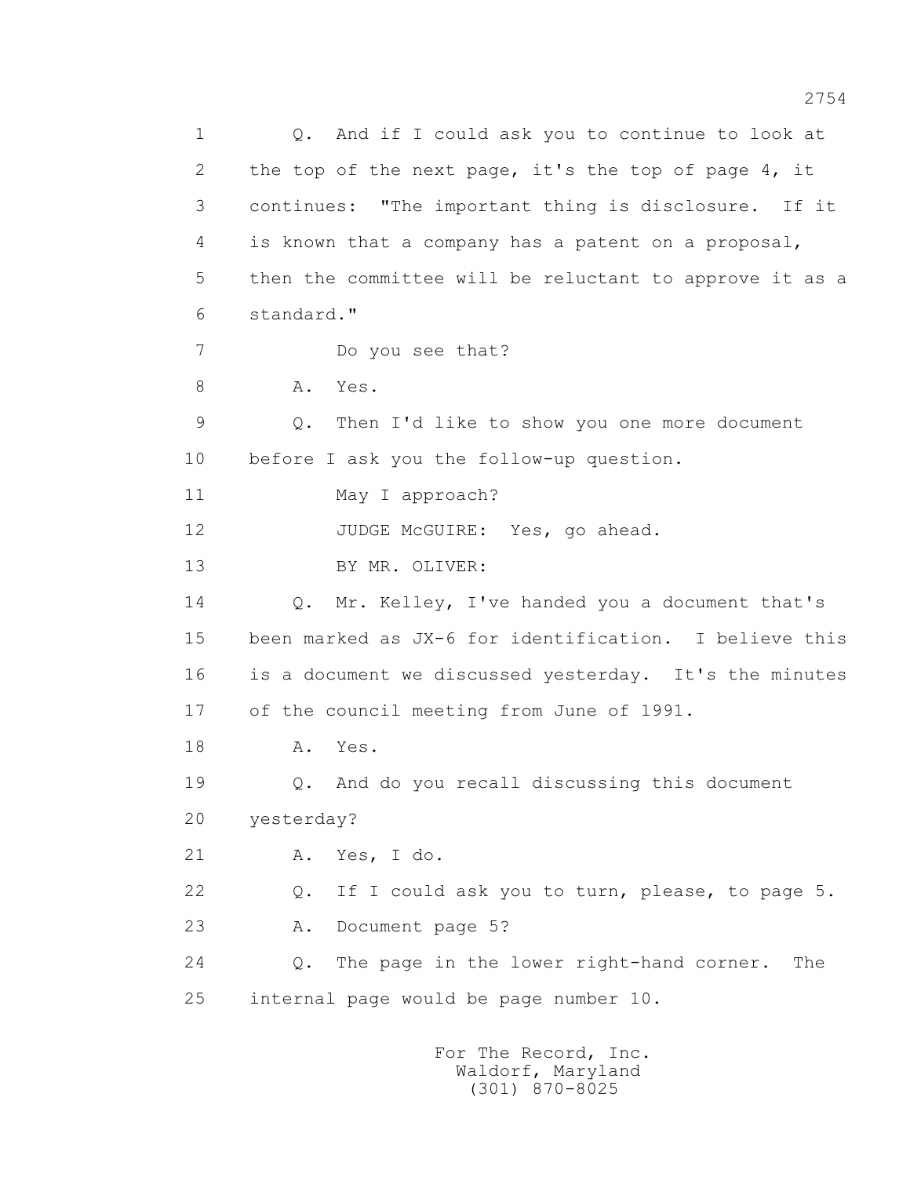1 Q. And if I could ask you to continue to look at
2 the top of the next page, it's the top of page 4, it
3 continues: "The important thing is disclosure. If it
4 is known that a company has a patent on a proposal,
5 then the committee will be reluctant to approve it as a
6 standard."
7 Do you see that?
8 A. Yes.
9 Q. Then I'd like to show you one more document
10 before I ask you the follow-up question.
11 May I approach?
12 JUDGE McGUIRE: Yes, go ahead.
13 BY MR. OLIVER:
14 Q. Mr. Kelley, I've handed you a document that's
15 been marked as JX-6 for identification. I believe this
16 is a document we discussed yesterday. It's the minutes
17 of the council meeting from June of 1991.
18 A. Yes.
19 Q. And do you recall discussing this document
20 yesterday?
21 A. Yes, I do.
22 Q. If I could ask you to turn, please, to page 5.
23 A. Document page 5?
24 Q. The page in the lower right-hand corner. The
25 internal page would be page number 10.

For The Record, Inc.
Waldorf, Maryland
(301) 870-8025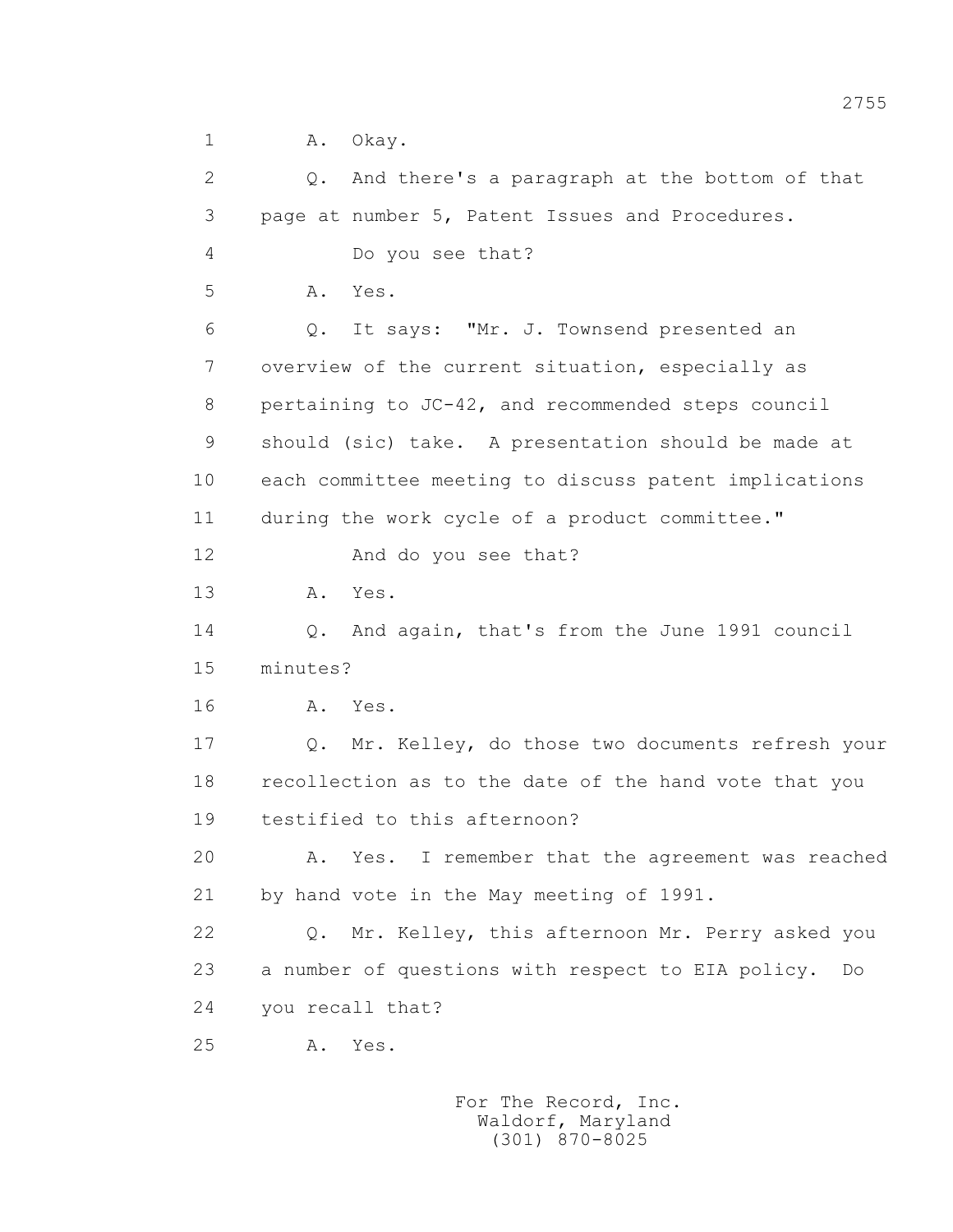1 A. Okay.

2 Q. And there's a paragraph at the bottom of that

3 page at number 5, Patent Issues and Procedures.

4 Do you see that?

5 A. Yes.

6 Q. It says: "Mr. J. Townsend presented an

7 overview of the current situation, especially as

8 pertaining to JC-42, and recommended steps council

9 should (sic) take. A presentation should be made at

10 each committee meeting to discuss patent implications

11 during the work cycle of a product committee."

12 And do you see that?

13 A. Yes.

14 Q. And again, that's from the June 1991 council

15 minutes?

16 A. Yes.

17 Q. Mr. Kelley, do those two documents refresh your

18 recollection as to the date of the hand vote that you

19 testified to this afternoon?

20 A. Yes. I remember that the agreement was reached

21 by hand vote in the May meeting of 1991.

22 Q. Mr. Kelley, this afternoon Mr. Perry asked you

23 a number of questions with respect to EIA policy. Do

24 you recall that?

25 A. Yes.

For The Record, Inc.
Waldorf, Maryland
(301) 870-8025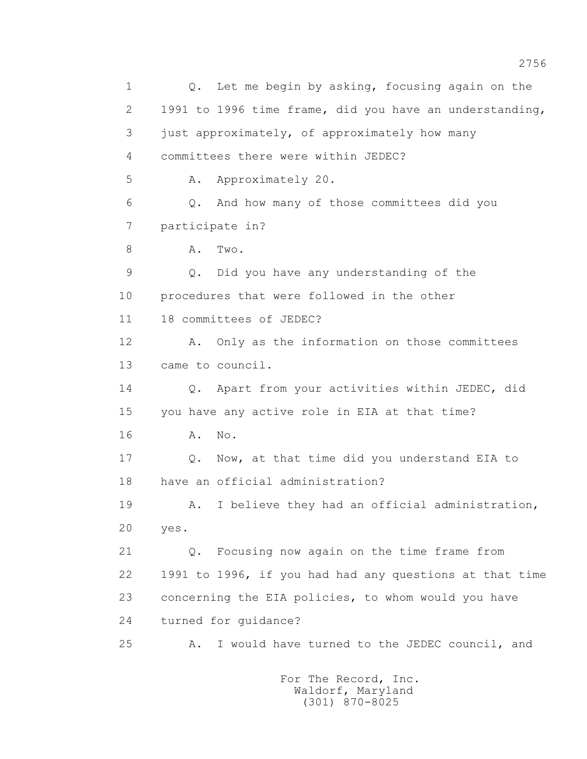1 Q. Let me begin by asking, focusing again on the
2 1991 to 1996 time frame, did you have an understanding,
3 just approximately, of approximately how many
4 committees there were within JEDEC?
5 A. Approximately 20.
6 Q. And how many of those committees did you
7 participate in?
8 A. Two.
9 Q. Did you have any understanding of the
10 procedures that were followed in the other
11 18 committees of JEDEC?
12 A. Only as the information on those committees
13 came to council.
14 Q. Apart from your activities within JEDEC, did
15 you have any active role in EIA at that time?
16 A. No.
17 Q. Now, at that time did you understand EIA to
18 have an official administration?
19 A. I believe they had an official administration,
20 yes.
21 Q. Focusing now again on the time frame from
22 1991 to 1996, if you had had any questions at that time
23 concerning the EIA policies, to whom would you have
24 turned for guidance?
25 A. I would have turned to the JEDEC council, and

For The Record, Inc.
Waldorf, Maryland
(301) 870-8025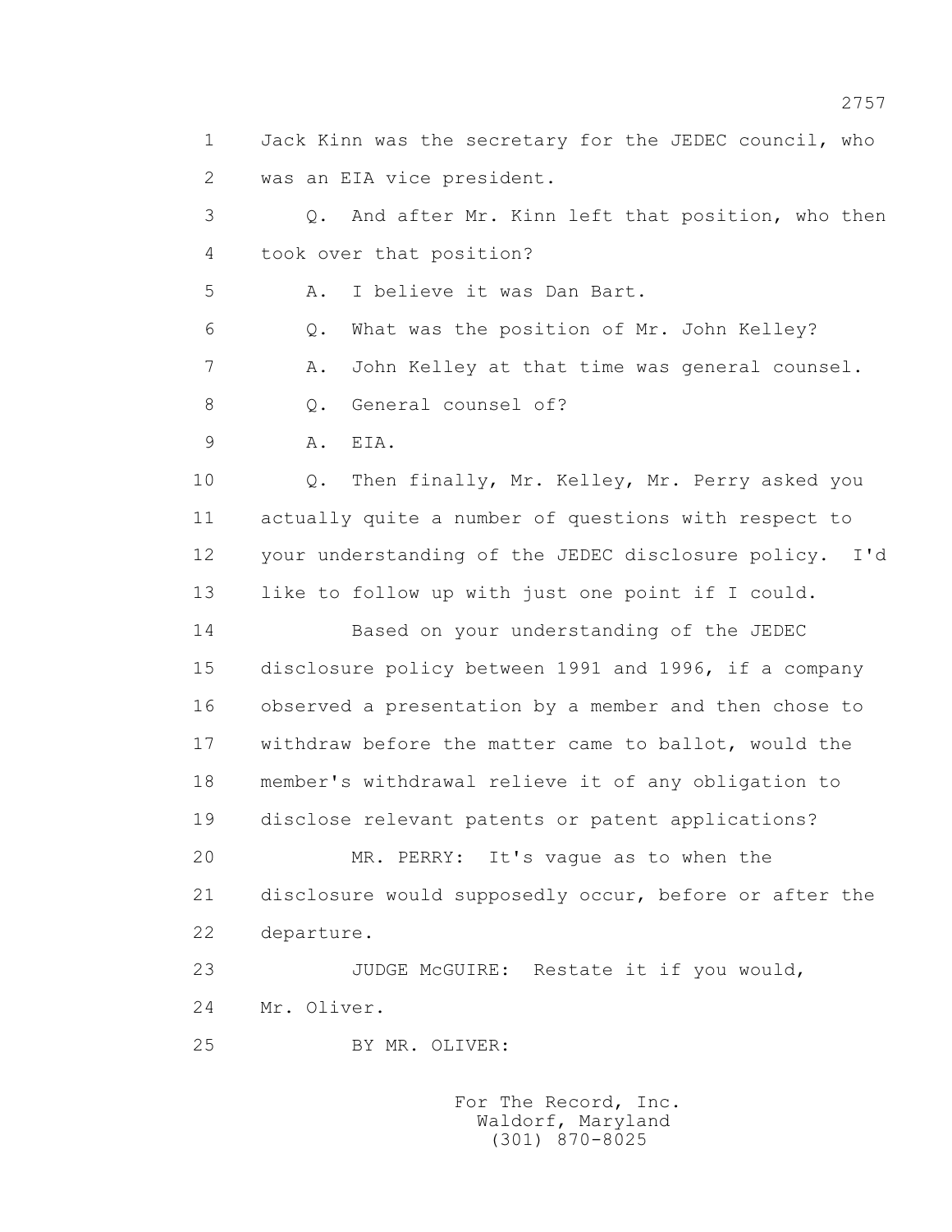1 Jack Kinn was the secretary for the JEDEC council, who
2 was an EIA vice president.

3 Q. And after Mr. Kinn left that position, who then
4 took over that position?

5 A. I believe it was Dan Bart.

6 Q. What was the position of Mr. John Kelley?

7 A. John Kelley at that time was general counsel.

8 Q. General counsel of?

9 A. EIA.

10 Q. Then finally, Mr. Kelley, Mr. Perry asked you
11 actually quite a number of questions with respect to
12 your understanding of the JEDEC disclosure policy. I'd
13 like to follow up with just one point if I could.

14 Based on your understanding of the JEDEC
15 disclosure policy between 1991 and 1996, if a company
16 observed a presentation by a member and then chose to
17 withdraw before the matter came to ballot, would the
18 member's withdrawal relieve it of any obligation to
19 disclose relevant patents or patent applications?

20 MR. PERRY: It's vague as to when the
21 disclosure would supposedly occur, before or after the
22 departure.

23 JUDGE McGUIRE: Restate it if you would,
24 Mr. Oliver.

25 BY MR. OLIVER: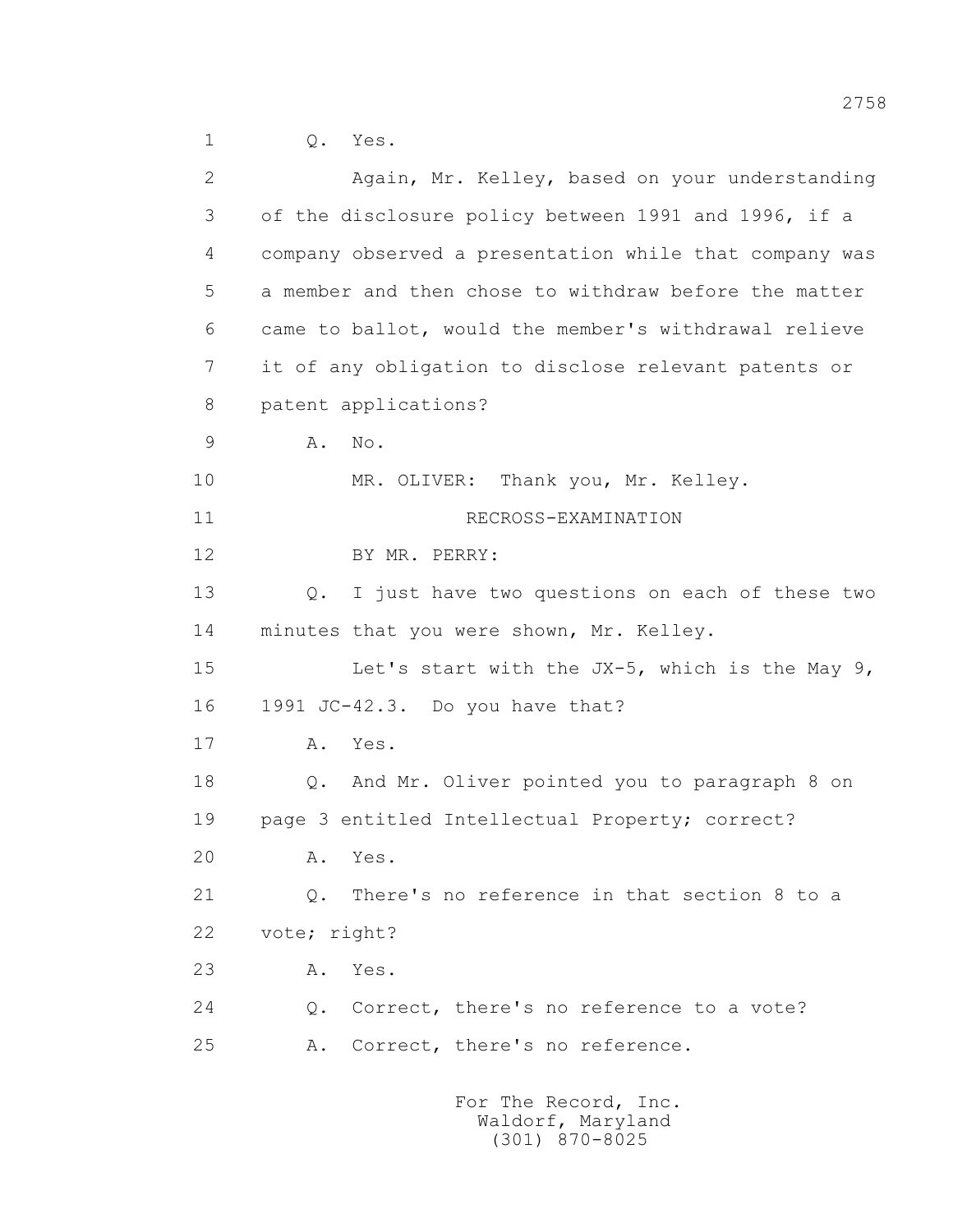1 Q. Yes.

2 Again, Mr. Kelley, based on your understanding

3 of the disclosure policy between 1991 and 1996, if a

4 company observed a presentation while that company was

5 a member and then chose to withdraw before the matter

6 came to ballot, would the member's withdrawal relieve

7 it of any obligation to disclose relevant patents or

8 patent applications?

9 A. No.

10 MR. OLIVER: Thank you, Mr. Kelley.

11 RECROSS-EXAMINATION

12 BY MR. PERRY:

13 Q. I just have two questions on each of these two

14 minutes that you were shown, Mr. Kelley.

15 Let's start with the JX-5, which is the May 9,

16 1991 JC-42.3. Do you have that?

17 A. Yes.

18 Q. And Mr. Oliver pointed you to paragraph 8 on

19 page 3 entitled Intellectual Property; correct?

20 A. Yes.

21 Q. There's no reference in that section 8 to a

22 vote; right?

23 A. Yes.

24 Q. Correct, there's no reference to a vote?

25 A. Correct, there's no reference.

For The Record, Inc.
Waldorf, Maryland
(301) 870-8025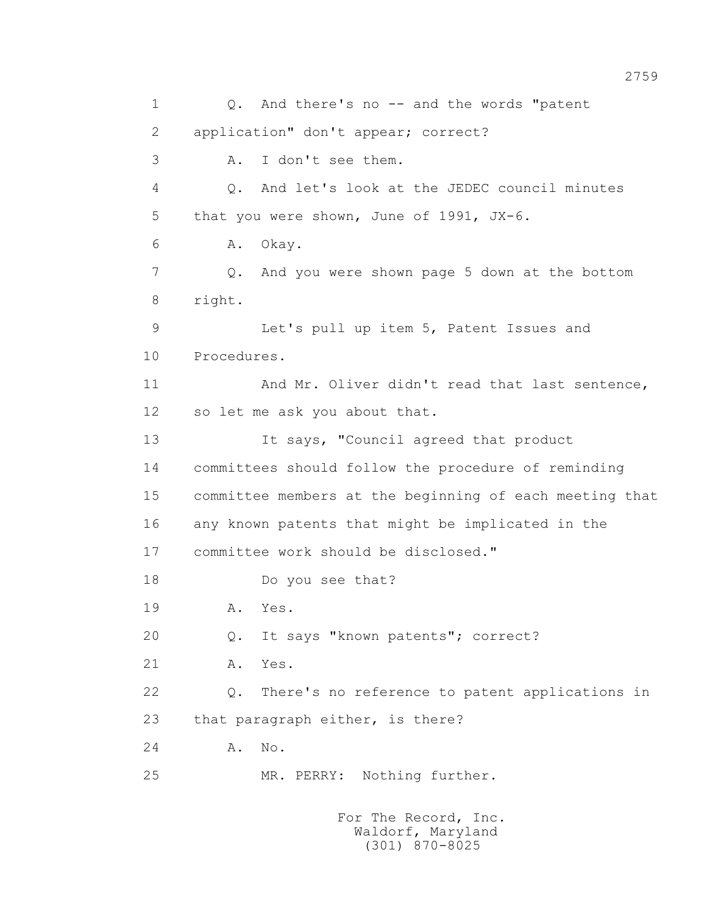1 Q. And there's no -- and the words "patent
2 application" don't appear; correct?
3 A. I don't see them.
4 Q. And let's look at the JEDEC council minutes
5 that you were shown, June of 1991, JX-6.
6 A. Okay.
7 Q. And you were shown page 5 down at the bottom
8 right.
9 Let's pull up item 5, Patent Issues and
10 Procedures.
11 And Mr. Oliver didn't read that last sentence,
12 so let me ask you about that.
13 It says, "Council agreed that product
14 committees should follow the procedure of reminding
15 committee members at the beginning of each meeting that
16 any known patents that might be implicated in the
17 committee work should be disclosed."
18 Do you see that?
19 A. Yes.
20 Q. It says "known patents"; correct?
21 A. Yes.
22 Q. There's no reference to patent applications in
23 that paragraph either, is there?
24 A. No.
25 MR. PERRY: Nothing further.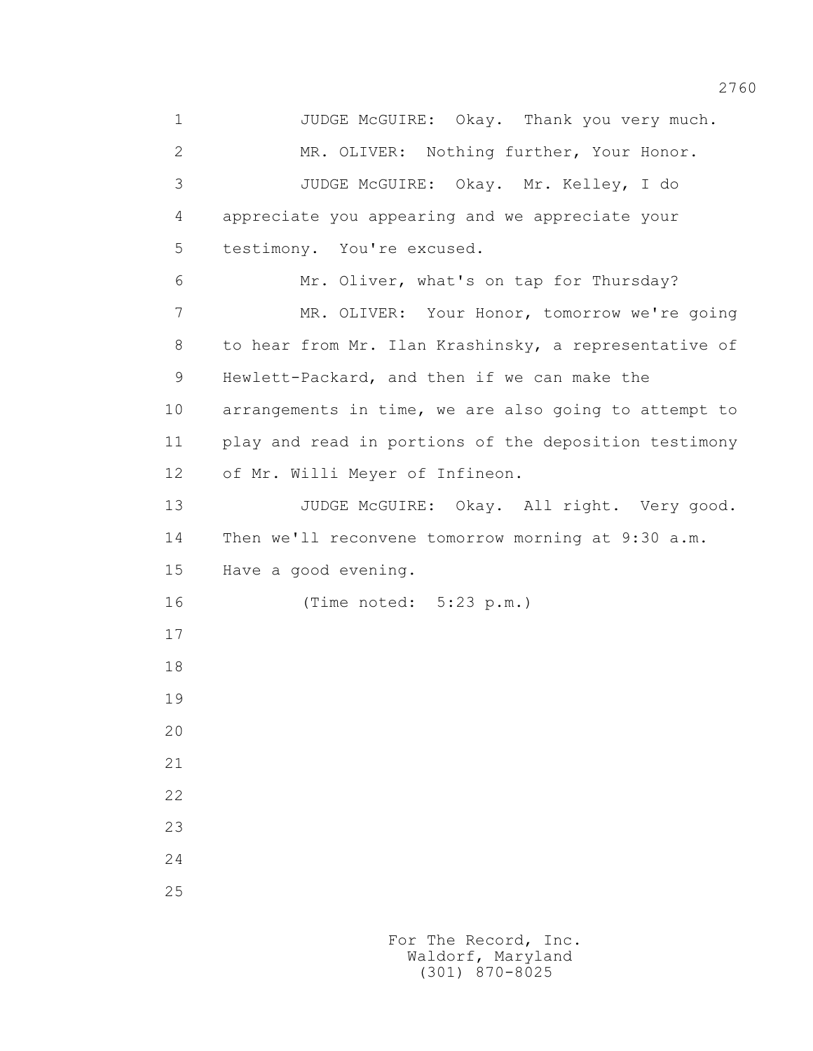JUDGE McGUIRE: Okay. Thank you very much.

MR. OLIVER: Nothing further, Your Honor.

JUDGE McGUIRE: Okay. Mr. Kelley, I do appreciate you appearing and we appreciate your testimony. You're excused.

Mr. Oliver, what's on tap for Thursday?

MR. OLIVER: Your Honor, tomorrow we're going to hear from Mr. Ilan Krashinsky, a representative of Hewlett-Packard, and then if we can make the arrangements in time, we are also going to attempt to play and read in portions of the deposition testimony of Mr. Willi Meyer of Infineon.

JUDGE McGUIRE: Okay. All right. Very good. Then we'll reconvene tomorrow morning at 9:30 a.m. Have a good evening.

(Time noted: 5:23 p.m.)

For The Record, Inc.
Waldorf, Maryland
(301) 870-8025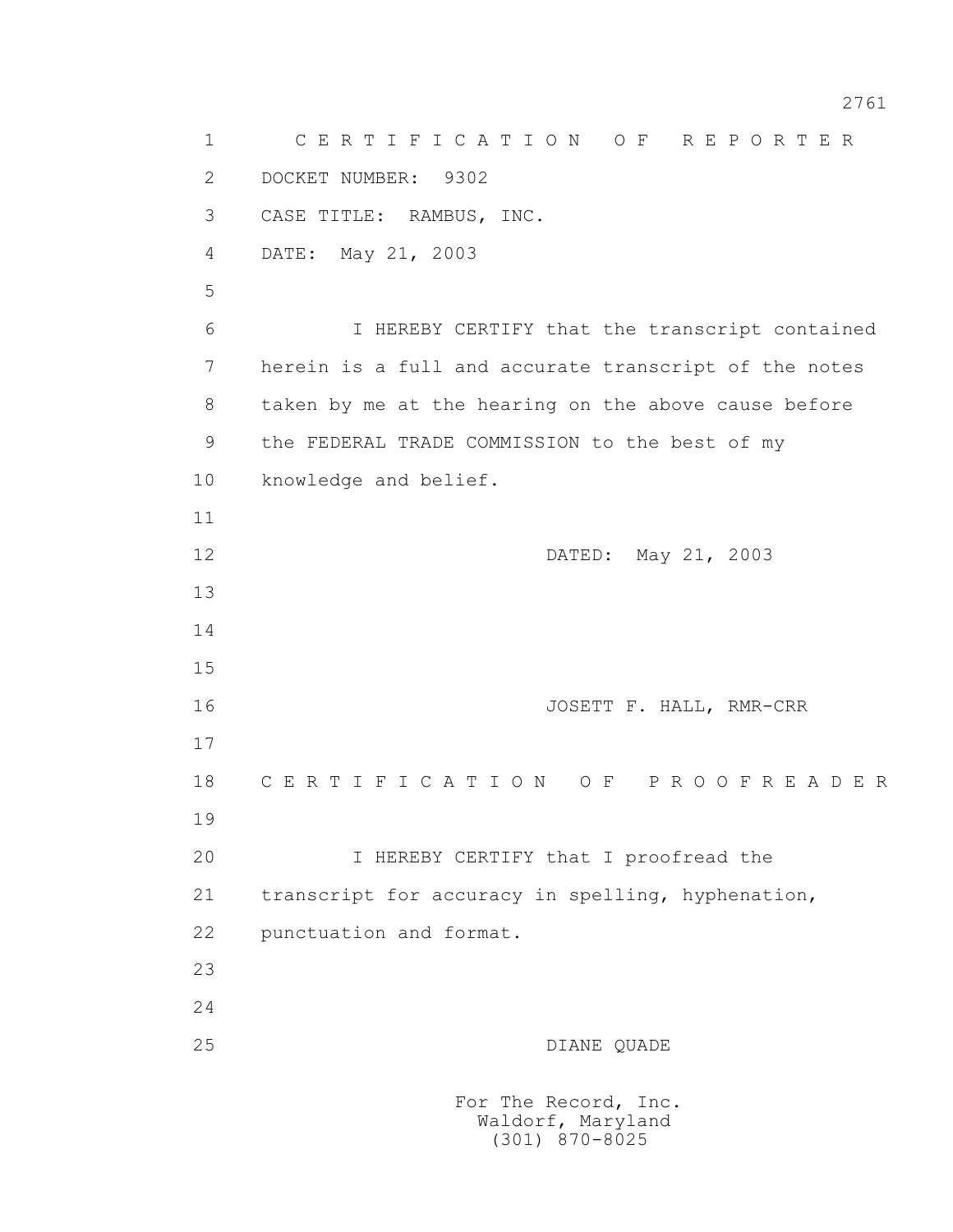# C E R T I F I C A T I O N   O F   R E P O R T E R

DOCKET NUMBER: 9302

CASE TITLE: RAMBUS, INC.

DATE: May 21, 2003

I HEREBY CERTIFY that the transcript contained herein is a full and accurate transcript of the notes taken by me at the hearing on the above cause before the FEDERAL TRADE COMMISSION to the best of my knowledge and belief.

DATED: May 21, 2003

JOSETT F. HALL, RMR-CRR

# C E R T I F I C A T I O N   O F   P R O O F R E A D E R

I HEREBY CERTIFY that I proofread the transcript for accuracy in spelling, hyphenation, punctuation and format.

DIANE QUADE

For The Record, Inc.
Waldorf, Maryland
(301) 870-8025